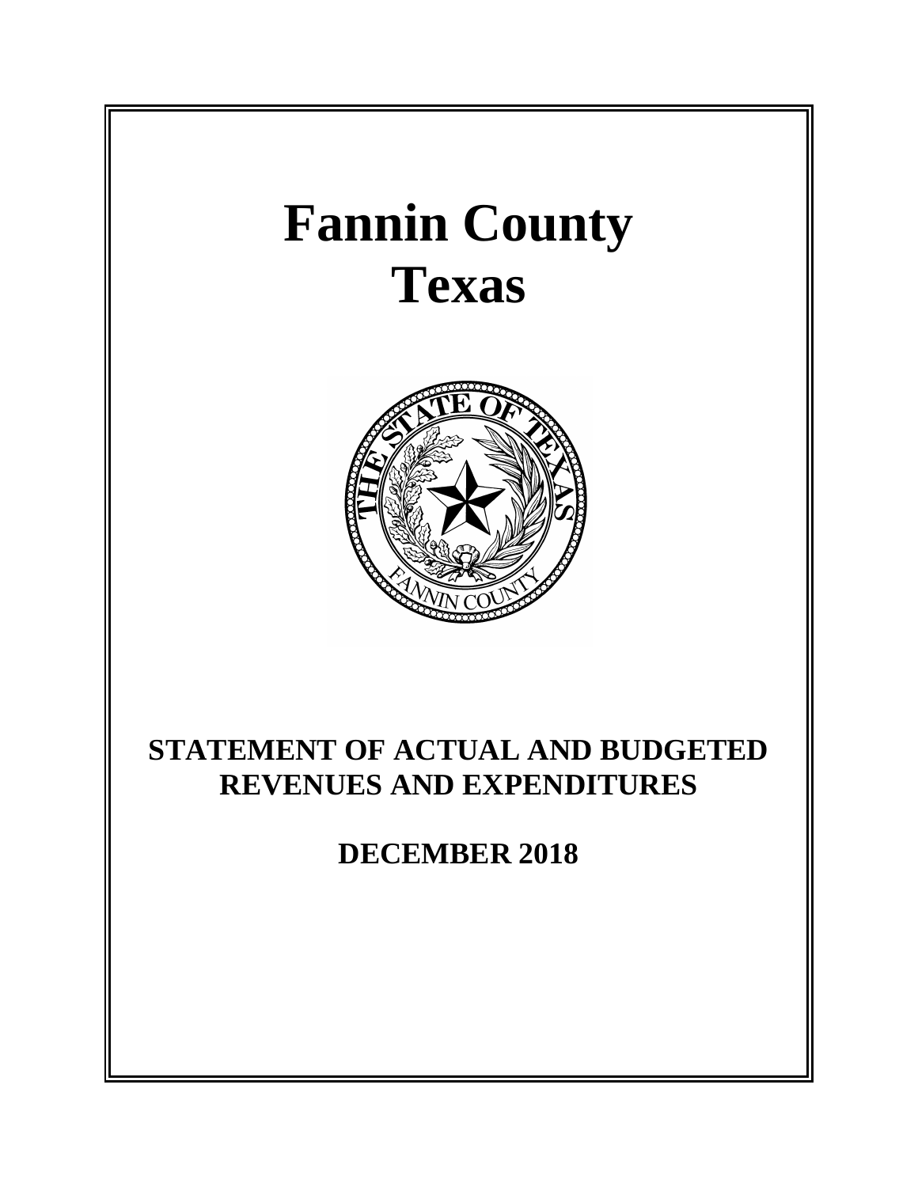# Fannin County
# Texas

## STATEMENT OF ACTUAL AND BUDGETED REVENUES AND EXPENDITURES

## DECEMBER 2018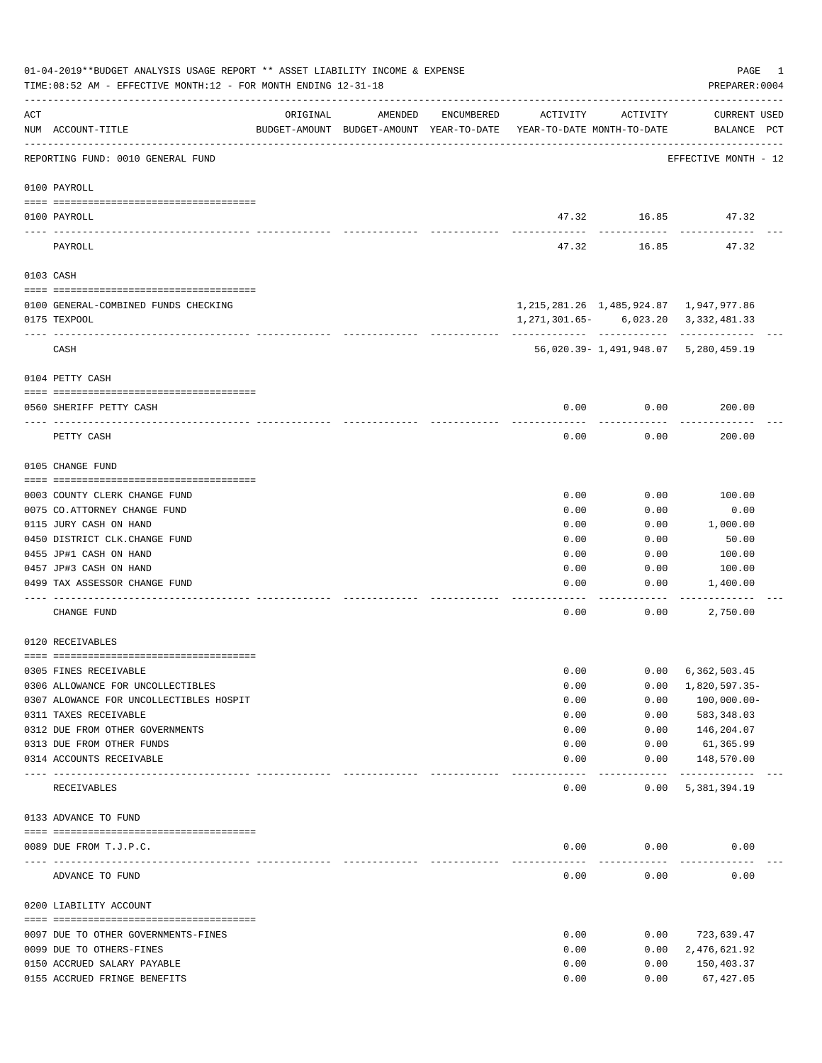01-04-2019**BUDGET ANALYSIS USAGE REPORT ** ASSET LIABILITY INCOME & EXPENSE

TIME:08:52 AM - EFFECTIVE MONTH:12 - FOR MONTH ENDING 12-31-18

PREPARER:0004

| ACT NUM | ACCOUNT-TITLE | ORIGINAL BUDGET-AMOUNT | AMENDED BUDGET-AMOUNT | ENCUMBERED YEAR-TO-DATE | ACTIVITY YEAR-TO-DATE | ACTIVITY MONTH-TO-DATE | CURRENT BALANCE | USED PCT |
|---|---|---|---|---|---|---|---|---|
| | REPORTING FUND: 0010 GENERAL FUND | | | | | | EFFECTIVE MONTH - 12 | |
| | 0100 PAYROLL | | | | | | | |
| 0100 | PAYROLL | | | | 47.32 | 16.85 | 47.32 | |
| | PAYROLL | | | | 47.32 | 16.85 | 47.32 | |
| | 0103 CASH | | | | | | | |
| 0100 | GENERAL-COMBINED FUNDS CHECKING | | | | 1,215,281.26 | 1,485,924.87 | 1,947,977.86 | |
| 0175 | TEXPOOL | | | | 1,271,301.65- | 6,023.20 | 3,332,481.33 | |
| | CASH | | | | 56,020.39- | 1,491,948.07 | 5,280,459.19 | |
| | 0104 PETTY CASH | | | | | | | |
| 0560 | SHERIFF PETTY CASH | | | | 0.00 | 0.00 | 200.00 | |
| | PETTY CASH | | | | 0.00 | 0.00 | 200.00 | |
| | 0105 CHANGE FUND | | | | | | | |
| 0003 | COUNTY CLERK CHANGE FUND | | | | 0.00 | 0.00 | 100.00 | |
| 0075 | CO.ATTORNEY CHANGE FUND | | | | 0.00 | 0.00 | 0.00 | |
| 0115 | JURY CASH ON HAND | | | | 0.00 | 0.00 | 1,000.00 | |
| 0450 | DISTRICT CLK.CHANGE FUND | | | | 0.00 | 0.00 | 50.00 | |
| 0455 | JP#1 CASH ON HAND | | | | 0.00 | 0.00 | 100.00 | |
| 0457 | JP#3 CASH ON HAND | | | | 0.00 | 0.00 | 100.00 | |
| 0499 | TAX ASSESSOR CHANGE FUND | | | | 0.00 | 0.00 | 1,400.00 | |
| | CHANGE FUND | | | | 0.00 | 0.00 | 2,750.00 | |
| | 0120 RECEIVABLES | | | | | | | |
| 0305 | FINES RECEIVABLE | | | | 0.00 | 0.00 | 6,362,503.45 | |
| 0306 | ALLOWANCE FOR UNCOLLECTIBLES | | | | 0.00 | 0.00 | 1,820,597.35- | |
| 0307 | ALOWANCE FOR UNCOLLECTIBLES HOSPIT | | | | 0.00 | 0.00 | 100,000.00- | |
| 0311 | TAXES RECEIVABLE | | | | 0.00 | 0.00 | 583,348.03 | |
| 0312 | DUE FROM OTHER GOVERNMENTS | | | | 0.00 | 0.00 | 146,204.07 | |
| 0313 | DUE FROM OTHER FUNDS | | | | 0.00 | 0.00 | 61,365.99 | |
| 0314 | ACCOUNTS RECEIVABLE | | | | 0.00 | 0.00 | 148,570.00 | |
| | RECEIVABLES | | | | 0.00 | 0.00 | 5,381,394.19 | |
| | 0133 ADVANCE TO FUND | | | | | | | |
| 0089 | DUE FROM T.J.P.C. | | | | 0.00 | 0.00 | 0.00 | |
| | ADVANCE TO FUND | | | | 0.00 | 0.00 | 0.00 | |
| | 0200 LIABILITY ACCOUNT | | | | | | | |
| 0097 | DUE TO OTHER GOVERNMENTS-FINES | | | | 0.00 | 0.00 | 723,639.47 | |
| 0099 | DUE TO OTHERS-FINES | | | | 0.00 | 0.00 | 2,476,621.92 | |
| 0150 | ACCRUED SALARY PAYABLE | | | | 0.00 | 0.00 | 150,403.37 | |
| 0155 | ACCRUED FRINGE BENEFITS | | | | 0.00 | 0.00 | 67,427.05 | |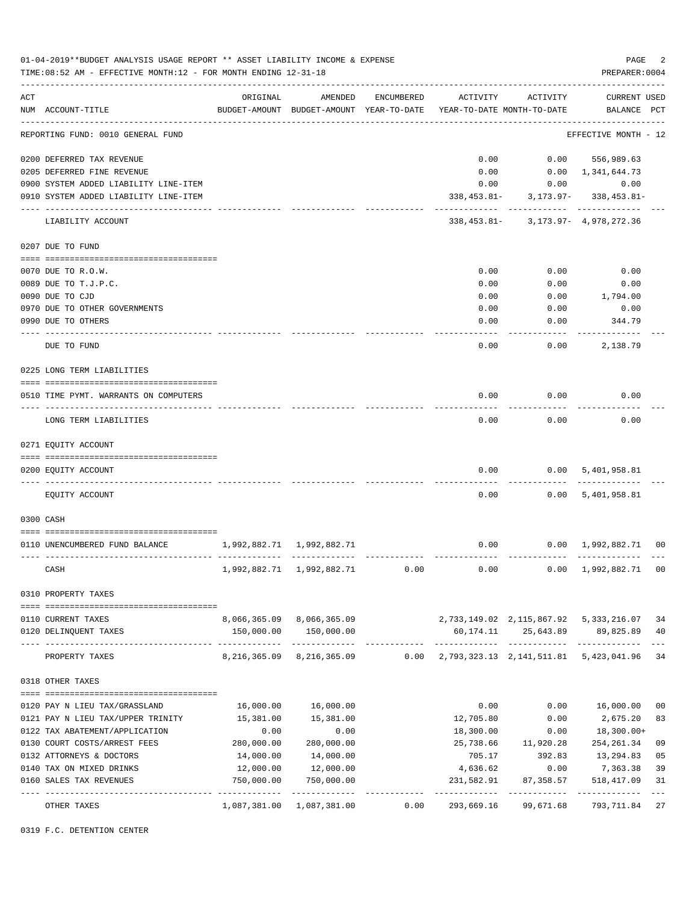01-04-2019**BUDGET ANALYSIS USAGE REPORT ** ASSET LIABILITY INCOME & EXPENSE

TIME:08:52 AM - EFFECTIVE MONTH:12 - FOR MONTH ENDING 12-31-18

PREPARER:0004

| ACT NUM | ACCOUNT-TITLE | ORIGINAL BUDGET-AMOUNT | AMENDED BUDGET-AMOUNT | ENCUMBERED YEAR-TO-DATE | ACTIVITY YEAR-TO-DATE | ACTIVITY MONTH-TO-DATE | CURRENT BALANCE | USED PCT |
|---|---|---|---|---|---|---|---|---|
| | REPORTING FUND: 0010 GENERAL FUND | | | | | | EFFECTIVE MONTH - 12 | |
| 0200 | DEFERRED TAX REVENUE | | | | 0.00 | 0.00 | 556,989.63 | |
| 0205 | DEFERRED FINE REVENUE | | | | 0.00 | 0.00 | 1,341,644.73 | |
| 0900 | SYSTEM ADDED LIABILITY LINE-ITEM | | | | 0.00 | 0.00 | 0.00 | |
| 0910 | SYSTEM ADDED LIABILITY LINE-ITEM | | | | 338,453.81- | 3,173.97- | 338,453.81- | |
| | LIABILITY ACCOUNT | | | | 338,453.81- | 3,173.97- | 4,978,272.36 | |
| | 0207 DUE TO FUND | | | | | | | |
| 0070 | DUE TO R.O.W. | | | | 0.00 | 0.00 | 0.00 | |
| 0089 | DUE TO T.J.P.C. | | | | 0.00 | 0.00 | 0.00 | |
| 0090 | DUE TO CJD | | | | 0.00 | 0.00 | 1,794.00 | |
| 0970 | DUE TO OTHER GOVERNMENTS | | | | 0.00 | 0.00 | 0.00 | |
| 0990 | DUE TO OTHERS | | | | 0.00 | 0.00 | 344.79 | |
| | DUE TO FUND | | | | 0.00 | 0.00 | 2,138.79 | |
| | 0225 LONG TERM LIABILITIES | | | | | | | |
| 0510 | TIME PYMT. WARRANTS ON COMPUTERS | | | | 0.00 | 0.00 | 0.00 | |
| | LONG TERM LIABILITIES | | | | 0.00 | 0.00 | 0.00 | |
| | 0271 EQUITY ACCOUNT | | | | | | | |
| 0200 | EQUITY ACCOUNT | | | | 0.00 | 0.00 | 5,401,958.81 | |
| | EQUITY ACCOUNT | | | | 0.00 | 0.00 | 5,401,958.81 | |
| | 0300 CASH | | | | | | | |
| 0110 | UNENCUMBERED FUND BALANCE | 1,992,882.71 | 1,992,882.71 | | 0.00 | 0.00 | 1,992,882.71 | 00 |
| | CASH | 1,992,882.71 | 1,992,882.71 | 0.00 | 0.00 | 0.00 | 1,992,882.71 | 00 |
| | 0310 PROPERTY TAXES | | | | | | | |
| 0110 | CURRENT TAXES | 8,066,365.09 | 8,066,365.09 | | 2,733,149.02 | 2,115,867.92 | 5,333,216.07 | 34 |
| 0120 | DELINQUENT TAXES | 150,000.00 | 150,000.00 | | 60,174.11 | 25,643.89 | 89,825.89 | 40 |
| | PROPERTY TAXES | 8,216,365.09 | 8,216,365.09 | 0.00 | 2,793,323.13 | 2,141,511.81 | 5,423,041.96 | 34 |
| | 0318 OTHER TAXES | | | | | | | |
| 0120 | PAY N LIEU TAX/GRASSLAND | 16,000.00 | 16,000.00 | | 0.00 | 0.00 | 16,000.00 | 00 |
| 0121 | PAY N LIEU TAX/UPPER TRINITY | 15,381.00 | 15,381.00 | | 12,705.80 | 0.00 | 2,675.20 | 83 |
| 0122 | TAX ABATEMENT/APPLICATION | 0.00 | 0.00 | | 18,300.00 | 0.00 | 18,300.00+ | |
| 0130 | COURT COSTS/ARREST FEES | 280,000.00 | 280,000.00 | | 25,738.66 | 11,920.28 | 254,261.34 | 09 |
| 0132 | ATTORNEYS & DOCTORS | 14,000.00 | 14,000.00 | | 705.17 | 392.83 | 13,294.83 | 05 |
| 0140 | TAX ON MIXED DRINKS | 12,000.00 | 12,000.00 | | 4,636.62 | 0.00 | 7,363.38 | 39 |
| 0160 | SALES TAX REVENUES | 750,000.00 | 750,000.00 | | 231,582.91 | 87,358.57 | 518,417.09 | 31 |
| | OTHER TAXES | 1,087,381.00 | 1,087,381.00 | 0.00 | 293,669.16 | 99,671.68 | 793,711.84 | 27 |
| | 0319 F.C. DETENTION CENTER | | | | | | | |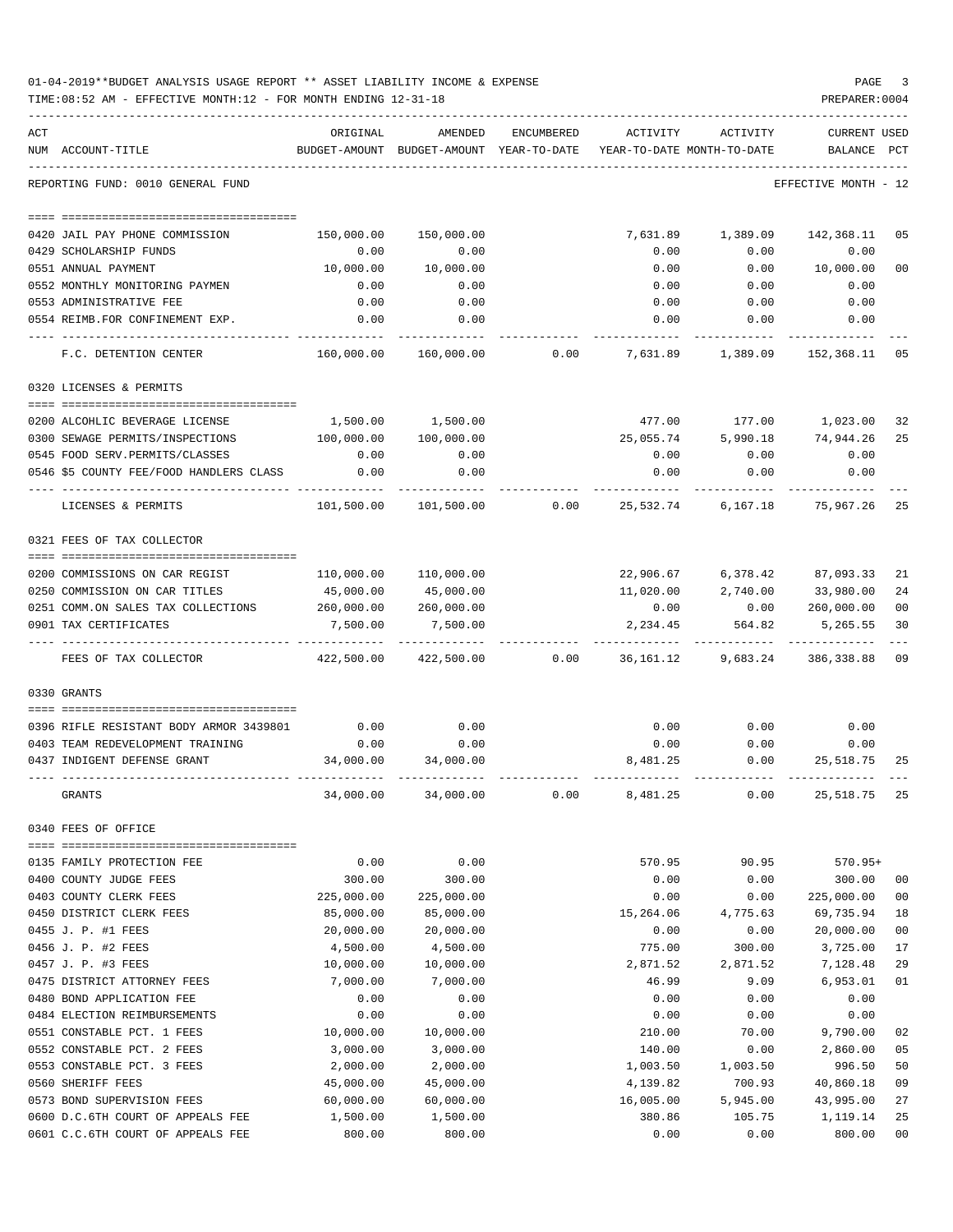01-04-2019**BUDGET ANALYSIS USAGE REPORT ** ASSET LIABILITY INCOME & EXPENSE

TIME:08:52 AM - EFFECTIVE MONTH:12 - FOR MONTH ENDING 12-31-18 PREPARER:0004

REPORTING FUND: 0010 GENERAL FUND EFFECTIVE MONTH - 12

| ACT NUM | ACCOUNT-TITLE | ORIGINAL BUDGET-AMOUNT | AMENDED BUDGET-AMOUNT | ENCUMBERED YEAR-TO-DATE | ACTIVITY YEAR-TO-DATE | ACTIVITY MONTH-TO-DATE | CURRENT BALANCE | USED PCT |
|---|---|---|---|---|---|---|---|---|
| 0420 | JAIL PAY PHONE COMMISSION | 150,000.00 | 150,000.00 | | 7,631.89 | 1,389.09 | 142,368.11 | 05 |
| 0429 | SCHOLARSHIP FUNDS | 0.00 | 0.00 | | 0.00 | 0.00 | 0.00 | |
| 0551 | ANNUAL PAYMENT | 10,000.00 | 10,000.00 | | 0.00 | 0.00 | 10,000.00 | 00 |
| 0552 | MONTHLY MONITORING PAYMEN | 0.00 | 0.00 | | 0.00 | 0.00 | 0.00 | |
| 0553 | ADMINISTRATIVE FEE | 0.00 | 0.00 | | 0.00 | 0.00 | 0.00 | |
| 0554 | REIMB.FOR CONFINEMENT EXP. | 0.00 | 0.00 | | 0.00 | 0.00 | 0.00 | |
| | F.C. DETENTION CENTER | 160,000.00 | 160,000.00 | 0.00 | 7,631.89 | 1,389.09 | 152,368.11 | 05 |
| | **0320 LICENSES & PERMITS** | | | | | | | |
| 0200 | ALCOHLIC BEVERAGE LICENSE | 1,500.00 | 1,500.00 | | 477.00 | 177.00 | 1,023.00 | 32 |
| 0300 | SEWAGE PERMITS/INSPECTIONS | 100,000.00 | 100,000.00 | | 25,055.74 | 5,990.18 | 74,944.26 | 25 |
| 0545 | FOOD SERV.PERMITS/CLASSES | 0.00 | 0.00 | | 0.00 | 0.00 | 0.00 | |
| 0546 | $5 COUNTY FEE/FOOD HANDLERS CLASS | 0.00 | 0.00 | | 0.00 | 0.00 | 0.00 | |
| | LICENSES & PERMITS | 101,500.00 | 101,500.00 | 0.00 | 25,532.74 | 6,167.18 | 75,967.26 | 25 |
| | **0321 FEES OF TAX COLLECTOR** | | | | | | | |
| 0200 | COMMISSIONS ON CAR REGIST | 110,000.00 | 110,000.00 | | 22,906.67 | 6,378.42 | 87,093.33 | 21 |
| 0250 | COMMISSION ON CAR TITLES | 45,000.00 | 45,000.00 | | 11,020.00 | 2,740.00 | 33,980.00 | 24 |
| 0251 | COMM.ON SALES TAX COLLECTIONS | 260,000.00 | 260,000.00 | | 0.00 | 0.00 | 260,000.00 | 00 |
| 0901 | TAX CERTIFICATES | 7,500.00 | 7,500.00 | | 2,234.45 | 564.82 | 5,265.55 | 30 |
| | FEES OF TAX COLLECTOR | 422,500.00 | 422,500.00 | 0.00 | 36,161.12 | 9,683.24 | 386,338.88 | 09 |
| | **0330 GRANTS** | | | | | | | |
| 0396 | RIFLE RESISTANT BODY ARMOR 3439801 | 0.00 | 0.00 | | 0.00 | 0.00 | 0.00 | |
| 0403 | TEAM REDEVELOPMENT TRAINING | 0.00 | 0.00 | | 0.00 | 0.00 | 0.00 | |
| 0437 | INDIGENT DEFENSE GRANT | 34,000.00 | 34,000.00 | | 8,481.25 | 0.00 | 25,518.75 | 25 |
| | GRANTS | 34,000.00 | 34,000.00 | 0.00 | 8,481.25 | 0.00 | 25,518.75 | 25 |
| | **0340 FEES OF OFFICE** | | | | | | | |
| 0135 | FAMILY PROTECTION FEE | 0.00 | 0.00 | | 570.95 | 90.95 | 570.95+ | |
| 0400 | COUNTY JUDGE FEES | 300.00 | 300.00 | | 0.00 | 0.00 | 300.00 | 00 |
| 0403 | COUNTY CLERK FEES | 225,000.00 | 225,000.00 | | 0.00 | 0.00 | 225,000.00 | 00 |
| 0450 | DISTRICT CLERK FEES | 85,000.00 | 85,000.00 | | 15,264.06 | 4,775.63 | 69,735.94 | 18 |
| 0455 | J. P. #1 FEES | 20,000.00 | 20,000.00 | | 0.00 | 0.00 | 20,000.00 | 00 |
| 0456 | J. P. #2 FEES | 4,500.00 | 4,500.00 | | 775.00 | 300.00 | 3,725.00 | 17 |
| 0457 | J. P. #3 FEES | 10,000.00 | 10,000.00 | | 2,871.52 | 2,871.52 | 7,128.48 | 29 |
| 0475 | DISTRICT ATTORNEY FEES | 7,000.00 | 7,000.00 | | 46.99 | 9.09 | 6,953.01 | 01 |
| 0480 | BOND APPLICATION FEE | 0.00 | 0.00 | | 0.00 | 0.00 | 0.00 | |
| 0484 | ELECTION REIMBURSEMENTS | 0.00 | 0.00 | | 0.00 | 0.00 | 0.00 | |
| 0551 | CONSTABLE PCT. 1 FEES | 10,000.00 | 10,000.00 | | 210.00 | 70.00 | 9,790.00 | 02 |
| 0552 | CONSTABLE PCT. 2 FEES | 3,000.00 | 3,000.00 | | 140.00 | 0.00 | 2,860.00 | 05 |
| 0553 | CONSTABLE PCT. 3 FEES | 2,000.00 | 2,000.00 | | 1,003.50 | 1,003.50 | 996.50 | 50 |
| 0560 | SHERIFF FEES | 45,000.00 | 45,000.00 | | 4,139.82 | 700.93 | 40,860.18 | 09 |
| 0573 | BOND SUPERVISION FEES | 60,000.00 | 60,000.00 | | 16,005.00 | 5,945.00 | 43,995.00 | 27 |
| 0600 | D.C.6TH COURT OF APPEALS FEE | 1,500.00 | 1,500.00 | | 380.86 | 105.75 | 1,119.14 | 25 |
| 0601 | C.C.6TH COURT OF APPEALS FEE | 800.00 | 800.00 | | 0.00 | 0.00 | 800.00 | 00 |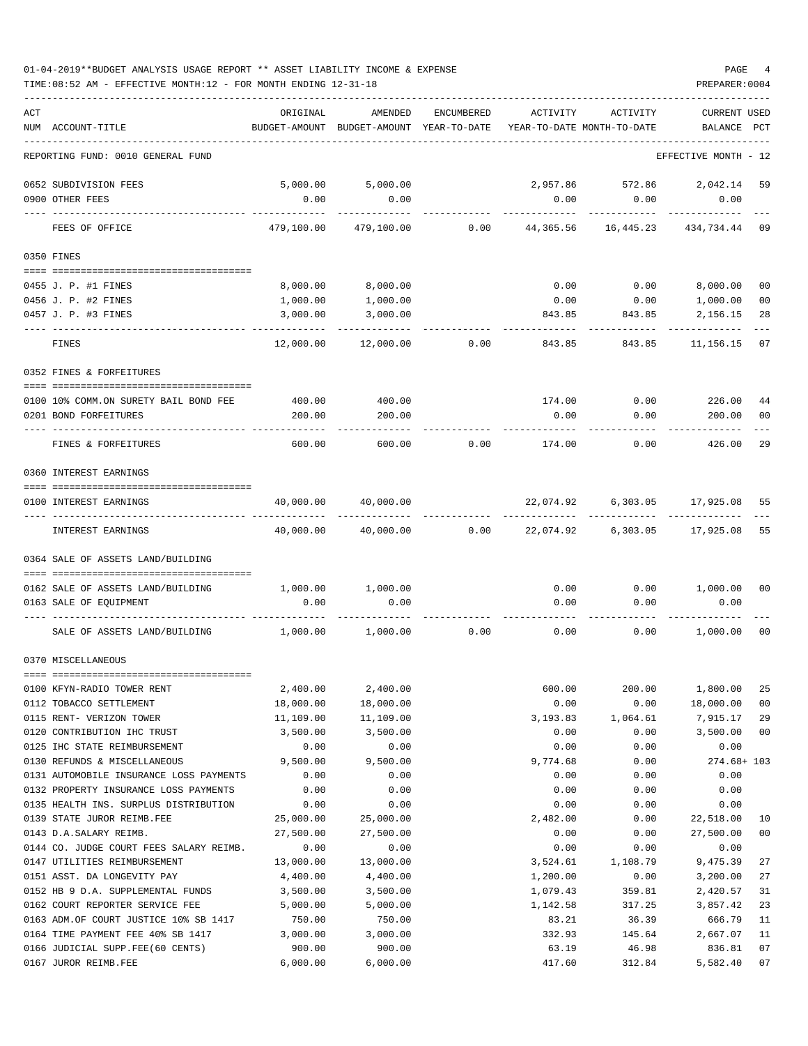01-04-2019**BUDGET ANALYSIS USAGE REPORT ** ASSET LIABILITY INCOME & EXPENSE

TIME:08:52 AM - EFFECTIVE MONTH:12 - FOR MONTH ENDING 12-31-18

PREPARER:0004

| ACT NUM | ACCOUNT-TITLE | ORIGINAL BUDGET-AMOUNT | AMENDED BUDGET-AMOUNT | ENCUMBERED YEAR-TO-DATE | ACTIVITY YEAR-TO-DATE | ACTIVITY MONTH-TO-DATE | CURRENT BALANCE | USED PCT |
|---|---|---|---|---|---|---|---|---|
| | REPORTING FUND: 0010 GENERAL FUND | | | | | | EFFECTIVE MONTH - 12 | |
| 0652 | SUBDIVISION FEES | 5,000.00 | 5,000.00 | | 2,957.86 | 572.86 | 2,042.14 | 59 |
| 0900 | OTHER FEES | 0.00 | 0.00 | | 0.00 | 0.00 | 0.00 | |
| | FEES OF OFFICE | 479,100.00 | 479,100.00 | 0.00 | 44,365.56 | 16,445.23 | 434,734.44 | 09 |
| | **0350 FINES** | | | | | | | |
| 0455 | J. P. #1 FINES | 8,000.00 | 8,000.00 | | 0.00 | 0.00 | 8,000.00 | 00 |
| 0456 | J. P. #2 FINES | 1,000.00 | 1,000.00 | | 0.00 | 0.00 | 1,000.00 | 00 |
| 0457 | J. P. #3 FINES | 3,000.00 | 3,000.00 | | 843.85 | 843.85 | 2,156.15 | 28 |
| | FINES | 12,000.00 | 12,000.00 | 0.00 | 843.85 | 843.85 | 11,156.15 | 07 |
| | **0352 FINES & FORFEITURES** | | | | | | | |
| 0100 | 10% COMM.ON SURETY BAIL BOND FEE | 400.00 | 400.00 | | 174.00 | 0.00 | 226.00 | 44 |
| 0201 | BOND FORFEITURES | 200.00 | 200.00 | | 0.00 | 0.00 | 200.00 | 00 |
| | FINES & FORFEITURES | 600.00 | 600.00 | 0.00 | 174.00 | 0.00 | 426.00 | 29 |
| | **0360 INTEREST EARNINGS** | | | | | | | |
| 0100 | INTEREST EARNINGS | 40,000.00 | 40,000.00 | | 22,074.92 | 6,303.05 | 17,925.08 | 55 |
| | INTEREST EARNINGS | 40,000.00 | 40,000.00 | 0.00 | 22,074.92 | 6,303.05 | 17,925.08 | 55 |
| | **0364 SALE OF ASSETS LAND/BUILDING** | | | | | | | |
| 0162 | SALE OF ASSETS LAND/BUILDING | 1,000.00 | 1,000.00 | | 0.00 | 0.00 | 1,000.00 | 00 |
| 0163 | SALE OF EQUIPMENT | 0.00 | 0.00 | | 0.00 | 0.00 | 0.00 | |
| | SALE OF ASSETS LAND/BUILDING | 1,000.00 | 1,000.00 | 0.00 | 0.00 | 0.00 | 1,000.00 | 00 |
| | **0370 MISCELLANEOUS** | | | | | | | |
| 0100 | KFYN-RADIO TOWER RENT | 2,400.00 | 2,400.00 | | 600.00 | 200.00 | 1,800.00 | 25 |
| 0112 | TOBACCO SETTLEMENT | 18,000.00 | 18,000.00 | | 0.00 | 0.00 | 18,000.00 | 00 |
| 0115 | RENT- VERIZON TOWER | 11,109.00 | 11,109.00 | | 3,193.83 | 1,064.61 | 7,915.17 | 29 |
| 0120 | CONTRIBUTION IHC TRUST | 3,500.00 | 3,500.00 | | 0.00 | 0.00 | 3,500.00 | 00 |
| 0125 | IHC STATE REIMBURSEMENT | 0.00 | 0.00 | | 0.00 | 0.00 | 0.00 | |
| 0130 | REFUNDS & MISCELLANEOUS | 9,500.00 | 9,500.00 | | 9,774.68 | 0.00 | 274.68+ | 103 |
| 0131 | AUTOMOBILE INSURANCE LOSS PAYMENTS | 0.00 | 0.00 | | 0.00 | 0.00 | 0.00 | |
| 0132 | PROPERTY INSURANCE LOSS PAYMENTS | 0.00 | 0.00 | | 0.00 | 0.00 | 0.00 | |
| 0135 | HEALTH INS. SURPLUS DISTRIBUTION | 0.00 | 0.00 | | 0.00 | 0.00 | 0.00 | |
| 0139 | STATE JUROR REIMB.FEE | 25,000.00 | 25,000.00 | | 2,482.00 | 0.00 | 22,518.00 | 10 |
| 0143 | D.A.SALARY REIMB. | 27,500.00 | 27,500.00 | | 0.00 | 0.00 | 27,500.00 | 00 |
| 0144 | CO. JUDGE COURT FEES SALARY REIMB. | 0.00 | 0.00 | | 0.00 | 0.00 | 0.00 | |
| 0147 | UTILITIES REIMBURSEMENT | 13,000.00 | 13,000.00 | | 3,524.61 | 1,108.79 | 9,475.39 | 27 |
| 0151 | ASST. DA LONGEVITY PAY | 4,400.00 | 4,400.00 | | 1,200.00 | 0.00 | 3,200.00 | 27 |
| 0152 | HB 9 D.A. SUPPLEMENTAL FUNDS | 3,500.00 | 3,500.00 | | 1,079.43 | 359.81 | 2,420.57 | 31 |
| 0162 | COURT REPORTER SERVICE FEE | 5,000.00 | 5,000.00 | | 1,142.58 | 317.25 | 3,857.42 | 23 |
| 0163 | ADM.OF COURT JUSTICE 10% SB 1417 | 750.00 | 750.00 | | 83.21 | 36.39 | 666.79 | 11 |
| 0164 | TIME PAYMENT FEE 40% SB 1417 | 3,000.00 | 3,000.00 | | 332.93 | 145.64 | 2,667.07 | 11 |
| 0166 | JUDICIAL SUPP.FEE(60 CENTS) | 900.00 | 900.00 | | 63.19 | 46.98 | 836.81 | 07 |
| 0167 | JUROR REIMB.FEE | 6,000.00 | 6,000.00 | | 417.60 | 312.84 | 5,582.40 | 07 |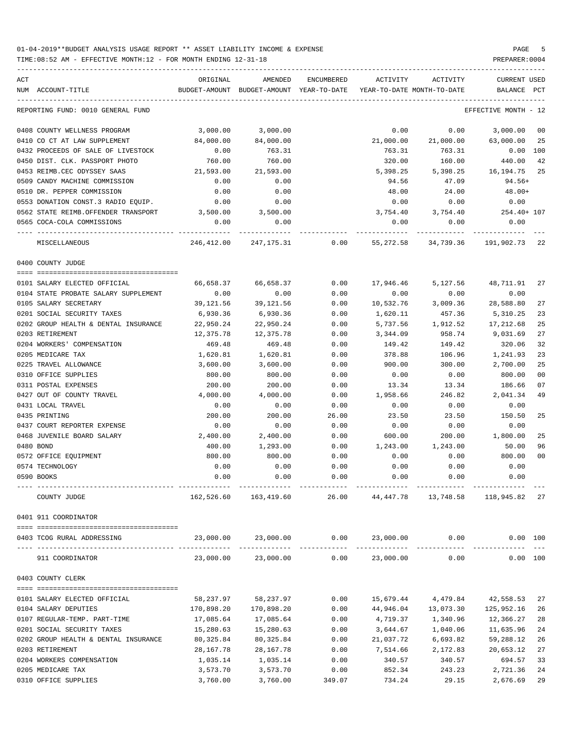01-04-2019**BUDGET ANALYSIS USAGE REPORT ** ASSET LIABILITY INCOME & EXPENSE

TIME:08:52 AM - EFFECTIVE MONTH:12 - FOR MONTH ENDING 12-31-18

PREPARER:0004

| ACT NUM | ACCOUNT-TITLE | ORIGINAL BUDGET-AMOUNT | AMENDED BUDGET-AMOUNT | ENCUMBERED YEAR-TO-DATE | ACTIVITY YEAR-TO-DATE | ACTIVITY MONTH-TO-DATE | CURRENT BALANCE | USED PCT |
|---|---|---|---|---|---|---|---|---|
| | REPORTING FUND: 0010 GENERAL FUND | | | | | | EFFECTIVE MONTH - 12 | |
| 0408 | COUNTY WELLNESS PROGRAM | 3,000.00 | 3,000.00 | | 0.00 | 0.00 | 3,000.00 | 00 |
| 0410 | CO CT AT LAW SUPPLEMENT | 84,000.00 | 84,000.00 | | 21,000.00 | 21,000.00 | 63,000.00 | 25 |
| 0432 | PROCEEDS OF SALE OF LIVESTOCK | 0.00 | 763.31 | | 763.31 | 763.31 | 0.00 | 100 |
| 0450 | DIST. CLK. PASSPORT PHOTO | 760.00 | 760.00 | | 320.00 | 160.00 | 440.00 | 42 |
| 0453 | REIMB.CEC ODYSSEY SAAS | 21,593.00 | 21,593.00 | | 5,398.25 | 5,398.25 | 16,194.75 | 25 |
| 0509 | CANDY MACHINE COMMISSION | 0.00 | 0.00 | | 94.56 | 47.09 | 94.56+ | |
| 0510 | DR. PEPPER COMMISSION | 0.00 | 0.00 | | 48.00 | 24.00 | 48.00+ | |
| 0553 | DONATION CONST.3 RADIO EQUIP. | 0.00 | 0.00 | | 0.00 | 0.00 | 0.00 | |
| 0562 | STATE REIMB.OFFENDER TRANSPORT | 3,500.00 | 3,500.00 | | 3,754.40 | 3,754.40 | 254.40+ | 107 |
| 0565 | COCA-COLA COMMISSIONS | 0.00 | 0.00 | | 0.00 | 0.00 | 0.00 | |
| | MISCELLANEOUS | 246,412.00 | 247,175.31 | 0.00 | 55,272.58 | 34,739.36 | 191,902.73 | 22 |
| | 0400 COUNTY JUDGE | | | | | | | |
| 0101 | SALARY ELECTED OFFICIAL | 66,658.37 | 66,658.37 | 0.00 | 17,946.46 | 5,127.56 | 48,711.91 | 27 |
| 0104 | STATE PROBATE SALARY SUPPLEMENT | 0.00 | 0.00 | 0.00 | 0.00 | 0.00 | 0.00 | |
| 0105 | SALARY SECRETARY | 39,121.56 | 39,121.56 | 0.00 | 10,532.76 | 3,009.36 | 28,588.80 | 27 |
| 0201 | SOCIAL SECURITY TAXES | 6,930.36 | 6,930.36 | 0.00 | 1,620.11 | 457.36 | 5,310.25 | 23 |
| 0202 | GROUP HEALTH & DENTAL INSURANCE | 22,950.24 | 22,950.24 | 0.00 | 5,737.56 | 1,912.52 | 17,212.68 | 25 |
| 0203 | RETIREMENT | 12,375.78 | 12,375.78 | 0.00 | 3,344.09 | 958.74 | 9,031.69 | 27 |
| 0204 | WORKERS' COMPENSATION | 469.48 | 469.48 | 0.00 | 149.42 | 149.42 | 320.06 | 32 |
| 0205 | MEDICARE TAX | 1,620.81 | 1,620.81 | 0.00 | 378.88 | 106.96 | 1,241.93 | 23 |
| 0225 | TRAVEL ALLOWANCE | 3,600.00 | 3,600.00 | 0.00 | 900.00 | 300.00 | 2,700.00 | 25 |
| 0310 | OFFICE SUPPLIES | 800.00 | 800.00 | 0.00 | 0.00 | 0.00 | 800.00 | 00 |
| 0311 | POSTAL EXPENSES | 200.00 | 200.00 | 0.00 | 13.34 | 13.34 | 186.66 | 07 |
| 0427 | OUT OF COUNTY TRAVEL | 4,000.00 | 4,000.00 | 0.00 | 1,958.66 | 246.82 | 2,041.34 | 49 |
| 0431 | LOCAL TRAVEL | 0.00 | 0.00 | 0.00 | 0.00 | 0.00 | 0.00 | |
| 0435 | PRINTING | 200.00 | 200.00 | 26.00 | 23.50 | 23.50 | 150.50 | 25 |
| 0437 | COURT REPORTER EXPENSE | 0.00 | 0.00 | 0.00 | 0.00 | 0.00 | 0.00 | |
| 0468 | JUVENILE BOARD SALARY | 2,400.00 | 2,400.00 | 0.00 | 600.00 | 200.00 | 1,800.00 | 25 |
| 0480 | BOND | 400.00 | 1,293.00 | 0.00 | 1,243.00 | 1,243.00 | 50.00 | 96 |
| 0572 | OFFICE EQUIPMENT | 800.00 | 800.00 | 0.00 | 0.00 | 0.00 | 800.00 | 00 |
| 0574 | TECHNOLOGY | 0.00 | 0.00 | 0.00 | 0.00 | 0.00 | 0.00 | |
| 0590 | BOOKS | 0.00 | 0.00 | 0.00 | 0.00 | 0.00 | 0.00 | |
| | COUNTY JUDGE | 162,526.60 | 163,419.60 | 26.00 | 44,447.78 | 13,748.58 | 118,945.82 | 27 |
| | 0401 911 COORDINATOR | | | | | | | |
| 0403 | TCOG RURAL ADDRESSING | 23,000.00 | 23,000.00 | 0.00 | 23,000.00 | 0.00 | 0.00 | 100 |
| | 911 COORDINATOR | 23,000.00 | 23,000.00 | 0.00 | 23,000.00 | 0.00 | 0.00 | 100 |
| | 0403 COUNTY CLERK | | | | | | | |
| 0101 | SALARY ELECTED OFFICIAL | 58,237.97 | 58,237.97 | 0.00 | 15,679.44 | 4,479.84 | 42,558.53 | 27 |
| 0104 | SALARY DEPUTIES | 170,898.20 | 170,898.20 | 0.00 | 44,946.04 | 13,073.30 | 125,952.16 | 26 |
| 0107 | REGULAR-TEMP. PART-TIME | 17,085.64 | 17,085.64 | 0.00 | 4,719.37 | 1,340.96 | 12,366.27 | 28 |
| 0201 | SOCIAL SECURITY TAXES | 15,280.63 | 15,280.63 | 0.00 | 3,644.67 | 1,040.06 | 11,635.96 | 24 |
| 0202 | GROUP HEALTH & DENTAL INSURANCE | 80,325.84 | 80,325.84 | 0.00 | 21,037.72 | 6,693.82 | 59,288.12 | 26 |
| 0203 | RETIREMENT | 28,167.78 | 28,167.78 | 0.00 | 7,514.66 | 2,172.83 | 20,653.12 | 27 |
| 0204 | WORKERS COMPENSATION | 1,035.14 | 1,035.14 | 0.00 | 340.57 | 340.57 | 694.57 | 33 |
| 0205 | MEDICARE TAX | 3,573.70 | 3,573.70 | 0.00 | 852.34 | 243.23 | 2,721.36 | 24 |
| 0310 | OFFICE SUPPLIES | 3,760.00 | 3,760.00 | 349.07 | 734.24 | 29.15 | 2,676.69 | 29 |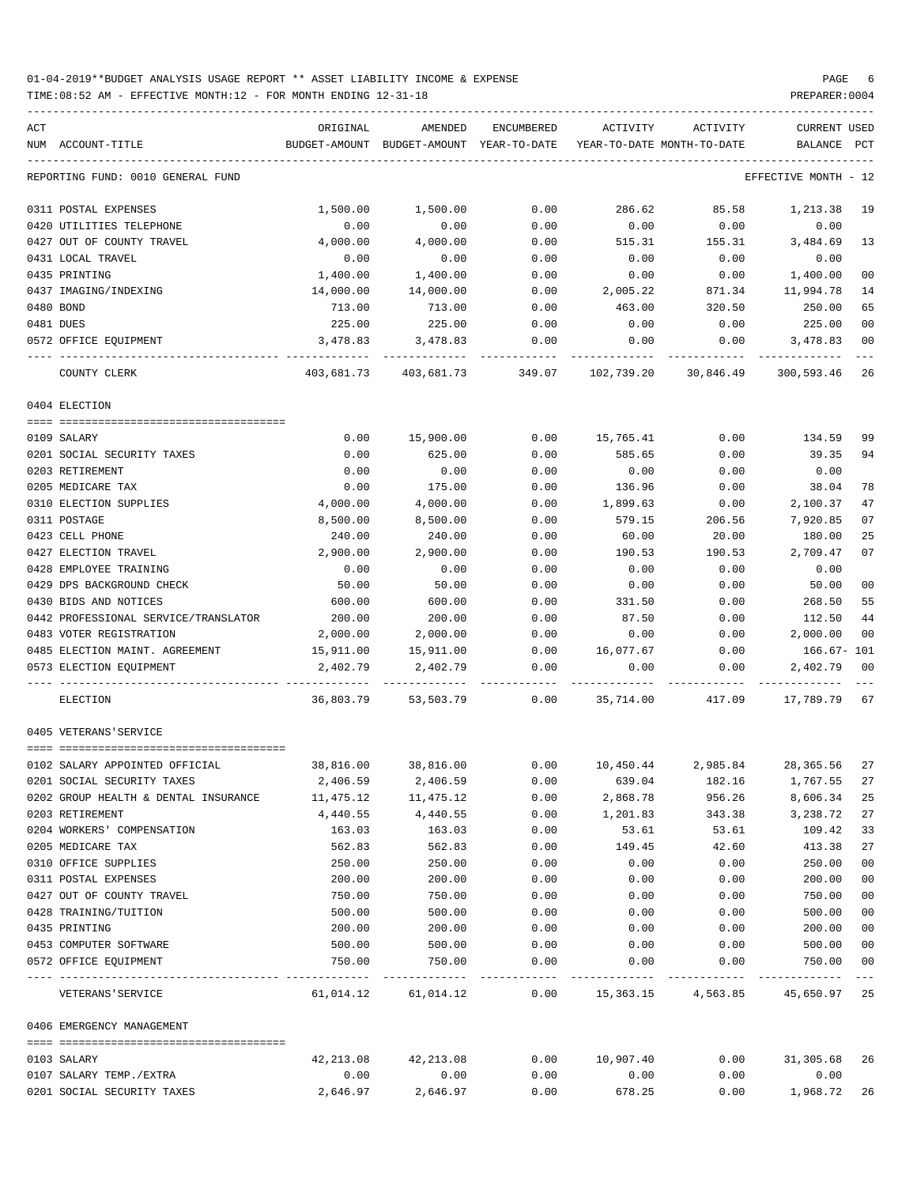01-04-2019**BUDGET ANALYSIS USAGE REPORT ** ASSET LIABILITY INCOME & EXPENSE

TIME:08:52 AM - EFFECTIVE MONTH:12 - FOR MONTH ENDING 12-31-18

PREPARER:0004

| ACT NUM | ACCOUNT-TITLE | ORIGINAL BUDGET-AMOUNT | AMENDED BUDGET-AMOUNT | ENCUMBERED YEAR-TO-DATE | ACTIVITY YEAR-TO-DATE | ACTIVITY MONTH-TO-DATE | CURRENT BALANCE | USED PCT |
|---|---|---|---|---|---|---|---|---|
| | REPORTING FUND: 0010 GENERAL FUND | | | | | | EFFECTIVE MONTH - 12 | |
| 0311 | POSTAL EXPENSES | 1,500.00 | 1,500.00 | 0.00 | 286.62 | 85.58 | 1,213.38 | 19 |
| 0420 | UTILITIES TELEPHONE | 0.00 | 0.00 | 0.00 | 0.00 | 0.00 | 0.00 | |
| 0427 | OUT OF COUNTY TRAVEL | 4,000.00 | 4,000.00 | 0.00 | 515.31 | 155.31 | 3,484.69 | 13 |
| 0431 | LOCAL TRAVEL | 0.00 | 0.00 | 0.00 | 0.00 | 0.00 | 0.00 | |
| 0435 | PRINTING | 1,400.00 | 1,400.00 | 0.00 | 0.00 | 0.00 | 1,400.00 | 00 |
| 0437 | IMAGING/INDEXING | 14,000.00 | 14,000.00 | 0.00 | 2,005.22 | 871.34 | 11,994.78 | 14 |
| 0480 | BOND | 713.00 | 713.00 | 0.00 | 463.00 | 320.50 | 250.00 | 65 |
| 0481 | DUES | 225.00 | 225.00 | 0.00 | 0.00 | 0.00 | 225.00 | 00 |
| 0572 | OFFICE EQUIPMENT | 3,478.83 | 3,478.83 | 0.00 | 0.00 | 0.00 | 3,478.83 | 00 |
| | COUNTY CLERK | 403,681.73 | 403,681.73 | 349.07 | 102,739.20 | 30,846.49 | 300,593.46 | 26 |
| | **0404 ELECTION** | | | | | | | |
| 0109 | SALARY | 0.00 | 15,900.00 | 0.00 | 15,765.41 | 0.00 | 134.59 | 99 |
| 0201 | SOCIAL SECURITY TAXES | 0.00 | 625.00 | 0.00 | 585.65 | 0.00 | 39.35 | 94 |
| 0203 | RETIREMENT | 0.00 | 0.00 | 0.00 | 0.00 | 0.00 | 0.00 | |
| 0205 | MEDICARE TAX | 0.00 | 175.00 | 0.00 | 136.96 | 0.00 | 38.04 | 78 |
| 0310 | ELECTION SUPPLIES | 4,000.00 | 4,000.00 | 0.00 | 1,899.63 | 0.00 | 2,100.37 | 47 |
| 0311 | POSTAGE | 8,500.00 | 8,500.00 | 0.00 | 579.15 | 206.56 | 7,920.85 | 07 |
| 0423 | CELL PHONE | 240.00 | 240.00 | 0.00 | 60.00 | 20.00 | 180.00 | 25 |
| 0427 | ELECTION TRAVEL | 2,900.00 | 2,900.00 | 0.00 | 190.53 | 190.53 | 2,709.47 | 07 |
| 0428 | EMPLOYEE TRAINING | 0.00 | 0.00 | 0.00 | 0.00 | 0.00 | 0.00 | |
| 0429 | DPS BACKGROUND CHECK | 50.00 | 50.00 | 0.00 | 0.00 | 0.00 | 50.00 | 00 |
| 0430 | BIDS AND NOTICES | 600.00 | 600.00 | 0.00 | 331.50 | 0.00 | 268.50 | 55 |
| 0442 | PROFESSIONAL SERVICE/TRANSLATOR | 200.00 | 200.00 | 0.00 | 87.50 | 0.00 | 112.50 | 44 |
| 0483 | VOTER REGISTRATION | 2,000.00 | 2,000.00 | 0.00 | 0.00 | 0.00 | 2,000.00 | 00 |
| 0485 | ELECTION MAINT. AGREEMENT | 15,911.00 | 15,911.00 | 0.00 | 16,077.67 | 0.00 | 166.67- | 101 |
| 0573 | ELECTION EQUIPMENT | 2,402.79 | 2,402.79 | 0.00 | 0.00 | 0.00 | 2,402.79 | 00 |
| | ELECTION | 36,803.79 | 53,503.79 | 0.00 | 35,714.00 | 417.09 | 17,789.79 | 67 |
| | **0405 VETERANS'SERVICE** | | | | | | | |
| 0102 | SALARY APPOINTED OFFICIAL | 38,816.00 | 38,816.00 | 0.00 | 10,450.44 | 2,985.84 | 28,365.56 | 27 |
| 0201 | SOCIAL SECURITY TAXES | 2,406.59 | 2,406.59 | 0.00 | 639.04 | 182.16 | 1,767.55 | 27 |
| 0202 | GROUP HEALTH & DENTAL INSURANCE | 11,475.12 | 11,475.12 | 0.00 | 2,868.78 | 956.26 | 8,606.34 | 25 |
| 0203 | RETIREMENT | 4,440.55 | 4,440.55 | 0.00 | 1,201.83 | 343.38 | 3,238.72 | 27 |
| 0204 | WORKERS' COMPENSATION | 163.03 | 163.03 | 0.00 | 53.61 | 53.61 | 109.42 | 33 |
| 0205 | MEDICARE TAX | 562.83 | 562.83 | 0.00 | 149.45 | 42.60 | 413.38 | 27 |
| 0310 | OFFICE SUPPLIES | 250.00 | 250.00 | 0.00 | 0.00 | 0.00 | 250.00 | 00 |
| 0311 | POSTAL EXPENSES | 200.00 | 200.00 | 0.00 | 0.00 | 0.00 | 200.00 | 00 |
| 0427 | OUT OF COUNTY TRAVEL | 750.00 | 750.00 | 0.00 | 0.00 | 0.00 | 750.00 | 00 |
| 0428 | TRAINING/TUITION | 500.00 | 500.00 | 0.00 | 0.00 | 0.00 | 500.00 | 00 |
| 0435 | PRINTING | 200.00 | 200.00 | 0.00 | 0.00 | 0.00 | 200.00 | 00 |
| 0453 | COMPUTER SOFTWARE | 500.00 | 500.00 | 0.00 | 0.00 | 0.00 | 500.00 | 00 |
| 0572 | OFFICE EQUIPMENT | 750.00 | 750.00 | 0.00 | 0.00 | 0.00 | 750.00 | 00 |
| | VETERANS'SERVICE | 61,014.12 | 61,014.12 | 0.00 | 15,363.15 | 4,563.85 | 45,650.97 | 25 |
| | **0406 EMERGENCY MANAGEMENT** | | | | | | | |
| 0103 | SALARY | 42,213.08 | 42,213.08 | 0.00 | 10,907.40 | 0.00 | 31,305.68 | 26 |
| 0107 | SALARY TEMP./EXTRA | 0.00 | 0.00 | 0.00 | 0.00 | 0.00 | 0.00 | |
| 0201 | SOCIAL SECURITY TAXES | 2,646.97 | 2,646.97 | 0.00 | 678.25 | 0.00 | 1,968.72 | 26 |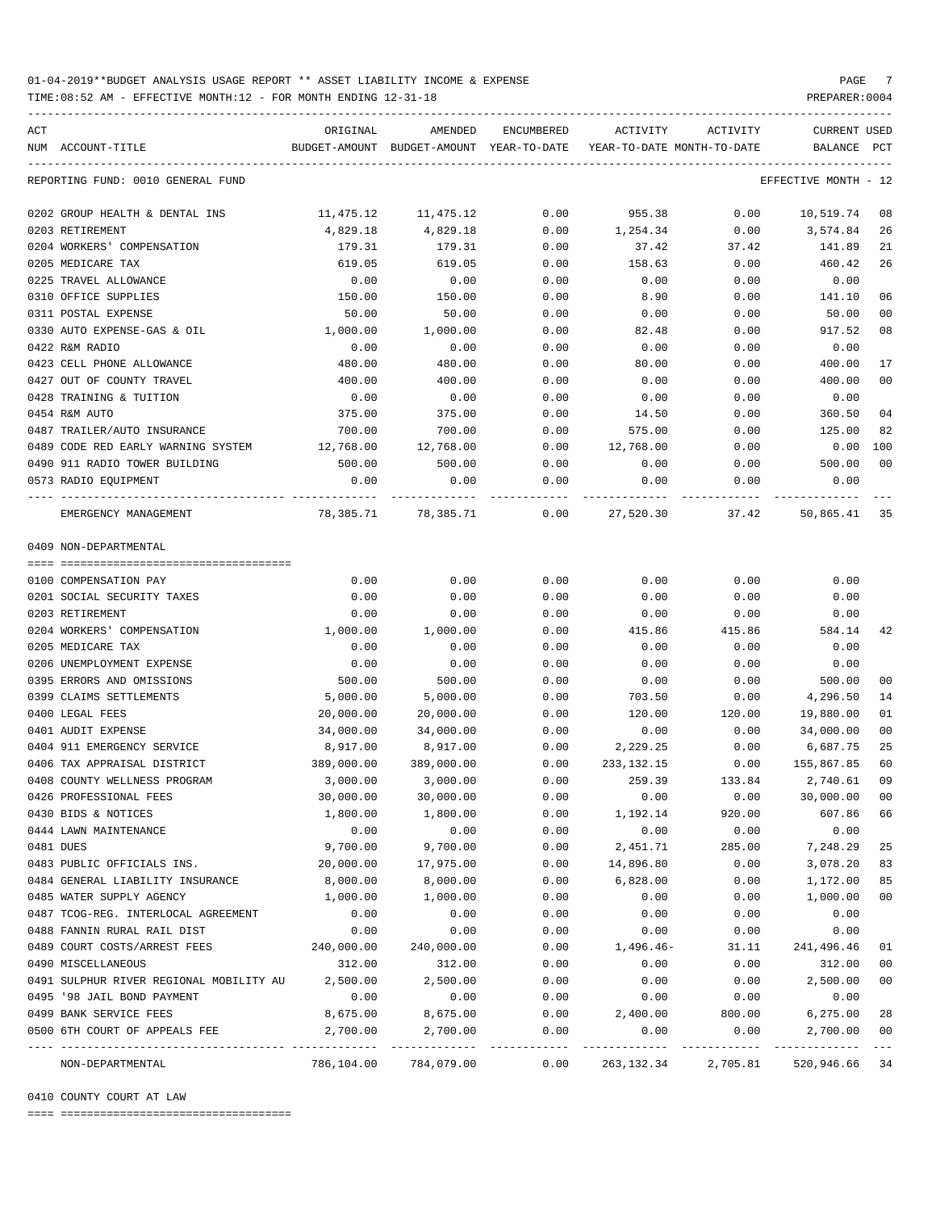01-04-2019**BUDGET ANALYSIS USAGE REPORT ** ASSET LIABILITY INCOME & EXPENSE

TIME:08:52 AM - EFFECTIVE MONTH:12 - FOR MONTH ENDING 12-31-18

REPORTING FUND: 0010 GENERAL FUND — EFFECTIVE MONTH - 12

| ACT NUM | ACCOUNT-TITLE | ORIGINAL BUDGET-AMOUNT | AMENDED BUDGET-AMOUNT | ENCUMBERED YEAR-TO-DATE | ACTIVITY YEAR-TO-DATE | ACTIVITY MONTH-TO-DATE | CURRENT BALANCE | USED PCT |
|---|---|---|---|---|---|---|---|---|
| 0202 | GROUP HEALTH & DENTAL INS | 11,475.12 | 11,475.12 | 0.00 | 955.38 | 0.00 | 10,519.74 | 08 |
| 0203 | RETIREMENT | 4,829.18 | 4,829.18 | 0.00 | 1,254.34 | 0.00 | 3,574.84 | 26 |
| 0204 | WORKERS' COMPENSATION | 179.31 | 179.31 | 0.00 | 37.42 | 37.42 | 141.89 | 21 |
| 0205 | MEDICARE TAX | 619.05 | 619.05 | 0.00 | 158.63 | 0.00 | 460.42 | 26 |
| 0225 | TRAVEL ALLOWANCE | 0.00 | 0.00 | 0.00 | 0.00 | 0.00 | 0.00 | |
| 0310 | OFFICE SUPPLIES | 150.00 | 150.00 | 0.00 | 8.90 | 0.00 | 141.10 | 06 |
| 0311 | POSTAL EXPENSE | 50.00 | 50.00 | 0.00 | 0.00 | 0.00 | 50.00 | 00 |
| 0330 | AUTO EXPENSE-GAS & OIL | 1,000.00 | 1,000.00 | 0.00 | 82.48 | 0.00 | 917.52 | 08 |
| 0422 | R&M RADIO | 0.00 | 0.00 | 0.00 | 0.00 | 0.00 | 0.00 | |
| 0423 | CELL PHONE ALLOWANCE | 480.00 | 480.00 | 0.00 | 80.00 | 0.00 | 400.00 | 17 |
| 0427 | OUT OF COUNTY TRAVEL | 400.00 | 400.00 | 0.00 | 0.00 | 0.00 | 400.00 | 00 |
| 0428 | TRAINING & TUITION | 0.00 | 0.00 | 0.00 | 0.00 | 0.00 | 0.00 | |
| 0454 | R&M AUTO | 375.00 | 375.00 | 0.00 | 14.50 | 0.00 | 360.50 | 04 |
| 0487 | TRAILER/AUTO INSURANCE | 700.00 | 700.00 | 0.00 | 575.00 | 0.00 | 125.00 | 82 |
| 0489 | CODE RED EARLY WARNING SYSTEM | 12,768.00 | 12,768.00 | 0.00 | 12,768.00 | 0.00 | 0.00 | 100 |
| 0490 | 911 RADIO TOWER BUILDING | 500.00 | 500.00 | 0.00 | 0.00 | 0.00 | 500.00 | 00 |
| 0573 | RADIO EQUIPMENT | 0.00 | 0.00 | 0.00 | 0.00 | 0.00 | 0.00 | |
| | EMERGENCY MANAGEMENT | 78,385.71 | 78,385.71 | 0.00 | 27,520.30 | 37.42 | 50,865.41 | 35 |

0409 NON-DEPARTMENTAL

| ACT NUM | ACCOUNT-TITLE | ORIGINAL BUDGET-AMOUNT | AMENDED BUDGET-AMOUNT | ENCUMBERED YEAR-TO-DATE | ACTIVITY YEAR-TO-DATE | ACTIVITY MONTH-TO-DATE | CURRENT BALANCE | USED PCT |
|---|---|---|---|---|---|---|---|---|
| 0100 | COMPENSATION PAY | 0.00 | 0.00 | 0.00 | 0.00 | 0.00 | 0.00 | |
| 0201 | SOCIAL SECURITY TAXES | 0.00 | 0.00 | 0.00 | 0.00 | 0.00 | 0.00 | |
| 0203 | RETIREMENT | 0.00 | 0.00 | 0.00 | 0.00 | 0.00 | 0.00 | |
| 0204 | WORKERS' COMPENSATION | 1,000.00 | 1,000.00 | 0.00 | 415.86 | 415.86 | 584.14 | 42 |
| 0205 | MEDICARE TAX | 0.00 | 0.00 | 0.00 | 0.00 | 0.00 | 0.00 | |
| 0206 | UNEMPLOYMENT EXPENSE | 0.00 | 0.00 | 0.00 | 0.00 | 0.00 | 0.00 | |
| 0395 | ERRORS AND OMISSIONS | 500.00 | 500.00 | 0.00 | 0.00 | 0.00 | 500.00 | 00 |
| 0399 | CLAIMS SETTLEMENTS | 5,000.00 | 5,000.00 | 0.00 | 703.50 | 0.00 | 4,296.50 | 14 |
| 0400 | LEGAL FEES | 20,000.00 | 20,000.00 | 0.00 | 120.00 | 120.00 | 19,880.00 | 01 |
| 0401 | AUDIT EXPENSE | 34,000.00 | 34,000.00 | 0.00 | 0.00 | 0.00 | 34,000.00 | 00 |
| 0404 | 911 EMERGENCY SERVICE | 8,917.00 | 8,917.00 | 0.00 | 2,229.25 | 0.00 | 6,687.75 | 25 |
| 0406 | TAX APPRAISAL DISTRICT | 389,000.00 | 389,000.00 | 0.00 | 233,132.15 | 0.00 | 155,867.85 | 60 |
| 0408 | COUNTY WELLNESS PROGRAM | 3,000.00 | 3,000.00 | 0.00 | 259.39 | 133.84 | 2,740.61 | 09 |
| 0426 | PROFESSIONAL FEES | 30,000.00 | 30,000.00 | 0.00 | 0.00 | 0.00 | 30,000.00 | 00 |
| 0430 | BIDS & NOTICES | 1,800.00 | 1,800.00 | 0.00 | 1,192.14 | 920.00 | 607.86 | 66 |
| 0444 | LAWN MAINTENANCE | 0.00 | 0.00 | 0.00 | 0.00 | 0.00 | 0.00 | |
| 0481 | DUES | 9,700.00 | 9,700.00 | 0.00 | 2,451.71 | 285.00 | 7,248.29 | 25 |
| 0483 | PUBLIC OFFICIALS INS. | 20,000.00 | 17,975.00 | 0.00 | 14,896.80 | 0.00 | 3,078.20 | 83 |
| 0484 | GENERAL LIABILITY INSURANCE | 8,000.00 | 8,000.00 | 0.00 | 6,828.00 | 0.00 | 1,172.00 | 85 |
| 0485 | WATER SUPPLY AGENCY | 1,000.00 | 1,000.00 | 0.00 | 0.00 | 0.00 | 1,000.00 | 00 |
| 0487 | TCOG-REG. INTERLOCAL AGREEMENT | 0.00 | 0.00 | 0.00 | 0.00 | 0.00 | 0.00 | |
| 0488 | FANNIN RURAL RAIL DIST | 0.00 | 0.00 | 0.00 | 0.00 | 0.00 | 0.00 | |
| 0489 | COURT COSTS/ARREST FEES | 240,000.00 | 240,000.00 | 0.00 | 1,496.46- | 31.11 | 241,496.46 | 01 |
| 0490 | MISCELLANEOUS | 312.00 | 312.00 | 0.00 | 0.00 | 0.00 | 312.00 | 00 |
| 0491 | SULPHUR RIVER REGIONAL MOBILITY AU | 2,500.00 | 2,500.00 | 0.00 | 0.00 | 0.00 | 2,500.00 | 00 |
| 0495 | '98 JAIL BOND PAYMENT | 0.00 | 0.00 | 0.00 | 0.00 | 0.00 | 0.00 | |
| 0499 | BANK SERVICE FEES | 8,675.00 | 8,675.00 | 0.00 | 2,400.00 | 800.00 | 6,275.00 | 28 |
| 0500 | 6TH COURT OF APPEALS FEE | 2,700.00 | 2,700.00 | 0.00 | 0.00 | 0.00 | 2,700.00 | 00 |
| | NON-DEPARTMENTAL | 786,104.00 | 784,079.00 | 0.00 | 263,132.34 | 2,705.81 | 520,946.66 | 34 |

0410 COUNTY COURT AT LAW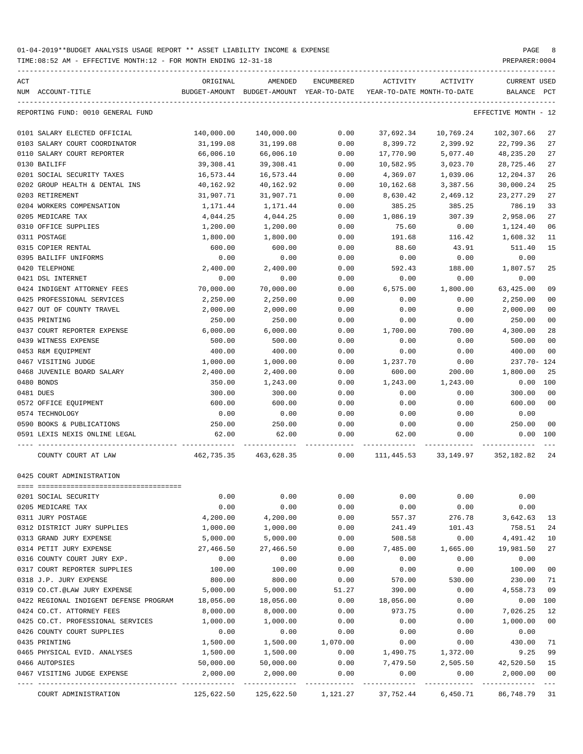01-04-2019**BUDGET ANALYSIS USAGE REPORT ** ASSET LIABILITY INCOME & EXPENSE

TIME:08:52 AM - EFFECTIVE MONTH:12 - FOR MONTH ENDING 12-31-18

PREPARER:0004

REPORTING FUND: 0010 GENERAL FUND — EFFECTIVE MONTH - 12

| ACT NUM | ACCOUNT-TITLE | ORIGINAL BUDGET-AMOUNT | AMENDED BUDGET-AMOUNT | ENCUMBERED YEAR-TO-DATE | ACTIVITY YEAR-TO-DATE | ACTIVITY MONTH-TO-DATE | CURRENT BALANCE | USED PCT |
|---|---|---|---|---|---|---|---|---|
| 0101 | SALARY ELECTED OFFICIAL | 140,000.00 | 140,000.00 | 0.00 | 37,692.34 | 10,769.24 | 102,307.66 | 27 |
| 0103 | SALARY COURT COORDINATOR | 31,199.08 | 31,199.08 | 0.00 | 8,399.72 | 2,399.92 | 22,799.36 | 27 |
| 0110 | SALARY COURT REPORTER | 66,006.10 | 66,006.10 | 0.00 | 17,770.90 | 5,077.40 | 48,235.20 | 27 |
| 0130 | BAILIFF | 39,308.41 | 39,308.41 | 0.00 | 10,582.95 | 3,023.70 | 28,725.46 | 27 |
| 0201 | SOCIAL SECURITY TAXES | 16,573.44 | 16,573.44 | 0.00 | 4,369.07 | 1,039.06 | 12,204.37 | 26 |
| 0202 | GROUP HEALTH & DENTAL INS | 40,162.92 | 40,162.92 | 0.00 | 10,162.68 | 3,387.56 | 30,000.24 | 25 |
| 0203 | RETIREMENT | 31,907.71 | 31,907.71 | 0.00 | 8,630.42 | 2,469.12 | 23,277.29 | 27 |
| 0204 | WORKERS COMPENSATION | 1,171.44 | 1,171.44 | 0.00 | 385.25 | 385.25 | 786.19 | 33 |
| 0205 | MEDICARE TAX | 4,044.25 | 4,044.25 | 0.00 | 1,086.19 | 307.39 | 2,958.06 | 27 |
| 0310 | OFFICE SUPPLIES | 1,200.00 | 1,200.00 | 0.00 | 75.60 | 0.00 | 1,124.40 | 06 |
| 0311 | POSTAGE | 1,800.00 | 1,800.00 | 0.00 | 191.68 | 116.42 | 1,608.32 | 11 |
| 0315 | COPIER RENTAL | 600.00 | 600.00 | 0.00 | 88.60 | 43.91 | 511.40 | 15 |
| 0395 | BAILIFF UNIFORMS | 0.00 | 0.00 | 0.00 | 0.00 | 0.00 | 0.00 | |
| 0420 | TELEPHONE | 2,400.00 | 2,400.00 | 0.00 | 592.43 | 188.00 | 1,807.57 | 25 |
| 0421 | DSL INTERNET | 0.00 | 0.00 | 0.00 | 0.00 | 0.00 | 0.00 | |
| 0424 | INDIGENT ATTORNEY FEES | 70,000.00 | 70,000.00 | 0.00 | 6,575.00 | 1,800.00 | 63,425.00 | 09 |
| 0425 | PROFESSIONAL SERVICES | 2,250.00 | 2,250.00 | 0.00 | 0.00 | 0.00 | 2,250.00 | 00 |
| 0427 | OUT OF COUNTY TRAVEL | 2,000.00 | 2,000.00 | 0.00 | 0.00 | 0.00 | 2,000.00 | 00 |
| 0435 | PRINTING | 250.00 | 250.00 | 0.00 | 0.00 | 0.00 | 250.00 | 00 |
| 0437 | COURT REPORTER EXPENSE | 6,000.00 | 6,000.00 | 0.00 | 1,700.00 | 700.00 | 4,300.00 | 28 |
| 0439 | WITNESS EXPENSE | 500.00 | 500.00 | 0.00 | 0.00 | 0.00 | 500.00 | 00 |
| 0453 | R&M EQUIPMENT | 400.00 | 400.00 | 0.00 | 0.00 | 0.00 | 400.00 | 00 |
| 0467 | VISITING JUDGE | 1,000.00 | 1,000.00 | 0.00 | 1,237.70 | 0.00 | 237.70- | 124 |
| 0468 | JUVENILE BOARD SALARY | 2,400.00 | 2,400.00 | 0.00 | 600.00 | 200.00 | 1,800.00 | 25 |
| 0480 | BONDS | 350.00 | 1,243.00 | 0.00 | 1,243.00 | 1,243.00 | 0.00 | 100 |
| 0481 | DUES | 300.00 | 300.00 | 0.00 | 0.00 | 0.00 | 300.00 | 00 |
| 0572 | OFFICE EQUIPMENT | 600.00 | 600.00 | 0.00 | 0.00 | 0.00 | 600.00 | 00 |
| 0574 | TECHNOLOGY | 0.00 | 0.00 | 0.00 | 0.00 | 0.00 | 0.00 | |
| 0590 | BOOKS & PUBLICATIONS | 250.00 | 250.00 | 0.00 | 0.00 | 0.00 | 250.00 | 00 |
| 0591 | LEXIS NEXIS ONLINE LEGAL | 62.00 | 62.00 | 0.00 | 62.00 | 0.00 | 0.00 | 100 |
| | COUNTY COURT AT LAW | 462,735.35 | 463,628.35 | 0.00 | 111,445.53 | 33,149.97 | 352,182.82 | 24 |

0425 COURT ADMINISTRATION

| ACT NUM | ACCOUNT-TITLE | ORIGINAL BUDGET-AMOUNT | AMENDED BUDGET-AMOUNT | ENCUMBERED YEAR-TO-DATE | ACTIVITY YEAR-TO-DATE | ACTIVITY MONTH-TO-DATE | CURRENT BALANCE | USED PCT |
|---|---|---|---|---|---|---|---|---|
| 0201 | SOCIAL SECURITY | 0.00 | 0.00 | 0.00 | 0.00 | 0.00 | 0.00 | |
| 0205 | MEDICARE TAX | 0.00 | 0.00 | 0.00 | 0.00 | 0.00 | 0.00 | |
| 0311 | JURY POSTAGE | 4,200.00 | 4,200.00 | 0.00 | 557.37 | 276.78 | 3,642.63 | 13 |
| 0312 | DISTRICT JURY SUPPLIES | 1,000.00 | 1,000.00 | 0.00 | 241.49 | 101.43 | 758.51 | 24 |
| 0313 | GRAND JURY EXPENSE | 5,000.00 | 5,000.00 | 0.00 | 508.58 | 0.00 | 4,491.42 | 10 |
| 0314 | PETIT JURY EXPENSE | 27,466.50 | 27,466.50 | 0.00 | 7,485.00 | 1,665.00 | 19,981.50 | 27 |
| 0316 | COUNTY COURT JURY EXP. | 0.00 | 0.00 | 0.00 | 0.00 | 0.00 | 0.00 | |
| 0317 | COURT REPORTER SUPPLIES | 100.00 | 100.00 | 0.00 | 0.00 | 0.00 | 100.00 | 00 |
| 0318 | J.P. JURY EXPENSE | 800.00 | 800.00 | 0.00 | 570.00 | 530.00 | 230.00 | 71 |
| 0319 | CO.CT.@LAW JURY EXPENSE | 5,000.00 | 5,000.00 | 51.27 | 390.00 | 0.00 | 4,558.73 | 09 |
| 0422 | REGIONAL INDIGENT DEFENSE PROGRAM | 18,056.00 | 18,056.00 | 0.00 | 18,056.00 | 0.00 | 0.00 | 100 |
| 0424 | CO.CT. ATTORNEY FEES | 8,000.00 | 8,000.00 | 0.00 | 973.75 | 0.00 | 7,026.25 | 12 |
| 0425 | CO.CT. PROFESSIONAL SERVICES | 1,000.00 | 1,000.00 | 0.00 | 0.00 | 0.00 | 1,000.00 | 00 |
| 0426 | COUNTY COURT SUPPLIES | 0.00 | 0.00 | 0.00 | 0.00 | 0.00 | 0.00 | |
| 0435 | PRINTING | 1,500.00 | 1,500.00 | 1,070.00 | 0.00 | 0.00 | 430.00 | 71 |
| 0465 | PHYSICAL EVID. ANALYSES | 1,500.00 | 1,500.00 | 0.00 | 1,490.75 | 1,372.00 | 9.25 | 99 |
| 0466 | AUTOPSIES | 50,000.00 | 50,000.00 | 0.00 | 7,479.50 | 2,505.50 | 42,520.50 | 15 |
| 0467 | VISITING JUDGE EXPENSE | 2,000.00 | 2,000.00 | 0.00 | 0.00 | 0.00 | 2,000.00 | 00 |
| | COURT ADMINISTRATION | 125,622.50 | 125,622.50 | 1,121.27 | 37,752.44 | 6,450.71 | 86,748.79 | 31 |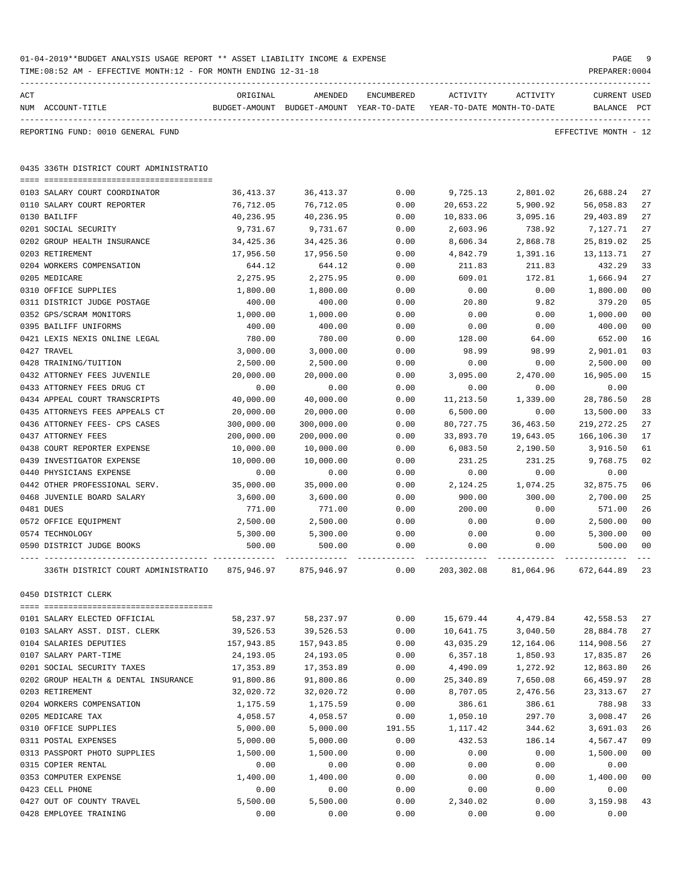01-04-2019**BUDGET ANALYSIS USAGE REPORT ** ASSET LIABILITY INCOME & EXPENSE

TIME:08:52 AM - EFFECTIVE MONTH:12 - FOR MONTH ENDING 12-31-18

PREPARER:0004

REPORTING FUND: 0010 GENERAL FUND — EFFECTIVE MONTH - 12

## 0435 336TH DISTRICT COURT ADMINISTRATIO

| ACT NUM | ACCOUNT-TITLE | ORIGINAL BUDGET-AMOUNT | AMENDED BUDGET-AMOUNT | ENCUMBERED YEAR-TO-DATE | ACTIVITY YEAR-TO-DATE | ACTIVITY MONTH-TO-DATE | CURRENT BALANCE | USED PCT |
|---|---|---|---|---|---|---|---|---|
| 0103 | SALARY COURT COORDINATOR | 36,413.37 | 36,413.37 | 0.00 | 9,725.13 | 2,801.02 | 26,688.24 | 27 |
| 0110 | SALARY COURT REPORTER | 76,712.05 | 76,712.05 | 0.00 | 20,653.22 | 5,900.92 | 56,058.83 | 27 |
| 0130 | BAILIFF | 40,236.95 | 40,236.95 | 0.00 | 10,833.06 | 3,095.16 | 29,403.89 | 27 |
| 0201 | SOCIAL SECURITY | 9,731.67 | 9,731.67 | 0.00 | 2,603.96 | 738.92 | 7,127.71 | 27 |
| 0202 | GROUP HEALTH INSURANCE | 34,425.36 | 34,425.36 | 0.00 | 8,606.34 | 2,868.78 | 25,819.02 | 25 |
| 0203 | RETIREMENT | 17,956.50 | 17,956.50 | 0.00 | 4,842.79 | 1,391.16 | 13,113.71 | 27 |
| 0204 | WORKERS COMPENSATION | 644.12 | 644.12 | 0.00 | 211.83 | 211.83 | 432.29 | 33 |
| 0205 | MEDICARE | 2,275.95 | 2,275.95 | 0.00 | 609.01 | 172.81 | 1,666.94 | 27 |
| 0310 | OFFICE SUPPLIES | 1,800.00 | 1,800.00 | 0.00 | 0.00 | 0.00 | 1,800.00 | 00 |
| 0311 | DISTRICT JUDGE POSTAGE | 400.00 | 400.00 | 0.00 | 20.80 | 9.82 | 379.20 | 05 |
| 0352 | GPS/SCRAM MONITORS | 1,000.00 | 1,000.00 | 0.00 | 0.00 | 0.00 | 1,000.00 | 00 |
| 0395 | BAILIFF UNIFORMS | 400.00 | 400.00 | 0.00 | 0.00 | 0.00 | 400.00 | 00 |
| 0421 | LEXIS NEXIS ONLINE LEGAL | 780.00 | 780.00 | 0.00 | 128.00 | 64.00 | 652.00 | 16 |
| 0427 | TRAVEL | 3,000.00 | 3,000.00 | 0.00 | 98.99 | 98.99 | 2,901.01 | 03 |
| 0428 | TRAINING/TUITION | 2,500.00 | 2,500.00 | 0.00 | 0.00 | 0.00 | 2,500.00 | 00 |
| 0432 | ATTORNEY FEES JUVENILE | 20,000.00 | 20,000.00 | 0.00 | 3,095.00 | 2,470.00 | 16,905.00 | 15 |
| 0433 | ATTORNEY FEES DRUG CT | 0.00 | 0.00 | 0.00 | 0.00 | 0.00 | 0.00 | |
| 0434 | APPEAL COURT TRANSCRIPTS | 40,000.00 | 40,000.00 | 0.00 | 11,213.50 | 1,339.00 | 28,786.50 | 28 |
| 0435 | ATTORNEYS FEES APPEALS CT | 20,000.00 | 20,000.00 | 0.00 | 6,500.00 | 0.00 | 13,500.00 | 33 |
| 0436 | ATTORNEY FEES- CPS CASES | 300,000.00 | 300,000.00 | 0.00 | 80,727.75 | 36,463.50 | 219,272.25 | 27 |
| 0437 | ATTORNEY FEES | 200,000.00 | 200,000.00 | 0.00 | 33,893.70 | 19,643.05 | 166,106.30 | 17 |
| 0438 | COURT REPORTER EXPENSE | 10,000.00 | 10,000.00 | 0.00 | 6,083.50 | 2,190.50 | 3,916.50 | 61 |
| 0439 | INVESTIGATOR EXPENSE | 10,000.00 | 10,000.00 | 0.00 | 231.25 | 231.25 | 9,768.75 | 02 |
| 0440 | PHYSICIANS EXPENSE | 0.00 | 0.00 | 0.00 | 0.00 | 0.00 | 0.00 | |
| 0442 | OTHER PROFESSIONAL SERV. | 35,000.00 | 35,000.00 | 0.00 | 2,124.25 | 1,074.25 | 32,875.75 | 06 |
| 0468 | JUVENILE BOARD SALARY | 3,600.00 | 3,600.00 | 0.00 | 900.00 | 300.00 | 2,700.00 | 25 |
| 0481 | DUES | 771.00 | 771.00 | 0.00 | 200.00 | 0.00 | 571.00 | 26 |
| 0572 | OFFICE EQUIPMENT | 2,500.00 | 2,500.00 | 0.00 | 0.00 | 0.00 | 2,500.00 | 00 |
| 0574 | TECHNOLOGY | 5,300.00 | 5,300.00 | 0.00 | 0.00 | 0.00 | 5,300.00 | 00 |
| 0590 | DISTRICT JUDGE BOOKS | 500.00 | 500.00 | 0.00 | 0.00 | 0.00 | 500.00 | 00 |
| | 336TH DISTRICT COURT ADMINISTRATIO | 875,946.97 | 875,946.97 | 0.00 | 203,302.08 | 81,064.96 | 672,644.89 | 23 |

## 0450 DISTRICT CLERK

| ACT NUM | ACCOUNT-TITLE | ORIGINAL BUDGET-AMOUNT | AMENDED BUDGET-AMOUNT | ENCUMBERED YEAR-TO-DATE | ACTIVITY YEAR-TO-DATE | ACTIVITY MONTH-TO-DATE | CURRENT BALANCE | USED PCT |
|---|---|---|---|---|---|---|---|---|
| 0101 | SALARY ELECTED OFFICIAL | 58,237.97 | 58,237.97 | 0.00 | 15,679.44 | 4,479.84 | 42,558.53 | 27 |
| 0103 | SALARY ASST. DIST. CLERK | 39,526.53 | 39,526.53 | 0.00 | 10,641.75 | 3,040.50 | 28,884.78 | 27 |
| 0104 | SALARIES DEPUTIES | 157,943.85 | 157,943.85 | 0.00 | 43,035.29 | 12,164.06 | 114,908.56 | 27 |
| 0107 | SALARY PART-TIME | 24,193.05 | 24,193.05 | 0.00 | 6,357.18 | 1,850.93 | 17,835.87 | 26 |
| 0201 | SOCIAL SECURITY TAXES | 17,353.89 | 17,353.89 | 0.00 | 4,490.09 | 1,272.92 | 12,863.80 | 26 |
| 0202 | GROUP HEALTH & DENTAL INSURANCE | 91,800.86 | 91,800.86 | 0.00 | 25,340.89 | 7,650.08 | 66,459.97 | 28 |
| 0203 | RETIREMENT | 32,020.72 | 32,020.72 | 0.00 | 8,707.05 | 2,476.56 | 23,313.67 | 27 |
| 0204 | WORKERS COMPENSATION | 1,175.59 | 1,175.59 | 0.00 | 386.61 | 386.61 | 788.98 | 33 |
| 0205 | MEDICARE TAX | 4,058.57 | 4,058.57 | 0.00 | 1,050.10 | 297.70 | 3,008.47 | 26 |
| 0310 | OFFICE SUPPLIES | 5,000.00 | 5,000.00 | 191.55 | 1,117.42 | 344.62 | 3,691.03 | 26 |
| 0311 | POSTAL EXPENSES | 5,000.00 | 5,000.00 | 0.00 | 432.53 | 186.14 | 4,567.47 | 09 |
| 0313 | PASSPORT PHOTO SUPPLIES | 1,500.00 | 1,500.00 | 0.00 | 0.00 | 0.00 | 1,500.00 | 00 |
| 0315 | COPIER RENTAL | 0.00 | 0.00 | 0.00 | 0.00 | 0.00 | 0.00 | |
| 0353 | COMPUTER EXPENSE | 1,400.00 | 1,400.00 | 0.00 | 0.00 | 0.00 | 1,400.00 | 00 |
| 0423 | CELL PHONE | 0.00 | 0.00 | 0.00 | 0.00 | 0.00 | 0.00 | |
| 0427 | OUT OF COUNTY TRAVEL | 5,500.00 | 5,500.00 | 0.00 | 2,340.02 | 0.00 | 3,159.98 | 43 |
| 0428 | EMPLOYEE TRAINING | 0.00 | 0.00 | 0.00 | 0.00 | 0.00 | 0.00 | |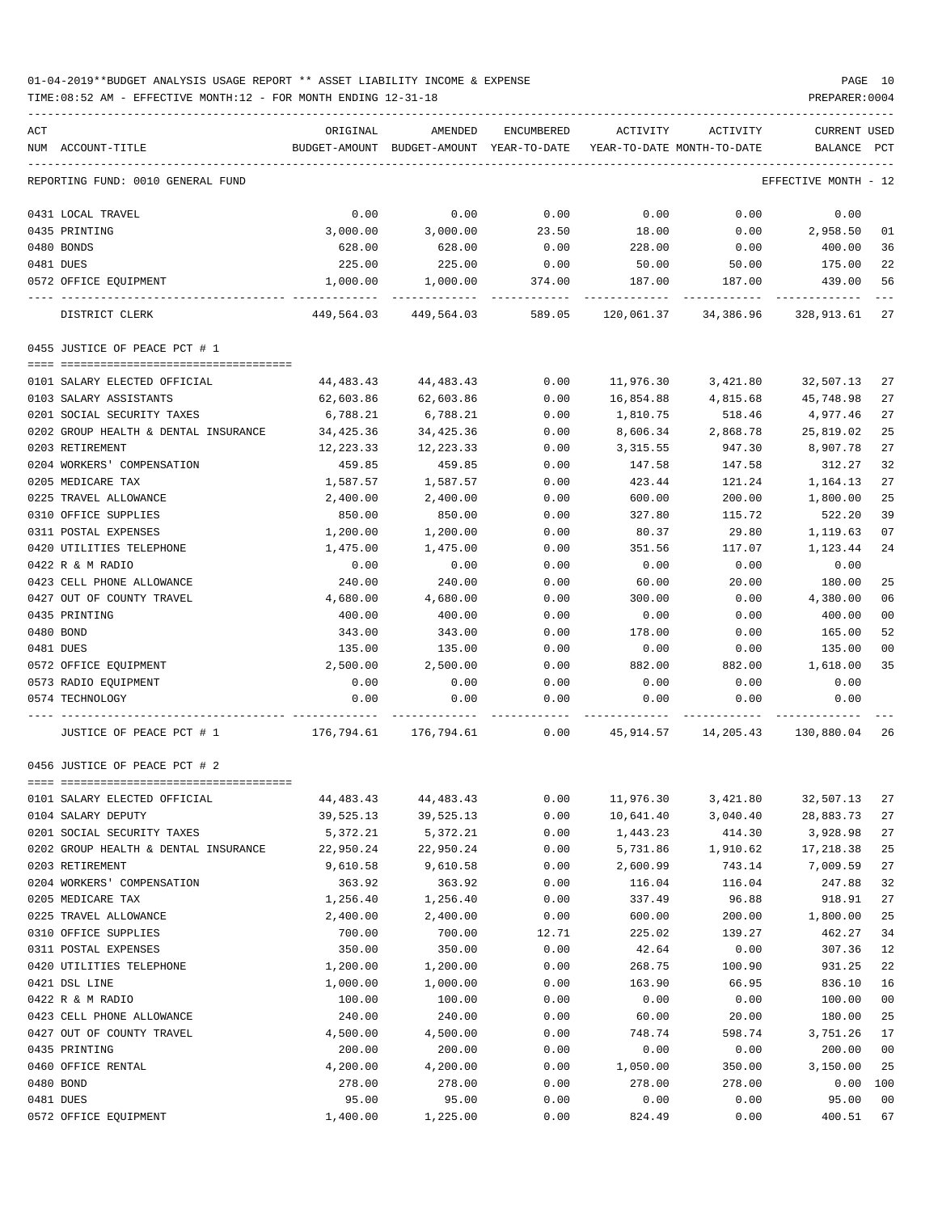01-04-2019**BUDGET ANALYSIS USAGE REPORT ** ASSET LIABILITY INCOME & EXPENSE

TIME:08:52 AM - EFFECTIVE MONTH:12 - FOR MONTH ENDING 12-31-18

PREPARER:0004

REPORTING FUND: 0010 GENERAL FUND — EFFECTIVE MONTH - 12

| ACT NUM | ACCOUNT-TITLE | ORIGINAL BUDGET-AMOUNT | AMENDED BUDGET-AMOUNT | ENCUMBERED YEAR-TO-DATE | ACTIVITY YEAR-TO-DATE | ACTIVITY MONTH-TO-DATE | CURRENT BALANCE | USED PCT |
|---|---|---|---|---|---|---|---|---|
| 0431 | LOCAL TRAVEL | 0.00 | 0.00 | 0.00 | 0.00 | 0.00 | 0.00 | |
| 0435 | PRINTING | 3,000.00 | 3,000.00 | 23.50 | 18.00 | 0.00 | 2,958.50 | 01 |
| 0480 | BONDS | 628.00 | 628.00 | 0.00 | 228.00 | 0.00 | 400.00 | 36 |
| 0481 | DUES | 225.00 | 225.00 | 0.00 | 50.00 | 50.00 | 175.00 | 22 |
| 0572 | OFFICE EQUIPMENT | 1,000.00 | 1,000.00 | 374.00 | 187.00 | 187.00 | 439.00 | 56 |
| | DISTRICT CLERK | 449,564.03 | 449,564.03 | 589.05 | 120,061.37 | 34,386.96 | 328,913.61 | 27 |

## 0455 JUSTICE OF PEACE PCT # 1

| ACT NUM | ACCOUNT-TITLE | ORIGINAL BUDGET-AMOUNT | AMENDED BUDGET-AMOUNT | ENCUMBERED YEAR-TO-DATE | ACTIVITY YEAR-TO-DATE | ACTIVITY MONTH-TO-DATE | CURRENT BALANCE | USED PCT |
|---|---|---|---|---|---|---|---|---|
| 0101 | SALARY ELECTED OFFICIAL | 44,483.43 | 44,483.43 | 0.00 | 11,976.30 | 3,421.80 | 32,507.13 | 27 |
| 0103 | SALARY ASSISTANTS | 62,603.86 | 62,603.86 | 0.00 | 16,854.88 | 4,815.68 | 45,748.98 | 27 |
| 0201 | SOCIAL SECURITY TAXES | 6,788.21 | 6,788.21 | 0.00 | 1,810.75 | 518.46 | 4,977.46 | 27 |
| 0202 | GROUP HEALTH & DENTAL INSURANCE | 34,425.36 | 34,425.36 | 0.00 | 8,606.34 | 2,868.78 | 25,819.02 | 25 |
| 0203 | RETIREMENT | 12,223.33 | 12,223.33 | 0.00 | 3,315.55 | 947.30 | 8,907.78 | 27 |
| 0204 | WORKERS' COMPENSATION | 459.85 | 459.85 | 0.00 | 147.58 | 147.58 | 312.27 | 32 |
| 0205 | MEDICARE TAX | 1,587.57 | 1,587.57 | 0.00 | 423.44 | 121.24 | 1,164.13 | 27 |
| 0225 | TRAVEL ALLOWANCE | 2,400.00 | 2,400.00 | 0.00 | 600.00 | 200.00 | 1,800.00 | 25 |
| 0310 | OFFICE SUPPLIES | 850.00 | 850.00 | 0.00 | 327.80 | 115.72 | 522.20 | 39 |
| 0311 | POSTAL EXPENSES | 1,200.00 | 1,200.00 | 0.00 | 80.37 | 29.80 | 1,119.63 | 07 |
| 0420 | UTILITIES TELEPHONE | 1,475.00 | 1,475.00 | 0.00 | 351.56 | 117.07 | 1,123.44 | 24 |
| 0422 | R & M RADIO | 0.00 | 0.00 | 0.00 | 0.00 | 0.00 | 0.00 | |
| 0423 | CELL PHONE ALLOWANCE | 240.00 | 240.00 | 0.00 | 60.00 | 20.00 | 180.00 | 25 |
| 0427 | OUT OF COUNTY TRAVEL | 4,680.00 | 4,680.00 | 0.00 | 300.00 | 0.00 | 4,380.00 | 06 |
| 0435 | PRINTING | 400.00 | 400.00 | 0.00 | 0.00 | 0.00 | 400.00 | 00 |
| 0480 | BOND | 343.00 | 343.00 | 0.00 | 178.00 | 0.00 | 165.00 | 52 |
| 0481 | DUES | 135.00 | 135.00 | 0.00 | 0.00 | 0.00 | 135.00 | 00 |
| 0572 | OFFICE EQUIPMENT | 2,500.00 | 2,500.00 | 0.00 | 882.00 | 882.00 | 1,618.00 | 35 |
| 0573 | RADIO EQUIPMENT | 0.00 | 0.00 | 0.00 | 0.00 | 0.00 | 0.00 | |
| 0574 | TECHNOLOGY | 0.00 | 0.00 | 0.00 | 0.00 | 0.00 | 0.00 | |
| | JUSTICE OF PEACE PCT # 1 | 176,794.61 | 176,794.61 | 0.00 | 45,914.57 | 14,205.43 | 130,880.04 | 26 |

## 0456 JUSTICE OF PEACE PCT # 2

| ACT NUM | ACCOUNT-TITLE | ORIGINAL BUDGET-AMOUNT | AMENDED BUDGET-AMOUNT | ENCUMBERED YEAR-TO-DATE | ACTIVITY YEAR-TO-DATE | ACTIVITY MONTH-TO-DATE | CURRENT BALANCE | USED PCT |
|---|---|---|---|---|---|---|---|---|
| 0101 | SALARY ELECTED OFFICIAL | 44,483.43 | 44,483.43 | 0.00 | 11,976.30 | 3,421.80 | 32,507.13 | 27 |
| 0104 | SALARY DEPUTY | 39,525.13 | 39,525.13 | 0.00 | 10,641.40 | 3,040.40 | 28,883.73 | 27 |
| 0201 | SOCIAL SECURITY TAXES | 5,372.21 | 5,372.21 | 0.00 | 1,443.23 | 414.30 | 3,928.98 | 27 |
| 0202 | GROUP HEALTH & DENTAL INSURANCE | 22,950.24 | 22,950.24 | 0.00 | 5,731.86 | 1,910.62 | 17,218.38 | 25 |
| 0203 | RETIREMENT | 9,610.58 | 9,610.58 | 0.00 | 2,600.99 | 743.14 | 7,009.59 | 27 |
| 0204 | WORKERS' COMPENSATION | 363.92 | 363.92 | 0.00 | 116.04 | 116.04 | 247.88 | 32 |
| 0205 | MEDICARE TAX | 1,256.40 | 1,256.40 | 0.00 | 337.49 | 96.88 | 918.91 | 27 |
| 0225 | TRAVEL ALLOWANCE | 2,400.00 | 2,400.00 | 0.00 | 600.00 | 200.00 | 1,800.00 | 25 |
| 0310 | OFFICE SUPPLIES | 700.00 | 700.00 | 12.71 | 225.02 | 139.27 | 462.27 | 34 |
| 0311 | POSTAL EXPENSES | 350.00 | 350.00 | 0.00 | 42.64 | 0.00 | 307.36 | 12 |
| 0420 | UTILITIES TELEPHONE | 1,200.00 | 1,200.00 | 0.00 | 268.75 | 100.90 | 931.25 | 22 |
| 0421 | DSL LINE | 1,000.00 | 1,000.00 | 0.00 | 163.90 | 66.95 | 836.10 | 16 |
| 0422 | R & M RADIO | 100.00 | 100.00 | 0.00 | 0.00 | 0.00 | 100.00 | 00 |
| 0423 | CELL PHONE ALLOWANCE | 240.00 | 240.00 | 0.00 | 60.00 | 20.00 | 180.00 | 25 |
| 0427 | OUT OF COUNTY TRAVEL | 4,500.00 | 4,500.00 | 0.00 | 748.74 | 598.74 | 3,751.26 | 17 |
| 0435 | PRINTING | 200.00 | 200.00 | 0.00 | 0.00 | 0.00 | 200.00 | 00 |
| 0460 | OFFICE RENTAL | 4,200.00 | 4,200.00 | 0.00 | 1,050.00 | 350.00 | 3,150.00 | 25 |
| 0480 | BOND | 278.00 | 278.00 | 0.00 | 278.00 | 278.00 | 0.00 | 100 |
| 0481 | DUES | 95.00 | 95.00 | 0.00 | 0.00 | 0.00 | 95.00 | 00 |
| 0572 | OFFICE EQUIPMENT | 1,400.00 | 1,225.00 | 0.00 | 824.49 | 0.00 | 400.51 | 67 |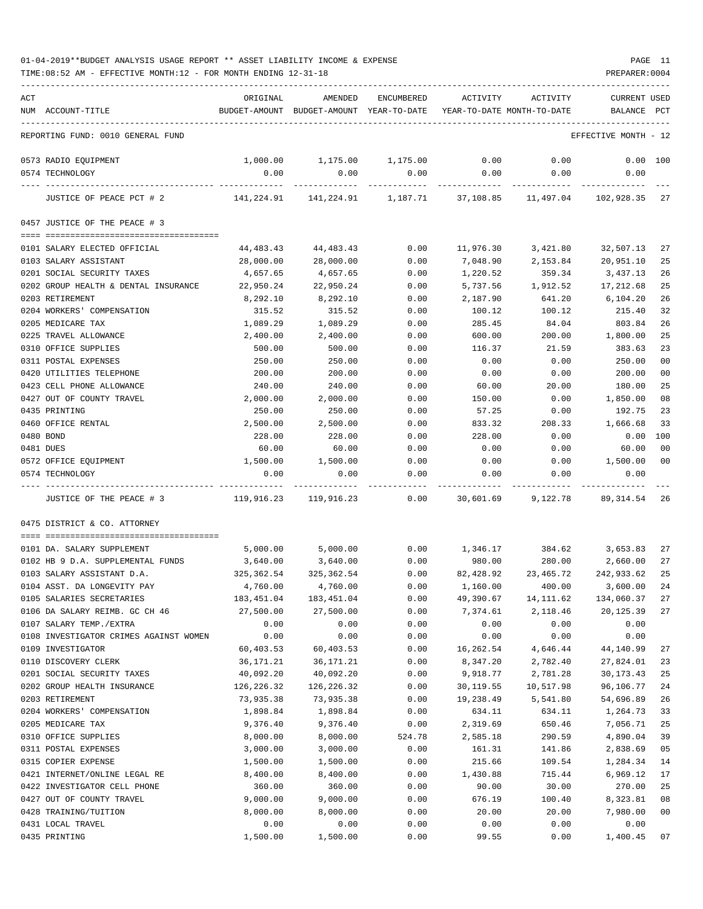01-04-2019**BUDGET ANALYSIS USAGE REPORT ** ASSET LIABILITY INCOME & EXPENSE

TIME:08:52 AM - EFFECTIVE MONTH:12 - FOR MONTH ENDING 12-31-18

PREPARER:0004

| ACT NUM | ACCOUNT-TITLE | ORIGINAL BUDGET-AMOUNT | AMENDED BUDGET-AMOUNT | ENCUMBERED YEAR-TO-DATE | ACTIVITY YEAR-TO-DATE | ACTIVITY MONTH-TO-DATE | CURRENT BALANCE | USED PCT |
|---|---|---|---|---|---|---|---|---|
| | REPORTING FUND: 0010 GENERAL FUND | | | | | | EFFECTIVE MONTH - 12 | |
| 0573 | RADIO EQUIPMENT | 1,000.00 | 1,175.00 | 1,175.00 | 0.00 | 0.00 | 0.00 | 100 |
| 0574 | TECHNOLOGY | 0.00 | 0.00 | 0.00 | 0.00 | 0.00 | 0.00 | |
| | JUSTICE OF PEACE PCT # 2 | 141,224.91 | 141,224.91 | 1,187.71 | 37,108.85 | 11,497.04 | 102,928.35 | 27 |
| | 0457 JUSTICE OF THE PEACE # 3 | | | | | | | |
| 0101 | SALARY ELECTED OFFICIAL | 44,483.43 | 44,483.43 | 0.00 | 11,976.30 | 3,421.80 | 32,507.13 | 27 |
| 0103 | SALARY ASSISTANT | 28,000.00 | 28,000.00 | 0.00 | 7,048.90 | 2,153.84 | 20,951.10 | 25 |
| 0201 | SOCIAL SECURITY TAXES | 4,657.65 | 4,657.65 | 0.00 | 1,220.52 | 359.34 | 3,437.13 | 26 |
| 0202 | GROUP HEALTH & DENTAL INSURANCE | 22,950.24 | 22,950.24 | 0.00 | 5,737.56 | 1,912.52 | 17,212.68 | 25 |
| 0203 | RETIREMENT | 8,292.10 | 8,292.10 | 0.00 | 2,187.90 | 641.20 | 6,104.20 | 26 |
| 0204 | WORKERS' COMPENSATION | 315.52 | 315.52 | 0.00 | 100.12 | 100.12 | 215.40 | 32 |
| 0205 | MEDICARE TAX | 1,089.29 | 1,089.29 | 0.00 | 285.45 | 84.04 | 803.84 | 26 |
| 0225 | TRAVEL ALLOWANCE | 2,400.00 | 2,400.00 | 0.00 | 600.00 | 200.00 | 1,800.00 | 25 |
| 0310 | OFFICE SUPPLIES | 500.00 | 500.00 | 0.00 | 116.37 | 21.59 | 383.63 | 23 |
| 0311 | POSTAL EXPENSES | 250.00 | 250.00 | 0.00 | 0.00 | 0.00 | 250.00 | 00 |
| 0420 | UTILITIES TELEPHONE | 200.00 | 200.00 | 0.00 | 0.00 | 0.00 | 200.00 | 00 |
| 0423 | CELL PHONE ALLOWANCE | 240.00 | 240.00 | 0.00 | 60.00 | 20.00 | 180.00 | 25 |
| 0427 | OUT OF COUNTY TRAVEL | 2,000.00 | 2,000.00 | 0.00 | 150.00 | 0.00 | 1,850.00 | 08 |
| 0435 | PRINTING | 250.00 | 250.00 | 0.00 | 57.25 | 0.00 | 192.75 | 23 |
| 0460 | OFFICE RENTAL | 2,500.00 | 2,500.00 | 0.00 | 833.32 | 208.33 | 1,666.68 | 33 |
| 0480 | BOND | 228.00 | 228.00 | 0.00 | 228.00 | 0.00 | 0.00 | 100 |
| 0481 | DUES | 60.00 | 60.00 | 0.00 | 0.00 | 0.00 | 60.00 | 00 |
| 0572 | OFFICE EQUIPMENT | 1,500.00 | 1,500.00 | 0.00 | 0.00 | 0.00 | 1,500.00 | 00 |
| 0574 | TECHNOLOGY | 0.00 | 0.00 | 0.00 | 0.00 | 0.00 | 0.00 | |
| | JUSTICE OF THE PEACE # 3 | 119,916.23 | 119,916.23 | 0.00 | 30,601.69 | 9,122.78 | 89,314.54 | 26 |
| | 0475 DISTRICT & CO. ATTORNEY | | | | | | | |
| 0101 | DA. SALARY SUPPLEMENT | 5,000.00 | 5,000.00 | 0.00 | 1,346.17 | 384.62 | 3,653.83 | 27 |
| 0102 | HB 9 D.A. SUPPLEMENTAL FUNDS | 3,640.00 | 3,640.00 | 0.00 | 980.00 | 280.00 | 2,660.00 | 27 |
| 0103 | SALARY ASSISTANT D.A. | 325,362.54 | 325,362.54 | 0.00 | 82,428.92 | 23,465.72 | 242,933.62 | 25 |
| 0104 | ASST. DA LONGEVITY PAY | 4,760.00 | 4,760.00 | 0.00 | 1,160.00 | 400.00 | 3,600.00 | 24 |
| 0105 | SALARIES SECRETARIES | 183,451.04 | 183,451.04 | 0.00 | 49,390.67 | 14,111.62 | 134,060.37 | 27 |
| 0106 | DA SALARY REIMB. GC CH 46 | 27,500.00 | 27,500.00 | 0.00 | 7,374.61 | 2,118.46 | 20,125.39 | 27 |
| 0107 | SALARY TEMP./EXTRA | 0.00 | 0.00 | 0.00 | 0.00 | 0.00 | 0.00 | |
| 0108 | INVESTIGATOR CRIMES AGAINST WOMEN | 0.00 | 0.00 | 0.00 | 0.00 | 0.00 | 0.00 | |
| 0109 | INVESTIGATOR | 60,403.53 | 60,403.53 | 0.00 | 16,262.54 | 4,646.44 | 44,140.99 | 27 |
| 0110 | DISCOVERY CLERK | 36,171.21 | 36,171.21 | 0.00 | 8,347.20 | 2,782.40 | 27,824.01 | 23 |
| 0201 | SOCIAL SECURITY TAXES | 40,092.20 | 40,092.20 | 0.00 | 9,918.77 | 2,781.28 | 30,173.43 | 25 |
| 0202 | GROUP HEALTH INSURANCE | 126,226.32 | 126,226.32 | 0.00 | 30,119.55 | 10,517.98 | 96,106.77 | 24 |
| 0203 | RETIREMENT | 73,935.38 | 73,935.38 | 0.00 | 19,238.49 | 5,541.80 | 54,696.89 | 26 |
| 0204 | WORKERS' COMPENSATION | 1,898.84 | 1,898.84 | 0.00 | 634.11 | 634.11 | 1,264.73 | 33 |
| 0205 | MEDICARE TAX | 9,376.40 | 9,376.40 | 0.00 | 2,319.69 | 650.46 | 7,056.71 | 25 |
| 0310 | OFFICE SUPPLIES | 8,000.00 | 8,000.00 | 524.78 | 2,585.18 | 290.59 | 4,890.04 | 39 |
| 0311 | POSTAL EXPENSES | 3,000.00 | 3,000.00 | 0.00 | 161.31 | 141.86 | 2,838.69 | 05 |
| 0315 | COPIER EXPENSE | 1,500.00 | 1,500.00 | 0.00 | 215.66 | 109.54 | 1,284.34 | 14 |
| 0421 | INTERNET/ONLINE LEGAL RE | 8,400.00 | 8,400.00 | 0.00 | 1,430.88 | 715.44 | 6,969.12 | 17 |
| 0422 | INVESTIGATOR CELL PHONE | 360.00 | 360.00 | 0.00 | 90.00 | 30.00 | 270.00 | 25 |
| 0427 | OUT OF COUNTY TRAVEL | 9,000.00 | 9,000.00 | 0.00 | 676.19 | 100.40 | 8,323.81 | 08 |
| 0428 | TRAINING/TUITION | 8,000.00 | 8,000.00 | 0.00 | 20.00 | 20.00 | 7,980.00 | 00 |
| 0431 | LOCAL TRAVEL | 0.00 | 0.00 | 0.00 | 0.00 | 0.00 | 0.00 | |
| 0435 | PRINTING | 1,500.00 | 1,500.00 | 0.00 | 99.55 | 0.00 | 1,400.45 | 07 |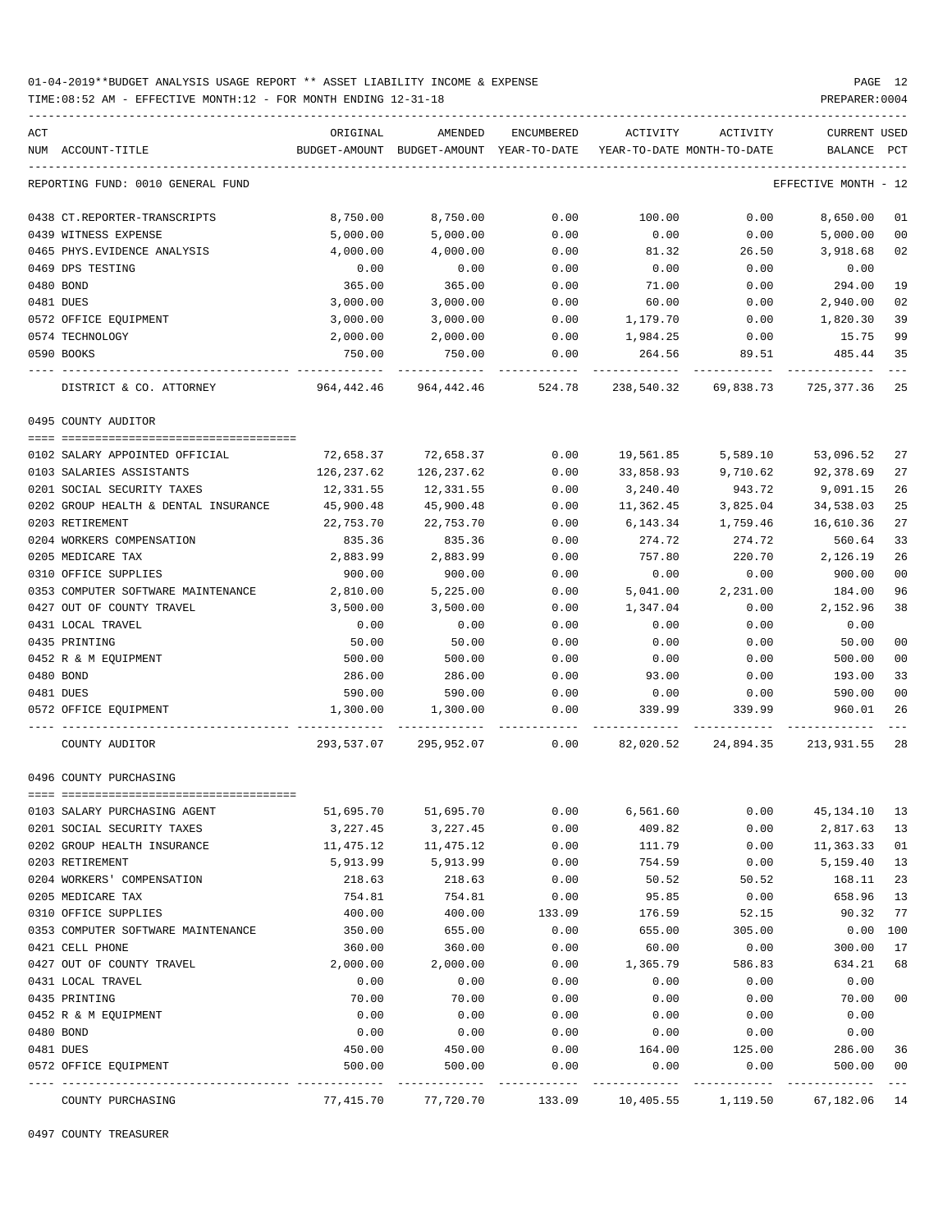01-04-2019**BUDGET ANALYSIS USAGE REPORT ** ASSET LIABILITY INCOME & EXPENSE

TIME:08:52 AM - EFFECTIVE MONTH:12 - FOR MONTH ENDING 12-31-18

PREPARER:0004

| ACT NUM | ACCOUNT-TITLE | ORIGINAL BUDGET-AMOUNT | AMENDED BUDGET-AMOUNT | ENCUMBERED YEAR-TO-DATE | ACTIVITY YEAR-TO-DATE | ACTIVITY MONTH-TO-DATE | CURRENT BALANCE | USED PCT |
|---|---|---|---|---|---|---|---|---|
| | REPORTING FUND: 0010 GENERAL FUND | | | | | | EFFECTIVE MONTH - 12 | |
| 0438 | CT.REPORTER-TRANSCRIPTS | 8,750.00 | 8,750.00 | 0.00 | 100.00 | 0.00 | 8,650.00 | 01 |
| 0439 | WITNESS EXPENSE | 5,000.00 | 5,000.00 | 0.00 | 0.00 | 0.00 | 5,000.00 | 00 |
| 0465 | PHYS.EVIDENCE ANALYSIS | 4,000.00 | 4,000.00 | 0.00 | 81.32 | 26.50 | 3,918.68 | 02 |
| 0469 | DPS TESTING | 0.00 | 0.00 | 0.00 | 0.00 | 0.00 | 0.00 | |
| 0480 | BOND | 365.00 | 365.00 | 0.00 | 71.00 | 0.00 | 294.00 | 19 |
| 0481 | DUES | 3,000.00 | 3,000.00 | 0.00 | 60.00 | 0.00 | 2,940.00 | 02 |
| 0572 | OFFICE EQUIPMENT | 3,000.00 | 3,000.00 | 0.00 | 1,179.70 | 0.00 | 1,820.30 | 39 |
| 0574 | TECHNOLOGY | 2,000.00 | 2,000.00 | 0.00 | 1,984.25 | 0.00 | 15.75 | 99 |
| 0590 | BOOKS | 750.00 | 750.00 | 0.00 | 264.56 | 89.51 | 485.44 | 35 |
| | DISTRICT & CO. ATTORNEY | 964,442.46 | 964,442.46 | 524.78 | 238,540.32 | 69,838.73 | 725,377.36 | 25 |
| | 0495 COUNTY AUDITOR | | | | | | | |
| 0102 | SALARY APPOINTED OFFICIAL | 72,658.37 | 72,658.37 | 0.00 | 19,561.85 | 5,589.10 | 53,096.52 | 27 |
| 0103 | SALARIES ASSISTANTS | 126,237.62 | 126,237.62 | 0.00 | 33,858.93 | 9,710.62 | 92,378.69 | 27 |
| 0201 | SOCIAL SECURITY TAXES | 12,331.55 | 12,331.55 | 0.00 | 3,240.40 | 943.72 | 9,091.15 | 26 |
| 0202 | GROUP HEALTH & DENTAL INSURANCE | 45,900.48 | 45,900.48 | 0.00 | 11,362.45 | 3,825.04 | 34,538.03 | 25 |
| 0203 | RETIREMENT | 22,753.70 | 22,753.70 | 0.00 | 6,143.34 | 1,759.46 | 16,610.36 | 27 |
| 0204 | WORKERS COMPENSATION | 835.36 | 835.36 | 0.00 | 274.72 | 274.72 | 560.64 | 33 |
| 0205 | MEDICARE TAX | 2,883.99 | 2,883.99 | 0.00 | 757.80 | 220.70 | 2,126.19 | 26 |
| 0310 | OFFICE SUPPLIES | 900.00 | 900.00 | 0.00 | 0.00 | 0.00 | 900.00 | 00 |
| 0353 | COMPUTER SOFTWARE MAINTENANCE | 2,810.00 | 5,225.00 | 0.00 | 5,041.00 | 2,231.00 | 184.00 | 96 |
| 0427 | OUT OF COUNTY TRAVEL | 3,500.00 | 3,500.00 | 0.00 | 1,347.04 | 0.00 | 2,152.96 | 38 |
| 0431 | LOCAL TRAVEL | 0.00 | 0.00 | 0.00 | 0.00 | 0.00 | 0.00 | |
| 0435 | PRINTING | 50.00 | 50.00 | 0.00 | 0.00 | 0.00 | 50.00 | 00 |
| 0452 | R & M EQUIPMENT | 500.00 | 500.00 | 0.00 | 0.00 | 0.00 | 500.00 | 00 |
| 0480 | BOND | 286.00 | 286.00 | 0.00 | 93.00 | 0.00 | 193.00 | 33 |
| 0481 | DUES | 590.00 | 590.00 | 0.00 | 0.00 | 0.00 | 590.00 | 00 |
| 0572 | OFFICE EQUIPMENT | 1,300.00 | 1,300.00 | 0.00 | 339.99 | 339.99 | 960.01 | 26 |
| | COUNTY AUDITOR | 293,537.07 | 295,952.07 | 0.00 | 82,020.52 | 24,894.35 | 213,931.55 | 28 |
| | 0496 COUNTY PURCHASING | | | | | | | |
| 0103 | SALARY PURCHASING AGENT | 51,695.70 | 51,695.70 | 0.00 | 6,561.60 | 0.00 | 45,134.10 | 13 |
| 0201 | SOCIAL SECURITY TAXES | 3,227.45 | 3,227.45 | 0.00 | 409.82 | 0.00 | 2,817.63 | 13 |
| 0202 | GROUP HEALTH INSURANCE | 11,475.12 | 11,475.12 | 0.00 | 111.79 | 0.00 | 11,363.33 | 01 |
| 0203 | RETIREMENT | 5,913.99 | 5,913.99 | 0.00 | 754.59 | 0.00 | 5,159.40 | 13 |
| 0204 | WORKERS' COMPENSATION | 218.63 | 218.63 | 0.00 | 50.52 | 50.52 | 168.11 | 23 |
| 0205 | MEDICARE TAX | 754.81 | 754.81 | 0.00 | 95.85 | 0.00 | 658.96 | 13 |
| 0310 | OFFICE SUPPLIES | 400.00 | 400.00 | 133.09 | 176.59 | 52.15 | 90.32 | 77 |
| 0353 | COMPUTER SOFTWARE MAINTENANCE | 350.00 | 655.00 | 0.00 | 655.00 | 305.00 | 0.00 | 100 |
| 0421 | CELL PHONE | 360.00 | 360.00 | 0.00 | 60.00 | 0.00 | 300.00 | 17 |
| 0427 | OUT OF COUNTY TRAVEL | 2,000.00 | 2,000.00 | 0.00 | 1,365.79 | 586.83 | 634.21 | 68 |
| 0431 | LOCAL TRAVEL | 0.00 | 0.00 | 0.00 | 0.00 | 0.00 | 0.00 | |
| 0435 | PRINTING | 70.00 | 70.00 | 0.00 | 0.00 | 0.00 | 70.00 | 00 |
| 0452 | R & M EQUIPMENT | 0.00 | 0.00 | 0.00 | 0.00 | 0.00 | 0.00 | |
| 0480 | BOND | 0.00 | 0.00 | 0.00 | 0.00 | 0.00 | 0.00 | |
| 0481 | DUES | 450.00 | 450.00 | 0.00 | 164.00 | 125.00 | 286.00 | 36 |
| 0572 | OFFICE EQUIPMENT | 500.00 | 500.00 | 0.00 | 0.00 | 0.00 | 500.00 | 00 |
| | COUNTY PURCHASING | 77,415.70 | 77,720.70 | 133.09 | 10,405.55 | 1,119.50 | 67,182.06 | 14 |

0497 COUNTY TREASURER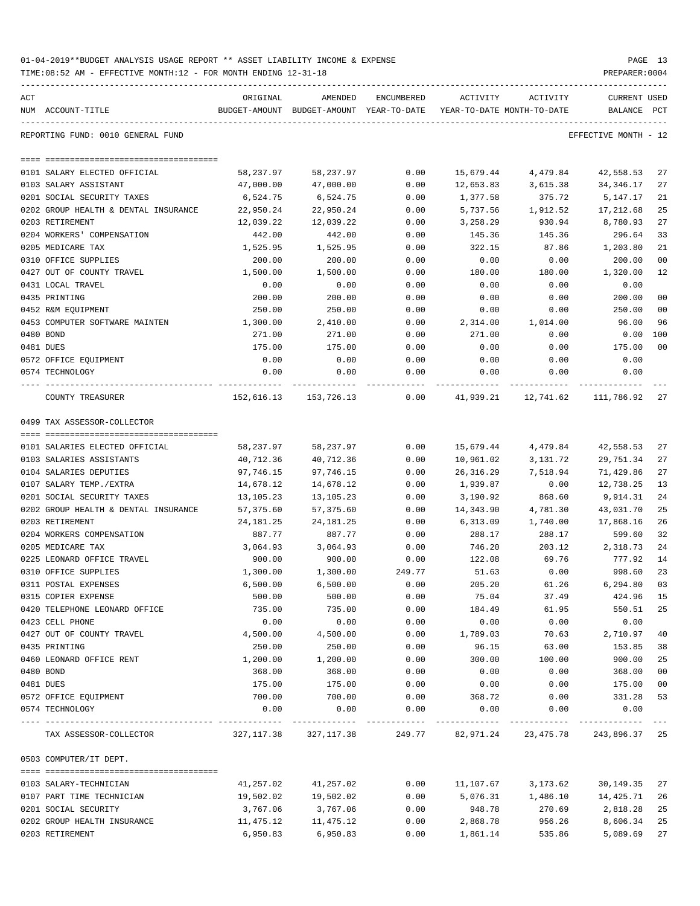01-04-2019**BUDGET ANALYSIS USAGE REPORT ** ASSET LIABILITY INCOME & EXPENSE

TIME:08:52 AM - EFFECTIVE MONTH:12 - FOR MONTH ENDING 12-31-18

PREPARER:0004

REPORTING FUND: 0010 GENERAL FUND — EFFECTIVE MONTH - 12

| ACT NUM | ACCOUNT-TITLE | ORIGINAL BUDGET-AMOUNT | AMENDED BUDGET-AMOUNT | ENCUMBERED YEAR-TO-DATE | ACTIVITY YEAR-TO-DATE | ACTIVITY MONTH-TO-DATE | CURRENT BALANCE | USED PCT |
|---|---|---|---|---|---|---|---|---|
| 0101 | SALARY ELECTED OFFICIAL | 58,237.97 | 58,237.97 | 0.00 | 15,679.44 | 4,479.84 | 42,558.53 | 27 |
| 0103 | SALARY ASSISTANT | 47,000.00 | 47,000.00 | 0.00 | 12,653.83 | 3,615.38 | 34,346.17 | 27 |
| 0201 | SOCIAL SECURITY TAXES | 6,524.75 | 6,524.75 | 0.00 | 1,377.58 | 375.72 | 5,147.17 | 21 |
| 0202 | GROUP HEALTH & DENTAL INSURANCE | 22,950.24 | 22,950.24 | 0.00 | 5,737.56 | 1,912.52 | 17,212.68 | 25 |
| 0203 | RETIREMENT | 12,039.22 | 12,039.22 | 0.00 | 3,258.29 | 930.94 | 8,780.93 | 27 |
| 0204 | WORKERS' COMPENSATION | 442.00 | 442.00 | 0.00 | 145.36 | 145.36 | 296.64 | 33 |
| 0205 | MEDICARE TAX | 1,525.95 | 1,525.95 | 0.00 | 322.15 | 87.86 | 1,203.80 | 21 |
| 0310 | OFFICE SUPPLIES | 200.00 | 200.00 | 0.00 | 0.00 | 0.00 | 200.00 | 00 |
| 0427 | OUT OF COUNTY TRAVEL | 1,500.00 | 1,500.00 | 0.00 | 180.00 | 180.00 | 1,320.00 | 12 |
| 0431 | LOCAL TRAVEL | 0.00 | 0.00 | 0.00 | 0.00 | 0.00 | 0.00 | |
| 0435 | PRINTING | 200.00 | 200.00 | 0.00 | 0.00 | 0.00 | 200.00 | 00 |
| 0452 | R&M EQUIPMENT | 250.00 | 250.00 | 0.00 | 0.00 | 0.00 | 250.00 | 00 |
| 0453 | COMPUTER SOFTWARE MAINTEN | 1,300.00 | 2,410.00 | 0.00 | 2,314.00 | 1,014.00 | 96.00 | 96 |
| 0480 | BOND | 271.00 | 271.00 | 0.00 | 271.00 | 0.00 | 0.00 | 100 |
| 0481 | DUES | 175.00 | 175.00 | 0.00 | 0.00 | 0.00 | 175.00 | 00 |
| 0572 | OFFICE EQUIPMENT | 0.00 | 0.00 | 0.00 | 0.00 | 0.00 | 0.00 | |
| 0574 | TECHNOLOGY | 0.00 | 0.00 | 0.00 | 0.00 | 0.00 | 0.00 | |
| | COUNTY TREASURER | 152,616.13 | 153,726.13 | 0.00 | 41,939.21 | 12,741.62 | 111,786.92 | 27 |

0499 TAX ASSESSOR-COLLECTOR

| ACT NUM | ACCOUNT-TITLE | ORIGINAL BUDGET-AMOUNT | AMENDED BUDGET-AMOUNT | ENCUMBERED YEAR-TO-DATE | ACTIVITY YEAR-TO-DATE | ACTIVITY MONTH-TO-DATE | CURRENT BALANCE | USED PCT |
|---|---|---|---|---|---|---|---|---|
| 0101 | SALARIES ELECTED OFFICIAL | 58,237.97 | 58,237.97 | 0.00 | 15,679.44 | 4,479.84 | 42,558.53 | 27 |
| 0103 | SALARIES ASSISTANTS | 40,712.36 | 40,712.36 | 0.00 | 10,961.02 | 3,131.72 | 29,751.34 | 27 |
| 0104 | SALARIES DEPUTIES | 97,746.15 | 97,746.15 | 0.00 | 26,316.29 | 7,518.94 | 71,429.86 | 27 |
| 0107 | SALARY TEMP./EXTRA | 14,678.12 | 14,678.12 | 0.00 | 1,939.87 | 0.00 | 12,738.25 | 13 |
| 0201 | SOCIAL SECURITY TAXES | 13,105.23 | 13,105.23 | 0.00 | 3,190.92 | 868.60 | 9,914.31 | 24 |
| 0202 | GROUP HEALTH & DENTAL INSURANCE | 57,375.60 | 57,375.60 | 0.00 | 14,343.90 | 4,781.30 | 43,031.70 | 25 |
| 0203 | RETIREMENT | 24,181.25 | 24,181.25 | 0.00 | 6,313.09 | 1,740.00 | 17,868.16 | 26 |
| 0204 | WORKERS COMPENSATION | 887.77 | 887.77 | 0.00 | 288.17 | 288.17 | 599.60 | 32 |
| 0205 | MEDICARE TAX | 3,064.93 | 3,064.93 | 0.00 | 746.20 | 203.12 | 2,318.73 | 24 |
| 0225 | LEONARD OFFICE TRAVEL | 900.00 | 900.00 | 0.00 | 122.08 | 69.76 | 777.92 | 14 |
| 0310 | OFFICE SUPPLIES | 1,300.00 | 1,300.00 | 249.77 | 51.63 | 0.00 | 998.60 | 23 |
| 0311 | POSTAL EXPENSES | 6,500.00 | 6,500.00 | 0.00 | 205.20 | 61.26 | 6,294.80 | 03 |
| 0315 | COPIER EXPENSE | 500.00 | 500.00 | 0.00 | 75.04 | 37.49 | 424.96 | 15 |
| 0420 | TELEPHONE LEONARD OFFICE | 735.00 | 735.00 | 0.00 | 184.49 | 61.95 | 550.51 | 25 |
| 0423 | CELL PHONE | 0.00 | 0.00 | 0.00 | 0.00 | 0.00 | 0.00 | |
| 0427 | OUT OF COUNTY TRAVEL | 4,500.00 | 4,500.00 | 0.00 | 1,789.03 | 70.63 | 2,710.97 | 40 |
| 0435 | PRINTING | 250.00 | 250.00 | 0.00 | 96.15 | 63.00 | 153.85 | 38 |
| 0460 | LEONARD OFFICE RENT | 1,200.00 | 1,200.00 | 0.00 | 300.00 | 100.00 | 900.00 | 25 |
| 0480 | BOND | 368.00 | 368.00 | 0.00 | 0.00 | 0.00 | 368.00 | 00 |
| 0481 | DUES | 175.00 | 175.00 | 0.00 | 0.00 | 0.00 | 175.00 | 00 |
| 0572 | OFFICE EQUIPMENT | 700.00 | 700.00 | 0.00 | 368.72 | 0.00 | 331.28 | 53 |
| 0574 | TECHNOLOGY | 0.00 | 0.00 | 0.00 | 0.00 | 0.00 | 0.00 | |
| | TAX ASSESSOR-COLLECTOR | 327,117.38 | 327,117.38 | 249.77 | 82,971.24 | 23,475.78 | 243,896.37 | 25 |

0503 COMPUTER/IT DEPT.

| ACT NUM | ACCOUNT-TITLE | ORIGINAL BUDGET-AMOUNT | AMENDED BUDGET-AMOUNT | ENCUMBERED YEAR-TO-DATE | ACTIVITY YEAR-TO-DATE | ACTIVITY MONTH-TO-DATE | CURRENT BALANCE | USED PCT |
|---|---|---|---|---|---|---|---|---|
| 0103 | SALARY-TECHNICIAN | 41,257.02 | 41,257.02 | 0.00 | 11,107.67 | 3,173.62 | 30,149.35 | 27 |
| 0107 | PART TIME TECHNICIAN | 19,502.02 | 19,502.02 | 0.00 | 5,076.31 | 1,486.10 | 14,425.71 | 26 |
| 0201 | SOCIAL SECURITY | 3,767.06 | 3,767.06 | 0.00 | 948.78 | 270.69 | 2,818.28 | 25 |
| 0202 | GROUP HEALTH INSURANCE | 11,475.12 | 11,475.12 | 0.00 | 2,868.78 | 956.26 | 8,606.34 | 25 |
| 0203 | RETIREMENT | 6,950.83 | 6,950.83 | 0.00 | 1,861.14 | 535.86 | 5,089.69 | 27 |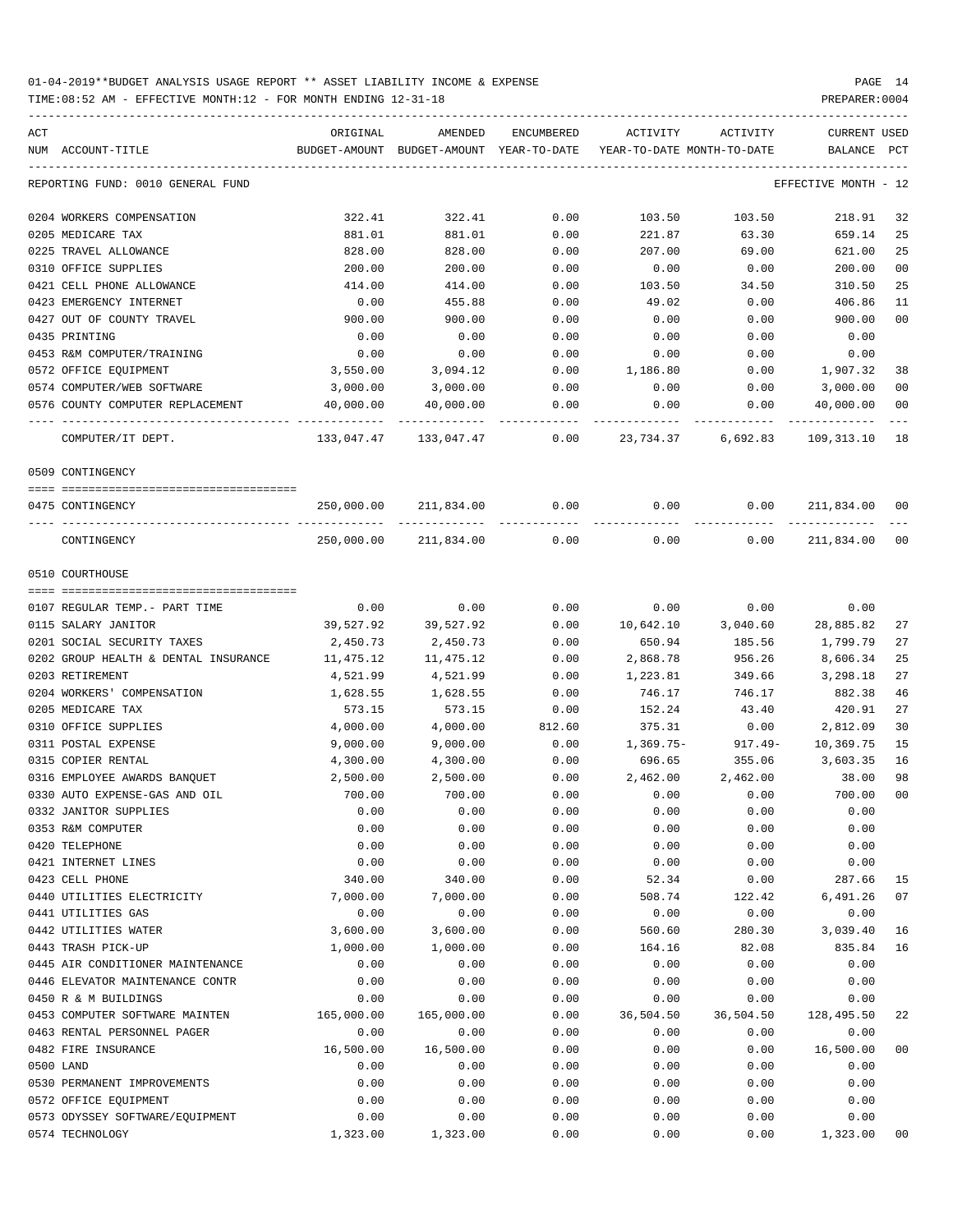01-04-2019**BUDGET ANALYSIS USAGE REPORT ** ASSET LIABILITY INCOME & EXPENSE

TIME:08:52 AM - EFFECTIVE MONTH:12 - FOR MONTH ENDING 12-31-18

PREPARER:0004

| ACT NUM | ACCOUNT-TITLE | ORIGINAL BUDGET-AMOUNT | AMENDED BUDGET-AMOUNT | ENCUMBERED YEAR-TO-DATE | ACTIVITY YEAR-TO-DATE | ACTIVITY MONTH-TO-DATE | CURRENT BALANCE | USED PCT |
|---|---|---|---|---|---|---|---|---|
| | REPORTING FUND: 0010 GENERAL FUND | | | | | | EFFECTIVE MONTH - 12 | |
| 0204 | WORKERS COMPENSATION | 322.41 | 322.41 | 0.00 | 103.50 | 103.50 | 218.91 | 32 |
| 0205 | MEDICARE TAX | 881.01 | 881.01 | 0.00 | 221.87 | 63.30 | 659.14 | 25 |
| 0225 | TRAVEL ALLOWANCE | 828.00 | 828.00 | 0.00 | 207.00 | 69.00 | 621.00 | 25 |
| 0310 | OFFICE SUPPLIES | 200.00 | 200.00 | 0.00 | 0.00 | 0.00 | 200.00 | 00 |
| 0421 | CELL PHONE ALLOWANCE | 414.00 | 414.00 | 0.00 | 103.50 | 34.50 | 310.50 | 25 |
| 0423 | EMERGENCY INTERNET | 0.00 | 455.88 | 0.00 | 49.02 | 0.00 | 406.86 | 11 |
| 0427 | OUT OF COUNTY TRAVEL | 900.00 | 900.00 | 0.00 | 0.00 | 0.00 | 900.00 | 00 |
| 0435 | PRINTING | 0.00 | 0.00 | 0.00 | 0.00 | 0.00 | 0.00 | |
| 0453 | R&M COMPUTER/TRAINING | 0.00 | 0.00 | 0.00 | 0.00 | 0.00 | 0.00 | |
| 0572 | OFFICE EQUIPMENT | 3,550.00 | 3,094.12 | 0.00 | 1,186.80 | 0.00 | 1,907.32 | 38 |
| 0574 | COMPUTER/WEB SOFTWARE | 3,000.00 | 3,000.00 | 0.00 | 0.00 | 0.00 | 3,000.00 | 00 |
| 0576 | COUNTY COMPUTER REPLACEMENT | 40,000.00 | 40,000.00 | 0.00 | 0.00 | 0.00 | 40,000.00 | 00 |
| | COMPUTER/IT DEPT. | 133,047.47 | 133,047.47 | 0.00 | 23,734.37 | 6,692.83 | 109,313.10 | 18 |
| | 0509 CONTINGENCY | | | | | | | |
| 0475 | CONTINGENCY | 250,000.00 | 211,834.00 | 0.00 | 0.00 | 0.00 | 211,834.00 | 00 |
| | CONTINGENCY | 250,000.00 | 211,834.00 | 0.00 | 0.00 | 0.00 | 211,834.00 | 00 |
| | 0510 COURTHOUSE | | | | | | | |
| 0107 | REGULAR TEMP.- PART TIME | 0.00 | 0.00 | 0.00 | 0.00 | 0.00 | 0.00 | |
| 0115 | SALARY JANITOR | 39,527.92 | 39,527.92 | 0.00 | 10,642.10 | 3,040.60 | 28,885.82 | 27 |
| 0201 | SOCIAL SECURITY TAXES | 2,450.73 | 2,450.73 | 0.00 | 650.94 | 185.56 | 1,799.79 | 27 |
| 0202 | GROUP HEALTH & DENTAL INSURANCE | 11,475.12 | 11,475.12 | 0.00 | 2,868.78 | 956.26 | 8,606.34 | 25 |
| 0203 | RETIREMENT | 4,521.99 | 4,521.99 | 0.00 | 1,223.81 | 349.66 | 3,298.18 | 27 |
| 0204 | WORKERS' COMPENSATION | 1,628.55 | 1,628.55 | 0.00 | 746.17 | 746.17 | 882.38 | 46 |
| 0205 | MEDICARE TAX | 573.15 | 573.15 | 0.00 | 152.24 | 43.40 | 420.91 | 27 |
| 0310 | OFFICE SUPPLIES | 4,000.00 | 4,000.00 | 812.60 | 375.31 | 0.00 | 2,812.09 | 30 |
| 0311 | POSTAL EXPENSE | 9,000.00 | 9,000.00 | 0.00 | 1,369.75- | 917.49- | 10,369.75 | 15 |
| 0315 | COPIER RENTAL | 4,300.00 | 4,300.00 | 0.00 | 696.65 | 355.06 | 3,603.35 | 16 |
| 0316 | EMPLOYEE AWARDS BANQUET | 2,500.00 | 2,500.00 | 0.00 | 2,462.00 | 2,462.00 | 38.00 | 98 |
| 0330 | AUTO EXPENSE-GAS AND OIL | 700.00 | 700.00 | 0.00 | 0.00 | 0.00 | 700.00 | 00 |
| 0332 | JANITOR SUPPLIES | 0.00 | 0.00 | 0.00 | 0.00 | 0.00 | 0.00 | |
| 0353 | R&M COMPUTER | 0.00 | 0.00 | 0.00 | 0.00 | 0.00 | 0.00 | |
| 0420 | TELEPHONE | 0.00 | 0.00 | 0.00 | 0.00 | 0.00 | 0.00 | |
| 0421 | INTERNET LINES | 0.00 | 0.00 | 0.00 | 0.00 | 0.00 | 0.00 | |
| 0423 | CELL PHONE | 340.00 | 340.00 | 0.00 | 52.34 | 0.00 | 287.66 | 15 |
| 0440 | UTILITIES ELECTRICITY | 7,000.00 | 7,000.00 | 0.00 | 508.74 | 122.42 | 6,491.26 | 07 |
| 0441 | UTILITIES GAS | 0.00 | 0.00 | 0.00 | 0.00 | 0.00 | 0.00 | |
| 0442 | UTILITIES WATER | 3,600.00 | 3,600.00 | 0.00 | 560.60 | 280.30 | 3,039.40 | 16 |
| 0443 | TRASH PICK-UP | 1,000.00 | 1,000.00 | 0.00 | 164.16 | 82.08 | 835.84 | 16 |
| 0445 | AIR CONDITIONER MAINTENANCE | 0.00 | 0.00 | 0.00 | 0.00 | 0.00 | 0.00 | |
| 0446 | ELEVATOR MAINTENANCE CONTR | 0.00 | 0.00 | 0.00 | 0.00 | 0.00 | 0.00 | |
| 0450 | R & M BUILDINGS | 0.00 | 0.00 | 0.00 | 0.00 | 0.00 | 0.00 | |
| 0453 | COMPUTER SOFTWARE MAINTEN | 165,000.00 | 165,000.00 | 0.00 | 36,504.50 | 36,504.50 | 128,495.50 | 22 |
| 0463 | RENTAL PERSONNEL PAGER | 0.00 | 0.00 | 0.00 | 0.00 | 0.00 | 0.00 | |
| 0482 | FIRE INSURANCE | 16,500.00 | 16,500.00 | 0.00 | 0.00 | 0.00 | 16,500.00 | 00 |
| 0500 | LAND | 0.00 | 0.00 | 0.00 | 0.00 | 0.00 | 0.00 | |
| 0530 | PERMANENT IMPROVEMENTS | 0.00 | 0.00 | 0.00 | 0.00 | 0.00 | 0.00 | |
| 0572 | OFFICE EQUIPMENT | 0.00 | 0.00 | 0.00 | 0.00 | 0.00 | 0.00 | |
| 0573 | ODYSSEY SOFTWARE/EQUIPMENT | 0.00 | 0.00 | 0.00 | 0.00 | 0.00 | 0.00 | |
| 0574 | TECHNOLOGY | 1,323.00 | 1,323.00 | 0.00 | 0.00 | 0.00 | 1,323.00 | 00 |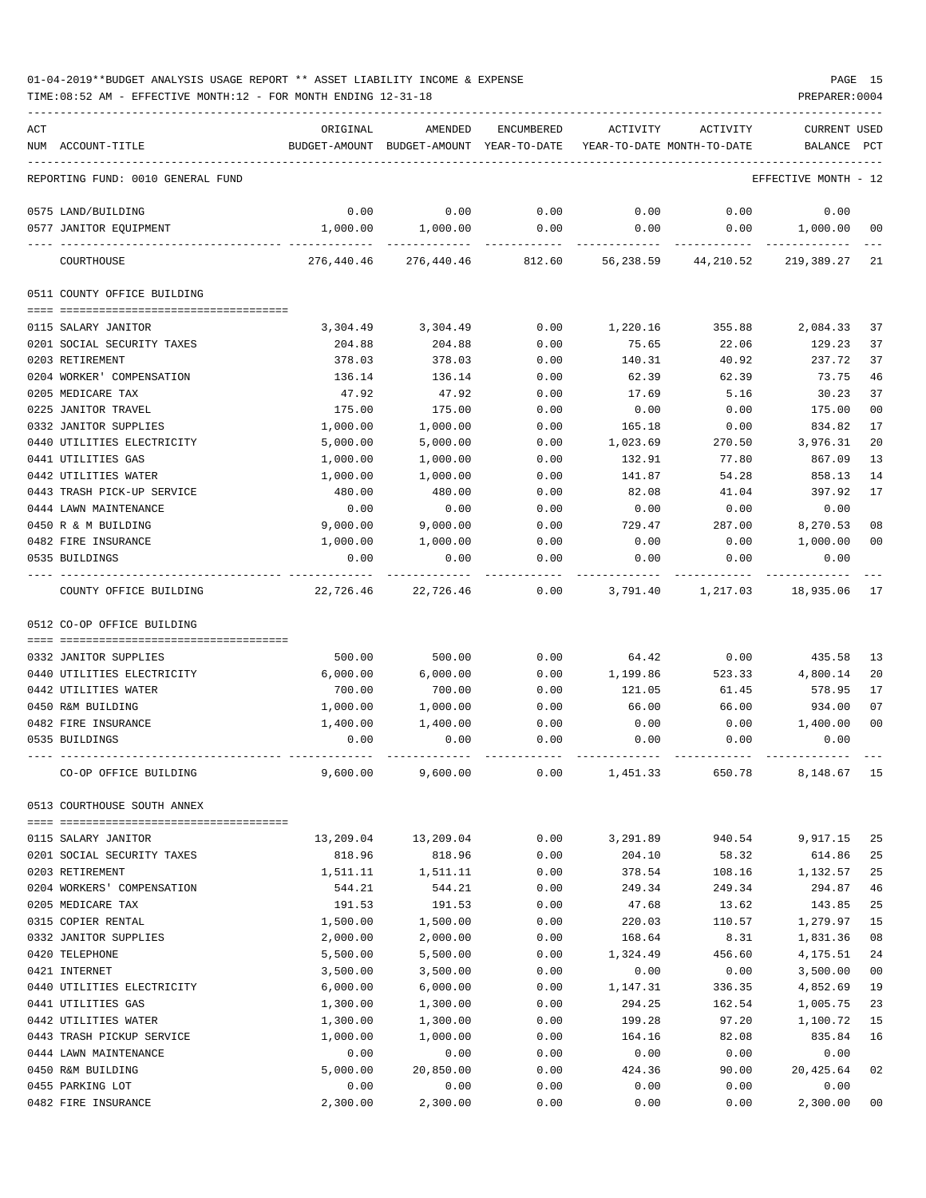01-04-2019**BUDGET ANALYSIS USAGE REPORT ** ASSET LIABILITY INCOME & EXPENSE

TIME:08:52 AM - EFFECTIVE MONTH:12 - FOR MONTH ENDING 12-31-18

PREPARER:0004

| ACT NUM | ACCOUNT-TITLE | ORIGINAL BUDGET-AMOUNT | AMENDED BUDGET-AMOUNT | ENCUMBERED YEAR-TO-DATE | ACTIVITY YEAR-TO-DATE | ACTIVITY MONTH-TO-DATE | CURRENT BALANCE | USED PCT |
|---|---|---|---|---|---|---|---|---|
| | REPORTING FUND: 0010 GENERAL FUND | | | | | | EFFECTIVE MONTH - 12 | |
| 0575 | LAND/BUILDING | 0.00 | 0.00 | 0.00 | 0.00 | 0.00 | 0.00 | |
| 0577 | JANITOR EQUIPMENT | 1,000.00 | 1,000.00 | 0.00 | 0.00 | 0.00 | 1,000.00 | 00 |
| | COURTHOUSE | 276,440.46 | 276,440.46 | 812.60 | 56,238.59 | 44,210.52 | 219,389.27 | 21 |
| | **0511 COUNTY OFFICE BUILDING** | | | | | | | |
| 0115 | SALARY JANITOR | 3,304.49 | 3,304.49 | 0.00 | 1,220.16 | 355.88 | 2,084.33 | 37 |
| 0201 | SOCIAL SECURITY TAXES | 204.88 | 204.88 | 0.00 | 75.65 | 22.06 | 129.23 | 37 |
| 0203 | RETIREMENT | 378.03 | 378.03 | 0.00 | 140.31 | 40.92 | 237.72 | 37 |
| 0204 | WORKER' COMPENSATION | 136.14 | 136.14 | 0.00 | 62.39 | 62.39 | 73.75 | 46 |
| 0205 | MEDICARE TAX | 47.92 | 47.92 | 0.00 | 17.69 | 5.16 | 30.23 | 37 |
| 0225 | JANITOR TRAVEL | 175.00 | 175.00 | 0.00 | 0.00 | 0.00 | 175.00 | 00 |
| 0332 | JANITOR SUPPLIES | 1,000.00 | 1,000.00 | 0.00 | 165.18 | 0.00 | 834.82 | 17 |
| 0440 | UTILITIES ELECTRICITY | 5,000.00 | 5,000.00 | 0.00 | 1,023.69 | 270.50 | 3,976.31 | 20 |
| 0441 | UTILITIES GAS | 1,000.00 | 1,000.00 | 0.00 | 132.91 | 77.80 | 867.09 | 13 |
| 0442 | UTILITIES WATER | 1,000.00 | 1,000.00 | 0.00 | 141.87 | 54.28 | 858.13 | 14 |
| 0443 | TRASH PICK-UP SERVICE | 480.00 | 480.00 | 0.00 | 82.08 | 41.04 | 397.92 | 17 |
| 0444 | LAWN MAINTENANCE | 0.00 | 0.00 | 0.00 | 0.00 | 0.00 | 0.00 | |
| 0450 | R & M BUILDING | 9,000.00 | 9,000.00 | 0.00 | 729.47 | 287.00 | 8,270.53 | 08 |
| 0482 | FIRE INSURANCE | 1,000.00 | 1,000.00 | 0.00 | 0.00 | 0.00 | 1,000.00 | 00 |
| 0535 | BUILDINGS | 0.00 | 0.00 | 0.00 | 0.00 | 0.00 | 0.00 | |
| | COUNTY OFFICE BUILDING | 22,726.46 | 22,726.46 | 0.00 | 3,791.40 | 1,217.03 | 18,935.06 | 17 |
| | **0512 CO-OP OFFICE BUILDING** | | | | | | | |
| 0332 | JANITOR SUPPLIES | 500.00 | 500.00 | 0.00 | 64.42 | 0.00 | 435.58 | 13 |
| 0440 | UTILITIES ELECTRICITY | 6,000.00 | 6,000.00 | 0.00 | 1,199.86 | 523.33 | 4,800.14 | 20 |
| 0442 | UTILITIES WATER | 700.00 | 700.00 | 0.00 | 121.05 | 61.45 | 578.95 | 17 |
| 0450 | R&M BUILDING | 1,000.00 | 1,000.00 | 0.00 | 66.00 | 66.00 | 934.00 | 07 |
| 0482 | FIRE INSURANCE | 1,400.00 | 1,400.00 | 0.00 | 0.00 | 0.00 | 1,400.00 | 00 |
| 0535 | BUILDINGS | 0.00 | 0.00 | 0.00 | 0.00 | 0.00 | 0.00 | |
| | CO-OP OFFICE BUILDING | 9,600.00 | 9,600.00 | 0.00 | 1,451.33 | 650.78 | 8,148.67 | 15 |
| | **0513 COURTHOUSE SOUTH ANNEX** | | | | | | | |
| 0115 | SALARY JANITOR | 13,209.04 | 13,209.04 | 0.00 | 3,291.89 | 940.54 | 9,917.15 | 25 |
| 0201 | SOCIAL SECURITY TAXES | 818.96 | 818.96 | 0.00 | 204.10 | 58.32 | 614.86 | 25 |
| 0203 | RETIREMENT | 1,511.11 | 1,511.11 | 0.00 | 378.54 | 108.16 | 1,132.57 | 25 |
| 0204 | WORKERS' COMPENSATION | 544.21 | 544.21 | 0.00 | 249.34 | 249.34 | 294.87 | 46 |
| 0205 | MEDICARE TAX | 191.53 | 191.53 | 0.00 | 47.68 | 13.62 | 143.85 | 25 |
| 0315 | COPIER RENTAL | 1,500.00 | 1,500.00 | 0.00 | 220.03 | 110.57 | 1,279.97 | 15 |
| 0332 | JANITOR SUPPLIES | 2,000.00 | 2,000.00 | 0.00 | 168.64 | 8.31 | 1,831.36 | 08 |
| 0420 | TELEPHONE | 5,500.00 | 5,500.00 | 0.00 | 1,324.49 | 456.60 | 4,175.51 | 24 |
| 0421 | INTERNET | 3,500.00 | 3,500.00 | 0.00 | 0.00 | 0.00 | 3,500.00 | 00 |
| 0440 | UTILITIES ELECTRICITY | 6,000.00 | 6,000.00 | 0.00 | 1,147.31 | 336.35 | 4,852.69 | 19 |
| 0441 | UTILITIES GAS | 1,300.00 | 1,300.00 | 0.00 | 294.25 | 162.54 | 1,005.75 | 23 |
| 0442 | UTILITIES WATER | 1,300.00 | 1,300.00 | 0.00 | 199.28 | 97.20 | 1,100.72 | 15 |
| 0443 | TRASH PICKUP SERVICE | 1,000.00 | 1,000.00 | 0.00 | 164.16 | 82.08 | 835.84 | 16 |
| 0444 | LAWN MAINTENANCE | 0.00 | 0.00 | 0.00 | 0.00 | 0.00 | 0.00 | |
| 0450 | R&M BUILDING | 5,000.00 | 20,850.00 | 0.00 | 424.36 | 90.00 | 20,425.64 | 02 |
| 0455 | PARKING LOT | 0.00 | 0.00 | 0.00 | 0.00 | 0.00 | 0.00 | |
| 0482 | FIRE INSURANCE | 2,300.00 | 2,300.00 | 0.00 | 0.00 | 0.00 | 2,300.00 | 00 |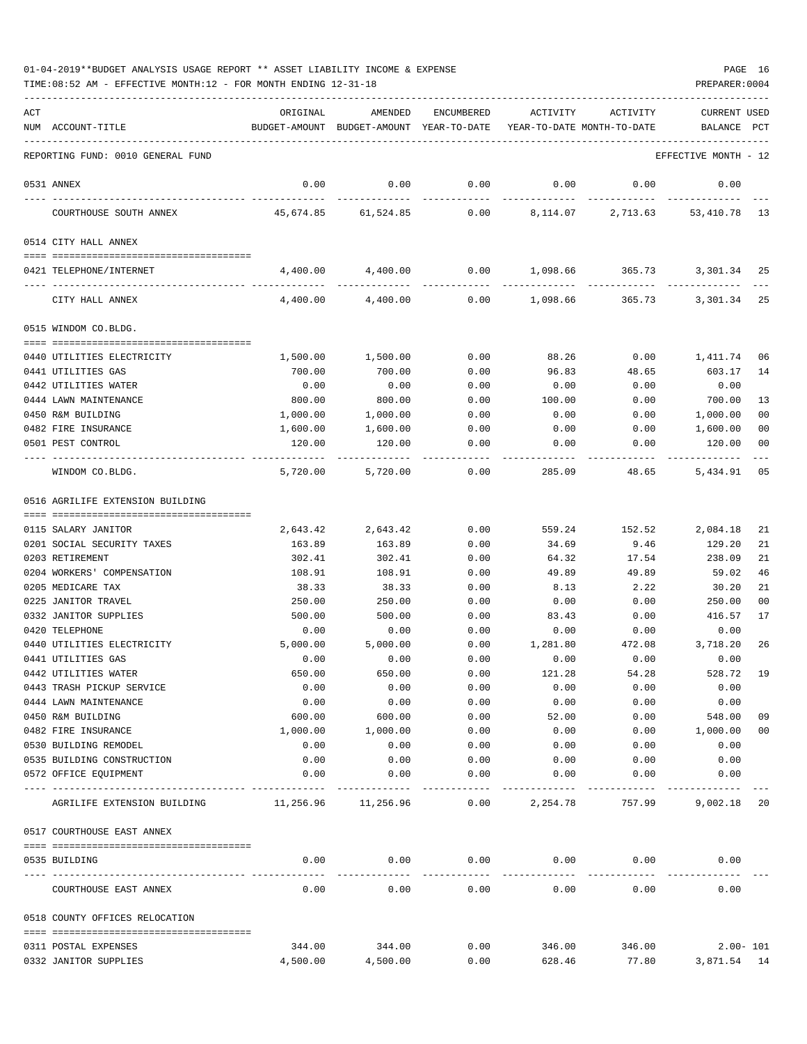01-04-2019**BUDGET ANALYSIS USAGE REPORT ** ASSET LIABILITY INCOME & EXPENSE

TIME:08:52 AM - EFFECTIVE MONTH:12 - FOR MONTH ENDING 12-31-18

PREPARER:0004

| ACT NUM | ACCOUNT-TITLE | ORIGINAL BUDGET-AMOUNT | AMENDED BUDGET-AMOUNT | ENCUMBERED YEAR-TO-DATE | ACTIVITY YEAR-TO-DATE | ACTIVITY MONTH-TO-DATE | CURRENT BALANCE | USED PCT |
|---|---|---|---|---|---|---|---|---|
| | REPORTING FUND: 0010 GENERAL FUND | | | | | | EFFECTIVE MONTH - 12 | |
| 0531 | ANNEX | 0.00 | 0.00 | 0.00 | 0.00 | 0.00 | 0.00 | |
| | COURTHOUSE SOUTH ANNEX | 45,674.85 | 61,524.85 | 0.00 | 8,114.07 | 2,713.63 | 53,410.78 | 13 |
| | 0514 CITY HALL ANNEX | | | | | | | |
| 0421 | TELEPHONE/INTERNET | 4,400.00 | 4,400.00 | 0.00 | 1,098.66 | 365.73 | 3,301.34 | 25 |
| | CITY HALL ANNEX | 4,400.00 | 4,400.00 | 0.00 | 1,098.66 | 365.73 | 3,301.34 | 25 |
| | 0515 WINDOM CO.BLDG. | | | | | | | |
| 0440 | UTILITIES ELECTRICITY | 1,500.00 | 1,500.00 | 0.00 | 88.26 | 0.00 | 1,411.74 | 06 |
| 0441 | UTILITIES GAS | 700.00 | 700.00 | 0.00 | 96.83 | 48.65 | 603.17 | 14 |
| 0442 | UTILITIES WATER | 0.00 | 0.00 | 0.00 | 0.00 | 0.00 | 0.00 | |
| 0444 | LAWN MAINTENANCE | 800.00 | 800.00 | 0.00 | 100.00 | 0.00 | 700.00 | 13 |
| 0450 | R&M BUILDING | 1,000.00 | 1,000.00 | 0.00 | 0.00 | 0.00 | 1,000.00 | 00 |
| 0482 | FIRE INSURANCE | 1,600.00 | 1,600.00 | 0.00 | 0.00 | 0.00 | 1,600.00 | 00 |
| 0501 | PEST CONTROL | 120.00 | 120.00 | 0.00 | 0.00 | 0.00 | 120.00 | 00 |
| | WINDOM CO.BLDG. | 5,720.00 | 5,720.00 | 0.00 | 285.09 | 48.65 | 5,434.91 | 05 |
| | 0516 AGRILIFE EXTENSION BUILDING | | | | | | | |
| 0115 | SALARY JANITOR | 2,643.42 | 2,643.42 | 0.00 | 559.24 | 152.52 | 2,084.18 | 21 |
| 0201 | SOCIAL SECURITY TAXES | 163.89 | 163.89 | 0.00 | 34.69 | 9.46 | 129.20 | 21 |
| 0203 | RETIREMENT | 302.41 | 302.41 | 0.00 | 64.32 | 17.54 | 238.09 | 21 |
| 0204 | WORKERS' COMPENSATION | 108.91 | 108.91 | 0.00 | 49.89 | 49.89 | 59.02 | 46 |
| 0205 | MEDICARE TAX | 38.33 | 38.33 | 0.00 | 8.13 | 2.22 | 30.20 | 21 |
| 0225 | JANITOR TRAVEL | 250.00 | 250.00 | 0.00 | 0.00 | 0.00 | 250.00 | 00 |
| 0332 | JANITOR SUPPLIES | 500.00 | 500.00 | 0.00 | 83.43 | 0.00 | 416.57 | 17 |
| 0420 | TELEPHONE | 0.00 | 0.00 | 0.00 | 0.00 | 0.00 | 0.00 | |
| 0440 | UTILITIES ELECTRICITY | 5,000.00 | 5,000.00 | 0.00 | 1,281.80 | 472.08 | 3,718.20 | 26 |
| 0441 | UTILITIES GAS | 0.00 | 0.00 | 0.00 | 0.00 | 0.00 | 0.00 | |
| 0442 | UTILITIES WATER | 650.00 | 650.00 | 0.00 | 121.28 | 54.28 | 528.72 | 19 |
| 0443 | TRASH PICKUP SERVICE | 0.00 | 0.00 | 0.00 | 0.00 | 0.00 | 0.00 | |
| 0444 | LAWN MAINTENANCE | 0.00 | 0.00 | 0.00 | 0.00 | 0.00 | 0.00 | |
| 0450 | R&M BUILDING | 600.00 | 600.00 | 0.00 | 52.00 | 0.00 | 548.00 | 09 |
| 0482 | FIRE INSURANCE | 1,000.00 | 1,000.00 | 0.00 | 0.00 | 0.00 | 1,000.00 | 00 |
| 0530 | BUILDING REMODEL | 0.00 | 0.00 | 0.00 | 0.00 | 0.00 | 0.00 | |
| 0535 | BUILDING CONSTRUCTION | 0.00 | 0.00 | 0.00 | 0.00 | 0.00 | 0.00 | |
| 0572 | OFFICE EQUIPMENT | 0.00 | 0.00 | 0.00 | 0.00 | 0.00 | 0.00 | |
| | AGRILIFE EXTENSION BUILDING | 11,256.96 | 11,256.96 | 0.00 | 2,254.78 | 757.99 | 9,002.18 | 20 |
| | 0517 COURTHOUSE EAST ANNEX | | | | | | | |
| 0535 | BUILDING | 0.00 | 0.00 | 0.00 | 0.00 | 0.00 | 0.00 | |
| | COURTHOUSE EAST ANNEX | 0.00 | 0.00 | 0.00 | 0.00 | 0.00 | 0.00 | |
| | 0518 COUNTY OFFICES RELOCATION | | | | | | | |
| 0311 | POSTAL EXPENSES | 344.00 | 344.00 | 0.00 | 346.00 | 346.00 | 2.00- | 101 |
| 0332 | JANITOR SUPPLIES | 4,500.00 | 4,500.00 | 0.00 | 628.46 | 77.80 | 3,871.54 | 14 |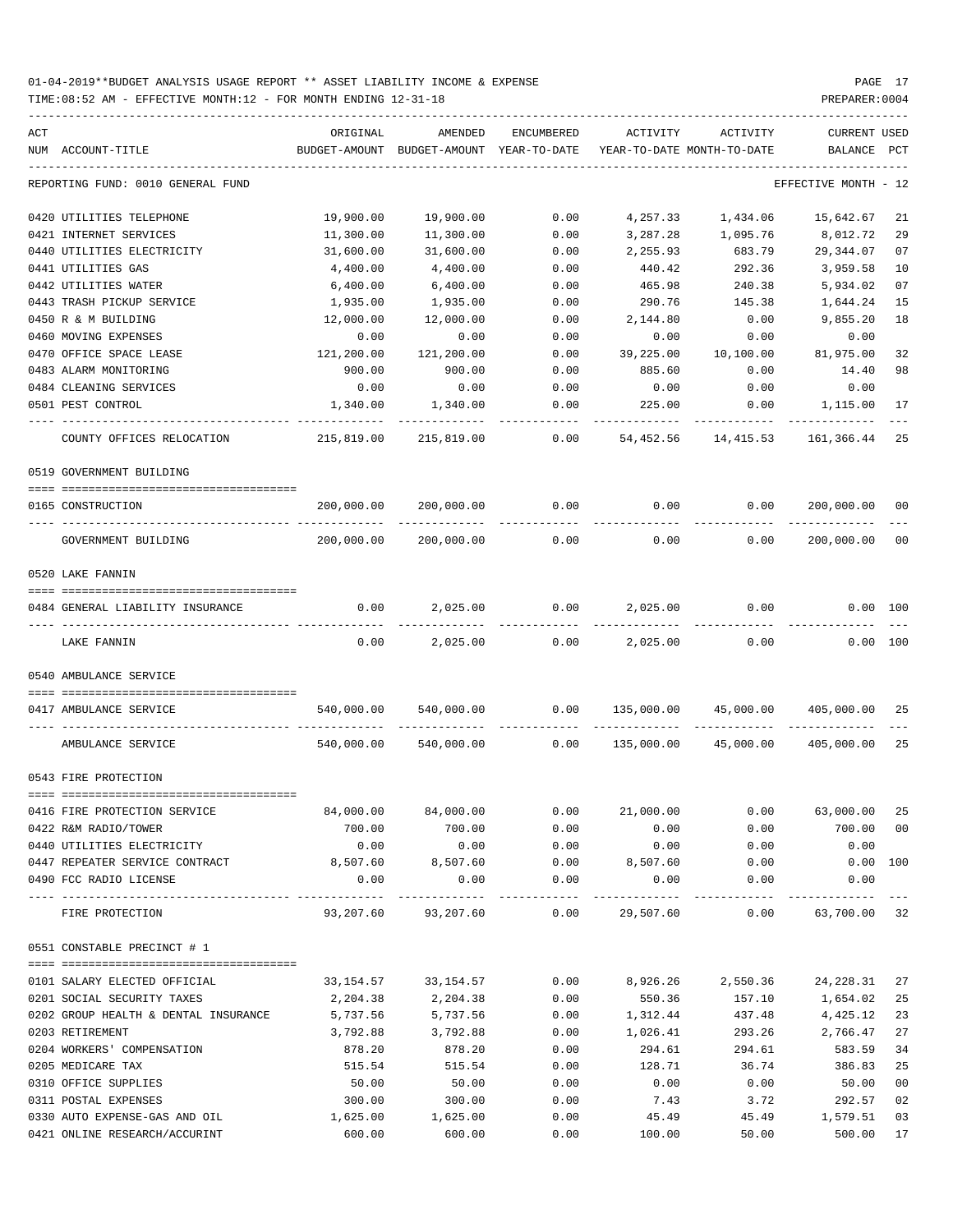01-04-2019**BUDGET ANALYSIS USAGE REPORT ** ASSET LIABILITY INCOME & EXPENSE

TIME:08:52 AM - EFFECTIVE MONTH:12 - FOR MONTH ENDING 12-31-18

PREPARER:0004

| ACT NUM | ACCOUNT-TITLE | ORIGINAL BUDGET-AMOUNT | AMENDED BUDGET-AMOUNT | ENCUMBERED YEAR-TO-DATE | ACTIVITY YEAR-TO-DATE | ACTIVITY MONTH-TO-DATE | CURRENT BALANCE | USED PCT |
|---|---|---|---|---|---|---|---|---|
| REPORTING FUND: 0010 GENERAL FUND | | | | | | | EFFECTIVE MONTH - 12 | |
| 0420 | UTILITIES TELEPHONE | 19,900.00 | 19,900.00 | 0.00 | 4,257.33 | 1,434.06 | 15,642.67 | 21 |
| 0421 | INTERNET SERVICES | 11,300.00 | 11,300.00 | 0.00 | 3,287.28 | 1,095.76 | 8,012.72 | 29 |
| 0440 | UTILITIES ELECTRICITY | 31,600.00 | 31,600.00 | 0.00 | 2,255.93 | 683.79 | 29,344.07 | 07 |
| 0441 | UTILITIES GAS | 4,400.00 | 4,400.00 | 0.00 | 440.42 | 292.36 | 3,959.58 | 10 |
| 0442 | UTILITIES WATER | 6,400.00 | 6,400.00 | 0.00 | 465.98 | 240.38 | 5,934.02 | 07 |
| 0443 | TRASH PICKUP SERVICE | 1,935.00 | 1,935.00 | 0.00 | 290.76 | 145.38 | 1,644.24 | 15 |
| 0450 | R & M BUILDING | 12,000.00 | 12,000.00 | 0.00 | 2,144.80 | 0.00 | 9,855.20 | 18 |
| 0460 | MOVING EXPENSES | 0.00 | 0.00 | 0.00 | 0.00 | 0.00 | 0.00 | |
| 0470 | OFFICE SPACE LEASE | 121,200.00 | 121,200.00 | 0.00 | 39,225.00 | 10,100.00 | 81,975.00 | 32 |
| 0483 | ALARM MONITORING | 900.00 | 900.00 | 0.00 | 885.60 | 0.00 | 14.40 | 98 |
| 0484 | CLEANING SERVICES | 0.00 | 0.00 | 0.00 | 0.00 | 0.00 | 0.00 | |
| 0501 | PEST CONTROL | 1,340.00 | 1,340.00 | 0.00 | 225.00 | 0.00 | 1,115.00 | 17 |
| | COUNTY OFFICES RELOCATION | 215,819.00 | 215,819.00 | 0.00 | 54,452.56 | 14,415.53 | 161,366.44 | 25 |
| 0519 GOVERNMENT BUILDING | | | | | | | | |
| 0165 | CONSTRUCTION | 200,000.00 | 200,000.00 | 0.00 | 0.00 | 0.00 | 200,000.00 | 00 |
| | GOVERNMENT BUILDING | 200,000.00 | 200,000.00 | 0.00 | 0.00 | 0.00 | 200,000.00 | 00 |
| 0520 LAKE FANNIN | | | | | | | | |
| 0484 | GENERAL LIABILITY INSURANCE | 0.00 | 2,025.00 | 0.00 | 2,025.00 | 0.00 | 0.00 | 100 |
| | LAKE FANNIN | 0.00 | 2,025.00 | 0.00 | 2,025.00 | 0.00 | 0.00 | 100 |
| 0540 AMBULANCE SERVICE | | | | | | | | |
| 0417 | AMBULANCE SERVICE | 540,000.00 | 540,000.00 | 0.00 | 135,000.00 | 45,000.00 | 405,000.00 | 25 |
| | AMBULANCE SERVICE | 540,000.00 | 540,000.00 | 0.00 | 135,000.00 | 45,000.00 | 405,000.00 | 25 |
| 0543 FIRE PROTECTION | | | | | | | | |
| 0416 | FIRE PROTECTION SERVICE | 84,000.00 | 84,000.00 | 0.00 | 21,000.00 | 0.00 | 63,000.00 | 25 |
| 0422 | R&M RADIO/TOWER | 700.00 | 700.00 | 0.00 | 0.00 | 0.00 | 700.00 | 00 |
| 0440 | UTILITIES ELECTRICITY | 0.00 | 0.00 | 0.00 | 0.00 | 0.00 | 0.00 | |
| 0447 | REPEATER SERVICE CONTRACT | 8,507.60 | 8,507.60 | 0.00 | 8,507.60 | 0.00 | 0.00 | 100 |
| 0490 | FCC RADIO LICENSE | 0.00 | 0.00 | 0.00 | 0.00 | 0.00 | 0.00 | |
| | FIRE PROTECTION | 93,207.60 | 93,207.60 | 0.00 | 29,507.60 | 0.00 | 63,700.00 | 32 |
| 0551 CONSTABLE PRECINCT # 1 | | | | | | | | |
| 0101 | SALARY ELECTED OFFICIAL | 33,154.57 | 33,154.57 | 0.00 | 8,926.26 | 2,550.36 | 24,228.31 | 27 |
| 0201 | SOCIAL SECURITY TAXES | 2,204.38 | 2,204.38 | 0.00 | 550.36 | 157.10 | 1,654.02 | 25 |
| 0202 | GROUP HEALTH & DENTAL INSURANCE | 5,737.56 | 5,737.56 | 0.00 | 1,312.44 | 437.48 | 4,425.12 | 23 |
| 0203 | RETIREMENT | 3,792.88 | 3,792.88 | 0.00 | 1,026.41 | 293.26 | 2,766.47 | 27 |
| 0204 | WORKERS' COMPENSATION | 878.20 | 878.20 | 0.00 | 294.61 | 294.61 | 583.59 | 34 |
| 0205 | MEDICARE TAX | 515.54 | 515.54 | 0.00 | 128.71 | 36.74 | 386.83 | 25 |
| 0310 | OFFICE SUPPLIES | 50.00 | 50.00 | 0.00 | 0.00 | 0.00 | 50.00 | 00 |
| 0311 | POSTAL EXPENSES | 300.00 | 300.00 | 0.00 | 7.43 | 3.72 | 292.57 | 02 |
| 0330 | AUTO EXPENSE-GAS AND OIL | 1,625.00 | 1,625.00 | 0.00 | 45.49 | 45.49 | 1,579.51 | 03 |
| 0421 | ONLINE RESEARCH/ACCURINT | 600.00 | 600.00 | 0.00 | 100.00 | 50.00 | 500.00 | 17 |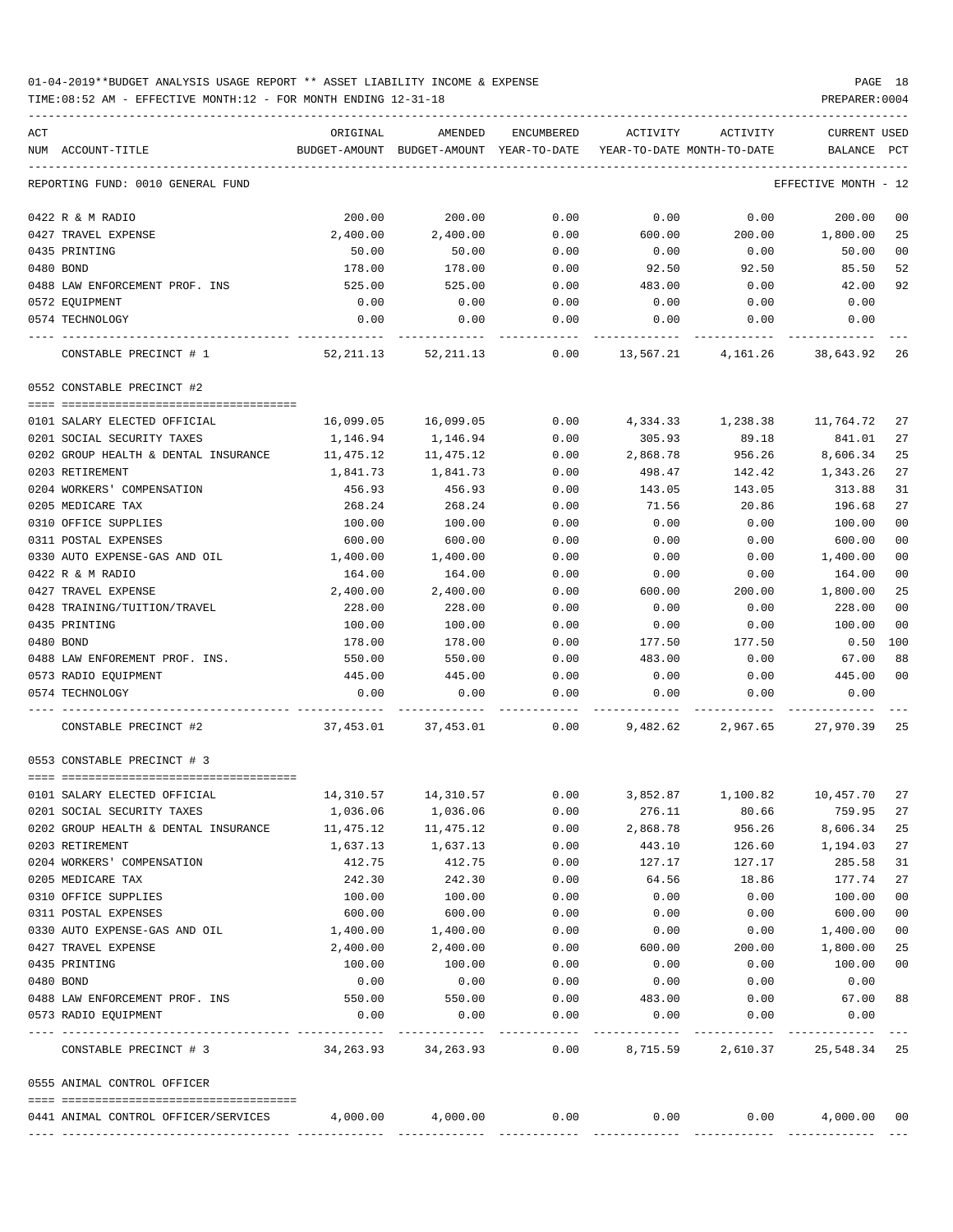01-04-2019**BUDGET ANALYSIS USAGE REPORT ** ASSET LIABILITY INCOME & EXPENSE

TIME:08:52 AM - EFFECTIVE MONTH:12 - FOR MONTH ENDING 12-31-18

PREPARER:0004

| ACT NUM | ACCOUNT-TITLE | ORIGINAL BUDGET-AMOUNT | AMENDED BUDGET-AMOUNT | ENCUMBERED YEAR-TO-DATE | ACTIVITY YEAR-TO-DATE | ACTIVITY MONTH-TO-DATE | CURRENT BALANCE | USED PCT |
|---|---|---|---|---|---|---|---|---|
| | REPORTING FUND: 0010 GENERAL FUND | | | | | | EFFECTIVE MONTH - 12 | |
| 0422 | R & M RADIO | 200.00 | 200.00 | 0.00 | 0.00 | 0.00 | 200.00 | 00 |
| 0427 | TRAVEL EXPENSE | 2,400.00 | 2,400.00 | 0.00 | 600.00 | 200.00 | 1,800.00 | 25 |
| 0435 | PRINTING | 50.00 | 50.00 | 0.00 | 0.00 | 0.00 | 50.00 | 00 |
| 0480 | BOND | 178.00 | 178.00 | 0.00 | 92.50 | 92.50 | 85.50 | 52 |
| 0488 | LAW ENFORCEMENT PROF. INS | 525.00 | 525.00 | 0.00 | 483.00 | 0.00 | 42.00 | 92 |
| 0572 | EQUIPMENT | 0.00 | 0.00 | 0.00 | 0.00 | 0.00 | 0.00 | |
| 0574 | TECHNOLOGY | 0.00 | 0.00 | 0.00 | 0.00 | 0.00 | 0.00 | |
| | CONSTABLE PRECINCT # 1 | 52,211.13 | 52,211.13 | 0.00 | 13,567.21 | 4,161.26 | 38,643.92 | 26 |
| | 0552 CONSTABLE PRECINCT #2 | | | | | | | |
| 0101 | SALARY ELECTED OFFICIAL | 16,099.05 | 16,099.05 | 0.00 | 4,334.33 | 1,238.38 | 11,764.72 | 27 |
| 0201 | SOCIAL SECURITY TAXES | 1,146.94 | 1,146.94 | 0.00 | 305.93 | 89.18 | 841.01 | 27 |
| 0202 | GROUP HEALTH & DENTAL INSURANCE | 11,475.12 | 11,475.12 | 0.00 | 2,868.78 | 956.26 | 8,606.34 | 25 |
| 0203 | RETIREMENT | 1,841.73 | 1,841.73 | 0.00 | 498.47 | 142.42 | 1,343.26 | 27 |
| 0204 | WORKERS' COMPENSATION | 456.93 | 456.93 | 0.00 | 143.05 | 143.05 | 313.88 | 31 |
| 0205 | MEDICARE TAX | 268.24 | 268.24 | 0.00 | 71.56 | 20.86 | 196.68 | 27 |
| 0310 | OFFICE SUPPLIES | 100.00 | 100.00 | 0.00 | 0.00 | 0.00 | 100.00 | 00 |
| 0311 | POSTAL EXPENSES | 600.00 | 600.00 | 0.00 | 0.00 | 0.00 | 600.00 | 00 |
| 0330 | AUTO EXPENSE-GAS AND OIL | 1,400.00 | 1,400.00 | 0.00 | 0.00 | 0.00 | 1,400.00 | 00 |
| 0422 | R & M RADIO | 164.00 | 164.00 | 0.00 | 0.00 | 0.00 | 164.00 | 00 |
| 0427 | TRAVEL EXPENSE | 2,400.00 | 2,400.00 | 0.00 | 600.00 | 200.00 | 1,800.00 | 25 |
| 0428 | TRAINING/TUITION/TRAVEL | 228.00 | 228.00 | 0.00 | 0.00 | 0.00 | 228.00 | 00 |
| 0435 | PRINTING | 100.00 | 100.00 | 0.00 | 0.00 | 0.00 | 100.00 | 00 |
| 0480 | BOND | 178.00 | 178.00 | 0.00 | 177.50 | 177.50 | 0.50 | 100 |
| 0488 | LAW ENFOREMENT PROF. INS. | 550.00 | 550.00 | 0.00 | 483.00 | 0.00 | 67.00 | 88 |
| 0573 | RADIO EQUIPMENT | 445.00 | 445.00 | 0.00 | 0.00 | 0.00 | 445.00 | 00 |
| 0574 | TECHNOLOGY | 0.00 | 0.00 | 0.00 | 0.00 | 0.00 | 0.00 | |
| | CONSTABLE PRECINCT #2 | 37,453.01 | 37,453.01 | 0.00 | 9,482.62 | 2,967.65 | 27,970.39 | 25 |
| | 0553 CONSTABLE PRECINCT # 3 | | | | | | | |
| 0101 | SALARY ELECTED OFFICIAL | 14,310.57 | 14,310.57 | 0.00 | 3,852.87 | 1,100.82 | 10,457.70 | 27 |
| 0201 | SOCIAL SECURITY TAXES | 1,036.06 | 1,036.06 | 0.00 | 276.11 | 80.66 | 759.95 | 27 |
| 0202 | GROUP HEALTH & DENTAL INSURANCE | 11,475.12 | 11,475.12 | 0.00 | 2,868.78 | 956.26 | 8,606.34 | 25 |
| 0203 | RETIREMENT | 1,637.13 | 1,637.13 | 0.00 | 443.10 | 126.60 | 1,194.03 | 27 |
| 0204 | WORKERS' COMPENSATION | 412.75 | 412.75 | 0.00 | 127.17 | 127.17 | 285.58 | 31 |
| 0205 | MEDICARE TAX | 242.30 | 242.30 | 0.00 | 64.56 | 18.86 | 177.74 | 27 |
| 0310 | OFFICE SUPPLIES | 100.00 | 100.00 | 0.00 | 0.00 | 0.00 | 100.00 | 00 |
| 0311 | POSTAL EXPENSES | 600.00 | 600.00 | 0.00 | 0.00 | 0.00 | 600.00 | 00 |
| 0330 | AUTO EXPENSE-GAS AND OIL | 1,400.00 | 1,400.00 | 0.00 | 0.00 | 0.00 | 1,400.00 | 00 |
| 0427 | TRAVEL EXPENSE | 2,400.00 | 2,400.00 | 0.00 | 600.00 | 200.00 | 1,800.00 | 25 |
| 0435 | PRINTING | 100.00 | 100.00 | 0.00 | 0.00 | 0.00 | 100.00 | 00 |
| 0480 | BOND | 0.00 | 0.00 | 0.00 | 0.00 | 0.00 | 0.00 | |
| 0488 | LAW ENFORCEMENT PROF. INS | 550.00 | 550.00 | 0.00 | 483.00 | 0.00 | 67.00 | 88 |
| 0573 | RADIO EQUIPMENT | 0.00 | 0.00 | 0.00 | 0.00 | 0.00 | 0.00 | |
| | CONSTABLE PRECINCT # 3 | 34,263.93 | 34,263.93 | 0.00 | 8,715.59 | 2,610.37 | 25,548.34 | 25 |
| | 0555 ANIMAL CONTROL OFFICER | | | | | | | |
| 0441 | ANIMAL CONTROL OFFICER/SERVICES | 4,000.00 | 4,000.00 | 0.00 | 0.00 | 0.00 | 4,000.00 | 00 |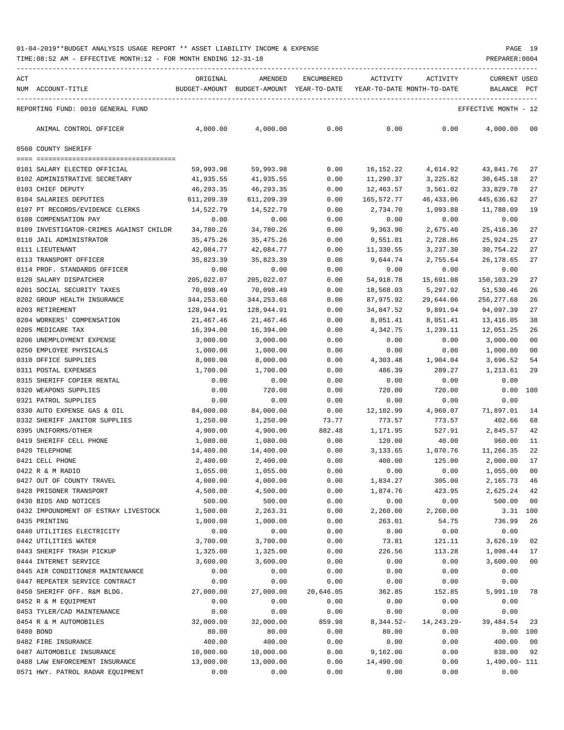01-04-2019**BUDGET ANALYSIS USAGE REPORT ** ASSET LIABILITY INCOME & EXPENSE

TIME:08:52 AM - EFFECTIVE MONTH:12 - FOR MONTH ENDING 12-31-18

PREPARER:0004

| ACT NUM | ACCOUNT-TITLE | ORIGINAL BUDGET-AMOUNT | AMENDED BUDGET-AMOUNT | ENCUMBERED YEAR-TO-DATE | ACTIVITY YEAR-TO-DATE | ACTIVITY MONTH-TO-DATE | CURRENT BALANCE | USED PCT |
|---|---|---|---|---|---|---|---|---|
| REPORTING FUND: 0010 GENERAL FUND | | | | | | | EFFECTIVE MONTH - 12 | |
| | ANIMAL CONTROL OFFICER | 4,000.00 | 4,000.00 | 0.00 | 0.00 | 0.00 | 4,000.00 | 00 |
| 0560 COUNTY SHERIFF | | | | | | | | |
| 0101 | SALARY ELECTED OFFICIAL | 59,993.98 | 59,993.98 | 0.00 | 16,152.22 | 4,614.92 | 43,841.76 | 27 |
| 0102 | ADMINISTRATIVE SECRETARY | 41,935.55 | 41,935.55 | 0.00 | 11,290.37 | 3,225.82 | 30,645.18 | 27 |
| 0103 | CHIEF DEPUTY | 46,293.35 | 46,293.35 | 0.00 | 12,463.57 | 3,561.02 | 33,829.78 | 27 |
| 0104 | SALARIES DEPUTIES | 611,209.39 | 611,209.39 | 0.00 | 165,572.77 | 46,433.06 | 445,636.62 | 27 |
| 0107 | PT RECORDS/EVIDENCE CLERKS | 14,522.79 | 14,522.79 | 0.00 | 2,734.70 | 1,093.88 | 11,788.09 | 19 |
| 0108 | COMPENSATION PAY | 0.00 | 0.00 | 0.00 | 0.00 | 0.00 | 0.00 | |
| 0109 | INVESTIGATOR-CRIMES AGAINST CHILDR | 34,780.26 | 34,780.26 | 0.00 | 9,363.90 | 2,675.40 | 25,416.36 | 27 |
| 0110 | JAIL ADMINISTRATOR | 35,475.26 | 35,475.26 | 0.00 | 9,551.01 | 2,728.86 | 25,924.25 | 27 |
| 0111 | LIEUTENANT | 42,084.77 | 42,084.77 | 0.00 | 11,330.55 | 3,237.30 | 30,754.22 | 27 |
| 0113 | TRANSPORT OFFICER | 35,823.39 | 35,823.39 | 0.00 | 9,644.74 | 2,755.64 | 26,178.65 | 27 |
| 0114 | PROF. STANDARDS OFFICER | 0.00 | 0.00 | 0.00 | 0.00 | 0.00 | 0.00 | |
| 0120 | SALARY DISPATCHER | 205,022.07 | 205,022.07 | 0.00 | 54,918.78 | 15,691.08 | 150,103.29 | 27 |
| 0201 | SOCIAL SECURITY TAXES | 70,098.49 | 70,098.49 | 0.00 | 18,568.03 | 5,297.92 | 51,530.46 | 26 |
| 0202 | GROUP HEALTH INSURANCE | 344,253.60 | 344,253.60 | 0.00 | 87,975.92 | 29,644.06 | 256,277.68 | 26 |
| 0203 | RETIREMENT | 128,944.91 | 128,944.91 | 0.00 | 34,847.52 | 9,891.94 | 94,097.39 | 27 |
| 0204 | WORKERS' COMPENSATION | 21,467.46 | 21,467.46 | 0.00 | 8,051.41 | 8,051.41 | 13,416.05 | 38 |
| 0205 | MEDICARE TAX | 16,394.00 | 16,394.00 | 0.00 | 4,342.75 | 1,239.11 | 12,051.25 | 26 |
| 0206 | UNEMPLOYMENT EXPENSE | 3,000.00 | 3,000.00 | 0.00 | 0.00 | 0.00 | 3,000.00 | 00 |
| 0250 | EMPLOYEE PHYSICALS | 1,000.00 | 1,000.00 | 0.00 | 0.00 | 0.00 | 1,000.00 | 00 |
| 0310 | OFFICE SUPPLIES | 8,000.00 | 8,000.00 | 0.00 | 4,303.48 | 1,904.04 | 3,696.52 | 54 |
| 0311 | POSTAL EXPENSES | 1,700.00 | 1,700.00 | 0.00 | 486.39 | 289.27 | 1,213.61 | 29 |
| 0315 | SHERIFF COPIER RENTAL | 0.00 | 0.00 | 0.00 | 0.00 | 0.00 | 0.00 | |
| 0320 | WEAPONS SUPPLIES | 0.00 | 720.00 | 0.00 | 720.00 | 720.00 | 0.00 | 100 |
| 0321 | PATROL SUPPLIES | 0.00 | 0.00 | 0.00 | 0.00 | 0.00 | 0.00 | |
| 0330 | AUTO EXPENSE GAS & OIL | 84,000.00 | 84,000.00 | 0.00 | 12,102.99 | 4,969.07 | 71,897.01 | 14 |
| 0332 | SHERIFF JANITOR SUPPLIES | 1,250.00 | 1,250.00 | 73.77 | 773.57 | 773.57 | 402.66 | 68 |
| 0395 | UNIFORMS/OTHER | 4,900.00 | 4,900.00 | 882.48 | 1,171.95 | 527.91 | 2,845.57 | 42 |
| 0419 | SHERIFF CELL PHONE | 1,080.00 | 1,080.00 | 0.00 | 120.00 | 40.00 | 960.00 | 11 |
| 0420 | TELEPHONE | 14,400.00 | 14,400.00 | 0.00 | 3,133.65 | 1,070.76 | 11,266.35 | 22 |
| 0421 | CELL PHONE | 2,400.00 | 2,400.00 | 0.00 | 400.00 | 125.00 | 2,000.00 | 17 |
| 0422 | R & M RADIO | 1,055.00 | 1,055.00 | 0.00 | 0.00 | 0.00 | 1,055.00 | 00 |
| 0427 | OUT OF COUNTY TRAVEL | 4,000.00 | 4,000.00 | 0.00 | 1,834.27 | 305.00 | 2,165.73 | 46 |
| 0428 | PRISONER TRANSPORT | 4,500.00 | 4,500.00 | 0.00 | 1,874.76 | 423.95 | 2,625.24 | 42 |
| 0430 | BIDS AND NOTICES | 500.00 | 500.00 | 0.00 | 0.00 | 0.00 | 500.00 | 00 |
| 0432 | IMPOUNDMENT OF ESTRAY LIVESTOCK | 1,500.00 | 2,263.31 | 0.00 | 2,260.00 | 2,260.00 | 3.31 | 100 |
| 0435 | PRINTING | 1,000.00 | 1,000.00 | 0.00 | 263.01 | 54.75 | 736.99 | 26 |
| 0440 | UTILITIES ELECTRICITY | 0.00 | 0.00 | 0.00 | 0.00 | 0.00 | 0.00 | |
| 0442 | UTILITIES WATER | 3,700.00 | 3,700.00 | 0.00 | 73.81 | 121.11 | 3,626.19 | 02 |
| 0443 | SHERIFF TRASH PICKUP | 1,325.00 | 1,325.00 | 0.00 | 226.56 | 113.28 | 1,098.44 | 17 |
| 0444 | INTERNET SERVICE | 3,600.00 | 3,600.00 | 0.00 | 0.00 | 0.00 | 3,600.00 | 00 |
| 0445 | AIR CONDITIONER MAINTENANCE | 0.00 | 0.00 | 0.00 | 0.00 | 0.00 | 0.00 | |
| 0447 | REPEATER SERVICE CONTRACT | 0.00 | 0.00 | 0.00 | 0.00 | 0.00 | 0.00 | |
| 0450 | SHERIFF OFF. R&M BLDG. | 27,000.00 | 27,000.00 | 20,646.05 | 362.85 | 152.85 | 5,991.10 | 78 |
| 0452 | R & M EQUIPMENT | 0.00 | 0.00 | 0.00 | 0.00 | 0.00 | 0.00 | |
| 0453 | TYLER/CAD MAINTENANCE | 0.00 | 0.00 | 0.00 | 0.00 | 0.00 | 0.00 | |
| 0454 | R & M AUTOMOBILES | 32,000.00 | 32,000.00 | 859.98 | 8,344.52- | 14,243.29- | 39,484.54 | 23 |
| 0480 | BOND | 80.00 | 80.00 | 0.00 | 80.00 | 0.00 | 0.00 | 100 |
| 0482 | FIRE INSURANCE | 400.00 | 400.00 | 0.00 | 0.00 | 0.00 | 400.00 | 00 |
| 0487 | AUTOMOBILE INSURANCE | 10,000.00 | 10,000.00 | 0.00 | 9,162.00 | 0.00 | 838.00 | 92 |
| 0488 | LAW ENFORCEMENT INSURANCE | 13,000.00 | 13,000.00 | 0.00 | 14,490.00 | 0.00 | 1,490.00- | 111 |
| 0571 | HWY. PATROL RADAR EQUIPMENT | 0.00 | 0.00 | 0.00 | 0.00 | 0.00 | 0.00 | |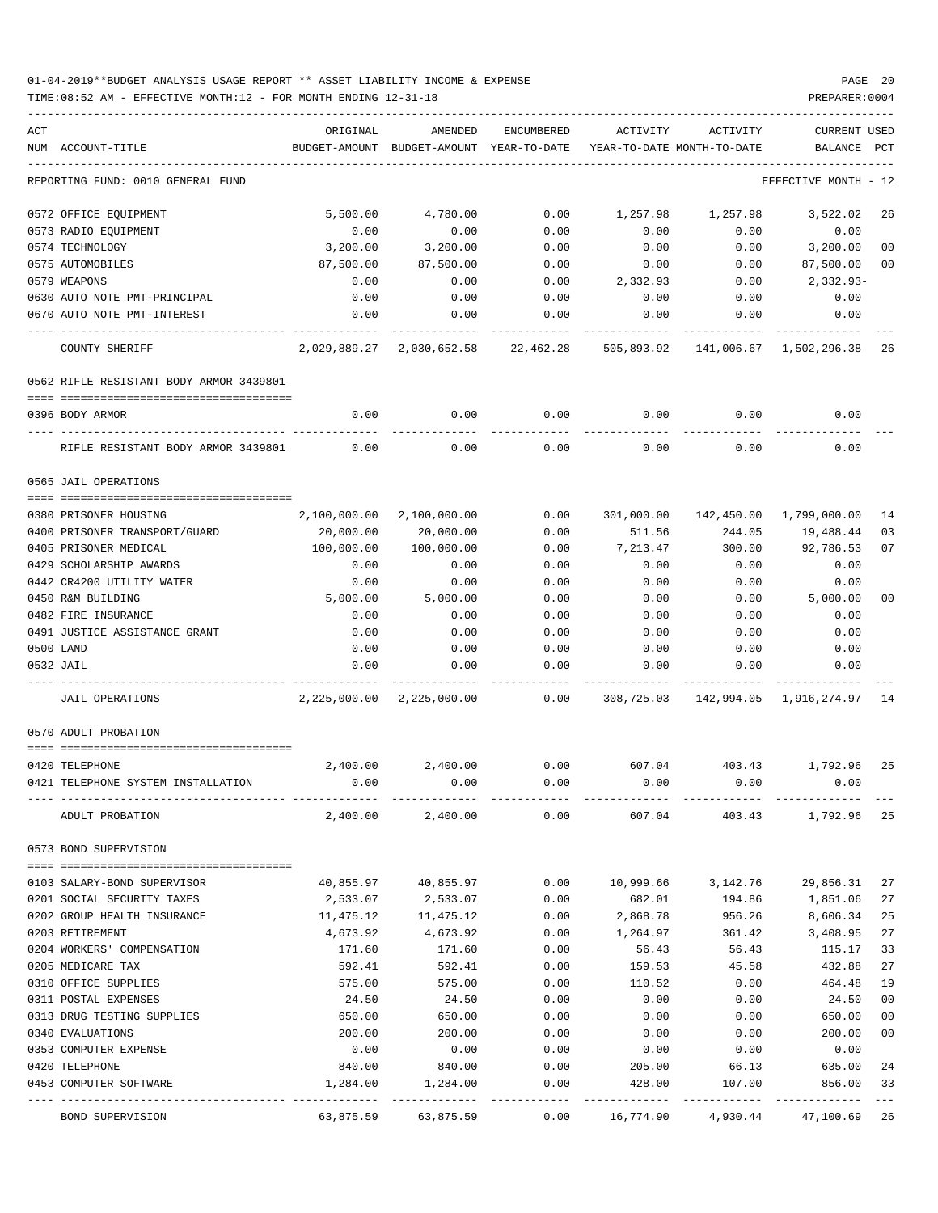01-04-2019**BUDGET ANALYSIS USAGE REPORT ** ASSET LIABILITY INCOME & EXPENSE

TIME:08:52 AM - EFFECTIVE MONTH:12 - FOR MONTH ENDING 12-31-18

PREPARER:0004

| ACT NUM | ACCOUNT-TITLE | ORIGINAL BUDGET-AMOUNT | AMENDED BUDGET-AMOUNT | ENCUMBERED YEAR-TO-DATE | ACTIVITY YEAR-TO-DATE | ACTIVITY MONTH-TO-DATE | CURRENT BALANCE | USED PCT |
|---|---|---|---|---|---|---|---|---|
| | REPORTING FUND: 0010 GENERAL FUND | | | | | | EFFECTIVE MONTH - 12 | |
| 0572 | OFFICE EQUIPMENT | 5,500.00 | 4,780.00 | 0.00 | 1,257.98 | 1,257.98 | 3,522.02 | 26 |
| 0573 | RADIO EQUIPMENT | 0.00 | 0.00 | 0.00 | 0.00 | 0.00 | 0.00 | |
| 0574 | TECHNOLOGY | 3,200.00 | 3,200.00 | 0.00 | 0.00 | 0.00 | 3,200.00 | 00 |
| 0575 | AUTOMOBILES | 87,500.00 | 87,500.00 | 0.00 | 0.00 | 0.00 | 87,500.00 | 00 |
| 0579 | WEAPONS | 0.00 | 0.00 | 0.00 | 2,332.93 | 0.00 | 2,332.93- | |
| 0630 | AUTO NOTE PMT-PRINCIPAL | 0.00 | 0.00 | 0.00 | 0.00 | 0.00 | 0.00 | |
| 0670 | AUTO NOTE PMT-INTEREST | 0.00 | 0.00 | 0.00 | 0.00 | 0.00 | 0.00 | |
| | COUNTY SHERIFF | 2,029,889.27 | 2,030,652.58 | 22,462.28 | 505,893.92 | 141,006.67 | 1,502,296.38 | 26 |
| | 0562 RIFLE RESISTANT BODY ARMOR 3439801 | | | | | | | |
| 0396 | BODY ARMOR | 0.00 | 0.00 | 0.00 | 0.00 | 0.00 | 0.00 | |
| | RIFLE RESISTANT BODY ARMOR 3439801 | 0.00 | 0.00 | 0.00 | 0.00 | 0.00 | 0.00 | |
| | 0565 JAIL OPERATIONS | | | | | | | |
| 0380 | PRISONER HOUSING | 2,100,000.00 | 2,100,000.00 | 0.00 | 301,000.00 | 142,450.00 | 1,799,000.00 | 14 |
| 0400 | PRISONER TRANSPORT/GUARD | 20,000.00 | 20,000.00 | 0.00 | 511.56 | 244.05 | 19,488.44 | 03 |
| 0405 | PRISONER MEDICAL | 100,000.00 | 100,000.00 | 0.00 | 7,213.47 | 300.00 | 92,786.53 | 07 |
| 0429 | SCHOLARSHIP AWARDS | 0.00 | 0.00 | 0.00 | 0.00 | 0.00 | 0.00 | |
| 0442 | CR4200 UTILITY WATER | 0.00 | 0.00 | 0.00 | 0.00 | 0.00 | 0.00 | |
| 0450 | R&M BUILDING | 5,000.00 | 5,000.00 | 0.00 | 0.00 | 0.00 | 5,000.00 | 00 |
| 0482 | FIRE INSURANCE | 0.00 | 0.00 | 0.00 | 0.00 | 0.00 | 0.00 | |
| 0491 | JUSTICE ASSISTANCE GRANT | 0.00 | 0.00 | 0.00 | 0.00 | 0.00 | 0.00 | |
| 0500 | LAND | 0.00 | 0.00 | 0.00 | 0.00 | 0.00 | 0.00 | |
| 0532 | JAIL | 0.00 | 0.00 | 0.00 | 0.00 | 0.00 | 0.00 | |
| | JAIL OPERATIONS | 2,225,000.00 | 2,225,000.00 | 0.00 | 308,725.03 | 142,994.05 | 1,916,274.97 | 14 |
| | 0570 ADULT PROBATION | | | | | | | |
| 0420 | TELEPHONE | 2,400.00 | 2,400.00 | 0.00 | 607.04 | 403.43 | 1,792.96 | 25 |
| 0421 | TELEPHONE SYSTEM INSTALLATION | 0.00 | 0.00 | 0.00 | 0.00 | 0.00 | 0.00 | |
| | ADULT PROBATION | 2,400.00 | 2,400.00 | 0.00 | 607.04 | 403.43 | 1,792.96 | 25 |
| | 0573 BOND SUPERVISION | | | | | | | |
| 0103 | SALARY-BOND SUPERVISOR | 40,855.97 | 40,855.97 | 0.00 | 10,999.66 | 3,142.76 | 29,856.31 | 27 |
| 0201 | SOCIAL SECURITY TAXES | 2,533.07 | 2,533.07 | 0.00 | 682.01 | 194.86 | 1,851.06 | 27 |
| 0202 | GROUP HEALTH INSURANCE | 11,475.12 | 11,475.12 | 0.00 | 2,868.78 | 956.26 | 8,606.34 | 25 |
| 0203 | RETIREMENT | 4,673.92 | 4,673.92 | 0.00 | 1,264.97 | 361.42 | 3,408.95 | 27 |
| 0204 | WORKERS' COMPENSATION | 171.60 | 171.60 | 0.00 | 56.43 | 56.43 | 115.17 | 33 |
| 0205 | MEDICARE TAX | 592.41 | 592.41 | 0.00 | 159.53 | 45.58 | 432.88 | 27 |
| 0310 | OFFICE SUPPLIES | 575.00 | 575.00 | 0.00 | 110.52 | 0.00 | 464.48 | 19 |
| 0311 | POSTAL EXPENSES | 24.50 | 24.50 | 0.00 | 0.00 | 0.00 | 24.50 | 00 |
| 0313 | DRUG TESTING SUPPLIES | 650.00 | 650.00 | 0.00 | 0.00 | 0.00 | 650.00 | 00 |
| 0340 | EVALUATIONS | 200.00 | 200.00 | 0.00 | 0.00 | 0.00 | 200.00 | 00 |
| 0353 | COMPUTER EXPENSE | 0.00 | 0.00 | 0.00 | 0.00 | 0.00 | 0.00 | |
| 0420 | TELEPHONE | 840.00 | 840.00 | 0.00 | 205.00 | 66.13 | 635.00 | 24 |
| 0453 | COMPUTER SOFTWARE | 1,284.00 | 1,284.00 | 0.00 | 428.00 | 107.00 | 856.00 | 33 |
| | BOND SUPERVISION | 63,875.59 | 63,875.59 | 0.00 | 16,774.90 | 4,930.44 | 47,100.69 | 26 |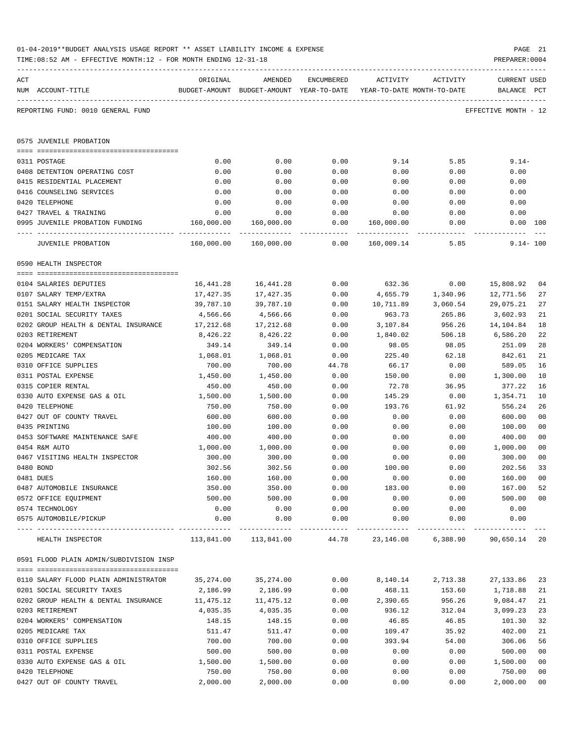01-04-2019**BUDGET ANALYSIS USAGE REPORT ** ASSET LIABILITY INCOME & EXPENSE

TIME:08:52 AM - EFFECTIVE MONTH:12 - FOR MONTH ENDING 12-31-18

PREPARER:0004

REPORTING FUND: 0010 GENERAL FUND — EFFECTIVE MONTH - 12

## 0575 JUVENILE PROBATION

| ACT NUM | ACCOUNT-TITLE | ORIGINAL BUDGET-AMOUNT | AMENDED BUDGET-AMOUNT | ENCUMBERED YEAR-TO-DATE | ACTIVITY YEAR-TO-DATE | ACTIVITY MONTH-TO-DATE | CURRENT BALANCE | USED PCT |
|---|---|---|---|---|---|---|---|---|
| 0311 | POSTAGE | 0.00 | 0.00 | 0.00 | 9.14 | 5.85 | 9.14- | |
| 0408 | DETENTION OPERATING COST | 0.00 | 0.00 | 0.00 | 0.00 | 0.00 | 0.00 | |
| 0415 | RESIDENTIAL PLACEMENT | 0.00 | 0.00 | 0.00 | 0.00 | 0.00 | 0.00 | |
| 0416 | COUNSELING SERVICES | 0.00 | 0.00 | 0.00 | 0.00 | 0.00 | 0.00 | |
| 0420 | TELEPHONE | 0.00 | 0.00 | 0.00 | 0.00 | 0.00 | 0.00 | |
| 0427 | TRAVEL & TRAINING | 0.00 | 0.00 | 0.00 | 0.00 | 0.00 | 0.00 | |
| 0995 | JUVENILE PROBATION FUNDING | 160,000.00 | 160,000.00 | 0.00 | 160,000.00 | 0.00 | 0.00 | 100 |
| | JUVENILE PROBATION | 160,000.00 | 160,000.00 | 0.00 | 160,009.14 | 5.85 | 9.14- | 100 |

## 0590 HEALTH INSPECTOR

| ACT NUM | ACCOUNT-TITLE | ORIGINAL BUDGET-AMOUNT | AMENDED BUDGET-AMOUNT | ENCUMBERED YEAR-TO-DATE | ACTIVITY YEAR-TO-DATE | ACTIVITY MONTH-TO-DATE | CURRENT BALANCE | USED PCT |
|---|---|---|---|---|---|---|---|---|
| 0104 | SALARIES DEPUTIES | 16,441.28 | 16,441.28 | 0.00 | 632.36 | 0.00 | 15,808.92 | 04 |
| 0107 | SALARY TEMP/EXTRA | 17,427.35 | 17,427.35 | 0.00 | 4,655.79 | 1,340.96 | 12,771.56 | 27 |
| 0151 | SALARY HEALTH INSPECTOR | 39,787.10 | 39,787.10 | 0.00 | 10,711.89 | 3,060.54 | 29,075.21 | 27 |
| 0201 | SOCIAL SECURITY TAXES | 4,566.66 | 4,566.66 | 0.00 | 963.73 | 265.86 | 3,602.93 | 21 |
| 0202 | GROUP HEALTH & DENTAL INSURANCE | 17,212.68 | 17,212.68 | 0.00 | 3,107.84 | 956.26 | 14,104.84 | 18 |
| 0203 | RETIREMENT | 8,426.22 | 8,426.22 | 0.00 | 1,840.02 | 506.18 | 6,586.20 | 22 |
| 0204 | WORKERS' COMPENSATION | 349.14 | 349.14 | 0.00 | 98.05 | 98.05 | 251.09 | 28 |
| 0205 | MEDICARE TAX | 1,068.01 | 1,068.01 | 0.00 | 225.40 | 62.18 | 842.61 | 21 |
| 0310 | OFFICE SUPPLIES | 700.00 | 700.00 | 44.78 | 66.17 | 0.00 | 589.05 | 16 |
| 0311 | POSTAL EXPENSE | 1,450.00 | 1,450.00 | 0.00 | 150.00 | 0.00 | 1,300.00 | 10 |
| 0315 | COPIER RENTAL | 450.00 | 450.00 | 0.00 | 72.78 | 36.95 | 377.22 | 16 |
| 0330 | AUTO EXPENSE GAS & OIL | 1,500.00 | 1,500.00 | 0.00 | 145.29 | 0.00 | 1,354.71 | 10 |
| 0420 | TELEPHONE | 750.00 | 750.00 | 0.00 | 193.76 | 61.92 | 556.24 | 26 |
| 0427 | OUT OF COUNTY TRAVEL | 600.00 | 600.00 | 0.00 | 0.00 | 0.00 | 600.00 | 00 |
| 0435 | PRINTING | 100.00 | 100.00 | 0.00 | 0.00 | 0.00 | 100.00 | 00 |
| 0453 | SOFTWARE MAINTENANCE SAFE | 400.00 | 400.00 | 0.00 | 0.00 | 0.00 | 400.00 | 00 |
| 0454 | R&M AUTO | 1,000.00 | 1,000.00 | 0.00 | 0.00 | 0.00 | 1,000.00 | 00 |
| 0467 | VISITING HEALTH INSPECTOR | 300.00 | 300.00 | 0.00 | 0.00 | 0.00 | 300.00 | 00 |
| 0480 | BOND | 302.56 | 302.56 | 0.00 | 100.00 | 0.00 | 202.56 | 33 |
| 0481 | DUES | 160.00 | 160.00 | 0.00 | 0.00 | 0.00 | 160.00 | 00 |
| 0487 | AUTOMOBILE INSURANCE | 350.00 | 350.00 | 0.00 | 183.00 | 0.00 | 167.00 | 52 |
| 0572 | OFFICE EQUIPMENT | 500.00 | 500.00 | 0.00 | 0.00 | 0.00 | 500.00 | 00 |
| 0574 | TECHNOLOGY | 0.00 | 0.00 | 0.00 | 0.00 | 0.00 | 0.00 | |
| 0575 | AUTOMOBILE/PICKUP | 0.00 | 0.00 | 0.00 | 0.00 | 0.00 | 0.00 | |
| | HEALTH INSPECTOR | 113,841.00 | 113,841.00 | 44.78 | 23,146.08 | 6,388.90 | 90,650.14 | 20 |

## 0591 FLOOD PLAIN ADMIN/SUBDIVISION INSP

| ACT NUM | ACCOUNT-TITLE | ORIGINAL BUDGET-AMOUNT | AMENDED BUDGET-AMOUNT | ENCUMBERED YEAR-TO-DATE | ACTIVITY YEAR-TO-DATE | ACTIVITY MONTH-TO-DATE | CURRENT BALANCE | USED PCT |
|---|---|---|---|---|---|---|---|---|
| 0110 | SALARY FLOOD PLAIN ADMINISTRATOR | 35,274.00 | 35,274.00 | 0.00 | 8,140.14 | 2,713.38 | 27,133.86 | 23 |
| 0201 | SOCIAL SECURITY TAXES | 2,186.99 | 2,186.99 | 0.00 | 468.11 | 153.60 | 1,718.88 | 21 |
| 0202 | GROUP HEALTH & DENTAL INSURANCE | 11,475.12 | 11,475.12 | 0.00 | 2,390.65 | 956.26 | 9,084.47 | 21 |
| 0203 | RETIREMENT | 4,035.35 | 4,035.35 | 0.00 | 936.12 | 312.04 | 3,099.23 | 23 |
| 0204 | WORKERS' COMPENSATION | 148.15 | 148.15 | 0.00 | 46.85 | 46.85 | 101.30 | 32 |
| 0205 | MEDICARE TAX | 511.47 | 511.47 | 0.00 | 109.47 | 35.92 | 402.00 | 21 |
| 0310 | OFFICE SUPPLIES | 700.00 | 700.00 | 0.00 | 393.94 | 54.00 | 306.06 | 56 |
| 0311 | POSTAL EXPENSE | 500.00 | 500.00 | 0.00 | 0.00 | 0.00 | 500.00 | 00 |
| 0330 | AUTO EXPENSE GAS & OIL | 1,500.00 | 1,500.00 | 0.00 | 0.00 | 0.00 | 1,500.00 | 00 |
| 0420 | TELEPHONE | 750.00 | 750.00 | 0.00 | 0.00 | 0.00 | 750.00 | 00 |
| 0427 | OUT OF COUNTY TRAVEL | 2,000.00 | 2,000.00 | 0.00 | 0.00 | 0.00 | 2,000.00 | 00 |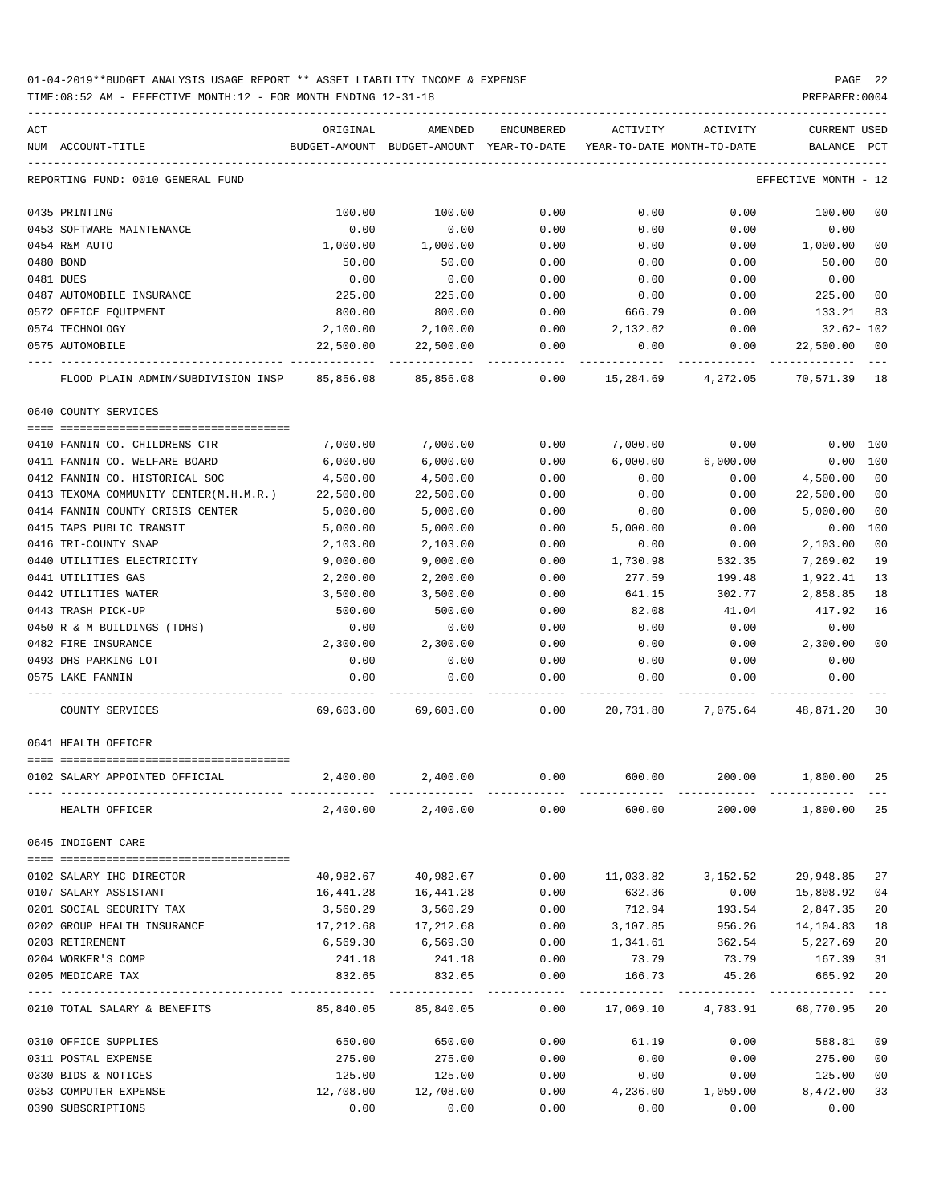01-04-2019**BUDGET ANALYSIS USAGE REPORT ** ASSET LIABILITY INCOME & EXPENSE

TIME:08:52 AM - EFFECTIVE MONTH:12 - FOR MONTH ENDING 12-31-18

PREPARER:0004

| ACT NUM | ACCOUNT-TITLE | ORIGINAL BUDGET-AMOUNT | AMENDED BUDGET-AMOUNT | ENCUMBERED YEAR-TO-DATE | ACTIVITY YEAR-TO-DATE | ACTIVITY MONTH-TO-DATE | CURRENT BALANCE | USED PCT |
|---|---|---|---|---|---|---|---|---|
| | REPORTING FUND: 0010 GENERAL FUND | | | | | | EFFECTIVE MONTH - 12 | |
| 0435 | PRINTING | 100.00 | 100.00 | 0.00 | 0.00 | 0.00 | 100.00 | 00 |
| 0453 | SOFTWARE MAINTENANCE | 0.00 | 0.00 | 0.00 | 0.00 | 0.00 | 0.00 | |
| 0454 | R&M AUTO | 1,000.00 | 1,000.00 | 0.00 | 0.00 | 0.00 | 1,000.00 | 00 |
| 0480 | BOND | 50.00 | 50.00 | 0.00 | 0.00 | 0.00 | 50.00 | 00 |
| 0481 | DUES | 0.00 | 0.00 | 0.00 | 0.00 | 0.00 | 0.00 | |
| 0487 | AUTOMOBILE INSURANCE | 225.00 | 225.00 | 0.00 | 0.00 | 0.00 | 225.00 | 00 |
| 0572 | OFFICE EQUIPMENT | 800.00 | 800.00 | 0.00 | 666.79 | 0.00 | 133.21 | 83 |
| 0574 | TECHNOLOGY | 2,100.00 | 2,100.00 | 0.00 | 2,132.62 | 0.00 | 32.62- | 102 |
| 0575 | AUTOMOBILE | 22,500.00 | 22,500.00 | 0.00 | 0.00 | 0.00 | 22,500.00 | 00 |
| | FLOOD PLAIN ADMIN/SUBDIVISION INSP | 85,856.08 | 85,856.08 | 0.00 | 15,284.69 | 4,272.05 | 70,571.39 | 18 |
| | **0640 COUNTY SERVICES** | | | | | | | |
| 0410 | FANNIN CO. CHILDRENS CTR | 7,000.00 | 7,000.00 | 0.00 | 7,000.00 | 0.00 | 0.00 | 100 |
| 0411 | FANNIN CO. WELFARE BOARD | 6,000.00 | 6,000.00 | 0.00 | 6,000.00 | 6,000.00 | 0.00 | 100 |
| 0412 | FANNIN CO. HISTORICAL SOC | 4,500.00 | 4,500.00 | 0.00 | 0.00 | 0.00 | 4,500.00 | 00 |
| 0413 | TEXOMA COMMUNITY CENTER(M.H.M.R.) | 22,500.00 | 22,500.00 | 0.00 | 0.00 | 0.00 | 22,500.00 | 00 |
| 0414 | FANNIN COUNTY CRISIS CENTER | 5,000.00 | 5,000.00 | 0.00 | 0.00 | 0.00 | 5,000.00 | 00 |
| 0415 | TAPS PUBLIC TRANSIT | 5,000.00 | 5,000.00 | 0.00 | 5,000.00 | 0.00 | 0.00 | 100 |
| 0416 | TRI-COUNTY SNAP | 2,103.00 | 2,103.00 | 0.00 | 0.00 | 0.00 | 2,103.00 | 00 |
| 0440 | UTILITIES ELECTRICITY | 9,000.00 | 9,000.00 | 0.00 | 1,730.98 | 532.35 | 7,269.02 | 19 |
| 0441 | UTILITIES GAS | 2,200.00 | 2,200.00 | 0.00 | 277.59 | 199.48 | 1,922.41 | 13 |
| 0442 | UTILITIES WATER | 3,500.00 | 3,500.00 | 0.00 | 641.15 | 302.77 | 2,858.85 | 18 |
| 0443 | TRASH PICK-UP | 500.00 | 500.00 | 0.00 | 82.08 | 41.04 | 417.92 | 16 |
| 0450 | R & M BUILDINGS (TDHS) | 0.00 | 0.00 | 0.00 | 0.00 | 0.00 | 0.00 | |
| 0482 | FIRE INSURANCE | 2,300.00 | 2,300.00 | 0.00 | 0.00 | 0.00 | 2,300.00 | 00 |
| 0493 | DHS PARKING LOT | 0.00 | 0.00 | 0.00 | 0.00 | 0.00 | 0.00 | |
| 0575 | LAKE FANNIN | 0.00 | 0.00 | 0.00 | 0.00 | 0.00 | 0.00 | |
| | COUNTY SERVICES | 69,603.00 | 69,603.00 | 0.00 | 20,731.80 | 7,075.64 | 48,871.20 | 30 |
| | **0641 HEALTH OFFICER** | | | | | | | |
| 0102 | SALARY APPOINTED OFFICIAL | 2,400.00 | 2,400.00 | 0.00 | 600.00 | 200.00 | 1,800.00 | 25 |
| | HEALTH OFFICER | 2,400.00 | 2,400.00 | 0.00 | 600.00 | 200.00 | 1,800.00 | 25 |
| | **0645 INDIGENT CARE** | | | | | | | |
| 0102 | SALARY IHC DIRECTOR | 40,982.67 | 40,982.67 | 0.00 | 11,033.82 | 3,152.52 | 29,948.85 | 27 |
| 0107 | SALARY ASSISTANT | 16,441.28 | 16,441.28 | 0.00 | 632.36 | 0.00 | 15,808.92 | 04 |
| 0201 | SOCIAL SECURITY TAX | 3,560.29 | 3,560.29 | 0.00 | 712.94 | 193.54 | 2,847.35 | 20 |
| 0202 | GROUP HEALTH INSURANCE | 17,212.68 | 17,212.68 | 0.00 | 3,107.85 | 956.26 | 14,104.83 | 18 |
| 0203 | RETIREMENT | 6,569.30 | 6,569.30 | 0.00 | 1,341.61 | 362.54 | 5,227.69 | 20 |
| 0204 | WORKER'S COMP | 241.18 | 241.18 | 0.00 | 73.79 | 73.79 | 167.39 | 31 |
| 0205 | MEDICARE TAX | 832.65 | 832.65 | 0.00 | 166.73 | 45.26 | 665.92 | 20 |
| 0210 | TOTAL SALARY & BENEFITS | 85,840.05 | 85,840.05 | 0.00 | 17,069.10 | 4,783.91 | 68,770.95 | 20 |
| 0310 | OFFICE SUPPLIES | 650.00 | 650.00 | 0.00 | 61.19 | 0.00 | 588.81 | 09 |
| 0311 | POSTAL EXPENSE | 275.00 | 275.00 | 0.00 | 0.00 | 0.00 | 275.00 | 00 |
| 0330 | BIDS & NOTICES | 125.00 | 125.00 | 0.00 | 0.00 | 0.00 | 125.00 | 00 |
| 0353 | COMPUTER EXPENSE | 12,708.00 | 12,708.00 | 0.00 | 4,236.00 | 1,059.00 | 8,472.00 | 33 |
| 0390 | SUBSCRIPTIONS | 0.00 | 0.00 | 0.00 | 0.00 | 0.00 | 0.00 | |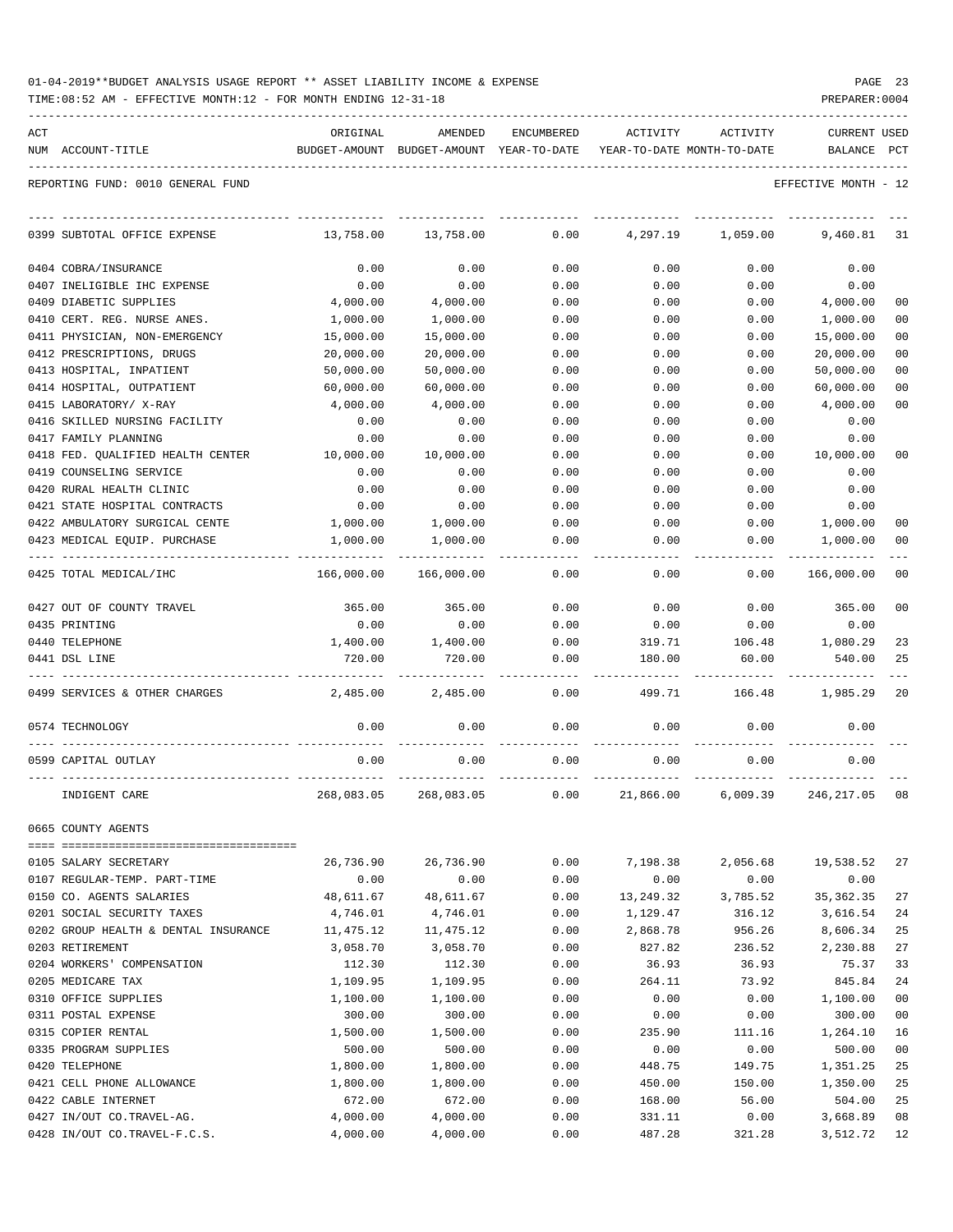01-04-2019**BUDGET ANALYSIS USAGE REPORT ** ASSET LIABILITY INCOME & EXPENSE

TIME:08:52 AM - EFFECTIVE MONTH:12 - FOR MONTH ENDING 12-31-18

PREPARER:0004

REPORTING FUND: 0010 GENERAL FUND — EFFECTIVE MONTH - 12

| ACT NUM | ACCOUNT-TITLE | ORIGINAL BUDGET-AMOUNT | AMENDED BUDGET-AMOUNT | ENCUMBERED YEAR-TO-DATE | ACTIVITY YEAR-TO-DATE | ACTIVITY MONTH-TO-DATE | CURRENT BALANCE | USED PCT |
|---|---|---|---|---|---|---|---|---|
| 0399 | SUBTOTAL OFFICE EXPENSE | 13,758.00 | 13,758.00 | 0.00 | 4,297.19 | 1,059.00 | 9,460.81 | 31 |
| 0404 | COBRA/INSURANCE | 0.00 | 0.00 | 0.00 | 0.00 | 0.00 | 0.00 | |
| 0407 | INELIGIBLE IHC EXPENSE | 0.00 | 0.00 | 0.00 | 0.00 | 0.00 | 0.00 | |
| 0409 | DIABETIC SUPPLIES | 4,000.00 | 4,000.00 | 0.00 | 0.00 | 0.00 | 4,000.00 | 00 |
| 0410 | CERT. REG. NURSE ANES. | 1,000.00 | 1,000.00 | 0.00 | 0.00 | 0.00 | 1,000.00 | 00 |
| 0411 | PHYSICIAN, NON-EMERGENCY | 15,000.00 | 15,000.00 | 0.00 | 0.00 | 0.00 | 15,000.00 | 00 |
| 0412 | PRESCRIPTIONS, DRUGS | 20,000.00 | 20,000.00 | 0.00 | 0.00 | 0.00 | 20,000.00 | 00 |
| 0413 | HOSPITAL, INPATIENT | 50,000.00 | 50,000.00 | 0.00 | 0.00 | 0.00 | 50,000.00 | 00 |
| 0414 | HOSPITAL, OUTPATIENT | 60,000.00 | 60,000.00 | 0.00 | 0.00 | 0.00 | 60,000.00 | 00 |
| 0415 | LABORATORY/ X-RAY | 4,000.00 | 4,000.00 | 0.00 | 0.00 | 0.00 | 4,000.00 | 00 |
| 0416 | SKILLED NURSING FACILITY | 0.00 | 0.00 | 0.00 | 0.00 | 0.00 | 0.00 | |
| 0417 | FAMILY PLANNING | 0.00 | 0.00 | 0.00 | 0.00 | 0.00 | 0.00 | |
| 0418 | FED. QUALIFIED HEALTH CENTER | 10,000.00 | 10,000.00 | 0.00 | 0.00 | 0.00 | 10,000.00 | 00 |
| 0419 | COUNSELING SERVICE | 0.00 | 0.00 | 0.00 | 0.00 | 0.00 | 0.00 | |
| 0420 | RURAL HEALTH CLINIC | 0.00 | 0.00 | 0.00 | 0.00 | 0.00 | 0.00 | |
| 0421 | STATE HOSPITAL CONTRACTS | 0.00 | 0.00 | 0.00 | 0.00 | 0.00 | 0.00 | |
| 0422 | AMBULATORY SURGICAL CENTE | 1,000.00 | 1,000.00 | 0.00 | 0.00 | 0.00 | 1,000.00 | 00 |
| 0423 | MEDICAL EQUIP. PURCHASE | 1,000.00 | 1,000.00 | 0.00 | 0.00 | 0.00 | 1,000.00 | 00 |
| 0425 | TOTAL MEDICAL/IHC | 166,000.00 | 166,000.00 | 0.00 | 0.00 | 0.00 | 166,000.00 | 00 |
| 0427 | OUT OF COUNTY TRAVEL | 365.00 | 365.00 | 0.00 | 0.00 | 0.00 | 365.00 | 00 |
| 0435 | PRINTING | 0.00 | 0.00 | 0.00 | 0.00 | 0.00 | 0.00 | |
| 0440 | TELEPHONE | 1,400.00 | 1,400.00 | 0.00 | 319.71 | 106.48 | 1,080.29 | 23 |
| 0441 | DSL LINE | 720.00 | 720.00 | 0.00 | 180.00 | 60.00 | 540.00 | 25 |
| 0499 | SERVICES & OTHER CHARGES | 2,485.00 | 2,485.00 | 0.00 | 499.71 | 166.48 | 1,985.29 | 20 |
| 0574 | TECHNOLOGY | 0.00 | 0.00 | 0.00 | 0.00 | 0.00 | 0.00 | |
| 0599 | CAPITAL OUTLAY | 0.00 | 0.00 | 0.00 | 0.00 | 0.00 | 0.00 | |
| | INDIGENT CARE | 268,083.05 | 268,083.05 | 0.00 | 21,866.00 | 6,009.39 | 246,217.05 | 08 |
| 0665 | COUNTY AGENTS | | | | | | | |
| 0105 | SALARY SECRETARY | 26,736.90 | 26,736.90 | 0.00 | 7,198.38 | 2,056.68 | 19,538.52 | 27 |
| 0107 | REGULAR-TEMP. PART-TIME | 0.00 | 0.00 | 0.00 | 0.00 | 0.00 | 0.00 | |
| 0150 | CO. AGENTS SALARIES | 48,611.67 | 48,611.67 | 0.00 | 13,249.32 | 3,785.52 | 35,362.35 | 27 |
| 0201 | SOCIAL SECURITY TAXES | 4,746.01 | 4,746.01 | 0.00 | 1,129.47 | 316.12 | 3,616.54 | 24 |
| 0202 | GROUP HEALTH & DENTAL INSURANCE | 11,475.12 | 11,475.12 | 0.00 | 2,868.78 | 956.26 | 8,606.34 | 25 |
| 0203 | RETIREMENT | 3,058.70 | 3,058.70 | 0.00 | 827.82 | 236.52 | 2,230.88 | 27 |
| 0204 | WORKERS' COMPENSATION | 112.30 | 112.30 | 0.00 | 36.93 | 36.93 | 75.37 | 33 |
| 0205 | MEDICARE TAX | 1,109.95 | 1,109.95 | 0.00 | 264.11 | 73.92 | 845.84 | 24 |
| 0310 | OFFICE SUPPLIES | 1,100.00 | 1,100.00 | 0.00 | 0.00 | 0.00 | 1,100.00 | 00 |
| 0311 | POSTAL EXPENSE | 300.00 | 300.00 | 0.00 | 0.00 | 0.00 | 300.00 | 00 |
| 0315 | COPIER RENTAL | 1,500.00 | 1,500.00 | 0.00 | 235.90 | 111.16 | 1,264.10 | 16 |
| 0335 | PROGRAM SUPPLIES | 500.00 | 500.00 | 0.00 | 0.00 | 0.00 | 500.00 | 00 |
| 0420 | TELEPHONE | 1,800.00 | 1,800.00 | 0.00 | 448.75 | 149.75 | 1,351.25 | 25 |
| 0421 | CELL PHONE ALLOWANCE | 1,800.00 | 1,800.00 | 0.00 | 450.00 | 150.00 | 1,350.00 | 25 |
| 0422 | CABLE INTERNET | 672.00 | 672.00 | 0.00 | 168.00 | 56.00 | 504.00 | 25 |
| 0427 | IN/OUT CO.TRAVEL-AG. | 4,000.00 | 4,000.00 | 0.00 | 331.11 | 0.00 | 3,668.89 | 08 |
| 0428 | IN/OUT CO.TRAVEL-F.C.S. | 4,000.00 | 4,000.00 | 0.00 | 487.28 | 321.28 | 3,512.72 | 12 |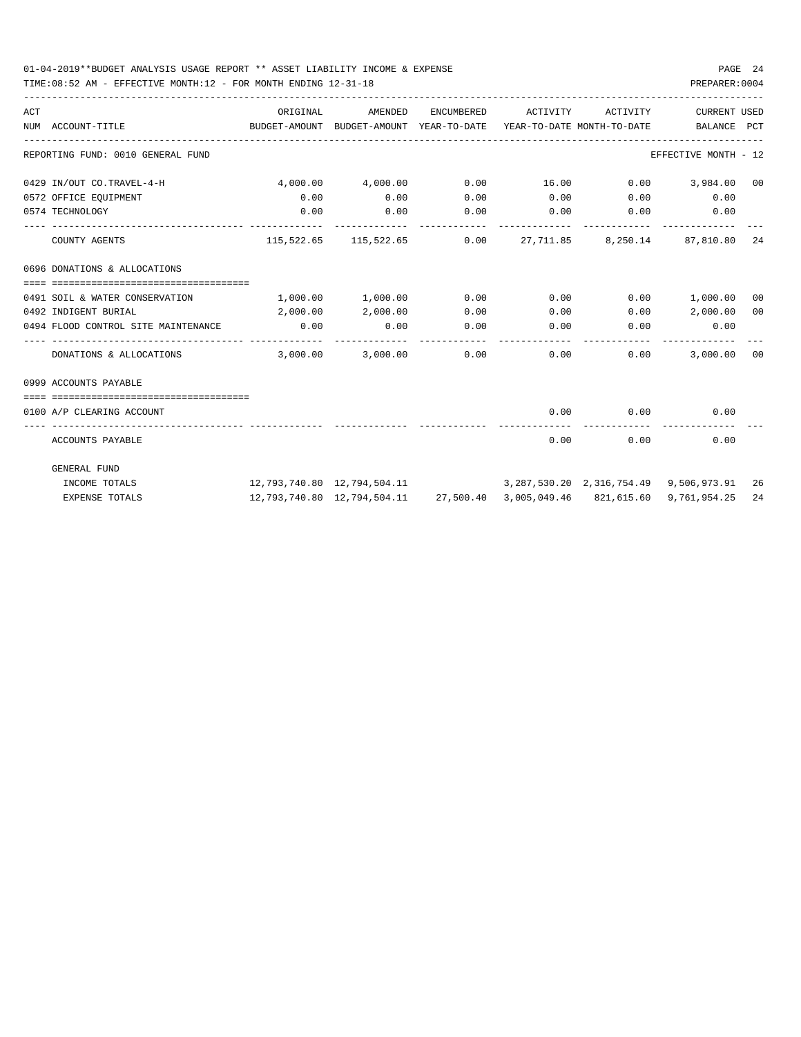01-04-2019**BUDGET ANALYSIS USAGE REPORT ** ASSET LIABILITY INCOME & EXPENSE

TIME:08:52 AM - EFFECTIVE MONTH:12 - FOR MONTH ENDING 12-31-18

PREPARER:0004

| ACT NUM | ACCOUNT-TITLE | ORIGINAL BUDGET-AMOUNT | AMENDED BUDGET-AMOUNT | ENCUMBERED YEAR-TO-DATE | ACTIVITY YEAR-TO-DATE | ACTIVITY MONTH-TO-DATE | CURRENT BALANCE | USED PCT |
|---|---|---|---|---|---|---|---|---|
| | REPORTING FUND: 0010 GENERAL FUND | | | | | | EFFECTIVE MONTH - 12 | |
| 0429 | IN/OUT CO.TRAVEL-4-H | 4,000.00 | 4,000.00 | 0.00 | 16.00 | 0.00 | 3,984.00 | 00 |
| 0572 | OFFICE EQUIPMENT | 0.00 | 0.00 | 0.00 | 0.00 | 0.00 | 0.00 | |
| 0574 | TECHNOLOGY | 0.00 | 0.00 | 0.00 | 0.00 | 0.00 | 0.00 | |
| | COUNTY AGENTS | 115,522.65 | 115,522.65 | 0.00 | 27,711.85 | 8,250.14 | 87,810.80 | 24 |
| 0696 | DONATIONS & ALLOCATIONS | | | | | | | |
| 0491 | SOIL & WATER CONSERVATION | 1,000.00 | 1,000.00 | 0.00 | 0.00 | 0.00 | 1,000.00 | 00 |
| 0492 | INDIGENT BURIAL | 2,000.00 | 2,000.00 | 0.00 | 0.00 | 0.00 | 2,000.00 | 00 |
| 0494 | FLOOD CONTROL SITE MAINTENANCE | 0.00 | 0.00 | 0.00 | 0.00 | 0.00 | 0.00 | |
| | DONATIONS & ALLOCATIONS | 3,000.00 | 3,000.00 | 0.00 | 0.00 | 0.00 | 3,000.00 | 00 |
| 0999 | ACCOUNTS PAYABLE | | | | | | | |
| 0100 | A/P CLEARING ACCOUNT | | | | 0.00 | 0.00 | 0.00 | |
| | ACCOUNTS PAYABLE | | | | 0.00 | 0.00 | 0.00 | |
| | GENERAL FUND | | | | | | | |
| | INCOME TOTALS | 12,793,740.80 | 12,794,504.11 | | 3,287,530.20 | 2,316,754.49 | 9,506,973.91 | 26 |
| | EXPENSE TOTALS | 12,793,740.80 | 12,794,504.11 | 27,500.40 | 3,005,049.46 | 821,615.60 | 9,761,954.25 | 24 |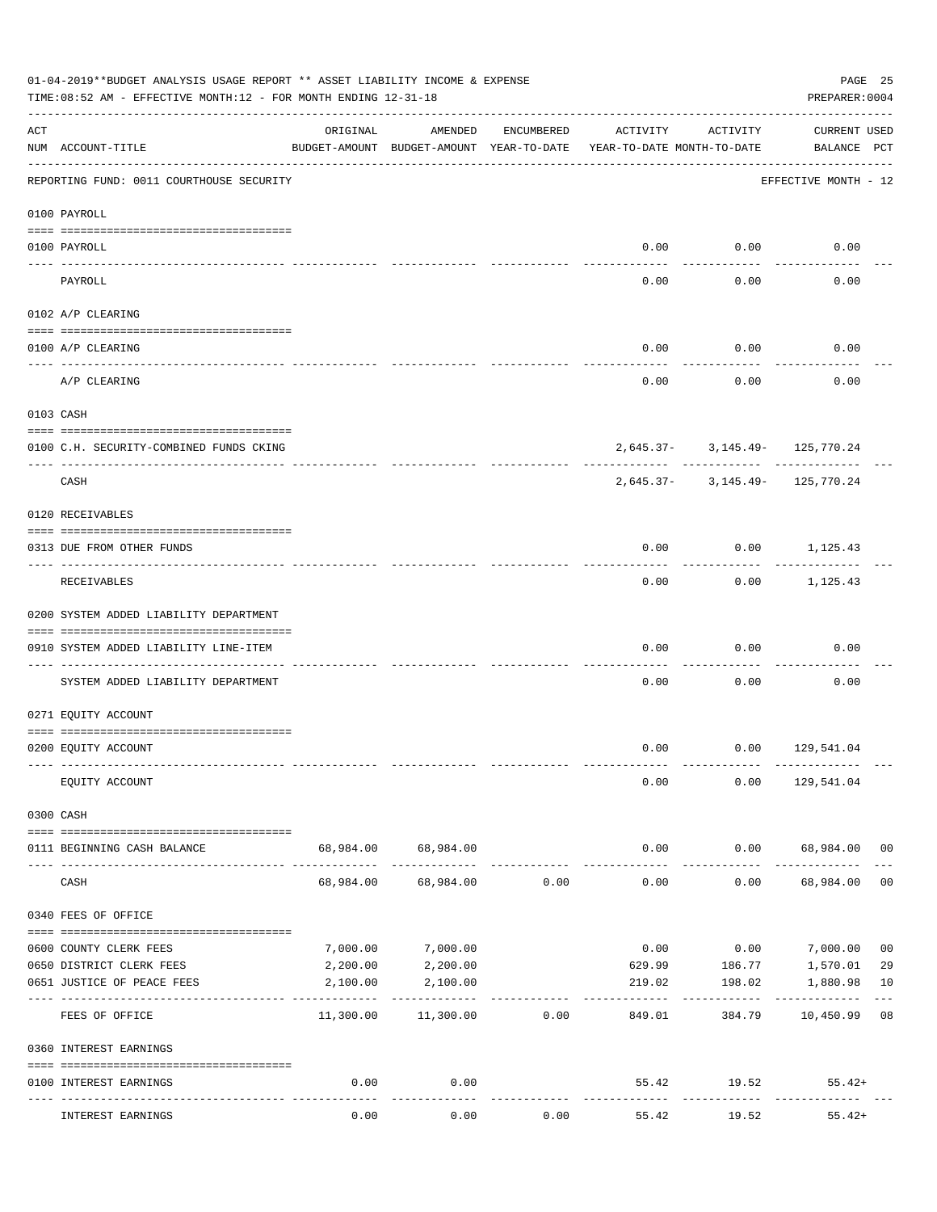01-04-2019**BUDGET ANALYSIS USAGE REPORT ** ASSET LIABILITY INCOME & EXPENSE

TIME:08:52 AM - EFFECTIVE MONTH:12 - FOR MONTH ENDING 12-31-18

PREPARER:0004

| ACT NUM | ACCOUNT-TITLE | ORIGINAL BUDGET-AMOUNT | AMENDED BUDGET-AMOUNT | ENCUMBERED YEAR-TO-DATE | ACTIVITY YEAR-TO-DATE | ACTIVITY MONTH-TO-DATE | CURRENT BALANCE | USED PCT |
|---|---|---|---|---|---|---|---|---|
| | REPORTING FUND: 0011 COURTHOUSE SECURITY | | | | | | EFFECTIVE MONTH - 12 | |
| | 0100 PAYROLL | | | | | | | |
| 0100 | PAYROLL | | | | 0.00 | 0.00 | 0.00 | |
| | PAYROLL | | | | 0.00 | 0.00 | 0.00 | |
| | 0102 A/P CLEARING | | | | | | | |
| 0100 | A/P CLEARING | | | | 0.00 | 0.00 | 0.00 | |
| | A/P CLEARING | | | | 0.00 | 0.00 | 0.00 | |
| | 0103 CASH | | | | | | | |
| 0100 | C.H. SECURITY-COMBINED FUNDS CKING | | | | 2,645.37- | 3,145.49- | 125,770.24 | |
| | CASH | | | | 2,645.37- | 3,145.49- | 125,770.24 | |
| | 0120 RECEIVABLES | | | | | | | |
| 0313 | DUE FROM OTHER FUNDS | | | | 0.00 | 0.00 | 1,125.43 | |
| | RECEIVABLES | | | | 0.00 | 0.00 | 1,125.43 | |
| | 0200 SYSTEM ADDED LIABILITY DEPARTMENT | | | | | | | |
| 0910 | SYSTEM ADDED LIABILITY LINE-ITEM | | | | 0.00 | 0.00 | 0.00 | |
| | SYSTEM ADDED LIABILITY DEPARTMENT | | | | 0.00 | 0.00 | 0.00 | |
| | 0271 EQUITY ACCOUNT | | | | | | | |
| 0200 | EQUITY ACCOUNT | | | | 0.00 | 0.00 | 129,541.04 | |
| | EQUITY ACCOUNT | | | | 0.00 | 0.00 | 129,541.04 | |
| | 0300 CASH | | | | | | | |
| 0111 | BEGINNING CASH BALANCE | 68,984.00 | 68,984.00 | | 0.00 | 0.00 | 68,984.00 | 00 |
| | CASH | 68,984.00 | 68,984.00 | 0.00 | 0.00 | 0.00 | 68,984.00 | 00 |
| | 0340 FEES OF OFFICE | | | | | | | |
| 0600 | COUNTY CLERK FEES | 7,000.00 | 7,000.00 | | 0.00 | 0.00 | 7,000.00 | 00 |
| 0650 | DISTRICT CLERK FEES | 2,200.00 | 2,200.00 | | 629.99 | 186.77 | 1,570.01 | 29 |
| 0651 | JUSTICE OF PEACE FEES | 2,100.00 | 2,100.00 | | 219.02 | 198.02 | 1,880.98 | 10 |
| | FEES OF OFFICE | 11,300.00 | 11,300.00 | 0.00 | 849.01 | 384.79 | 10,450.99 | 08 |
| | 0360 INTEREST EARNINGS | | | | | | | |
| 0100 | INTEREST EARNINGS | 0.00 | 0.00 | | 55.42 | 19.52 | 55.42+ | |
| | INTEREST EARNINGS | 0.00 | 0.00 | 0.00 | 55.42 | 19.52 | 55.42+ | |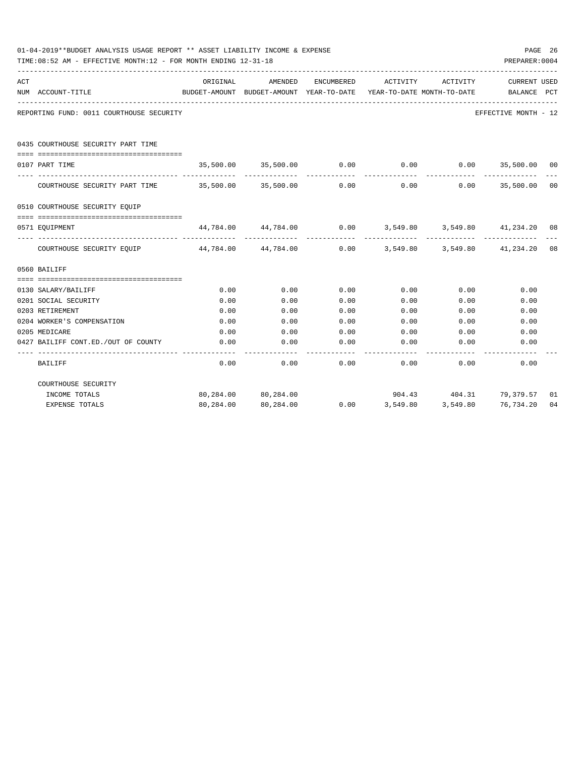01-04-2019**BUDGET ANALYSIS USAGE REPORT ** ASSET LIABILITY INCOME & EXPENSE

TIME:08:52 AM - EFFECTIVE MONTH:12 - FOR MONTH ENDING 12-31-18

PREPARER:0004

| ACT NUM | ACCOUNT-TITLE | ORIGINAL BUDGET-AMOUNT | AMENDED BUDGET-AMOUNT | ENCUMBERED YEAR-TO-DATE | ACTIVITY YEAR-TO-DATE | ACTIVITY MONTH-TO-DATE | CURRENT BALANCE | USED PCT |
|---|---|---|---|---|---|---|---|---|
| | REPORTING FUND: 0011 COURTHOUSE SECURITY | | | | | | EFFECTIVE MONTH - 12 | |
| | 0435 COURTHOUSE SECURITY PART TIME | | | | | | | |
| 0107 | PART TIME | 35,500.00 | 35,500.00 | 0.00 | 0.00 | 0.00 | 35,500.00 | 00 |
| | COURTHOUSE SECURITY PART TIME | 35,500.00 | 35,500.00 | 0.00 | 0.00 | 0.00 | 35,500.00 | 00 |
| | 0510 COURTHOUSE SECURITY EQUIP | | | | | | | |
| 0571 | EQUIPMENT | 44,784.00 | 44,784.00 | 0.00 | 3,549.80 | 3,549.80 | 41,234.20 | 08 |
| | COURTHOUSE SECURITY EQUIP | 44,784.00 | 44,784.00 | 0.00 | 3,549.80 | 3,549.80 | 41,234.20 | 08 |
| | 0560 BAILIFF | | | | | | | |
| 0130 | SALARY/BAILIFF | 0.00 | 0.00 | 0.00 | 0.00 | 0.00 | 0.00 | |
| 0201 | SOCIAL SECURITY | 0.00 | 0.00 | 0.00 | 0.00 | 0.00 | 0.00 | |
| 0203 | RETIREMENT | 0.00 | 0.00 | 0.00 | 0.00 | 0.00 | 0.00 | |
| 0204 | WORKER'S COMPENSATION | 0.00 | 0.00 | 0.00 | 0.00 | 0.00 | 0.00 | |
| 0205 | MEDICARE | 0.00 | 0.00 | 0.00 | 0.00 | 0.00 | 0.00 | |
| 0427 | BAILIFF CONT.ED./OUT OF COUNTY | 0.00 | 0.00 | 0.00 | 0.00 | 0.00 | 0.00 | |
| | BAILIFF | 0.00 | 0.00 | 0.00 | 0.00 | 0.00 | 0.00 | |
| | COURTHOUSE SECURITY | | | | | | | |
| | INCOME TOTALS | 80,284.00 | 80,284.00 | | 904.43 | 404.31 | 79,379.57 | 01 |
| | EXPENSE TOTALS | 80,284.00 | 80,284.00 | 0.00 | 3,549.80 | 3,549.80 | 76,734.20 | 04 |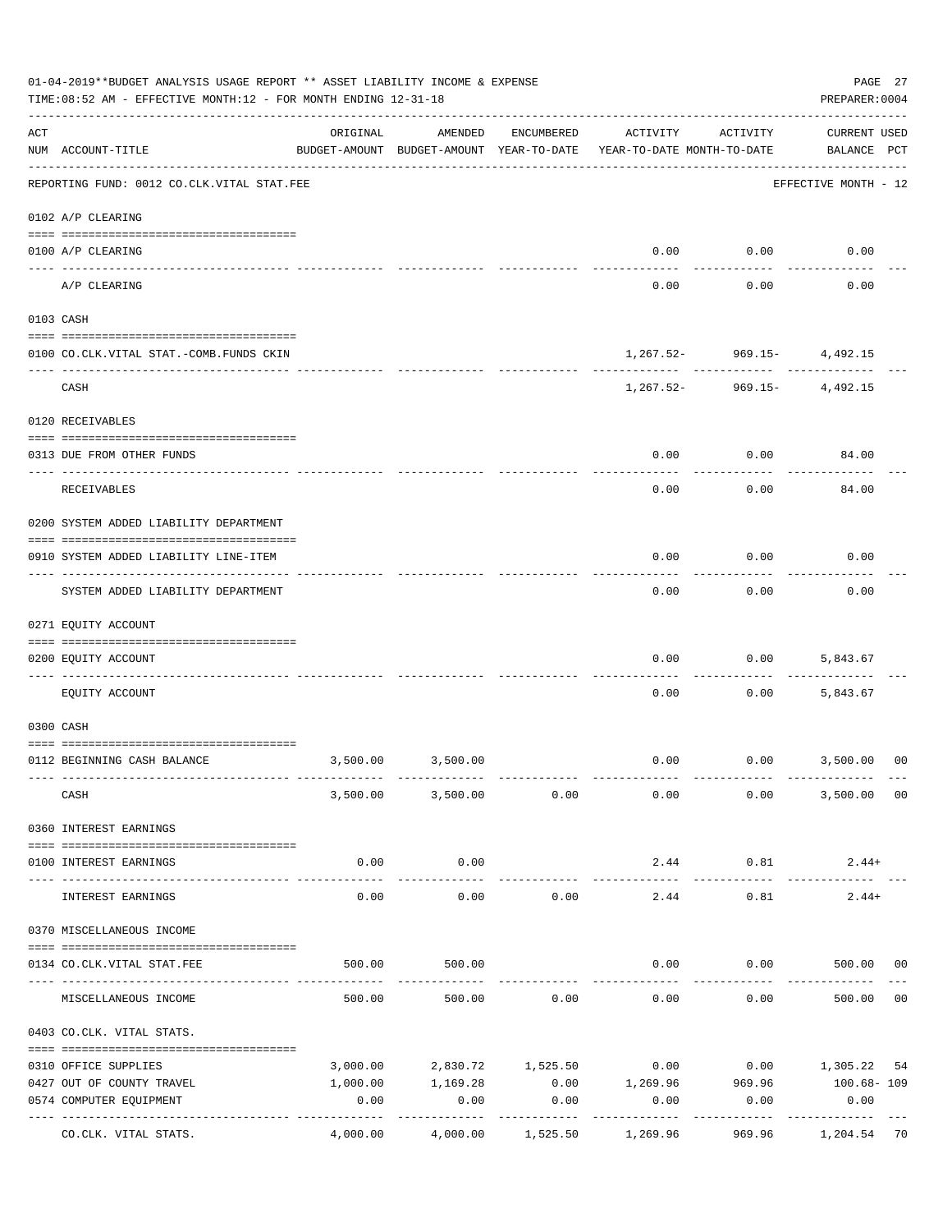01-04-2019**BUDGET ANALYSIS USAGE REPORT ** ASSET LIABILITY INCOME & EXPENSE

TIME:08:52 AM - EFFECTIVE MONTH:12 - FOR MONTH ENDING 12-31-18

PREPARER:0004

| ACT NUM | ACCOUNT-TITLE | ORIGINAL BUDGET-AMOUNT | AMENDED BUDGET-AMOUNT | ENCUMBERED YEAR-TO-DATE | ACTIVITY YEAR-TO-DATE | ACTIVITY MONTH-TO-DATE | CURRENT USED BALANCE | PCT |
|---|---|---|---|---|---|---|---|---|
| | REPORTING FUND: 0012 CO.CLK.VITAL STAT.FEE | | | | | | EFFECTIVE MONTH - 12 | |
| | 0102 A/P CLEARING | | | | | | | |
| 0100 | A/P CLEARING | | | | 0.00 | 0.00 | 0.00 | |
| | A/P CLEARING | | | | 0.00 | 0.00 | 0.00 | |
| | 0103 CASH | | | | | | | |
| 0100 | CO.CLK.VITAL STAT.-COMB.FUNDS CKIN | | | | 1,267.52- | 969.15- | 4,492.15 | |
| | CASH | | | | 1,267.52- | 969.15- | 4,492.15 | |
| | 0120 RECEIVABLES | | | | | | | |
| 0313 | DUE FROM OTHER FUNDS | | | | 0.00 | 0.00 | 84.00 | |
| | RECEIVABLES | | | | 0.00 | 0.00 | 84.00 | |
| | 0200 SYSTEM ADDED LIABILITY DEPARTMENT | | | | | | | |
| 0910 | SYSTEM ADDED LIABILITY LINE-ITEM | | | | 0.00 | 0.00 | 0.00 | |
| | SYSTEM ADDED LIABILITY DEPARTMENT | | | | 0.00 | 0.00 | 0.00 | |
| | 0271 EQUITY ACCOUNT | | | | | | | |
| 0200 | EQUITY ACCOUNT | | | | 0.00 | 0.00 | 5,843.67 | |
| | EQUITY ACCOUNT | | | | 0.00 | 0.00 | 5,843.67 | |
| | 0300 CASH | | | | | | | |
| 0112 | BEGINNING CASH BALANCE | 3,500.00 | 3,500.00 | | 0.00 | 0.00 | 3,500.00 | 00 |
| | CASH | 3,500.00 | 3,500.00 | 0.00 | 0.00 | 0.00 | 3,500.00 | 00 |
| | 0360 INTEREST EARNINGS | | | | | | | |
| 0100 | INTEREST EARNINGS | 0.00 | 0.00 | | 2.44 | 0.81 | 2.44+ | |
| | INTEREST EARNINGS | 0.00 | 0.00 | 0.00 | 2.44 | 0.81 | 2.44+ | |
| | 0370 MISCELLANEOUS INCOME | | | | | | | |
| 0134 | CO.CLK.VITAL STAT.FEE | 500.00 | 500.00 | | 0.00 | 0.00 | 500.00 | 00 |
| | MISCELLANEOUS INCOME | 500.00 | 500.00 | 0.00 | 0.00 | 0.00 | 500.00 | 00 |
| | 0403 CO.CLK. VITAL STATS. | | | | | | | |
| 0310 | OFFICE SUPPLIES | 3,000.00 | 2,830.72 | 1,525.50 | 0.00 | 0.00 | 1,305.22 | 54 |
| 0427 | OUT OF COUNTY TRAVEL | 1,000.00 | 1,169.28 | 0.00 | 1,269.96 | 969.96 | 100.68- | 109 |
| 0574 | COMPUTER EQUIPMENT | 0.00 | 0.00 | 0.00 | 0.00 | 0.00 | 0.00 | |
| | CO.CLK. VITAL STATS. | 4,000.00 | 4,000.00 | 1,525.50 | 1,269.96 | 969.96 | 1,204.54 | 70 |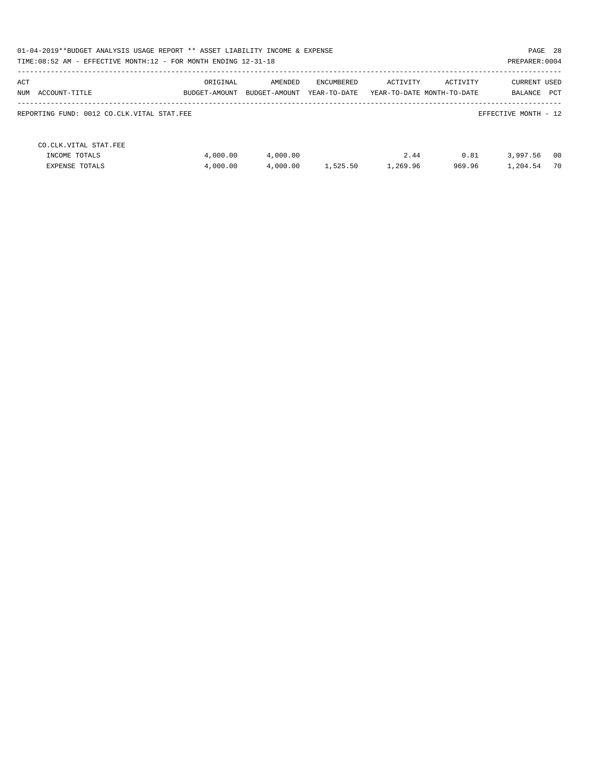01-04-2019**BUDGET ANALYSIS USAGE REPORT ** ASSET LIABILITY INCOME & EXPENSE

TIME:08:52 AM - EFFECTIVE MONTH:12 - FOR MONTH ENDING 12-31-18

PREPARER:0004

REPORTING FUND: 0012 CO.CLK.VITAL STAT.FEE

EFFECTIVE MONTH - 12

| ACT NUM ACCOUNT-TITLE | ORIGINAL BUDGET-AMOUNT | AMENDED BUDGET-AMOUNT | ENCUMBERED YEAR-TO-DATE | ACTIVITY YEAR-TO-DATE | ACTIVITY MONTH-TO-DATE | CURRENT BALANCE | USED PCT |
|---|---|---|---|---|---|---|---|
| CO.CLK.VITAL STAT.FEE | | | | | | | |
| INCOME TOTALS | 4,000.00 | 4,000.00 | | 2.44 | 0.81 | 3,997.56 | 00 |
| EXPENSE TOTALS | 4,000.00 | 4,000.00 | 1,525.50 | 1,269.96 | 969.96 | 1,204.54 | 70 |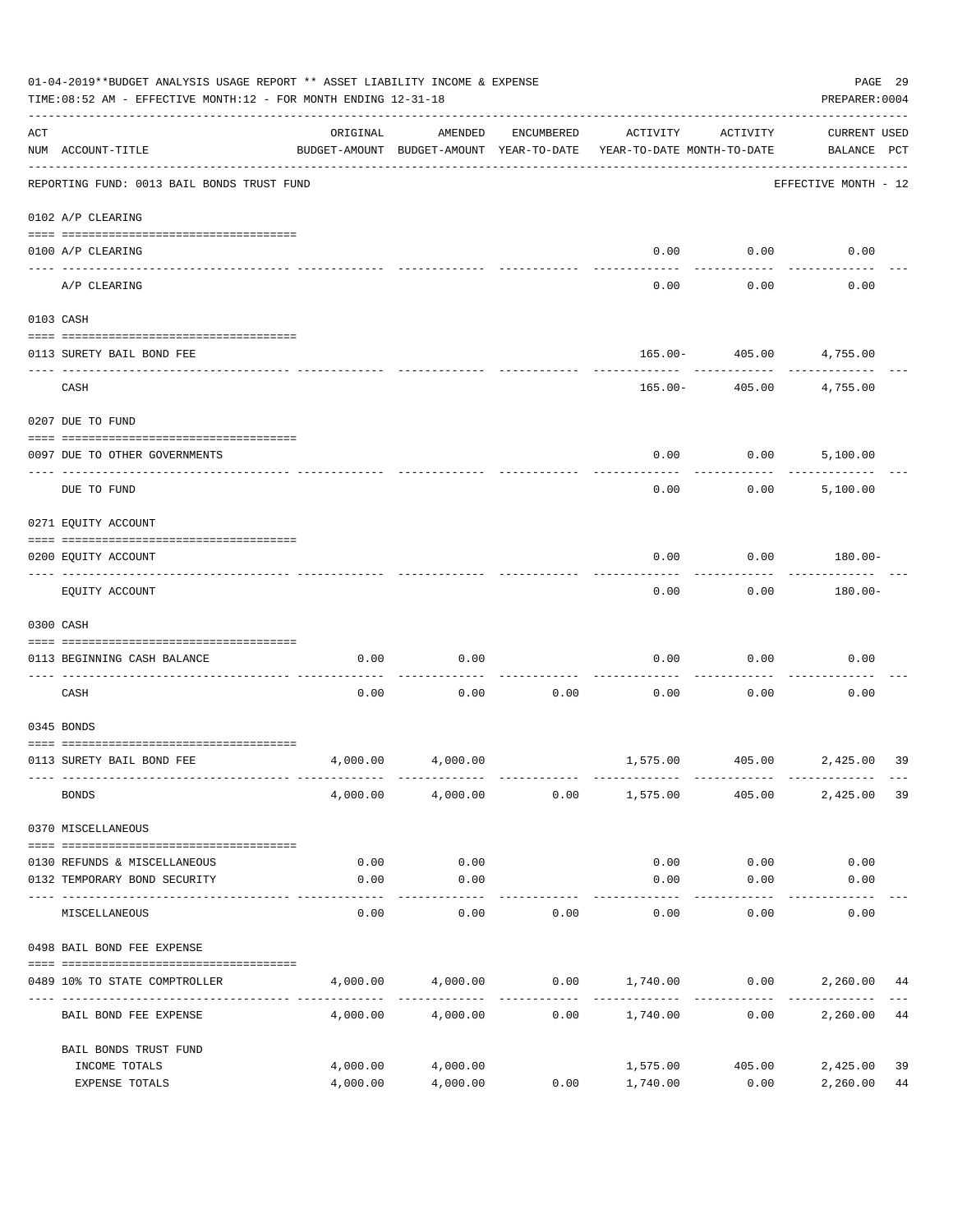01-04-2019**BUDGET ANALYSIS USAGE REPORT ** ASSET LIABILITY INCOME & EXPENSE

TIME:08:52 AM - EFFECTIVE MONTH:12 - FOR MONTH ENDING 12-31-18

REPORTING FUND: 0013 BAIL BONDS TRUST FUND — EFFECTIVE MONTH - 12

| ACT NUM | ACCOUNT-TITLE | ORIGINAL BUDGET-AMOUNT | AMENDED BUDGET-AMOUNT | ENCUMBERED YEAR-TO-DATE | ACTIVITY YEAR-TO-DATE | ACTIVITY MONTH-TO-DATE | CURRENT USED BALANCE | PCT |
|---|---|---|---|---|---|---|---|---|
| **0102 A/P CLEARING** | | | | | | | | |
| 0100 | A/P CLEARING | | | | 0.00 | 0.00 | 0.00 | |
| | A/P CLEARING | | | | 0.00 | 0.00 | 0.00 | |
| **0103 CASH** | | | | | | | | |
| 0113 | SURETY BAIL BOND FEE | | | | 165.00- | 405.00 | 4,755.00 | |
| | CASH | | | | 165.00- | 405.00 | 4,755.00 | |
| **0207 DUE TO FUND** | | | | | | | | |
| 0097 | DUE TO OTHER GOVERNMENTS | | | | 0.00 | 0.00 | 5,100.00 | |
| | DUE TO FUND | | | | 0.00 | 0.00 | 5,100.00 | |
| **0271 EQUITY ACCOUNT** | | | | | | | | |
| 0200 | EQUITY ACCOUNT | | | | 0.00 | 0.00 | 180.00- | |
| | EQUITY ACCOUNT | | | | 0.00 | 0.00 | 180.00- | |
| **0300 CASH** | | | | | | | | |
| 0113 | BEGINNING CASH BALANCE | 0.00 | 0.00 | | 0.00 | 0.00 | 0.00 | |
| | CASH | 0.00 | 0.00 | 0.00 | 0.00 | 0.00 | 0.00 | |
| **0345 BONDS** | | | | | | | | |
| 0113 | SURETY BAIL BOND FEE | 4,000.00 | 4,000.00 | | 1,575.00 | 405.00 | 2,425.00 | 39 |
| | BONDS | 4,000.00 | 4,000.00 | 0.00 | 1,575.00 | 405.00 | 2,425.00 | 39 |
| **0370 MISCELLANEOUS** | | | | | | | | |
| 0130 | REFUNDS & MISCELLANEOUS | 0.00 | 0.00 | | 0.00 | 0.00 | 0.00 | |
| 0132 | TEMPORARY BOND SECURITY | 0.00 | 0.00 | | 0.00 | 0.00 | 0.00 | |
| | MISCELLANEOUS | 0.00 | 0.00 | 0.00 | 0.00 | 0.00 | 0.00 | |
| **0498 BAIL BOND FEE EXPENSE** | | | | | | | | |
| 0489 | 10% TO STATE COMPTROLLER | 4,000.00 | 4,000.00 | 0.00 | 1,740.00 | 0.00 | 2,260.00 | 44 |
| | BAIL BOND FEE EXPENSE | 4,000.00 | 4,000.00 | 0.00 | 1,740.00 | 0.00 | 2,260.00 | 44 |
| | BAIL BONDS TRUST FUND | | | | | | | |
| | INCOME TOTALS | 4,000.00 | 4,000.00 | | 1,575.00 | 405.00 | 2,425.00 | 39 |
| | EXPENSE TOTALS | 4,000.00 | 4,000.00 | 0.00 | 1,740.00 | 0.00 | 2,260.00 | 44 |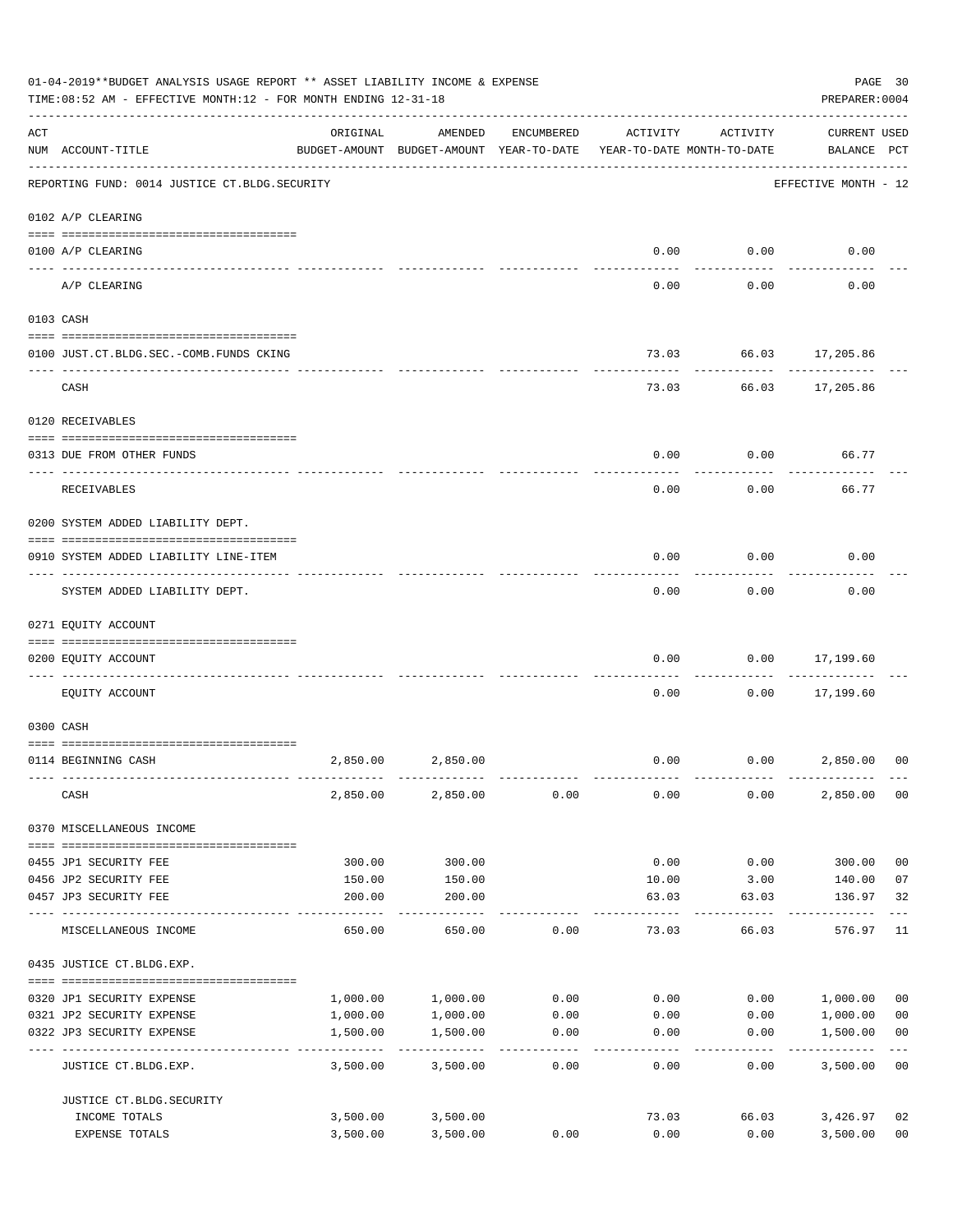01-04-2019**BUDGET ANALYSIS USAGE REPORT ** ASSET LIABILITY INCOME & EXPENSE

TIME:08:52 AM - EFFECTIVE MONTH:12 - FOR MONTH ENDING 12-31-18

PREPARER:0004

| ACT NUM | ACCOUNT-TITLE | ORIGINAL BUDGET-AMOUNT | AMENDED BUDGET-AMOUNT | ENCUMBERED YEAR-TO-DATE | ACTIVITY YEAR-TO-DATE | ACTIVITY MONTH-TO-DATE | CURRENT BALANCE | USED PCT |
|---|---|---|---|---|---|---|---|---|
| | REPORTING FUND: 0014 JUSTICE CT.BLDG.SECURITY | | | | | | EFFECTIVE MONTH - 12 | |
| | 0102 A/P CLEARING | | | | | | | |
| 0100 | A/P CLEARING | | | | 0.00 | 0.00 | 0.00 | |
| | A/P CLEARING | | | | 0.00 | 0.00 | 0.00 | |
| | 0103 CASH | | | | | | | |
| 0100 | JUST.CT.BLDG.SEC.-COMB.FUNDS CKING | | | | 73.03 | 66.03 | 17,205.86 | |
| | CASH | | | | 73.03 | 66.03 | 17,205.86 | |
| | 0120 RECEIVABLES | | | | | | | |
| 0313 | DUE FROM OTHER FUNDS | | | | 0.00 | 0.00 | 66.77 | |
| | RECEIVABLES | | | | 0.00 | 0.00 | 66.77 | |
| | 0200 SYSTEM ADDED LIABILITY DEPT. | | | | | | | |
| 0910 | SYSTEM ADDED LIABILITY LINE-ITEM | | | | 0.00 | 0.00 | 0.00 | |
| | SYSTEM ADDED LIABILITY DEPT. | | | | 0.00 | 0.00 | 0.00 | |
| | 0271 EQUITY ACCOUNT | | | | | | | |
| 0200 | EQUITY ACCOUNT | | | | 0.00 | 0.00 | 17,199.60 | |
| | EQUITY ACCOUNT | | | | 0.00 | 0.00 | 17,199.60 | |
| | 0300 CASH | | | | | | | |
| 0114 | BEGINNING CASH | 2,850.00 | 2,850.00 | | 0.00 | 0.00 | 2,850.00 | 00 |
| | CASH | 2,850.00 | 2,850.00 | 0.00 | 0.00 | 0.00 | 2,850.00 | 00 |
| | 0370 MISCELLANEOUS INCOME | | | | | | | |
| 0455 | JP1 SECURITY FEE | 300.00 | 300.00 | | 0.00 | 0.00 | 300.00 | 00 |
| 0456 | JP2 SECURITY FEE | 150.00 | 150.00 | | 10.00 | 3.00 | 140.00 | 07 |
| 0457 | JP3 SECURITY FEE | 200.00 | 200.00 | | 63.03 | 63.03 | 136.97 | 32 |
| | MISCELLANEOUS INCOME | 650.00 | 650.00 | 0.00 | 73.03 | 66.03 | 576.97 | 11 |
| | 0435 JUSTICE CT.BLDG.EXP. | | | | | | | |
| 0320 | JP1 SECURITY EXPENSE | 1,000.00 | 1,000.00 | 0.00 | 0.00 | 0.00 | 1,000.00 | 00 |
| 0321 | JP2 SECURITY EXPENSE | 1,000.00 | 1,000.00 | 0.00 | 0.00 | 0.00 | 1,000.00 | 00 |
| 0322 | JP3 SECURITY EXPENSE | 1,500.00 | 1,500.00 | 0.00 | 0.00 | 0.00 | 1,500.00 | 00 |
| | JUSTICE CT.BLDG.EXP. | 3,500.00 | 3,500.00 | 0.00 | 0.00 | 0.00 | 3,500.00 | 00 |
| | JUSTICE CT.BLDG.SECURITY | | | | | | | |
| | INCOME TOTALS | 3,500.00 | 3,500.00 | | 73.03 | 66.03 | 3,426.97 | 02 |
| | EXPENSE TOTALS | 3,500.00 | 3,500.00 | 0.00 | 0.00 | 0.00 | 3,500.00 | 00 |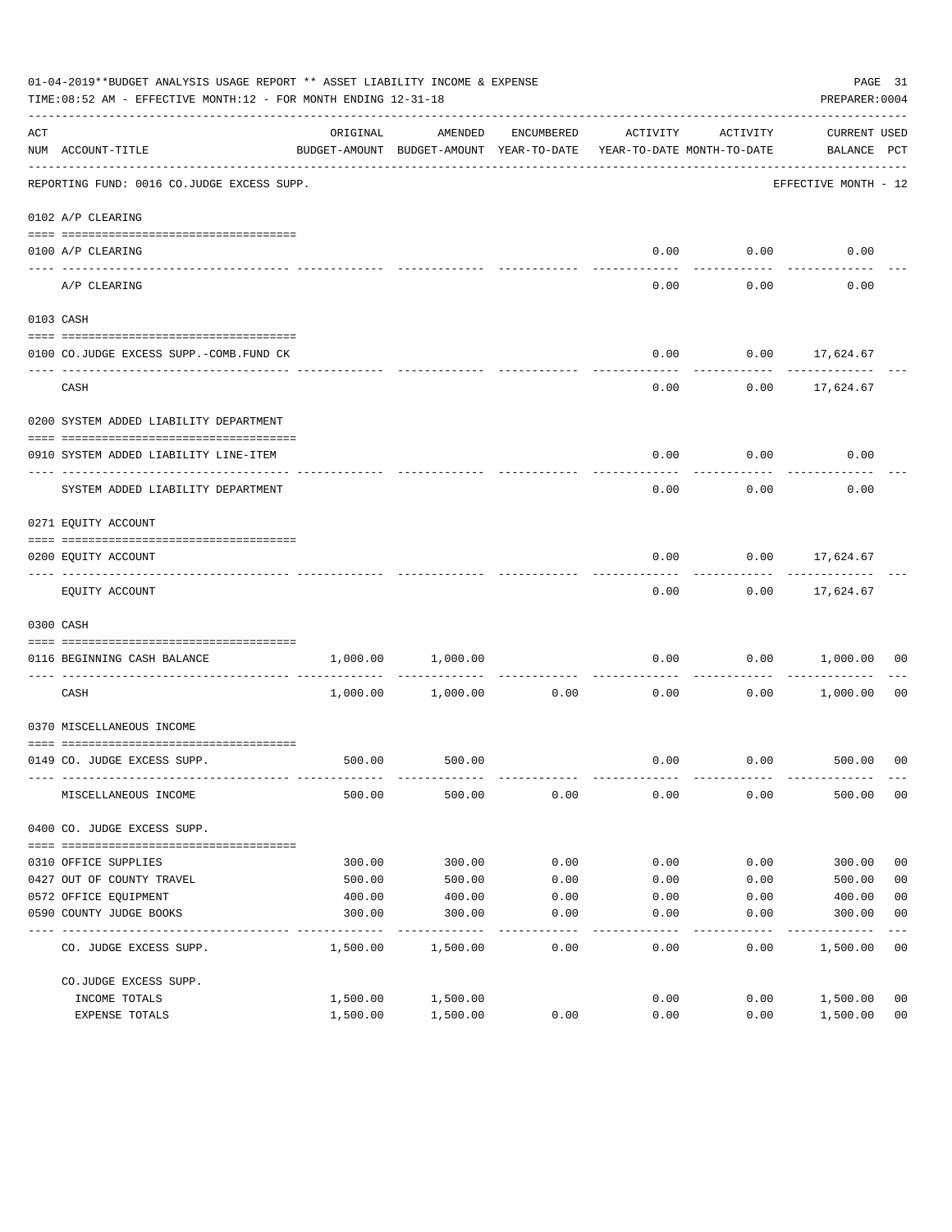01-04-2019**BUDGET ANALYSIS USAGE REPORT ** ASSET LIABILITY INCOME & EXPENSE

TIME:08:52 AM - EFFECTIVE MONTH:12 - FOR MONTH ENDING 12-31-18

PREPARER:0004

| ACT NUM | ACCOUNT-TITLE | ORIGINAL BUDGET-AMOUNT | AMENDED BUDGET-AMOUNT | ENCUMBERED YEAR-TO-DATE | ACTIVITY YEAR-TO-DATE | ACTIVITY MONTH-TO-DATE | CURRENT BALANCE | USED PCT |
|---|---|---|---|---|---|---|---|---|
| | REPORTING FUND: 0016 CO.JUDGE EXCESS SUPP. | | | | | | EFFECTIVE MONTH - 12 | |
| | 0102 A/P CLEARING | | | | | | | |
| 0100 | A/P CLEARING | | | | 0.00 | 0.00 | 0.00 | |
| | A/P CLEARING | | | | 0.00 | 0.00 | 0.00 | |
| | 0103 CASH | | | | | | | |
| 0100 | CO.JUDGE EXCESS SUPP.-COMB.FUND CK | | | | 0.00 | 0.00 | 17,624.67 | |
| | CASH | | | | 0.00 | 0.00 | 17,624.67 | |
| | 0200 SYSTEM ADDED LIABILITY DEPARTMENT | | | | | | | |
| 0910 | SYSTEM ADDED LIABILITY LINE-ITEM | | | | 0.00 | 0.00 | 0.00 | |
| | SYSTEM ADDED LIABILITY DEPARTMENT | | | | 0.00 | 0.00 | 0.00 | |
| | 0271 EQUITY ACCOUNT | | | | | | | |
| 0200 | EQUITY ACCOUNT | | | | 0.00 | 0.00 | 17,624.67 | |
| | EQUITY ACCOUNT | | | | 0.00 | 0.00 | 17,624.67 | |
| | 0300 CASH | | | | | | | |
| 0116 | BEGINNING CASH BALANCE | 1,000.00 | 1,000.00 | | 0.00 | 0.00 | 1,000.00 | 00 |
| | CASH | 1,000.00 | 1,000.00 | 0.00 | 0.00 | 0.00 | 1,000.00 | 00 |
| | 0370 MISCELLANEOUS INCOME | | | | | | | |
| 0149 | CO. JUDGE EXCESS SUPP. | 500.00 | 500.00 | | 0.00 | 0.00 | 500.00 | 00 |
| | MISCELLANEOUS INCOME | 500.00 | 500.00 | 0.00 | 0.00 | 0.00 | 500.00 | 00 |
| | 0400 CO. JUDGE EXCESS SUPP. | | | | | | | |
| 0310 | OFFICE SUPPLIES | 300.00 | 300.00 | 0.00 | 0.00 | 0.00 | 300.00 | 00 |
| 0427 | OUT OF COUNTY TRAVEL | 500.00 | 500.00 | 0.00 | 0.00 | 0.00 | 500.00 | 00 |
| 0572 | OFFICE EQUIPMENT | 400.00 | 400.00 | 0.00 | 0.00 | 0.00 | 400.00 | 00 |
| 0590 | COUNTY JUDGE BOOKS | 300.00 | 300.00 | 0.00 | 0.00 | 0.00 | 300.00 | 00 |
| | CO. JUDGE EXCESS SUPP. | 1,500.00 | 1,500.00 | 0.00 | 0.00 | 0.00 | 1,500.00 | 00 |
| | CO.JUDGE EXCESS SUPP. | | | | | | | |
| | INCOME TOTALS | 1,500.00 | 1,500.00 | | 0.00 | 0.00 | 1,500.00 | 00 |
| | EXPENSE TOTALS | 1,500.00 | 1,500.00 | 0.00 | 0.00 | 0.00 | 1,500.00 | 00 |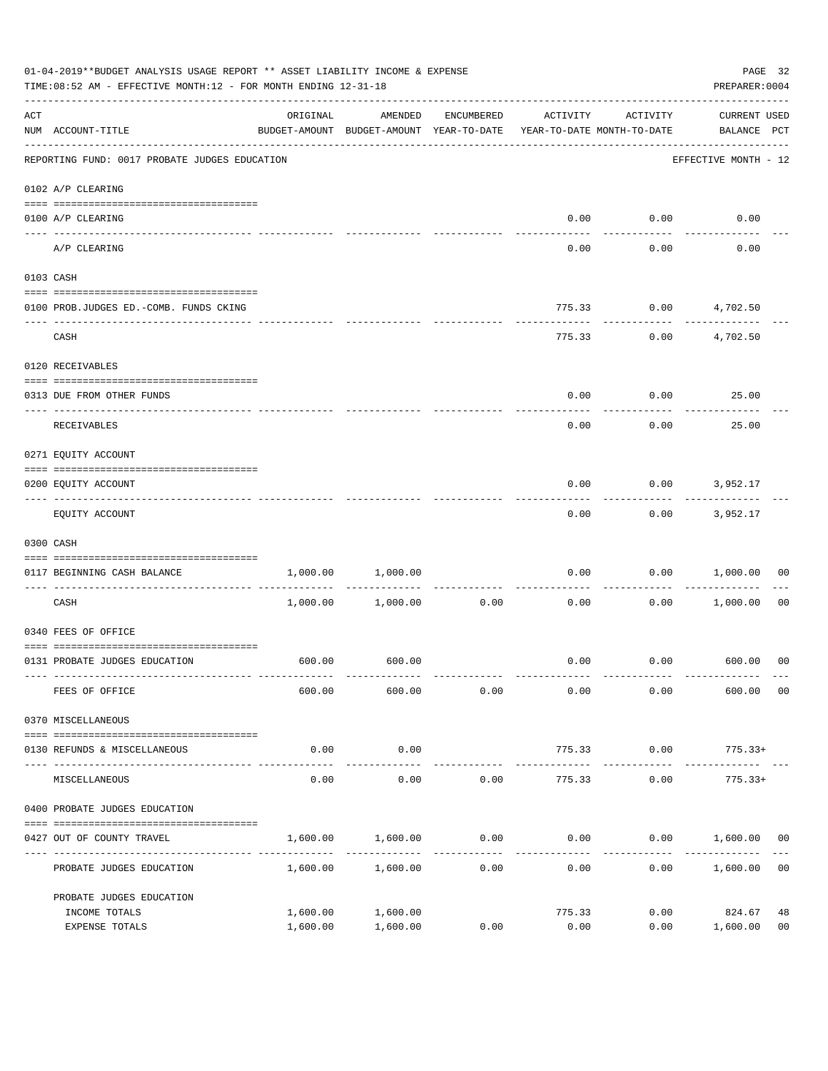01-04-2019**BUDGET ANALYSIS USAGE REPORT ** ASSET LIABILITY INCOME & EXPENSE

TIME:08:52 AM - EFFECTIVE MONTH:12 - FOR MONTH ENDING 12-31-18

PREPARER:0004

| ACT NUM | ACCOUNT-TITLE | ORIGINAL BUDGET-AMOUNT | AMENDED BUDGET-AMOUNT | ENCUMBERED YEAR-TO-DATE | ACTIVITY YEAR-TO-DATE | ACTIVITY MONTH-TO-DATE | CURRENT USED BALANCE | PCT |
|---|---|---|---|---|---|---|---|---|
| | REPORTING FUND: 0017 PROBATE JUDGES EDUCATION | | | | | | EFFECTIVE MONTH - 12 | |
| | 0102 A/P CLEARING | | | | | | | |
| 0100 | A/P CLEARING | | | | 0.00 | 0.00 | 0.00 | |
| | A/P CLEARING | | | | 0.00 | 0.00 | 0.00 | |
| | 0103 CASH | | | | | | | |
| 0100 | PROB.JUDGES ED.-COMB. FUNDS CKING | | | | 775.33 | 0.00 | 4,702.50 | |
| | CASH | | | | 775.33 | 0.00 | 4,702.50 | |
| | 0120 RECEIVABLES | | | | | | | |
| 0313 | DUE FROM OTHER FUNDS | | | | 0.00 | 0.00 | 25.00 | |
| | RECEIVABLES | | | | 0.00 | 0.00 | 25.00 | |
| | 0271 EQUITY ACCOUNT | | | | | | | |
| 0200 | EQUITY ACCOUNT | | | | 0.00 | 0.00 | 3,952.17 | |
| | EQUITY ACCOUNT | | | | 0.00 | 0.00 | 3,952.17 | |
| | 0300 CASH | | | | | | | |
| 0117 | BEGINNING CASH BALANCE | 1,000.00 | 1,000.00 | | 0.00 | 0.00 | 1,000.00 | 00 |
| | CASH | 1,000.00 | 1,000.00 | 0.00 | 0.00 | 0.00 | 1,000.00 | 00 |
| | 0340 FEES OF OFFICE | | | | | | | |
| 0131 | PROBATE JUDGES EDUCATION | 600.00 | 600.00 | | 0.00 | 0.00 | 600.00 | 00 |
| | FEES OF OFFICE | 600.00 | 600.00 | 0.00 | 0.00 | 0.00 | 600.00 | 00 |
| | 0370 MISCELLANEOUS | | | | | | | |
| 0130 | REFUNDS & MISCELLANEOUS | 0.00 | 0.00 | | 775.33 | 0.00 | 775.33+ | |
| | MISCELLANEOUS | 0.00 | 0.00 | 0.00 | 775.33 | 0.00 | 775.33+ | |
| | 0400 PROBATE JUDGES EDUCATION | | | | | | | |
| 0427 | OUT OF COUNTY TRAVEL | 1,600.00 | 1,600.00 | 0.00 | 0.00 | 0.00 | 1,600.00 | 00 |
| | PROBATE JUDGES EDUCATION | 1,600.00 | 1,600.00 | 0.00 | 0.00 | 0.00 | 1,600.00 | 00 |
| | PROBATE JUDGES EDUCATION | | | | | | | |
| | INCOME TOTALS | 1,600.00 | 1,600.00 | | 775.33 | 0.00 | 824.67 | 48 |
| | EXPENSE TOTALS | 1,600.00 | 1,600.00 | 0.00 | 0.00 | 0.00 | 1,600.00 | 00 |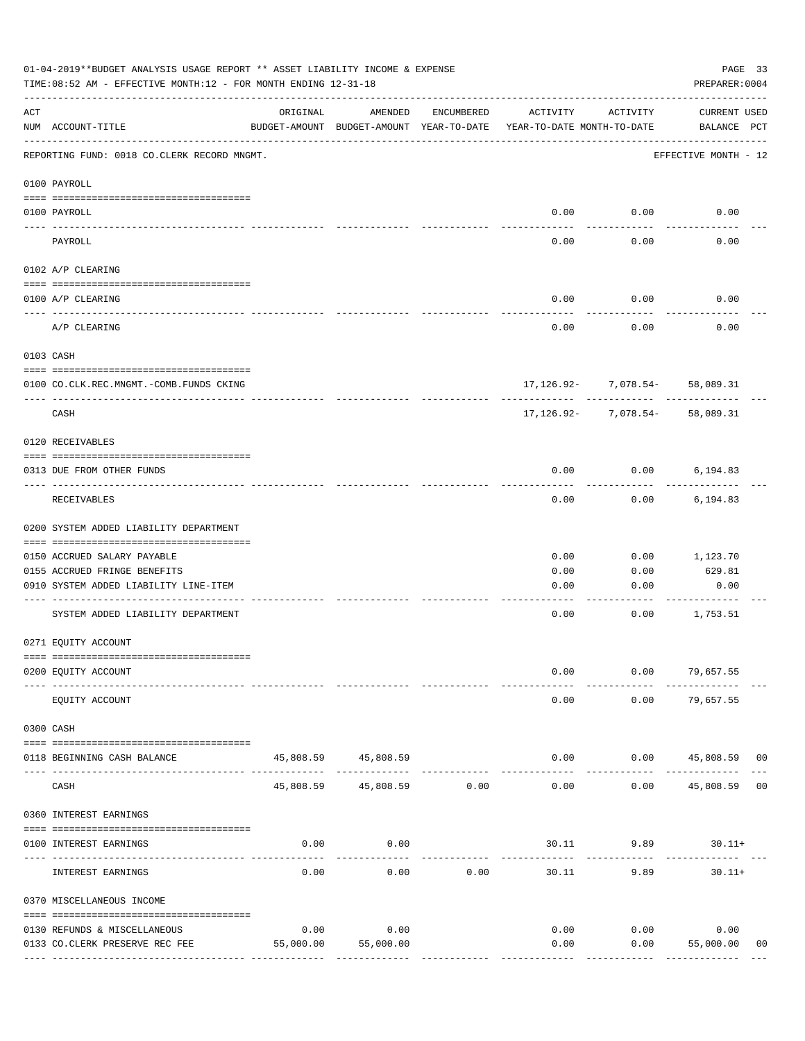01-04-2019**BUDGET ANALYSIS USAGE REPORT ** ASSET LIABILITY INCOME & EXPENSE

TIME:08:52 AM - EFFECTIVE MONTH:12 - FOR MONTH ENDING 12-31-18

PREPARER:0004

| ACT NUM | ACCOUNT-TITLE | ORIGINAL BUDGET-AMOUNT | AMENDED BUDGET-AMOUNT | ENCUMBERED YEAR-TO-DATE | ACTIVITY YEAR-TO-DATE | ACTIVITY MONTH-TO-DATE | CURRENT BALANCE | USED PCT |
|---|---|---|---|---|---|---|---|---|
| | REPORTING FUND: 0018 CO.CLERK RECORD MNGMT. | | | | | | EFFECTIVE MONTH - 12 | |
| | 0100 PAYROLL | | | | | | | |
| 0100 | PAYROLL | | | | 0.00 | 0.00 | 0.00 | |
| | PAYROLL | | | | 0.00 | 0.00 | 0.00 | |
| | 0102 A/P CLEARING | | | | | | | |
| 0100 | A/P CLEARING | | | | 0.00 | 0.00 | 0.00 | |
| | A/P CLEARING | | | | 0.00 | 0.00 | 0.00 | |
| | 0103 CASH | | | | | | | |
| 0100 | CO.CLK.REC.MNGMT.-COMB.FUNDS CKING | | | | 17,126.92- | 7,078.54- | 58,089.31 | |
| | CASH | | | | 17,126.92- | 7,078.54- | 58,089.31 | |
| | 0120 RECEIVABLES | | | | | | | |
| 0313 | DUE FROM OTHER FUNDS | | | | 0.00 | 0.00 | 6,194.83 | |
| | RECEIVABLES | | | | 0.00 | 0.00 | 6,194.83 | |
| | 0200 SYSTEM ADDED LIABILITY DEPARTMENT | | | | | | | |
| 0150 | ACCRUED SALARY PAYABLE | | | | 0.00 | 0.00 | 1,123.70 | |
| 0155 | ACCRUED FRINGE BENEFITS | | | | 0.00 | 0.00 | 629.81 | |
| 0910 | SYSTEM ADDED LIABILITY LINE-ITEM | | | | 0.00 | 0.00 | 0.00 | |
| | SYSTEM ADDED LIABILITY DEPARTMENT | | | | 0.00 | 0.00 | 1,753.51 | |
| | 0271 EQUITY ACCOUNT | | | | | | | |
| 0200 | EQUITY ACCOUNT | | | | 0.00 | 0.00 | 79,657.55 | |
| | EQUITY ACCOUNT | | | | 0.00 | 0.00 | 79,657.55 | |
| | 0300 CASH | | | | | | | |
| 0118 | BEGINNING CASH BALANCE | 45,808.59 | 45,808.59 | | 0.00 | 0.00 | 45,808.59 | 00 |
| | CASH | 45,808.59 | 45,808.59 | 0.00 | 0.00 | 0.00 | 45,808.59 | 00 |
| | 0360 INTEREST EARNINGS | | | | | | | |
| 0100 | INTEREST EARNINGS | 0.00 | 0.00 | | 30.11 | 9.89 | 30.11+ | |
| | INTEREST EARNINGS | 0.00 | 0.00 | 0.00 | 30.11 | 9.89 | 30.11+ | |
| | 0370 MISCELLANEOUS INCOME | | | | | | | |
| 0130 | REFUNDS & MISCELLANEOUS | 0.00 | 0.00 | | 0.00 | 0.00 | 0.00 | |
| 0133 | CO.CLERK PRESERVE REC FEE | 55,000.00 | 55,000.00 | | 0.00 | 0.00 | 55,000.00 | 00 |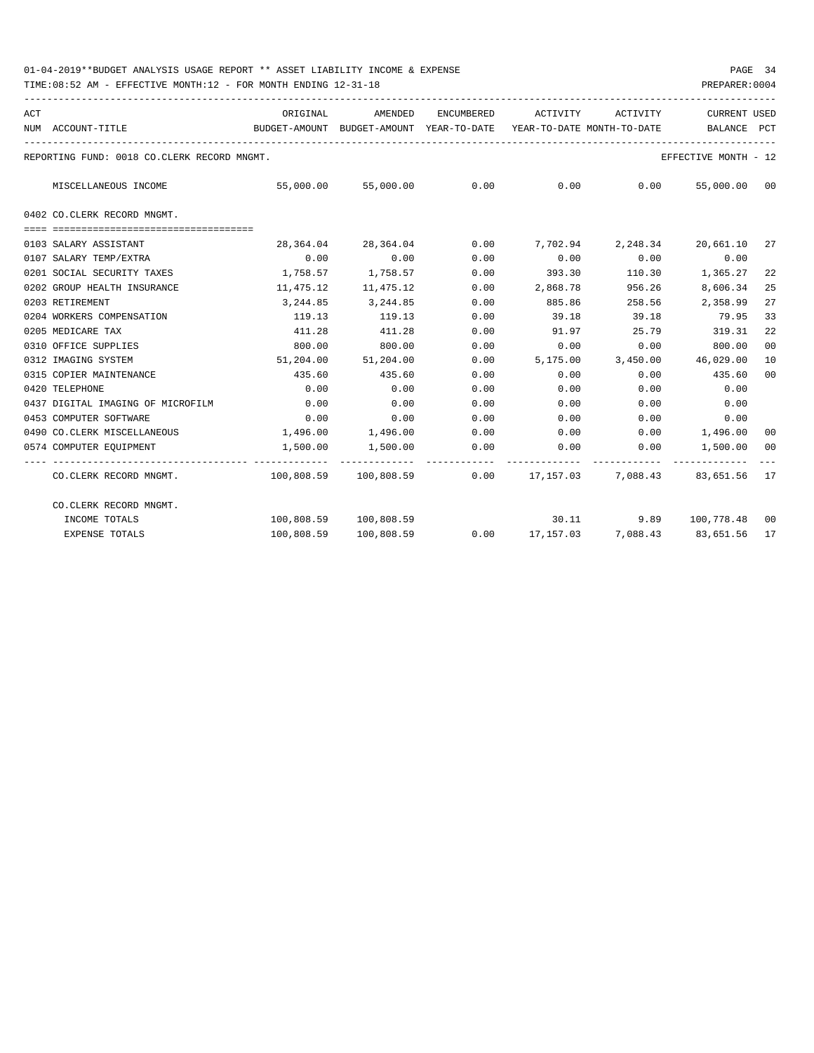01-04-2019**BUDGET ANALYSIS USAGE REPORT ** ASSET LIABILITY INCOME & EXPENSE

TIME:08:52 AM - EFFECTIVE MONTH:12 - FOR MONTH ENDING 12-31-18

PREPARER:0004

| ACT NUM | ACCOUNT-TITLE | ORIGINAL BUDGET-AMOUNT | AMENDED BUDGET-AMOUNT | ENCUMBERED YEAR-TO-DATE | ACTIVITY YEAR-TO-DATE | ACTIVITY MONTH-TO-DATE | CURRENT BALANCE | USED PCT |
|---|---|---|---|---|---|---|---|---|
| REPORTING FUND: 0018 CO.CLERK RECORD MNGMT. | | | | | | | EFFECTIVE MONTH - 12 | |
| | MISCELLANEOUS INCOME | 55,000.00 | 55,000.00 | 0.00 | 0.00 | 0.00 | 55,000.00 | 00 |
| 0402 CO.CLERK RECORD MNGMT. | | | | | | | | |
| 0103 | SALARY ASSISTANT | 28,364.04 | 28,364.04 | 0.00 | 7,702.94 | 2,248.34 | 20,661.10 | 27 |
| 0107 | SALARY TEMP/EXTRA | 0.00 | 0.00 | 0.00 | 0.00 | 0.00 | 0.00 | |
| 0201 | SOCIAL SECURITY TAXES | 1,758.57 | 1,758.57 | 0.00 | 393.30 | 110.30 | 1,365.27 | 22 |
| 0202 | GROUP HEALTH INSURANCE | 11,475.12 | 11,475.12 | 0.00 | 2,868.78 | 956.26 | 8,606.34 | 25 |
| 0203 | RETIREMENT | 3,244.85 | 3,244.85 | 0.00 | 885.86 | 258.56 | 2,358.99 | 27 |
| 0204 | WORKERS COMPENSATION | 119.13 | 119.13 | 0.00 | 39.18 | 39.18 | 79.95 | 33 |
| 0205 | MEDICARE TAX | 411.28 | 411.28 | 0.00 | 91.97 | 25.79 | 319.31 | 22 |
| 0310 | OFFICE SUPPLIES | 800.00 | 800.00 | 0.00 | 0.00 | 0.00 | 800.00 | 00 |
| 0312 | IMAGING SYSTEM | 51,204.00 | 51,204.00 | 0.00 | 5,175.00 | 3,450.00 | 46,029.00 | 10 |
| 0315 | COPIER MAINTENANCE | 435.60 | 435.60 | 0.00 | 0.00 | 0.00 | 435.60 | 00 |
| 0420 | TELEPHONE | 0.00 | 0.00 | 0.00 | 0.00 | 0.00 | 0.00 | |
| 0437 | DIGITAL IMAGING OF MICROFILM | 0.00 | 0.00 | 0.00 | 0.00 | 0.00 | 0.00 | |
| 0453 | COMPUTER SOFTWARE | 0.00 | 0.00 | 0.00 | 0.00 | 0.00 | 0.00 | |
| 0490 | CO.CLERK MISCELLANEOUS | 1,496.00 | 1,496.00 | 0.00 | 0.00 | 0.00 | 1,496.00 | 00 |
| 0574 | COMPUTER EQUIPMENT | 1,500.00 | 1,500.00 | 0.00 | 0.00 | 0.00 | 1,500.00 | 00 |
| | CO.CLERK RECORD MNGMT. | 100,808.59 | 100,808.59 | 0.00 | 17,157.03 | 7,088.43 | 83,651.56 | 17 |
| | CO.CLERK RECORD MNGMT. | | | | | | | |
| | INCOME TOTALS | 100,808.59 | 100,808.59 | | 30.11 | 9.89 | 100,778.48 | 00 |
| | EXPENSE TOTALS | 100,808.59 | 100,808.59 | 0.00 | 17,157.03 | 7,088.43 | 83,651.56 | 17 |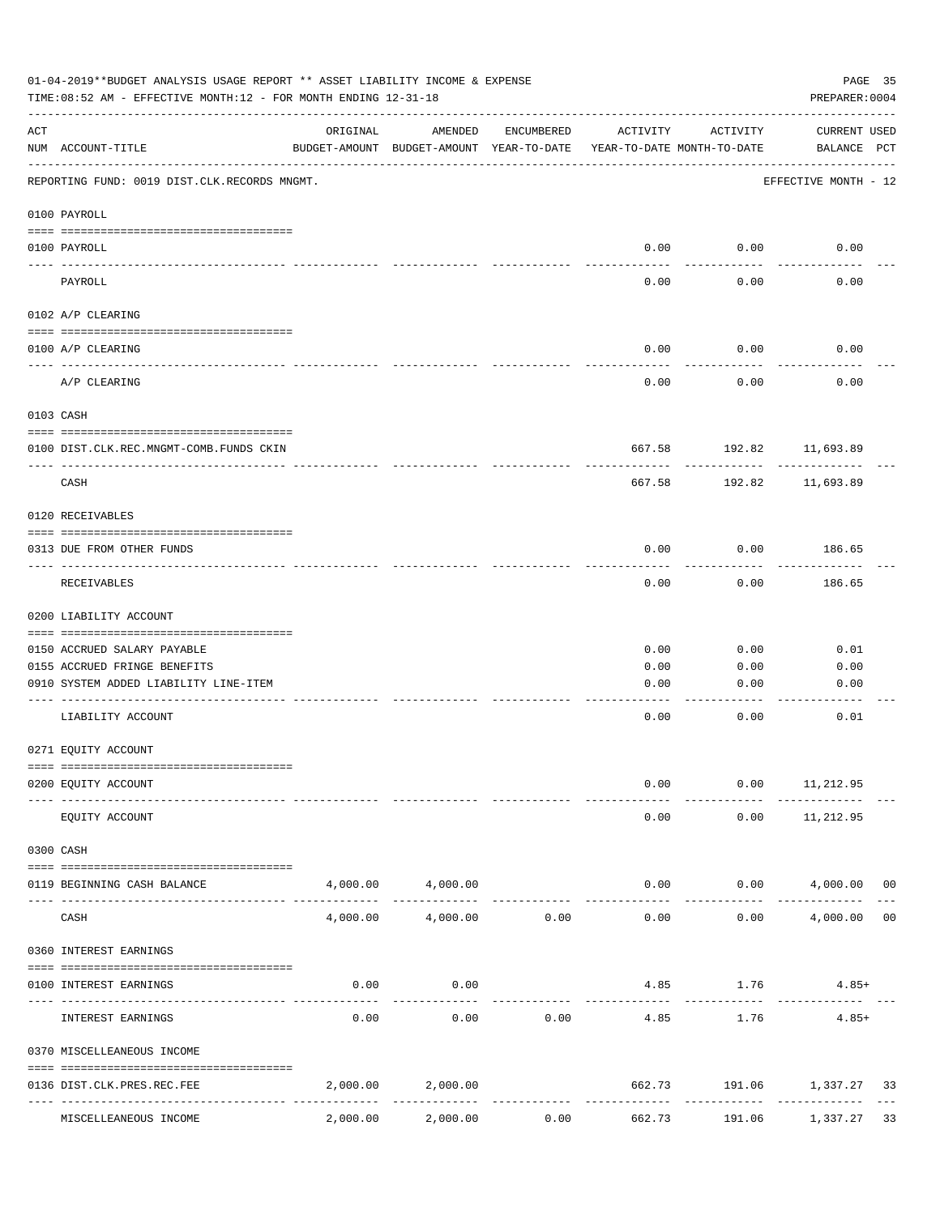01-04-2019**BUDGET ANALYSIS USAGE REPORT ** ASSET LIABILITY INCOME & EXPENSE

TIME:08:52 AM - EFFECTIVE MONTH:12 - FOR MONTH ENDING 12-31-18

PREPARER:0004

| ACT NUM | ACCOUNT-TITLE | ORIGINAL BUDGET-AMOUNT | AMENDED BUDGET-AMOUNT | ENCUMBERED YEAR-TO-DATE | ACTIVITY YEAR-TO-DATE | ACTIVITY MONTH-TO-DATE | CURRENT BALANCE | USED PCT |
|---|---|---|---|---|---|---|---|---|
| | REPORTING FUND: 0019 DIST.CLK.RECORDS MNGMT. | | | | | | EFFECTIVE MONTH - 12 | |
| | 0100 PAYROLL | | | | | | | |
| 0100 | PAYROLL | | | | 0.00 | 0.00 | 0.00 | |
| | PAYROLL | | | | 0.00 | 0.00 | 0.00 | |
| | 0102 A/P CLEARING | | | | | | | |
| 0100 | A/P CLEARING | | | | 0.00 | 0.00 | 0.00 | |
| | A/P CLEARING | | | | 0.00 | 0.00 | 0.00 | |
| | 0103 CASH | | | | | | | |
| 0100 | DIST.CLK.REC.MNGMT-COMB.FUNDS CKIN | | | | 667.58 | 192.82 | 11,693.89 | |
| | CASH | | | | 667.58 | 192.82 | 11,693.89 | |
| | 0120 RECEIVABLES | | | | | | | |
| 0313 | DUE FROM OTHER FUNDS | | | | 0.00 | 0.00 | 186.65 | |
| | RECEIVABLES | | | | 0.00 | 0.00 | 186.65 | |
| | 0200 LIABILITY ACCOUNT | | | | | | | |
| 0150 | ACCRUED SALARY PAYABLE | | | | 0.00 | 0.00 | 0.01 | |
| 0155 | ACCRUED FRINGE BENEFITS | | | | 0.00 | 0.00 | 0.00 | |
| 0910 | SYSTEM ADDED LIABILITY LINE-ITEM | | | | 0.00 | 0.00 | 0.00 | |
| | LIABILITY ACCOUNT | | | | 0.00 | 0.00 | 0.01 | |
| | 0271 EQUITY ACCOUNT | | | | | | | |
| 0200 | EQUITY ACCOUNT | | | | 0.00 | 0.00 | 11,212.95 | |
| | EQUITY ACCOUNT | | | | 0.00 | 0.00 | 11,212.95 | |
| | 0300 CASH | | | | | | | |
| 0119 | BEGINNING CASH BALANCE | 4,000.00 | 4,000.00 | | 0.00 | 0.00 | 4,000.00 | 00 |
| | CASH | 4,000.00 | 4,000.00 | 0.00 | 0.00 | 0.00 | 4,000.00 | 00 |
| | 0360 INTEREST EARNINGS | | | | | | | |
| 0100 | INTEREST EARNINGS | 0.00 | 0.00 | | 4.85 | 1.76 | 4.85+ | |
| | INTEREST EARNINGS | 0.00 | 0.00 | 0.00 | 4.85 | 1.76 | 4.85+ | |
| | 0370 MISCELLEANEOUS INCOME | | | | | | | |
| 0136 | DIST.CLK.PRES.REC.FEE | 2,000.00 | 2,000.00 | | 662.73 | 191.06 | 1,337.27 | 33 |
| | MISCELLEANEOUS INCOME | 2,000.00 | 2,000.00 | 0.00 | 662.73 | 191.06 | 1,337.27 | 33 |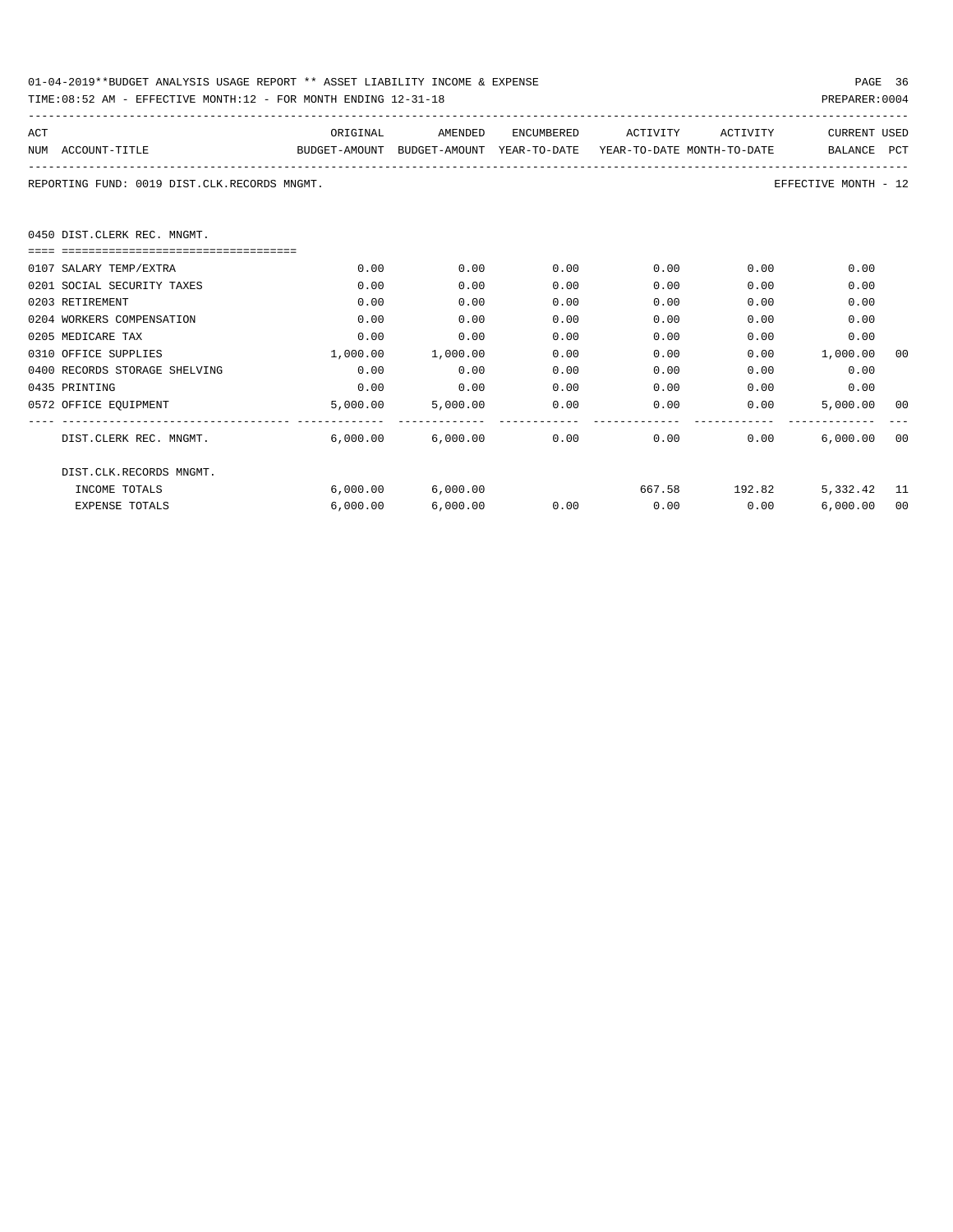01-04-2019**BUDGET ANALYSIS USAGE REPORT ** ASSET LIABILITY INCOME & EXPENSE

TIME:08:52 AM - EFFECTIVE MONTH:12 - FOR MONTH ENDING 12-31-18

PREPARER:0004

REPORTING FUND: 0019 DIST.CLK.RECORDS MNGMT. — EFFECTIVE MONTH - 12

## 0450 DIST.CLERK REC. MNGMT.

| ACT NUM | ACCOUNT-TITLE | ORIGINAL BUDGET-AMOUNT | AMENDED BUDGET-AMOUNT | ENCUMBERED YEAR-TO-DATE | ACTIVITY YEAR-TO-DATE | ACTIVITY MONTH-TO-DATE | CURRENT BALANCE | USED PCT |
|---|---|---|---|---|---|---|---|---|
| 0107 | SALARY TEMP/EXTRA | 0.00 | 0.00 | 0.00 | 0.00 | 0.00 | 0.00 | |
| 0201 | SOCIAL SECURITY TAXES | 0.00 | 0.00 | 0.00 | 0.00 | 0.00 | 0.00 | |
| 0203 | RETIREMENT | 0.00 | 0.00 | 0.00 | 0.00 | 0.00 | 0.00 | |
| 0204 | WORKERS COMPENSATION | 0.00 | 0.00 | 0.00 | 0.00 | 0.00 | 0.00 | |
| 0205 | MEDICARE TAX | 0.00 | 0.00 | 0.00 | 0.00 | 0.00 | 0.00 | |
| 0310 | OFFICE SUPPLIES | 1,000.00 | 1,000.00 | 0.00 | 0.00 | 0.00 | 1,000.00 | 00 |
| 0400 | RECORDS STORAGE SHELVING | 0.00 | 0.00 | 0.00 | 0.00 | 0.00 | 0.00 | |
| 0435 | PRINTING | 0.00 | 0.00 | 0.00 | 0.00 | 0.00 | 0.00 | |
| 0572 | OFFICE EQUIPMENT | 5,000.00 | 5,000.00 | 0.00 | 0.00 | 0.00 | 5,000.00 | 00 |
| | DIST.CLERK REC. MNGMT. | 6,000.00 | 6,000.00 | 0.00 | 0.00 | 0.00 | 6,000.00 | 00 |
| | DIST.CLK.RECORDS MNGMT. | | | | | | | |
| | INCOME TOTALS | 6,000.00 | 6,000.00 | | 667.58 | 192.82 | 5,332.42 | 11 |
| | EXPENSE TOTALS | 6,000.00 | 6,000.00 | 0.00 | 0.00 | 0.00 | 6,000.00 | 00 |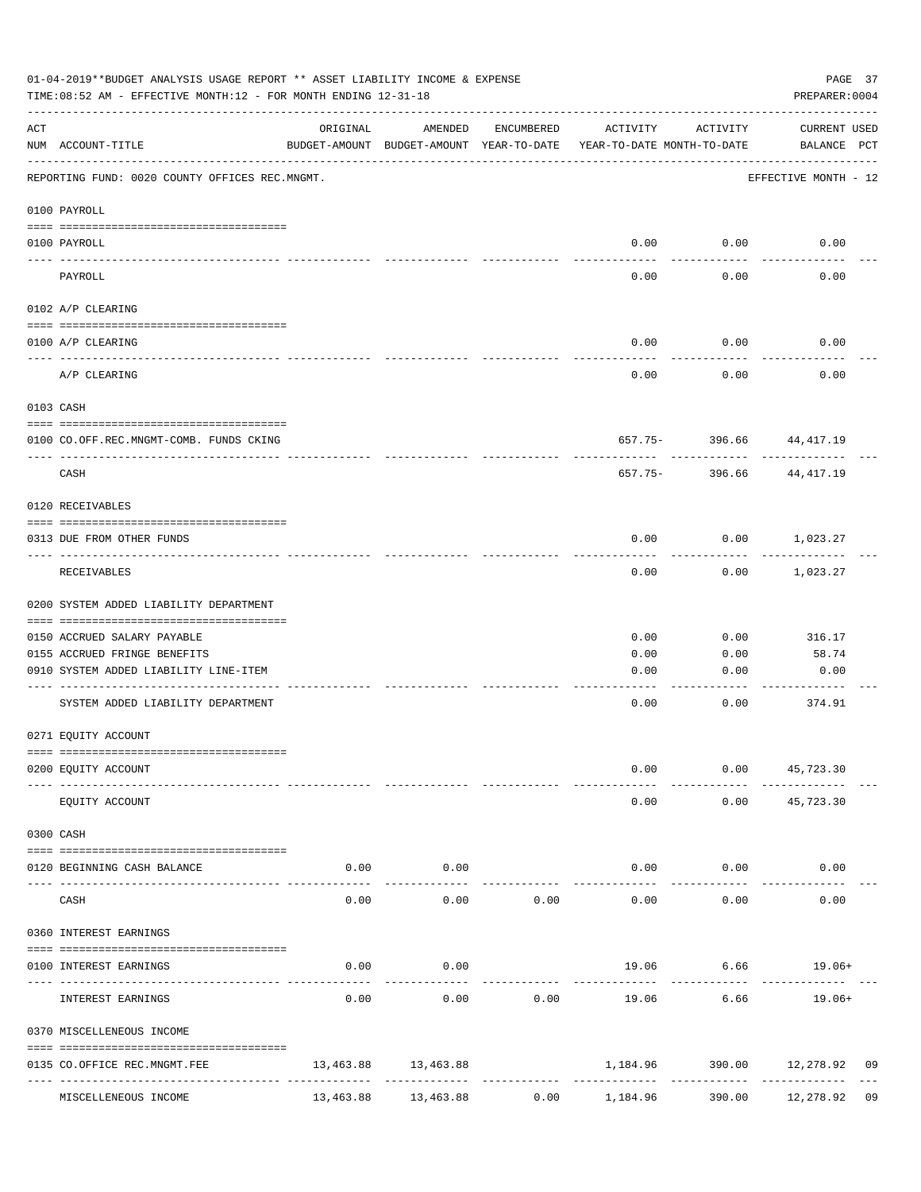01-04-2019**BUDGET ANALYSIS USAGE REPORT ** ASSET LIABILITY INCOME & EXPENSE

TIME:08:52 AM - EFFECTIVE MONTH:12 - FOR MONTH ENDING 12-31-18

PREPARER:0004

| ACT NUM | ACCOUNT-TITLE | ORIGINAL BUDGET-AMOUNT | AMENDED BUDGET-AMOUNT | ENCUMBERED YEAR-TO-DATE | ACTIVITY YEAR-TO-DATE | ACTIVITY MONTH-TO-DATE | CURRENT BALANCE | USED PCT |
|---|---|---|---|---|---|---|---|---|

REPORTING FUND: 0020 COUNTY OFFICES REC.MNGMT. — EFFECTIVE MONTH - 12

| ACT NUM | ACCOUNT-TITLE | ORIGINAL BUDGET-AMOUNT | AMENDED BUDGET-AMOUNT | ENCUMBERED YEAR-TO-DATE | ACTIVITY YEAR-TO-DATE | ACTIVITY MONTH-TO-DATE | CURRENT BALANCE | USED PCT |
|---|---|---|---|---|---|---|---|---|
| **0100 PAYROLL** | | | | | | | | |
| 0100 | PAYROLL | | | | 0.00 | 0.00 | 0.00 | |
| | PAYROLL | | | | 0.00 | 0.00 | 0.00 | |
| **0102 A/P CLEARING** | | | | | | | | |
| 0100 | A/P CLEARING | | | | 0.00 | 0.00 | 0.00 | |
| | A/P CLEARING | | | | 0.00 | 0.00 | 0.00 | |
| **0103 CASH** | | | | | | | | |
| 0100 | CO.OFF.REC.MNGMT-COMB. FUNDS CKING | | | | 657.75- | 396.66 | 44,417.19 | |
| | CASH | | | | 657.75- | 396.66 | 44,417.19 | |
| **0120 RECEIVABLES** | | | | | | | | |
| 0313 | DUE FROM OTHER FUNDS | | | | 0.00 | 0.00 | 1,023.27 | |
| | RECEIVABLES | | | | 0.00 | 0.00 | 1,023.27 | |
| **0200 SYSTEM ADDED LIABILITY DEPARTMENT** | | | | | | | | |
| 0150 | ACCRUED SALARY PAYABLE | | | | 0.00 | 0.00 | 316.17 | |
| 0155 | ACCRUED FRINGE BENEFITS | | | | 0.00 | 0.00 | 58.74 | |
| 0910 | SYSTEM ADDED LIABILITY LINE-ITEM | | | | 0.00 | 0.00 | 0.00 | |
| | SYSTEM ADDED LIABILITY DEPARTMENT | | | | 0.00 | 0.00 | 374.91 | |
| **0271 EQUITY ACCOUNT** | | | | | | | | |
| 0200 | EQUITY ACCOUNT | | | | 0.00 | 0.00 | 45,723.30 | |
| | EQUITY ACCOUNT | | | | 0.00 | 0.00 | 45,723.30 | |
| **0300 CASH** | | | | | | | | |
| 0120 | BEGINNING CASH BALANCE | 0.00 | 0.00 | | 0.00 | 0.00 | 0.00 | |
| | CASH | 0.00 | 0.00 | 0.00 | 0.00 | 0.00 | 0.00 | |
| **0360 INTEREST EARNINGS** | | | | | | | | |
| 0100 | INTEREST EARNINGS | 0.00 | 0.00 | | 19.06 | 6.66 | 19.06+ | |
| | INTEREST EARNINGS | 0.00 | 0.00 | 0.00 | 19.06 | 6.66 | 19.06+ | |
| **0370 MISCELLENEOUS INCOME** | | | | | | | | |
| 0135 | CO.OFFICE REC.MNGMT.FEE | 13,463.88 | 13,463.88 | | 1,184.96 | 390.00 | 12,278.92 | 09 |
| | MISCELLENEOUS INCOME | 13,463.88 | 13,463.88 | 0.00 | 1,184.96 | 390.00 | 12,278.92 | 09 |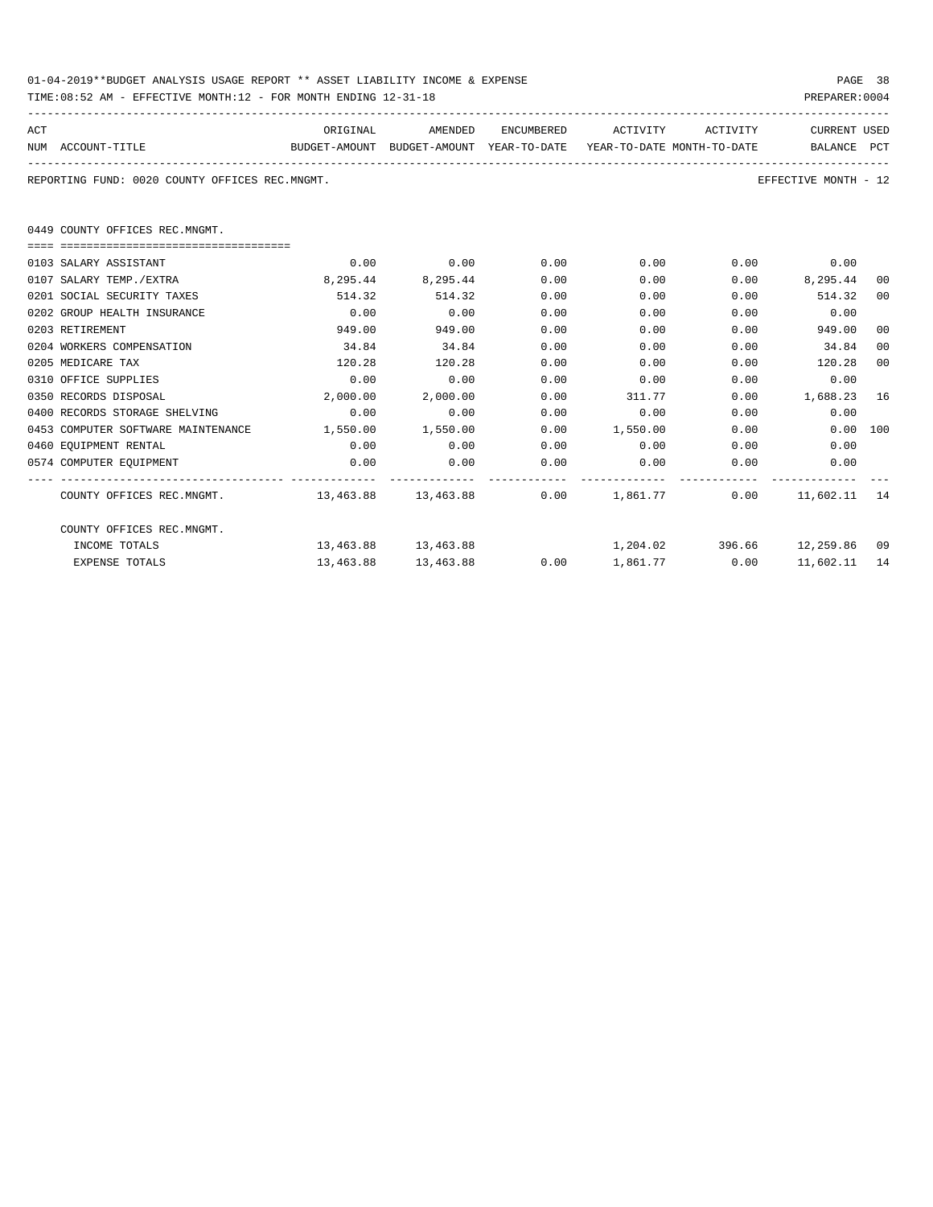01-04-2019**BUDGET ANALYSIS USAGE REPORT ** ASSET LIABILITY INCOME & EXPENSE

TIME:08:52 AM - EFFECTIVE MONTH:12 - FOR MONTH ENDING 12-31-18

PREPARER:0004

REPORTING FUND: 0020 COUNTY OFFICES REC.MNGMT.

EFFECTIVE MONTH - 12

0449 COUNTY OFFICES REC.MNGMT.

| ACT NUM | ACCOUNT-TITLE | ORIGINAL BUDGET-AMOUNT | AMENDED BUDGET-AMOUNT | ENCUMBERED YEAR-TO-DATE | ACTIVITY YEAR-TO-DATE | ACTIVITY MONTH-TO-DATE | CURRENT BALANCE | USED PCT |
|---|---|---|---|---|---|---|---|---|
| 0103 | SALARY ASSISTANT | 0.00 | 0.00 | 0.00 | 0.00 | 0.00 | 0.00 | |
| 0107 | SALARY TEMP./EXTRA | 8,295.44 | 8,295.44 | 0.00 | 0.00 | 0.00 | 8,295.44 | 00 |
| 0201 | SOCIAL SECURITY TAXES | 514.32 | 514.32 | 0.00 | 0.00 | 0.00 | 514.32 | 00 |
| 0202 | GROUP HEALTH INSURANCE | 0.00 | 0.00 | 0.00 | 0.00 | 0.00 | 0.00 | |
| 0203 | RETIREMENT | 949.00 | 949.00 | 0.00 | 0.00 | 0.00 | 949.00 | 00 |
| 0204 | WORKERS COMPENSATION | 34.84 | 34.84 | 0.00 | 0.00 | 0.00 | 34.84 | 00 |
| 0205 | MEDICARE TAX | 120.28 | 120.28 | 0.00 | 0.00 | 0.00 | 120.28 | 00 |
| 0310 | OFFICE SUPPLIES | 0.00 | 0.00 | 0.00 | 0.00 | 0.00 | 0.00 | |
| 0350 | RECORDS DISPOSAL | 2,000.00 | 2,000.00 | 0.00 | 311.77 | 0.00 | 1,688.23 | 16 |
| 0400 | RECORDS STORAGE SHELVING | 0.00 | 0.00 | 0.00 | 0.00 | 0.00 | 0.00 | |
| 0453 | COMPUTER SOFTWARE MAINTENANCE | 1,550.00 | 1,550.00 | 0.00 | 1,550.00 | 0.00 | 0.00 | 100 |
| 0460 | EQUIPMENT RENTAL | 0.00 | 0.00 | 0.00 | 0.00 | 0.00 | 0.00 | |
| 0574 | COMPUTER EQUIPMENT | 0.00 | 0.00 | 0.00 | 0.00 | 0.00 | 0.00 | |
| | COUNTY OFFICES REC.MNGMT. | 13,463.88 | 13,463.88 | 0.00 | 1,861.77 | 0.00 | 11,602.11 | 14 |
| | COUNTY OFFICES REC.MNGMT. | | | | | | | |
| | INCOME TOTALS | 13,463.88 | 13,463.88 | | 1,204.02 | 396.66 | 12,259.86 | 09 |
| | EXPENSE TOTALS | 13,463.88 | 13,463.88 | 0.00 | 1,861.77 | 0.00 | 11,602.11 | 14 |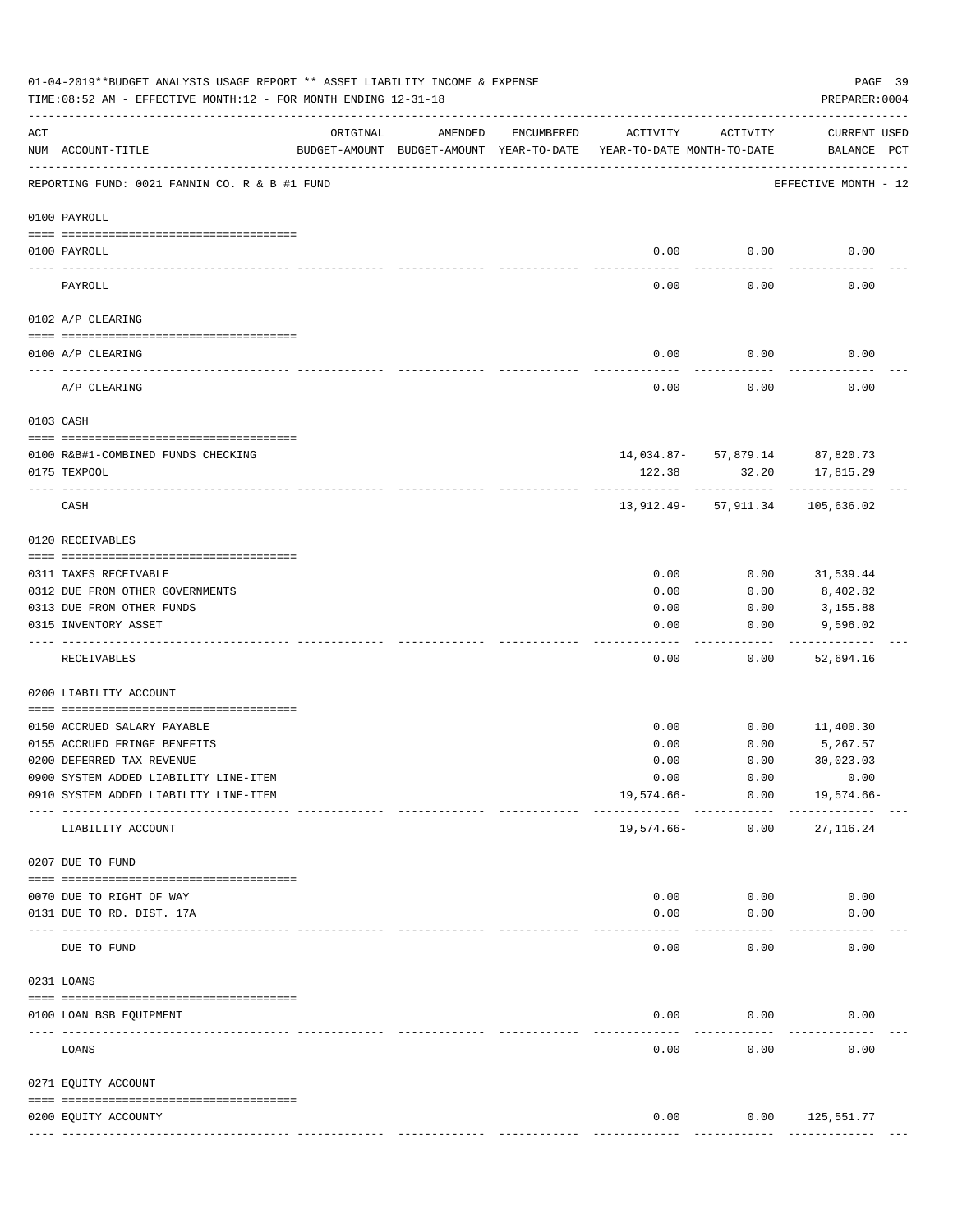01-04-2019**BUDGET ANALYSIS USAGE REPORT ** ASSET LIABILITY INCOME & EXPENSE

TIME:08:52 AM - EFFECTIVE MONTH:12 - FOR MONTH ENDING 12-31-18

PREPARER:0004

| ACT NUM | ACCOUNT-TITLE | ORIGINAL BUDGET-AMOUNT | AMENDED BUDGET-AMOUNT | ENCUMBERED YEAR-TO-DATE | ACTIVITY YEAR-TO-DATE | ACTIVITY MONTH-TO-DATE | CURRENT BALANCE | USED PCT |
|---|---|---|---|---|---|---|---|---|
| | REPORTING FUND: 0021 FANNIN CO. R & B #1 FUND | | | | | | EFFECTIVE MONTH - 12 | |
| | 0100 PAYROLL | | | | | | | |
| 0100 | PAYROLL | | | | 0.00 | 0.00 | 0.00 | |
| | PAYROLL | | | | 0.00 | 0.00 | 0.00 | |
| | 0102 A/P CLEARING | | | | | | | |
| 0100 | A/P CLEARING | | | | 0.00 | 0.00 | 0.00 | |
| | A/P CLEARING | | | | 0.00 | 0.00 | 0.00 | |
| | 0103 CASH | | | | | | | |
| 0100 | R&B#1-COMBINED FUNDS CHECKING | | | | 14,034.87- | 57,879.14 | 87,820.73 | |
| 0175 | TEXPOOL | | | | 122.38 | 32.20 | 17,815.29 | |
| | CASH | | | | 13,912.49- | 57,911.34 | 105,636.02 | |
| | 0120 RECEIVABLES | | | | | | | |
| 0311 | TAXES RECEIVABLE | | | | 0.00 | 0.00 | 31,539.44 | |
| 0312 | DUE FROM OTHER GOVERNMENTS | | | | 0.00 | 0.00 | 8,402.82 | |
| 0313 | DUE FROM OTHER FUNDS | | | | 0.00 | 0.00 | 3,155.88 | |
| 0315 | INVENTORY ASSET | | | | 0.00 | 0.00 | 9,596.02 | |
| | RECEIVABLES | | | | 0.00 | 0.00 | 52,694.16 | |
| | 0200 LIABILITY ACCOUNT | | | | | | | |
| 0150 | ACCRUED SALARY PAYABLE | | | | 0.00 | 0.00 | 11,400.30 | |
| 0155 | ACCRUED FRINGE BENEFITS | | | | 0.00 | 0.00 | 5,267.57 | |
| 0200 | DEFERRED TAX REVENUE | | | | 0.00 | 0.00 | 30,023.03 | |
| 0900 | SYSTEM ADDED LIABILITY LINE-ITEM | | | | 0.00 | 0.00 | 0.00 | |
| 0910 | SYSTEM ADDED LIABILITY LINE-ITEM | | | | 19,574.66- | 0.00 | 19,574.66- | |
| | LIABILITY ACCOUNT | | | | 19,574.66- | 0.00 | 27,116.24 | |
| | 0207 DUE TO FUND | | | | | | | |
| 0070 | DUE TO RIGHT OF WAY | | | | 0.00 | 0.00 | 0.00 | |
| 0131 | DUE TO RD. DIST. 17A | | | | 0.00 | 0.00 | 0.00 | |
| | DUE TO FUND | | | | 0.00 | 0.00 | 0.00 | |
| | 0231 LOANS | | | | | | | |
| 0100 | LOAN BSB EQUIPMENT | | | | 0.00 | 0.00 | 0.00 | |
| | LOANS | | | | 0.00 | 0.00 | 0.00 | |
| | 0271 EQUITY ACCOUNT | | | | | | | |
| 0200 | EQUITY ACCOUNTY | | | | 0.00 | 0.00 | 125,551.77 | |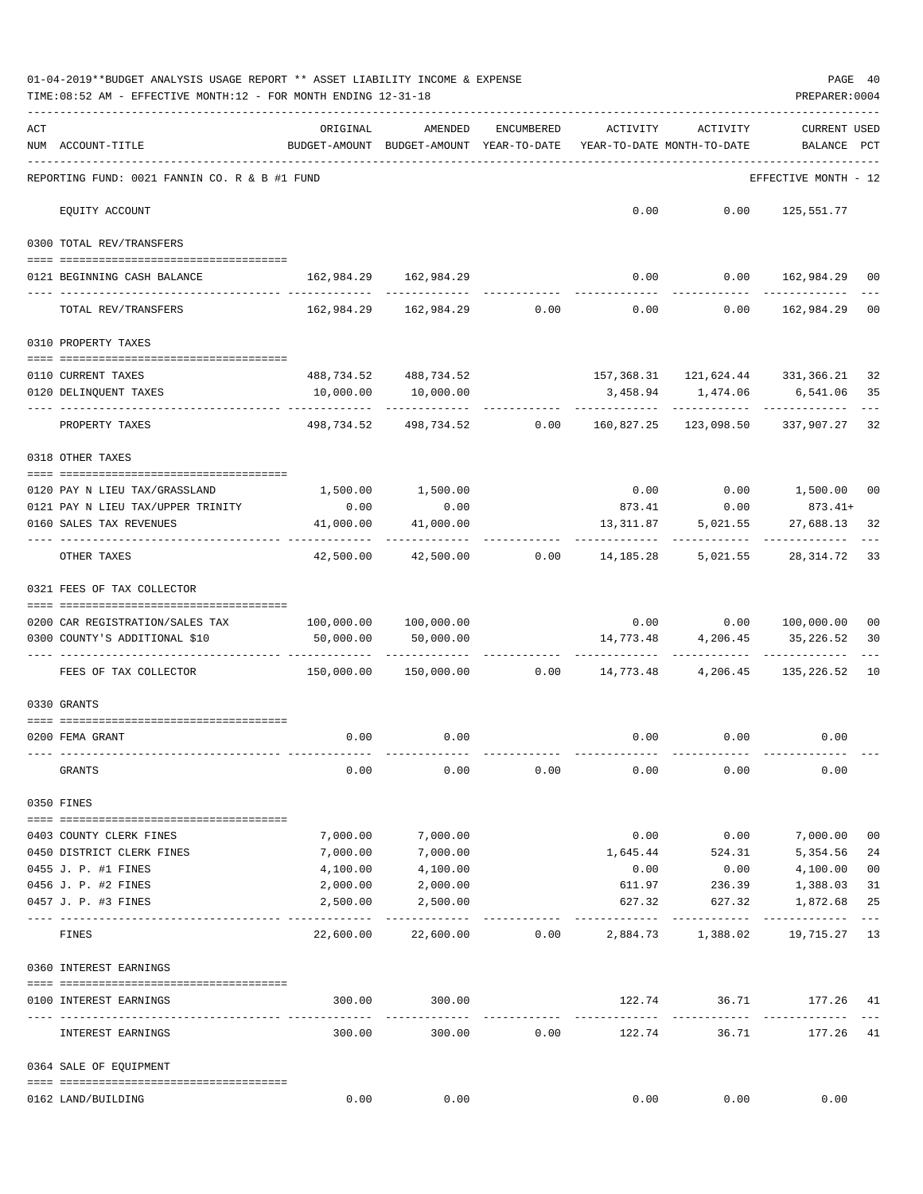01-04-2019**BUDGET ANALYSIS USAGE REPORT ** ASSET LIABILITY INCOME & EXPENSE

TIME:08:52 AM - EFFECTIVE MONTH:12 - FOR MONTH ENDING 12-31-18

REPORTING FUND: 0021 FANNIN CO. R & B #1 FUND — EFFECTIVE MONTH - 12

| ACT NUM | ACCOUNT-TITLE | ORIGINAL BUDGET-AMOUNT | AMENDED BUDGET-AMOUNT | ENCUMBERED YEAR-TO-DATE | ACTIVITY YEAR-TO-DATE | ACTIVITY MONTH-TO-DATE | CURRENT BALANCE | USED PCT |
|---|---|---|---|---|---|---|---|---|
| | EQUITY ACCOUNT | | | | 0.00 | 0.00 | 125,551.77 | |
| | **0300 TOTAL REV/TRANSFERS** | | | | | | | |
| 0121 | BEGINNING CASH BALANCE | 162,984.29 | 162,984.29 | | 0.00 | 0.00 | 162,984.29 | 00 |
| | TOTAL REV/TRANSFERS | 162,984.29 | 162,984.29 | 0.00 | 0.00 | 0.00 | 162,984.29 | 00 |
| | **0310 PROPERTY TAXES** | | | | | | | |
| 0110 | CURRENT TAXES | 488,734.52 | 488,734.52 | | 157,368.31 | 121,624.44 | 331,366.21 | 32 |
| 0120 | DELINQUENT TAXES | 10,000.00 | 10,000.00 | | 3,458.94 | 1,474.06 | 6,541.06 | 35 |
| | PROPERTY TAXES | 498,734.52 | 498,734.52 | 0.00 | 160,827.25 | 123,098.50 | 337,907.27 | 32 |
| | **0318 OTHER TAXES** | | | | | | | |
| 0120 | PAY N LIEU TAX/GRASSLAND | 1,500.00 | 1,500.00 | | 0.00 | 0.00 | 1,500.00 | 00 |
| 0121 | PAY N LIEU TAX/UPPER TRINITY | 0.00 | 0.00 | | 873.41 | 0.00 | 873.41+ | |
| 0160 | SALES TAX REVENUES | 41,000.00 | 41,000.00 | | 13,311.87 | 5,021.55 | 27,688.13 | 32 |
| | OTHER TAXES | 42,500.00 | 42,500.00 | 0.00 | 14,185.28 | 5,021.55 | 28,314.72 | 33 |
| | **0321 FEES OF TAX COLLECTOR** | | | | | | | |
| 0200 | CAR REGISTRATION/SALES TAX | 100,000.00 | 100,000.00 | | 0.00 | 0.00 | 100,000.00 | 00 |
| 0300 | COUNTY'S ADDITIONAL $10 | 50,000.00 | 50,000.00 | | 14,773.48 | 4,206.45 | 35,226.52 | 30 |
| | FEES OF TAX COLLECTOR | 150,000.00 | 150,000.00 | 0.00 | 14,773.48 | 4,206.45 | 135,226.52 | 10 |
| | **0330 GRANTS** | | | | | | | |
| 0200 | FEMA GRANT | 0.00 | 0.00 | | 0.00 | 0.00 | 0.00 | |
| | GRANTS | 0.00 | 0.00 | 0.00 | 0.00 | 0.00 | 0.00 | |
| | **0350 FINES** | | | | | | | |
| 0403 | COUNTY CLERK FINES | 7,000.00 | 7,000.00 | | 0.00 | 0.00 | 7,000.00 | 00 |
| 0450 | DISTRICT CLERK FINES | 7,000.00 | 7,000.00 | | 1,645.44 | 524.31 | 5,354.56 | 24 |
| 0455 | J. P. #1 FINES | 4,100.00 | 4,100.00 | | 0.00 | 0.00 | 4,100.00 | 00 |
| 0456 | J. P. #2 FINES | 2,000.00 | 2,000.00 | | 611.97 | 236.39 | 1,388.03 | 31 |
| 0457 | J. P. #3 FINES | 2,500.00 | 2,500.00 | | 627.32 | 627.32 | 1,872.68 | 25 |
| | FINES | 22,600.00 | 22,600.00 | 0.00 | 2,884.73 | 1,388.02 | 19,715.27 | 13 |
| | **0360 INTEREST EARNINGS** | | | | | | | |
| 0100 | INTEREST EARNINGS | 300.00 | 300.00 | | 122.74 | 36.71 | 177.26 | 41 |
| | INTEREST EARNINGS | 300.00 | 300.00 | 0.00 | 122.74 | 36.71 | 177.26 | 41 |
| | **0364 SALE OF EQUIPMENT** | | | | | | | |
| 0162 | LAND/BUILDING | 0.00 | 0.00 | | 0.00 | 0.00 | 0.00 | |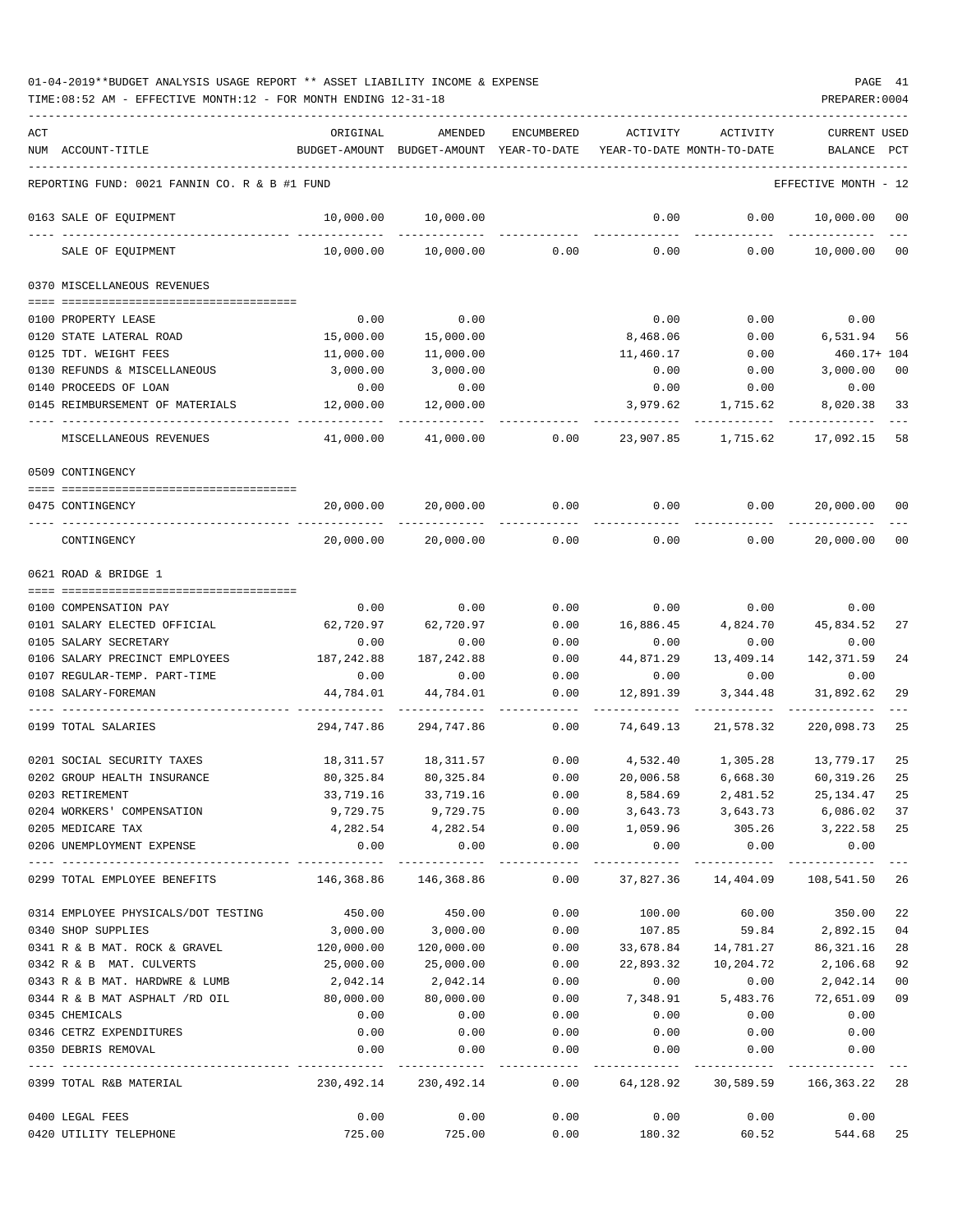01-04-2019**BUDGET ANALYSIS USAGE REPORT ** ASSET LIABILITY INCOME & EXPENSE

TIME:08:52 AM - EFFECTIVE MONTH:12 - FOR MONTH ENDING 12-31-18

PREPARER:0004

| ACT NUM | ACCOUNT-TITLE | ORIGINAL BUDGET-AMOUNT | AMENDED BUDGET-AMOUNT | ENCUMBERED YEAR-TO-DATE | ACTIVITY YEAR-TO-DATE | ACTIVITY MONTH-TO-DATE | CURRENT BALANCE | USED PCT |
|---|---|---|---|---|---|---|---|---|
| | REPORTING FUND: 0021 FANNIN CO. R & B #1 FUND | | | | | | EFFECTIVE MONTH - 12 | |
| 0163 | SALE OF EQUIPMENT | 10,000.00 | 10,000.00 | | 0.00 | 0.00 | 10,000.00 | 00 |
| | SALE OF EQUIPMENT | 10,000.00 | 10,000.00 | 0.00 | 0.00 | 0.00 | 10,000.00 | 00 |
| 0370 | MISCELLANEOUS REVENUES | | | | | | | |
| 0100 | PROPERTY LEASE | 0.00 | 0.00 | | 0.00 | 0.00 | 0.00 | |
| 0120 | STATE LATERAL ROAD | 15,000.00 | 15,000.00 | | 8,468.06 | 0.00 | 6,531.94 | 56 |
| 0125 | TDT. WEIGHT FEES | 11,000.00 | 11,000.00 | | 11,460.17 | 0.00 | 460.17+ | 104 |
| 0130 | REFUNDS & MISCELLANEOUS | 3,000.00 | 3,000.00 | | 0.00 | 0.00 | 3,000.00 | 00 |
| 0140 | PROCEEDS OF LOAN | 0.00 | 0.00 | | 0.00 | 0.00 | 0.00 | |
| 0145 | REIMBURSEMENT OF MATERIALS | 12,000.00 | 12,000.00 | | 3,979.62 | 1,715.62 | 8,020.38 | 33 |
| | MISCELLANEOUS REVENUES | 41,000.00 | 41,000.00 | 0.00 | 23,907.85 | 1,715.62 | 17,092.15 | 58 |
| 0509 | CONTINGENCY | | | | | | | |
| 0475 | CONTINGENCY | 20,000.00 | 20,000.00 | 0.00 | 0.00 | 0.00 | 20,000.00 | 00 |
| | CONTINGENCY | 20,000.00 | 20,000.00 | 0.00 | 0.00 | 0.00 | 20,000.00 | 00 |
| 0621 | ROAD & BRIDGE 1 | | | | | | | |
| 0100 | COMPENSATION PAY | 0.00 | 0.00 | 0.00 | 0.00 | 0.00 | 0.00 | |
| 0101 | SALARY ELECTED OFFICIAL | 62,720.97 | 62,720.97 | 0.00 | 16,886.45 | 4,824.70 | 45,834.52 | 27 |
| 0105 | SALARY SECRETARY | 0.00 | 0.00 | 0.00 | 0.00 | 0.00 | 0.00 | |
| 0106 | SALARY PRECINCT EMPLOYEES | 187,242.88 | 187,242.88 | 0.00 | 44,871.29 | 13,409.14 | 142,371.59 | 24 |
| 0107 | REGULAR-TEMP. PART-TIME | 0.00 | 0.00 | 0.00 | 0.00 | 0.00 | 0.00 | |
| 0108 | SALARY-FOREMAN | 44,784.01 | 44,784.01 | 0.00 | 12,891.39 | 3,344.48 | 31,892.62 | 29 |
| 0199 | TOTAL SALARIES | 294,747.86 | 294,747.86 | 0.00 | 74,649.13 | 21,578.32 | 220,098.73 | 25 |
| 0201 | SOCIAL SECURITY TAXES | 18,311.57 | 18,311.57 | 0.00 | 4,532.40 | 1,305.28 | 13,779.17 | 25 |
| 0202 | GROUP HEALTH INSURANCE | 80,325.84 | 80,325.84 | 0.00 | 20,006.58 | 6,668.30 | 60,319.26 | 25 |
| 0203 | RETIREMENT | 33,719.16 | 33,719.16 | 0.00 | 8,584.69 | 2,481.52 | 25,134.47 | 25 |
| 0204 | WORKERS' COMPENSATION | 9,729.75 | 9,729.75 | 0.00 | 3,643.73 | 3,643.73 | 6,086.02 | 37 |
| 0205 | MEDICARE TAX | 4,282.54 | 4,282.54 | 0.00 | 1,059.96 | 305.26 | 3,222.58 | 25 |
| 0206 | UNEMPLOYMENT EXPENSE | 0.00 | 0.00 | 0.00 | 0.00 | 0.00 | 0.00 | |
| 0299 | TOTAL EMPLOYEE BENEFITS | 146,368.86 | 146,368.86 | 0.00 | 37,827.36 | 14,404.09 | 108,541.50 | 26 |
| 0314 | EMPLOYEE PHYSICALS/DOT TESTING | 450.00 | 450.00 | 0.00 | 100.00 | 60.00 | 350.00 | 22 |
| 0340 | SHOP SUPPLIES | 3,000.00 | 3,000.00 | 0.00 | 107.85 | 59.84 | 2,892.15 | 04 |
| 0341 | R & B MAT. ROCK & GRAVEL | 120,000.00 | 120,000.00 | 0.00 | 33,678.84 | 14,781.27 | 86,321.16 | 28 |
| 0342 | R & B MAT. CULVERTS | 25,000.00 | 25,000.00 | 0.00 | 22,893.32 | 10,204.72 | 2,106.68 | 92 |
| 0343 | R & B MAT. HARDWRE & LUMB | 2,042.14 | 2,042.14 | 0.00 | 0.00 | 0.00 | 2,042.14 | 00 |
| 0344 | R & B MAT ASPHALT /RD OIL | 80,000.00 | 80,000.00 | 0.00 | 7,348.91 | 5,483.76 | 72,651.09 | 09 |
| 0345 | CHEMICALS | 0.00 | 0.00 | 0.00 | 0.00 | 0.00 | 0.00 | |
| 0346 | CETRZ EXPENDITURES | 0.00 | 0.00 | 0.00 | 0.00 | 0.00 | 0.00 | |
| 0350 | DEBRIS REMOVAL | 0.00 | 0.00 | 0.00 | 0.00 | 0.00 | 0.00 | |
| 0399 | TOTAL R&B MATERIAL | 230,492.14 | 230,492.14 | 0.00 | 64,128.92 | 30,589.59 | 166,363.22 | 28 |
| 0400 | LEGAL FEES | 0.00 | 0.00 | 0.00 | 0.00 | 0.00 | 0.00 | |
| 0420 | UTILITY TELEPHONE | 725.00 | 725.00 | 0.00 | 180.32 | 60.52 | 544.68 | 25 |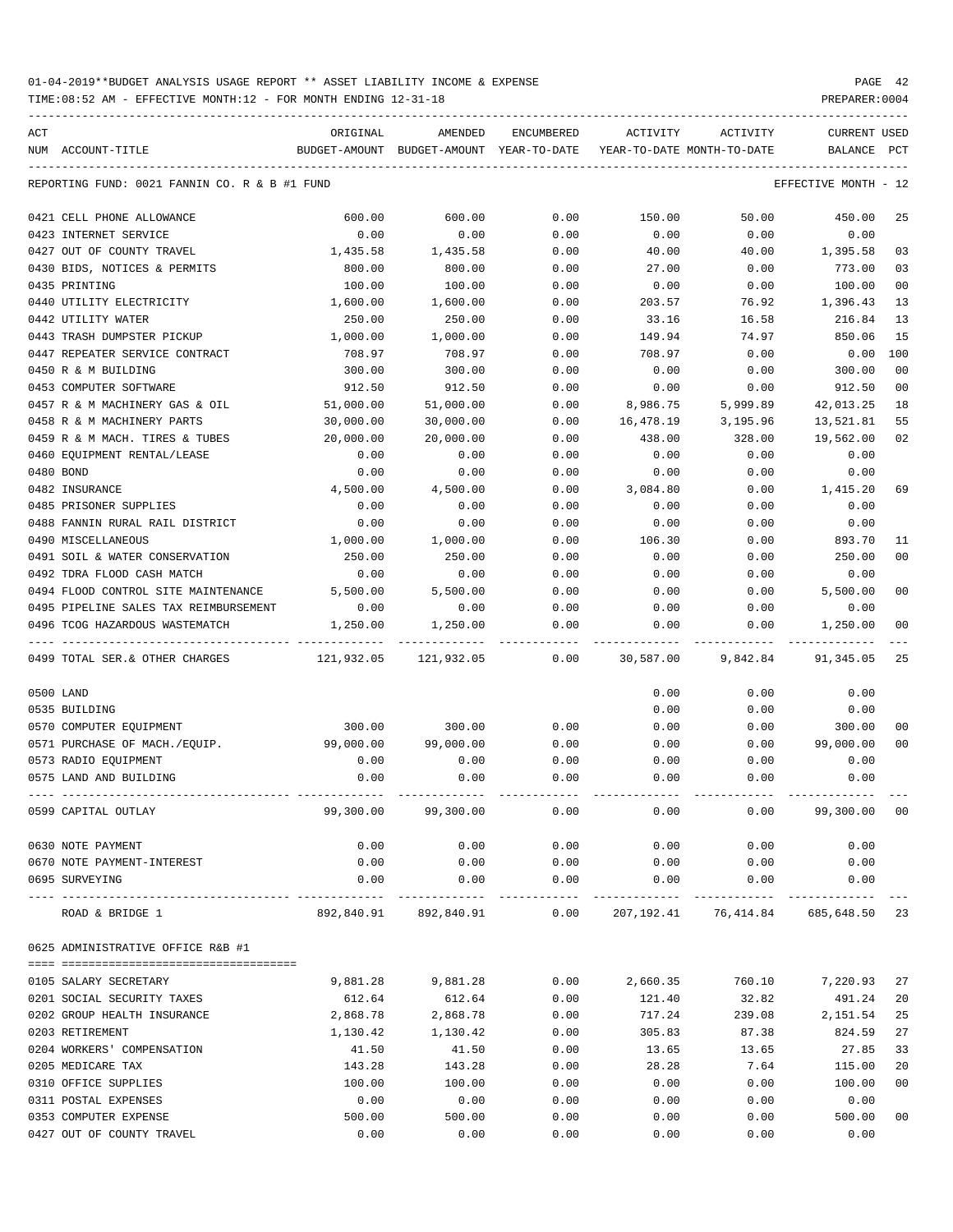01-04-2019**BUDGET ANALYSIS USAGE REPORT ** ASSET LIABILITY INCOME & EXPENSE

TIME:08:52 AM - EFFECTIVE MONTH:12 - FOR MONTH ENDING 12-31-18

REPORTING FUND: 0021 FANNIN CO. R & B #1 FUND — EFFECTIVE MONTH - 12

| ACT NUM | ACCOUNT-TITLE | ORIGINAL BUDGET-AMOUNT | AMENDED BUDGET-AMOUNT | ENCUMBERED YEAR-TO-DATE | ACTIVITY YEAR-TO-DATE | ACTIVITY MONTH-TO-DATE | CURRENT USED BALANCE | PCT |
|---|---|---|---|---|---|---|---|---|
| 0421 | CELL PHONE ALLOWANCE | 600.00 | 600.00 | 0.00 | 150.00 | 50.00 | 450.00 | 25 |
| 0423 | INTERNET SERVICE | 0.00 | 0.00 | 0.00 | 0.00 | 0.00 | 0.00 | |
| 0427 | OUT OF COUNTY TRAVEL | 1,435.58 | 1,435.58 | 0.00 | 40.00 | 40.00 | 1,395.58 | 03 |
| 0430 | BIDS, NOTICES & PERMITS | 800.00 | 800.00 | 0.00 | 27.00 | 0.00 | 773.00 | 03 |
| 0435 | PRINTING | 100.00 | 100.00 | 0.00 | 0.00 | 0.00 | 100.00 | 00 |
| 0440 | UTILITY ELECTRICITY | 1,600.00 | 1,600.00 | 0.00 | 203.57 | 76.92 | 1,396.43 | 13 |
| 0442 | UTILITY WATER | 250.00 | 250.00 | 0.00 | 33.16 | 16.58 | 216.84 | 13 |
| 0443 | TRASH DUMPSTER PICKUP | 1,000.00 | 1,000.00 | 0.00 | 149.94 | 74.97 | 850.06 | 15 |
| 0447 | REPEATER SERVICE CONTRACT | 708.97 | 708.97 | 0.00 | 708.97 | 0.00 | 0.00 | 100 |
| 0450 | R & M BUILDING | 300.00 | 300.00 | 0.00 | 0.00 | 0.00 | 300.00 | 00 |
| 0453 | COMPUTER SOFTWARE | 912.50 | 912.50 | 0.00 | 0.00 | 0.00 | 912.50 | 00 |
| 0457 | R & M MACHINERY GAS & OIL | 51,000.00 | 51,000.00 | 0.00 | 8,986.75 | 5,999.89 | 42,013.25 | 18 |
| 0458 | R & M MACHINERY PARTS | 30,000.00 | 30,000.00 | 0.00 | 16,478.19 | 3,195.96 | 13,521.81 | 55 |
| 0459 | R & M MACH. TIRES & TUBES | 20,000.00 | 20,000.00 | 0.00 | 438.00 | 328.00 | 19,562.00 | 02 |
| 0460 | EQUIPMENT RENTAL/LEASE | 0.00 | 0.00 | 0.00 | 0.00 | 0.00 | 0.00 | |
| 0480 | BOND | 0.00 | 0.00 | 0.00 | 0.00 | 0.00 | 0.00 | |
| 0482 | INSURANCE | 4,500.00 | 4,500.00 | 0.00 | 3,084.80 | 0.00 | 1,415.20 | 69 |
| 0485 | PRISONER SUPPLIES | 0.00 | 0.00 | 0.00 | 0.00 | 0.00 | 0.00 | |
| 0488 | FANNIN RURAL RAIL DISTRICT | 0.00 | 0.00 | 0.00 | 0.00 | 0.00 | 0.00 | |
| 0490 | MISCELLANEOUS | 1,000.00 | 1,000.00 | 0.00 | 106.30 | 0.00 | 893.70 | 11 |
| 0491 | SOIL & WATER CONSERVATION | 250.00 | 250.00 | 0.00 | 0.00 | 0.00 | 250.00 | 00 |
| 0492 | TDRA FLOOD CASH MATCH | 0.00 | 0.00 | 0.00 | 0.00 | 0.00 | 0.00 | |
| 0494 | FLOOD CONTROL SITE MAINTENANCE | 5,500.00 | 5,500.00 | 0.00 | 0.00 | 0.00 | 5,500.00 | 00 |
| 0495 | PIPELINE SALES TAX REIMBURSEMENT | 0.00 | 0.00 | 0.00 | 0.00 | 0.00 | 0.00 | |
| 0496 | TCOG HAZARDOUS WASTEMATCH | 1,250.00 | 1,250.00 | 0.00 | 0.00 | 0.00 | 1,250.00 | 00 |
| 0499 | TOTAL SER.& OTHER CHARGES | 121,932.05 | 121,932.05 | 0.00 | 30,587.00 | 9,842.84 | 91,345.05 | 25 |
| 0500 | LAND | | | | 0.00 | 0.00 | 0.00 | |
| 0535 | BUILDING | | | | 0.00 | 0.00 | 0.00 | |
| 0570 | COMPUTER EQUIPMENT | 300.00 | 300.00 | 0.00 | 0.00 | 0.00 | 300.00 | 00 |
| 0571 | PURCHASE OF MACH./EQUIP. | 99,000.00 | 99,000.00 | 0.00 | 0.00 | 0.00 | 99,000.00 | 00 |
| 0573 | RADIO EQUIPMENT | 0.00 | 0.00 | 0.00 | 0.00 | 0.00 | 0.00 | |
| 0575 | LAND AND BUILDING | 0.00 | 0.00 | 0.00 | 0.00 | 0.00 | 0.00 | |
| 0599 | CAPITAL OUTLAY | 99,300.00 | 99,300.00 | 0.00 | 0.00 | 0.00 | 99,300.00 | 00 |
| 0630 | NOTE PAYMENT | 0.00 | 0.00 | 0.00 | 0.00 | 0.00 | 0.00 | |
| 0670 | NOTE PAYMENT-INTEREST | 0.00 | 0.00 | 0.00 | 0.00 | 0.00 | 0.00 | |
| 0695 | SURVEYING | 0.00 | 0.00 | 0.00 | 0.00 | 0.00 | 0.00 | |
| | ROAD & BRIDGE 1 | 892,840.91 | 892,840.91 | 0.00 | 207,192.41 | 76,414.84 | 685,648.50 | 23 |

0625 ADMINISTRATIVE OFFICE R&B #1

| ACT NUM | ACCOUNT-TITLE | ORIGINAL BUDGET-AMOUNT | AMENDED BUDGET-AMOUNT | ENCUMBERED YEAR-TO-DATE | ACTIVITY YEAR-TO-DATE | ACTIVITY MONTH-TO-DATE | CURRENT USED BALANCE | PCT |
|---|---|---|---|---|---|---|---|---|
| 0105 | SALARY SECRETARY | 9,881.28 | 9,881.28 | 0.00 | 2,660.35 | 760.10 | 7,220.93 | 27 |
| 0201 | SOCIAL SECURITY TAXES | 612.64 | 612.64 | 0.00 | 121.40 | 32.82 | 491.24 | 20 |
| 0202 | GROUP HEALTH INSURANCE | 2,868.78 | 2,868.78 | 0.00 | 717.24 | 239.08 | 2,151.54 | 25 |
| 0203 | RETIREMENT | 1,130.42 | 1,130.42 | 0.00 | 305.83 | 87.38 | 824.59 | 27 |
| 0204 | WORKERS' COMPENSATION | 41.50 | 41.50 | 0.00 | 13.65 | 13.65 | 27.85 | 33 |
| 0205 | MEDICARE TAX | 143.28 | 143.28 | 0.00 | 28.28 | 7.64 | 115.00 | 20 |
| 0310 | OFFICE SUPPLIES | 100.00 | 100.00 | 0.00 | 0.00 | 0.00 | 100.00 | 00 |
| 0311 | POSTAL EXPENSES | 0.00 | 0.00 | 0.00 | 0.00 | 0.00 | 0.00 | |
| 0353 | COMPUTER EXPENSE | 500.00 | 500.00 | 0.00 | 0.00 | 0.00 | 500.00 | 00 |
| 0427 | OUT OF COUNTY TRAVEL | 0.00 | 0.00 | 0.00 | 0.00 | 0.00 | 0.00 | |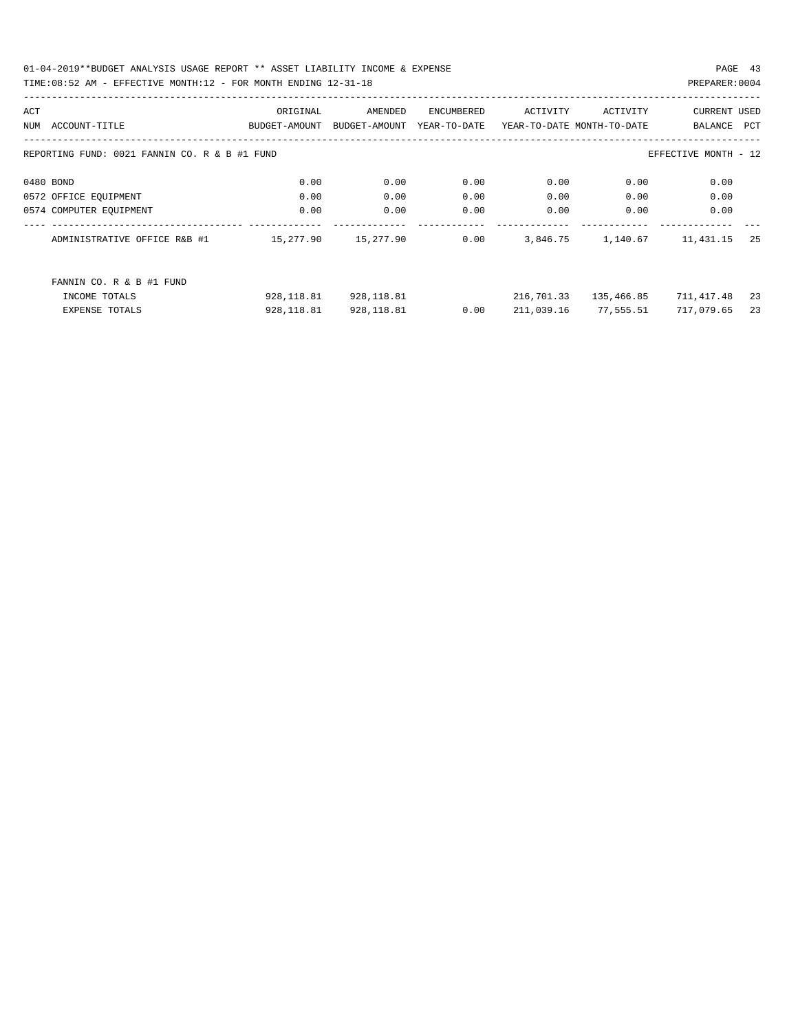01-04-2019**BUDGET ANALYSIS USAGE REPORT ** ASSET LIABILITY INCOME & EXPENSE

TIME:08:52 AM - EFFECTIVE MONTH:12 - FOR MONTH ENDING 12-31-18 PREPARER:0004

| ACT NUM | ACCOUNT-TITLE | ORIGINAL BUDGET-AMOUNT | AMENDED BUDGET-AMOUNT | ENCUMBERED YEAR-TO-DATE | ACTIVITY YEAR-TO-DATE | ACTIVITY MONTH-TO-DATE | CURRENT BALANCE | USED PCT |
|---|---|---|---|---|---|---|---|---|
| REPORTING FUND: 0021 FANNIN CO. R & B #1 FUND | | | | | | | EFFECTIVE MONTH - 12 | |
| 0480 | BOND | 0.00 | 0.00 | 0.00 | 0.00 | 0.00 | 0.00 | |
| 0572 | OFFICE EQUIPMENT | 0.00 | 0.00 | 0.00 | 0.00 | 0.00 | 0.00 | |
| 0574 | COMPUTER EQUIPMENT | 0.00 | 0.00 | 0.00 | 0.00 | 0.00 | 0.00 | |
| | ADMINISTRATIVE OFFICE R&B #1 | 15,277.90 | 15,277.90 | 0.00 | 3,846.75 | 1,140.67 | 11,431.15 | 25 |
| | FANNIN CO. R & B #1 FUND | | | | | | | |
| | INCOME TOTALS | 928,118.81 | 928,118.81 | | 216,701.33 | 135,466.85 | 711,417.48 | 23 |
| | EXPENSE TOTALS | 928,118.81 | 928,118.81 | 0.00 | 211,039.16 | 77,555.51 | 717,079.65 | 23 |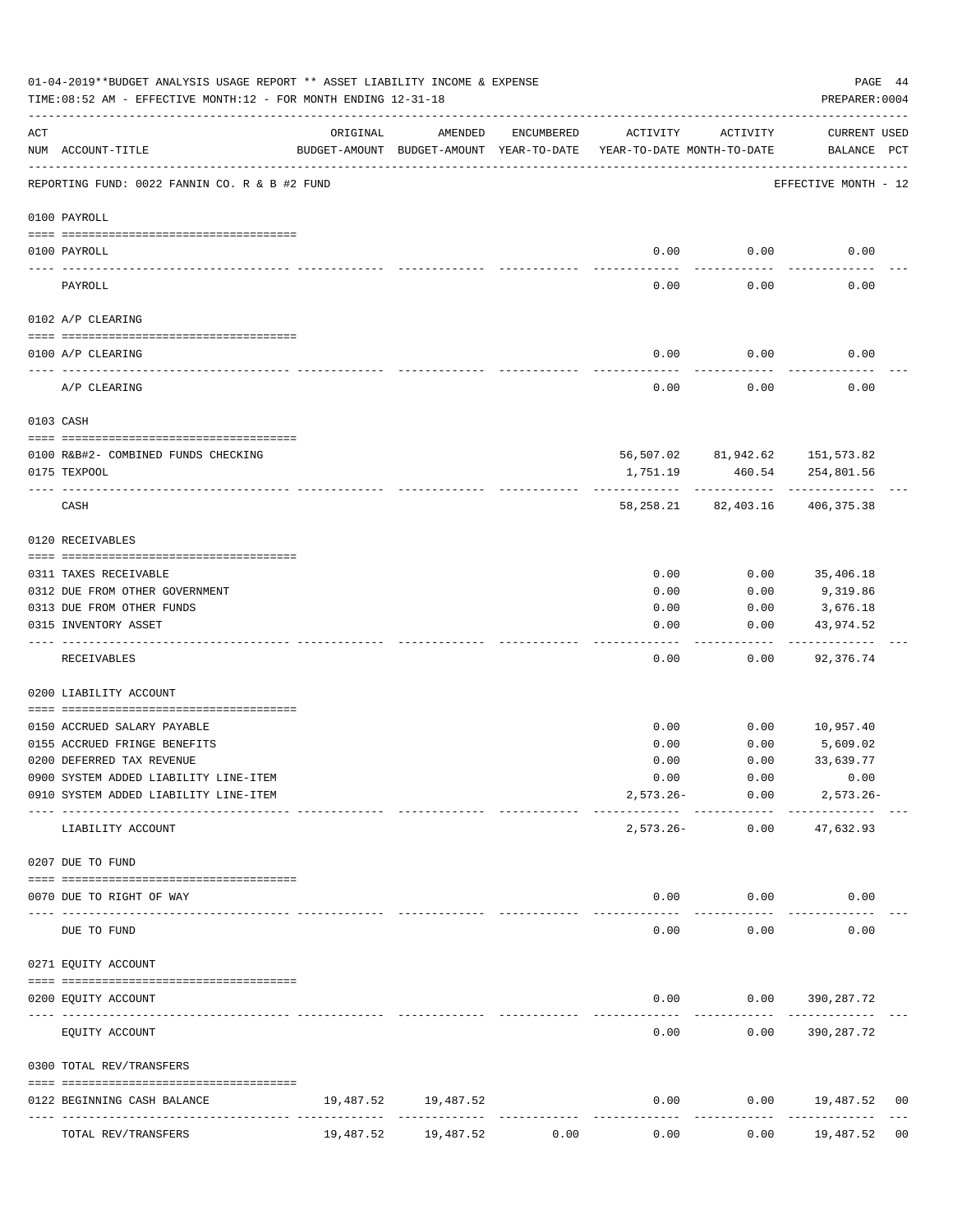01-04-2019**BUDGET ANALYSIS USAGE REPORT ** ASSET LIABILITY INCOME & EXPENSE

TIME:08:52 AM - EFFECTIVE MONTH:12 - FOR MONTH ENDING 12-31-18

PREPARER:0004

REPORTING FUND: 0022 FANNIN CO. R & B #2 FUND — EFFECTIVE MONTH - 12

| ACT NUM | ACCOUNT-TITLE | ORIGINAL BUDGET-AMOUNT | AMENDED BUDGET-AMOUNT | ENCUMBERED YEAR-TO-DATE | ACTIVITY YEAR-TO-DATE | ACTIVITY MONTH-TO-DATE | CURRENT BALANCE | USED PCT |
|---|---|---|---|---|---|---|---|---|
| | **0100 PAYROLL** | | | | | | | |
| 0100 | PAYROLL | | | | 0.00 | 0.00 | 0.00 | |
| | PAYROLL | | | | 0.00 | 0.00 | 0.00 | |
| | **0102 A/P CLEARING** | | | | | | | |
| 0100 | A/P CLEARING | | | | 0.00 | 0.00 | 0.00 | |
| | A/P CLEARING | | | | 0.00 | 0.00 | 0.00 | |
| | **0103 CASH** | | | | | | | |
| 0100 | R&B#2- COMBINED FUNDS CHECKING | | | | 56,507.02 | 81,942.62 | 151,573.82 | |
| 0175 | TEXPOOL | | | | 1,751.19 | 460.54 | 254,801.56 | |
| | CASH | | | | 58,258.21 | 82,403.16 | 406,375.38 | |
| | **0120 RECEIVABLES** | | | | | | | |
| 0311 | TAXES RECEIVABLE | | | | 0.00 | 0.00 | 35,406.18 | |
| 0312 | DUE FROM OTHER GOVERNMENT | | | | 0.00 | 0.00 | 9,319.86 | |
| 0313 | DUE FROM OTHER FUNDS | | | | 0.00 | 0.00 | 3,676.18 | |
| 0315 | INVENTORY ASSET | | | | 0.00 | 0.00 | 43,974.52 | |
| | RECEIVABLES | | | | 0.00 | 0.00 | 92,376.74 | |
| | **0200 LIABILITY ACCOUNT** | | | | | | | |
| 0150 | ACCRUED SALARY PAYABLE | | | | 0.00 | 0.00 | 10,957.40 | |
| 0155 | ACCRUED FRINGE BENEFITS | | | | 0.00 | 0.00 | 5,609.02 | |
| 0200 | DEFERRED TAX REVENUE | | | | 0.00 | 0.00 | 33,639.77 | |
| 0900 | SYSTEM ADDED LIABILITY LINE-ITEM | | | | 0.00 | 0.00 | 0.00 | |
| 0910 | SYSTEM ADDED LIABILITY LINE-ITEM | | | | 2,573.26- | 0.00 | 2,573.26- | |
| | LIABILITY ACCOUNT | | | | 2,573.26- | 0.00 | 47,632.93 | |
| | **0207 DUE TO FUND** | | | | | | | |
| 0070 | DUE TO RIGHT OF WAY | | | | 0.00 | 0.00 | 0.00 | |
| | DUE TO FUND | | | | 0.00 | 0.00 | 0.00 | |
| | **0271 EQUITY ACCOUNT** | | | | | | | |
| 0200 | EQUITY ACCOUNT | | | | 0.00 | 0.00 | 390,287.72 | |
| | EQUITY ACCOUNT | | | | 0.00 | 0.00 | 390,287.72 | |
| | **0300 TOTAL REV/TRANSFERS** | | | | | | | |
| 0122 | BEGINNING CASH BALANCE | 19,487.52 | 19,487.52 | | 0.00 | 0.00 | 19,487.52 | 00 |
| | TOTAL REV/TRANSFERS | 19,487.52 | 19,487.52 | 0.00 | 0.00 | 0.00 | 19,487.52 | 00 |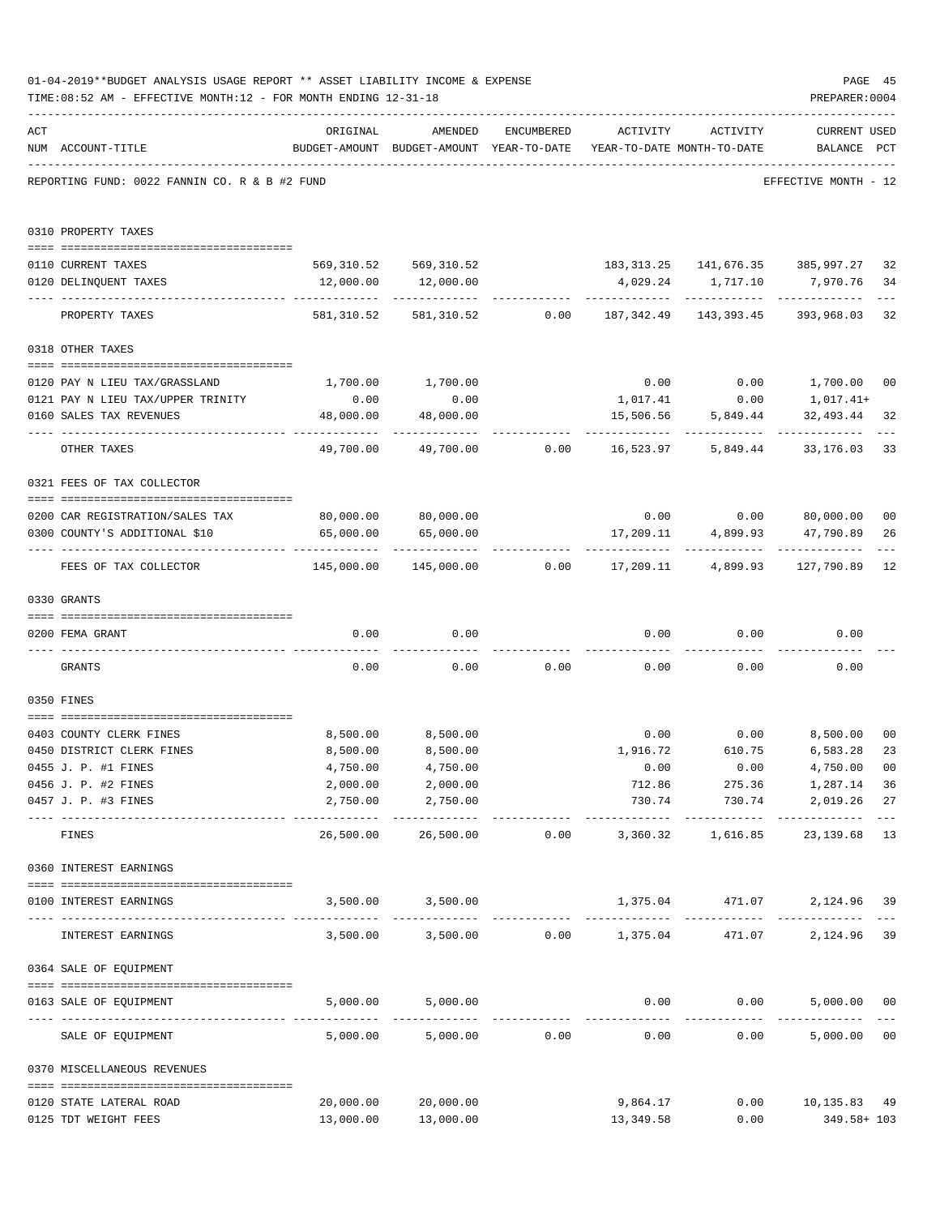01-04-2019**BUDGET ANALYSIS USAGE REPORT ** ASSET LIABILITY INCOME & EXPENSE

TIME:08:52 AM - EFFECTIVE MONTH:12 - FOR MONTH ENDING 12-31-18

PREPARER:0004

| ACT NUM | ACCOUNT-TITLE | ORIGINAL BUDGET-AMOUNT | AMENDED BUDGET-AMOUNT | ENCUMBERED YEAR-TO-DATE | ACTIVITY YEAR-TO-DATE | ACTIVITY MONTH-TO-DATE | CURRENT BALANCE | USED PCT |
|---|---|---|---|---|---|---|---|---|
| | REPORTING FUND: 0022 FANNIN CO. R & B #2 FUND | | | | | | EFFECTIVE MONTH - 12 | |
| | **0310 PROPERTY TAXES** | | | | | | | |
| 0110 | CURRENT TAXES | 569,310.52 | 569,310.52 | | 183,313.25 | 141,676.35 | 385,997.27 | 32 |
| 0120 | DELINQUENT TAXES | 12,000.00 | 12,000.00 | | 4,029.24 | 1,717.10 | 7,970.76 | 34 |
| | PROPERTY TAXES | 581,310.52 | 581,310.52 | 0.00 | 187,342.49 | 143,393.45 | 393,968.03 | 32 |
| | **0318 OTHER TAXES** | | | | | | | |
| 0120 | PAY N LIEU TAX/GRASSLAND | 1,700.00 | 1,700.00 | | 0.00 | 0.00 | 1,700.00 | 00 |
| 0121 | PAY N LIEU TAX/UPPER TRINITY | 0.00 | 0.00 | | 1,017.41 | 0.00 | 1,017.41+ | |
| 0160 | SALES TAX REVENUES | 48,000.00 | 48,000.00 | | 15,506.56 | 5,849.44 | 32,493.44 | 32 |
| | OTHER TAXES | 49,700.00 | 49,700.00 | 0.00 | 16,523.97 | 5,849.44 | 33,176.03 | 33 |
| | **0321 FEES OF TAX COLLECTOR** | | | | | | | |
| 0200 | CAR REGISTRATION/SALES TAX | 80,000.00 | 80,000.00 | | 0.00 | 0.00 | 80,000.00 | 00 |
| 0300 | COUNTY'S ADDITIONAL $10 | 65,000.00 | 65,000.00 | | 17,209.11 | 4,899.93 | 47,790.89 | 26 |
| | FEES OF TAX COLLECTOR | 145,000.00 | 145,000.00 | 0.00 | 17,209.11 | 4,899.93 | 127,790.89 | 12 |
| | **0330 GRANTS** | | | | | | | |
| 0200 | FEMA GRANT | 0.00 | 0.00 | | 0.00 | 0.00 | 0.00 | |
| | GRANTS | 0.00 | 0.00 | 0.00 | 0.00 | 0.00 | 0.00 | |
| | **0350 FINES** | | | | | | | |
| 0403 | COUNTY CLERK FINES | 8,500.00 | 8,500.00 | | 0.00 | 0.00 | 8,500.00 | 00 |
| 0450 | DISTRICT CLERK FINES | 8,500.00 | 8,500.00 | | 1,916.72 | 610.75 | 6,583.28 | 23 |
| 0455 | J. P. #1 FINES | 4,750.00 | 4,750.00 | | 0.00 | 0.00 | 4,750.00 | 00 |
| 0456 | J. P. #2 FINES | 2,000.00 | 2,000.00 | | 712.86 | 275.36 | 1,287.14 | 36 |
| 0457 | J. P. #3 FINES | 2,750.00 | 2,750.00 | | 730.74 | 730.74 | 2,019.26 | 27 |
| | FINES | 26,500.00 | 26,500.00 | 0.00 | 3,360.32 | 1,616.85 | 23,139.68 | 13 |
| | **0360 INTEREST EARNINGS** | | | | | | | |
| 0100 | INTEREST EARNINGS | 3,500.00 | 3,500.00 | | 1,375.04 | 471.07 | 2,124.96 | 39 |
| | INTEREST EARNINGS | 3,500.00 | 3,500.00 | 0.00 | 1,375.04 | 471.07 | 2,124.96 | 39 |
| | **0364 SALE OF EQUIPMENT** | | | | | | | |
| 0163 | SALE OF EQUIPMENT | 5,000.00 | 5,000.00 | | 0.00 | 0.00 | 5,000.00 | 00 |
| | SALE OF EQUIPMENT | 5,000.00 | 5,000.00 | 0.00 | 0.00 | 0.00 | 5,000.00 | 00 |
| | **0370 MISCELLANEOUS REVENUES** | | | | | | | |
| 0120 | STATE LATERAL ROAD | 20,000.00 | 20,000.00 | | 9,864.17 | 0.00 | 10,135.83 | 49 |
| 0125 | TDT WEIGHT FEES | 13,000.00 | 13,000.00 | | 13,349.58 | 0.00 | 349.58+ | 103 |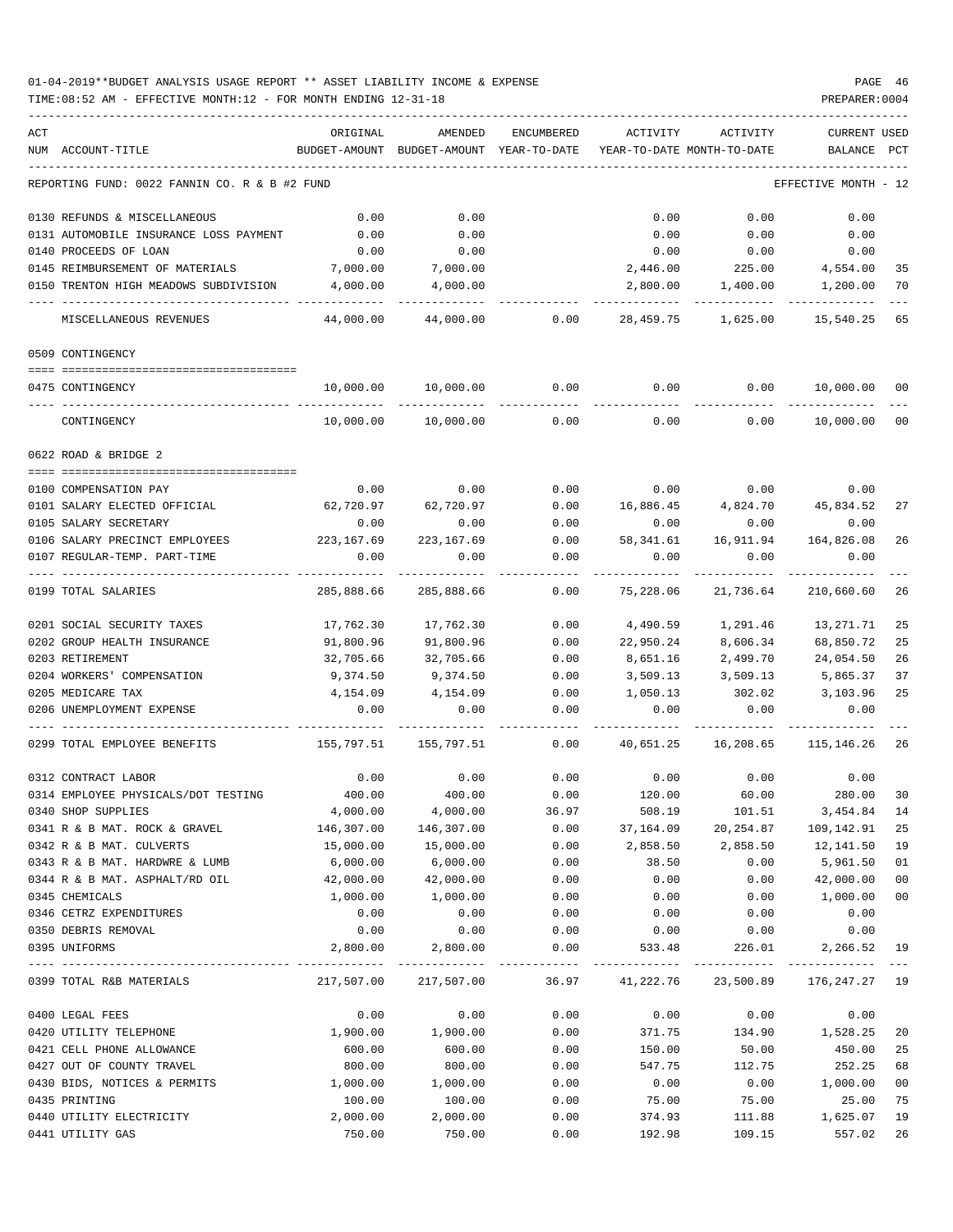01-04-2019**BUDGET ANALYSIS USAGE REPORT ** ASSET LIABILITY INCOME & EXPENSE

TIME:08:52 AM - EFFECTIVE MONTH:12 - FOR MONTH ENDING 12-31-18

PREPARER:0004

| ACT NUM ACCOUNT-TITLE | ORIGINAL BUDGET-AMOUNT | AMENDED BUDGET-AMOUNT | ENCUMBERED YEAR-TO-DATE | ACTIVITY YEAR-TO-DATE | ACTIVITY MONTH-TO-DATE | CURRENT BALANCE | USED PCT |
|---|---|---|---|---|---|---|---|
| REPORTING FUND: 0022 FANNIN CO. R & B #2 FUND | | | | | | EFFECTIVE MONTH - 12 | |
| 0130 REFUNDS & MISCELLANEOUS | 0.00 | 0.00 | | 0.00 | 0.00 | 0.00 | |
| 0131 AUTOMOBILE INSURANCE LOSS PAYMENT | 0.00 | 0.00 | | 0.00 | 0.00 | 0.00 | |
| 0140 PROCEEDS OF LOAN | 0.00 | 0.00 | | 0.00 | 0.00 | 0.00 | |
| 0145 REIMBURSEMENT OF MATERIALS | 7,000.00 | 7,000.00 | | 2,446.00 | 225.00 | 4,554.00 | 35 |
| 0150 TRENTON HIGH MEADOWS SUBDIVISION | 4,000.00 | 4,000.00 | | 2,800.00 | 1,400.00 | 1,200.00 | 70 |
| MISCELLANEOUS REVENUES | 44,000.00 | 44,000.00 | 0.00 | 28,459.75 | 1,625.00 | 15,540.25 | 65 |
| 0509 CONTINGENCY | | | | | | | |
| 0475 CONTINGENCY | 10,000.00 | 10,000.00 | 0.00 | 0.00 | 0.00 | 10,000.00 | 00 |
| CONTINGENCY | 10,000.00 | 10,000.00 | 0.00 | 0.00 | 0.00 | 10,000.00 | 00 |
| 0622 ROAD & BRIDGE 2 | | | | | | | |
| 0100 COMPENSATION PAY | 0.00 | 0.00 | 0.00 | 0.00 | 0.00 | 0.00 | |
| 0101 SALARY ELECTED OFFICIAL | 62,720.97 | 62,720.97 | 0.00 | 16,886.45 | 4,824.70 | 45,834.52 | 27 |
| 0105 SALARY SECRETARY | 0.00 | 0.00 | 0.00 | 0.00 | 0.00 | 0.00 | |
| 0106 SALARY PRECINCT EMPLOYEES | 223,167.69 | 223,167.69 | 0.00 | 58,341.61 | 16,911.94 | 164,826.08 | 26 |
| 0107 REGULAR-TEMP. PART-TIME | 0.00 | 0.00 | 0.00 | 0.00 | 0.00 | 0.00 | |
| 0199 TOTAL SALARIES | 285,888.66 | 285,888.66 | 0.00 | 75,228.06 | 21,736.64 | 210,660.60 | 26 |
| 0201 SOCIAL SECURITY TAXES | 17,762.30 | 17,762.30 | 0.00 | 4,490.59 | 1,291.46 | 13,271.71 | 25 |
| 0202 GROUP HEALTH INSURANCE | 91,800.96 | 91,800.96 | 0.00 | 22,950.24 | 8,606.34 | 68,850.72 | 25 |
| 0203 RETIREMENT | 32,705.66 | 32,705.66 | 0.00 | 8,651.16 | 2,499.70 | 24,054.50 | 26 |
| 0204 WORKERS' COMPENSATION | 9,374.50 | 9,374.50 | 0.00 | 3,509.13 | 3,509.13 | 5,865.37 | 37 |
| 0205 MEDICARE TAX | 4,154.09 | 4,154.09 | 0.00 | 1,050.13 | 302.02 | 3,103.96 | 25 |
| 0206 UNEMPLOYMENT EXPENSE | 0.00 | 0.00 | 0.00 | 0.00 | 0.00 | 0.00 | |
| 0299 TOTAL EMPLOYEE BENEFITS | 155,797.51 | 155,797.51 | 0.00 | 40,651.25 | 16,208.65 | 115,146.26 | 26 |
| 0312 CONTRACT LABOR | 0.00 | 0.00 | 0.00 | 0.00 | 0.00 | 0.00 | |
| 0314 EMPLOYEE PHYSICALS/DOT TESTING | 400.00 | 400.00 | 0.00 | 120.00 | 60.00 | 280.00 | 30 |
| 0340 SHOP SUPPLIES | 4,000.00 | 4,000.00 | 36.97 | 508.19 | 101.51 | 3,454.84 | 14 |
| 0341 R & B MAT. ROCK & GRAVEL | 146,307.00 | 146,307.00 | 0.00 | 37,164.09 | 20,254.87 | 109,142.91 | 25 |
| 0342 R & B MAT. CULVERTS | 15,000.00 | 15,000.00 | 0.00 | 2,858.50 | 2,858.50 | 12,141.50 | 19 |
| 0343 R & B MAT. HARDWRE & LUMB | 6,000.00 | 6,000.00 | 0.00 | 38.50 | 0.00 | 5,961.50 | 01 |
| 0344 R & B MAT. ASPHALT/RD OIL | 42,000.00 | 42,000.00 | 0.00 | 0.00 | 0.00 | 42,000.00 | 00 |
| 0345 CHEMICALS | 1,000.00 | 1,000.00 | 0.00 | 0.00 | 0.00 | 1,000.00 | 00 |
| 0346 CETRZ EXPENDITURES | 0.00 | 0.00 | 0.00 | 0.00 | 0.00 | 0.00 | |
| 0350 DEBRIS REMOVAL | 0.00 | 0.00 | 0.00 | 0.00 | 0.00 | 0.00 | |
| 0395 UNIFORMS | 2,800.00 | 2,800.00 | 0.00 | 533.48 | 226.01 | 2,266.52 | 19 |
| 0399 TOTAL R&B MATERIALS | 217,507.00 | 217,507.00 | 36.97 | 41,222.76 | 23,500.89 | 176,247.27 | 19 |
| 0400 LEGAL FEES | 0.00 | 0.00 | 0.00 | 0.00 | 0.00 | 0.00 | |
| 0420 UTILITY TELEPHONE | 1,900.00 | 1,900.00 | 0.00 | 371.75 | 134.90 | 1,528.25 | 20 |
| 0421 CELL PHONE ALLOWANCE | 600.00 | 600.00 | 0.00 | 150.00 | 50.00 | 450.00 | 25 |
| 0427 OUT OF COUNTY TRAVEL | 800.00 | 800.00 | 0.00 | 547.75 | 112.75 | 252.25 | 68 |
| 0430 BIDS, NOTICES & PERMITS | 1,000.00 | 1,000.00 | 0.00 | 0.00 | 0.00 | 1,000.00 | 00 |
| 0435 PRINTING | 100.00 | 100.00 | 0.00 | 75.00 | 75.00 | 25.00 | 75 |
| 0440 UTILITY ELECTRICITY | 2,000.00 | 2,000.00 | 0.00 | 374.93 | 111.88 | 1,625.07 | 19 |
| 0441 UTILITY GAS | 750.00 | 750.00 | 0.00 | 192.98 | 109.15 | 557.02 | 26 |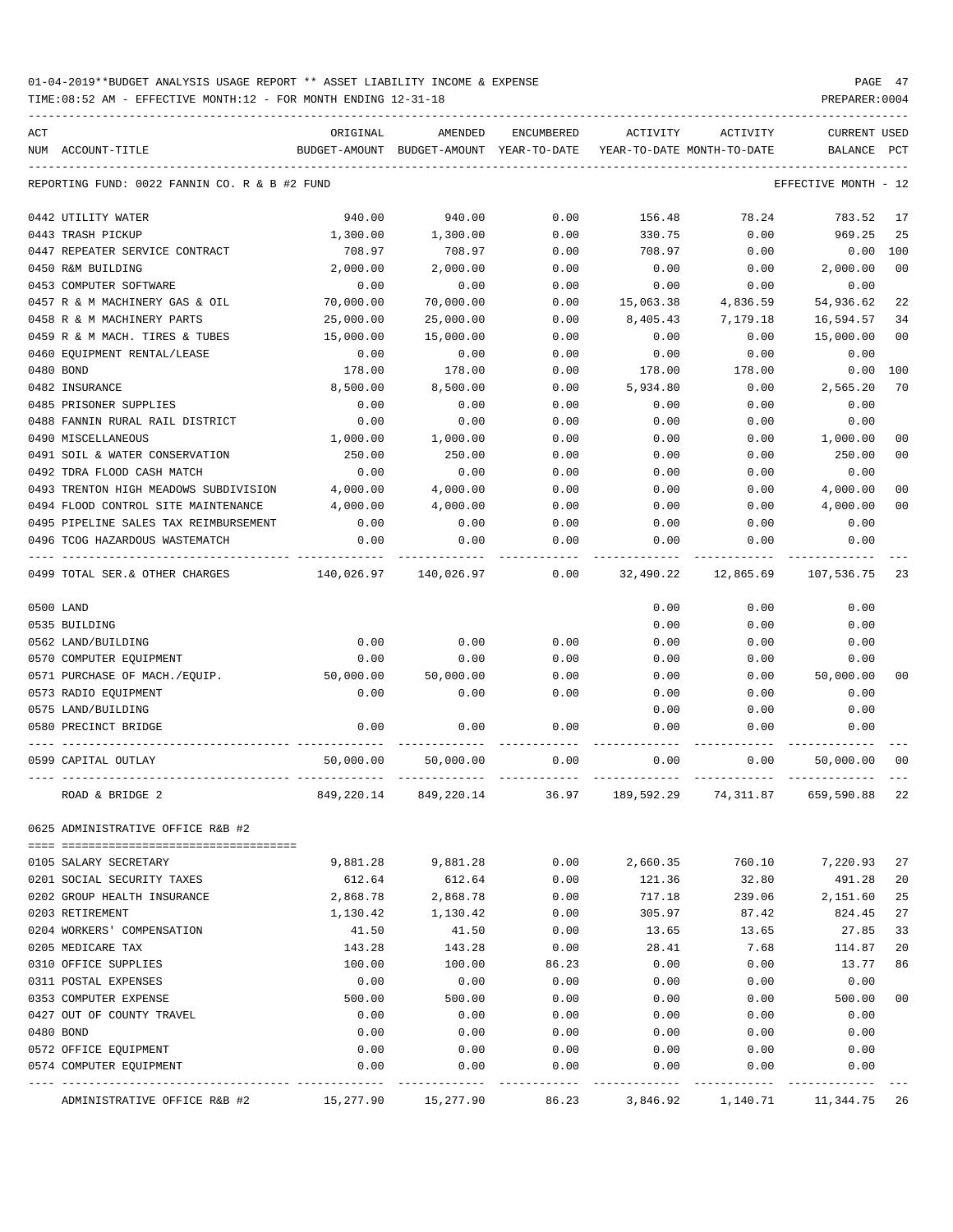01-04-2019**BUDGET ANALYSIS USAGE REPORT ** ASSET LIABILITY INCOME & EXPENSE

TIME:08:52 AM - EFFECTIVE MONTH:12 - FOR MONTH ENDING 12-31-18

PREPARER:0004

REPORTING FUND: 0022 FANNIN CO. R & B #2 FUND — EFFECTIVE MONTH - 12

| ACT NUM | ACCOUNT-TITLE | ORIGINAL BUDGET-AMOUNT | AMENDED BUDGET-AMOUNT | ENCUMBERED YEAR-TO-DATE | ACTIVITY YEAR-TO-DATE | ACTIVITY MONTH-TO-DATE | CURRENT BALANCE | USED PCT |
|---|---|---|---|---|---|---|---|---|
| 0442 | UTILITY WATER | 940.00 | 940.00 | 0.00 | 156.48 | 78.24 | 783.52 | 17 |
| 0443 | TRASH PICKUP | 1,300.00 | 1,300.00 | 0.00 | 330.75 | 0.00 | 969.25 | 25 |
| 0447 | REPEATER SERVICE CONTRACT | 708.97 | 708.97 | 0.00 | 708.97 | 0.00 | 0.00 | 100 |
| 0450 | R&M BUILDING | 2,000.00 | 2,000.00 | 0.00 | 0.00 | 0.00 | 2,000.00 | 00 |
| 0453 | COMPUTER SOFTWARE | 0.00 | 0.00 | 0.00 | 0.00 | 0.00 | 0.00 | |
| 0457 | R & M MACHINERY GAS & OIL | 70,000.00 | 70,000.00 | 0.00 | 15,063.38 | 4,836.59 | 54,936.62 | 22 |
| 0458 | R & M MACHINERY PARTS | 25,000.00 | 25,000.00 | 0.00 | 8,405.43 | 7,179.18 | 16,594.57 | 34 |
| 0459 | R & M MACH. TIRES & TUBES | 15,000.00 | 15,000.00 | 0.00 | 0.00 | 0.00 | 15,000.00 | 00 |
| 0460 | EQUIPMENT RENTAL/LEASE | 0.00 | 0.00 | 0.00 | 0.00 | 0.00 | 0.00 | |
| 0480 | BOND | 178.00 | 178.00 | 0.00 | 178.00 | 178.00 | 0.00 | 100 |
| 0482 | INSURANCE | 8,500.00 | 8,500.00 | 0.00 | 5,934.80 | 0.00 | 2,565.20 | 70 |
| 0485 | PRISONER SUPPLIES | 0.00 | 0.00 | 0.00 | 0.00 | 0.00 | 0.00 | |
| 0488 | FANNIN RURAL RAIL DISTRICT | 0.00 | 0.00 | 0.00 | 0.00 | 0.00 | 0.00 | |
| 0490 | MISCELLANEOUS | 1,000.00 | 1,000.00 | 0.00 | 0.00 | 0.00 | 1,000.00 | 00 |
| 0491 | SOIL & WATER CONSERVATION | 250.00 | 250.00 | 0.00 | 0.00 | 0.00 | 250.00 | 00 |
| 0492 | TDRA FLOOD CASH MATCH | 0.00 | 0.00 | 0.00 | 0.00 | 0.00 | 0.00 | |
| 0493 | TRENTON HIGH MEADOWS SUBDIVISION | 4,000.00 | 4,000.00 | 0.00 | 0.00 | 0.00 | 4,000.00 | 00 |
| 0494 | FLOOD CONTROL SITE MAINTENANCE | 4,000.00 | 4,000.00 | 0.00 | 0.00 | 0.00 | 4,000.00 | 00 |
| 0495 | PIPELINE SALES TAX REIMBURSEMENT | 0.00 | 0.00 | 0.00 | 0.00 | 0.00 | 0.00 | |
| 0496 | TCOG HAZARDOUS WASTEMATCH | 0.00 | 0.00 | 0.00 | 0.00 | 0.00 | 0.00 | |
| 0499 | TOTAL SER.& OTHER CHARGES | 140,026.97 | 140,026.97 | 0.00 | 32,490.22 | 12,865.69 | 107,536.75 | 23 |
| 0500 | LAND | | | | 0.00 | 0.00 | 0.00 | |
| 0535 | BUILDING | | | | 0.00 | 0.00 | 0.00 | |
| 0562 | LAND/BUILDING | 0.00 | 0.00 | 0.00 | 0.00 | 0.00 | 0.00 | |
| 0570 | COMPUTER EQUIPMENT | 0.00 | 0.00 | 0.00 | 0.00 | 0.00 | 0.00 | |
| 0571 | PURCHASE OF MACH./EQUIP. | 50,000.00 | 50,000.00 | 0.00 | 0.00 | 0.00 | 50,000.00 | 00 |
| 0573 | RADIO EQUIPMENT | 0.00 | 0.00 | 0.00 | 0.00 | 0.00 | 0.00 | |
| 0575 | LAND/BUILDING | | | | 0.00 | 0.00 | 0.00 | |
| 0580 | PRECINCT BRIDGE | 0.00 | 0.00 | 0.00 | 0.00 | 0.00 | 0.00 | |
| 0599 | CAPITAL OUTLAY | 50,000.00 | 50,000.00 | 0.00 | 0.00 | 0.00 | 50,000.00 | 00 |
| | ROAD & BRIDGE 2 | 849,220.14 | 849,220.14 | 36.97 | 189,592.29 | 74,311.87 | 659,590.88 | 22 |

0625 ADMINISTRATIVE OFFICE R&B #2

| ACT NUM | ACCOUNT-TITLE | ORIGINAL BUDGET-AMOUNT | AMENDED BUDGET-AMOUNT | ENCUMBERED YEAR-TO-DATE | ACTIVITY YEAR-TO-DATE | ACTIVITY MONTH-TO-DATE | CURRENT BALANCE | USED PCT |
|---|---|---|---|---|---|---|---|---|
| 0105 | SALARY SECRETARY | 9,881.28 | 9,881.28 | 0.00 | 2,660.35 | 760.10 | 7,220.93 | 27 |
| 0201 | SOCIAL SECURITY TAXES | 612.64 | 612.64 | 0.00 | 121.36 | 32.80 | 491.28 | 20 |
| 0202 | GROUP HEALTH INSURANCE | 2,868.78 | 2,868.78 | 0.00 | 717.18 | 239.06 | 2,151.60 | 25 |
| 0203 | RETIREMENT | 1,130.42 | 1,130.42 | 0.00 | 305.97 | 87.42 | 824.45 | 27 |
| 0204 | WORKERS' COMPENSATION | 41.50 | 41.50 | 0.00 | 13.65 | 13.65 | 27.85 | 33 |
| 0205 | MEDICARE TAX | 143.28 | 143.28 | 0.00 | 28.41 | 7.68 | 114.87 | 20 |
| 0310 | OFFICE SUPPLIES | 100.00 | 100.00 | 86.23 | 0.00 | 0.00 | 13.77 | 86 |
| 0311 | POSTAL EXPENSES | 0.00 | 0.00 | 0.00 | 0.00 | 0.00 | 0.00 | |
| 0353 | COMPUTER EXPENSE | 500.00 | 500.00 | 0.00 | 0.00 | 0.00 | 500.00 | 00 |
| 0427 | OUT OF COUNTY TRAVEL | 0.00 | 0.00 | 0.00 | 0.00 | 0.00 | 0.00 | |
| 0480 | BOND | 0.00 | 0.00 | 0.00 | 0.00 | 0.00 | 0.00 | |
| 0572 | OFFICE EQUIPMENT | 0.00 | 0.00 | 0.00 | 0.00 | 0.00 | 0.00 | |
| 0574 | COMPUTER EQUIPMENT | 0.00 | 0.00 | 0.00 | 0.00 | 0.00 | 0.00 | |
| | ADMINISTRATIVE OFFICE R&B #2 | 15,277.90 | 15,277.90 | 86.23 | 3,846.92 | 1,140.71 | 11,344.75 | 26 |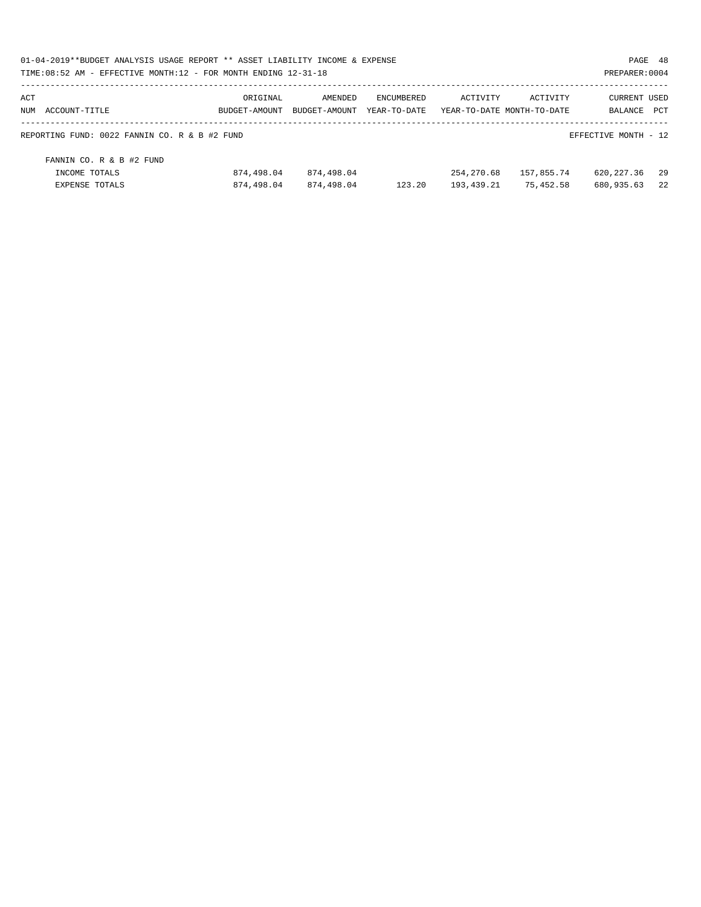01-04-2019**BUDGET ANALYSIS USAGE REPORT ** ASSET LIABILITY INCOME & EXPENSE

TIME:08:52 AM - EFFECTIVE MONTH:12 - FOR MONTH ENDING 12-31-18

PREPARER:0004

| ACT NUM | ACCOUNT-TITLE | ORIGINAL BUDGET-AMOUNT | AMENDED BUDGET-AMOUNT | ENCUMBERED YEAR-TO-DATE | ACTIVITY YEAR-TO-DATE | ACTIVITY MONTH-TO-DATE | CURRENT BALANCE | USED PCT |
|---|---|---|---|---|---|---|---|---|
| | REPORTING FUND: 0022 FANNIN CO. R & B #2 FUND | | | | | | EFFECTIVE MONTH - 12 | |
| | FANNIN CO. R & B #2 FUND | | | | | | | |
| | INCOME TOTALS | 874,498.04 | 874,498.04 | | 254,270.68 | 157,855.74 | 620,227.36 | 29 |
| | EXPENSE TOTALS | 874,498.04 | 874,498.04 | 123.20 | 193,439.21 | 75,452.58 | 680,935.63 | 22 |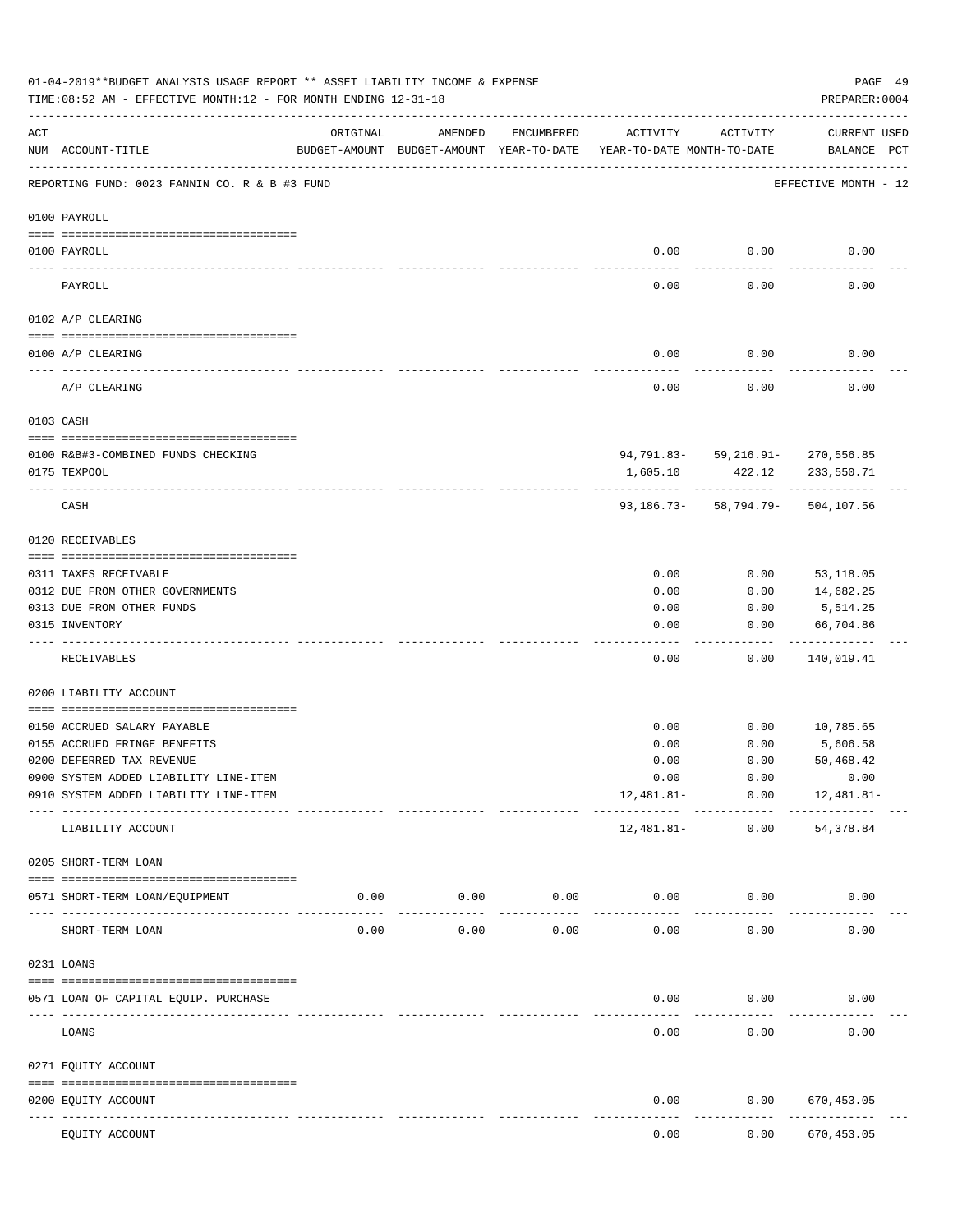01-04-2019**BUDGET ANALYSIS USAGE REPORT ** ASSET LIABILITY INCOME & EXPENSE

TIME:08:52 AM - EFFECTIVE MONTH:12 - FOR MONTH ENDING 12-31-18

PREPARER:0004

| ACT NUM | ACCOUNT-TITLE | ORIGINAL BUDGET-AMOUNT | AMENDED BUDGET-AMOUNT | ENCUMBERED YEAR-TO-DATE | ACTIVITY YEAR-TO-DATE | ACTIVITY MONTH-TO-DATE | CURRENT BALANCE | USED PCT |
|---|---|---|---|---|---|---|---|---|
| | REPORTING FUND: 0023 FANNIN CO. R & B #3 FUND | | | | | | EFFECTIVE MONTH - 12 | |
| | 0100 PAYROLL | | | | | | | |
| 0100 | PAYROLL | | | | 0.00 | 0.00 | 0.00 | |
| | PAYROLL | | | | 0.00 | 0.00 | 0.00 | |
| | 0102 A/P CLEARING | | | | | | | |
| 0100 | A/P CLEARING | | | | 0.00 | 0.00 | 0.00 | |
| | A/P CLEARING | | | | 0.00 | 0.00 | 0.00 | |
| | 0103 CASH | | | | | | | |
| 0100 | R&B#3-COMBINED FUNDS CHECKING | | | | 94,791.83- | 59,216.91- | 270,556.85 | |
| 0175 | TEXPOOL | | | | 1,605.10 | 422.12 | 233,550.71 | |
| | CASH | | | | 93,186.73- | 58,794.79- | 504,107.56 | |
| | 0120 RECEIVABLES | | | | | | | |
| 0311 | TAXES RECEIVABLE | | | | 0.00 | 0.00 | 53,118.05 | |
| 0312 | DUE FROM OTHER GOVERNMENTS | | | | 0.00 | 0.00 | 14,682.25 | |
| 0313 | DUE FROM OTHER FUNDS | | | | 0.00 | 0.00 | 5,514.25 | |
| 0315 | INVENTORY | | | | 0.00 | 0.00 | 66,704.86 | |
| | RECEIVABLES | | | | 0.00 | 0.00 | 140,019.41 | |
| | 0200 LIABILITY ACCOUNT | | | | | | | |
| 0150 | ACCRUED SALARY PAYABLE | | | | 0.00 | 0.00 | 10,785.65 | |
| 0155 | ACCRUED FRINGE BENEFITS | | | | 0.00 | 0.00 | 5,606.58 | |
| 0200 | DEFERRED TAX REVENUE | | | | 0.00 | 0.00 | 50,468.42 | |
| 0900 | SYSTEM ADDED LIABILITY LINE-ITEM | | | | 0.00 | 0.00 | 0.00 | |
| 0910 | SYSTEM ADDED LIABILITY LINE-ITEM | | | | 12,481.81- | 0.00 | 12,481.81- | |
| | LIABILITY ACCOUNT | | | | 12,481.81- | 0.00 | 54,378.84 | |
| | 0205 SHORT-TERM LOAN | | | | | | | |
| 0571 | SHORT-TERM LOAN/EQUIPMENT | 0.00 | 0.00 | 0.00 | 0.00 | 0.00 | 0.00 | |
| | SHORT-TERM LOAN | 0.00 | 0.00 | 0.00 | 0.00 | 0.00 | 0.00 | |
| | 0231 LOANS | | | | | | | |
| 0571 | LOAN OF CAPITAL EQUIP. PURCHASE | | | | 0.00 | 0.00 | 0.00 | |
| | LOANS | | | | 0.00 | 0.00 | 0.00 | |
| | 0271 EQUITY ACCOUNT | | | | | | | |
| 0200 | EQUITY ACCOUNT | | | | 0.00 | 0.00 | 670,453.05 | |
| | EQUITY ACCOUNT | | | | 0.00 | 0.00 | 670,453.05 | |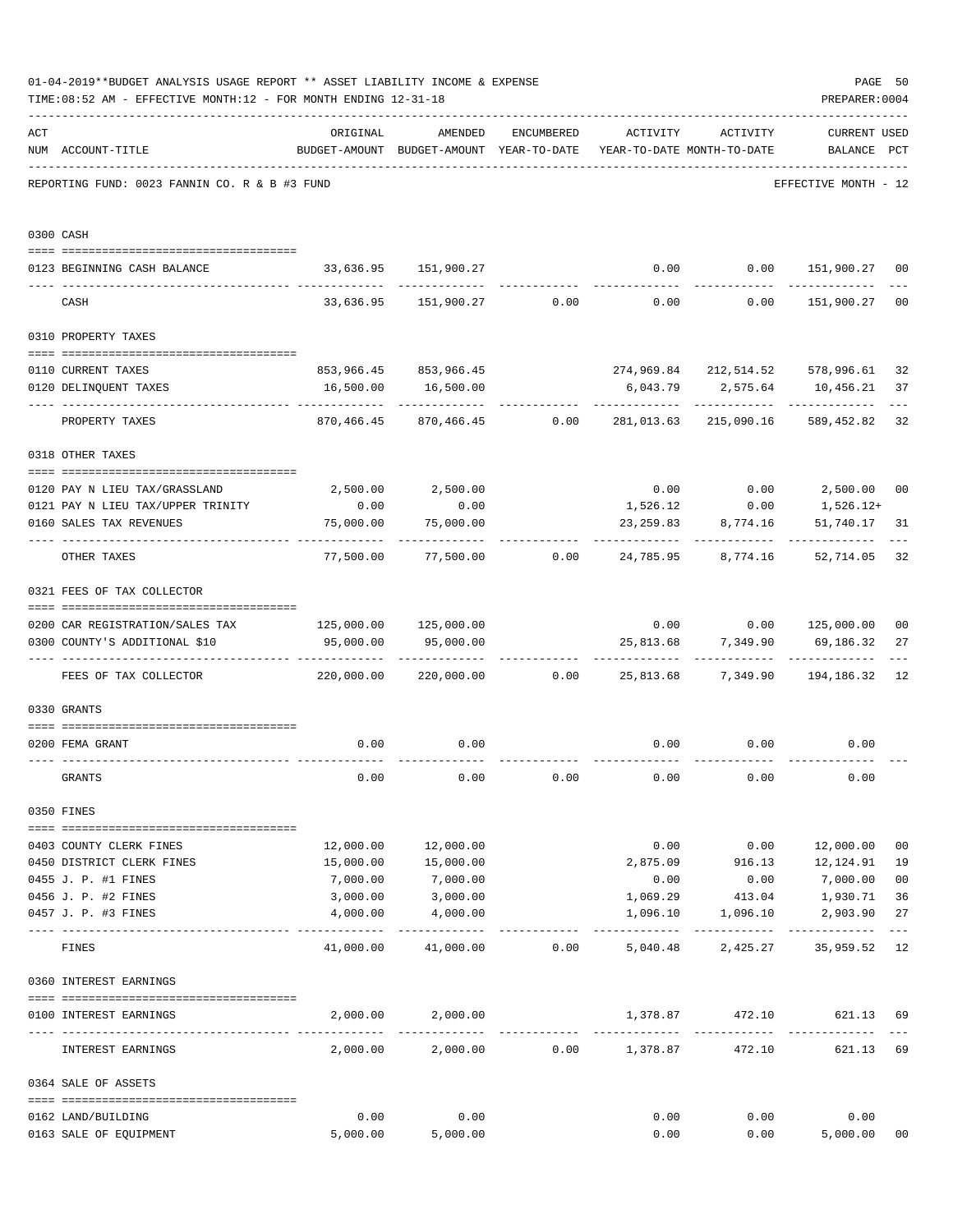01-04-2019**BUDGET ANALYSIS USAGE REPORT ** ASSET LIABILITY INCOME & EXPENSE

TIME:08:52 AM - EFFECTIVE MONTH:12 - FOR MONTH ENDING 12-31-18

PREPARER:0004

REPORTING FUND: 0023 FANNIN CO. R & B #3 FUND — EFFECTIVE MONTH - 12

| ACT NUM | ACCOUNT-TITLE | ORIGINAL BUDGET-AMOUNT | AMENDED BUDGET-AMOUNT | ENCUMBERED YEAR-TO-DATE | ACTIVITY YEAR-TO-DATE | ACTIVITY MONTH-TO-DATE | CURRENT BALANCE | USED PCT |
|---|---|---|---|---|---|---|---|---|
| 0300 | CASH | | | | | | | |
| 0123 | BEGINNING CASH BALANCE | 33,636.95 | 151,900.27 | | 0.00 | 0.00 | 151,900.27 | 00 |
| | CASH | 33,636.95 | 151,900.27 | 0.00 | 0.00 | 0.00 | 151,900.27 | 00 |
| 0310 | PROPERTY TAXES | | | | | | | |
| 0110 | CURRENT TAXES | 853,966.45 | 853,966.45 | | 274,969.84 | 212,514.52 | 578,996.61 | 32 |
| 0120 | DELINQUENT TAXES | 16,500.00 | 16,500.00 | | 6,043.79 | 2,575.64 | 10,456.21 | 37 |
| | PROPERTY TAXES | 870,466.45 | 870,466.45 | 0.00 | 281,013.63 | 215,090.16 | 589,452.82 | 32 |
| 0318 | OTHER TAXES | | | | | | | |
| 0120 | PAY N LIEU TAX/GRASSLAND | 2,500.00 | 2,500.00 | | 0.00 | 0.00 | 2,500.00 | 00 |
| 0121 | PAY N LIEU TAX/UPPER TRINITY | 0.00 | 0.00 | | 1,526.12 | 0.00 | 1,526.12+ | |
| 0160 | SALES TAX REVENUES | 75,000.00 | 75,000.00 | | 23,259.83 | 8,774.16 | 51,740.17 | 31 |
| | OTHER TAXES | 77,500.00 | 77,500.00 | 0.00 | 24,785.95 | 8,774.16 | 52,714.05 | 32 |
| 0321 | FEES OF TAX COLLECTOR | | | | | | | |
| 0200 | CAR REGISTRATION/SALES TAX | 125,000.00 | 125,000.00 | | 0.00 | 0.00 | 125,000.00 | 00 |
| 0300 | COUNTY'S ADDITIONAL $10 | 95,000.00 | 95,000.00 | | 25,813.68 | 7,349.90 | 69,186.32 | 27 |
| | FEES OF TAX COLLECTOR | 220,000.00 | 220,000.00 | 0.00 | 25,813.68 | 7,349.90 | 194,186.32 | 12 |
| 0330 | GRANTS | | | | | | | |
| 0200 | FEMA GRANT | 0.00 | 0.00 | | 0.00 | 0.00 | 0.00 | |
| | GRANTS | 0.00 | 0.00 | 0.00 | 0.00 | 0.00 | 0.00 | |
| 0350 | FINES | | | | | | | |
| 0403 | COUNTY CLERK FINES | 12,000.00 | 12,000.00 | | 0.00 | 0.00 | 12,000.00 | 00 |
| 0450 | DISTRICT CLERK FINES | 15,000.00 | 15,000.00 | | 2,875.09 | 916.13 | 12,124.91 | 19 |
| 0455 | J. P. #1 FINES | 7,000.00 | 7,000.00 | | 0.00 | 0.00 | 7,000.00 | 00 |
| 0456 | J. P. #2 FINES | 3,000.00 | 3,000.00 | | 1,069.29 | 413.04 | 1,930.71 | 36 |
| 0457 | J. P. #3 FINES | 4,000.00 | 4,000.00 | | 1,096.10 | 1,096.10 | 2,903.90 | 27 |
| | FINES | 41,000.00 | 41,000.00 | 0.00 | 5,040.48 | 2,425.27 | 35,959.52 | 12 |
| 0360 | INTEREST EARNINGS | | | | | | | |
| 0100 | INTEREST EARNINGS | 2,000.00 | 2,000.00 | | 1,378.87 | 472.10 | 621.13 | 69 |
| | INTEREST EARNINGS | 2,000.00 | 2,000.00 | 0.00 | 1,378.87 | 472.10 | 621.13 | 69 |
| 0364 | SALE OF ASSETS | | | | | | | |
| 0162 | LAND/BUILDING | 0.00 | 0.00 | | 0.00 | 0.00 | 0.00 | |
| 0163 | SALE OF EQUIPMENT | 5,000.00 | 5,000.00 | | 0.00 | 0.00 | 5,000.00 | 00 |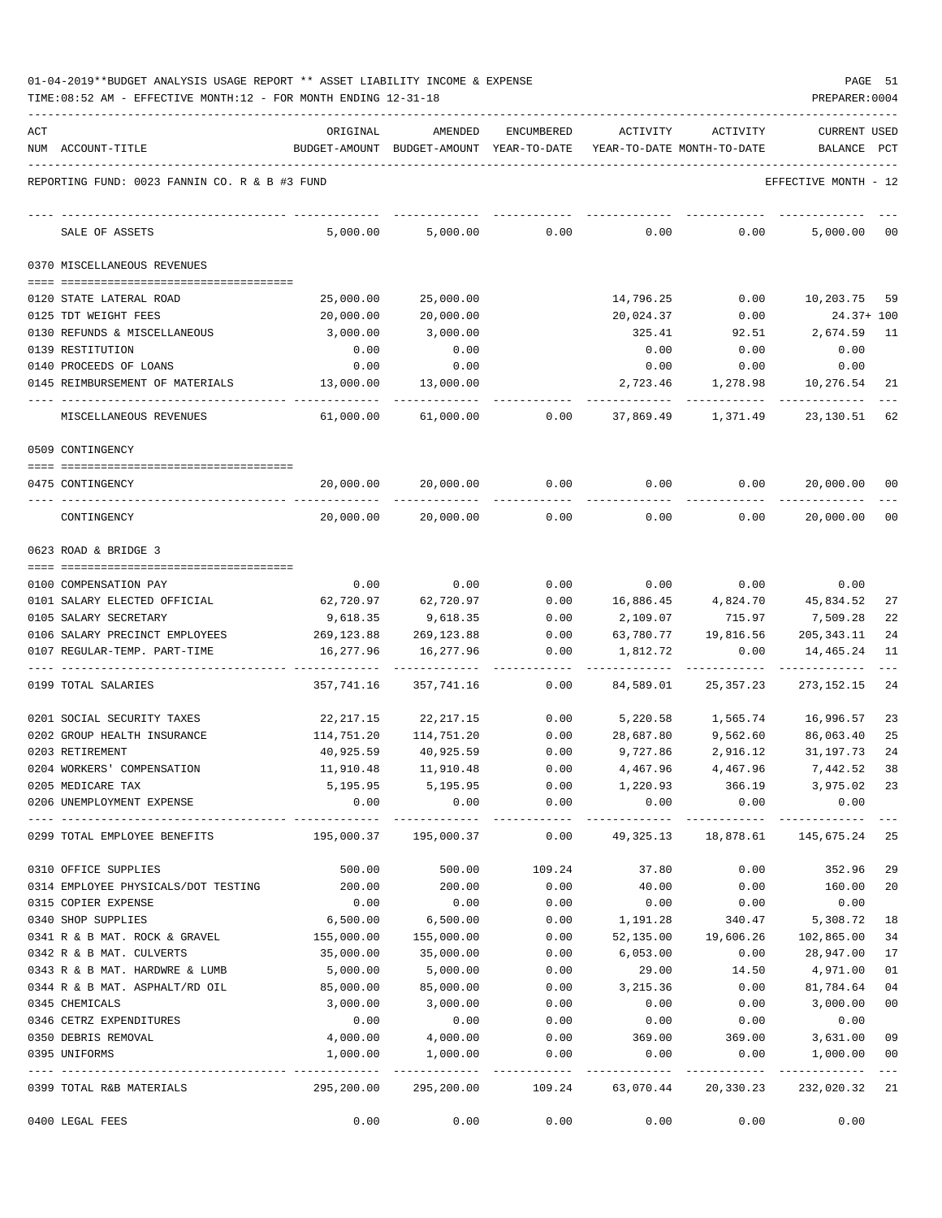01-04-2019**BUDGET ANALYSIS USAGE REPORT ** ASSET LIABILITY INCOME & EXPENSE

TIME:08:52 AM - EFFECTIVE MONTH:12 - FOR MONTH ENDING 12-31-18

PREPARER:0004

| ACT NUM | ACCOUNT-TITLE | ORIGINAL BUDGET-AMOUNT | AMENDED BUDGET-AMOUNT | ENCUMBERED YEAR-TO-DATE | ACTIVITY YEAR-TO-DATE | ACTIVITY MONTH-TO-DATE | CURRENT USED BALANCE | PCT |
|---|---|---|---|---|---|---|---|---|
| | REPORTING FUND: 0023 FANNIN CO. R & B #3 FUND | | | | | | EFFECTIVE MONTH - 12 | |
| | SALE OF ASSETS | 5,000.00 | 5,000.00 | 0.00 | 0.00 | 0.00 | 5,000.00 | 00 |
| | 0370 MISCELLANEOUS REVENUES | | | | | | | |
| 0120 | STATE LATERAL ROAD | 25,000.00 | 25,000.00 | | 14,796.25 | 0.00 | 10,203.75 | 59 |
| 0125 | TDT WEIGHT FEES | 20,000.00 | 20,000.00 | | 20,024.37 | 0.00 | 24.37+ | 100 |
| 0130 | REFUNDS & MISCELLANEOUS | 3,000.00 | 3,000.00 | | 325.41 | 92.51 | 2,674.59 | 11 |
| 0139 | RESTITUTION | 0.00 | 0.00 | | 0.00 | 0.00 | 0.00 | |
| 0140 | PROCEEDS OF LOANS | 0.00 | 0.00 | | 0.00 | 0.00 | 0.00 | |
| 0145 | REIMBURSEMENT OF MATERIALS | 13,000.00 | 13,000.00 | | 2,723.46 | 1,278.98 | 10,276.54 | 21 |
| | MISCELLANEOUS REVENUES | 61,000.00 | 61,000.00 | 0.00 | 37,869.49 | 1,371.49 | 23,130.51 | 62 |
| | 0509 CONTINGENCY | | | | | | | |
| 0475 | CONTINGENCY | 20,000.00 | 20,000.00 | 0.00 | 0.00 | 0.00 | 20,000.00 | 00 |
| | CONTINGENCY | 20,000.00 | 20,000.00 | 0.00 | 0.00 | 0.00 | 20,000.00 | 00 |
| | 0623 ROAD & BRIDGE 3 | | | | | | | |
| 0100 | COMPENSATION PAY | 0.00 | 0.00 | 0.00 | 0.00 | 0.00 | 0.00 | |
| 0101 | SALARY ELECTED OFFICIAL | 62,720.97 | 62,720.97 | 0.00 | 16,886.45 | 4,824.70 | 45,834.52 | 27 |
| 0105 | SALARY SECRETARY | 9,618.35 | 9,618.35 | 0.00 | 2,109.07 | 715.97 | 7,509.28 | 22 |
| 0106 | SALARY PRECINCT EMPLOYEES | 269,123.88 | 269,123.88 | 0.00 | 63,780.77 | 19,816.56 | 205,343.11 | 24 |
| 0107 | REGULAR-TEMP. PART-TIME | 16,277.96 | 16,277.96 | 0.00 | 1,812.72 | 0.00 | 14,465.24 | 11 |
| 0199 | TOTAL SALARIES | 357,741.16 | 357,741.16 | 0.00 | 84,589.01 | 25,357.23 | 273,152.15 | 24 |
| 0201 | SOCIAL SECURITY TAXES | 22,217.15 | 22,217.15 | 0.00 | 5,220.58 | 1,565.74 | 16,996.57 | 23 |
| 0202 | GROUP HEALTH INSURANCE | 114,751.20 | 114,751.20 | 0.00 | 28,687.80 | 9,562.60 | 86,063.40 | 25 |
| 0203 | RETIREMENT | 40,925.59 | 40,925.59 | 0.00 | 9,727.86 | 2,916.12 | 31,197.73 | 24 |
| 0204 | WORKERS' COMPENSATION | 11,910.48 | 11,910.48 | 0.00 | 4,467.96 | 4,467.96 | 7,442.52 | 38 |
| 0205 | MEDICARE TAX | 5,195.95 | 5,195.95 | 0.00 | 1,220.93 | 366.19 | 3,975.02 | 23 |
| 0206 | UNEMPLOYMENT EXPENSE | 0.00 | 0.00 | 0.00 | 0.00 | 0.00 | 0.00 | |
| 0299 | TOTAL EMPLOYEE BENEFITS | 195,000.37 | 195,000.37 | 0.00 | 49,325.13 | 18,878.61 | 145,675.24 | 25 |
| 0310 | OFFICE SUPPLIES | 500.00 | 500.00 | 109.24 | 37.80 | 0.00 | 352.96 | 29 |
| 0314 | EMPLOYEE PHYSICALS/DOT TESTING | 200.00 | 200.00 | 0.00 | 40.00 | 0.00 | 160.00 | 20 |
| 0315 | COPIER EXPENSE | 0.00 | 0.00 | 0.00 | 0.00 | 0.00 | 0.00 | |
| 0340 | SHOP SUPPLIES | 6,500.00 | 6,500.00 | 0.00 | 1,191.28 | 340.47 | 5,308.72 | 18 |
| 0341 | R & B MAT. ROCK & GRAVEL | 155,000.00 | 155,000.00 | 0.00 | 52,135.00 | 19,606.26 | 102,865.00 | 34 |
| 0342 | R & B MAT. CULVERTS | 35,000.00 | 35,000.00 | 0.00 | 6,053.00 | 0.00 | 28,947.00 | 17 |
| 0343 | R & B MAT. HARDWRE & LUMB | 5,000.00 | 5,000.00 | 0.00 | 29.00 | 14.50 | 4,971.00 | 01 |
| 0344 | R & B MAT. ASPHALT/RD OIL | 85,000.00 | 85,000.00 | 0.00 | 3,215.36 | 0.00 | 81,784.64 | 04 |
| 0345 | CHEMICALS | 3,000.00 | 3,000.00 | 0.00 | 0.00 | 0.00 | 3,000.00 | 00 |
| 0346 | CETRZ EXPENDITURES | 0.00 | 0.00 | 0.00 | 0.00 | 0.00 | 0.00 | |
| 0350 | DEBRIS REMOVAL | 4,000.00 | 4,000.00 | 0.00 | 369.00 | 369.00 | 3,631.00 | 09 |
| 0395 | UNIFORMS | 1,000.00 | 1,000.00 | 0.00 | 0.00 | 0.00 | 1,000.00 | 00 |
| 0399 | TOTAL R&B MATERIALS | 295,200.00 | 295,200.00 | 109.24 | 63,070.44 | 20,330.23 | 232,020.32 | 21 |
| 0400 | LEGAL FEES | 0.00 | 0.00 | 0.00 | 0.00 | 0.00 | 0.00 | |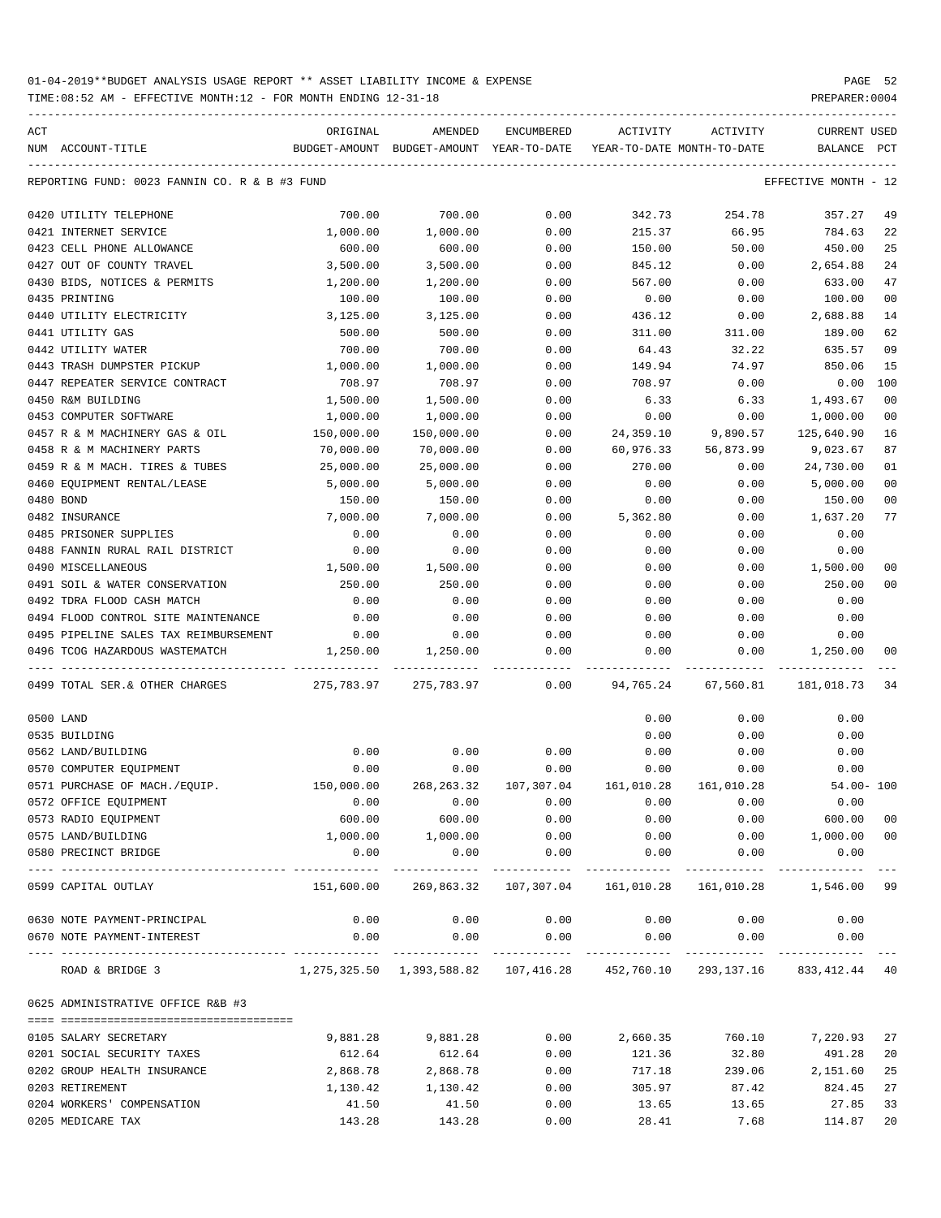01-04-2019**BUDGET ANALYSIS USAGE REPORT ** ASSET LIABILITY INCOME & EXPENSE

TIME:08:52 AM - EFFECTIVE MONTH:12 - FOR MONTH ENDING 12-31-18

PREPARER:0004

REPORTING FUND: 0023 FANNIN CO. R & B #3 FUND — EFFECTIVE MONTH - 12

| ACT NUM | ACCOUNT-TITLE | ORIGINAL BUDGET-AMOUNT | AMENDED BUDGET-AMOUNT | ENCUMBERED YEAR-TO-DATE | ACTIVITY YEAR-TO-DATE | ACTIVITY MONTH-TO-DATE | CURRENT BALANCE | USED PCT |
|---|---|---|---|---|---|---|---|---|
| 0420 | UTILITY TELEPHONE | 700.00 | 700.00 | 0.00 | 342.73 | 254.78 | 357.27 | 49 |
| 0421 | INTERNET SERVICE | 1,000.00 | 1,000.00 | 0.00 | 215.37 | 66.95 | 784.63 | 22 |
| 0423 | CELL PHONE ALLOWANCE | 600.00 | 600.00 | 0.00 | 150.00 | 50.00 | 450.00 | 25 |
| 0427 | OUT OF COUNTY TRAVEL | 3,500.00 | 3,500.00 | 0.00 | 845.12 | 0.00 | 2,654.88 | 24 |
| 0430 | BIDS, NOTICES & PERMITS | 1,200.00 | 1,200.00 | 0.00 | 567.00 | 0.00 | 633.00 | 47 |
| 0435 | PRINTING | 100.00 | 100.00 | 0.00 | 0.00 | 0.00 | 100.00 | 00 |
| 0440 | UTILITY ELECTRICITY | 3,125.00 | 3,125.00 | 0.00 | 436.12 | 0.00 | 2,688.88 | 14 |
| 0441 | UTILITY GAS | 500.00 | 500.00 | 0.00 | 311.00 | 311.00 | 189.00 | 62 |
| 0442 | UTILITY WATER | 700.00 | 700.00 | 0.00 | 64.43 | 32.22 | 635.57 | 09 |
| 0443 | TRASH DUMPSTER PICKUP | 1,000.00 | 1,000.00 | 0.00 | 149.94 | 74.97 | 850.06 | 15 |
| 0447 | REPEATER SERVICE CONTRACT | 708.97 | 708.97 | 0.00 | 708.97 | 0.00 | 0.00 | 100 |
| 0450 | R&M BUILDING | 1,500.00 | 1,500.00 | 0.00 | 6.33 | 6.33 | 1,493.67 | 00 |
| 0453 | COMPUTER SOFTWARE | 1,000.00 | 1,000.00 | 0.00 | 0.00 | 0.00 | 1,000.00 | 00 |
| 0457 | R & M MACHINERY GAS & OIL | 150,000.00 | 150,000.00 | 0.00 | 24,359.10 | 9,890.57 | 125,640.90 | 16 |
| 0458 | R & M MACHINERY PARTS | 70,000.00 | 70,000.00 | 0.00 | 60,976.33 | 56,873.99 | 9,023.67 | 87 |
| 0459 | R & M MACH. TIRES & TUBES | 25,000.00 | 25,000.00 | 0.00 | 270.00 | 0.00 | 24,730.00 | 01 |
| 0460 | EQUIPMENT RENTAL/LEASE | 5,000.00 | 5,000.00 | 0.00 | 0.00 | 0.00 | 5,000.00 | 00 |
| 0480 | BOND | 150.00 | 150.00 | 0.00 | 0.00 | 0.00 | 150.00 | 00 |
| 0482 | INSURANCE | 7,000.00 | 7,000.00 | 0.00 | 5,362.80 | 0.00 | 1,637.20 | 77 |
| 0485 | PRISONER SUPPLIES | 0.00 | 0.00 | 0.00 | 0.00 | 0.00 | 0.00 | |
| 0488 | FANNIN RURAL RAIL DISTRICT | 0.00 | 0.00 | 0.00 | 0.00 | 0.00 | 0.00 | |
| 0490 | MISCELLANEOUS | 1,500.00 | 1,500.00 | 0.00 | 0.00 | 0.00 | 1,500.00 | 00 |
| 0491 | SOIL & WATER CONSERVATION | 250.00 | 250.00 | 0.00 | 0.00 | 0.00 | 250.00 | 00 |
| 0492 | TDRA FLOOD CASH MATCH | 0.00 | 0.00 | 0.00 | 0.00 | 0.00 | 0.00 | |
| 0494 | FLOOD CONTROL SITE MAINTENANCE | 0.00 | 0.00 | 0.00 | 0.00 | 0.00 | 0.00 | |
| 0495 | PIPELINE SALES TAX REIMBURSEMENT | 0.00 | 0.00 | 0.00 | 0.00 | 0.00 | 0.00 | |
| 0496 | TCOG HAZARDOUS WASTEMATCH | 1,250.00 | 1,250.00 | 0.00 | 0.00 | 0.00 | 1,250.00 | 00 |
| 0499 | TOTAL SER.& OTHER CHARGES | 275,783.97 | 275,783.97 | 0.00 | 94,765.24 | 67,560.81 | 181,018.73 | 34 |
| 0500 | LAND | | | | 0.00 | 0.00 | 0.00 | |
| 0535 | BUILDING | | | | 0.00 | 0.00 | 0.00 | |
| 0562 | LAND/BUILDING | 0.00 | 0.00 | 0.00 | 0.00 | 0.00 | 0.00 | |
| 0570 | COMPUTER EQUIPMENT | 0.00 | 0.00 | 0.00 | 0.00 | 0.00 | 0.00 | |
| 0571 | PURCHASE OF MACH./EQUIP. | 150,000.00 | 268,263.32 | 107,307.04 | 161,010.28 | 161,010.28 | 54.00- | 100 |
| 0572 | OFFICE EQUIPMENT | 0.00 | 0.00 | 0.00 | 0.00 | 0.00 | 0.00 | |
| 0573 | RADIO EQUIPMENT | 600.00 | 600.00 | 0.00 | 0.00 | 0.00 | 600.00 | 00 |
| 0575 | LAND/BUILDING | 1,000.00 | 1,000.00 | 0.00 | 0.00 | 0.00 | 1,000.00 | 00 |
| 0580 | PRECINCT BRIDGE | 0.00 | 0.00 | 0.00 | 0.00 | 0.00 | 0.00 | |
| 0599 | CAPITAL OUTLAY | 151,600.00 | 269,863.32 | 107,307.04 | 161,010.28 | 161,010.28 | 1,546.00 | 99 |
| 0630 | NOTE PAYMENT-PRINCIPAL | 0.00 | 0.00 | 0.00 | 0.00 | 0.00 | 0.00 | |
| 0670 | NOTE PAYMENT-INTEREST | 0.00 | 0.00 | 0.00 | 0.00 | 0.00 | 0.00 | |
| | ROAD & BRIDGE 3 | 1,275,325.50 | 1,393,588.82 | 107,416.28 | 452,760.10 | 293,137.16 | 833,412.44 | 40 |

0625 ADMINISTRATIVE OFFICE R&B #3

| ACT NUM | ACCOUNT-TITLE | ORIGINAL BUDGET-AMOUNT | AMENDED BUDGET-AMOUNT | ENCUMBERED YEAR-TO-DATE | ACTIVITY YEAR-TO-DATE | ACTIVITY MONTH-TO-DATE | CURRENT BALANCE | USED PCT |
|---|---|---|---|---|---|---|---|---|
| 0105 | SALARY SECRETARY | 9,881.28 | 9,881.28 | 0.00 | 2,660.35 | 760.10 | 7,220.93 | 27 |
| 0201 | SOCIAL SECURITY TAXES | 612.64 | 612.64 | 0.00 | 121.36 | 32.80 | 491.28 | 20 |
| 0202 | GROUP HEALTH INSURANCE | 2,868.78 | 2,868.78 | 0.00 | 717.18 | 239.06 | 2,151.60 | 25 |
| 0203 | RETIREMENT | 1,130.42 | 1,130.42 | 0.00 | 305.97 | 87.42 | 824.45 | 27 |
| 0204 | WORKERS' COMPENSATION | 41.50 | 41.50 | 0.00 | 13.65 | 13.65 | 27.85 | 33 |
| 0205 | MEDICARE TAX | 143.28 | 143.28 | 0.00 | 28.41 | 7.68 | 114.87 | 20 |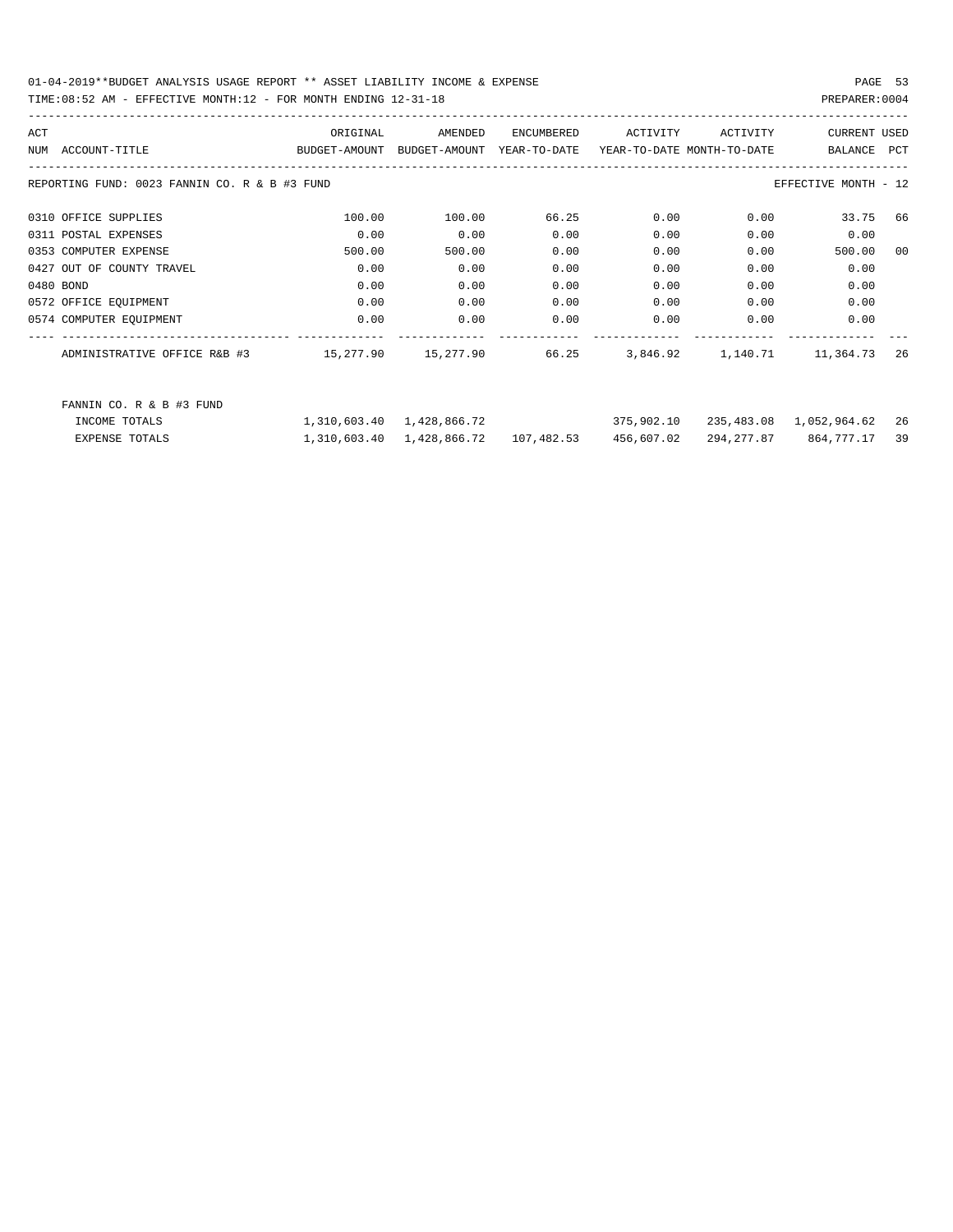01-04-2019**BUDGET ANALYSIS USAGE REPORT ** ASSET LIABILITY INCOME & EXPENSE

TIME:08:52 AM - EFFECTIVE MONTH:12 - FOR MONTH ENDING 12-31-18

PREPARER:0004

REPORTING FUND: 0023 FANNIN CO. R & B #3 FUND — EFFECTIVE MONTH - 12

| ACT NUM | ACCOUNT-TITLE | ORIGINAL BUDGET-AMOUNT | AMENDED BUDGET-AMOUNT | ENCUMBERED YEAR-TO-DATE | ACTIVITY YEAR-TO-DATE | ACTIVITY MONTH-TO-DATE | CURRENT BALANCE | USED PCT |
|---|---|---|---|---|---|---|---|---|
| 0310 | OFFICE SUPPLIES | 100.00 | 100.00 | 66.25 | 0.00 | 0.00 | 33.75 | 66 |
| 0311 | POSTAL EXPENSES | 0.00 | 0.00 | 0.00 | 0.00 | 0.00 | 0.00 | |
| 0353 | COMPUTER EXPENSE | 500.00 | 500.00 | 0.00 | 0.00 | 0.00 | 500.00 | 00 |
| 0427 | OUT OF COUNTY TRAVEL | 0.00 | 0.00 | 0.00 | 0.00 | 0.00 | 0.00 | |
| 0480 | BOND | 0.00 | 0.00 | 0.00 | 0.00 | 0.00 | 0.00 | |
| 0572 | OFFICE EQUIPMENT | 0.00 | 0.00 | 0.00 | 0.00 | 0.00 | 0.00 | |
| 0574 | COMPUTER EQUIPMENT | 0.00 | 0.00 | 0.00 | 0.00 | 0.00 | 0.00 | |
| | ADMINISTRATIVE OFFICE R&B #3 | 15,277.90 | 15,277.90 | 66.25 | 3,846.92 | 1,140.71 | 11,364.73 | 26 |

FANNIN CO. R & B #3 FUND

| | ORIGINAL BUDGET-AMOUNT | AMENDED BUDGET-AMOUNT | ENCUMBERED YEAR-TO-DATE | ACTIVITY YEAR-TO-DATE | ACTIVITY MONTH-TO-DATE | CURRENT BALANCE | USED PCT |
|---|---|---|---|---|---|---|---|
| INCOME TOTALS | 1,310,603.40 | 1,428,866.72 | | 375,902.10 | 235,483.08 | 1,052,964.62 | 26 |
| EXPENSE TOTALS | 1,310,603.40 | 1,428,866.72 | 107,482.53 | 456,607.02 | 294,277.87 | 864,777.17 | 39 |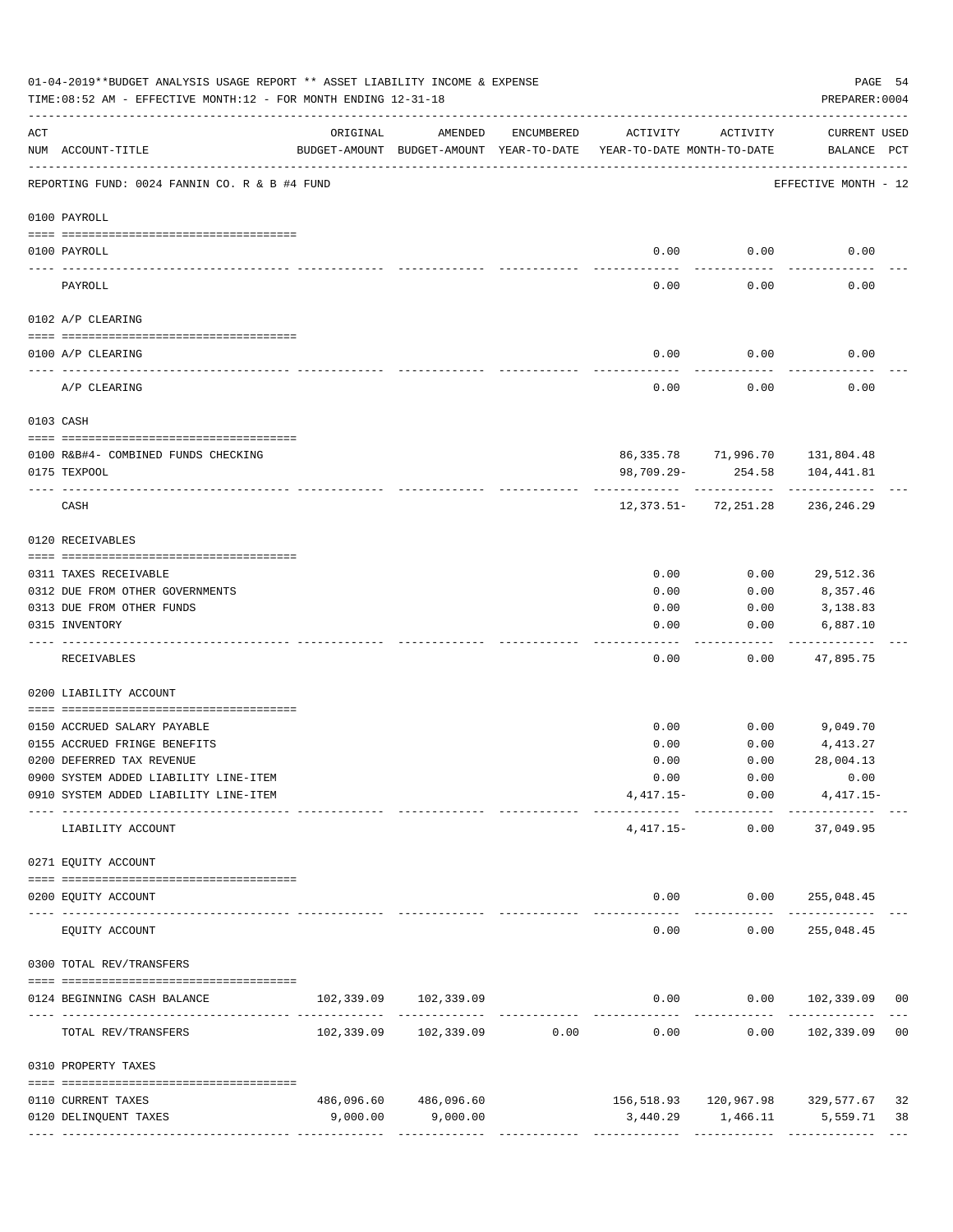01-04-2019**BUDGET ANALYSIS USAGE REPORT ** ASSET LIABILITY INCOME & EXPENSE

TIME:08:52 AM - EFFECTIVE MONTH:12 - FOR MONTH ENDING 12-31-18

PREPARER:0004

REPORTING FUND: 0024 FANNIN CO. R & B #4 FUND — EFFECTIVE MONTH - 12

| ACT NUM | ACCOUNT-TITLE | ORIGINAL BUDGET-AMOUNT | AMENDED BUDGET-AMOUNT | ENCUMBERED YEAR-TO-DATE | ACTIVITY YEAR-TO-DATE | ACTIVITY MONTH-TO-DATE | CURRENT BALANCE | USED PCT |
|---|---|---|---|---|---|---|---|---|
| **0100 PAYROLL** | | | | | | | | |
| 0100 | PAYROLL | | | | 0.00 | 0.00 | 0.00 | |
| | PAYROLL | | | | 0.00 | 0.00 | 0.00 | |
| **0102 A/P CLEARING** | | | | | | | | |
| 0100 | A/P CLEARING | | | | 0.00 | 0.00 | 0.00 | |
| | A/P CLEARING | | | | 0.00 | 0.00 | 0.00 | |
| **0103 CASH** | | | | | | | | |
| 0100 | R&B#4- COMBINED FUNDS CHECKING | | | | 86,335.78 | 71,996.70 | 131,804.48 | |
| 0175 | TEXPOOL | | | | 98,709.29- | 254.58 | 104,441.81 | |
| | CASH | | | | 12,373.51- | 72,251.28 | 236,246.29 | |
| **0120 RECEIVABLES** | | | | | | | | |
| 0311 | TAXES RECEIVABLE | | | | 0.00 | 0.00 | 29,512.36 | |
| 0312 | DUE FROM OTHER GOVERNMENTS | | | | 0.00 | 0.00 | 8,357.46 | |
| 0313 | DUE FROM OTHER FUNDS | | | | 0.00 | 0.00 | 3,138.83 | |
| 0315 | INVENTORY | | | | 0.00 | 0.00 | 6,887.10 | |
| | RECEIVABLES | | | | 0.00 | 0.00 | 47,895.75 | |
| **0200 LIABILITY ACCOUNT** | | | | | | | | |
| 0150 | ACCRUED SALARY PAYABLE | | | | 0.00 | 0.00 | 9,049.70 | |
| 0155 | ACCRUED FRINGE BENEFITS | | | | 0.00 | 0.00 | 4,413.27 | |
| 0200 | DEFERRED TAX REVENUE | | | | 0.00 | 0.00 | 28,004.13 | |
| 0900 | SYSTEM ADDED LIABILITY LINE-ITEM | | | | 0.00 | 0.00 | 0.00 | |
| 0910 | SYSTEM ADDED LIABILITY LINE-ITEM | | | | 4,417.15- | 0.00 | 4,417.15- | |
| | LIABILITY ACCOUNT | | | | 4,417.15- | 0.00 | 37,049.95 | |
| **0271 EQUITY ACCOUNT** | | | | | | | | |
| 0200 | EQUITY ACCOUNT | | | | 0.00 | 0.00 | 255,048.45 | |
| | EQUITY ACCOUNT | | | | 0.00 | 0.00 | 255,048.45 | |
| **0300 TOTAL REV/TRANSFERS** | | | | | | | | |
| 0124 | BEGINNING CASH BALANCE | 102,339.09 | 102,339.09 | | 0.00 | 0.00 | 102,339.09 | 00 |
| | TOTAL REV/TRANSFERS | 102,339.09 | 102,339.09 | 0.00 | 0.00 | 0.00 | 102,339.09 | 00 |
| **0310 PROPERTY TAXES** | | | | | | | | |
| 0110 | CURRENT TAXES | 486,096.60 | 486,096.60 | | 156,518.93 | 120,967.98 | 329,577.67 | 32 |
| 0120 | DELINQUENT TAXES | 9,000.00 | 9,000.00 | | 3,440.29 | 1,466.11 | 5,559.71 | 38 |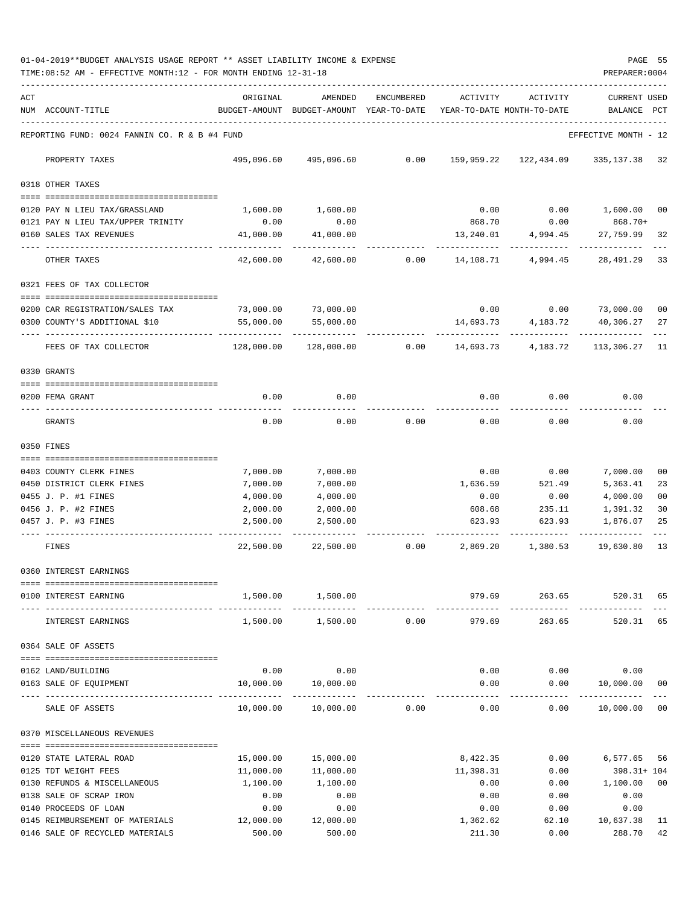01-04-2019**BUDGET ANALYSIS USAGE REPORT ** ASSET LIABILITY INCOME & EXPENSE

TIME:08:52 AM - EFFECTIVE MONTH:12 - FOR MONTH ENDING 12-31-18

PREPARER:0004

| ACT NUM | ACCOUNT-TITLE | ORIGINAL BUDGET-AMOUNT | AMENDED BUDGET-AMOUNT | ENCUMBERED YEAR-TO-DATE | ACTIVITY YEAR-TO-DATE | ACTIVITY MONTH-TO-DATE | CURRENT USED BALANCE | PCT |
|---|---|---|---|---|---|---|---|---|
| | REPORTING FUND: 0024 FANNIN CO. R & B #4 FUND | | | | | | EFFECTIVE MONTH - 12 | |
| | PROPERTY TAXES | 495,096.60 | 495,096.60 | 0.00 | 159,959.22 | 122,434.09 | 335,137.38 | 32 |
| | 0318 OTHER TAXES | | | | | | | |
| 0120 | PAY N LIEU TAX/GRASSLAND | 1,600.00 | 1,600.00 | | 0.00 | 0.00 | 1,600.00 | 00 |
| 0121 | PAY N LIEU TAX/UPPER TRINITY | 0.00 | 0.00 | | 868.70 | 0.00 | 868.70+ | |
| 0160 | SALES TAX REVENUES | 41,000.00 | 41,000.00 | | 13,240.01 | 4,994.45 | 27,759.99 | 32 |
| | OTHER TAXES | 42,600.00 | 42,600.00 | 0.00 | 14,108.71 | 4,994.45 | 28,491.29 | 33 |
| | 0321 FEES OF TAX COLLECTOR | | | | | | | |
| 0200 | CAR REGISTRATION/SALES TAX | 73,000.00 | 73,000.00 | | 0.00 | 0.00 | 73,000.00 | 00 |
| 0300 | COUNTY'S ADDITIONAL $10 | 55,000.00 | 55,000.00 | | 14,693.73 | 4,183.72 | 40,306.27 | 27 |
| | FEES OF TAX COLLECTOR | 128,000.00 | 128,000.00 | 0.00 | 14,693.73 | 4,183.72 | 113,306.27 | 11 |
| | 0330 GRANTS | | | | | | | |
| 0200 | FEMA GRANT | 0.00 | 0.00 | | 0.00 | 0.00 | 0.00 | |
| | GRANTS | 0.00 | 0.00 | 0.00 | 0.00 | 0.00 | 0.00 | |
| | 0350 FINES | | | | | | | |
| 0403 | COUNTY CLERK FINES | 7,000.00 | 7,000.00 | | 0.00 | 0.00 | 7,000.00 | 00 |
| 0450 | DISTRICT CLERK FINES | 7,000.00 | 7,000.00 | | 1,636.59 | 521.49 | 5,363.41 | 23 |
| 0455 | J. P. #1 FINES | 4,000.00 | 4,000.00 | | 0.00 | 0.00 | 4,000.00 | 00 |
| 0456 | J. P. #2 FINES | 2,000.00 | 2,000.00 | | 608.68 | 235.11 | 1,391.32 | 30 |
| 0457 | J. P. #3 FINES | 2,500.00 | 2,500.00 | | 623.93 | 623.93 | 1,876.07 | 25 |
| | FINES | 22,500.00 | 22,500.00 | 0.00 | 2,869.20 | 1,380.53 | 19,630.80 | 13 |
| | 0360 INTEREST EARNINGS | | | | | | | |
| 0100 | INTEREST EARNING | 1,500.00 | 1,500.00 | | 979.69 | 263.65 | 520.31 | 65 |
| | INTEREST EARNINGS | 1,500.00 | 1,500.00 | 0.00 | 979.69 | 263.65 | 520.31 | 65 |
| | 0364 SALE OF ASSETS | | | | | | | |
| 0162 | LAND/BUILDING | 0.00 | 0.00 | | 0.00 | 0.00 | 0.00 | |
| 0163 | SALE OF EQUIPMENT | 10,000.00 | 10,000.00 | | 0.00 | 0.00 | 10,000.00 | 00 |
| | SALE OF ASSETS | 10,000.00 | 10,000.00 | 0.00 | 0.00 | 0.00 | 10,000.00 | 00 |
| | 0370 MISCELLANEOUS REVENUES | | | | | | | |
| 0120 | STATE LATERAL ROAD | 15,000.00 | 15,000.00 | | 8,422.35 | 0.00 | 6,577.65 | 56 |
| 0125 | TDT WEIGHT FEES | 11,000.00 | 11,000.00 | | 11,398.31 | 0.00 | 398.31+ | 104 |
| 0130 | REFUNDS & MISCELLANEOUS | 1,100.00 | 1,100.00 | | 0.00 | 0.00 | 1,100.00 | 00 |
| 0138 | SALE OF SCRAP IRON | 0.00 | 0.00 | | 0.00 | 0.00 | 0.00 | |
| 0140 | PROCEEDS OF LOAN | 0.00 | 0.00 | | 0.00 | 0.00 | 0.00 | |
| 0145 | REIMBURSEMENT OF MATERIALS | 12,000.00 | 12,000.00 | | 1,362.62 | 62.10 | 10,637.38 | 11 |
| 0146 | SALE OF RECYCLED MATERIALS | 500.00 | 500.00 | | 211.30 | 0.00 | 288.70 | 42 |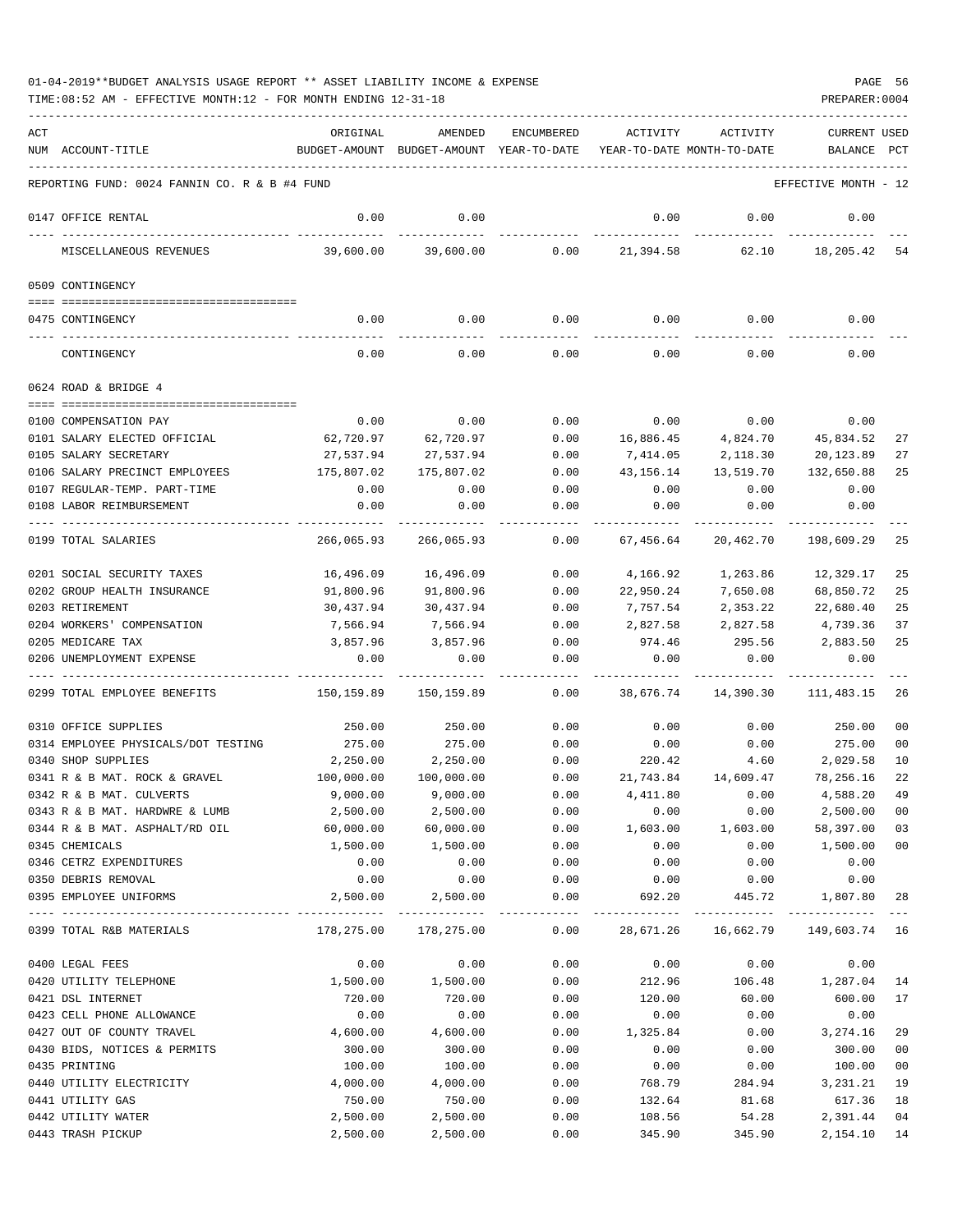01-04-2019**BUDGET ANALYSIS USAGE REPORT ** ASSET LIABILITY INCOME & EXPENSE

TIME:08:52 AM - EFFECTIVE MONTH:12 - FOR MONTH ENDING 12-31-18

PREPARER:0004

| ACT NUM | ACCOUNT-TITLE | ORIGINAL BUDGET-AMOUNT | AMENDED BUDGET-AMOUNT | ENCUMBERED YEAR-TO-DATE | ACTIVITY YEAR-TO-DATE | ACTIVITY MONTH-TO-DATE | CURRENT BALANCE | USED PCT |
|---|---|---|---|---|---|---|---|---|
| | REPORTING FUND: 0024 FANNIN CO. R & B #4 FUND | | | | | | EFFECTIVE MONTH - 12 | |
| 0147 | OFFICE RENTAL | 0.00 | 0.00 | | 0.00 | 0.00 | 0.00 | |
| | MISCELLANEOUS REVENUES | 39,600.00 | 39,600.00 | 0.00 | 21,394.58 | 62.10 | 18,205.42 | 54 |
| | 0509 CONTINGENCY | | | | | | | |
| 0475 | CONTINGENCY | 0.00 | 0.00 | 0.00 | 0.00 | 0.00 | 0.00 | |
| | CONTINGENCY | 0.00 | 0.00 | 0.00 | 0.00 | 0.00 | 0.00 | |
| | 0624 ROAD & BRIDGE 4 | | | | | | | |
| 0100 | COMPENSATION PAY | 0.00 | 0.00 | 0.00 | 0.00 | 0.00 | 0.00 | |
| 0101 | SALARY ELECTED OFFICIAL | 62,720.97 | 62,720.97 | 0.00 | 16,886.45 | 4,824.70 | 45,834.52 | 27 |
| 0105 | SALARY SECRETARY | 27,537.94 | 27,537.94 | 0.00 | 7,414.05 | 2,118.30 | 20,123.89 | 27 |
| 0106 | SALARY PRECINCT EMPLOYEES | 175,807.02 | 175,807.02 | 0.00 | 43,156.14 | 13,519.70 | 132,650.88 | 25 |
| 0107 | REGULAR-TEMP. PART-TIME | 0.00 | 0.00 | 0.00 | 0.00 | 0.00 | 0.00 | |
| 0108 | LABOR REIMBURSEMENT | 0.00 | 0.00 | 0.00 | 0.00 | 0.00 | 0.00 | |
| 0199 | TOTAL SALARIES | 266,065.93 | 266,065.93 | 0.00 | 67,456.64 | 20,462.70 | 198,609.29 | 25 |
| 0201 | SOCIAL SECURITY TAXES | 16,496.09 | 16,496.09 | 0.00 | 4,166.92 | 1,263.86 | 12,329.17 | 25 |
| 0202 | GROUP HEALTH INSURANCE | 91,800.96 | 91,800.96 | 0.00 | 22,950.24 | 7,650.08 | 68,850.72 | 25 |
| 0203 | RETIREMENT | 30,437.94 | 30,437.94 | 0.00 | 7,757.54 | 2,353.22 | 22,680.40 | 25 |
| 0204 | WORKERS' COMPENSATION | 7,566.94 | 7,566.94 | 0.00 | 2,827.58 | 2,827.58 | 4,739.36 | 37 |
| 0205 | MEDICARE TAX | 3,857.96 | 3,857.96 | 0.00 | 974.46 | 295.56 | 2,883.50 | 25 |
| 0206 | UNEMPLOYMENT EXPENSE | 0.00 | 0.00 | 0.00 | 0.00 | 0.00 | 0.00 | |
| 0299 | TOTAL EMPLOYEE BENEFITS | 150,159.89 | 150,159.89 | 0.00 | 38,676.74 | 14,390.30 | 111,483.15 | 26 |
| 0310 | OFFICE SUPPLIES | 250.00 | 250.00 | 0.00 | 0.00 | 0.00 | 250.00 | 00 |
| 0314 | EMPLOYEE PHYSICALS/DOT TESTING | 275.00 | 275.00 | 0.00 | 0.00 | 0.00 | 275.00 | 00 |
| 0340 | SHOP SUPPLIES | 2,250.00 | 2,250.00 | 0.00 | 220.42 | 4.60 | 2,029.58 | 10 |
| 0341 | R & B MAT. ROCK & GRAVEL | 100,000.00 | 100,000.00 | 0.00 | 21,743.84 | 14,609.47 | 78,256.16 | 22 |
| 0342 | R & B MAT. CULVERTS | 9,000.00 | 9,000.00 | 0.00 | 4,411.80 | 0.00 | 4,588.20 | 49 |
| 0343 | R & B MAT. HARDWRE & LUMB | 2,500.00 | 2,500.00 | 0.00 | 0.00 | 0.00 | 2,500.00 | 00 |
| 0344 | R & B MAT. ASPHALT/RD OIL | 60,000.00 | 60,000.00 | 0.00 | 1,603.00 | 1,603.00 | 58,397.00 | 03 |
| 0345 | CHEMICALS | 1,500.00 | 1,500.00 | 0.00 | 0.00 | 0.00 | 1,500.00 | 00 |
| 0346 | CETRZ EXPENDITURES | 0.00 | 0.00 | 0.00 | 0.00 | 0.00 | 0.00 | |
| 0350 | DEBRIS REMOVAL | 0.00 | 0.00 | 0.00 | 0.00 | 0.00 | 0.00 | |
| 0395 | EMPLOYEE UNIFORMS | 2,500.00 | 2,500.00 | 0.00 | 692.20 | 445.72 | 1,807.80 | 28 |
| 0399 | TOTAL R&B MATERIALS | 178,275.00 | 178,275.00 | 0.00 | 28,671.26 | 16,662.79 | 149,603.74 | 16 |
| 0400 | LEGAL FEES | 0.00 | 0.00 | 0.00 | 0.00 | 0.00 | 0.00 | |
| 0420 | UTILITY TELEPHONE | 1,500.00 | 1,500.00 | 0.00 | 212.96 | 106.48 | 1,287.04 | 14 |
| 0421 | DSL INTERNET | 720.00 | 720.00 | 0.00 | 120.00 | 60.00 | 600.00 | 17 |
| 0423 | CELL PHONE ALLOWANCE | 0.00 | 0.00 | 0.00 | 0.00 | 0.00 | 0.00 | |
| 0427 | OUT OF COUNTY TRAVEL | 4,600.00 | 4,600.00 | 0.00 | 1,325.84 | 0.00 | 3,274.16 | 29 |
| 0430 | BIDS, NOTICES & PERMITS | 300.00 | 300.00 | 0.00 | 0.00 | 0.00 | 300.00 | 00 |
| 0435 | PRINTING | 100.00 | 100.00 | 0.00 | 0.00 | 0.00 | 100.00 | 00 |
| 0440 | UTILITY ELECTRICITY | 4,000.00 | 4,000.00 | 0.00 | 768.79 | 284.94 | 3,231.21 | 19 |
| 0441 | UTILITY GAS | 750.00 | 750.00 | 0.00 | 132.64 | 81.68 | 617.36 | 18 |
| 0442 | UTILITY WATER | 2,500.00 | 2,500.00 | 0.00 | 108.56 | 54.28 | 2,391.44 | 04 |
| 0443 | TRASH PICKUP | 2,500.00 | 2,500.00 | 0.00 | 345.90 | 345.90 | 2,154.10 | 14 |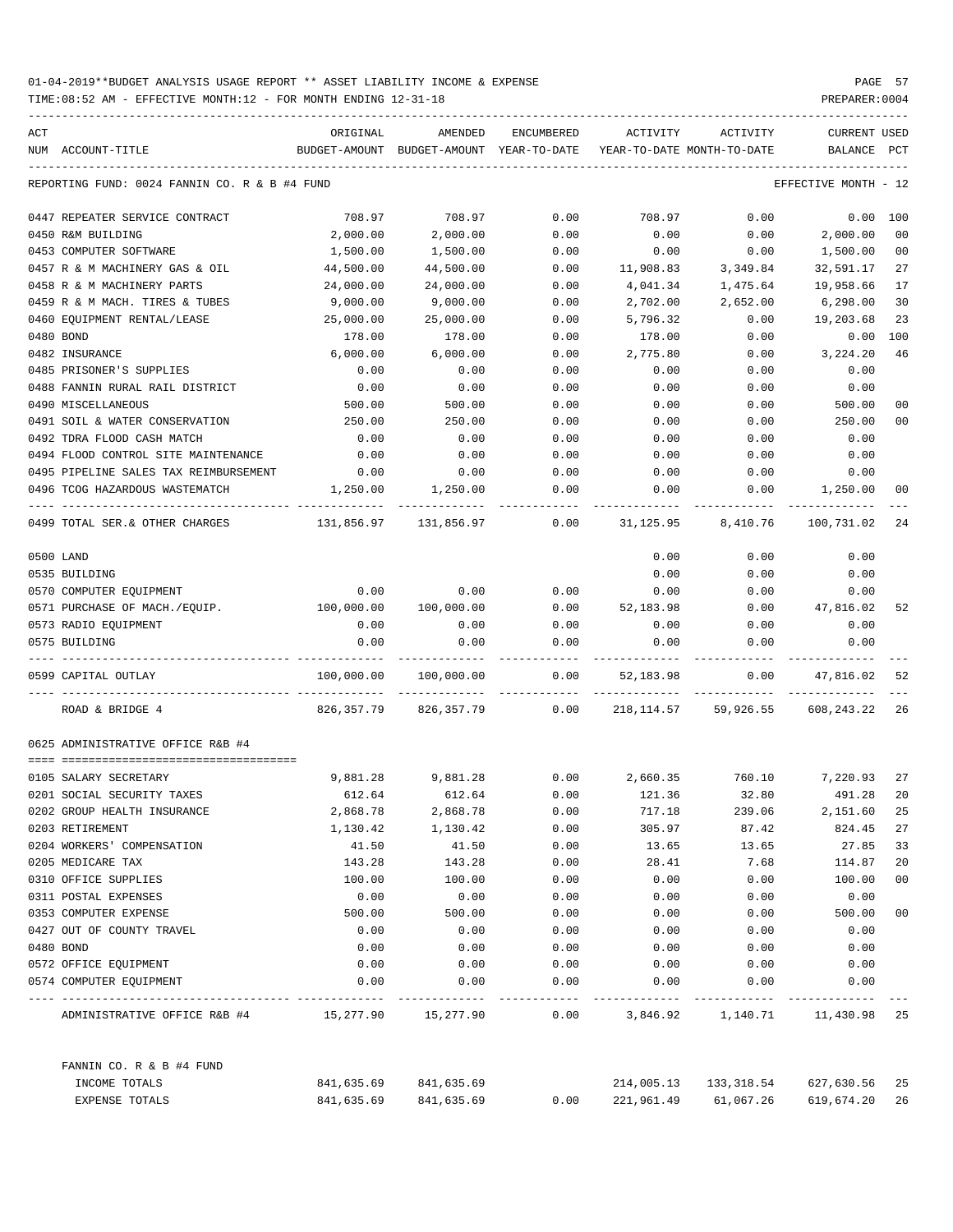01-04-2019**BUDGET ANALYSIS USAGE REPORT ** ASSET LIABILITY INCOME & EXPENSE

TIME:08:52 AM - EFFECTIVE MONTH:12 - FOR MONTH ENDING 12-31-18

PREPARER:0004

| ACT NUM | ACCOUNT-TITLE | ORIGINAL BUDGET-AMOUNT | AMENDED BUDGET-AMOUNT | ENCUMBERED YEAR-TO-DATE | ACTIVITY YEAR-TO-DATE | ACTIVITY MONTH-TO-DATE | CURRENT BALANCE | USED PCT |
|---|---|---|---|---|---|---|---|---|
| | REPORTING FUND: 0024 FANNIN CO. R & B #4 FUND | | | | | | EFFECTIVE MONTH - 12 | |
| 0447 | REPEATER SERVICE CONTRACT | 708.97 | 708.97 | 0.00 | 708.97 | 0.00 | 0.00 | 100 |
| 0450 | R&M BUILDING | 2,000.00 | 2,000.00 | 0.00 | 0.00 | 0.00 | 2,000.00 | 00 |
| 0453 | COMPUTER SOFTWARE | 1,500.00 | 1,500.00 | 0.00 | 0.00 | 0.00 | 1,500.00 | 00 |
| 0457 | R & M MACHINERY GAS & OIL | 44,500.00 | 44,500.00 | 0.00 | 11,908.83 | 3,349.84 | 32,591.17 | 27 |
| 0458 | R & M MACHINERY PARTS | 24,000.00 | 24,000.00 | 0.00 | 4,041.34 | 1,475.64 | 19,958.66 | 17 |
| 0459 | R & M MACH. TIRES & TUBES | 9,000.00 | 9,000.00 | 0.00 | 2,702.00 | 2,652.00 | 6,298.00 | 30 |
| 0460 | EQUIPMENT RENTAL/LEASE | 25,000.00 | 25,000.00 | 0.00 | 5,796.32 | 0.00 | 19,203.68 | 23 |
| 0480 | BOND | 178.00 | 178.00 | 0.00 | 178.00 | 0.00 | 0.00 | 100 |
| 0482 | INSURANCE | 6,000.00 | 6,000.00 | 0.00 | 2,775.80 | 0.00 | 3,224.20 | 46 |
| 0485 | PRISONER'S SUPPLIES | 0.00 | 0.00 | 0.00 | 0.00 | 0.00 | 0.00 | |
| 0488 | FANNIN RURAL RAIL DISTRICT | 0.00 | 0.00 | 0.00 | 0.00 | 0.00 | 0.00 | |
| 0490 | MISCELLANEOUS | 500.00 | 500.00 | 0.00 | 0.00 | 0.00 | 500.00 | 00 |
| 0491 | SOIL & WATER CONSERVATION | 250.00 | 250.00 | 0.00 | 0.00 | 0.00 | 250.00 | 00 |
| 0492 | TDRA FLOOD CASH MATCH | 0.00 | 0.00 | 0.00 | 0.00 | 0.00 | 0.00 | |
| 0494 | FLOOD CONTROL SITE MAINTENANCE | 0.00 | 0.00 | 0.00 | 0.00 | 0.00 | 0.00 | |
| 0495 | PIPELINE SALES TAX REIMBURSEMENT | 0.00 | 0.00 | 0.00 | 0.00 | 0.00 | 0.00 | |
| 0496 | TCOG HAZARDOUS WASTEMATCH | 1,250.00 | 1,250.00 | 0.00 | 0.00 | 0.00 | 1,250.00 | 00 |
| 0499 | TOTAL SER.& OTHER CHARGES | 131,856.97 | 131,856.97 | 0.00 | 31,125.95 | 8,410.76 | 100,731.02 | 24 |
| 0500 | LAND | | | | 0.00 | 0.00 | 0.00 | |
| 0535 | BUILDING | | | | 0.00 | 0.00 | 0.00 | |
| 0570 | COMPUTER EQUIPMENT | 0.00 | 0.00 | 0.00 | 0.00 | 0.00 | 0.00 | |
| 0571 | PURCHASE OF MACH./EQUIP. | 100,000.00 | 100,000.00 | 0.00 | 52,183.98 | 0.00 | 47,816.02 | 52 |
| 0573 | RADIO EQUIPMENT | 0.00 | 0.00 | 0.00 | 0.00 | 0.00 | 0.00 | |
| 0575 | BUILDING | 0.00 | 0.00 | 0.00 | 0.00 | 0.00 | 0.00 | |
| 0599 | CAPITAL OUTLAY | 100,000.00 | 100,000.00 | 0.00 | 52,183.98 | 0.00 | 47,816.02 | 52 |
| | ROAD & BRIDGE 4 | 826,357.79 | 826,357.79 | 0.00 | 218,114.57 | 59,926.55 | 608,243.22 | 26 |
| | 0625 ADMINISTRATIVE OFFICE R&B #4 | | | | | | | |
| 0105 | SALARY SECRETARY | 9,881.28 | 9,881.28 | 0.00 | 2,660.35 | 760.10 | 7,220.93 | 27 |
| 0201 | SOCIAL SECURITY TAXES | 612.64 | 612.64 | 0.00 | 121.36 | 32.80 | 491.28 | 20 |
| 0202 | GROUP HEALTH INSURANCE | 2,868.78 | 2,868.78 | 0.00 | 717.18 | 239.06 | 2,151.60 | 25 |
| 0203 | RETIREMENT | 1,130.42 | 1,130.42 | 0.00 | 305.97 | 87.42 | 824.45 | 27 |
| 0204 | WORKERS' COMPENSATION | 41.50 | 41.50 | 0.00 | 13.65 | 13.65 | 27.85 | 33 |
| 0205 | MEDICARE TAX | 143.28 | 143.28 | 0.00 | 28.41 | 7.68 | 114.87 | 20 |
| 0310 | OFFICE SUPPLIES | 100.00 | 100.00 | 0.00 | 0.00 | 0.00 | 100.00 | 00 |
| 0311 | POSTAL EXPENSES | 0.00 | 0.00 | 0.00 | 0.00 | 0.00 | 0.00 | |
| 0353 | COMPUTER EXPENSE | 500.00 | 500.00 | 0.00 | 0.00 | 0.00 | 500.00 | 00 |
| 0427 | OUT OF COUNTY TRAVEL | 0.00 | 0.00 | 0.00 | 0.00 | 0.00 | 0.00 | |
| 0480 | BOND | 0.00 | 0.00 | 0.00 | 0.00 | 0.00 | 0.00 | |
| 0572 | OFFICE EQUIPMENT | 0.00 | 0.00 | 0.00 | 0.00 | 0.00 | 0.00 | |
| 0574 | COMPUTER EQUIPMENT | 0.00 | 0.00 | 0.00 | 0.00 | 0.00 | 0.00 | |
| | ADMINISTRATIVE OFFICE R&B #4 | 15,277.90 | 15,277.90 | 0.00 | 3,846.92 | 1,140.71 | 11,430.98 | 25 |
| | FANNIN CO. R & B #4 FUND | | | | | | | |
| | INCOME TOTALS | 841,635.69 | 841,635.69 | | 214,005.13 | 133,318.54 | 627,630.56 | 25 |
| | EXPENSE TOTALS | 841,635.69 | 841,635.69 | 0.00 | 221,961.49 | 61,067.26 | 619,674.20 | 26 |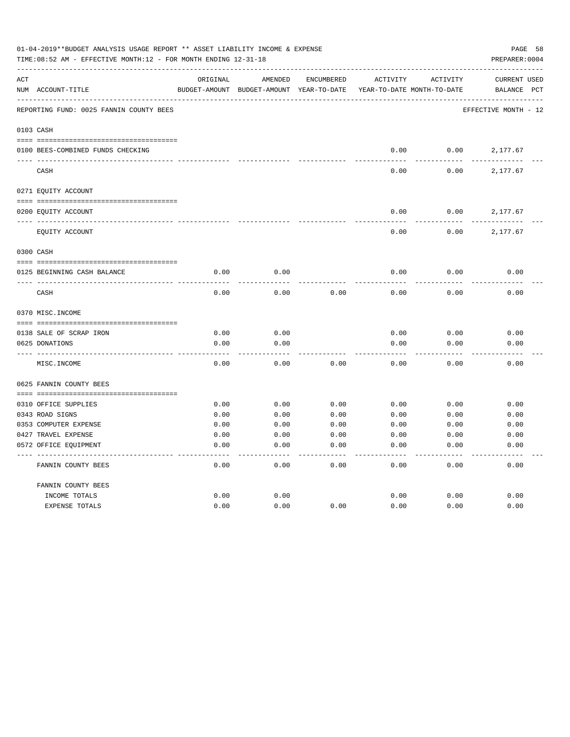01-04-2019**BUDGET ANALYSIS USAGE REPORT ** ASSET LIABILITY INCOME & EXPENSE

TIME:08:52 AM - EFFECTIVE MONTH:12 - FOR MONTH ENDING 12-31-18

PREPARER:0004

| ACT NUM | ACCOUNT-TITLE | ORIGINAL BUDGET-AMOUNT | AMENDED BUDGET-AMOUNT | ENCUMBERED YEAR-TO-DATE | ACTIVITY YEAR-TO-DATE | ACTIVITY MONTH-TO-DATE | CURRENT BALANCE | USED PCT |
|---|---|---|---|---|---|---|---|---|
| | REPORTING FUND: 0025 FANNIN COUNTY BEES | | | | | | EFFECTIVE MONTH - 12 | |
| 0103 | CASH | | | | | | | |
| 0100 | BEES-COMBINED FUNDS CHECKING | | | | 0.00 | 0.00 | 2,177.67 | |
| | CASH | | | | 0.00 | 0.00 | 2,177.67 | |
| 0271 | EQUITY ACCOUNT | | | | | | | |
| 0200 | EQUITY ACCOUNT | | | | 0.00 | 0.00 | 2,177.67 | |
| | EQUITY ACCOUNT | | | | 0.00 | 0.00 | 2,177.67 | |
| 0300 | CASH | | | | | | | |
| 0125 | BEGINNING CASH BALANCE | 0.00 | 0.00 | | 0.00 | 0.00 | 0.00 | |
| | CASH | 0.00 | 0.00 | 0.00 | 0.00 | 0.00 | 0.00 | |
| 0370 | MISC.INCOME | | | | | | | |
| 0138 | SALE OF SCRAP IRON | 0.00 | 0.00 | | 0.00 | 0.00 | 0.00 | |
| 0625 | DONATIONS | 0.00 | 0.00 | | 0.00 | 0.00 | 0.00 | |
| | MISC.INCOME | 0.00 | 0.00 | 0.00 | 0.00 | 0.00 | 0.00 | |
| 0625 | FANNIN COUNTY BEES | | | | | | | |
| 0310 | OFFICE SUPPLIES | 0.00 | 0.00 | 0.00 | 0.00 | 0.00 | 0.00 | |
| 0343 | ROAD SIGNS | 0.00 | 0.00 | 0.00 | 0.00 | 0.00 | 0.00 | |
| 0353 | COMPUTER EXPENSE | 0.00 | 0.00 | 0.00 | 0.00 | 0.00 | 0.00 | |
| 0427 | TRAVEL EXPENSE | 0.00 | 0.00 | 0.00 | 0.00 | 0.00 | 0.00 | |
| 0572 | OFFICE EQUIPMENT | 0.00 | 0.00 | 0.00 | 0.00 | 0.00 | 0.00 | |
| | FANNIN COUNTY BEES | 0.00 | 0.00 | 0.00 | 0.00 | 0.00 | 0.00 | |
| | FANNIN COUNTY BEES | | | | | | | |
| | INCOME TOTALS | 0.00 | 0.00 | | 0.00 | 0.00 | 0.00 | |
| | EXPENSE TOTALS | 0.00 | 0.00 | 0.00 | 0.00 | 0.00 | 0.00 | |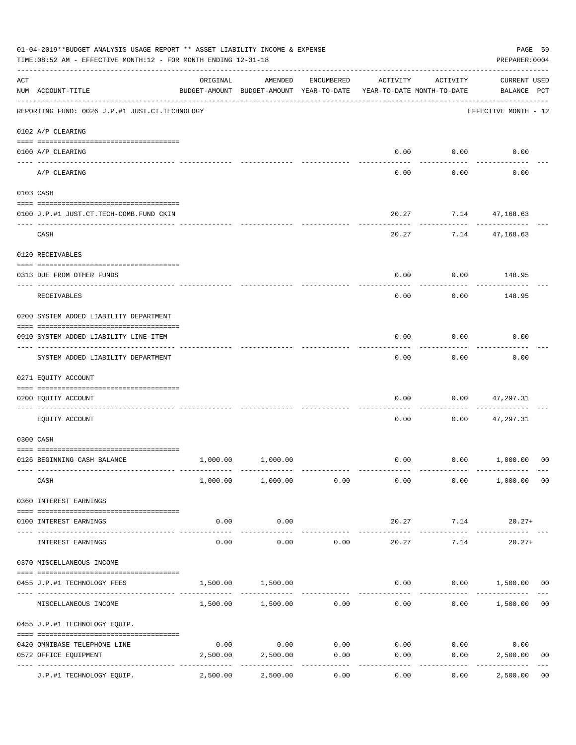01-04-2019**BUDGET ANALYSIS USAGE REPORT ** ASSET LIABILITY INCOME & EXPENSE

TIME:08:52 AM - EFFECTIVE MONTH:12 - FOR MONTH ENDING 12-31-18

PREPARER:0004

REPORTING FUND: 0026 J.P.#1 JUST.CT.TECHNOLOGY — EFFECTIVE MONTH - 12

| ACT NUM | ACCOUNT-TITLE | ORIGINAL BUDGET-AMOUNT | AMENDED BUDGET-AMOUNT | ENCUMBERED YEAR-TO-DATE | ACTIVITY YEAR-TO-DATE | ACTIVITY MONTH-TO-DATE | CURRENT USED BALANCE | PCT |
|---|---|---|---|---|---|---|---|---|
| 0102 | A/P CLEARING | | | | | | | |
| 0100 | A/P CLEARING | | | | 0.00 | 0.00 | 0.00 | |
| | A/P CLEARING | | | | 0.00 | 0.00 | 0.00 | |
| 0103 | CASH | | | | | | | |
| 0100 | J.P.#1 JUST.CT.TECH-COMB.FUND CKIN | | | | 20.27 | 7.14 | 47,168.63 | |
| | CASH | | | | 20.27 | 7.14 | 47,168.63 | |
| 0120 | RECEIVABLES | | | | | | | |
| 0313 | DUE FROM OTHER FUNDS | | | | 0.00 | 0.00 | 148.95 | |
| | RECEIVABLES | | | | 0.00 | 0.00 | 148.95 | |
| 0200 | SYSTEM ADDED LIABILITY DEPARTMENT | | | | | | | |
| 0910 | SYSTEM ADDED LIABILITY LINE-ITEM | | | | 0.00 | 0.00 | 0.00 | |
| | SYSTEM ADDED LIABILITY DEPARTMENT | | | | 0.00 | 0.00 | 0.00 | |
| 0271 | EQUITY ACCOUNT | | | | | | | |
| 0200 | EQUITY ACCOUNT | | | | 0.00 | 0.00 | 47,297.31 | |
| | EQUITY ACCOUNT | | | | 0.00 | 0.00 | 47,297.31 | |
| 0300 | CASH | | | | | | | |
| 0126 | BEGINNING CASH BALANCE | 1,000.00 | 1,000.00 | | 0.00 | 0.00 | 1,000.00 | 00 |
| | CASH | 1,000.00 | 1,000.00 | 0.00 | 0.00 | 0.00 | 1,000.00 | 00 |
| 0360 | INTEREST EARNINGS | | | | | | | |
| 0100 | INTEREST EARNINGS | 0.00 | 0.00 | | 20.27 | 7.14 | 20.27+ | |
| | INTEREST EARNINGS | 0.00 | 0.00 | 0.00 | 20.27 | 7.14 | 20.27+ | |
| 0370 | MISCELLANEOUS INCOME | | | | | | | |
| 0455 | J.P.#1 TECHNOLOGY FEES | 1,500.00 | 1,500.00 | | 0.00 | 0.00 | 1,500.00 | 00 |
| | MISCELLANEOUS INCOME | 1,500.00 | 1,500.00 | 0.00 | 0.00 | 0.00 | 1,500.00 | 00 |
| 0455 | J.P.#1 TECHNOLOGY EQUIP. | | | | | | | |
| 0420 | OMNIBASE TELEPHONE LINE | 0.00 | 0.00 | 0.00 | 0.00 | 0.00 | 0.00 | |
| 0572 | OFFICE EQUIPMENT | 2,500.00 | 2,500.00 | 0.00 | 0.00 | 0.00 | 2,500.00 | 00 |
| | J.P.#1 TECHNOLOGY EQUIP. | 2,500.00 | 2,500.00 | 0.00 | 0.00 | 0.00 | 2,500.00 | 00 |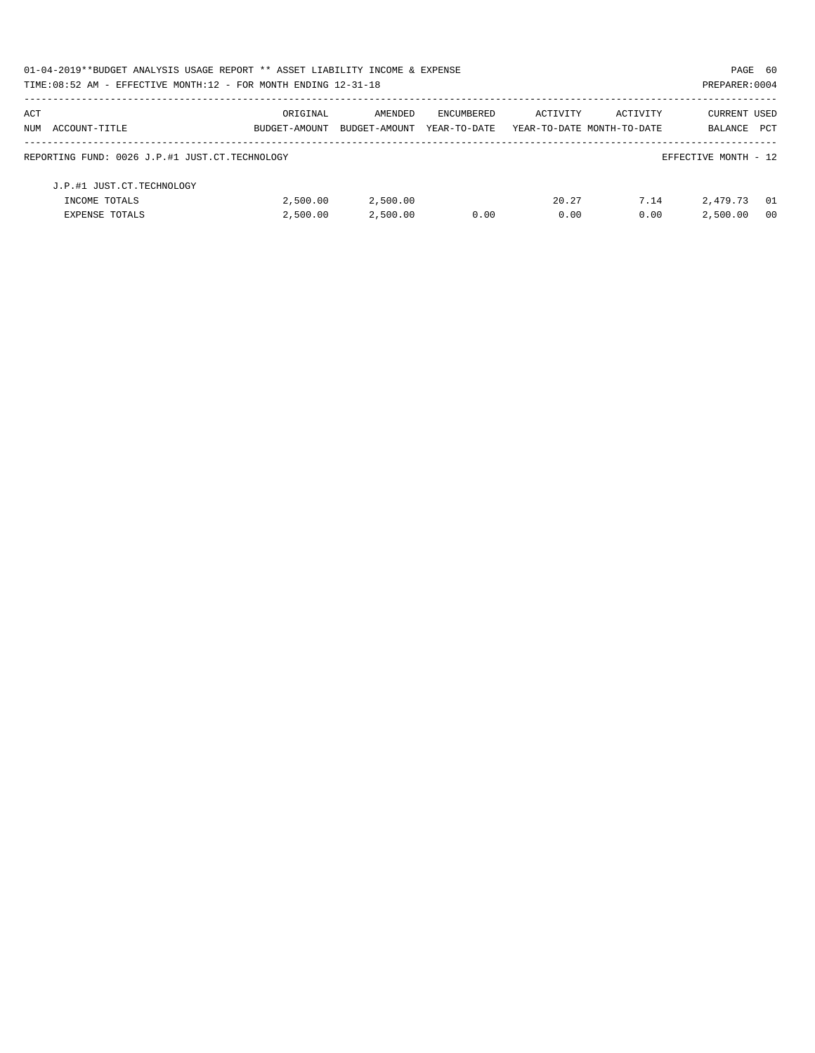01-04-2019**BUDGET ANALYSIS USAGE REPORT ** ASSET LIABILITY INCOME & EXPENSE

TIME:08:52 AM - EFFECTIVE MONTH:12 - FOR MONTH ENDING 12-31-18

PREPARER:0004

| ACT NUM | ACCOUNT-TITLE | ORIGINAL BUDGET-AMOUNT | AMENDED BUDGET-AMOUNT | ENCUMBERED YEAR-TO-DATE | ACTIVITY YEAR-TO-DATE | ACTIVITY MONTH-TO-DATE | CURRENT BALANCE | USED PCT |
|---|---|---|---|---|---|---|---|---|
| | REPORTING FUND: 0026 J.P.#1 JUST.CT.TECHNOLOGY | | | | | | EFFECTIVE MONTH - 12 | |
| | J.P.#1 JUST.CT.TECHNOLOGY | | | | | | | |
| | INCOME TOTALS | 2,500.00 | 2,500.00 | | 20.27 | 7.14 | 2,479.73 | 01 |
| | EXPENSE TOTALS | 2,500.00 | 2,500.00 | 0.00 | 0.00 | 0.00 | 2,500.00 | 00 |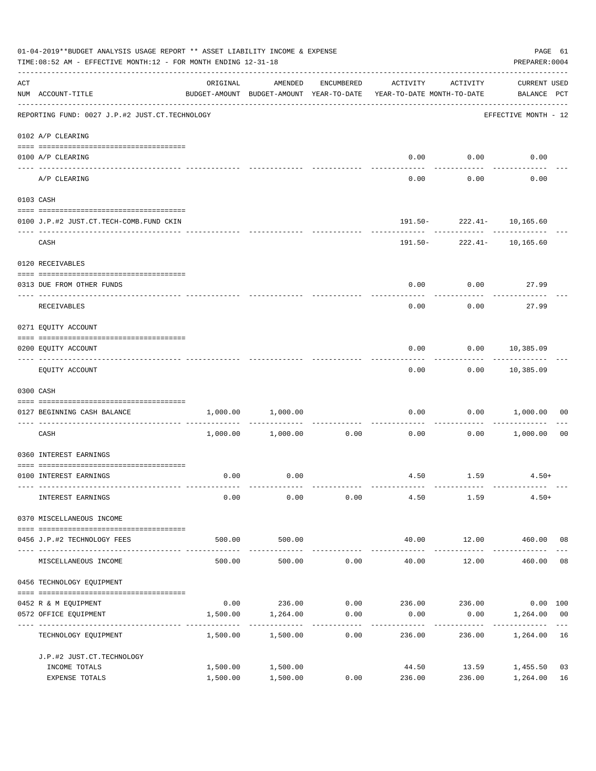01-04-2019**BUDGET ANALYSIS USAGE REPORT ** ASSET LIABILITY INCOME & EXPENSE

TIME:08:52 AM - EFFECTIVE MONTH:12 - FOR MONTH ENDING 12-31-18

PREPARER:0004

| ACT NUM | ACCOUNT-TITLE | ORIGINAL BUDGET-AMOUNT | AMENDED BUDGET-AMOUNT | ENCUMBERED YEAR-TO-DATE | ACTIVITY YEAR-TO-DATE | ACTIVITY MONTH-TO-DATE | CURRENT USED BALANCE | PCT |
|---|---|---|---|---|---|---|---|---|
| | REPORTING FUND: 0027 J.P.#2 JUST.CT.TECHNOLOGY | | | | | | EFFECTIVE MONTH - 12 | |
| | 0102 A/P CLEARING | | | | | | | |
| 0100 | A/P CLEARING | | | | 0.00 | 0.00 | 0.00 | |
| | A/P CLEARING | | | | 0.00 | 0.00 | 0.00 | |
| | 0103 CASH | | | | | | | |
| 0100 | J.P.#2 JUST.CT.TECH-COMB.FUND CKIN | | | | 191.50- | 222.41- | 10,165.60 | |
| | CASH | | | | 191.50- | 222.41- | 10,165.60 | |
| | 0120 RECEIVABLES | | | | | | | |
| 0313 | DUE FROM OTHER FUNDS | | | | 0.00 | 0.00 | 27.99 | |
| | RECEIVABLES | | | | 0.00 | 0.00 | 27.99 | |
| | 0271 EQUITY ACCOUNT | | | | | | | |
| 0200 | EQUITY ACCOUNT | | | | 0.00 | 0.00 | 10,385.09 | |
| | EQUITY ACCOUNT | | | | 0.00 | 0.00 | 10,385.09 | |
| | 0300 CASH | | | | | | | |
| 0127 | BEGINNING CASH BALANCE | 1,000.00 | 1,000.00 | | 0.00 | 0.00 | 1,000.00 | 00 |
| | CASH | 1,000.00 | 1,000.00 | 0.00 | 0.00 | 0.00 | 1,000.00 | 00 |
| | 0360 INTEREST EARNINGS | | | | | | | |
| 0100 | INTEREST EARNINGS | 0.00 | 0.00 | | 4.50 | 1.59 | 4.50+ | |
| | INTEREST EARNINGS | 0.00 | 0.00 | 0.00 | 4.50 | 1.59 | 4.50+ | |
| | 0370 MISCELLANEOUS INCOME | | | | | | | |
| 0456 | J.P.#2 TECHNOLOGY FEES | 500.00 | 500.00 | | 40.00 | 12.00 | 460.00 | 08 |
| | MISCELLANEOUS INCOME | 500.00 | 500.00 | 0.00 | 40.00 | 12.00 | 460.00 | 08 |
| | 0456 TECHNOLOGY EQUIPMENT | | | | | | | |
| 0452 | R & M EQUIPMENT | 0.00 | 236.00 | 0.00 | 236.00 | 236.00 | 0.00 | 100 |
| 0572 | OFFICE EQUIPMENT | 1,500.00 | 1,264.00 | 0.00 | 0.00 | 0.00 | 1,264.00 | 00 |
| | TECHNOLOGY EQUIPMENT | 1,500.00 | 1,500.00 | 0.00 | 236.00 | 236.00 | 1,264.00 | 16 |
| | J.P.#2 JUST.CT.TECHNOLOGY | | | | | | | |
| | INCOME TOTALS | 1,500.00 | 1,500.00 | | 44.50 | 13.59 | 1,455.50 | 03 |
| | EXPENSE TOTALS | 1,500.00 | 1,500.00 | 0.00 | 236.00 | 236.00 | 1,264.00 | 16 |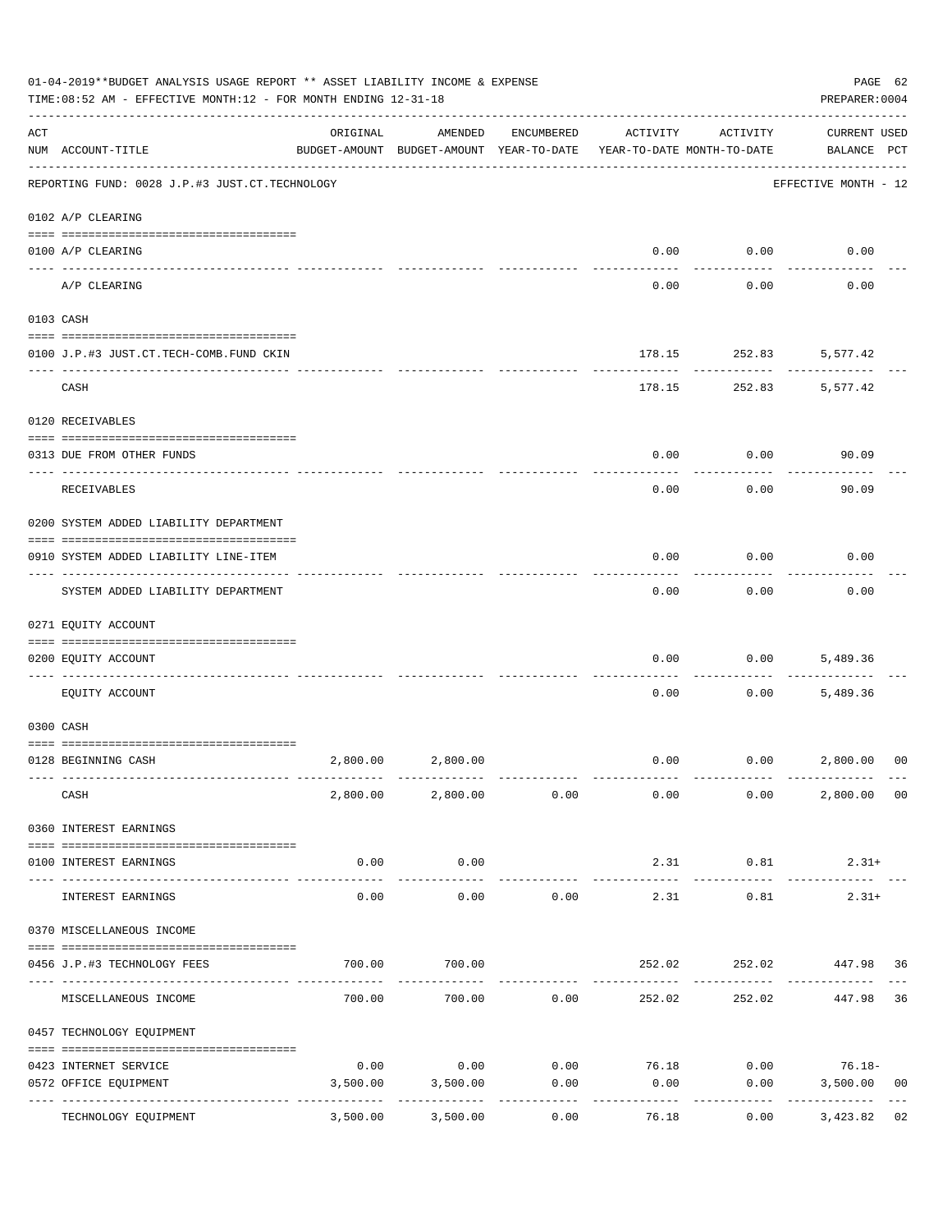01-04-2019**BUDGET ANALYSIS USAGE REPORT ** ASSET LIABILITY INCOME & EXPENSE

TIME:08:52 AM - EFFECTIVE MONTH:12 - FOR MONTH ENDING 12-31-18

PREPARER:0004

| ACT NUM | ACCOUNT-TITLE | ORIGINAL BUDGET-AMOUNT | AMENDED BUDGET-AMOUNT | ENCUMBERED YEAR-TO-DATE | ACTIVITY YEAR-TO-DATE | ACTIVITY MONTH-TO-DATE | CURRENT BALANCE | USED PCT |
|---|---|---|---|---|---|---|---|---|
| | REPORTING FUND: 0028 J.P.#3 JUST.CT.TECHNOLOGY | | | | | | EFFECTIVE MONTH - 12 | |
| | 0102 A/P CLEARING | | | | | | | |
| 0100 | A/P CLEARING | | | | 0.00 | 0.00 | 0.00 | |
| | A/P CLEARING | | | | 0.00 | 0.00 | 0.00 | |
| | 0103 CASH | | | | | | | |
| 0100 | J.P.#3 JUST.CT.TECH-COMB.FUND CKIN | | | | 178.15 | 252.83 | 5,577.42 | |
| | CASH | | | | 178.15 | 252.83 | 5,577.42 | |
| | 0120 RECEIVABLES | | | | | | | |
| 0313 | DUE FROM OTHER FUNDS | | | | 0.00 | 0.00 | 90.09 | |
| | RECEIVABLES | | | | 0.00 | 0.00 | 90.09 | |
| | 0200 SYSTEM ADDED LIABILITY DEPARTMENT | | | | | | | |
| 0910 | SYSTEM ADDED LIABILITY LINE-ITEM | | | | 0.00 | 0.00 | 0.00 | |
| | SYSTEM ADDED LIABILITY DEPARTMENT | | | | 0.00 | 0.00 | 0.00 | |
| | 0271 EQUITY ACCOUNT | | | | | | | |
| 0200 | EQUITY ACCOUNT | | | | 0.00 | 0.00 | 5,489.36 | |
| | EQUITY ACCOUNT | | | | 0.00 | 0.00 | 5,489.36 | |
| | 0300 CASH | | | | | | | |
| 0128 | BEGINNING CASH | 2,800.00 | 2,800.00 | | 0.00 | 0.00 | 2,800.00 | 00 |
| | CASH | 2,800.00 | 2,800.00 | 0.00 | 0.00 | 0.00 | 2,800.00 | 00 |
| | 0360 INTEREST EARNINGS | | | | | | | |
| 0100 | INTEREST EARNINGS | 0.00 | 0.00 | | 2.31 | 0.81 | 2.31+ | |
| | INTEREST EARNINGS | 0.00 | 0.00 | 0.00 | 2.31 | 0.81 | 2.31+ | |
| | 0370 MISCELLANEOUS INCOME | | | | | | | |
| 0456 | J.P.#3 TECHNOLOGY FEES | 700.00 | 700.00 | | 252.02 | 252.02 | 447.98 | 36 |
| | MISCELLANEOUS INCOME | 700.00 | 700.00 | 0.00 | 252.02 | 252.02 | 447.98 | 36 |
| | 0457 TECHNOLOGY EQUIPMENT | | | | | | | |
| 0423 | INTERNET SERVICE | 0.00 | 0.00 | 0.00 | 76.18 | 0.00 | 76.18- | |
| 0572 | OFFICE EQUIPMENT | 3,500.00 | 3,500.00 | 0.00 | 0.00 | 0.00 | 3,500.00 | 00 |
| | TECHNOLOGY EQUIPMENT | 3,500.00 | 3,500.00 | 0.00 | 76.18 | 0.00 | 3,423.82 | 02 |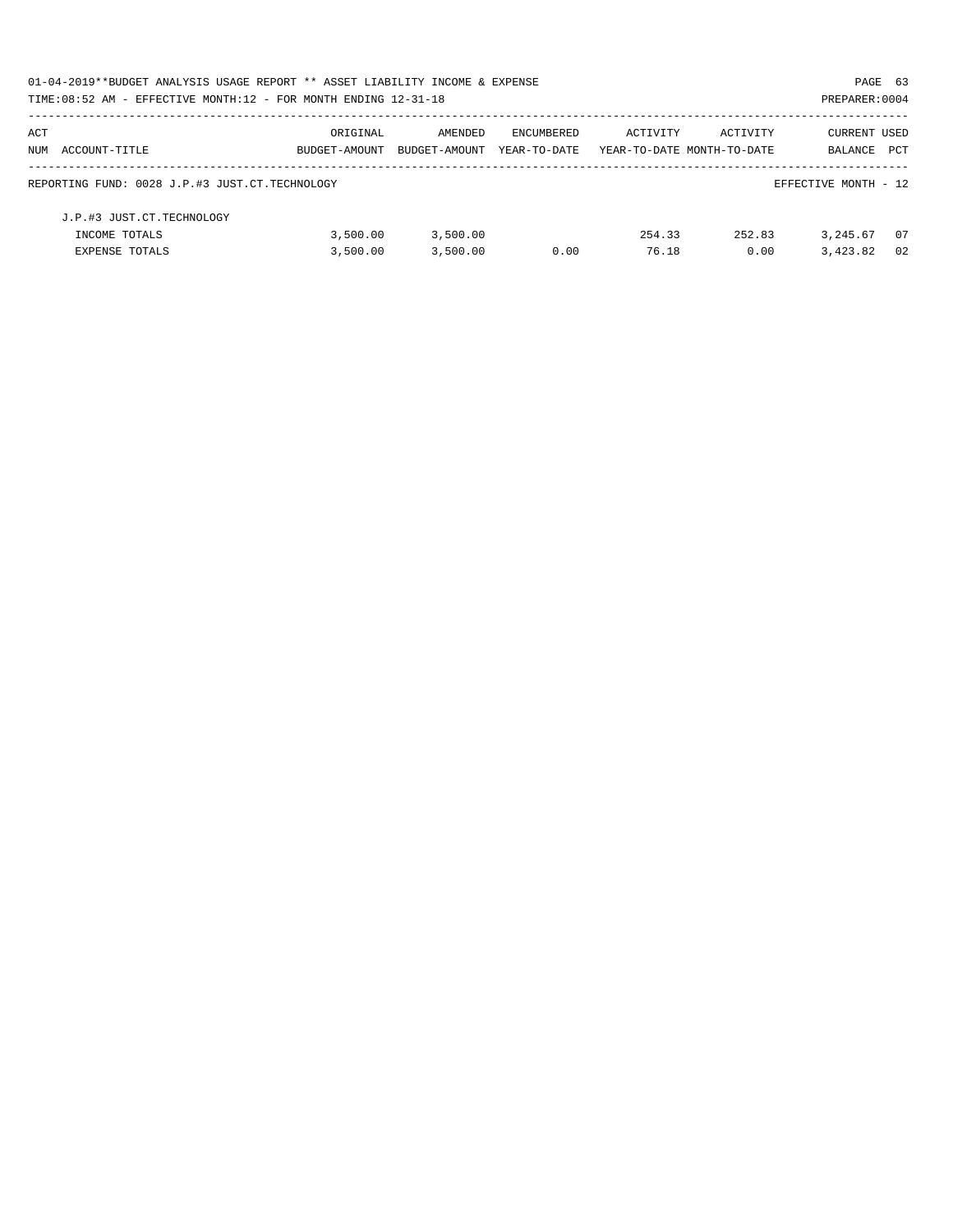01-04-2019**BUDGET ANALYSIS USAGE REPORT ** ASSET LIABILITY INCOME & EXPENSE

TIME:08:52 AM - EFFECTIVE MONTH:12 - FOR MONTH ENDING 12-31-18

PREPARER:0004

| ACT NUM | ACCOUNT-TITLE | ORIGINAL BUDGET-AMOUNT | AMENDED BUDGET-AMOUNT | ENCUMBERED YEAR-TO-DATE | ACTIVITY YEAR-TO-DATE | ACTIVITY MONTH-TO-DATE | CURRENT BALANCE | USED PCT |
|---|---|---|---|---|---|---|---|---|

REPORTING FUND: 0028 J.P.#3 JUST.CT.TECHNOLOGY

EFFECTIVE MONTH - 12

| ACT NUM | ACCOUNT-TITLE | ORIGINAL BUDGET-AMOUNT | AMENDED BUDGET-AMOUNT | ENCUMBERED YEAR-TO-DATE | ACTIVITY YEAR-TO-DATE | ACTIVITY MONTH-TO-DATE | CURRENT BALANCE | USED PCT |
|---|---|---|---|---|---|---|---|---|
| | J.P.#3 JUST.CT.TECHNOLOGY | | | | | | | |
| | INCOME TOTALS | 3,500.00 | 3,500.00 | | 254.33 | 252.83 | 3,245.67 | 07 |
| | EXPENSE TOTALS | 3,500.00 | 3,500.00 | 0.00 | 76.18 | 0.00 | 3,423.82 | 02 |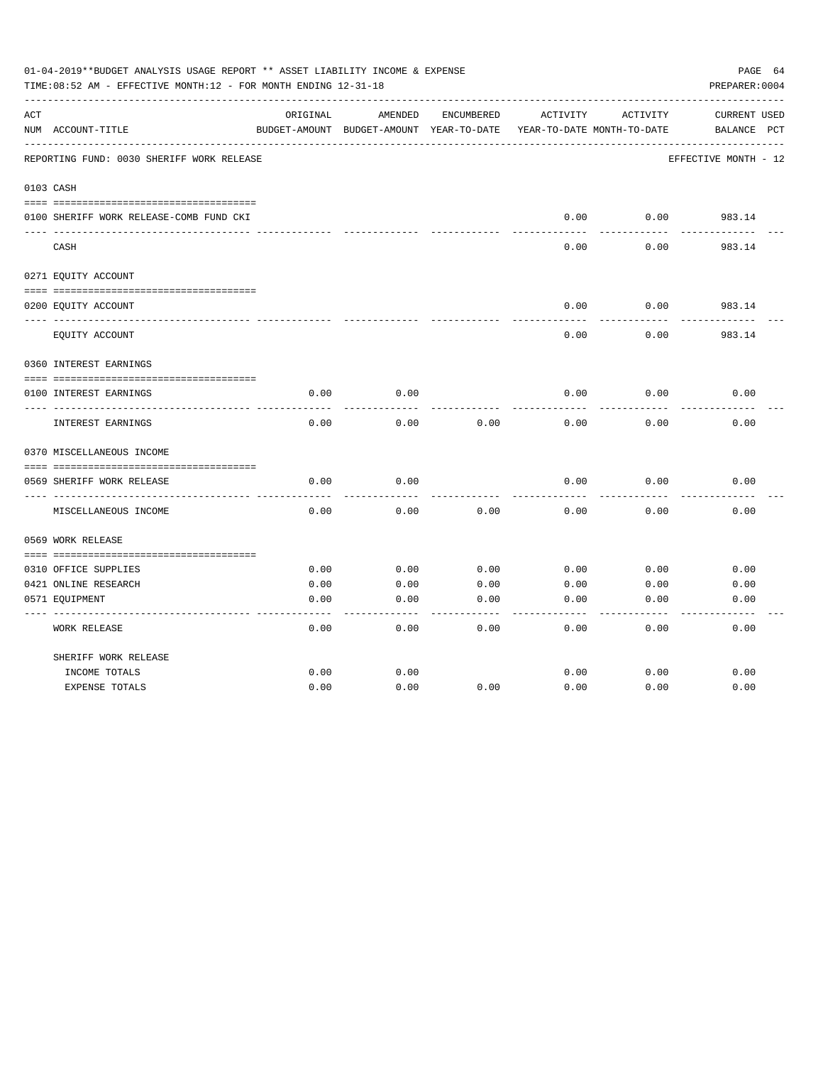01-04-2019**BUDGET ANALYSIS USAGE REPORT ** ASSET LIABILITY INCOME & EXPENSE

TIME:08:52 AM - EFFECTIVE MONTH:12 - FOR MONTH ENDING 12-31-18

PREPARER:0004

| ACT NUM | ACCOUNT-TITLE | ORIGINAL BUDGET-AMOUNT | AMENDED BUDGET-AMOUNT | ENCUMBERED YEAR-TO-DATE | ACTIVITY YEAR-TO-DATE | ACTIVITY MONTH-TO-DATE | CURRENT BALANCE | USED PCT |
|---|---|---|---|---|---|---|---|---|
| | REPORTING FUND: 0030 SHERIFF WORK RELEASE | | | | | | EFFECTIVE MONTH - 12 | |
| 0103 | CASH | | | | | | | |
| 0100 | SHERIFF WORK RELEASE-COMB FUND CKI | | | | 0.00 | 0.00 | 983.14 | |
| | CASH | | | | 0.00 | 0.00 | 983.14 | |
| 0271 | EQUITY ACCOUNT | | | | | | | |
| 0200 | EQUITY ACCOUNT | | | | 0.00 | 0.00 | 983.14 | |
| | EQUITY ACCOUNT | | | | 0.00 | 0.00 | 983.14 | |
| 0360 | INTEREST EARNINGS | | | | | | | |
| 0100 | INTEREST EARNINGS | 0.00 | 0.00 | | 0.00 | 0.00 | 0.00 | |
| | INTEREST EARNINGS | 0.00 | 0.00 | 0.00 | 0.00 | 0.00 | 0.00 | |
| 0370 | MISCELLANEOUS INCOME | | | | | | | |
| 0569 | SHERIFF WORK RELEASE | 0.00 | 0.00 | | 0.00 | 0.00 | 0.00 | |
| | MISCELLANEOUS INCOME | 0.00 | 0.00 | 0.00 | 0.00 | 0.00 | 0.00 | |
| 0569 | WORK RELEASE | | | | | | | |
| 0310 | OFFICE SUPPLIES | 0.00 | 0.00 | 0.00 | 0.00 | 0.00 | 0.00 | |
| 0421 | ONLINE RESEARCH | 0.00 | 0.00 | 0.00 | 0.00 | 0.00 | 0.00 | |
| 0571 | EQUIPMENT | 0.00 | 0.00 | 0.00 | 0.00 | 0.00 | 0.00 | |
| | WORK RELEASE | 0.00 | 0.00 | 0.00 | 0.00 | 0.00 | 0.00 | |
| | SHERIFF WORK RELEASE | | | | | | | |
| | INCOME TOTALS | 0.00 | 0.00 | | 0.00 | 0.00 | 0.00 | |
| | EXPENSE TOTALS | 0.00 | 0.00 | 0.00 | 0.00 | 0.00 | 0.00 | |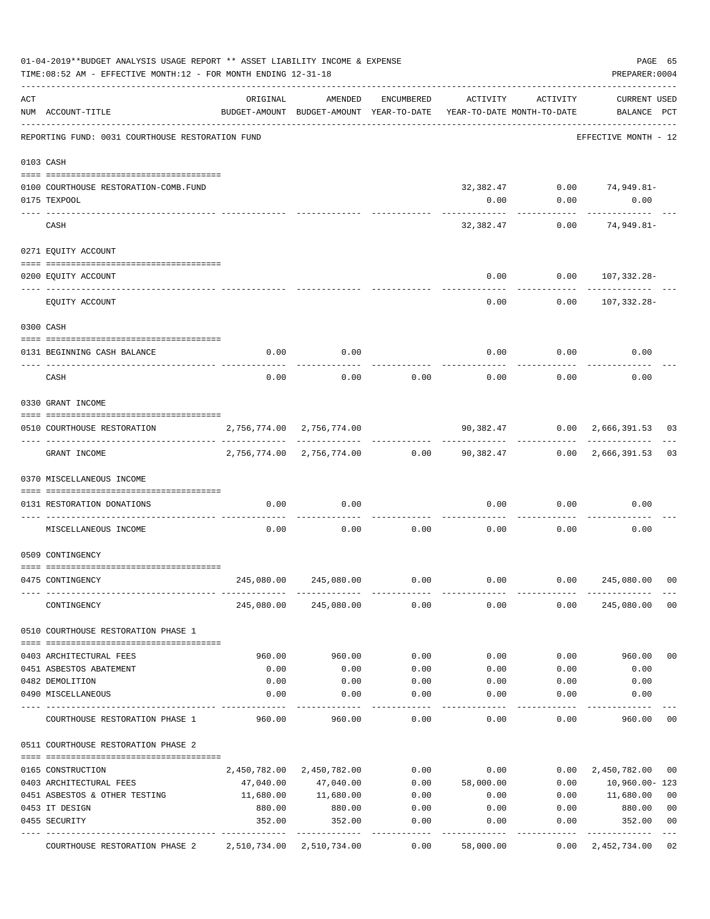01-04-2019**BUDGET ANALYSIS USAGE REPORT ** ASSET LIABILITY INCOME & EXPENSE

TIME:08:52 AM - EFFECTIVE MONTH:12 - FOR MONTH ENDING 12-31-18

PREPARER:0004

| ACT NUM | ACCOUNT-TITLE | ORIGINAL BUDGET-AMOUNT | AMENDED BUDGET-AMOUNT | ENCUMBERED YEAR-TO-DATE | ACTIVITY YEAR-TO-DATE | ACTIVITY MONTH-TO-DATE | CURRENT USED BALANCE | PCT |
|---|---|---|---|---|---|---|---|---|
| | REPORTING FUND: 0031 COURTHOUSE RESTORATION FUND | | | | | | EFFECTIVE MONTH - 12 | |
| 0103 | CASH | | | | | | | |
| 0100 | COURTHOUSE RESTORATION-COMB.FUND | | | | 32,382.47 | 0.00 | 74,949.81- | |
| 0175 | TEXPOOL | | | | 0.00 | 0.00 | 0.00 | |
| | CASH | | | | 32,382.47 | 0.00 | 74,949.81- | |
| 0271 | EQUITY ACCOUNT | | | | | | | |
| 0200 | EQUITY ACCOUNT | | | | 0.00 | 0.00 | 107,332.28- | |
| | EQUITY ACCOUNT | | | | 0.00 | 0.00 | 107,332.28- | |
| 0300 | CASH | | | | | | | |
| 0131 | BEGINNING CASH BALANCE | 0.00 | 0.00 | | 0.00 | 0.00 | 0.00 | |
| | CASH | 0.00 | 0.00 | 0.00 | 0.00 | 0.00 | 0.00 | |
| 0330 | GRANT INCOME | | | | | | | |
| 0510 | COURTHOUSE RESTORATION | 2,756,774.00 | 2,756,774.00 | | 90,382.47 | 0.00 | 2,666,391.53 | 03 |
| | GRANT INCOME | 2,756,774.00 | 2,756,774.00 | 0.00 | 90,382.47 | 0.00 | 2,666,391.53 | 03 |
| 0370 | MISCELLANEOUS INCOME | | | | | | | |
| 0131 | RESTORATION DONATIONS | 0.00 | 0.00 | | 0.00 | 0.00 | 0.00 | |
| | MISCELLANEOUS INCOME | 0.00 | 0.00 | 0.00 | 0.00 | 0.00 | 0.00 | |
| 0509 | CONTINGENCY | | | | | | | |
| 0475 | CONTINGENCY | 245,080.00 | 245,080.00 | 0.00 | 0.00 | 0.00 | 245,080.00 | 00 |
| | CONTINGENCY | 245,080.00 | 245,080.00 | 0.00 | 0.00 | 0.00 | 245,080.00 | 00 |
| 0510 | COURTHOUSE RESTORATION PHASE 1 | | | | | | | |
| 0403 | ARCHITECTURAL FEES | 960.00 | 960.00 | 0.00 | 0.00 | 0.00 | 960.00 | 00 |
| 0451 | ASBESTOS ABATEMENT | 0.00 | 0.00 | 0.00 | 0.00 | 0.00 | 0.00 | |
| 0482 | DEMOLITION | 0.00 | 0.00 | 0.00 | 0.00 | 0.00 | 0.00 | |
| 0490 | MISCELLANEOUS | 0.00 | 0.00 | 0.00 | 0.00 | 0.00 | 0.00 | |
| | COURTHOUSE RESTORATION PHASE 1 | 960.00 | 960.00 | 0.00 | 0.00 | 0.00 | 960.00 | 00 |
| 0511 | COURTHOUSE RESTORATION PHASE 2 | | | | | | | |
| 0165 | CONSTRUCTION | 2,450,782.00 | 2,450,782.00 | 0.00 | 0.00 | 0.00 | 2,450,782.00 | 00 |
| 0403 | ARCHITECTURAL FEES | 47,040.00 | 47,040.00 | 0.00 | 58,000.00 | 0.00 | 10,960.00- | 123 |
| 0451 | ASBESTOS & OTHER TESTING | 11,680.00 | 11,680.00 | 0.00 | 0.00 | 0.00 | 11,680.00 | 00 |
| 0453 | IT DESIGN | 880.00 | 880.00 | 0.00 | 0.00 | 0.00 | 880.00 | 00 |
| 0455 | SECURITY | 352.00 | 352.00 | 0.00 | 0.00 | 0.00 | 352.00 | 00 |
| | COURTHOUSE RESTORATION PHASE 2 | 2,510,734.00 | 2,510,734.00 | 0.00 | 58,000.00 | 0.00 | 2,452,734.00 | 02 |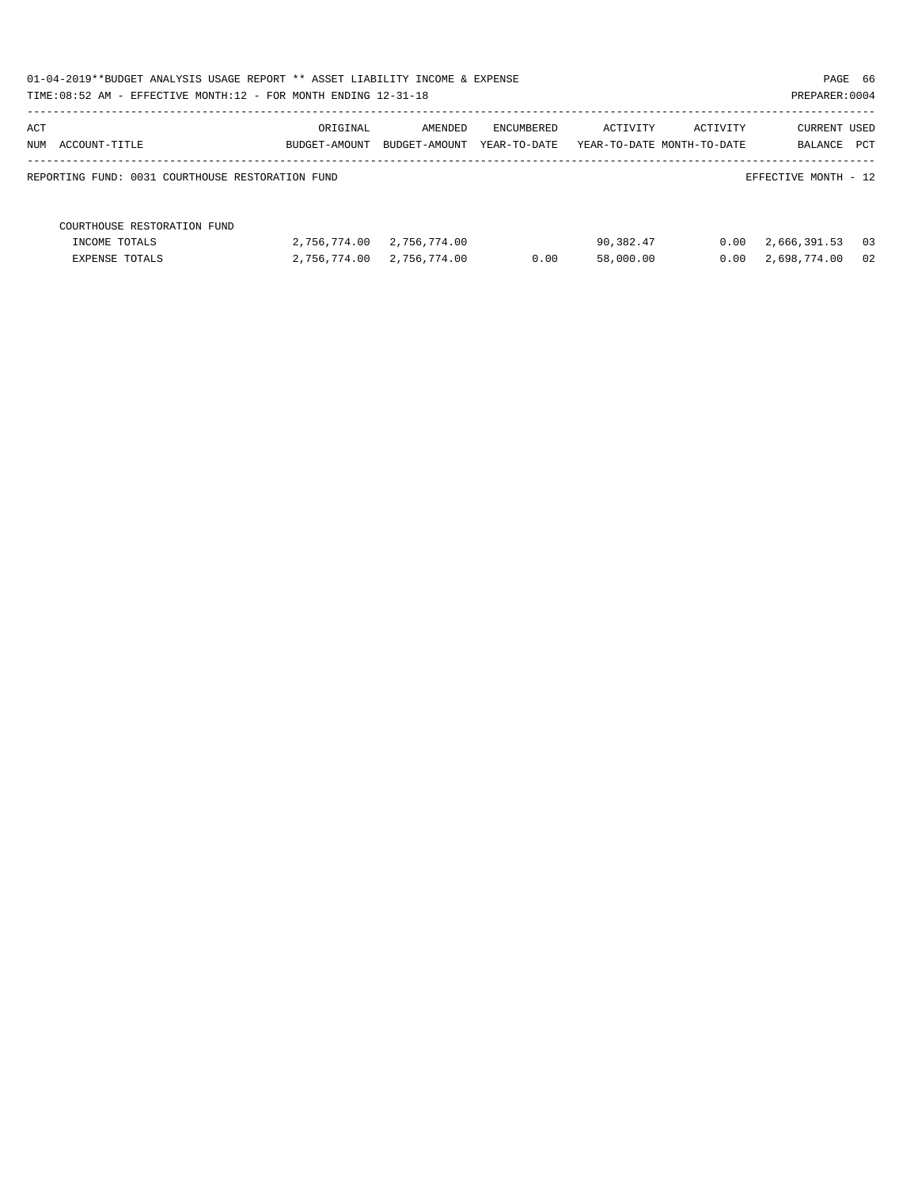01-04-2019**BUDGET ANALYSIS USAGE REPORT ** ASSET LIABILITY INCOME & EXPENSE

TIME:08:52 AM - EFFECTIVE MONTH:12 - FOR MONTH ENDING 12-31-18

PREPARER:0004

| ACT NUM | ACCOUNT-TITLE | ORIGINAL BUDGET-AMOUNT | AMENDED BUDGET-AMOUNT | ENCUMBERED YEAR-TO-DATE | ACTIVITY YEAR-TO-DATE | ACTIVITY MONTH-TO-DATE | CURRENT BALANCE | USED PCT |
|---|---|---|---|---|---|---|---|---|

REPORTING FUND: 0031 COURTHOUSE RESTORATION FUND

EFFECTIVE MONTH - 12

| | ORIGINAL BUDGET-AMOUNT | AMENDED BUDGET-AMOUNT | ENCUMBERED YEAR-TO-DATE | ACTIVITY YEAR-TO-DATE | ACTIVITY MONTH-TO-DATE | CURRENT BALANCE | USED PCT |
|---|---|---|---|---|---|---|---|
| COURTHOUSE RESTORATION FUND | | | | | | | |
| INCOME TOTALS | 2,756,774.00 | 2,756,774.00 | | 90,382.47 | 0.00 | 2,666,391.53 | 03 |
| EXPENSE TOTALS | 2,756,774.00 | 2,756,774.00 | 0.00 | 58,000.00 | 0.00 | 2,698,774.00 | 02 |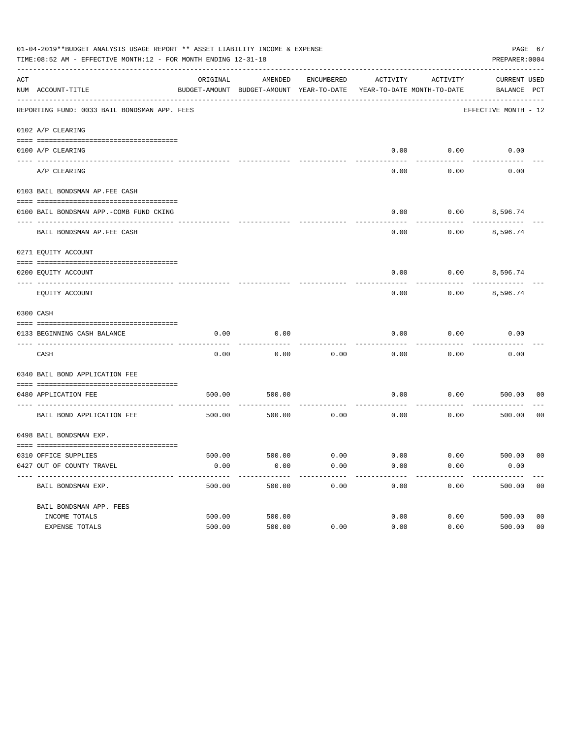01-04-2019**BUDGET ANALYSIS USAGE REPORT ** ASSET LIABILITY INCOME & EXPENSE

TIME:08:52 AM - EFFECTIVE MONTH:12 - FOR MONTH ENDING 12-31-18

PREPARER:0004

| ACT NUM | ACCOUNT-TITLE | ORIGINAL BUDGET-AMOUNT | AMENDED BUDGET-AMOUNT | ENCUMBERED YEAR-TO-DATE | ACTIVITY YEAR-TO-DATE | ACTIVITY MONTH-TO-DATE | CURRENT BALANCE | USED PCT |
|---|---|---|---|---|---|---|---|---|
| | REPORTING FUND: 0033 BAIL BONDSMAN APP. FEES | | | | | | EFFECTIVE MONTH - 12 | |
| | 0102 A/P CLEARING | | | | | | | |
| 0100 | A/P CLEARING | | | | 0.00 | 0.00 | 0.00 | |
| | A/P CLEARING | | | | 0.00 | 0.00 | 0.00 | |
| | 0103 BAIL BONDSMAN AP.FEE CASH | | | | | | | |
| 0100 | BAIL BONDSMAN APP.-COMB FUND CKING | | | | 0.00 | 0.00 | 8,596.74 | |
| | BAIL BONDSMAN AP.FEE CASH | | | | 0.00 | 0.00 | 8,596.74 | |
| | 0271 EQUITY ACCOUNT | | | | | | | |
| 0200 | EQUITY ACCOUNT | | | | 0.00 | 0.00 | 8,596.74 | |
| | EQUITY ACCOUNT | | | | 0.00 | 0.00 | 8,596.74 | |
| | 0300 CASH | | | | | | | |
| 0133 | BEGINNING CASH BALANCE | 0.00 | 0.00 | | 0.00 | 0.00 | 0.00 | |
| | CASH | 0.00 | 0.00 | 0.00 | 0.00 | 0.00 | 0.00 | |
| | 0340 BAIL BOND APPLICATION FEE | | | | | | | |
| 0480 | APPLICATION FEE | 500.00 | 500.00 | | 0.00 | 0.00 | 500.00 | 00 |
| | BAIL BOND APPLICATION FEE | 500.00 | 500.00 | 0.00 | 0.00 | 0.00 | 500.00 | 00 |
| | 0498 BAIL BONDSMAN EXP. | | | | | | | |
| 0310 | OFFICE SUPPLIES | 500.00 | 500.00 | 0.00 | 0.00 | 0.00 | 500.00 | 00 |
| 0427 | OUT OF COUNTY TRAVEL | 0.00 | 0.00 | 0.00 | 0.00 | 0.00 | 0.00 | |
| | BAIL BONDSMAN EXP. | 500.00 | 500.00 | 0.00 | 0.00 | 0.00 | 500.00 | 00 |
| | BAIL BONDSMAN APP. FEES | | | | | | | |
| | INCOME TOTALS | 500.00 | 500.00 | | 0.00 | 0.00 | 500.00 | 00 |
| | EXPENSE TOTALS | 500.00 | 500.00 | 0.00 | 0.00 | 0.00 | 500.00 | 00 |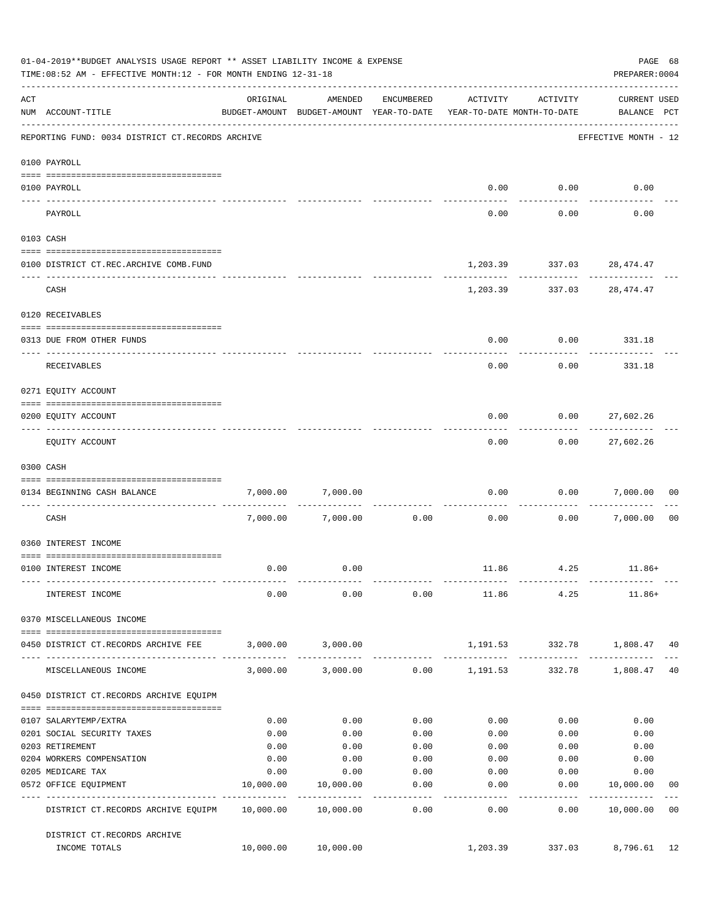01-04-2019**BUDGET ANALYSIS USAGE REPORT ** ASSET LIABILITY INCOME & EXPENSE

TIME:08:52 AM - EFFECTIVE MONTH:12 - FOR MONTH ENDING 12-31-18

PREPARER:0004

| ACT NUM | ACCOUNT-TITLE | ORIGINAL BUDGET-AMOUNT | AMENDED BUDGET-AMOUNT | ENCUMBERED YEAR-TO-DATE | ACTIVITY YEAR-TO-DATE | ACTIVITY MONTH-TO-DATE | CURRENT USED BALANCE | PCT |
|---|---|---|---|---|---|---|---|---|
| | REPORTING FUND: 0034 DISTRICT CT.RECORDS ARCHIVE | | | | | | EFFECTIVE MONTH - 12 | |
| | 0100 PAYROLL | | | | | | | |
| 0100 | PAYROLL | | | | 0.00 | 0.00 | 0.00 | |
| | PAYROLL | | | | 0.00 | 0.00 | 0.00 | |
| | 0103 CASH | | | | | | | |
| 0100 | DISTRICT CT.REC.ARCHIVE COMB.FUND | | | | 1,203.39 | 337.03 | 28,474.47 | |
| | CASH | | | | 1,203.39 | 337.03 | 28,474.47 | |
| | 0120 RECEIVABLES | | | | | | | |
| 0313 | DUE FROM OTHER FUNDS | | | | 0.00 | 0.00 | 331.18 | |
| | RECEIVABLES | | | | 0.00 | 0.00 | 331.18 | |
| | 0271 EQUITY ACCOUNT | | | | | | | |
| 0200 | EQUITY ACCOUNT | | | | 0.00 | 0.00 | 27,602.26 | |
| | EQUITY ACCOUNT | | | | 0.00 | 0.00 | 27,602.26 | |
| | 0300 CASH | | | | | | | |
| 0134 | BEGINNING CASH BALANCE | 7,000.00 | 7,000.00 | | 0.00 | 0.00 | 7,000.00 | 00 |
| | CASH | 7,000.00 | 7,000.00 | 0.00 | 0.00 | 0.00 | 7,000.00 | 00 |
| | 0360 INTEREST INCOME | | | | | | | |
| 0100 | INTEREST INCOME | 0.00 | 0.00 | | 11.86 | 4.25 | 11.86+ | |
| | INTEREST INCOME | 0.00 | 0.00 | 0.00 | 11.86 | 4.25 | 11.86+ | |
| | 0370 MISCELLANEOUS INCOME | | | | | | | |
| 0450 | DISTRICT CT.RECORDS ARCHIVE FEE | 3,000.00 | 3,000.00 | | 1,191.53 | 332.78 | 1,808.47 | 40 |
| | MISCELLANEOUS INCOME | 3,000.00 | 3,000.00 | 0.00 | 1,191.53 | 332.78 | 1,808.47 | 40 |
| | 0450 DISTRICT CT.RECORDS ARCHIVE EQUIPM | | | | | | | |
| 0107 | SALARYTEMP/EXTRA | 0.00 | 0.00 | 0.00 | 0.00 | 0.00 | 0.00 | |
| 0201 | SOCIAL SECURITY TAXES | 0.00 | 0.00 | 0.00 | 0.00 | 0.00 | 0.00 | |
| 0203 | RETIREMENT | 0.00 | 0.00 | 0.00 | 0.00 | 0.00 | 0.00 | |
| 0204 | WORKERS COMPENSATION | 0.00 | 0.00 | 0.00 | 0.00 | 0.00 | 0.00 | |
| 0205 | MEDICARE TAX | 0.00 | 0.00 | 0.00 | 0.00 | 0.00 | 0.00 | |
| 0572 | OFFICE EQUIPMENT | 10,000.00 | 10,000.00 | 0.00 | 0.00 | 0.00 | 10,000.00 | 00 |
| | DISTRICT CT.RECORDS ARCHIVE EQUIPM | 10,000.00 | 10,000.00 | 0.00 | 0.00 | 0.00 | 10,000.00 | 00 |
| | DISTRICT CT.RECORDS ARCHIVE INCOME TOTALS | 10,000.00 | 10,000.00 | | 1,203.39 | 337.03 | 8,796.61 | 12 |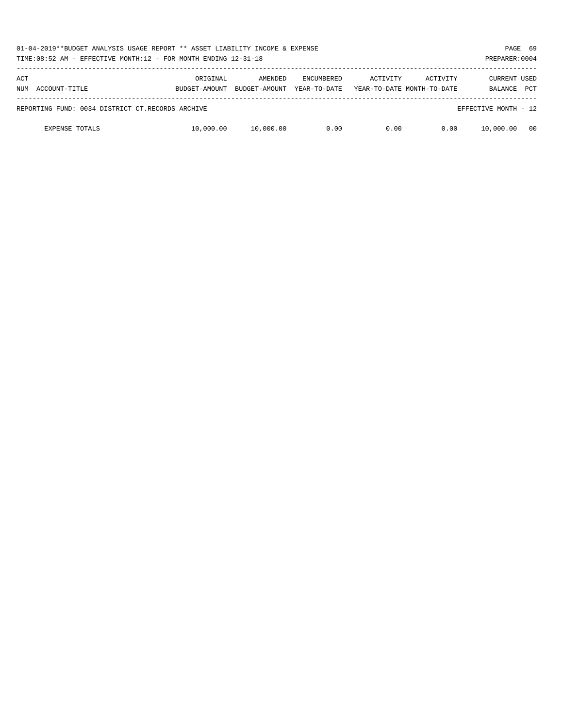| ACT NUM | ACCOUNT-TITLE | ORIGINAL BUDGET-AMOUNT | AMENDED BUDGET-AMOUNT | ENCUMBERED YEAR-TO-DATE | ACTIVITY YEAR-TO-DATE | ACTIVITY MONTH-TO-DATE | CURRENT BALANCE | USED PCT |
|---|---|---|---|---|---|---|---|---|
| REPORTING FUND: 0034 DISTRICT CT.RECORDS ARCHIVE | | | | | | | EFFECTIVE MONTH - 12 | |
| | EXPENSE TOTALS | 10,000.00 | 10,000.00 | 0.00 | 0.00 | 0.00 | 10,000.00 | 00 |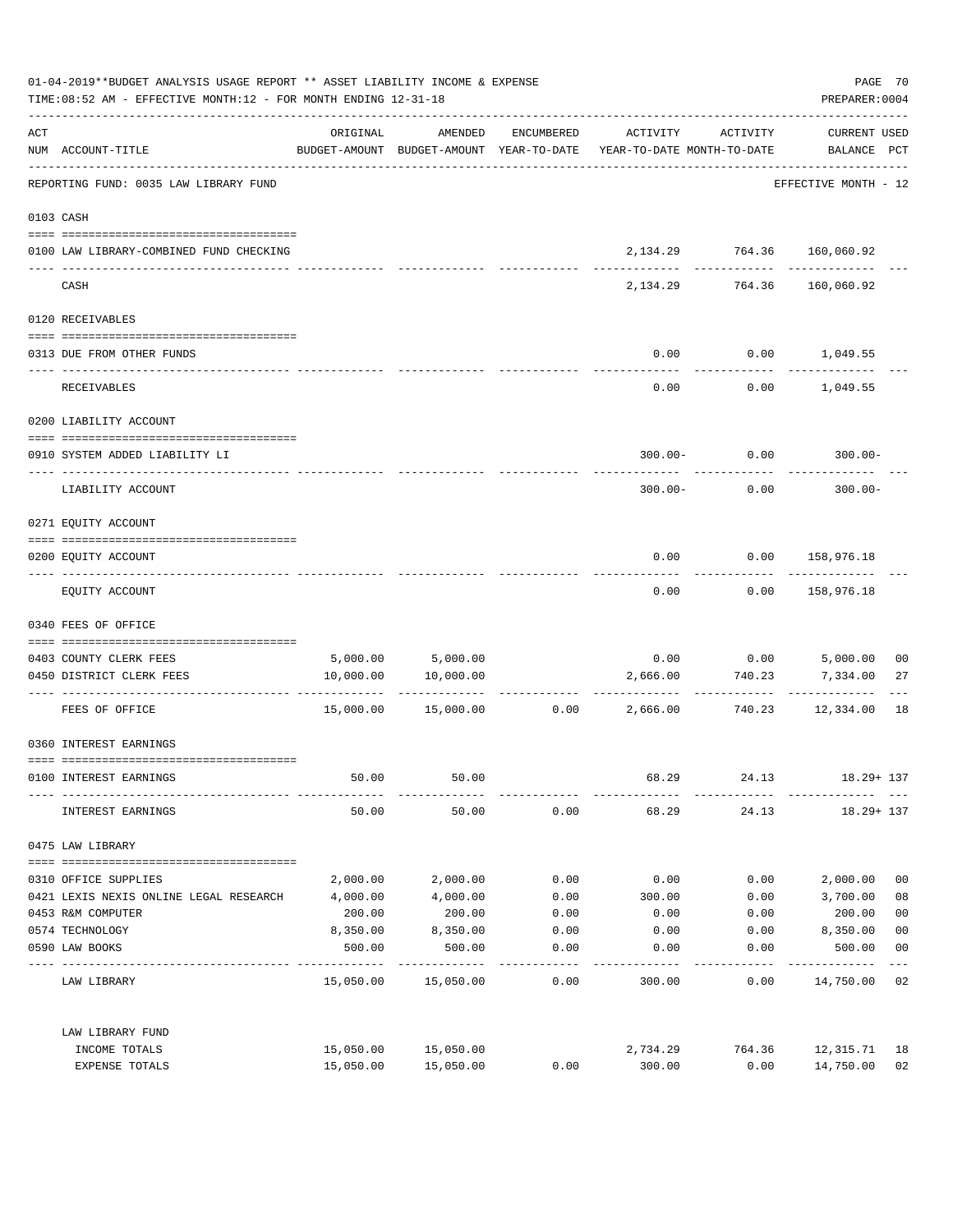01-04-2019**BUDGET ANALYSIS USAGE REPORT ** ASSET LIABILITY INCOME & EXPENSE

TIME:08:52 AM - EFFECTIVE MONTH:12 - FOR MONTH ENDING 12-31-18

PREPARER:0004

| ACT NUM | ACCOUNT-TITLE | ORIGINAL BUDGET-AMOUNT | AMENDED BUDGET-AMOUNT | ENCUMBERED YEAR-TO-DATE | ACTIVITY YEAR-TO-DATE | ACTIVITY MONTH-TO-DATE | CURRENT USED BALANCE | PCT |
|---|---|---|---|---|---|---|---|---|
| | REPORTING FUND: 0035 LAW LIBRARY FUND | | | | | | EFFECTIVE MONTH - 12 | |
| 0103 | CASH | | | | | | | |
| 0100 | LAW LIBRARY-COMBINED FUND CHECKING | | | | 2,134.29 | 764.36 | 160,060.92 | |
| | CASH | | | | 2,134.29 | 764.36 | 160,060.92 | |
| 0120 | RECEIVABLES | | | | | | | |
| 0313 | DUE FROM OTHER FUNDS | | | | 0.00 | 0.00 | 1,049.55 | |
| | RECEIVABLES | | | | 0.00 | 0.00 | 1,049.55 | |
| 0200 | LIABILITY ACCOUNT | | | | | | | |
| 0910 | SYSTEM ADDED LIABILITY LI | | | | 300.00- | 0.00 | 300.00- | |
| | LIABILITY ACCOUNT | | | | 300.00- | 0.00 | 300.00- | |
| 0271 | EQUITY ACCOUNT | | | | | | | |
| 0200 | EQUITY ACCOUNT | | | | 0.00 | 0.00 | 158,976.18 | |
| | EQUITY ACCOUNT | | | | 0.00 | 0.00 | 158,976.18 | |
| 0340 | FEES OF OFFICE | | | | | | | |
| 0403 | COUNTY CLERK FEES | 5,000.00 | 5,000.00 | | 0.00 | 0.00 | 5,000.00 | 00 |
| 0450 | DISTRICT CLERK FEES | 10,000.00 | 10,000.00 | | 2,666.00 | 740.23 | 7,334.00 | 27 |
| | FEES OF OFFICE | 15,000.00 | 15,000.00 | 0.00 | 2,666.00 | 740.23 | 12,334.00 | 18 |
| 0360 | INTEREST EARNINGS | | | | | | | |
| 0100 | INTEREST EARNINGS | 50.00 | 50.00 | | 68.29 | 24.13 | 18.29+ | 137 |
| | INTEREST EARNINGS | 50.00 | 50.00 | 0.00 | 68.29 | 24.13 | 18.29+ | 137 |
| 0475 | LAW LIBRARY | | | | | | | |
| 0310 | OFFICE SUPPLIES | 2,000.00 | 2,000.00 | 0.00 | 0.00 | 0.00 | 2,000.00 | 00 |
| 0421 | LEXIS NEXIS ONLINE LEGAL RESEARCH | 4,000.00 | 4,000.00 | 0.00 | 300.00 | 0.00 | 3,700.00 | 08 |
| 0453 | R&M COMPUTER | 200.00 | 200.00 | 0.00 | 0.00 | 0.00 | 200.00 | 00 |
| 0574 | TECHNOLOGY | 8,350.00 | 8,350.00 | 0.00 | 0.00 | 0.00 | 8,350.00 | 00 |
| 0590 | LAW BOOKS | 500.00 | 500.00 | 0.00 | 0.00 | 0.00 | 500.00 | 00 |
| | LAW LIBRARY | 15,050.00 | 15,050.00 | 0.00 | 300.00 | 0.00 | 14,750.00 | 02 |
| | LAW LIBRARY FUND | | | | | | | |
| | INCOME TOTALS | 15,050.00 | 15,050.00 | | 2,734.29 | 764.36 | 12,315.71 | 18 |
| | EXPENSE TOTALS | 15,050.00 | 15,050.00 | 0.00 | 300.00 | 0.00 | 14,750.00 | 02 |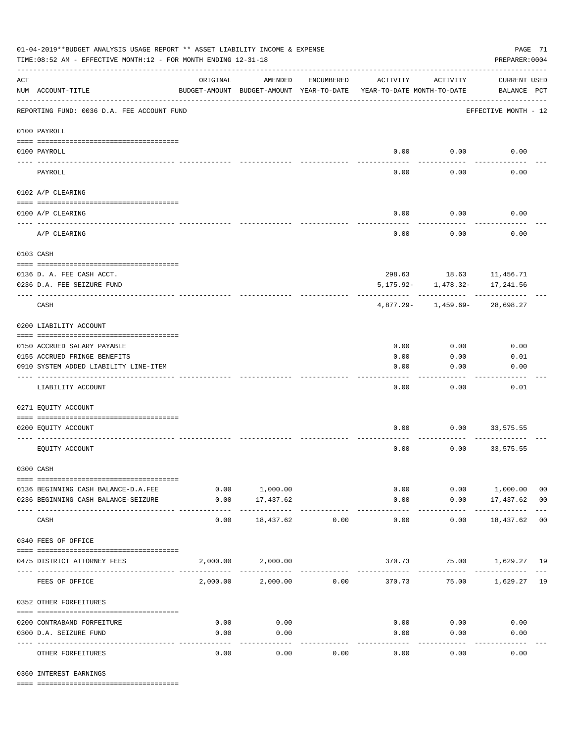01-04-2019**BUDGET ANALYSIS USAGE REPORT ** ASSET LIABILITY INCOME & EXPENSE

TIME:08:52 AM - EFFECTIVE MONTH:12 - FOR MONTH ENDING 12-31-18

PREPARER:0004

| ACT NUM | ACCOUNT-TITLE | ORIGINAL BUDGET-AMOUNT | AMENDED BUDGET-AMOUNT | ENCUMBERED YEAR-TO-DATE | ACTIVITY YEAR-TO-DATE | ACTIVITY MONTH-TO-DATE | CURRENT USED BALANCE | PCT |
|---|---|---|---|---|---|---|---|---|
| | REPORTING FUND: 0036 D.A. FEE ACCOUNT FUND | | | | | | EFFECTIVE MONTH - 12 | |
| | **0100 PAYROLL** | | | | | | | |
| 0100 | PAYROLL | | | | 0.00 | 0.00 | 0.00 | |
| | PAYROLL | | | | 0.00 | 0.00 | 0.00 | |
| | **0102 A/P CLEARING** | | | | | | | |
| 0100 | A/P CLEARING | | | | 0.00 | 0.00 | 0.00 | |
| | A/P CLEARING | | | | 0.00 | 0.00 | 0.00 | |
| | **0103 CASH** | | | | | | | |
| 0136 | D. A. FEE CASH ACCT. | | | | 298.63 | 18.63 | 11,456.71 | |
| 0236 | D.A. FEE SEIZURE FUND | | | | 5,175.92- | 1,478.32- | 17,241.56 | |
| | CASH | | | | 4,877.29- | 1,459.69- | 28,698.27 | |
| | **0200 LIABILITY ACCOUNT** | | | | | | | |
| 0150 | ACCRUED SALARY PAYABLE | | | | 0.00 | 0.00 | 0.00 | |
| 0155 | ACCRUED FRINGE BENEFITS | | | | 0.00 | 0.00 | 0.01 | |
| 0910 | SYSTEM ADDED LIABILITY LINE-ITEM | | | | 0.00 | 0.00 | 0.00 | |
| | LIABILITY ACCOUNT | | | | 0.00 | 0.00 | 0.01 | |
| | **0271 EQUITY ACCOUNT** | | | | | | | |
| 0200 | EQUITY ACCOUNT | | | | 0.00 | 0.00 | 33,575.55 | |
| | EQUITY ACCOUNT | | | | 0.00 | 0.00 | 33,575.55 | |
| | **0300 CASH** | | | | | | | |
| 0136 | BEGINNING CASH BALANCE-D.A.FEE | 0.00 | 1,000.00 | | 0.00 | 0.00 | 1,000.00 | 00 |
| 0236 | BEGINNING CASH BALANCE-SEIZURE | 0.00 | 17,437.62 | | 0.00 | 0.00 | 17,437.62 | 00 |
| | CASH | 0.00 | 18,437.62 | 0.00 | 0.00 | 0.00 | 18,437.62 | 00 |
| | **0340 FEES OF OFFICE** | | | | | | | |
| 0475 | DISTRICT ATTORNEY FEES | 2,000.00 | 2,000.00 | | 370.73 | 75.00 | 1,629.27 | 19 |
| | FEES OF OFFICE | 2,000.00 | 2,000.00 | 0.00 | 370.73 | 75.00 | 1,629.27 | 19 |
| | **0352 OTHER FORFEITURES** | | | | | | | |
| 0200 | CONTRABAND FORFEITURE | 0.00 | 0.00 | | 0.00 | 0.00 | 0.00 | |
| 0300 | D.A. SEIZURE FUND | 0.00 | 0.00 | | 0.00 | 0.00 | 0.00 | |
| | OTHER FORFEITURES | 0.00 | 0.00 | 0.00 | 0.00 | 0.00 | 0.00 | |
| | **0360 INTEREST EARNINGS** | | | | | | | |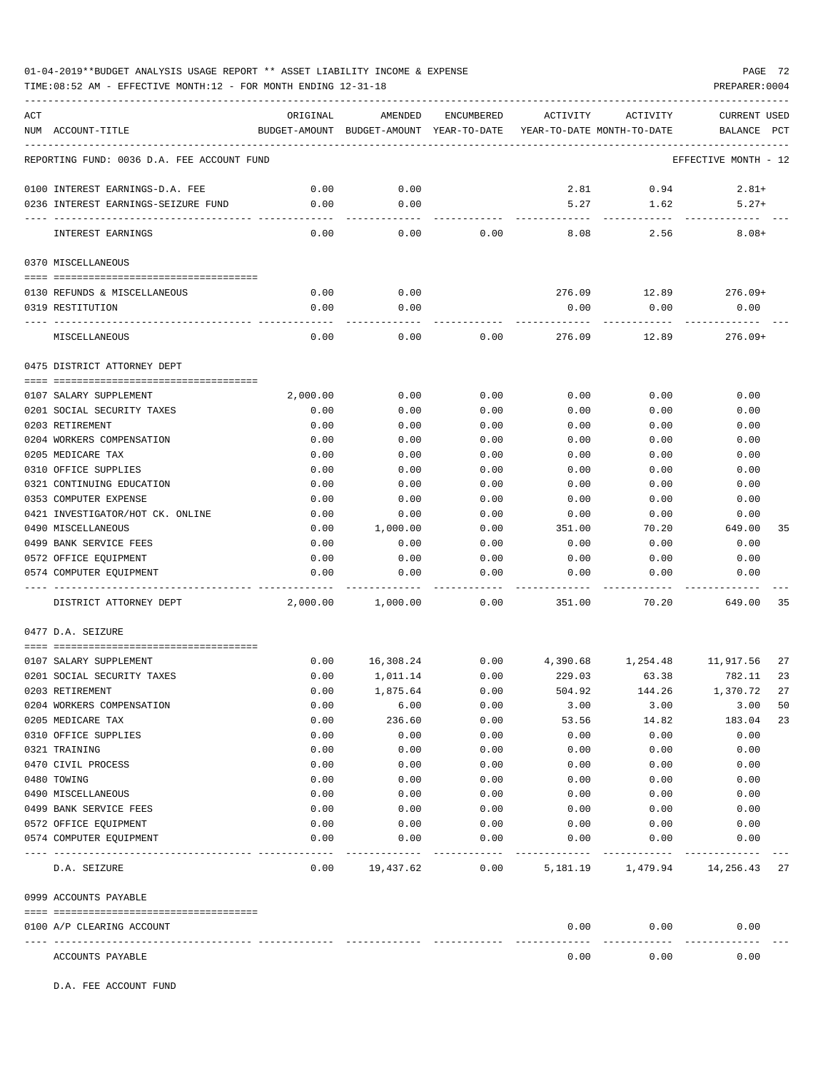01-04-2019**BUDGET ANALYSIS USAGE REPORT ** ASSET LIABILITY INCOME & EXPENSE

TIME:08:52 AM - EFFECTIVE MONTH:12 - FOR MONTH ENDING 12-31-18

PREPARER:0004

| ACT NUM | ACCOUNT-TITLE | ORIGINAL BUDGET-AMOUNT | AMENDED BUDGET-AMOUNT | ENCUMBERED YEAR-TO-DATE | ACTIVITY YEAR-TO-DATE | ACTIVITY MONTH-TO-DATE | CURRENT USED BALANCE | PCT |
|---|---|---|---|---|---|---|---|---|
| | REPORTING FUND: 0036 D.A. FEE ACCOUNT FUND | | | | | | EFFECTIVE MONTH - 12 | |
| 0100 | INTEREST EARNINGS-D.A. FEE | 0.00 | 0.00 | | 2.81 | 0.94 | 2.81+ | |
| 0236 | INTEREST EARNINGS-SEIZURE FUND | 0.00 | 0.00 | | 5.27 | 1.62 | 5.27+ | |
| | INTEREST EARNINGS | 0.00 | 0.00 | 0.00 | 8.08 | 2.56 | 8.08+ | |
| | 0370 MISCELLANEOUS | | | | | | | |
| 0130 | REFUNDS & MISCELLANEOUS | 0.00 | 0.00 | | 276.09 | 12.89 | 276.09+ | |
| 0319 | RESTITUTION | 0.00 | 0.00 | | 0.00 | 0.00 | 0.00 | |
| | MISCELLANEOUS | 0.00 | 0.00 | 0.00 | 276.09 | 12.89 | 276.09+ | |
| | 0475 DISTRICT ATTORNEY DEPT | | | | | | | |
| 0107 | SALARY SUPPLEMENT | 2,000.00 | 0.00 | 0.00 | 0.00 | 0.00 | 0.00 | |
| 0201 | SOCIAL SECURITY TAXES | 0.00 | 0.00 | 0.00 | 0.00 | 0.00 | 0.00 | |
| 0203 | RETIREMENT | 0.00 | 0.00 | 0.00 | 0.00 | 0.00 | 0.00 | |
| 0204 | WORKERS COMPENSATION | 0.00 | 0.00 | 0.00 | 0.00 | 0.00 | 0.00 | |
| 0205 | MEDICARE TAX | 0.00 | 0.00 | 0.00 | 0.00 | 0.00 | 0.00 | |
| 0310 | OFFICE SUPPLIES | 0.00 | 0.00 | 0.00 | 0.00 | 0.00 | 0.00 | |
| 0321 | CONTINUING EDUCATION | 0.00 | 0.00 | 0.00 | 0.00 | 0.00 | 0.00 | |
| 0353 | COMPUTER EXPENSE | 0.00 | 0.00 | 0.00 | 0.00 | 0.00 | 0.00 | |
| 0421 | INVESTIGATOR/HOT CK. ONLINE | 0.00 | 0.00 | 0.00 | 0.00 | 0.00 | 0.00 | |
| 0490 | MISCELLANEOUS | 0.00 | 1,000.00 | 0.00 | 351.00 | 70.20 | 649.00 | 35 |
| 0499 | BANK SERVICE FEES | 0.00 | 0.00 | 0.00 | 0.00 | 0.00 | 0.00 | |
| 0572 | OFFICE EQUIPMENT | 0.00 | 0.00 | 0.00 | 0.00 | 0.00 | 0.00 | |
| 0574 | COMPUTER EQUIPMENT | 0.00 | 0.00 | 0.00 | 0.00 | 0.00 | 0.00 | |
| | DISTRICT ATTORNEY DEPT | 2,000.00 | 1,000.00 | 0.00 | 351.00 | 70.20 | 649.00 | 35 |
| | 0477 D.A. SEIZURE | | | | | | | |
| 0107 | SALARY SUPPLEMENT | 0.00 | 16,308.24 | 0.00 | 4,390.68 | 1,254.48 | 11,917.56 | 27 |
| 0201 | SOCIAL SECURITY TAXES | 0.00 | 1,011.14 | 0.00 | 229.03 | 63.38 | 782.11 | 23 |
| 0203 | RETIREMENT | 0.00 | 1,875.64 | 0.00 | 504.92 | 144.26 | 1,370.72 | 27 |
| 0204 | WORKERS COMPENSATION | 0.00 | 6.00 | 0.00 | 3.00 | 3.00 | 3.00 | 50 |
| 0205 | MEDICARE TAX | 0.00 | 236.60 | 0.00 | 53.56 | 14.82 | 183.04 | 23 |
| 0310 | OFFICE SUPPLIES | 0.00 | 0.00 | 0.00 | 0.00 | 0.00 | 0.00 | |
| 0321 | TRAINING | 0.00 | 0.00 | 0.00 | 0.00 | 0.00 | 0.00 | |
| 0470 | CIVIL PROCESS | 0.00 | 0.00 | 0.00 | 0.00 | 0.00 | 0.00 | |
| 0480 | TOWING | 0.00 | 0.00 | 0.00 | 0.00 | 0.00 | 0.00 | |
| 0490 | MISCELLANEOUS | 0.00 | 0.00 | 0.00 | 0.00 | 0.00 | 0.00 | |
| 0499 | BANK SERVICE FEES | 0.00 | 0.00 | 0.00 | 0.00 | 0.00 | 0.00 | |
| 0572 | OFFICE EQUIPMENT | 0.00 | 0.00 | 0.00 | 0.00 | 0.00 | 0.00 | |
| 0574 | COMPUTER EQUIPMENT | 0.00 | 0.00 | 0.00 | 0.00 | 0.00 | 0.00 | |
| | D.A. SEIZURE | 0.00 | 19,437.62 | 0.00 | 5,181.19 | 1,479.94 | 14,256.43 | 27 |
| | 0999 ACCOUNTS PAYABLE | | | | | | | |
| 0100 | A/P CLEARING ACCOUNT | | | | 0.00 | 0.00 | 0.00 | |
| | ACCOUNTS PAYABLE | | | | 0.00 | 0.00 | 0.00 | |

D.A. FEE ACCOUNT FUND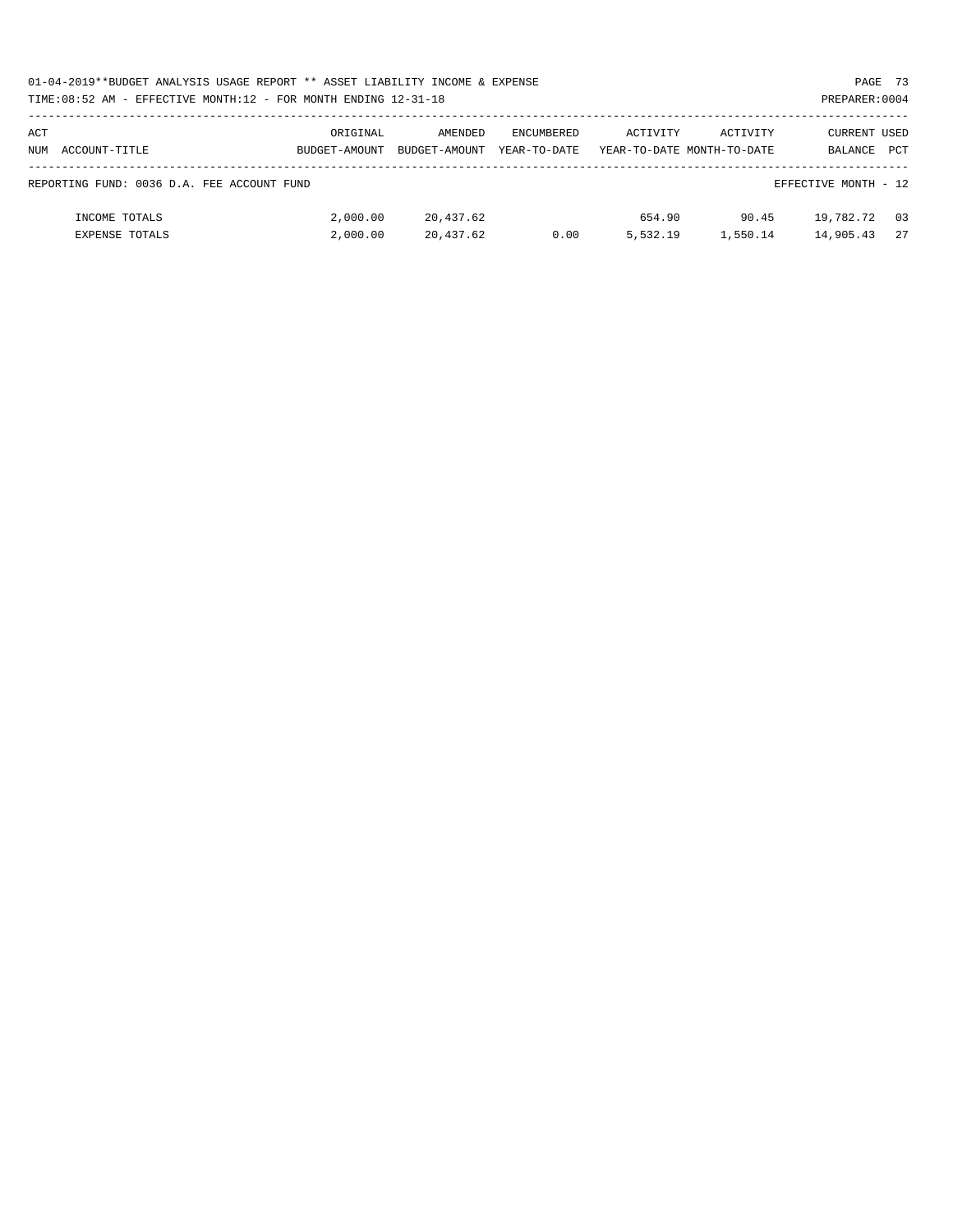01-04-2019**BUDGET ANALYSIS USAGE REPORT ** ASSET LIABILITY INCOME & EXPENSE

TIME:08:52 AM - EFFECTIVE MONTH:12 - FOR MONTH ENDING 12-31-18

PREPARER:0004

| ACT NUM ACCOUNT-TITLE | ORIGINAL BUDGET-AMOUNT | AMENDED BUDGET-AMOUNT | ENCUMBERED YEAR-TO-DATE | ACTIVITY YEAR-TO-DATE | ACTIVITY MONTH-TO-DATE | CURRENT BALANCE | USED PCT |
|---|---|---|---|---|---|---|---|
| REPORTING FUND: 0036 D.A. FEE ACCOUNT FUND | | | | | | EFFECTIVE MONTH - 12 | |
| INCOME TOTALS | 2,000.00 | 20,437.62 | | 654.90 | 90.45 | 19,782.72 | 03 |
| EXPENSE TOTALS | 2,000.00 | 20,437.62 | 0.00 | 5,532.19 | 1,550.14 | 14,905.43 | 27 |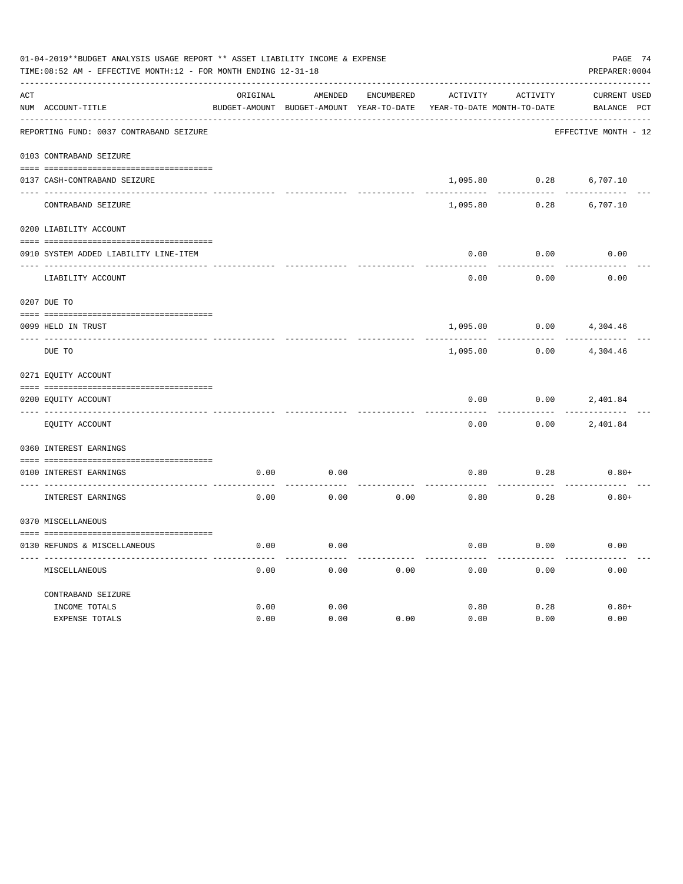01-04-2019**BUDGET ANALYSIS USAGE REPORT ** ASSET LIABILITY INCOME & EXPENSE

TIME:08:52 AM - EFFECTIVE MONTH:12 - FOR MONTH ENDING 12-31-18

PREPARER:0004

REPORTING FUND: 0037 CONTRABAND SEIZURE — EFFECTIVE MONTH - 12

| ACT NUM | ACCOUNT-TITLE | ORIGINAL BUDGET-AMOUNT | AMENDED BUDGET-AMOUNT | ENCUMBERED YEAR-TO-DATE | ACTIVITY YEAR-TO-DATE | ACTIVITY MONTH-TO-DATE | CURRENT BALANCE | USED PCT |
|---|---|---|---|---|---|---|---|---|
| | **0103 CONTRABAND SEIZURE** | | | | | | | |
| 0137 | CASH-CONTRABAND SEIZURE | | | | 1,095.80 | 0.28 | 6,707.10 | |
| | CONTRABAND SEIZURE | | | | 1,095.80 | 0.28 | 6,707.10 | |
| | **0200 LIABILITY ACCOUNT** | | | | | | | |
| 0910 | SYSTEM ADDED LIABILITY LINE-ITEM | | | | 0.00 | 0.00 | 0.00 | |
| | LIABILITY ACCOUNT | | | | 0.00 | 0.00 | 0.00 | |
| | **0207 DUE TO** | | | | | | | |
| 0099 | HELD IN TRUST | | | | 1,095.00 | 0.00 | 4,304.46 | |
| | DUE TO | | | | 1,095.00 | 0.00 | 4,304.46 | |
| | **0271 EQUITY ACCOUNT** | | | | | | | |
| 0200 | EQUITY ACCOUNT | | | | 0.00 | 0.00 | 2,401.84 | |
| | EQUITY ACCOUNT | | | | 0.00 | 0.00 | 2,401.84 | |
| | **0360 INTEREST EARNINGS** | | | | | | | |
| 0100 | INTEREST EARNINGS | 0.00 | 0.00 | | 0.80 | 0.28 | 0.80+ | |
| | INTEREST EARNINGS | 0.00 | 0.00 | 0.00 | 0.80 | 0.28 | 0.80+ | |
| | **0370 MISCELLANEOUS** | | | | | | | |
| 0130 | REFUNDS & MISCELLANEOUS | 0.00 | 0.00 | | 0.00 | 0.00 | 0.00 | |
| | MISCELLANEOUS | 0.00 | 0.00 | 0.00 | 0.00 | 0.00 | 0.00 | |
| | **CONTRABAND SEIZURE** | | | | | | | |
| | INCOME TOTALS | 0.00 | 0.00 | | 0.80 | 0.28 | 0.80+ | |
| | EXPENSE TOTALS | 0.00 | 0.00 | 0.00 | 0.00 | 0.00 | 0.00 | |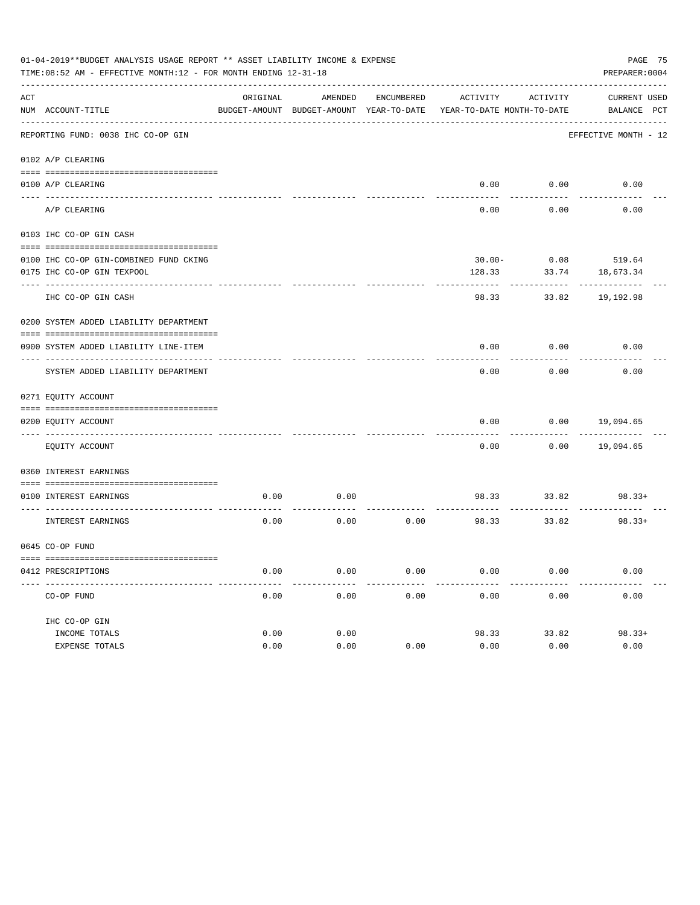01-04-2019**BUDGET ANALYSIS USAGE REPORT ** ASSET LIABILITY INCOME & EXPENSE

TIME:08:52 AM - EFFECTIVE MONTH:12 - FOR MONTH ENDING 12-31-18

PREPARER:0004

| ACT NUM | ACCOUNT-TITLE | ORIGINAL BUDGET-AMOUNT | AMENDED BUDGET-AMOUNT | ENCUMBERED YEAR-TO-DATE | ACTIVITY YEAR-TO-DATE | ACTIVITY MONTH-TO-DATE | CURRENT BALANCE | USED PCT |
|---|---|---|---|---|---|---|---|---|
| | REPORTING FUND: 0038 IHC CO-OP GIN | | | | | | EFFECTIVE MONTH - 12 | |
| | 0102 A/P CLEARING | | | | | | | |
| 0100 | A/P CLEARING | | | | 0.00 | 0.00 | 0.00 | |
| | A/P CLEARING | | | | 0.00 | 0.00 | 0.00 | |
| | 0103 IHC CO-OP GIN CASH | | | | | | | |
| 0100 | IHC CO-OP GIN-COMBINED FUND CKING | | | | 30.00- | 0.08 | 519.64 | |
| 0175 | IHC CO-OP GIN TEXPOOL | | | | 128.33 | 33.74 | 18,673.34 | |
| | IHC CO-OP GIN CASH | | | | 98.33 | 33.82 | 19,192.98 | |
| | 0200 SYSTEM ADDED LIABILITY DEPARTMENT | | | | | | | |
| 0900 | SYSTEM ADDED LIABILITY LINE-ITEM | | | | 0.00 | 0.00 | 0.00 | |
| | SYSTEM ADDED LIABILITY DEPARTMENT | | | | 0.00 | 0.00 | 0.00 | |
| | 0271 EQUITY ACCOUNT | | | | | | | |
| 0200 | EQUITY ACCOUNT | | | | 0.00 | 0.00 | 19,094.65 | |
| | EQUITY ACCOUNT | | | | 0.00 | 0.00 | 19,094.65 | |
| | 0360 INTEREST EARNINGS | | | | | | | |
| 0100 | INTEREST EARNINGS | 0.00 | 0.00 | | 98.33 | 33.82 | 98.33+ | |
| | INTEREST EARNINGS | 0.00 | 0.00 | 0.00 | 98.33 | 33.82 | 98.33+ | |
| | 0645 CO-OP FUND | | | | | | | |
| 0412 | PRESCRIPTIONS | 0.00 | 0.00 | 0.00 | 0.00 | 0.00 | 0.00 | |
| | CO-OP FUND | 0.00 | 0.00 | 0.00 | 0.00 | 0.00 | 0.00 | |
| | IHC CO-OP GIN | | | | | | | |
| | INCOME TOTALS | 0.00 | 0.00 | | 98.33 | 33.82 | 98.33+ | |
| | EXPENSE TOTALS | 0.00 | 0.00 | 0.00 | 0.00 | 0.00 | 0.00 | |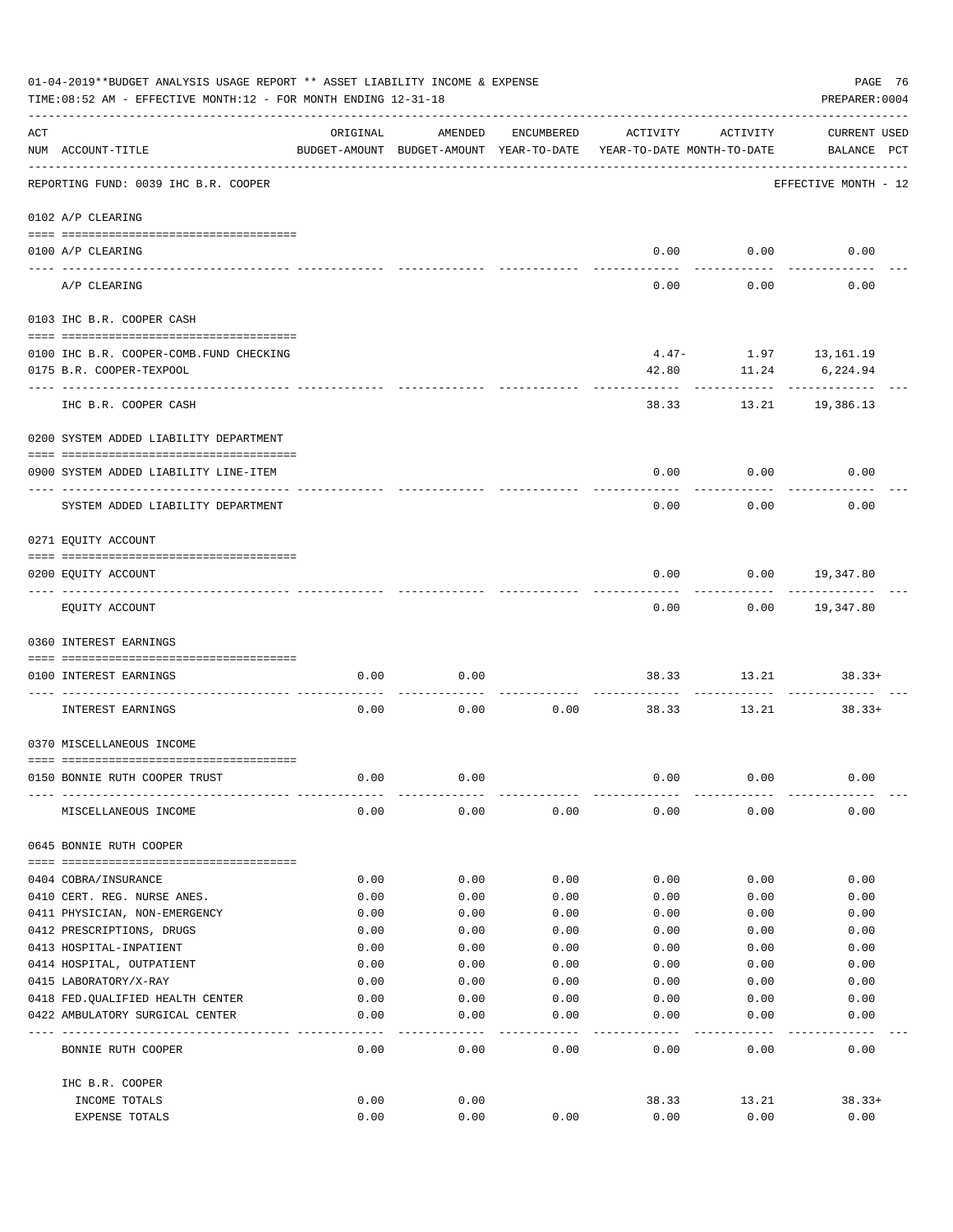01-04-2019**BUDGET ANALYSIS USAGE REPORT ** ASSET LIABILITY INCOME & EXPENSE

TIME:08:52 AM - EFFECTIVE MONTH:12 - FOR MONTH ENDING 12-31-18

PREPARER:0004

| ACT NUM | ACCOUNT-TITLE | ORIGINAL BUDGET-AMOUNT | AMENDED BUDGET-AMOUNT | ENCUMBERED YEAR-TO-DATE | ACTIVITY YEAR-TO-DATE | ACTIVITY MONTH-TO-DATE | CURRENT USED BALANCE | PCT |
|---|---|---|---|---|---|---|---|---|
| | REPORTING FUND: 0039 IHC B.R. COOPER | | | | | | EFFECTIVE MONTH - 12 | |
| | 0102 A/P CLEARING | | | | | | | |
| 0100 | A/P CLEARING | | | | 0.00 | 0.00 | 0.00 | |
| | A/P CLEARING | | | | 0.00 | 0.00 | 0.00 | |
| | 0103 IHC B.R. COOPER CASH | | | | | | | |
| 0100 | IHC B.R. COOPER-COMB.FUND CHECKING | | | | 4.47- | 1.97 | 13,161.19 | |
| 0175 | B.R. COOPER-TEXPOOL | | | | 42.80 | 11.24 | 6,224.94 | |
| | IHC B.R. COOPER CASH | | | | 38.33 | 13.21 | 19,386.13 | |
| | 0200 SYSTEM ADDED LIABILITY DEPARTMENT | | | | | | | |
| 0900 | SYSTEM ADDED LIABILITY LINE-ITEM | | | | 0.00 | 0.00 | 0.00 | |
| | SYSTEM ADDED LIABILITY DEPARTMENT | | | | 0.00 | 0.00 | 0.00 | |
| | 0271 EQUITY ACCOUNT | | | | | | | |
| 0200 | EQUITY ACCOUNT | | | | 0.00 | 0.00 | 19,347.80 | |
| | EQUITY ACCOUNT | | | | 0.00 | 0.00 | 19,347.80 | |
| | 0360 INTEREST EARNINGS | | | | | | | |
| 0100 | INTEREST EARNINGS | 0.00 | 0.00 | | 38.33 | 13.21 | 38.33+ | |
| | INTEREST EARNINGS | 0.00 | 0.00 | 0.00 | 38.33 | 13.21 | 38.33+ | |
| | 0370 MISCELLANEOUS INCOME | | | | | | | |
| 0150 | BONNIE RUTH COOPER TRUST | 0.00 | 0.00 | | 0.00 | 0.00 | 0.00 | |
| | MISCELLANEOUS INCOME | 0.00 | 0.00 | 0.00 | 0.00 | 0.00 | 0.00 | |
| | 0645 BONNIE RUTH COOPER | | | | | | | |
| 0404 | COBRA/INSURANCE | 0.00 | 0.00 | 0.00 | 0.00 | 0.00 | 0.00 | |
| 0410 | CERT. REG. NURSE ANES. | 0.00 | 0.00 | 0.00 | 0.00 | 0.00 | 0.00 | |
| 0411 | PHYSICIAN, NON-EMERGENCY | 0.00 | 0.00 | 0.00 | 0.00 | 0.00 | 0.00 | |
| 0412 | PRESCRIPTIONS, DRUGS | 0.00 | 0.00 | 0.00 | 0.00 | 0.00 | 0.00 | |
| 0413 | HOSPITAL-INPATIENT | 0.00 | 0.00 | 0.00 | 0.00 | 0.00 | 0.00 | |
| 0414 | HOSPITAL, OUTPATIENT | 0.00 | 0.00 | 0.00 | 0.00 | 0.00 | 0.00 | |
| 0415 | LABORATORY/X-RAY | 0.00 | 0.00 | 0.00 | 0.00 | 0.00 | 0.00 | |
| 0418 | FED.QUALIFIED HEALTH CENTER | 0.00 | 0.00 | 0.00 | 0.00 | 0.00 | 0.00 | |
| 0422 | AMBULATORY SURGICAL CENTER | 0.00 | 0.00 | 0.00 | 0.00 | 0.00 | 0.00 | |
| | BONNIE RUTH COOPER | 0.00 | 0.00 | 0.00 | 0.00 | 0.00 | 0.00 | |
| | IHC B.R. COOPER | | | | | | | |
| | INCOME TOTALS | 0.00 | 0.00 | | 38.33 | 13.21 | 38.33+ | |
| | EXPENSE TOTALS | 0.00 | 0.00 | 0.00 | 0.00 | 0.00 | 0.00 | |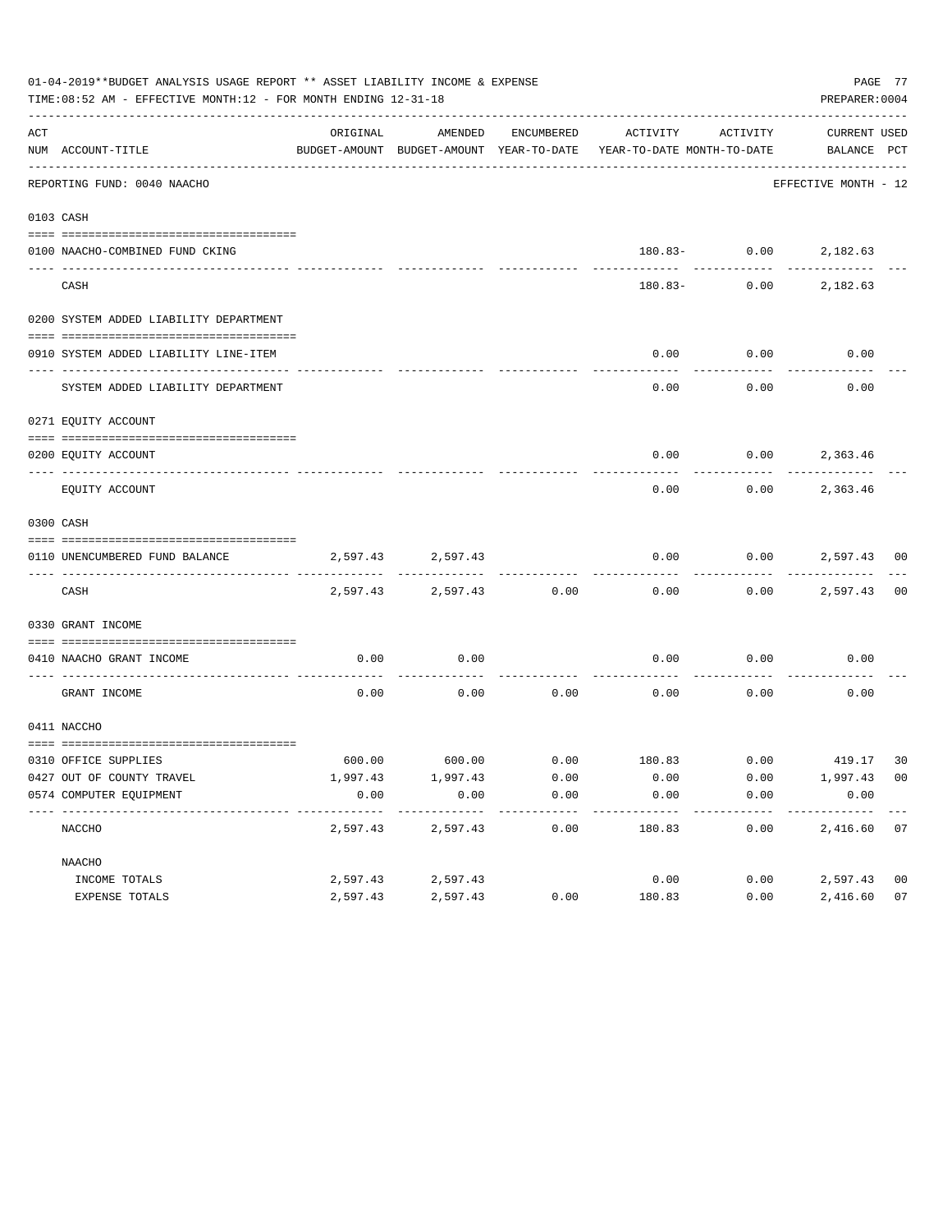01-04-2019**BUDGET ANALYSIS USAGE REPORT ** ASSET LIABILITY INCOME & EXPENSE

TIME:08:52 AM - EFFECTIVE MONTH:12 - FOR MONTH ENDING 12-31-18

PREPARER:0004

| ACT NUM | ACCOUNT-TITLE | ORIGINAL BUDGET-AMOUNT | AMENDED BUDGET-AMOUNT | ENCUMBERED YEAR-TO-DATE | ACTIVITY YEAR-TO-DATE | ACTIVITY MONTH-TO-DATE | CURRENT BALANCE | USED PCT |
|---|---|---|---|---|---|---|---|---|
| | REPORTING FUND: 0040 NAACHO | | | | | | EFFECTIVE MONTH - 12 | |
| 0103 | CASH | | | | | | | |
| 0100 | NAACHO-COMBINED FUND CKING | | | | 180.83- | 0.00 | 2,182.63 | |
| | CASH | | | | 180.83- | 0.00 | 2,182.63 | |
| 0200 | SYSTEM ADDED LIABILITY DEPARTMENT | | | | | | | |
| 0910 | SYSTEM ADDED LIABILITY LINE-ITEM | | | | 0.00 | 0.00 | 0.00 | |
| | SYSTEM ADDED LIABILITY DEPARTMENT | | | | 0.00 | 0.00 | 0.00 | |
| 0271 | EQUITY ACCOUNT | | | | | | | |
| 0200 | EQUITY ACCOUNT | | | | 0.00 | 0.00 | 2,363.46 | |
| | EQUITY ACCOUNT | | | | 0.00 | 0.00 | 2,363.46 | |
| 0300 | CASH | | | | | | | |
| 0110 | UNENCUMBERED FUND BALANCE | 2,597.43 | 2,597.43 | | 0.00 | 0.00 | 2,597.43 | 00 |
| | CASH | 2,597.43 | 2,597.43 | 0.00 | 0.00 | 0.00 | 2,597.43 | 00 |
| 0330 | GRANT INCOME | | | | | | | |
| 0410 | NAACHO GRANT INCOME | 0.00 | 0.00 | | 0.00 | 0.00 | 0.00 | |
| | GRANT INCOME | 0.00 | 0.00 | 0.00 | 0.00 | 0.00 | 0.00 | |
| 0411 | NACCHO | | | | | | | |
| 0310 | OFFICE SUPPLIES | 600.00 | 600.00 | 0.00 | 180.83 | 0.00 | 419.17 | 30 |
| 0427 | OUT OF COUNTY TRAVEL | 1,997.43 | 1,997.43 | 0.00 | 0.00 | 0.00 | 1,997.43 | 00 |
| 0574 | COMPUTER EQUIPMENT | 0.00 | 0.00 | 0.00 | 0.00 | 0.00 | 0.00 | |
| | NACCHO | 2,597.43 | 2,597.43 | 0.00 | 180.83 | 0.00 | 2,416.60 | 07 |
| | NAACHO | | | | | | | |
| | INCOME TOTALS | 2,597.43 | 2,597.43 | | 0.00 | 0.00 | 2,597.43 | 00 |
| | EXPENSE TOTALS | 2,597.43 | 2,597.43 | 0.00 | 180.83 | 0.00 | 2,416.60 | 07 |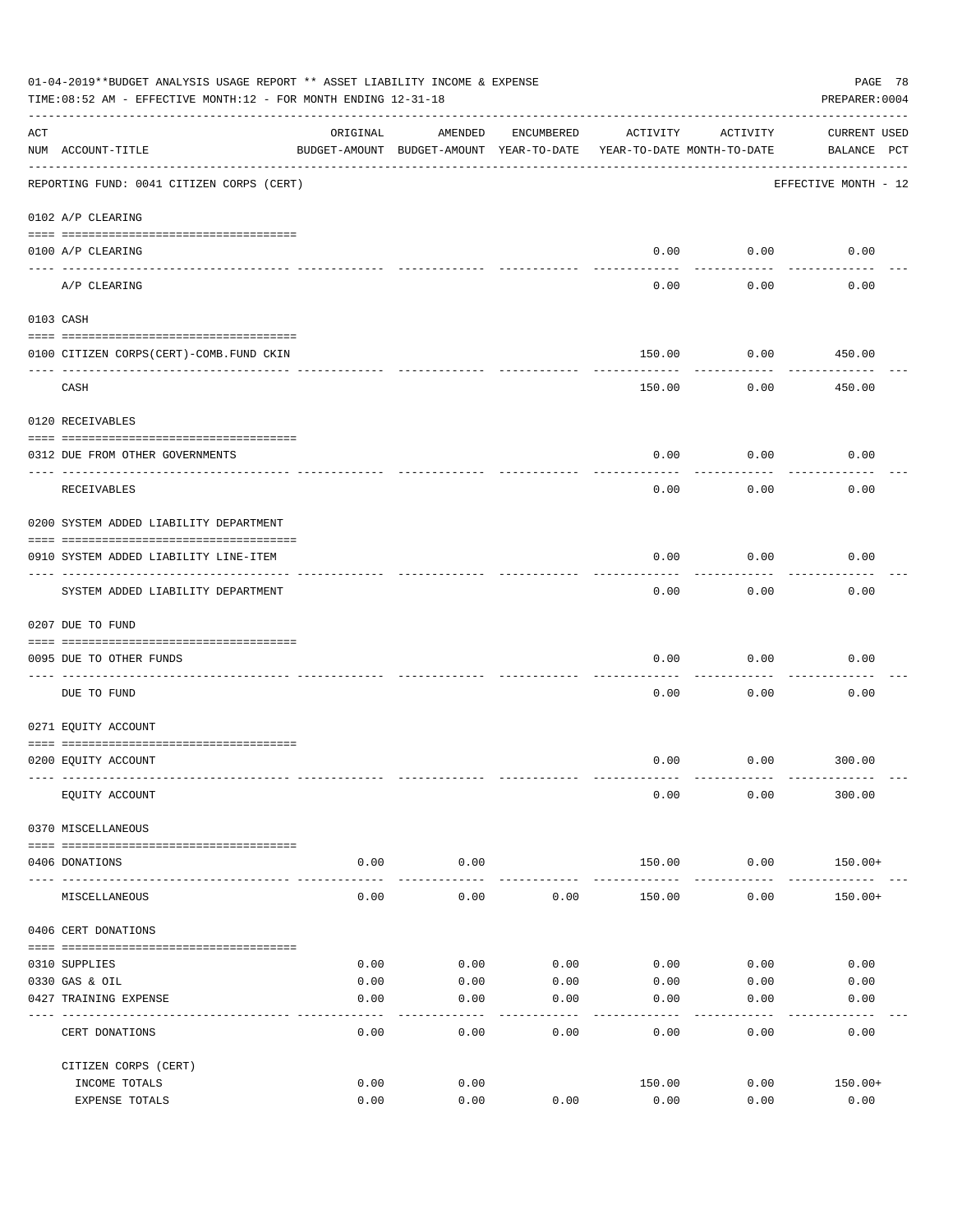01-04-2019**BUDGET ANALYSIS USAGE REPORT ** ASSET LIABILITY INCOME & EXPENSE

TIME:08:52 AM - EFFECTIVE MONTH:12 - FOR MONTH ENDING 12-31-18

PREPARER:0004

| ACT NUM | ACCOUNT-TITLE | ORIGINAL BUDGET-AMOUNT | AMENDED BUDGET-AMOUNT | ENCUMBERED YEAR-TO-DATE | ACTIVITY YEAR-TO-DATE | ACTIVITY MONTH-TO-DATE | CURRENT BALANCE | USED PCT |
|---|---|---|---|---|---|---|---|---|
| | REPORTING FUND: 0041 CITIZEN CORPS (CERT) | | | | | | EFFECTIVE MONTH - 12 | |
| 0102 | A/P CLEARING | | | | | | | |
| 0100 | A/P CLEARING | | | | 0.00 | 0.00 | 0.00 | |
| | A/P CLEARING | | | | 0.00 | 0.00 | 0.00 | |
| 0103 | CASH | | | | | | | |
| 0100 | CITIZEN CORPS(CERT)-COMB.FUND CKIN | | | | 150.00 | 0.00 | 450.00 | |
| | CASH | | | | 150.00 | 0.00 | 450.00 | |
| 0120 | RECEIVABLES | | | | | | | |
| 0312 | DUE FROM OTHER GOVERNMENTS | | | | 0.00 | 0.00 | 0.00 | |
| | RECEIVABLES | | | | 0.00 | 0.00 | 0.00 | |
| 0200 | SYSTEM ADDED LIABILITY DEPARTMENT | | | | | | | |
| 0910 | SYSTEM ADDED LIABILITY LINE-ITEM | | | | 0.00 | 0.00 | 0.00 | |
| | SYSTEM ADDED LIABILITY DEPARTMENT | | | | 0.00 | 0.00 | 0.00 | |
| 0207 | DUE TO FUND | | | | | | | |
| 0095 | DUE TO OTHER FUNDS | | | | 0.00 | 0.00 | 0.00 | |
| | DUE TO FUND | | | | 0.00 | 0.00 | 0.00 | |
| 0271 | EQUITY ACCOUNT | | | | | | | |
| 0200 | EQUITY ACCOUNT | | | | 0.00 | 0.00 | 300.00 | |
| | EQUITY ACCOUNT | | | | 0.00 | 0.00 | 300.00 | |
| 0370 | MISCELLANEOUS | | | | | | | |
| 0406 | DONATIONS | 0.00 | 0.00 | | 150.00 | 0.00 | 150.00+ | |
| | MISCELLANEOUS | 0.00 | 0.00 | 0.00 | 150.00 | 0.00 | 150.00+ | |
| 0406 | CERT DONATIONS | | | | | | | |
| 0310 | SUPPLIES | 0.00 | 0.00 | 0.00 | 0.00 | 0.00 | 0.00 | |
| 0330 | GAS & OIL | 0.00 | 0.00 | 0.00 | 0.00 | 0.00 | 0.00 | |
| 0427 | TRAINING EXPENSE | 0.00 | 0.00 | 0.00 | 0.00 | 0.00 | 0.00 | |
| | CERT DONATIONS | 0.00 | 0.00 | 0.00 | 0.00 | 0.00 | 0.00 | |
| | CITIZEN CORPS (CERT) | | | | | | | |
| | INCOME TOTALS | 0.00 | 0.00 | | 150.00 | 0.00 | 150.00+ | |
| | EXPENSE TOTALS | 0.00 | 0.00 | 0.00 | 0.00 | 0.00 | 0.00 | |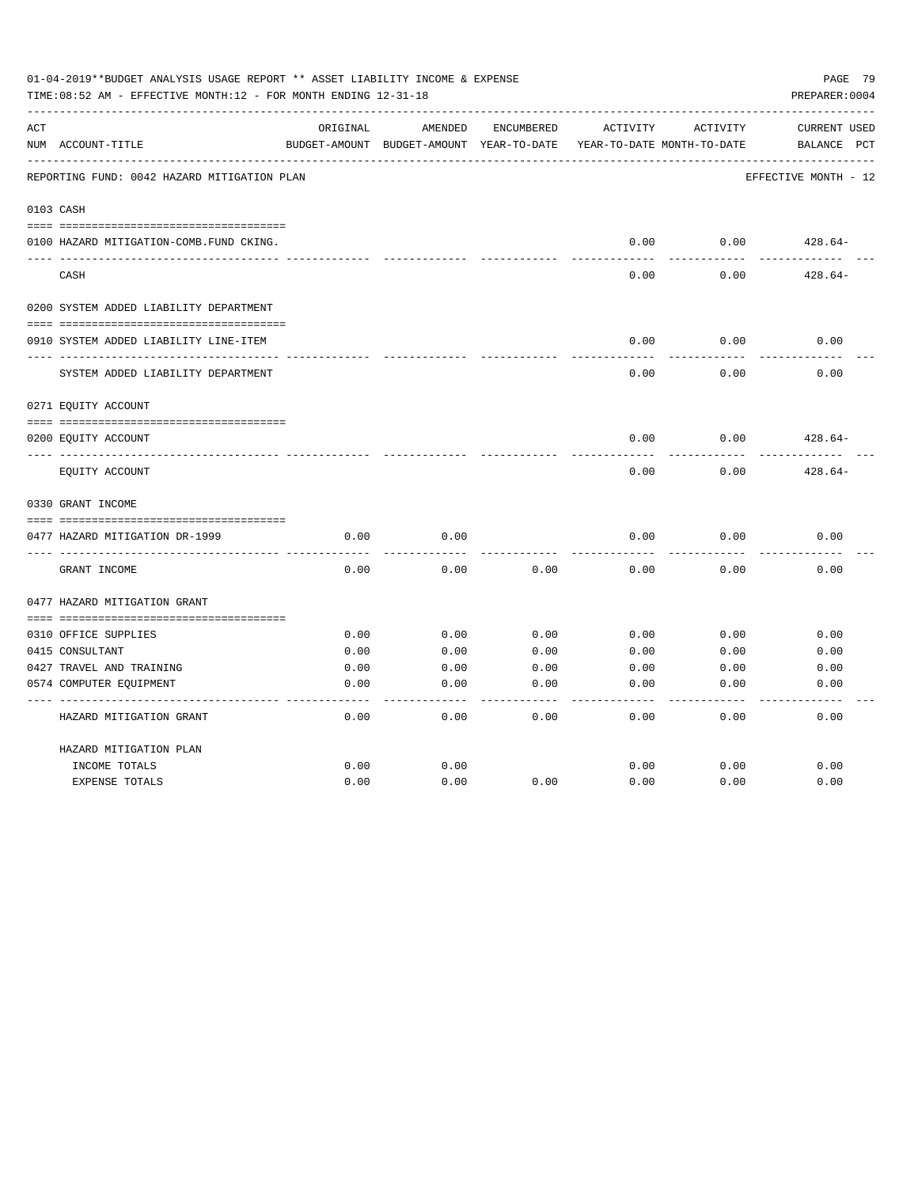01-04-2019**BUDGET ANALYSIS USAGE REPORT ** ASSET LIABILITY INCOME & EXPENSE

TIME:08:52 AM - EFFECTIVE MONTH:12 - FOR MONTH ENDING 12-31-18

PREPARER:0004

| ACT NUM | ACCOUNT-TITLE | ORIGINAL BUDGET-AMOUNT | AMENDED BUDGET-AMOUNT | ENCUMBERED YEAR-TO-DATE | ACTIVITY YEAR-TO-DATE | ACTIVITY MONTH-TO-DATE | CURRENT BALANCE | USED PCT |
|---|---|---|---|---|---|---|---|---|
| | REPORTING FUND: 0042 HAZARD MITIGATION PLAN | | | | | | EFFECTIVE MONTH - 12 | |
| 0103 | CASH | | | | | | | |
| 0100 | HAZARD MITIGATION-COMB.FUND CKING. | | | | 0.00 | 0.00 | 428.64- | |
| | CASH | | | | 0.00 | 0.00 | 428.64- | |
| 0200 | SYSTEM ADDED LIABILITY DEPARTMENT | | | | | | | |
| 0910 | SYSTEM ADDED LIABILITY LINE-ITEM | | | | 0.00 | 0.00 | 0.00 | |
| | SYSTEM ADDED LIABILITY DEPARTMENT | | | | 0.00 | 0.00 | 0.00 | |
| 0271 | EQUITY ACCOUNT | | | | | | | |
| 0200 | EQUITY ACCOUNT | | | | 0.00 | 0.00 | 428.64- | |
| | EQUITY ACCOUNT | | | | 0.00 | 0.00 | 428.64- | |
| 0330 | GRANT INCOME | | | | | | | |
| 0477 | HAZARD MITIGATION DR-1999 | 0.00 | 0.00 | | 0.00 | 0.00 | 0.00 | |
| | GRANT INCOME | 0.00 | 0.00 | 0.00 | 0.00 | 0.00 | 0.00 | |
| 0477 | HAZARD MITIGATION GRANT | | | | | | | |
| 0310 | OFFICE SUPPLIES | 0.00 | 0.00 | 0.00 | 0.00 | 0.00 | 0.00 | |
| 0415 | CONSULTANT | 0.00 | 0.00 | 0.00 | 0.00 | 0.00 | 0.00 | |
| 0427 | TRAVEL AND TRAINING | 0.00 | 0.00 | 0.00 | 0.00 | 0.00 | 0.00 | |
| 0574 | COMPUTER EQUIPMENT | 0.00 | 0.00 | 0.00 | 0.00 | 0.00 | 0.00 | |
| | HAZARD MITIGATION GRANT | 0.00 | 0.00 | 0.00 | 0.00 | 0.00 | 0.00 | |
| | HAZARD MITIGATION PLAN | | | | | | | |
| | INCOME TOTALS | 0.00 | 0.00 | | 0.00 | 0.00 | 0.00 | |
| | EXPENSE TOTALS | 0.00 | 0.00 | 0.00 | 0.00 | 0.00 | 0.00 | |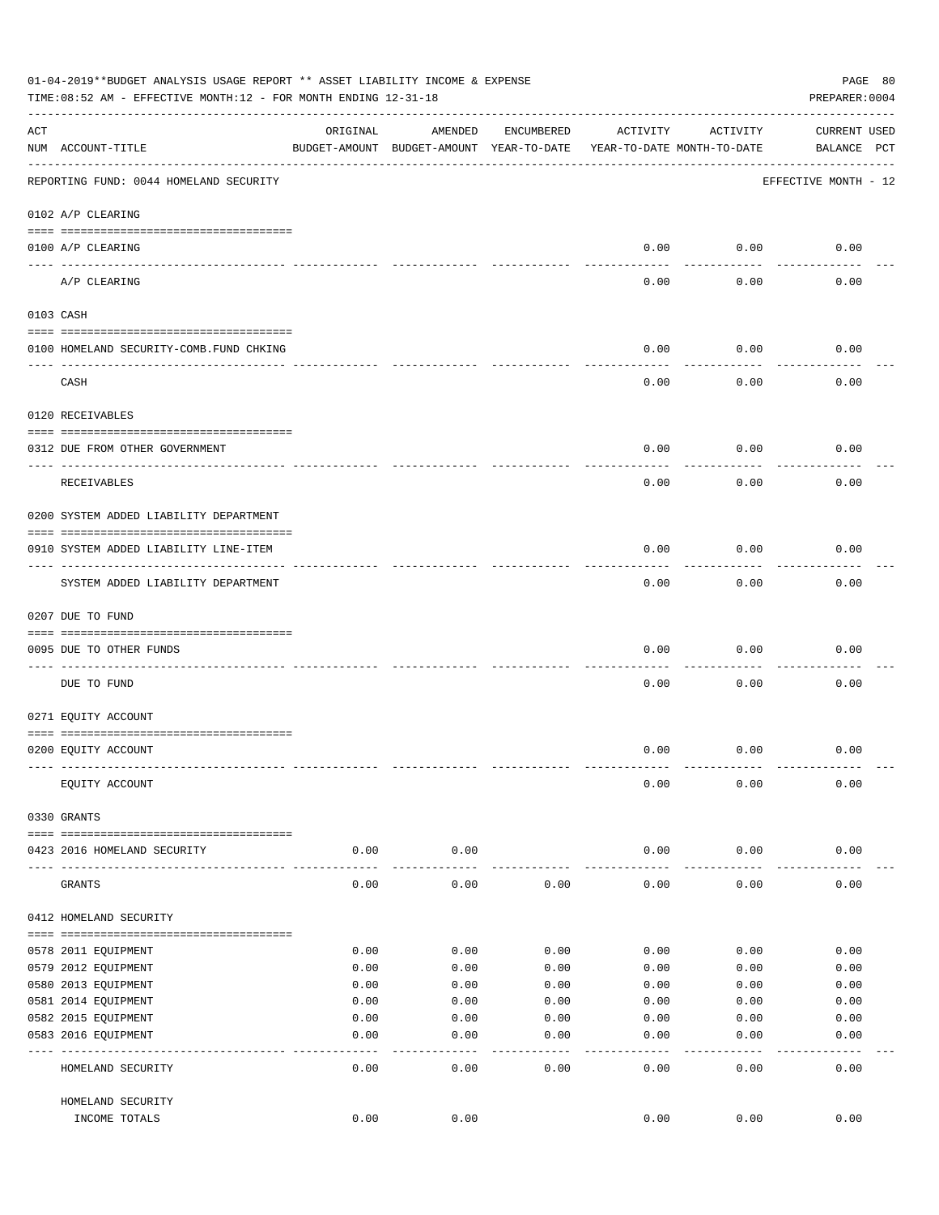01-04-2019**BUDGET ANALYSIS USAGE REPORT ** ASSET LIABILITY INCOME & EXPENSE

TIME:08:52 AM - EFFECTIVE MONTH:12 - FOR MONTH ENDING 12-31-18

PREPARER:0004

| ACT NUM | ACCOUNT-TITLE | ORIGINAL BUDGET-AMOUNT | AMENDED BUDGET-AMOUNT | ENCUMBERED YEAR-TO-DATE | ACTIVITY YEAR-TO-DATE | ACTIVITY MONTH-TO-DATE | CURRENT BALANCE | USED PCT |
|---|---|---|---|---|---|---|---|---|
| | REPORTING FUND: 0044 HOMELAND SECURITY | | | | | | EFFECTIVE MONTH - 12 | |
| | 0102 A/P CLEARING | | | | | | | |
| 0100 | A/P CLEARING | | | | 0.00 | 0.00 | 0.00 | |
| | A/P CLEARING | | | | 0.00 | 0.00 | 0.00 | |
| | 0103 CASH | | | | | | | |
| 0100 | HOMELAND SECURITY-COMB.FUND CHKING | | | | 0.00 | 0.00 | 0.00 | |
| | CASH | | | | 0.00 | 0.00 | 0.00 | |
| | 0120 RECEIVABLES | | | | | | | |
| 0312 | DUE FROM OTHER GOVERNMENT | | | | 0.00 | 0.00 | 0.00 | |
| | RECEIVABLES | | | | 0.00 | 0.00 | 0.00 | |
| | 0200 SYSTEM ADDED LIABILITY DEPARTMENT | | | | | | | |
| 0910 | SYSTEM ADDED LIABILITY LINE-ITEM | | | | 0.00 | 0.00 | 0.00 | |
| | SYSTEM ADDED LIABILITY DEPARTMENT | | | | 0.00 | 0.00 | 0.00 | |
| | 0207 DUE TO FUND | | | | | | | |
| 0095 | DUE TO OTHER FUNDS | | | | 0.00 | 0.00 | 0.00 | |
| | DUE TO FUND | | | | 0.00 | 0.00 | 0.00 | |
| | 0271 EQUITY ACCOUNT | | | | | | | |
| 0200 | EQUITY ACCOUNT | | | | 0.00 | 0.00 | 0.00 | |
| | EQUITY ACCOUNT | | | | 0.00 | 0.00 | 0.00 | |
| | 0330 GRANTS | | | | | | | |
| 0423 | 2016 HOMELAND SECURITY | 0.00 | 0.00 | | 0.00 | 0.00 | 0.00 | |
| | GRANTS | 0.00 | 0.00 | 0.00 | 0.00 | 0.00 | 0.00 | |
| | 0412 HOMELAND SECURITY | | | | | | | |
| 0578 | 2011 EQUIPMENT | 0.00 | 0.00 | 0.00 | 0.00 | 0.00 | 0.00 | |
| 0579 | 2012 EQUIPMENT | 0.00 | 0.00 | 0.00 | 0.00 | 0.00 | 0.00 | |
| 0580 | 2013 EQUIPMENT | 0.00 | 0.00 | 0.00 | 0.00 | 0.00 | 0.00 | |
| 0581 | 2014 EQUIPMENT | 0.00 | 0.00 | 0.00 | 0.00 | 0.00 | 0.00 | |
| 0582 | 2015 EQUIPMENT | 0.00 | 0.00 | 0.00 | 0.00 | 0.00 | 0.00 | |
| 0583 | 2016 EQUIPMENT | 0.00 | 0.00 | 0.00 | 0.00 | 0.00 | 0.00 | |
| | HOMELAND SECURITY | 0.00 | 0.00 | 0.00 | 0.00 | 0.00 | 0.00 | |
| | HOMELAND SECURITY INCOME TOTALS | 0.00 | 0.00 | | 0.00 | 0.00 | 0.00 | |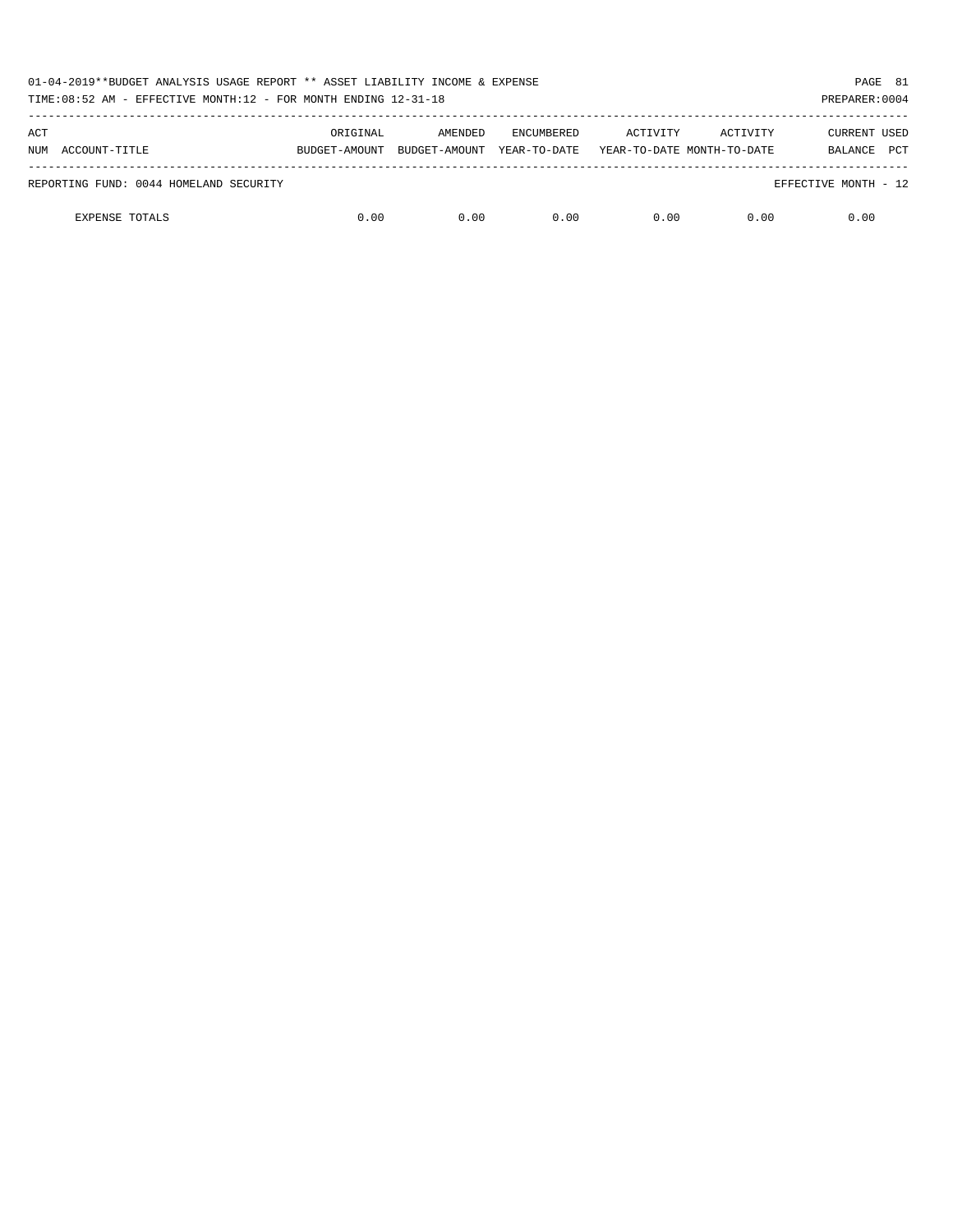01-04-2019**BUDGET ANALYSIS USAGE REPORT ** ASSET LIABILITY INCOME & EXPENSE

TIME:08:52 AM - EFFECTIVE MONTH:12 - FOR MONTH ENDING 12-31-18

PREPARER:0004

| ACT NUM | ACCOUNT-TITLE | ORIGINAL BUDGET-AMOUNT | AMENDED BUDGET-AMOUNT | ENCUMBERED YEAR-TO-DATE | ACTIVITY YEAR-TO-DATE | ACTIVITY MONTH-TO-DATE | CURRENT BALANCE | USED PCT |
|---|---|---|---|---|---|---|---|---|
| | REPORTING FUND: 0044 HOMELAND SECURITY | | | | | | EFFECTIVE MONTH - 12 | |
| | EXPENSE TOTALS | 0.00 | 0.00 | 0.00 | 0.00 | 0.00 | 0.00 | |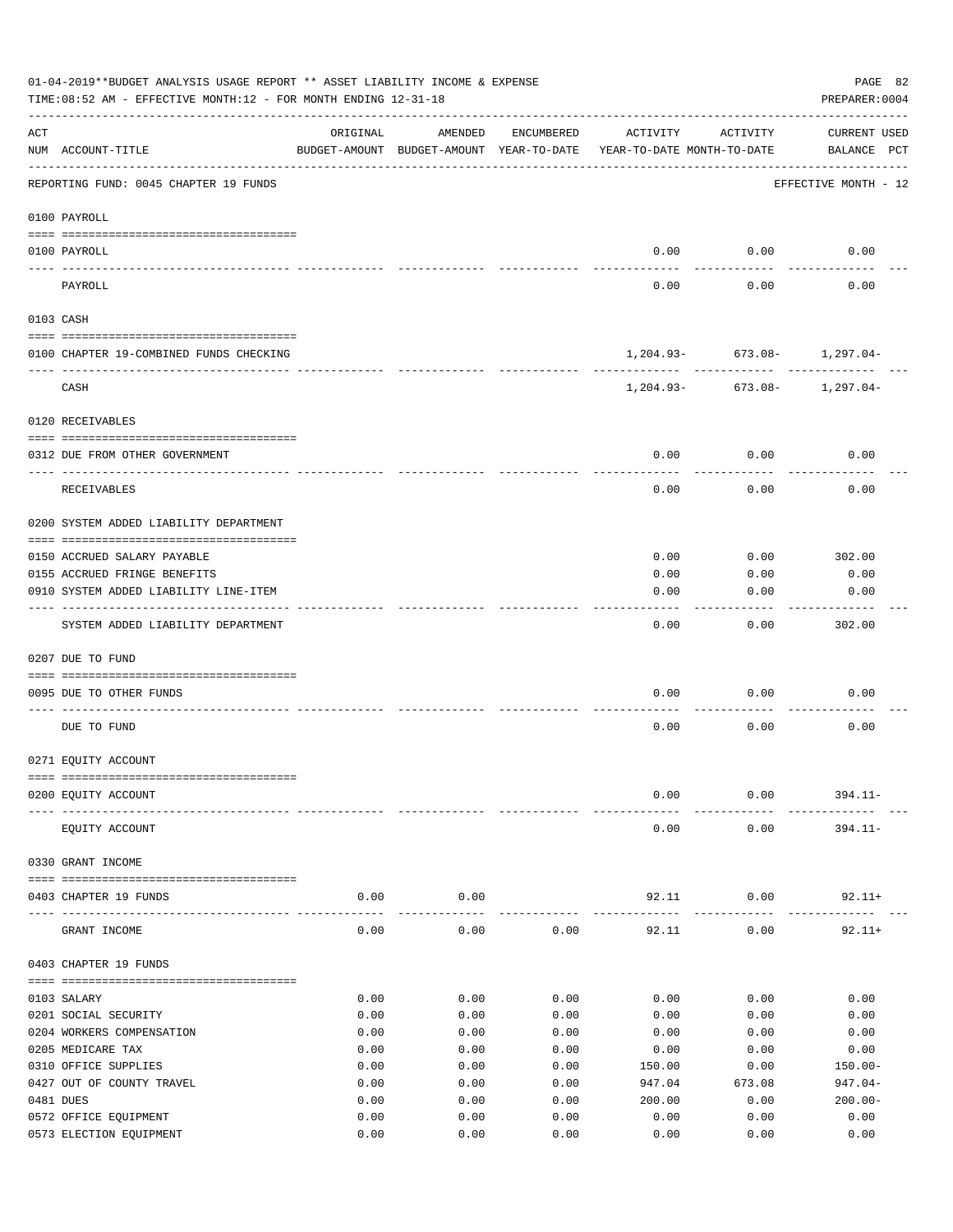01-04-2019**BUDGET ANALYSIS USAGE REPORT ** ASSET LIABILITY INCOME & EXPENSE

TIME:08:52 AM - EFFECTIVE MONTH:12 - FOR MONTH ENDING 12-31-18

PREPARER:0004

| ACT NUM | ACCOUNT-TITLE | ORIGINAL BUDGET-AMOUNT | AMENDED BUDGET-AMOUNT | ENCUMBERED YEAR-TO-DATE | ACTIVITY YEAR-TO-DATE | ACTIVITY MONTH-TO-DATE | CURRENT USED BALANCE | PCT |
|---|---|---|---|---|---|---|---|---|
| | REPORTING FUND: 0045 CHAPTER 19 FUNDS | | | | | | EFFECTIVE MONTH - 12 | |
| | **0100 PAYROLL** | | | | | | | |
| 0100 | PAYROLL | | | | 0.00 | 0.00 | 0.00 | |
| | PAYROLL | | | | 0.00 | 0.00 | 0.00 | |
| | **0103 CASH** | | | | | | | |
| 0100 | CHAPTER 19-COMBINED FUNDS CHECKING | | | | 1,204.93- | 673.08- | 1,297.04- | |
| | CASH | | | | 1,204.93- | 673.08- | 1,297.04- | |
| | **0120 RECEIVABLES** | | | | | | | |
| 0312 | DUE FROM OTHER GOVERNMENT | | | | 0.00 | 0.00 | 0.00 | |
| | RECEIVABLES | | | | 0.00 | 0.00 | 0.00 | |
| | **0200 SYSTEM ADDED LIABILITY DEPARTMENT** | | | | | | | |
| 0150 | ACCRUED SALARY PAYABLE | | | | 0.00 | 0.00 | 302.00 | |
| 0155 | ACCRUED FRINGE BENEFITS | | | | 0.00 | 0.00 | 0.00 | |
| 0910 | SYSTEM ADDED LIABILITY LINE-ITEM | | | | 0.00 | 0.00 | 0.00 | |
| | SYSTEM ADDED LIABILITY DEPARTMENT | | | | 0.00 | 0.00 | 302.00 | |
| | **0207 DUE TO FUND** | | | | | | | |
| 0095 | DUE TO OTHER FUNDS | | | | 0.00 | 0.00 | 0.00 | |
| | DUE TO FUND | | | | 0.00 | 0.00 | 0.00 | |
| | **0271 EQUITY ACCOUNT** | | | | | | | |
| 0200 | EQUITY ACCOUNT | | | | 0.00 | 0.00 | 394.11- | |
| | EQUITY ACCOUNT | | | | 0.00 | 0.00 | 394.11- | |
| | **0330 GRANT INCOME** | | | | | | | |
| 0403 | CHAPTER 19 FUNDS | 0.00 | 0.00 | | 92.11 | 0.00 | 92.11+ | |
| | GRANT INCOME | 0.00 | 0.00 | 0.00 | 92.11 | 0.00 | 92.11+ | |
| | **0403 CHAPTER 19 FUNDS** | | | | | | | |
| 0103 | SALARY | 0.00 | 0.00 | 0.00 | 0.00 | 0.00 | 0.00 | |
| 0201 | SOCIAL SECURITY | 0.00 | 0.00 | 0.00 | 0.00 | 0.00 | 0.00 | |
| 0204 | WORKERS COMPENSATION | 0.00 | 0.00 | 0.00 | 0.00 | 0.00 | 0.00 | |
| 0205 | MEDICARE TAX | 0.00 | 0.00 | 0.00 | 0.00 | 0.00 | 0.00 | |
| 0310 | OFFICE SUPPLIES | 0.00 | 0.00 | 0.00 | 150.00 | 0.00 | 150.00- | |
| 0427 | OUT OF COUNTY TRAVEL | 0.00 | 0.00 | 0.00 | 947.04 | 673.08 | 947.04- | |
| 0481 | DUES | 0.00 | 0.00 | 0.00 | 200.00 | 0.00 | 200.00- | |
| 0572 | OFFICE EQUIPMENT | 0.00 | 0.00 | 0.00 | 0.00 | 0.00 | 0.00 | |
| 0573 | ELECTION EQUIPMENT | 0.00 | 0.00 | 0.00 | 0.00 | 0.00 | 0.00 | |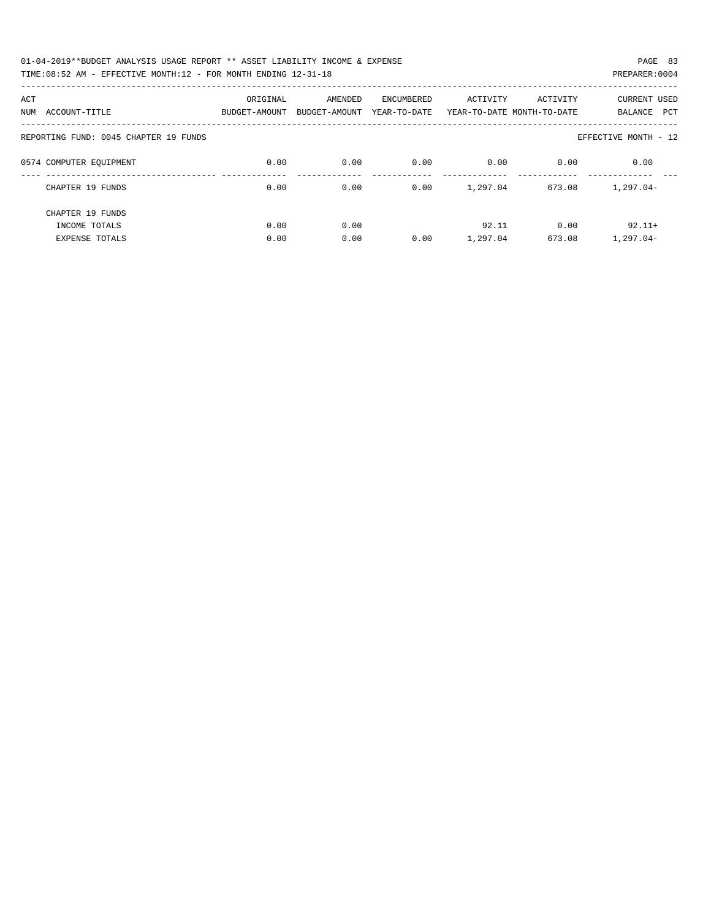01-04-2019**BUDGET ANALYSIS USAGE REPORT ** ASSET LIABILITY INCOME & EXPENSE

TIME:08:52 AM - EFFECTIVE MONTH:12 - FOR MONTH ENDING 12-31-18

PREPARER:0004

| ACT NUM | ACCOUNT-TITLE | ORIGINAL BUDGET-AMOUNT | AMENDED BUDGET-AMOUNT | ENCUMBERED YEAR-TO-DATE | ACTIVITY YEAR-TO-DATE | ACTIVITY MONTH-TO-DATE | CURRENT BALANCE | USED PCT |
|---|---|---|---|---|---|---|---|---|
| REPORTING FUND: 0045 CHAPTER 19 FUNDS | | | | | | | EFFECTIVE MONTH - 12 | |
| 0574 | COMPUTER EQUIPMENT | 0.00 | 0.00 | 0.00 | 0.00 | 0.00 | 0.00 | |
| | CHAPTER 19 FUNDS | 0.00 | 0.00 | 0.00 | 1,297.04 | 673.08 | 1,297.04- | |
| | CHAPTER 19 FUNDS | | | | | | | |
| | INCOME TOTALS | 0.00 | 0.00 | | 92.11 | 0.00 | 92.11+ | |
| | EXPENSE TOTALS | 0.00 | 0.00 | 0.00 | 1,297.04 | 673.08 | 1,297.04- | |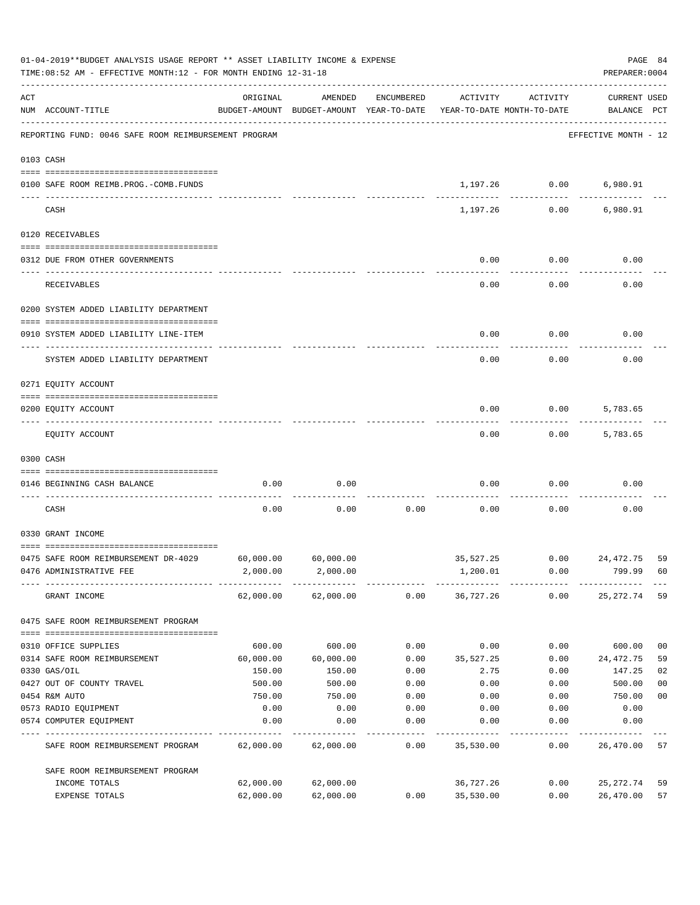01-04-2019**BUDGET ANALYSIS USAGE REPORT ** ASSET LIABILITY INCOME & EXPENSE

TIME:08:52 AM - EFFECTIVE MONTH:12 - FOR MONTH ENDING 12-31-18

PREPARER:0004

REPORTING FUND: 0046 SAFE ROOM REIMBURSEMENT PROGRAM — EFFECTIVE MONTH - 12

| ACT NUM | ACCOUNT-TITLE | ORIGINAL BUDGET-AMOUNT | AMENDED BUDGET-AMOUNT | ENCUMBERED YEAR-TO-DATE | ACTIVITY YEAR-TO-DATE | ACTIVITY MONTH-TO-DATE | CURRENT BALANCE | USED PCT |
|---|---|---|---|---|---|---|---|---|
| 0103 | CASH | | | | | | | |
| 0100 | SAFE ROOM REIMB.PROG.-COMB.FUNDS | | | | 1,197.26 | 0.00 | 6,980.91 | |
| | CASH | | | | 1,197.26 | 0.00 | 6,980.91 | |
| 0120 | RECEIVABLES | | | | | | | |
| 0312 | DUE FROM OTHER GOVERNMENTS | | | | 0.00 | 0.00 | 0.00 | |
| | RECEIVABLES | | | | 0.00 | 0.00 | 0.00 | |
| 0200 | SYSTEM ADDED LIABILITY DEPARTMENT | | | | | | | |
| 0910 | SYSTEM ADDED LIABILITY LINE-ITEM | | | | 0.00 | 0.00 | 0.00 | |
| | SYSTEM ADDED LIABILITY DEPARTMENT | | | | 0.00 | 0.00 | 0.00 | |
| 0271 | EQUITY ACCOUNT | | | | | | | |
| 0200 | EQUITY ACCOUNT | | | | 0.00 | 0.00 | 5,783.65 | |
| | EQUITY ACCOUNT | | | | 0.00 | 0.00 | 5,783.65 | |
| 0300 | CASH | | | | | | | |
| 0146 | BEGINNING CASH BALANCE | 0.00 | 0.00 | | 0.00 | 0.00 | 0.00 | |
| | CASH | 0.00 | 0.00 | 0.00 | 0.00 | 0.00 | 0.00 | |
| 0330 | GRANT INCOME | | | | | | | |
| 0475 | SAFE ROOM REIMBURSEMENT DR-4029 | 60,000.00 | 60,000.00 | | 35,527.25 | 0.00 | 24,472.75 | 59 |
| 0476 | ADMINISTRATIVE FEE | 2,000.00 | 2,000.00 | | 1,200.01 | 0.00 | 799.99 | 60 |
| | GRANT INCOME | 62,000.00 | 62,000.00 | 0.00 | 36,727.26 | 0.00 | 25,272.74 | 59 |
| 0475 | SAFE ROOM REIMBURSEMENT PROGRAM | | | | | | | |
| 0310 | OFFICE SUPPLIES | 600.00 | 600.00 | 0.00 | 0.00 | 0.00 | 600.00 | 00 |
| 0314 | SAFE ROOM REIMBURSEMENT | 60,000.00 | 60,000.00 | 0.00 | 35,527.25 | 0.00 | 24,472.75 | 59 |
| 0330 | GAS/OIL | 150.00 | 150.00 | 0.00 | 2.75 | 0.00 | 147.25 | 02 |
| 0427 | OUT OF COUNTY TRAVEL | 500.00 | 500.00 | 0.00 | 0.00 | 0.00 | 500.00 | 00 |
| 0454 | R&M AUTO | 750.00 | 750.00 | 0.00 | 0.00 | 0.00 | 750.00 | 00 |
| 0573 | RADIO EQUIPMENT | 0.00 | 0.00 | 0.00 | 0.00 | 0.00 | 0.00 | |
| 0574 | COMPUTER EQUIPMENT | 0.00 | 0.00 | 0.00 | 0.00 | 0.00 | 0.00 | |
| | SAFE ROOM REIMBURSEMENT PROGRAM | 62,000.00 | 62,000.00 | 0.00 | 35,530.00 | 0.00 | 26,470.00 | 57 |
| | SAFE ROOM REIMBURSEMENT PROGRAM | | | | | | | |
| | INCOME TOTALS | 62,000.00 | 62,000.00 | | 36,727.26 | 0.00 | 25,272.74 | 59 |
| | EXPENSE TOTALS | 62,000.00 | 62,000.00 | 0.00 | 35,530.00 | 0.00 | 26,470.00 | 57 |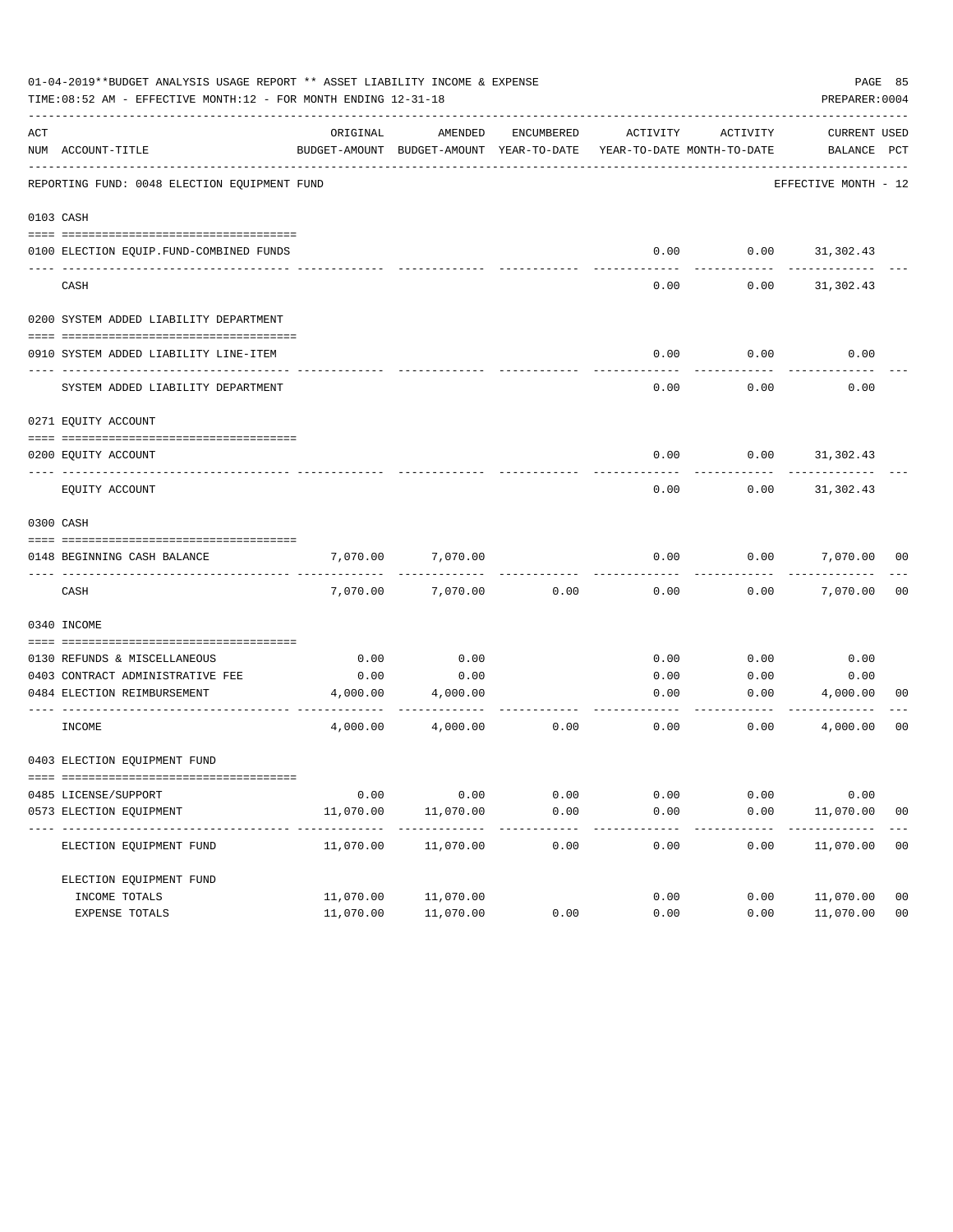01-04-2019**BUDGET ANALYSIS USAGE REPORT ** ASSET LIABILITY INCOME & EXPENSE

TIME:08:52 AM - EFFECTIVE MONTH:12 - FOR MONTH ENDING 12-31-18

PREPARER:0004

REPORTING FUND: 0048 ELECTION EQUIPMENT FUND — EFFECTIVE MONTH - 12

| ACT NUM | ACCOUNT-TITLE | ORIGINAL BUDGET-AMOUNT | AMENDED BUDGET-AMOUNT | ENCUMBERED YEAR-TO-DATE | ACTIVITY YEAR-TO-DATE | ACTIVITY MONTH-TO-DATE | CURRENT BALANCE | USED PCT |
|---|---|---|---|---|---|---|---|---|
| **0103** | **CASH** | | | | | | | |
| 0100 | ELECTION EQUIP.FUND-COMBINED FUNDS | | | | 0.00 | 0.00 | 31,302.43 | |
| | CASH | | | | 0.00 | 0.00 | 31,302.43 | |
| **0200** | **SYSTEM ADDED LIABILITY DEPARTMENT** | | | | | | | |
| 0910 | SYSTEM ADDED LIABILITY LINE-ITEM | | | | 0.00 | 0.00 | 0.00 | |
| | SYSTEM ADDED LIABILITY DEPARTMENT | | | | 0.00 | 0.00 | 0.00 | |
| **0271** | **EQUITY ACCOUNT** | | | | | | | |
| 0200 | EQUITY ACCOUNT | | | | 0.00 | 0.00 | 31,302.43 | |
| | EQUITY ACCOUNT | | | | 0.00 | 0.00 | 31,302.43 | |
| **0300** | **CASH** | | | | | | | |
| 0148 | BEGINNING CASH BALANCE | 7,070.00 | 7,070.00 | | 0.00 | 0.00 | 7,070.00 | 00 |
| | CASH | 7,070.00 | 7,070.00 | 0.00 | 0.00 | 0.00 | 7,070.00 | 00 |
| **0340** | **INCOME** | | | | | | | |
| 0130 | REFUNDS & MISCELLANEOUS | 0.00 | 0.00 | | 0.00 | 0.00 | 0.00 | |
| 0403 | CONTRACT ADMINISTRATIVE FEE | 0.00 | 0.00 | | 0.00 | 0.00 | 0.00 | |
| 0484 | ELECTION REIMBURSEMENT | 4,000.00 | 4,000.00 | | 0.00 | 0.00 | 4,000.00 | 00 |
| | INCOME | 4,000.00 | 4,000.00 | 0.00 | 0.00 | 0.00 | 4,000.00 | 00 |
| **0403** | **ELECTION EQUIPMENT FUND** | | | | | | | |
| 0485 | LICENSE/SUPPORT | 0.00 | 0.00 | 0.00 | 0.00 | 0.00 | 0.00 | |
| 0573 | ELECTION EQUIPMENT | 11,070.00 | 11,070.00 | 0.00 | 0.00 | 0.00 | 11,070.00 | 00 |
| | ELECTION EQUIPMENT FUND | 11,070.00 | 11,070.00 | 0.00 | 0.00 | 0.00 | 11,070.00 | 00 |
| | ELECTION EQUIPMENT FUND | | | | | | | |
| | INCOME TOTALS | 11,070.00 | 11,070.00 | | 0.00 | 0.00 | 11,070.00 | 00 |
| | EXPENSE TOTALS | 11,070.00 | 11,070.00 | 0.00 | 0.00 | 0.00 | 11,070.00 | 00 |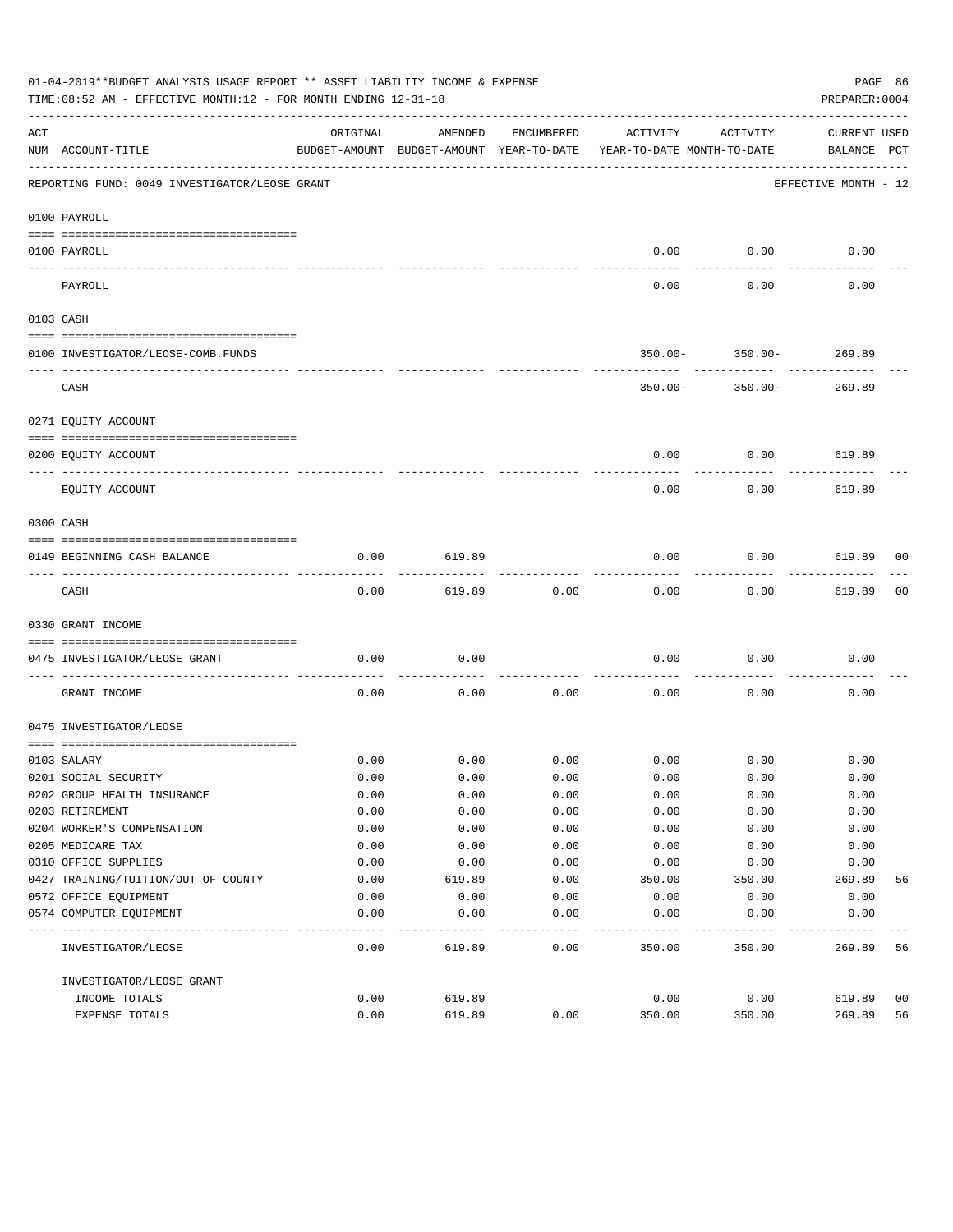01-04-2019**BUDGET ANALYSIS USAGE REPORT ** ASSET LIABILITY INCOME & EXPENSE

TIME:08:52 AM - EFFECTIVE MONTH:12 - FOR MONTH ENDING 12-31-18

PREPARER:0004

| ACT NUM | ACCOUNT-TITLE | ORIGINAL BUDGET-AMOUNT | AMENDED BUDGET-AMOUNT | ENCUMBERED YEAR-TO-DATE | ACTIVITY YEAR-TO-DATE | ACTIVITY MONTH-TO-DATE | CURRENT BALANCE | USED PCT |
|---|---|---|---|---|---|---|---|---|
| | REPORTING FUND: 0049 INVESTIGATOR/LEOSE GRANT | | | | | | EFFECTIVE MONTH - 12 | |
| | **0100 PAYROLL** | | | | | | | |
| 0100 | PAYROLL | | | | 0.00 | 0.00 | 0.00 | |
| | PAYROLL | | | | 0.00 | 0.00 | 0.00 | |
| | **0103 CASH** | | | | | | | |
| 0100 | INVESTIGATOR/LEOSE-COMB.FUNDS | | | | 350.00- | 350.00- | 269.89 | |
| | CASH | | | | 350.00- | 350.00- | 269.89 | |
| | **0271 EQUITY ACCOUNT** | | | | | | | |
| 0200 | EQUITY ACCOUNT | | | | 0.00 | 0.00 | 619.89 | |
| | EQUITY ACCOUNT | | | | 0.00 | 0.00 | 619.89 | |
| | **0300 CASH** | | | | | | | |
| 0149 | BEGINNING CASH BALANCE | 0.00 | 619.89 | | 0.00 | 0.00 | 619.89 | 00 |
| | CASH | 0.00 | 619.89 | 0.00 | 0.00 | 0.00 | 619.89 | 00 |
| | **0330 GRANT INCOME** | | | | | | | |
| 0475 | INVESTIGATOR/LEOSE GRANT | 0.00 | 0.00 | | 0.00 | 0.00 | 0.00 | |
| | GRANT INCOME | 0.00 | 0.00 | 0.00 | 0.00 | 0.00 | 0.00 | |
| | **0475 INVESTIGATOR/LEOSE** | | | | | | | |
| 0103 | SALARY | 0.00 | 0.00 | 0.00 | 0.00 | 0.00 | 0.00 | |
| 0201 | SOCIAL SECURITY | 0.00 | 0.00 | 0.00 | 0.00 | 0.00 | 0.00 | |
| 0202 | GROUP HEALTH INSURANCE | 0.00 | 0.00 | 0.00 | 0.00 | 0.00 | 0.00 | |
| 0203 | RETIREMENT | 0.00 | 0.00 | 0.00 | 0.00 | 0.00 | 0.00 | |
| 0204 | WORKER'S COMPENSATION | 0.00 | 0.00 | 0.00 | 0.00 | 0.00 | 0.00 | |
| 0205 | MEDICARE TAX | 0.00 | 0.00 | 0.00 | 0.00 | 0.00 | 0.00 | |
| 0310 | OFFICE SUPPLIES | 0.00 | 0.00 | 0.00 | 0.00 | 0.00 | 0.00 | |
| 0427 | TRAINING/TUITION/OUT OF COUNTY | 0.00 | 619.89 | 0.00 | 350.00 | 350.00 | 269.89 | 56 |
| 0572 | OFFICE EQUIPMENT | 0.00 | 0.00 | 0.00 | 0.00 | 0.00 | 0.00 | |
| 0574 | COMPUTER EQUIPMENT | 0.00 | 0.00 | 0.00 | 0.00 | 0.00 | 0.00 | |
| | INVESTIGATOR/LEOSE | 0.00 | 619.89 | 0.00 | 350.00 | 350.00 | 269.89 | 56 |
| | INVESTIGATOR/LEOSE GRANT | | | | | | | |
| | INCOME TOTALS | 0.00 | 619.89 | | 0.00 | 0.00 | 619.89 | 00 |
| | EXPENSE TOTALS | 0.00 | 619.89 | 0.00 | 350.00 | 350.00 | 269.89 | 56 |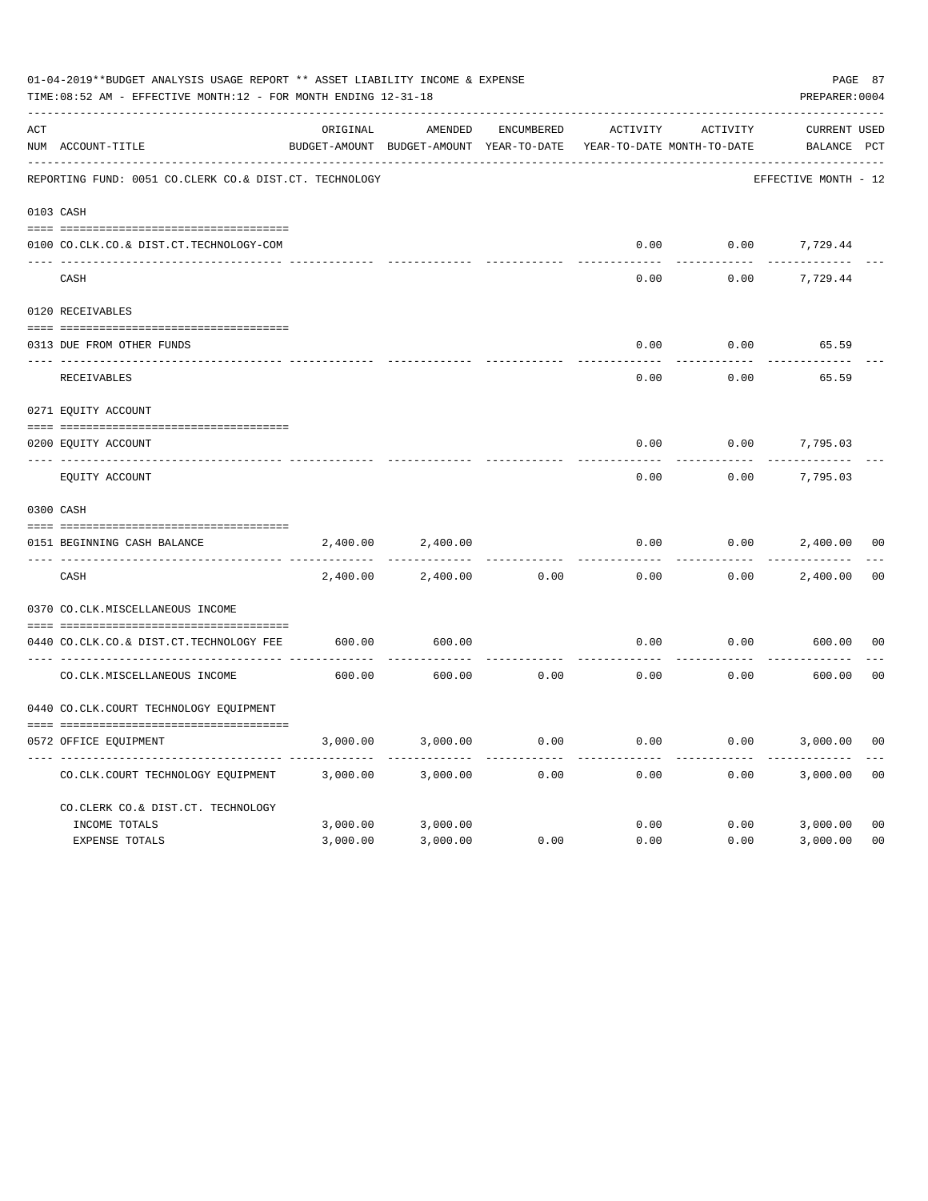01-04-2019**BUDGET ANALYSIS USAGE REPORT ** ASSET LIABILITY INCOME & EXPENSE

TIME:08:52 AM - EFFECTIVE MONTH:12 - FOR MONTH ENDING 12-31-18

PREPARER:0004

| ACT NUM | ACCOUNT-TITLE | ORIGINAL BUDGET-AMOUNT | AMENDED BUDGET-AMOUNT | ENCUMBERED YEAR-TO-DATE | ACTIVITY YEAR-TO-DATE | ACTIVITY MONTH-TO-DATE | CURRENT BALANCE | USED PCT |
|---|---|---|---|---|---|---|---|---|
| | REPORTING FUND: 0051 CO.CLERK CO.& DIST.CT. TECHNOLOGY | | | | | | EFFECTIVE MONTH - 12 | |
| | **0103 CASH** | | | | | | | |
| 0100 | CO.CLK.CO.& DIST.CT.TECHNOLOGY-COM | | | | 0.00 | 0.00 | 7,729.44 | |
| | CASH | | | | 0.00 | 0.00 | 7,729.44 | |
| | **0120 RECEIVABLES** | | | | | | | |
| 0313 | DUE FROM OTHER FUNDS | | | | 0.00 | 0.00 | 65.59 | |
| | RECEIVABLES | | | | 0.00 | 0.00 | 65.59 | |
| | **0271 EQUITY ACCOUNT** | | | | | | | |
| 0200 | EQUITY ACCOUNT | | | | 0.00 | 0.00 | 7,795.03 | |
| | EQUITY ACCOUNT | | | | 0.00 | 0.00 | 7,795.03 | |
| | **0300 CASH** | | | | | | | |
| 0151 | BEGINNING CASH BALANCE | 2,400.00 | 2,400.00 | | 0.00 | 0.00 | 2,400.00 | 00 |
| | CASH | 2,400.00 | 2,400.00 | 0.00 | 0.00 | 0.00 | 2,400.00 | 00 |
| | **0370 CO.CLK.MISCELLANEOUS INCOME** | | | | | | | |
| 0440 | CO.CLK.CO.& DIST.CT.TECHNOLOGY FEE | 600.00 | 600.00 | | 0.00 | 0.00 | 600.00 | 00 |
| | CO.CLK.MISCELLANEOUS INCOME | 600.00 | 600.00 | 0.00 | 0.00 | 0.00 | 600.00 | 00 |
| | **0440 CO.CLK.COURT TECHNOLOGY EQUIPMENT** | | | | | | | |
| 0572 | OFFICE EQUIPMENT | 3,000.00 | 3,000.00 | 0.00 | 0.00 | 0.00 | 3,000.00 | 00 |
| | CO.CLK.COURT TECHNOLOGY EQUIPMENT | 3,000.00 | 3,000.00 | 0.00 | 0.00 | 0.00 | 3,000.00 | 00 |
| | CO.CLERK CO.& DIST.CT. TECHNOLOGY | | | | | | | |
| | INCOME TOTALS | 3,000.00 | 3,000.00 | | 0.00 | 0.00 | 3,000.00 | 00 |
| | EXPENSE TOTALS | 3,000.00 | 3,000.00 | 0.00 | 0.00 | 0.00 | 3,000.00 | 00 |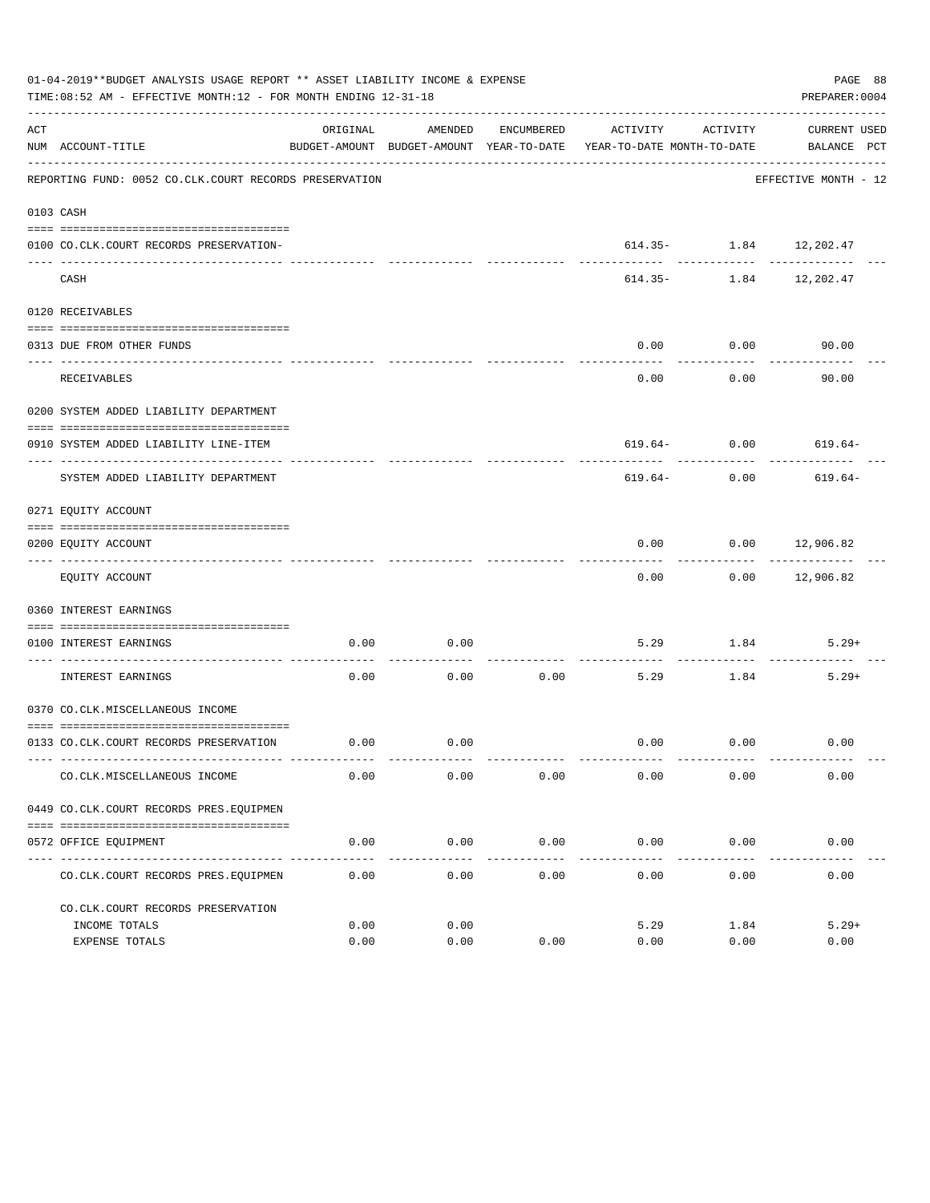01-04-2019**BUDGET ANALYSIS USAGE REPORT ** ASSET LIABILITY INCOME & EXPENSE

TIME:08:52 AM - EFFECTIVE MONTH:12 - FOR MONTH ENDING 12-31-18

PREPARER:0004

| ACT NUM | ACCOUNT-TITLE | ORIGINAL BUDGET-AMOUNT | AMENDED BUDGET-AMOUNT | ENCUMBERED YEAR-TO-DATE | ACTIVITY YEAR-TO-DATE | ACTIVITY MONTH-TO-DATE | CURRENT BALANCE | USED PCT |
|---|---|---|---|---|---|---|---|---|
| | REPORTING FUND: 0052 CO.CLK.COURT RECORDS PRESERVATION | | | | | | EFFECTIVE MONTH - 12 | |
| 0103 | CASH | | | | | | | |
| 0100 | CO.CLK.COURT RECORDS PRESERVATION- | | | | 614.35- | 1.84 | 12,202.47 | |
| | CASH | | | | 614.35- | 1.84 | 12,202.47 | |
| 0120 | RECEIVABLES | | | | | | | |
| 0313 | DUE FROM OTHER FUNDS | | | | 0.00 | 0.00 | 90.00 | |
| | RECEIVABLES | | | | 0.00 | 0.00 | 90.00 | |
| 0200 | SYSTEM ADDED LIABILITY DEPARTMENT | | | | | | | |
| 0910 | SYSTEM ADDED LIABILITY LINE-ITEM | | | | 619.64- | 0.00 | 619.64- | |
| | SYSTEM ADDED LIABILITY DEPARTMENT | | | | 619.64- | 0.00 | 619.64- | |
| 0271 | EQUITY ACCOUNT | | | | | | | |
| 0200 | EQUITY ACCOUNT | | | | 0.00 | 0.00 | 12,906.82 | |
| | EQUITY ACCOUNT | | | | 0.00 | 0.00 | 12,906.82 | |
| 0360 | INTEREST EARNINGS | | | | | | | |
| 0100 | INTEREST EARNINGS | 0.00 | 0.00 | | 5.29 | 1.84 | 5.29+ | |
| | INTEREST EARNINGS | 0.00 | 0.00 | 0.00 | 5.29 | 1.84 | 5.29+ | |
| 0370 | CO.CLK.MISCELLANEOUS INCOME | | | | | | | |
| 0133 | CO.CLK.COURT RECORDS PRESERVATION | 0.00 | 0.00 | | 0.00 | 0.00 | 0.00 | |
| | CO.CLK.MISCELLANEOUS INCOME | 0.00 | 0.00 | 0.00 | 0.00 | 0.00 | 0.00 | |
| 0449 | CO.CLK.COURT RECORDS PRES.EQUIPMEN | | | | | | | |
| 0572 | OFFICE EQUIPMENT | 0.00 | 0.00 | 0.00 | 0.00 | 0.00 | 0.00 | |
| | CO.CLK.COURT RECORDS PRES.EQUIPMEN | 0.00 | 0.00 | 0.00 | 0.00 | 0.00 | 0.00 | |
| | CO.CLK.COURT RECORDS PRESERVATION | | | | | | | |
| | INCOME TOTALS | 0.00 | 0.00 | | 5.29 | 1.84 | 5.29+ | |
| | EXPENSE TOTALS | 0.00 | 0.00 | 0.00 | 0.00 | 0.00 | 0.00 | |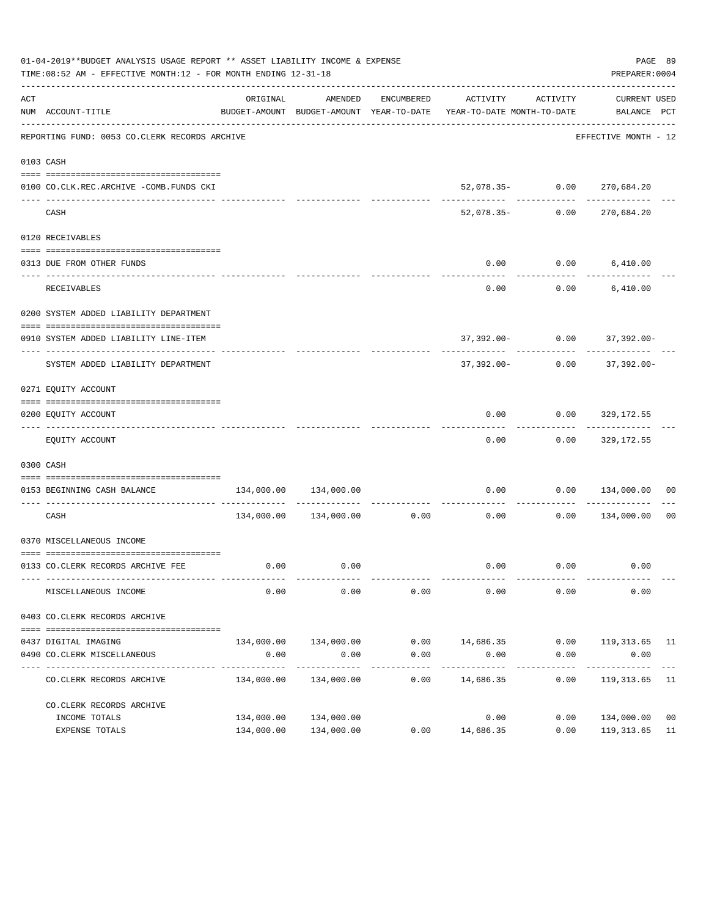01-04-2019**BUDGET ANALYSIS USAGE REPORT ** ASSET LIABILITY INCOME & EXPENSE

TIME:08:52 AM - EFFECTIVE MONTH:12 - FOR MONTH ENDING 12-31-18

PREPARER:0004

| ACT NUM | ACCOUNT-TITLE | ORIGINAL BUDGET-AMOUNT | AMENDED BUDGET-AMOUNT | ENCUMBERED YEAR-TO-DATE | ACTIVITY YEAR-TO-DATE | ACTIVITY MONTH-TO-DATE | CURRENT BALANCE | USED PCT |
|---|---|---|---|---|---|---|---|---|
| | REPORTING FUND: 0053 CO.CLERK RECORDS ARCHIVE | | | | | | EFFECTIVE MONTH - 12 | |
| 0103 | CASH | | | | | | | |
| 0100 | CO.CLK.REC.ARCHIVE -COMB.FUNDS CKI | | | | 52,078.35- | 0.00 | 270,684.20 | |
| | CASH | | | | 52,078.35- | 0.00 | 270,684.20 | |
| 0120 | RECEIVABLES | | | | | | | |
| 0313 | DUE FROM OTHER FUNDS | | | | 0.00 | 0.00 | 6,410.00 | |
| | RECEIVABLES | | | | 0.00 | 0.00 | 6,410.00 | |
| 0200 | SYSTEM ADDED LIABILITY DEPARTMENT | | | | | | | |
| 0910 | SYSTEM ADDED LIABILITY LINE-ITEM | | | | 37,392.00- | 0.00 | 37,392.00- | |
| | SYSTEM ADDED LIABILITY DEPARTMENT | | | | 37,392.00- | 0.00 | 37,392.00- | |
| 0271 | EQUITY ACCOUNT | | | | | | | |
| 0200 | EQUITY ACCOUNT | | | | 0.00 | 0.00 | 329,172.55 | |
| | EQUITY ACCOUNT | | | | 0.00 | 0.00 | 329,172.55 | |
| 0300 | CASH | | | | | | | |
| 0153 | BEGINNING CASH BALANCE | 134,000.00 | 134,000.00 | | 0.00 | 0.00 | 134,000.00 | 00 |
| | CASH | 134,000.00 | 134,000.00 | 0.00 | 0.00 | 0.00 | 134,000.00 | 00 |
| 0370 | MISCELLANEOUS INCOME | | | | | | | |
| 0133 | CO.CLERK RECORDS ARCHIVE FEE | 0.00 | 0.00 | | 0.00 | 0.00 | 0.00 | |
| | MISCELLANEOUS INCOME | 0.00 | 0.00 | 0.00 | 0.00 | 0.00 | 0.00 | |
| 0403 | CO.CLERK RECORDS ARCHIVE | | | | | | | |
| 0437 | DIGITAL IMAGING | 134,000.00 | 134,000.00 | 0.00 | 14,686.35 | 0.00 | 119,313.65 | 11 |
| 0490 | CO.CLERK MISCELLANEOUS | 0.00 | 0.00 | 0.00 | 0.00 | 0.00 | 0.00 | |
| | CO.CLERK RECORDS ARCHIVE | 134,000.00 | 134,000.00 | 0.00 | 14,686.35 | 0.00 | 119,313.65 | 11 |
| | CO.CLERK RECORDS ARCHIVE | | | | | | | |
| | INCOME TOTALS | 134,000.00 | 134,000.00 | | 0.00 | 0.00 | 134,000.00 | 00 |
| | EXPENSE TOTALS | 134,000.00 | 134,000.00 | 0.00 | 14,686.35 | 0.00 | 119,313.65 | 11 |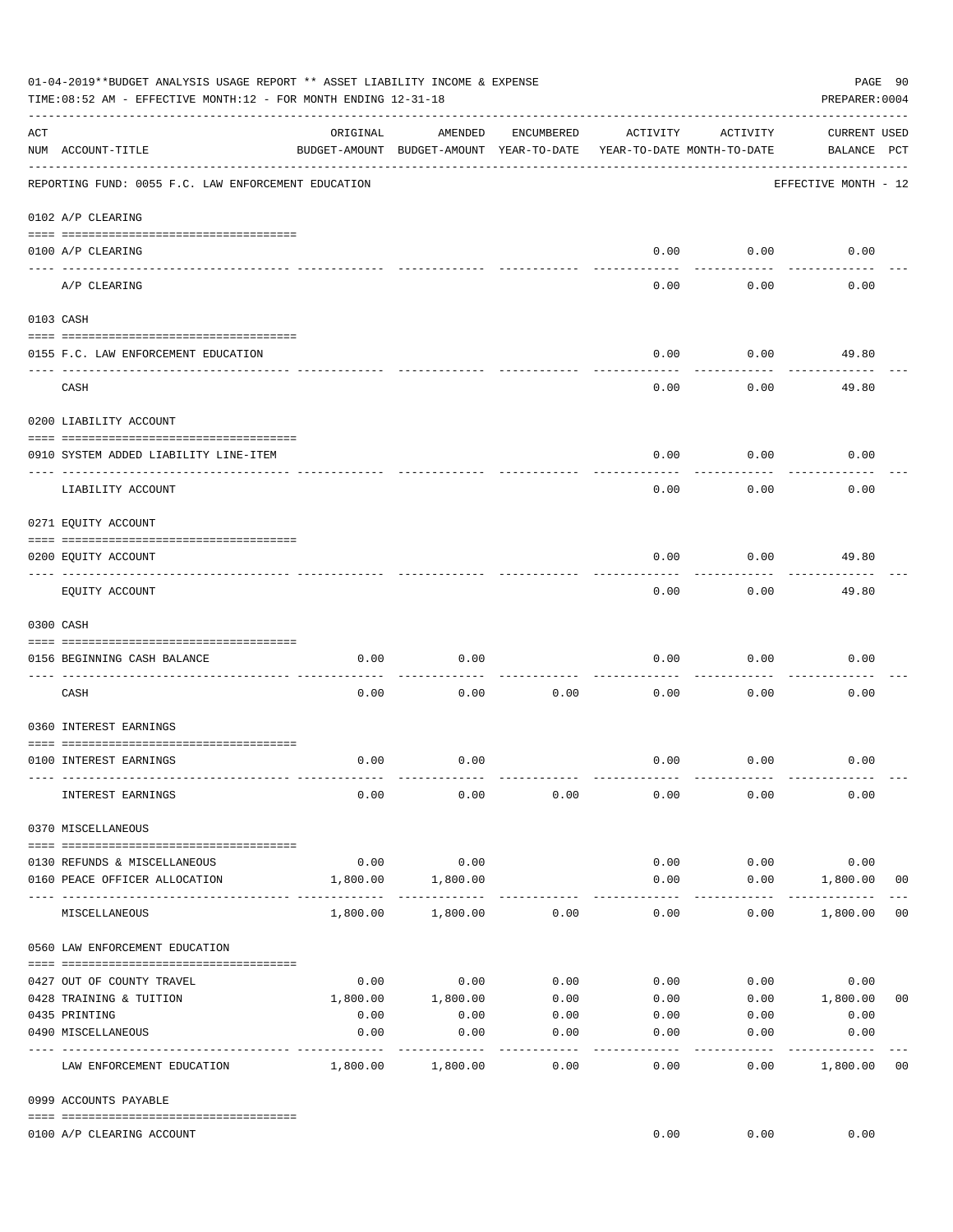01-04-2019**BUDGET ANALYSIS USAGE REPORT ** ASSET LIABILITY INCOME & EXPENSE

TIME:08:52 AM - EFFECTIVE MONTH:12 - FOR MONTH ENDING 12-31-18

PREPARER:0004

| ACT NUM | ACCOUNT-TITLE | ORIGINAL BUDGET-AMOUNT | AMENDED BUDGET-AMOUNT | ENCUMBERED YEAR-TO-DATE | ACTIVITY YEAR-TO-DATE | ACTIVITY MONTH-TO-DATE | CURRENT BALANCE | USED PCT |
|---|---|---|---|---|---|---|---|---|
| | REPORTING FUND: 0055 F.C. LAW ENFORCEMENT EDUCATION | | | | | | EFFECTIVE MONTH - 12 | |
| | **0102 A/P CLEARING** | | | | | | | |
| 0100 | A/P CLEARING | | | | 0.00 | 0.00 | 0.00 | |
| | A/P CLEARING | | | | 0.00 | 0.00 | 0.00 | |
| | **0103 CASH** | | | | | | | |
| 0155 | F.C. LAW ENFORCEMENT EDUCATION | | | | 0.00 | 0.00 | 49.80 | |
| | CASH | | | | 0.00 | 0.00 | 49.80 | |
| | **0200 LIABILITY ACCOUNT** | | | | | | | |
| 0910 | SYSTEM ADDED LIABILITY LINE-ITEM | | | | 0.00 | 0.00 | 0.00 | |
| | LIABILITY ACCOUNT | | | | 0.00 | 0.00 | 0.00 | |
| | **0271 EQUITY ACCOUNT** | | | | | | | |
| 0200 | EQUITY ACCOUNT | | | | 0.00 | 0.00 | 49.80 | |
| | EQUITY ACCOUNT | | | | 0.00 | 0.00 | 49.80 | |
| | **0300 CASH** | | | | | | | |
| 0156 | BEGINNING CASH BALANCE | 0.00 | 0.00 | | 0.00 | 0.00 | 0.00 | |
| | CASH | 0.00 | 0.00 | 0.00 | 0.00 | 0.00 | 0.00 | |
| | **0360 INTEREST EARNINGS** | | | | | | | |
| 0100 | INTEREST EARNINGS | 0.00 | 0.00 | | 0.00 | 0.00 | 0.00 | |
| | INTEREST EARNINGS | 0.00 | 0.00 | 0.00 | 0.00 | 0.00 | 0.00 | |
| | **0370 MISCELLANEOUS** | | | | | | | |
| 0130 | REFUNDS & MISCELLANEOUS | 0.00 | 0.00 | | 0.00 | 0.00 | 0.00 | |
| 0160 | PEACE OFFICER ALLOCATION | 1,800.00 | 1,800.00 | | 0.00 | 0.00 | 1,800.00 | 00 |
| | MISCELLANEOUS | 1,800.00 | 1,800.00 | 0.00 | 0.00 | 0.00 | 1,800.00 | 00 |
| | **0560 LAW ENFORCEMENT EDUCATION** | | | | | | | |
| 0427 | OUT OF COUNTY TRAVEL | 0.00 | 0.00 | 0.00 | 0.00 | 0.00 | 0.00 | |
| 0428 | TRAINING & TUITION | 1,800.00 | 1,800.00 | 0.00 | 0.00 | 0.00 | 1,800.00 | 00 |
| 0435 | PRINTING | 0.00 | 0.00 | 0.00 | 0.00 | 0.00 | 0.00 | |
| 0490 | MISCELLANEOUS | 0.00 | 0.00 | 0.00 | 0.00 | 0.00 | 0.00 | |
| | LAW ENFORCEMENT EDUCATION | 1,800.00 | 1,800.00 | 0.00 | 0.00 | 0.00 | 1,800.00 | 00 |
| | **0999 ACCOUNTS PAYABLE** | | | | | | | |
| 0100 | A/P CLEARING ACCOUNT | | | | 0.00 | 0.00 | 0.00 | |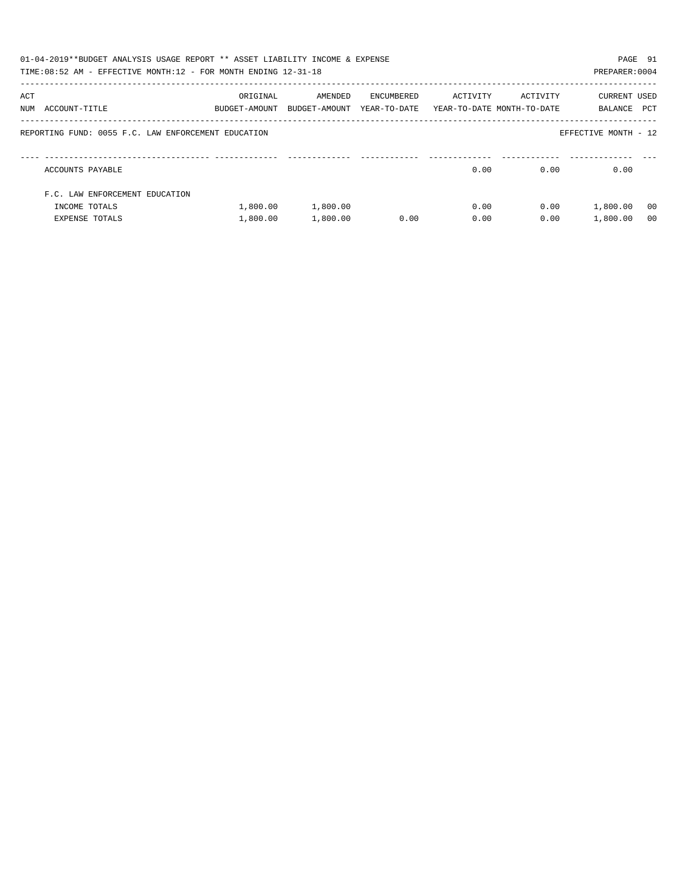01-04-2019**BUDGET ANALYSIS USAGE REPORT ** ASSET LIABILITY INCOME & EXPENSE

TIME:08:52 AM - EFFECTIVE MONTH:12 - FOR MONTH ENDING 12-31-18

PREPARER:0004

REPORTING FUND: 0055 F.C. LAW ENFORCEMENT EDUCATION

EFFECTIVE MONTH - 12

| ACT NUM | ACCOUNT-TITLE | ORIGINAL BUDGET-AMOUNT | AMENDED BUDGET-AMOUNT | ENCUMBERED YEAR-TO-DATE | ACTIVITY YEAR-TO-DATE | ACTIVITY MONTH-TO-DATE | CURRENT BALANCE | USED PCT |
|---|---|---|---|---|---|---|---|---|
| | ACCOUNTS PAYABLE | | | | 0.00 | 0.00 | 0.00 | |
| | F.C. LAW ENFORCEMENT EDUCATION | | | | | | | |
| | INCOME TOTALS | 1,800.00 | 1,800.00 | | 0.00 | 0.00 | 1,800.00 | 00 |
| | EXPENSE TOTALS | 1,800.00 | 1,800.00 | 0.00 | 0.00 | 0.00 | 1,800.00 | 00 |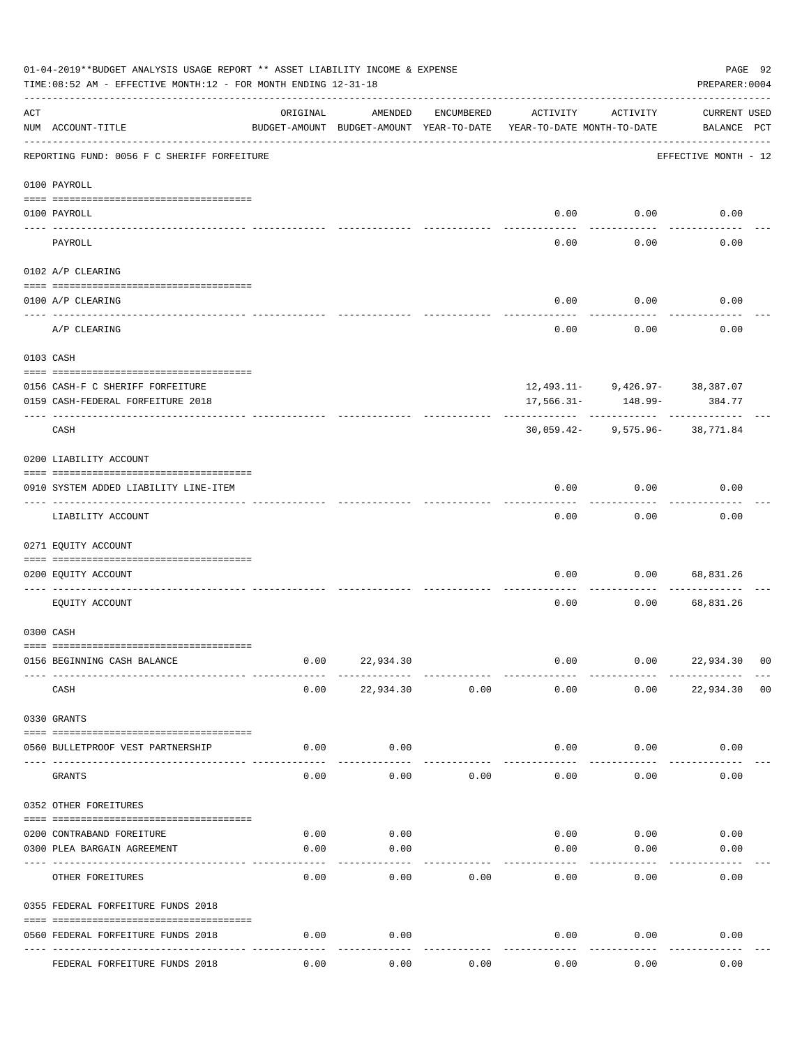01-04-2019**BUDGET ANALYSIS USAGE REPORT ** ASSET LIABILITY INCOME & EXPENSE

TIME:08:52 AM - EFFECTIVE MONTH:12 - FOR MONTH ENDING 12-31-18

PREPARER:0004

REPORTING FUND: 0056 F C SHERIFF FORFEITURE — EFFECTIVE MONTH - 12

| ACT NUM | ACCOUNT-TITLE | ORIGINAL BUDGET-AMOUNT | AMENDED BUDGET-AMOUNT | ENCUMBERED YEAR-TO-DATE | ACTIVITY YEAR-TO-DATE | ACTIVITY MONTH-TO-DATE | CURRENT BALANCE | USED PCT |
|---|---|---|---|---|---|---|---|---|
| **0100 PAYROLL** | | | | | | | | |
| 0100 | PAYROLL | | | | 0.00 | 0.00 | 0.00 | |
| | PAYROLL | | | | 0.00 | 0.00 | 0.00 | |
| **0102 A/P CLEARING** | | | | | | | | |
| 0100 | A/P CLEARING | | | | 0.00 | 0.00 | 0.00 | |
| | A/P CLEARING | | | | 0.00 | 0.00 | 0.00 | |
| **0103 CASH** | | | | | | | | |
| 0156 | CASH-F C SHERIFF FORFEITURE | | | | 12,493.11- | 9,426.97- | 38,387.07 | |
| 0159 | CASH-FEDERAL FORFEITURE 2018 | | | | 17,566.31- | 148.99- | 384.77 | |
| | CASH | | | | 30,059.42- | 9,575.96- | 38,771.84 | |
| **0200 LIABILITY ACCOUNT** | | | | | | | | |
| 0910 | SYSTEM ADDED LIABILITY LINE-ITEM | | | | 0.00 | 0.00 | 0.00 | |
| | LIABILITY ACCOUNT | | | | 0.00 | 0.00 | 0.00 | |
| **0271 EQUITY ACCOUNT** | | | | | | | | |
| 0200 | EQUITY ACCOUNT | | | | 0.00 | 0.00 | 68,831.26 | |
| | EQUITY ACCOUNT | | | | 0.00 | 0.00 | 68,831.26 | |
| **0300 CASH** | | | | | | | | |
| 0156 | BEGINNING CASH BALANCE | 0.00 | 22,934.30 | | 0.00 | 0.00 | 22,934.30 | 00 |
| | CASH | 0.00 | 22,934.30 | 0.00 | 0.00 | 0.00 | 22,934.30 | 00 |
| **0330 GRANTS** | | | | | | | | |
| 0560 | BULLETPROOF VEST PARTNERSHIP | 0.00 | 0.00 | | 0.00 | 0.00 | 0.00 | |
| | GRANTS | 0.00 | 0.00 | 0.00 | 0.00 | 0.00 | 0.00 | |
| **0352 OTHER FOREITURES** | | | | | | | | |
| 0200 | CONTRABAND FOREITURE | 0.00 | 0.00 | | 0.00 | 0.00 | 0.00 | |
| 0300 | PLEA BARGAIN AGREEMENT | 0.00 | 0.00 | | 0.00 | 0.00 | 0.00 | |
| | OTHER FOREITURES | 0.00 | 0.00 | 0.00 | 0.00 | 0.00 | 0.00 | |
| **0355 FEDERAL FORFEITURE FUNDS 2018** | | | | | | | | |
| 0560 | FEDERAL FORFEITURE FUNDS 2018 | 0.00 | 0.00 | | 0.00 | 0.00 | 0.00 | |
| | FEDERAL FORFEITURE FUNDS 2018 | 0.00 | 0.00 | 0.00 | 0.00 | 0.00 | 0.00 | |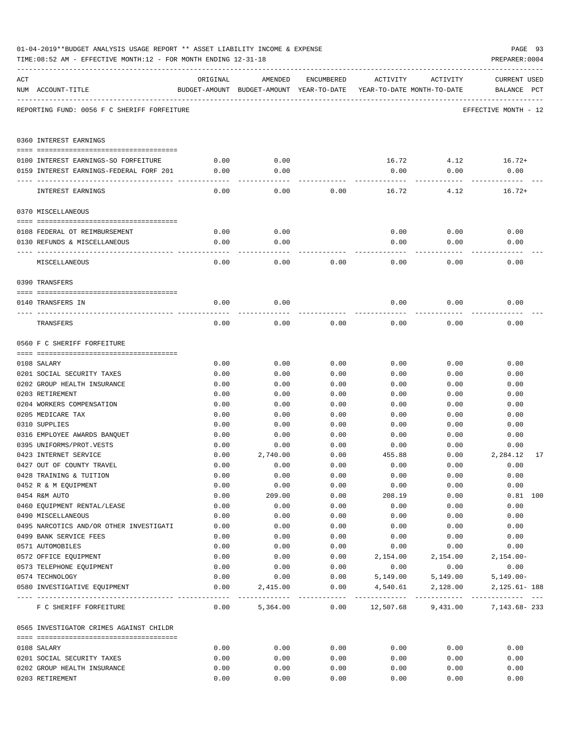01-04-2019**BUDGET ANALYSIS USAGE REPORT ** ASSET LIABILITY INCOME & EXPENSE

TIME:08:52 AM - EFFECTIVE MONTH:12 - FOR MONTH ENDING 12-31-18

PREPARER:0004

| ACT NUM | ACCOUNT-TITLE | ORIGINAL BUDGET-AMOUNT | AMENDED BUDGET-AMOUNT | ENCUMBERED YEAR-TO-DATE | ACTIVITY YEAR-TO-DATE | ACTIVITY MONTH-TO-DATE | CURRENT USED BALANCE | PCT |
|---|---|---|---|---|---|---|---|---|

REPORTING FUND: 0056 F C SHERIFF FORFEITURE — EFFECTIVE MONTH - 12

**0360 INTEREST EARNINGS**

| ACT NUM | ACCOUNT-TITLE | ORIGINAL BUDGET-AMOUNT | AMENDED BUDGET-AMOUNT | ENCUMBERED YEAR-TO-DATE | ACTIVITY YEAR-TO-DATE | ACTIVITY MONTH-TO-DATE | CURRENT USED BALANCE | PCT |
|---|---|---|---|---|---|---|---|---|
| 0100 | INTEREST EARNINGS-SO FORFEITURE | 0.00 | 0.00 | | 16.72 | 4.12 | 16.72+ | |
| 0159 | INTEREST EARNINGS-FEDERAL FORF 201 | 0.00 | 0.00 | | 0.00 | 0.00 | 0.00 | |
| | INTEREST EARNINGS | 0.00 | 0.00 | 0.00 | 16.72 | 4.12 | 16.72+ | |

**0370 MISCELLANEOUS**

| ACT NUM | ACCOUNT-TITLE | ORIGINAL BUDGET-AMOUNT | AMENDED BUDGET-AMOUNT | ENCUMBERED YEAR-TO-DATE | ACTIVITY YEAR-TO-DATE | ACTIVITY MONTH-TO-DATE | CURRENT USED BALANCE | PCT |
|---|---|---|---|---|---|---|---|---|
| 0108 | FEDERAL OT REIMBURSEMENT | 0.00 | 0.00 | | 0.00 | 0.00 | 0.00 | |
| 0130 | REFUNDS & MISCELLANEOUS | 0.00 | 0.00 | | 0.00 | 0.00 | 0.00 | |
| | MISCELLANEOUS | 0.00 | 0.00 | 0.00 | 0.00 | 0.00 | 0.00 | |

**0390 TRANSFERS**

| ACT NUM | ACCOUNT-TITLE | ORIGINAL BUDGET-AMOUNT | AMENDED BUDGET-AMOUNT | ENCUMBERED YEAR-TO-DATE | ACTIVITY YEAR-TO-DATE | ACTIVITY MONTH-TO-DATE | CURRENT USED BALANCE | PCT |
|---|---|---|---|---|---|---|---|---|
| 0140 | TRANSFERS IN | 0.00 | 0.00 | | 0.00 | 0.00 | 0.00 | |
| | TRANSFERS | 0.00 | 0.00 | 0.00 | 0.00 | 0.00 | 0.00 | |

**0560 F C SHERIFF FORFEITURE**

| ACT NUM | ACCOUNT-TITLE | ORIGINAL BUDGET-AMOUNT | AMENDED BUDGET-AMOUNT | ENCUMBERED YEAR-TO-DATE | ACTIVITY YEAR-TO-DATE | ACTIVITY MONTH-TO-DATE | CURRENT USED BALANCE | PCT |
|---|---|---|---|---|---|---|---|---|
| 0108 | SALARY | 0.00 | 0.00 | 0.00 | 0.00 | 0.00 | 0.00 | |
| 0201 | SOCIAL SECURITY TAXES | 0.00 | 0.00 | 0.00 | 0.00 | 0.00 | 0.00 | |
| 0202 | GROUP HEALTH INSURANCE | 0.00 | 0.00 | 0.00 | 0.00 | 0.00 | 0.00 | |
| 0203 | RETIREMENT | 0.00 | 0.00 | 0.00 | 0.00 | 0.00 | 0.00 | |
| 0204 | WORKERS COMPENSATION | 0.00 | 0.00 | 0.00 | 0.00 | 0.00 | 0.00 | |
| 0205 | MEDICARE TAX | 0.00 | 0.00 | 0.00 | 0.00 | 0.00 | 0.00 | |
| 0310 | SUPPLIES | 0.00 | 0.00 | 0.00 | 0.00 | 0.00 | 0.00 | |
| 0316 | EMPLOYEE AWARDS BANQUET | 0.00 | 0.00 | 0.00 | 0.00 | 0.00 | 0.00 | |
| 0395 | UNIFORMS/PROT.VESTS | 0.00 | 0.00 | 0.00 | 0.00 | 0.00 | 0.00 | |
| 0423 | INTERNET SERVICE | 0.00 | 2,740.00 | 0.00 | 455.88 | 0.00 | 2,284.12 | 17 |
| 0427 | OUT OF COUNTY TRAVEL | 0.00 | 0.00 | 0.00 | 0.00 | 0.00 | 0.00 | |
| 0428 | TRAINING & TUITION | 0.00 | 0.00 | 0.00 | 0.00 | 0.00 | 0.00 | |
| 0452 | R & M EQUIPMENT | 0.00 | 0.00 | 0.00 | 0.00 | 0.00 | 0.00 | |
| 0454 | R&M AUTO | 0.00 | 209.00 | 0.00 | 208.19 | 0.00 | 0.81 | 100 |
| 0460 | EQUIPMENT RENTAL/LEASE | 0.00 | 0.00 | 0.00 | 0.00 | 0.00 | 0.00 | |
| 0490 | MISCELLANEOUS | 0.00 | 0.00 | 0.00 | 0.00 | 0.00 | 0.00 | |
| 0495 | NARCOTICS AND/OR OTHER INVESTIGATI | 0.00 | 0.00 | 0.00 | 0.00 | 0.00 | 0.00 | |
| 0499 | BANK SERVICE FEES | 0.00 | 0.00 | 0.00 | 0.00 | 0.00 | 0.00 | |
| 0571 | AUTOMOBILES | 0.00 | 0.00 | 0.00 | 0.00 | 0.00 | 0.00 | |
| 0572 | OFFICE EQUIPMENT | 0.00 | 0.00 | 0.00 | 2,154.00 | 2,154.00 | 2,154.00- | |
| 0573 | TELEPHONE EQUIPMENT | 0.00 | 0.00 | 0.00 | 0.00 | 0.00 | 0.00 | |
| 0574 | TECHNOLOGY | 0.00 | 0.00 | 0.00 | 5,149.00 | 5,149.00 | 5,149.00- | |
| 0580 | INVESTIGATIVE EQUIPMENT | 0.00 | 2,415.00 | 0.00 | 4,540.61 | 2,128.00 | 2,125.61- | 188 |
| | F C SHERIFF FORFEITURE | 0.00 | 5,364.00 | 0.00 | 12,507.68 | 9,431.00 | 7,143.68- | 233 |

**0565 INVESTIGATOR CRIMES AGAINST CHILDR**

| ACT NUM | ACCOUNT-TITLE | ORIGINAL BUDGET-AMOUNT | AMENDED BUDGET-AMOUNT | ENCUMBERED YEAR-TO-DATE | ACTIVITY YEAR-TO-DATE | ACTIVITY MONTH-TO-DATE | CURRENT USED BALANCE | PCT |
|---|---|---|---|---|---|---|---|---|
| 0108 | SALARY | 0.00 | 0.00 | 0.00 | 0.00 | 0.00 | 0.00 | |
| 0201 | SOCIAL SECURITY TAXES | 0.00 | 0.00 | 0.00 | 0.00 | 0.00 | 0.00 | |
| 0202 | GROUP HEALTH INSURANCE | 0.00 | 0.00 | 0.00 | 0.00 | 0.00 | 0.00 | |
| 0203 | RETIREMENT | 0.00 | 0.00 | 0.00 | 0.00 | 0.00 | 0.00 | |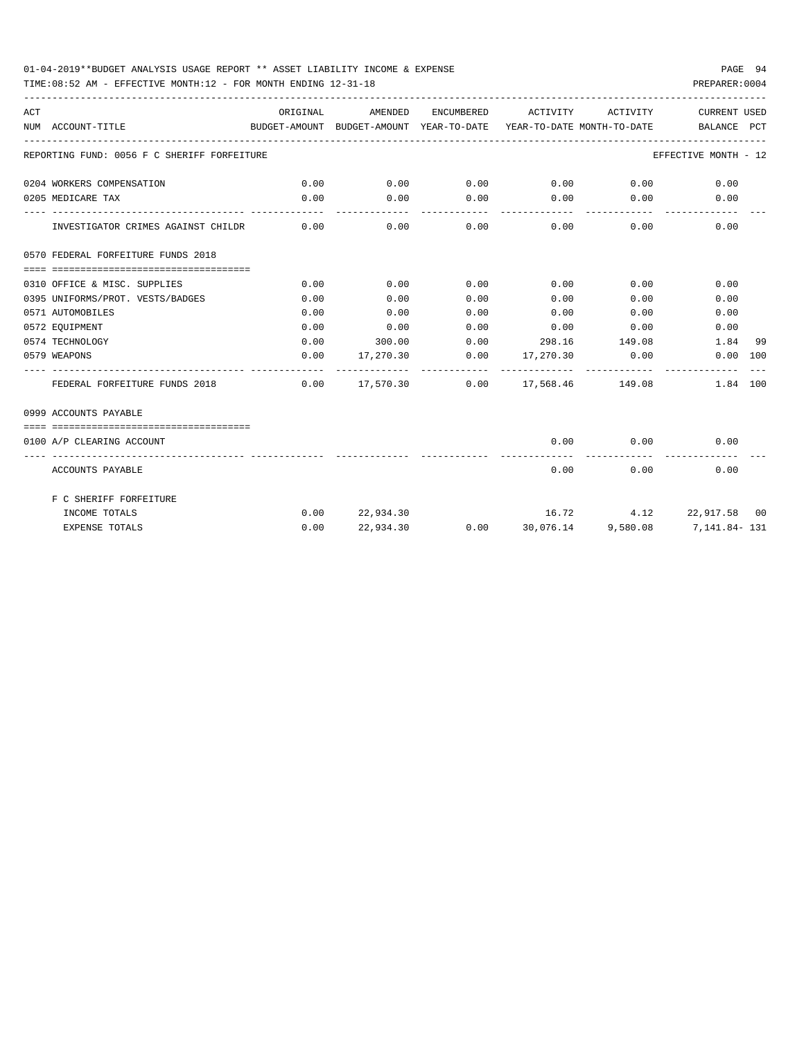01-04-2019**BUDGET ANALYSIS USAGE REPORT ** ASSET LIABILITY INCOME & EXPENSE

TIME:08:52 AM - EFFECTIVE MONTH:12 - FOR MONTH ENDING 12-31-18

PREPARER:0004

| ACT NUM | ACCOUNT-TITLE | ORIGINAL BUDGET-AMOUNT | AMENDED BUDGET-AMOUNT | ENCUMBERED YEAR-TO-DATE | ACTIVITY YEAR-TO-DATE | ACTIVITY MONTH-TO-DATE | CURRENT BALANCE | USED PCT |
|---|---|---|---|---|---|---|---|---|
| | REPORTING FUND: 0056 F C SHERIFF FORFEITURE | | | | | | EFFECTIVE MONTH - 12 | |
| 0204 | WORKERS COMPENSATION | 0.00 | 0.00 | 0.00 | 0.00 | 0.00 | 0.00 | |
| 0205 | MEDICARE TAX | 0.00 | 0.00 | 0.00 | 0.00 | 0.00 | 0.00 | |
| | INVESTIGATOR CRIMES AGAINST CHILDR | 0.00 | 0.00 | 0.00 | 0.00 | 0.00 | 0.00 | |
| | 0570 FEDERAL FORFEITURE FUNDS 2018 | | | | | | | |
| 0310 | OFFICE & MISC. SUPPLIES | 0.00 | 0.00 | 0.00 | 0.00 | 0.00 | 0.00 | |
| 0395 | UNIFORMS/PROT. VESTS/BADGES | 0.00 | 0.00 | 0.00 | 0.00 | 0.00 | 0.00 | |
| 0571 | AUTOMOBILES | 0.00 | 0.00 | 0.00 | 0.00 | 0.00 | 0.00 | |
| 0572 | EQUIPMENT | 0.00 | 0.00 | 0.00 | 0.00 | 0.00 | 0.00 | |
| 0574 | TECHNOLOGY | 0.00 | 300.00 | 0.00 | 298.16 | 149.08 | 1.84 | 99 |
| 0579 | WEAPONS | 0.00 | 17,270.30 | 0.00 | 17,270.30 | 0.00 | 0.00 | 100 |
| | FEDERAL FORFEITURE FUNDS 2018 | 0.00 | 17,570.30 | 0.00 | 17,568.46 | 149.08 | 1.84 | 100 |
| | 0999 ACCOUNTS PAYABLE | | | | | | | |
| 0100 | A/P CLEARING ACCOUNT | | | | 0.00 | 0.00 | 0.00 | |
| | ACCOUNTS PAYABLE | | | | 0.00 | 0.00 | 0.00 | |
| | F C SHERIFF FORFEITURE | | | | | | | |
| | INCOME TOTALS | 0.00 | 22,934.30 | | 16.72 | 4.12 | 22,917.58 | 00 |
| | EXPENSE TOTALS | 0.00 | 22,934.30 | 0.00 | 30,076.14 | 9,580.08 | 7,141.84- | 131 |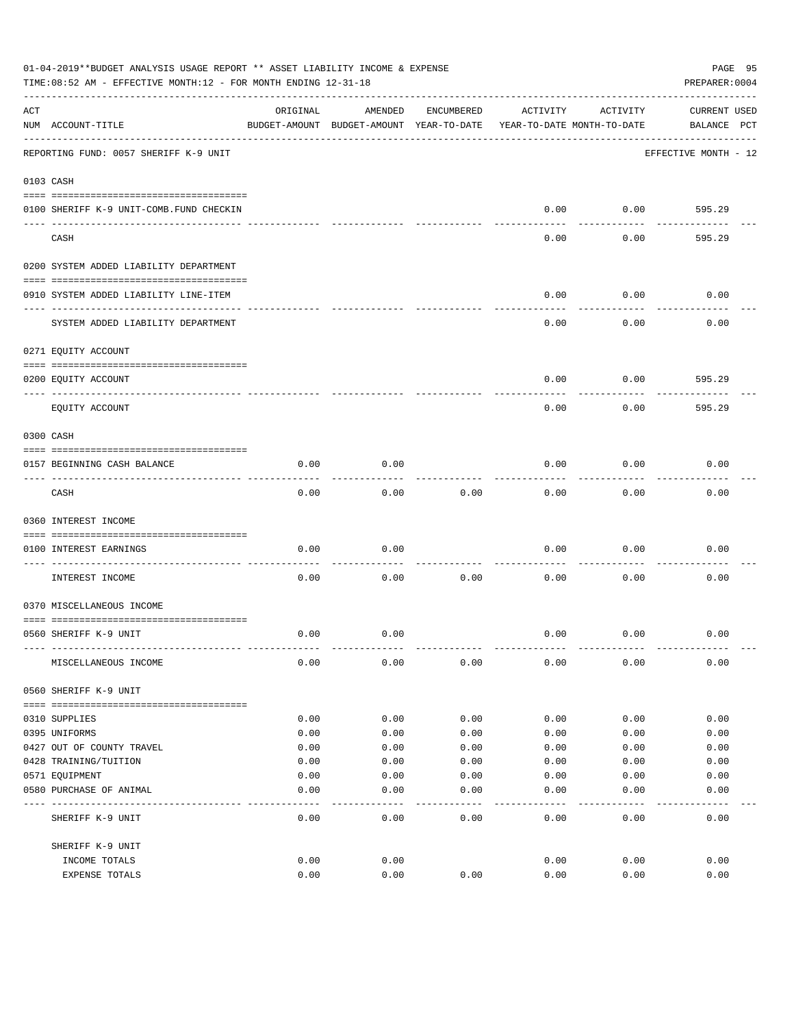01-04-2019**BUDGET ANALYSIS USAGE REPORT ** ASSET LIABILITY INCOME & EXPENSE

TIME:08:52 AM - EFFECTIVE MONTH:12 - FOR MONTH ENDING 12-31-18

PREPARER:0004

REPORTING FUND: 0057 SHERIFF K-9 UNIT

EFFECTIVE MONTH - 12

| ACT NUM | ACCOUNT-TITLE | ORIGINAL BUDGET-AMOUNT | AMENDED BUDGET-AMOUNT | ENCUMBERED YEAR-TO-DATE | ACTIVITY YEAR-TO-DATE | ACTIVITY MONTH-TO-DATE | CURRENT BALANCE | USED PCT |
|---|---|---|---|---|---|---|---|---|
| **0103** | **CASH** | | | | | | | |
| 0100 | SHERIFF K-9 UNIT-COMB.FUND CHECKIN | | | | 0.00 | 0.00 | 595.29 | |
| | CASH | | | | 0.00 | 0.00 | 595.29 | |
| **0200** | **SYSTEM ADDED LIABILITY DEPARTMENT** | | | | | | | |
| 0910 | SYSTEM ADDED LIABILITY LINE-ITEM | | | | 0.00 | 0.00 | 0.00 | |
| | SYSTEM ADDED LIABILITY DEPARTMENT | | | | 0.00 | 0.00 | 0.00 | |
| **0271** | **EQUITY ACCOUNT** | | | | | | | |
| 0200 | EQUITY ACCOUNT | | | | 0.00 | 0.00 | 595.29 | |
| | EQUITY ACCOUNT | | | | 0.00 | 0.00 | 595.29 | |
| **0300** | **CASH** | | | | | | | |
| 0157 | BEGINNING CASH BALANCE | 0.00 | 0.00 | | 0.00 | 0.00 | 0.00 | |
| | CASH | 0.00 | 0.00 | 0.00 | 0.00 | 0.00 | 0.00 | |
| **0360** | **INTEREST INCOME** | | | | | | | |
| 0100 | INTEREST EARNINGS | 0.00 | 0.00 | | 0.00 | 0.00 | 0.00 | |
| | INTEREST INCOME | 0.00 | 0.00 | 0.00 | 0.00 | 0.00 | 0.00 | |
| **0370** | **MISCELLANEOUS INCOME** | | | | | | | |
| 0560 | SHERIFF K-9 UNIT | 0.00 | 0.00 | | 0.00 | 0.00 | 0.00 | |
| | MISCELLANEOUS INCOME | 0.00 | 0.00 | 0.00 | 0.00 | 0.00 | 0.00 | |
| **0560** | **SHERIFF K-9 UNIT** | | | | | | | |
| 0310 | SUPPLIES | 0.00 | 0.00 | 0.00 | 0.00 | 0.00 | 0.00 | |
| 0395 | UNIFORMS | 0.00 | 0.00 | 0.00 | 0.00 | 0.00 | 0.00 | |
| 0427 | OUT OF COUNTY TRAVEL | 0.00 | 0.00 | 0.00 | 0.00 | 0.00 | 0.00 | |
| 0428 | TRAINING/TUITION | 0.00 | 0.00 | 0.00 | 0.00 | 0.00 | 0.00 | |
| 0571 | EQUIPMENT | 0.00 | 0.00 | 0.00 | 0.00 | 0.00 | 0.00 | |
| 0580 | PURCHASE OF ANIMAL | 0.00 | 0.00 | 0.00 | 0.00 | 0.00 | 0.00 | |
| | SHERIFF K-9 UNIT | 0.00 | 0.00 | 0.00 | 0.00 | 0.00 | 0.00 | |
| | SHERIFF K-9 UNIT | | | | | | | |
| | INCOME TOTALS | 0.00 | 0.00 | | 0.00 | 0.00 | 0.00 | |
| | EXPENSE TOTALS | 0.00 | 0.00 | 0.00 | 0.00 | 0.00 | 0.00 | |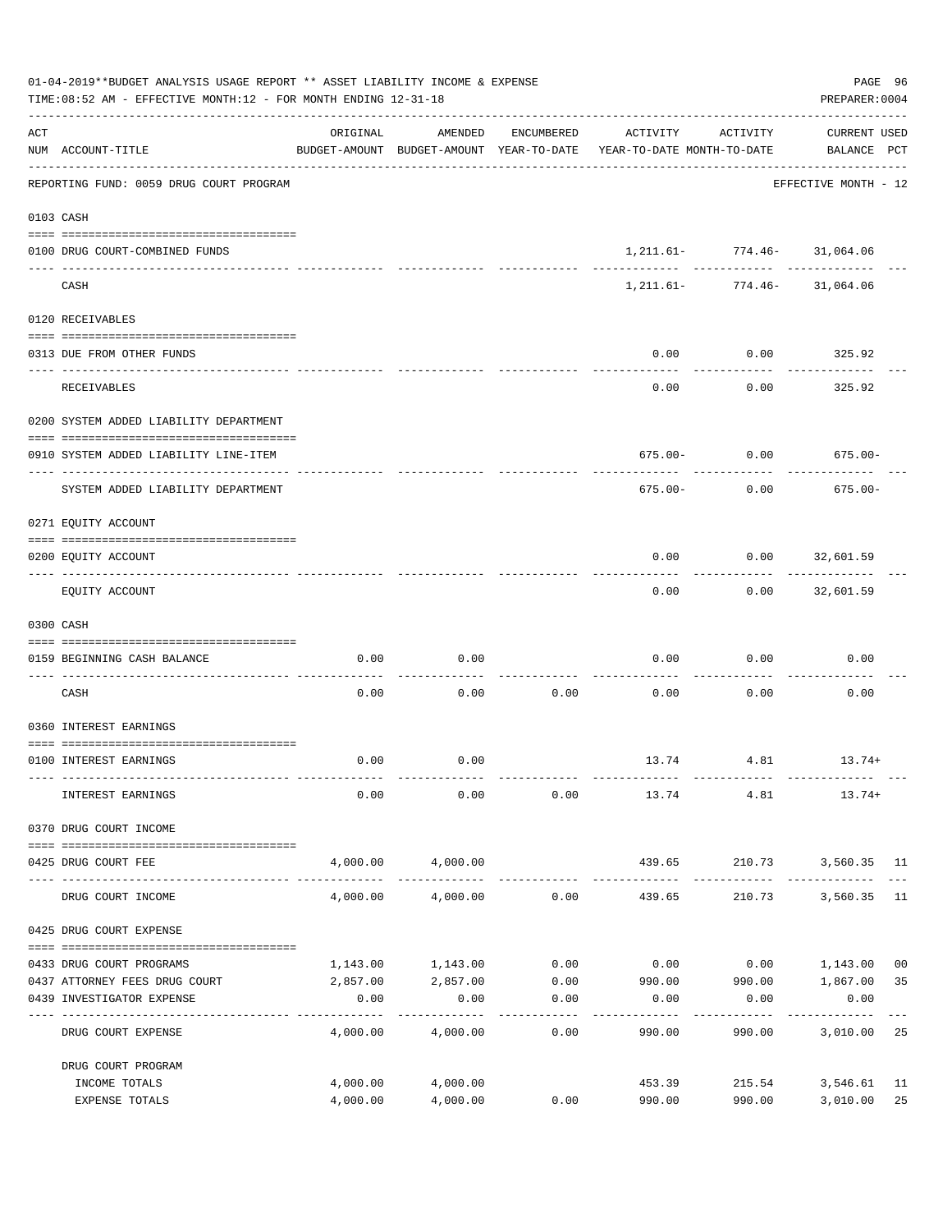01-04-2019**BUDGET ANALYSIS USAGE REPORT ** ASSET LIABILITY INCOME & EXPENSE

TIME:08:52 AM - EFFECTIVE MONTH:12 - FOR MONTH ENDING 12-31-18

PREPARER:0004

| ACT NUM | ACCOUNT-TITLE | ORIGINAL BUDGET-AMOUNT | AMENDED BUDGET-AMOUNT | ENCUMBERED YEAR-TO-DATE | ACTIVITY YEAR-TO-DATE | ACTIVITY MONTH-TO-DATE | CURRENT BALANCE | USED PCT |
|---|---|---|---|---|---|---|---|---|
| | REPORTING FUND: 0059 DRUG COURT PROGRAM | | | | | | EFFECTIVE MONTH - 12 | |
| 0103 | CASH | | | | | | | |
| 0100 | DRUG COURT-COMBINED FUNDS | | | | 1,211.61- | 774.46- | 31,064.06 | |
| | CASH | | | | 1,211.61- | 774.46- | 31,064.06 | |
| 0120 | RECEIVABLES | | | | | | | |
| 0313 | DUE FROM OTHER FUNDS | | | | 0.00 | 0.00 | 325.92 | |
| | RECEIVABLES | | | | 0.00 | 0.00 | 325.92 | |
| 0200 | SYSTEM ADDED LIABILITY DEPARTMENT | | | | | | | |
| 0910 | SYSTEM ADDED LIABILITY LINE-ITEM | | | | 675.00- | 0.00 | 675.00- | |
| | SYSTEM ADDED LIABILITY DEPARTMENT | | | | 675.00- | 0.00 | 675.00- | |
| 0271 | EQUITY ACCOUNT | | | | | | | |
| 0200 | EQUITY ACCOUNT | | | | 0.00 | 0.00 | 32,601.59 | |
| | EQUITY ACCOUNT | | | | 0.00 | 0.00 | 32,601.59 | |
| 0300 | CASH | | | | | | | |
| 0159 | BEGINNING CASH BALANCE | 0.00 | 0.00 | | 0.00 | 0.00 | 0.00 | |
| | CASH | 0.00 | 0.00 | 0.00 | 0.00 | 0.00 | 0.00 | |
| 0360 | INTEREST EARNINGS | | | | | | | |
| 0100 | INTEREST EARNINGS | 0.00 | 0.00 | | 13.74 | 4.81 | 13.74+ | |
| | INTEREST EARNINGS | 0.00 | 0.00 | 0.00 | 13.74 | 4.81 | 13.74+ | |
| 0370 | DRUG COURT INCOME | | | | | | | |
| 0425 | DRUG COURT FEE | 4,000.00 | 4,000.00 | | 439.65 | 210.73 | 3,560.35 | 11 |
| | DRUG COURT INCOME | 4,000.00 | 4,000.00 | 0.00 | 439.65 | 210.73 | 3,560.35 | 11 |
| 0425 | DRUG COURT EXPENSE | | | | | | | |
| 0433 | DRUG COURT PROGRAMS | 1,143.00 | 1,143.00 | 0.00 | 0.00 | 0.00 | 1,143.00 | 00 |
| 0437 | ATTORNEY FEES DRUG COURT | 2,857.00 | 2,857.00 | 0.00 | 990.00 | 990.00 | 1,867.00 | 35 |
| 0439 | INVESTIGATOR EXPENSE | 0.00 | 0.00 | 0.00 | 0.00 | 0.00 | 0.00 | |
| | DRUG COURT EXPENSE | 4,000.00 | 4,000.00 | 0.00 | 990.00 | 990.00 | 3,010.00 | 25 |
| | DRUG COURT PROGRAM | | | | | | | |
| | INCOME TOTALS | 4,000.00 | 4,000.00 | | 453.39 | 215.54 | 3,546.61 | 11 |
| | EXPENSE TOTALS | 4,000.00 | 4,000.00 | 0.00 | 990.00 | 990.00 | 3,010.00 | 25 |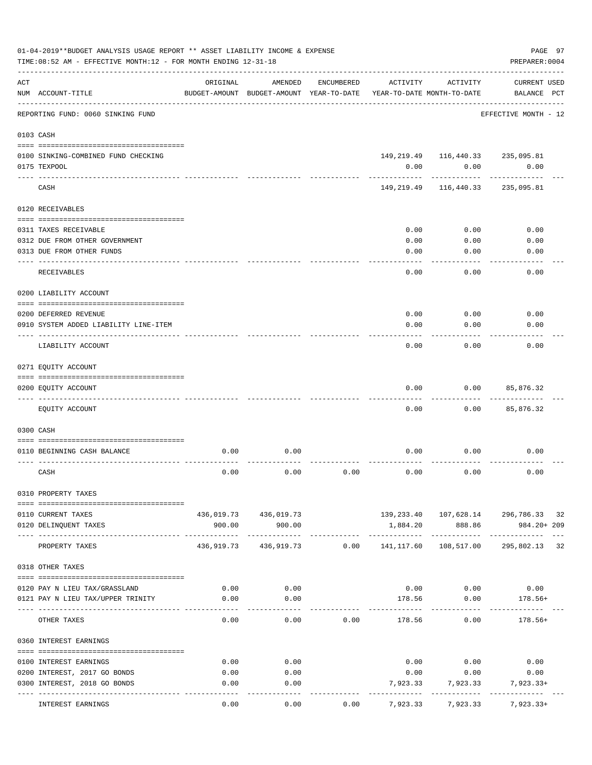01-04-2019**BUDGET ANALYSIS USAGE REPORT ** ASSET LIABILITY INCOME & EXPENSE

TIME:08:52 AM - EFFECTIVE MONTH:12 - FOR MONTH ENDING 12-31-18

PREPARER:0004

| ACT NUM | ACCOUNT-TITLE | ORIGINAL BUDGET-AMOUNT | AMENDED BUDGET-AMOUNT | ENCUMBERED YEAR-TO-DATE | ACTIVITY YEAR-TO-DATE | ACTIVITY MONTH-TO-DATE | CURRENT USED BALANCE | PCT |
|---|---|---|---|---|---|---|---|---|
| | REPORTING FUND: 0060 SINKING FUND | | | | | | EFFECTIVE MONTH - 12 | |
| 0103 | CASH | | | | | | | |
| 0100 | SINKING-COMBINED FUND CHECKING | | | | 149,219.49 | 116,440.33 | 235,095.81 | |
| 0175 | TEXPOOL | | | | 0.00 | 0.00 | 0.00 | |
| | CASH | | | | 149,219.49 | 116,440.33 | 235,095.81 | |
| 0120 | RECEIVABLES | | | | | | | |
| 0311 | TAXES RECEIVABLE | | | | 0.00 | 0.00 | 0.00 | |
| 0312 | DUE FROM OTHER GOVERNMENT | | | | 0.00 | 0.00 | 0.00 | |
| 0313 | DUE FROM OTHER FUNDS | | | | 0.00 | 0.00 | 0.00 | |
| | RECEIVABLES | | | | 0.00 | 0.00 | 0.00 | |
| 0200 | LIABILITY ACCOUNT | | | | | | | |
| 0200 | DEFERRED REVENUE | | | | 0.00 | 0.00 | 0.00 | |
| 0910 | SYSTEM ADDED LIABILITY LINE-ITEM | | | | 0.00 | 0.00 | 0.00 | |
| | LIABILITY ACCOUNT | | | | 0.00 | 0.00 | 0.00 | |
| 0271 | EQUITY ACCOUNT | | | | | | | |
| 0200 | EQUITY ACCOUNT | | | | 0.00 | 0.00 | 85,876.32 | |
| | EQUITY ACCOUNT | | | | 0.00 | 0.00 | 85,876.32 | |
| 0300 | CASH | | | | | | | |
| 0110 | BEGINNING CASH BALANCE | 0.00 | 0.00 | | 0.00 | 0.00 | 0.00 | |
| | CASH | 0.00 | 0.00 | 0.00 | 0.00 | 0.00 | 0.00 | |
| 0310 | PROPERTY TAXES | | | | | | | |
| 0110 | CURRENT TAXES | 436,019.73 | 436,019.73 | | 139,233.40 | 107,628.14 | 296,786.33 | 32 |
| 0120 | DELINQUENT TAXES | 900.00 | 900.00 | | 1,884.20 | 888.86 | 984.20+ | 209 |
| | PROPERTY TAXES | 436,919.73 | 436,919.73 | 0.00 | 141,117.60 | 108,517.00 | 295,802.13 | 32 |
| 0318 | OTHER TAXES | | | | | | | |
| 0120 | PAY N LIEU TAX/GRASSLAND | 0.00 | 0.00 | | 0.00 | 0.00 | 0.00 | |
| 0121 | PAY N LIEU TAX/UPPER TRINITY | 0.00 | 0.00 | | 178.56 | 0.00 | 178.56+ | |
| | OTHER TAXES | 0.00 | 0.00 | 0.00 | 178.56 | 0.00 | 178.56+ | |
| 0360 | INTEREST EARNINGS | | | | | | | |
| 0100 | INTEREST EARNINGS | 0.00 | 0.00 | | 0.00 | 0.00 | 0.00 | |
| 0200 | INTEREST, 2017 GO BONDS | 0.00 | 0.00 | | 0.00 | 0.00 | 0.00 | |
| 0300 | INTEREST, 2018 GO BONDS | 0.00 | 0.00 | | 7,923.33 | 7,923.33 | 7,923.33+ | |
| | INTEREST EARNINGS | 0.00 | 0.00 | 0.00 | 7,923.33 | 7,923.33 | 7,923.33+ | |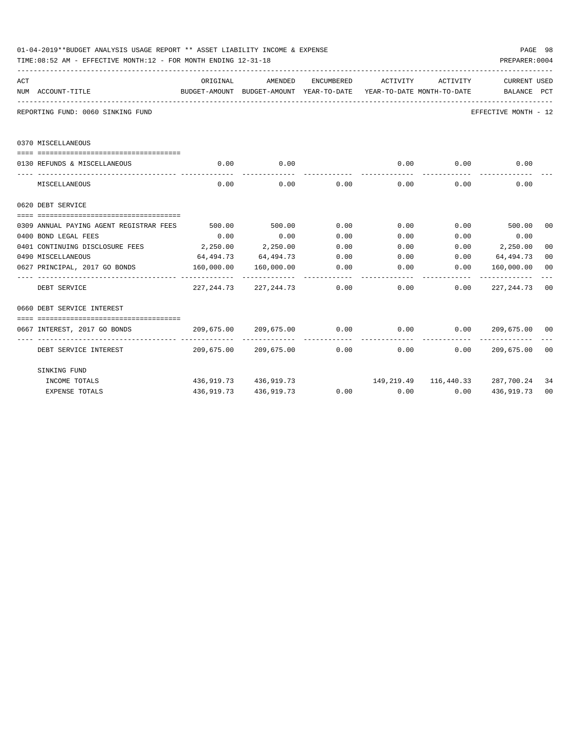01-04-2019**BUDGET ANALYSIS USAGE REPORT ** ASSET LIABILITY INCOME & EXPENSE

TIME:08:52 AM - EFFECTIVE MONTH:12 - FOR MONTH ENDING 12-31-18

PREPARER:0004

| ACT NUM | ACCOUNT-TITLE | ORIGINAL BUDGET-AMOUNT | AMENDED BUDGET-AMOUNT | ENCUMBERED YEAR-TO-DATE | ACTIVITY YEAR-TO-DATE | ACTIVITY MONTH-TO-DATE | CURRENT BALANCE | USED PCT |
|---|---|---|---|---|---|---|---|---|
| | REPORTING FUND: 0060 SINKING FUND | | | | | | EFFECTIVE MONTH - 12 | |
| | 0370 MISCELLANEOUS | | | | | | | |
| 0130 | REFUNDS & MISCELLANEOUS | 0.00 | 0.00 | | 0.00 | 0.00 | 0.00 | |
| | MISCELLANEOUS | 0.00 | 0.00 | 0.00 | 0.00 | 0.00 | 0.00 | |
| | 0620 DEBT SERVICE | | | | | | | |
| 0309 | ANNUAL PAYING AGENT REGISTRAR FEES | 500.00 | 500.00 | 0.00 | 0.00 | 0.00 | 500.00 | 00 |
| 0400 | BOND LEGAL FEES | 0.00 | 0.00 | 0.00 | 0.00 | 0.00 | 0.00 | |
| 0401 | CONTINUING DISCLOSURE FEES | 2,250.00 | 2,250.00 | 0.00 | 0.00 | 0.00 | 2,250.00 | 00 |
| 0490 | MISCELLANEOUS | 64,494.73 | 64,494.73 | 0.00 | 0.00 | 0.00 | 64,494.73 | 00 |
| 0627 | PRINCIPAL, 2017 GO BONDS | 160,000.00 | 160,000.00 | 0.00 | 0.00 | 0.00 | 160,000.00 | 00 |
| | DEBT SERVICE | 227,244.73 | 227,244.73 | 0.00 | 0.00 | 0.00 | 227,244.73 | 00 |
| | 0660 DEBT SERVICE INTEREST | | | | | | | |
| 0667 | INTEREST, 2017 GO BONDS | 209,675.00 | 209,675.00 | 0.00 | 0.00 | 0.00 | 209,675.00 | 00 |
| | DEBT SERVICE INTEREST | 209,675.00 | 209,675.00 | 0.00 | 0.00 | 0.00 | 209,675.00 | 00 |
| | SINKING FUND | | | | | | | |
| | INCOME TOTALS | 436,919.73 | 436,919.73 | | 149,219.49 | 116,440.33 | 287,700.24 | 34 |
| | EXPENSE TOTALS | 436,919.73 | 436,919.73 | 0.00 | 0.00 | 0.00 | 436,919.73 | 00 |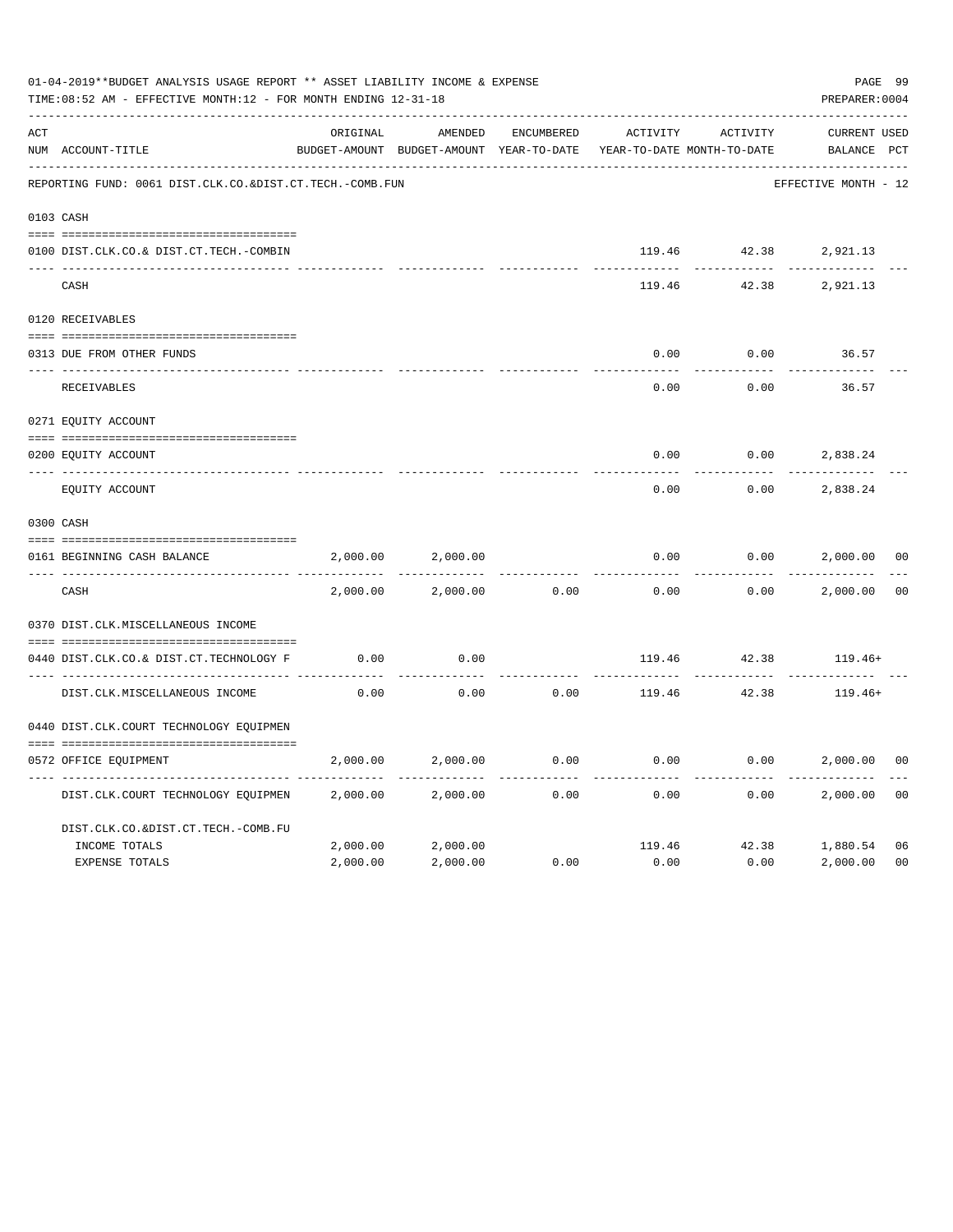01-04-2019**BUDGET ANALYSIS USAGE REPORT ** ASSET LIABILITY INCOME & EXPENSE

TIME:08:52 AM - EFFECTIVE MONTH:12 - FOR MONTH ENDING 12-31-18

PREPARER:0004

REPORTING FUND: 0061 DIST.CLK.CO.&DIST.CT.TECH.-COMB.FUN — EFFECTIVE MONTH - 12

| ACT NUM | ACCOUNT-TITLE | ORIGINAL BUDGET-AMOUNT | AMENDED BUDGET-AMOUNT | ENCUMBERED YEAR-TO-DATE | ACTIVITY YEAR-TO-DATE | ACTIVITY MONTH-TO-DATE | CURRENT BALANCE | USED PCT |
|---|---|---|---|---|---|---|---|---|
| **0103** | **CASH** | | | | | | | |
| 0100 | DIST.CLK.CO.& DIST.CT.TECH.-COMBIN | | | | 119.46 | 42.38 | 2,921.13 | |
| | CASH | | | | 119.46 | 42.38 | 2,921.13 | |
| **0120** | **RECEIVABLES** | | | | | | | |
| 0313 | DUE FROM OTHER FUNDS | | | | 0.00 | 0.00 | 36.57 | |
| | RECEIVABLES | | | | 0.00 | 0.00 | 36.57 | |
| **0271** | **EQUITY ACCOUNT** | | | | | | | |
| 0200 | EQUITY ACCOUNT | | | | 0.00 | 0.00 | 2,838.24 | |
| | EQUITY ACCOUNT | | | | 0.00 | 0.00 | 2,838.24 | |
| **0300** | **CASH** | | | | | | | |
| 0161 | BEGINNING CASH BALANCE | 2,000.00 | 2,000.00 | | 0.00 | 0.00 | 2,000.00 | 00 |
| | CASH | 2,000.00 | 2,000.00 | 0.00 | 0.00 | 0.00 | 2,000.00 | 00 |
| **0370** | **DIST.CLK.MISCELLANEOUS INCOME** | | | | | | | |
| 0440 | DIST.CLK.CO.& DIST.CT.TECHNOLOGY F | 0.00 | 0.00 | | 119.46 | 42.38 | 119.46+ | |
| | DIST.CLK.MISCELLANEOUS INCOME | 0.00 | 0.00 | 0.00 | 119.46 | 42.38 | 119.46+ | |
| **0440** | **DIST.CLK.COURT TECHNOLOGY EQUIPMEN** | | | | | | | |
| 0572 | OFFICE EQUIPMENT | 2,000.00 | 2,000.00 | 0.00 | 0.00 | 0.00 | 2,000.00 | 00 |
| | DIST.CLK.COURT TECHNOLOGY EQUIPMEN | 2,000.00 | 2,000.00 | 0.00 | 0.00 | 0.00 | 2,000.00 | 00 |
| | DIST.CLK.CO.&DIST.CT.TECH.-COMB.FU | | | | | | | |
| | INCOME TOTALS | 2,000.00 | 2,000.00 | | 119.46 | 42.38 | 1,880.54 | 06 |
| | EXPENSE TOTALS | 2,000.00 | 2,000.00 | 0.00 | 0.00 | 0.00 | 2,000.00 | 00 |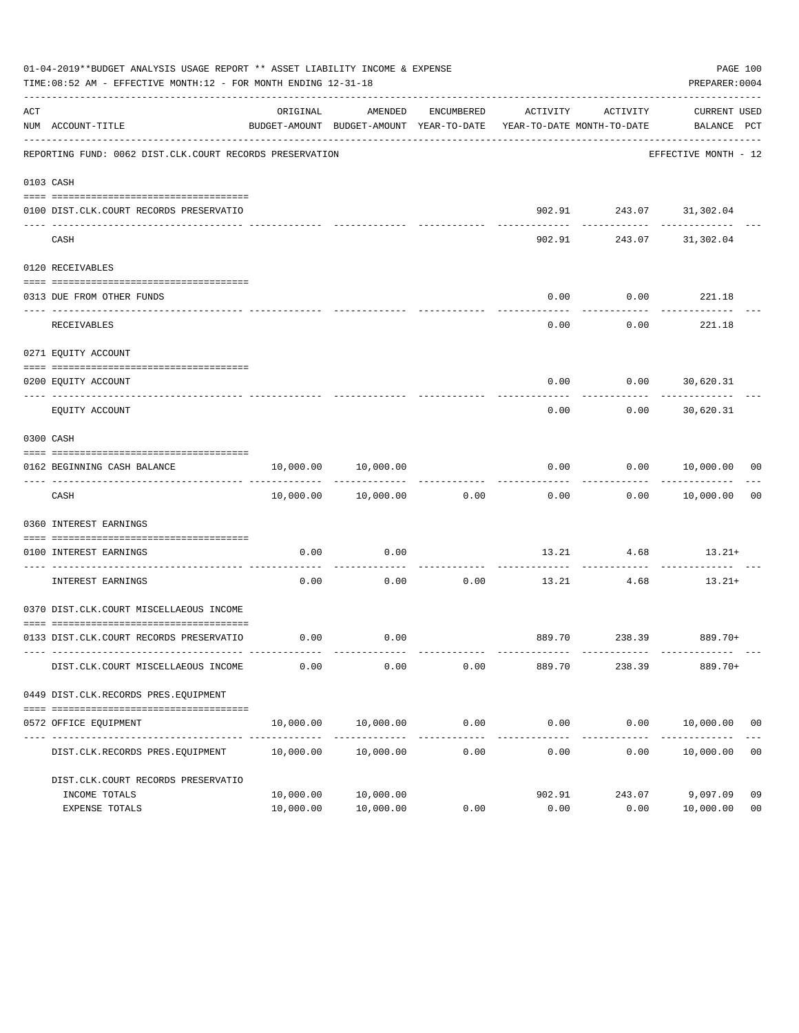01-04-2019**BUDGET ANALYSIS USAGE REPORT ** ASSET LIABILITY INCOME & EXPENSE

TIME:08:52 AM - EFFECTIVE MONTH:12 - FOR MONTH ENDING 12-31-18

PREPARER:0004

| ACT NUM | ACCOUNT-TITLE | ORIGINAL BUDGET-AMOUNT | AMENDED BUDGET-AMOUNT | ENCUMBERED YEAR-TO-DATE | ACTIVITY YEAR-TO-DATE | ACTIVITY MONTH-TO-DATE | CURRENT BALANCE | USED PCT |
|---|---|---|---|---|---|---|---|---|
| | REPORTING FUND: 0062 DIST.CLK.COURT RECORDS PRESERVATION | | | | | | EFFECTIVE MONTH - 12 | |
| 0103 | CASH | | | | | | | |
| 0100 | DIST.CLK.COURT RECORDS PRESERVATIO | | | | 902.91 | 243.07 | 31,302.04 | |
| | CASH | | | | 902.91 | 243.07 | 31,302.04 | |
| 0120 | RECEIVABLES | | | | | | | |
| 0313 | DUE FROM OTHER FUNDS | | | | 0.00 | 0.00 | 221.18 | |
| | RECEIVABLES | | | | 0.00 | 0.00 | 221.18 | |
| 0271 | EQUITY ACCOUNT | | | | | | | |
| 0200 | EQUITY ACCOUNT | | | | 0.00 | 0.00 | 30,620.31 | |
| | EQUITY ACCOUNT | | | | 0.00 | 0.00 | 30,620.31 | |
| 0300 | CASH | | | | | | | |
| 0162 | BEGINNING CASH BALANCE | 10,000.00 | 10,000.00 | | 0.00 | 0.00 | 10,000.00 | 00 |
| | CASH | 10,000.00 | 10,000.00 | 0.00 | 0.00 | 0.00 | 10,000.00 | 00 |
| 0360 | INTEREST EARNINGS | | | | | | | |
| 0100 | INTEREST EARNINGS | 0.00 | 0.00 | | 13.21 | 4.68 | 13.21+ | |
| | INTEREST EARNINGS | 0.00 | 0.00 | 0.00 | 13.21 | 4.68 | 13.21+ | |
| 0370 | DIST.CLK.COURT MISCELLAEOUS INCOME | | | | | | | |
| 0133 | DIST.CLK.COURT RECORDS PRESERVATIO | 0.00 | 0.00 | | 889.70 | 238.39 | 889.70+ | |
| | DIST.CLK.COURT MISCELLAEOUS INCOME | 0.00 | 0.00 | 0.00 | 889.70 | 238.39 | 889.70+ | |
| 0449 | DIST.CLK.RECORDS PRES.EQUIPMENT | | | | | | | |
| 0572 | OFFICE EQUIPMENT | 10,000.00 | 10,000.00 | 0.00 | 0.00 | 0.00 | 10,000.00 | 00 |
| | DIST.CLK.RECORDS PRES.EQUIPMENT | 10,000.00 | 10,000.00 | 0.00 | 0.00 | 0.00 | 10,000.00 | 00 |
| | DIST.CLK.COURT RECORDS PRESERVATIO | | | | | | | |
| | INCOME TOTALS | 10,000.00 | 10,000.00 | | 902.91 | 243.07 | 9,097.09 | 09 |
| | EXPENSE TOTALS | 10,000.00 | 10,000.00 | 0.00 | 0.00 | 0.00 | 10,000.00 | 00 |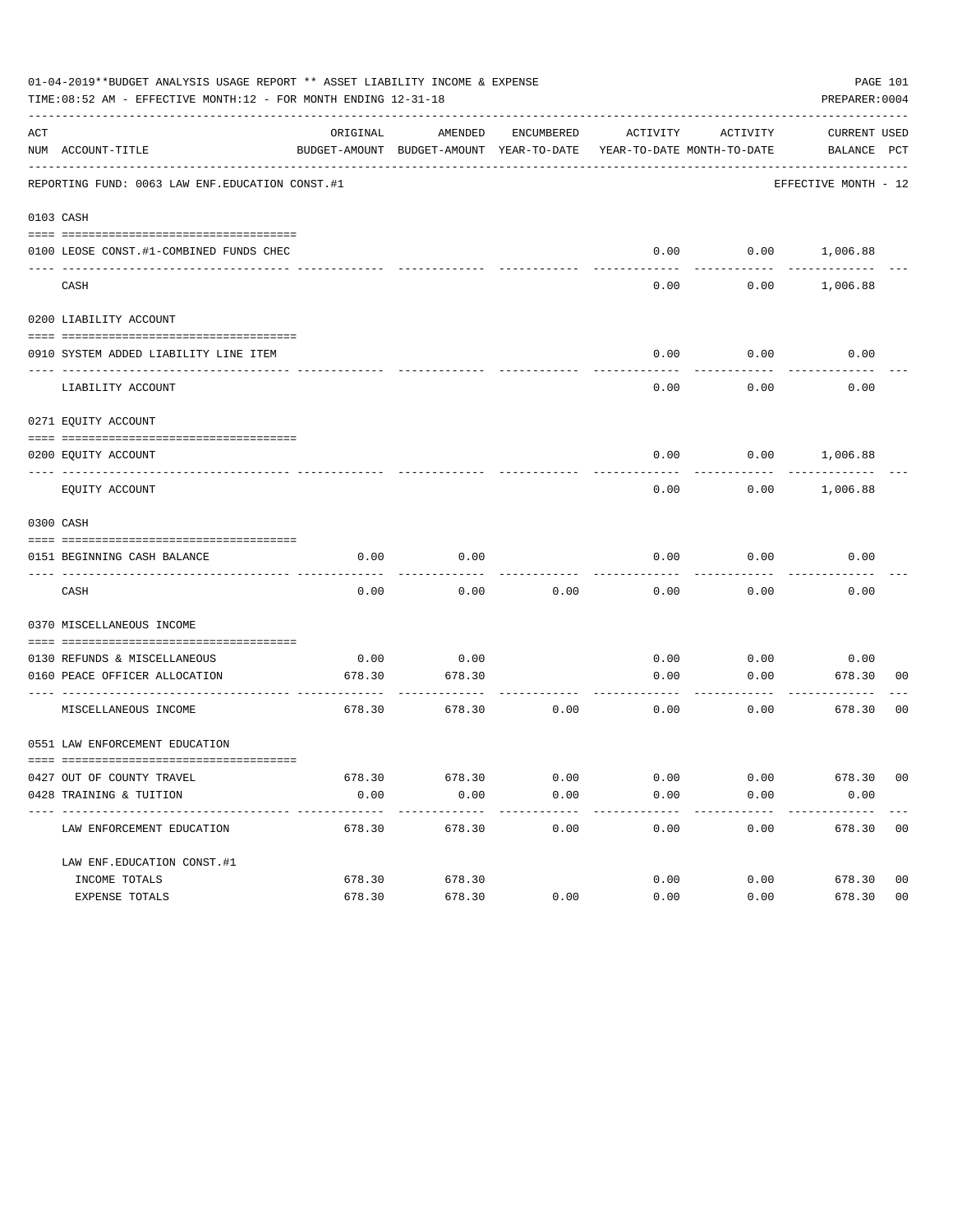01-04-2019**BUDGET ANALYSIS USAGE REPORT ** ASSET LIABILITY INCOME & EXPENSE

TIME:08:52 AM - EFFECTIVE MONTH:12 - FOR MONTH ENDING 12-31-18

PREPARER:0004

REPORTING FUND: 0063 LAW ENF.EDUCATION CONST.#1 — EFFECTIVE MONTH - 12

| ACT NUM | ACCOUNT-TITLE | ORIGINAL BUDGET-AMOUNT | AMENDED BUDGET-AMOUNT | ENCUMBERED YEAR-TO-DATE | ACTIVITY YEAR-TO-DATE | ACTIVITY MONTH-TO-DATE | CURRENT BALANCE | USED PCT |
|---|---|---|---|---|---|---|---|---|
| **0103** | **CASH** | | | | | | | |
| 0100 | LEOSE CONST.#1-COMBINED FUNDS CHEC | | | | 0.00 | 0.00 | 1,006.88 | |
| | CASH | | | | 0.00 | 0.00 | 1,006.88 | |
| **0200** | **LIABILITY ACCOUNT** | | | | | | | |
| 0910 | SYSTEM ADDED LIABILITY LINE ITEM | | | | 0.00 | 0.00 | 0.00 | |
| | LIABILITY ACCOUNT | | | | 0.00 | 0.00 | 0.00 | |
| **0271** | **EQUITY ACCOUNT** | | | | | | | |
| 0200 | EQUITY ACCOUNT | | | | 0.00 | 0.00 | 1,006.88 | |
| | EQUITY ACCOUNT | | | | 0.00 | 0.00 | 1,006.88 | |
| **0300** | **CASH** | | | | | | | |
| 0151 | BEGINNING CASH BALANCE | 0.00 | 0.00 | | 0.00 | 0.00 | 0.00 | |
| | CASH | 0.00 | 0.00 | 0.00 | 0.00 | 0.00 | 0.00 | |
| **0370** | **MISCELLANEOUS INCOME** | | | | | | | |
| 0130 | REFUNDS & MISCELLANEOUS | 0.00 | 0.00 | | 0.00 | 0.00 | 0.00 | |
| 0160 | PEACE OFFICER ALLOCATION | 678.30 | 678.30 | | 0.00 | 0.00 | 678.30 | 00 |
| | MISCELLANEOUS INCOME | 678.30 | 678.30 | 0.00 | 0.00 | 0.00 | 678.30 | 00 |
| **0551** | **LAW ENFORCEMENT EDUCATION** | | | | | | | |
| 0427 | OUT OF COUNTY TRAVEL | 678.30 | 678.30 | 0.00 | 0.00 | 0.00 | 678.30 | 00 |
| 0428 | TRAINING & TUITION | 0.00 | 0.00 | 0.00 | 0.00 | 0.00 | 0.00 | |
| | LAW ENFORCEMENT EDUCATION | 678.30 | 678.30 | 0.00 | 0.00 | 0.00 | 678.30 | 00 |
| | LAW ENF.EDUCATION CONST.#1 | | | | | | | |
| | INCOME TOTALS | 678.30 | 678.30 | | 0.00 | 0.00 | 678.30 | 00 |
| | EXPENSE TOTALS | 678.30 | 678.30 | 0.00 | 0.00 | 0.00 | 678.30 | 00 |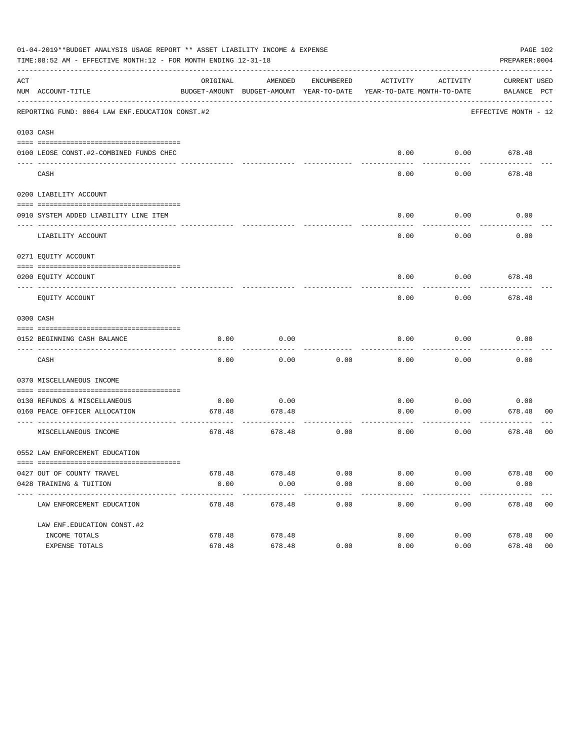01-04-2019**BUDGET ANALYSIS USAGE REPORT ** ASSET LIABILITY INCOME & EXPENSE

TIME:08:52 AM - EFFECTIVE MONTH:12 - FOR MONTH ENDING 12-31-18

PREPARER:0004

| ACT NUM | ACCOUNT-TITLE | ORIGINAL BUDGET-AMOUNT | AMENDED BUDGET-AMOUNT | ENCUMBERED YEAR-TO-DATE | ACTIVITY YEAR-TO-DATE | ACTIVITY MONTH-TO-DATE | CURRENT BALANCE | USED PCT |
|---|---|---|---|---|---|---|---|---|
| | REPORTING FUND: 0064 LAW ENF.EDUCATION CONST.#2 | | | | | | EFFECTIVE MONTH - 12 | |
| 0103 | CASH | | | | | | | |
| 0100 | LEOSE CONST.#2-COMBINED FUNDS CHEC | | | | 0.00 | 0.00 | 678.48 | |
| | CASH | | | | 0.00 | 0.00 | 678.48 | |
| 0200 | LIABILITY ACCOUNT | | | | | | | |
| 0910 | SYSTEM ADDED LIABILITY LINE ITEM | | | | 0.00 | 0.00 | 0.00 | |
| | LIABILITY ACCOUNT | | | | 0.00 | 0.00 | 0.00 | |
| 0271 | EQUITY ACCOUNT | | | | | | | |
| 0200 | EQUITY ACCOUNT | | | | 0.00 | 0.00 | 678.48 | |
| | EQUITY ACCOUNT | | | | 0.00 | 0.00 | 678.48 | |
| 0300 | CASH | | | | | | | |
| 0152 | BEGINNING CASH BALANCE | 0.00 | 0.00 | | 0.00 | 0.00 | 0.00 | |
| | CASH | 0.00 | 0.00 | 0.00 | 0.00 | 0.00 | 0.00 | |
| 0370 | MISCELLANEOUS INCOME | | | | | | | |
| 0130 | REFUNDS & MISCELLANEOUS | 0.00 | 0.00 | | 0.00 | 0.00 | 0.00 | |
| 0160 | PEACE OFFICER ALLOCATION | 678.48 | 678.48 | | 0.00 | 0.00 | 678.48 | 00 |
| | MISCELLANEOUS INCOME | 678.48 | 678.48 | 0.00 | 0.00 | 0.00 | 678.48 | 00 |
| 0552 | LAW ENFORCEMENT EDUCATION | | | | | | | |
| 0427 | OUT OF COUNTY TRAVEL | 678.48 | 678.48 | 0.00 | 0.00 | 0.00 | 678.48 | 00 |
| 0428 | TRAINING & TUITION | 0.00 | 0.00 | 0.00 | 0.00 | 0.00 | 0.00 | |
| | LAW ENFORCEMENT EDUCATION | 678.48 | 678.48 | 0.00 | 0.00 | 0.00 | 678.48 | 00 |
| | LAW ENF.EDUCATION CONST.#2 | | | | | | | |
| | INCOME TOTALS | 678.48 | 678.48 | | 0.00 | 0.00 | 678.48 | 00 |
| | EXPENSE TOTALS | 678.48 | 678.48 | 0.00 | 0.00 | 0.00 | 678.48 | 00 |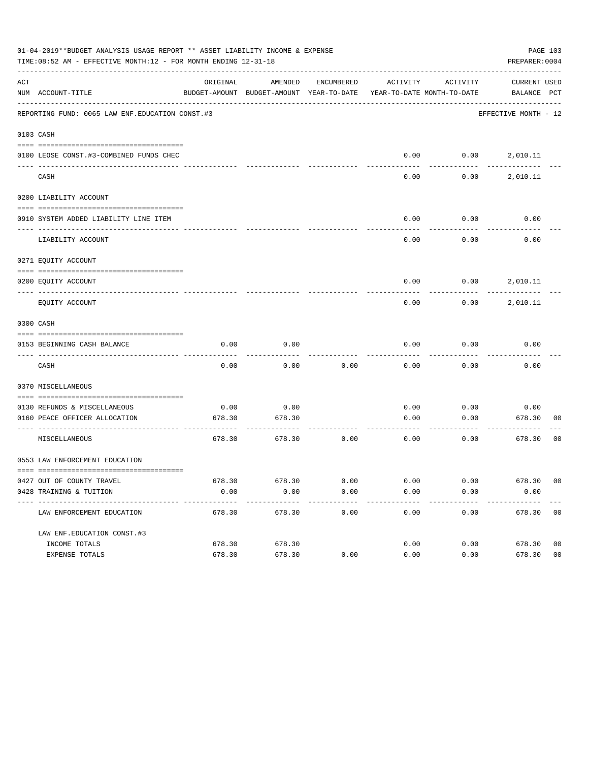01-04-2019**BUDGET ANALYSIS USAGE REPORT ** ASSET LIABILITY INCOME & EXPENSE

TIME:08:52 AM - EFFECTIVE MONTH:12 - FOR MONTH ENDING 12-31-18

PREPARER:0004

REPORTING FUND: 0065 LAW ENF.EDUCATION CONST.#3 — EFFECTIVE MONTH - 12

| ACT NUM | ACCOUNT-TITLE | ORIGINAL BUDGET-AMOUNT | AMENDED BUDGET-AMOUNT | ENCUMBERED YEAR-TO-DATE | ACTIVITY YEAR-TO-DATE | ACTIVITY MONTH-TO-DATE | CURRENT BALANCE | USED PCT |
|---|---|---|---|---|---|---|---|---|
| **0103** | **CASH** | | | | | | | |
| 0100 | LEOSE CONST.#3-COMBINED FUNDS CHEC | | | | 0.00 | 0.00 | 2,010.11 | |
| | CASH | | | | 0.00 | 0.00 | 2,010.11 | |
| **0200** | **LIABILITY ACCOUNT** | | | | | | | |
| 0910 | SYSTEM ADDED LIABILITY LINE ITEM | | | | 0.00 | 0.00 | 0.00 | |
| | LIABILITY ACCOUNT | | | | 0.00 | 0.00 | 0.00 | |
| **0271** | **EQUITY ACCOUNT** | | | | | | | |
| 0200 | EQUITY ACCOUNT | | | | 0.00 | 0.00 | 2,010.11 | |
| | EQUITY ACCOUNT | | | | 0.00 | 0.00 | 2,010.11 | |
| **0300** | **CASH** | | | | | | | |
| 0153 | BEGINNING CASH BALANCE | 0.00 | 0.00 | | 0.00 | 0.00 | 0.00 | |
| | CASH | 0.00 | 0.00 | 0.00 | 0.00 | 0.00 | 0.00 | |
| **0370** | **MISCELLANEOUS** | | | | | | | |
| 0130 | REFUNDS & MISCELLANEOUS | 0.00 | 0.00 | | 0.00 | 0.00 | 0.00 | |
| 0160 | PEACE OFFICER ALLOCATION | 678.30 | 678.30 | | 0.00 | 0.00 | 678.30 | 00 |
| | MISCELLANEOUS | 678.30 | 678.30 | 0.00 | 0.00 | 0.00 | 678.30 | 00 |
| **0553** | **LAW ENFORCEMENT EDUCATION** | | | | | | | |
| 0427 | OUT OF COUNTY TRAVEL | 678.30 | 678.30 | 0.00 | 0.00 | 0.00 | 678.30 | 00 |
| 0428 | TRAINING & TUITION | 0.00 | 0.00 | 0.00 | 0.00 | 0.00 | 0.00 | |
| | LAW ENFORCEMENT EDUCATION | 678.30 | 678.30 | 0.00 | 0.00 | 0.00 | 678.30 | 00 |
| | LAW ENF.EDUCATION CONST.#3 | | | | | | | |
| | INCOME TOTALS | 678.30 | 678.30 | | 0.00 | 0.00 | 678.30 | 00 |
| | EXPENSE TOTALS | 678.30 | 678.30 | 0.00 | 0.00 | 0.00 | 678.30 | 00 |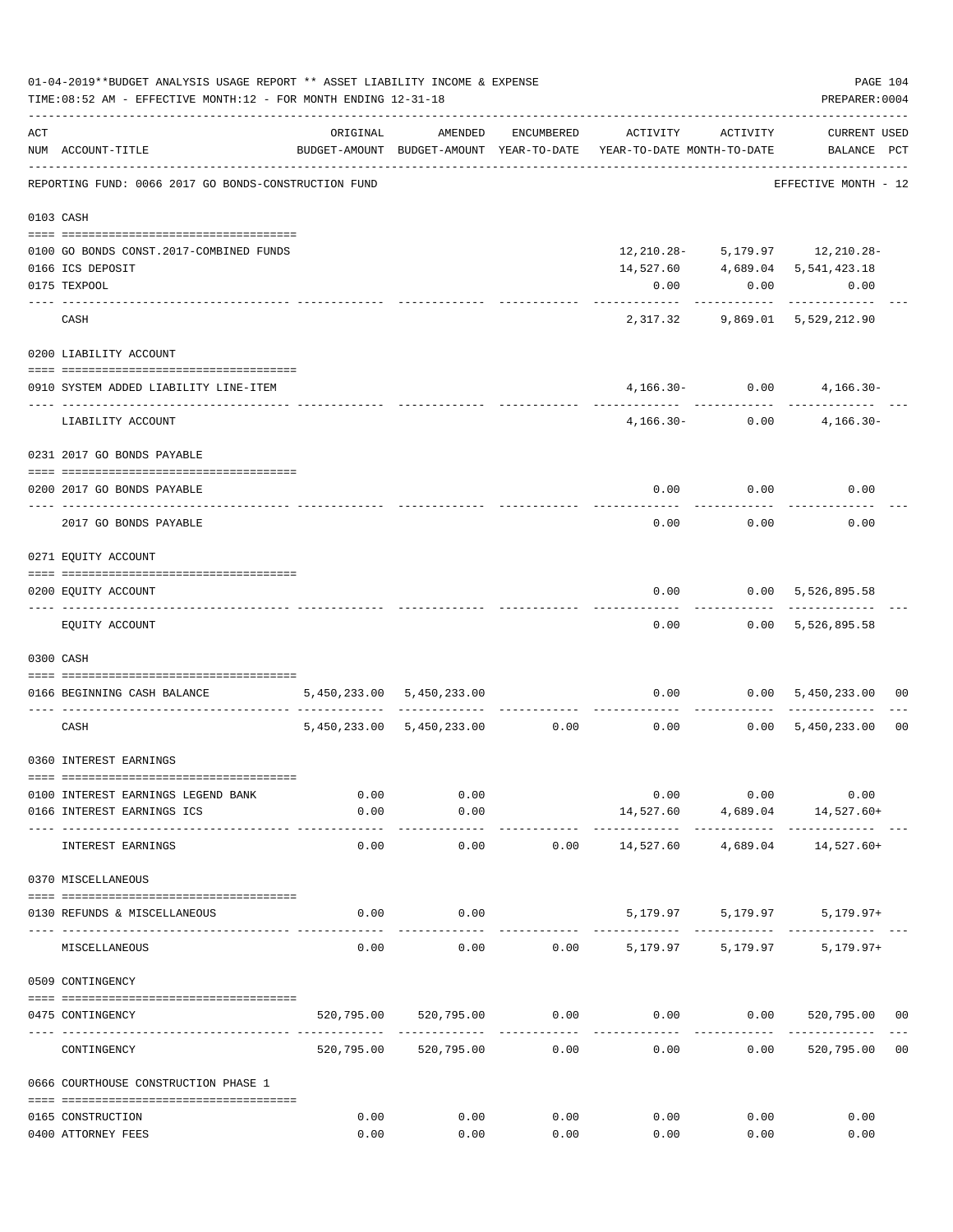01-04-2019**BUDGET ANALYSIS USAGE REPORT ** ASSET LIABILITY INCOME & EXPENSE

TIME:08:52 AM - EFFECTIVE MONTH:12 - FOR MONTH ENDING 12-31-18

PREPARER:0004

REPORTING FUND: 0066 2017 GO BONDS-CONSTRUCTION FUND — EFFECTIVE MONTH - 12

| ACT NUM | ACCOUNT-TITLE | ORIGINAL BUDGET-AMOUNT | AMENDED BUDGET-AMOUNT | ENCUMBERED YEAR-TO-DATE | ACTIVITY YEAR-TO-DATE | ACTIVITY MONTH-TO-DATE | CURRENT BALANCE | USED PCT |
|---|---|---|---|---|---|---|---|---|
| **0103** | **CASH** | | | | | | | |
| 0100 | GO BONDS CONST.2017-COMBINED FUNDS | | | | 12,210.28- | 5,179.97 | 12,210.28- | |
| 0166 | ICS DEPOSIT | | | | 14,527.60 | 4,689.04 | 5,541,423.18 | |
| 0175 | TEXPOOL | | | | 0.00 | 0.00 | 0.00 | |
| | CASH | | | | 2,317.32 | 9,869.01 | 5,529,212.90 | |
| **0200** | **LIABILITY ACCOUNT** | | | | | | | |
| 0910 | SYSTEM ADDED LIABILITY LINE-ITEM | | | | 4,166.30- | 0.00 | 4,166.30- | |
| | LIABILITY ACCOUNT | | | | 4,166.30- | 0.00 | 4,166.30- | |
| **0231** | **2017 GO BONDS PAYABLE** | | | | | | | |
| 0200 | 2017 GO BONDS PAYABLE | | | | 0.00 | 0.00 | 0.00 | |
| | 2017 GO BONDS PAYABLE | | | | 0.00 | 0.00 | 0.00 | |
| **0271** | **EQUITY ACCOUNT** | | | | | | | |
| 0200 | EQUITY ACCOUNT | | | | 0.00 | 0.00 | 5,526,895.58 | |
| | EQUITY ACCOUNT | | | | 0.00 | 0.00 | 5,526,895.58 | |
| **0300** | **CASH** | | | | | | | |
| 0166 | BEGINNING CASH BALANCE | 5,450,233.00 | 5,450,233.00 | | 0.00 | 0.00 | 5,450,233.00 | 00 |
| | CASH | 5,450,233.00 | 5,450,233.00 | 0.00 | 0.00 | 0.00 | 5,450,233.00 | 00 |
| **0360** | **INTEREST EARNINGS** | | | | | | | |
| 0100 | INTEREST EARNINGS LEGEND BANK | 0.00 | 0.00 | | 0.00 | 0.00 | 0.00 | |
| 0166 | INTEREST EARNINGS ICS | 0.00 | 0.00 | | 14,527.60 | 4,689.04 | 14,527.60+ | |
| | INTEREST EARNINGS | 0.00 | 0.00 | 0.00 | 14,527.60 | 4,689.04 | 14,527.60+ | |
| **0370** | **MISCELLANEOUS** | | | | | | | |
| 0130 | REFUNDS & MISCELLANEOUS | 0.00 | 0.00 | | 5,179.97 | 5,179.97 | 5,179.97+ | |
| | MISCELLANEOUS | 0.00 | 0.00 | 0.00 | 5,179.97 | 5,179.97 | 5,179.97+ | |
| **0509** | **CONTINGENCY** | | | | | | | |
| 0475 | CONTINGENCY | 520,795.00 | 520,795.00 | 0.00 | 0.00 | 0.00 | 520,795.00 | 00 |
| | CONTINGENCY | 520,795.00 | 520,795.00 | 0.00 | 0.00 | 0.00 | 520,795.00 | 00 |
| **0666** | **COURTHOUSE CONSTRUCTION PHASE 1** | | | | | | | |
| 0165 | CONSTRUCTION | 0.00 | 0.00 | 0.00 | 0.00 | 0.00 | 0.00 | |
| 0400 | ATTORNEY FEES | 0.00 | 0.00 | 0.00 | 0.00 | 0.00 | 0.00 | |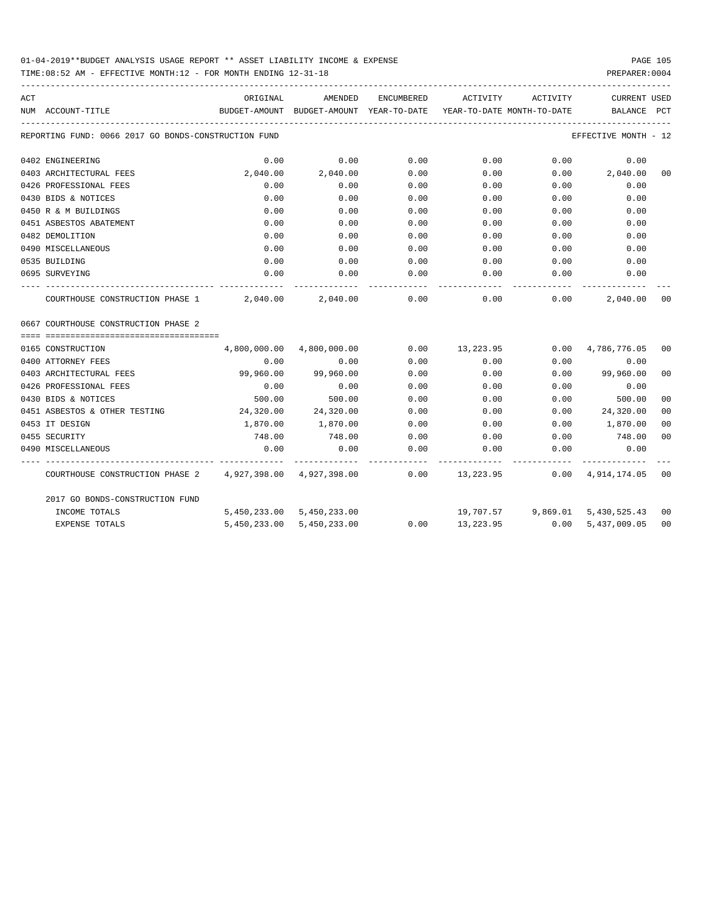01-04-2019**BUDGET ANALYSIS USAGE REPORT ** ASSET LIABILITY INCOME & EXPENSE

TIME:08:52 AM - EFFECTIVE MONTH:12 - FOR MONTH ENDING 12-31-18

PREPARER:0004

REPORTING FUND: 0066 2017 GO BONDS-CONSTRUCTION FUND — EFFECTIVE MONTH - 12

| ACT NUM | ACCOUNT-TITLE | ORIGINAL BUDGET-AMOUNT | AMENDED BUDGET-AMOUNT | ENCUMBERED YEAR-TO-DATE | ACTIVITY YEAR-TO-DATE | ACTIVITY MONTH-TO-DATE | CURRENT BALANCE | USED PCT |
|---|---|---|---|---|---|---|---|---|
| 0402 | ENGINEERING | 0.00 | 0.00 | 0.00 | 0.00 | 0.00 | 0.00 | |
| 0403 | ARCHITECTURAL FEES | 2,040.00 | 2,040.00 | 0.00 | 0.00 | 0.00 | 2,040.00 | 00 |
| 0426 | PROFESSIONAL FEES | 0.00 | 0.00 | 0.00 | 0.00 | 0.00 | 0.00 | |
| 0430 | BIDS & NOTICES | 0.00 | 0.00 | 0.00 | 0.00 | 0.00 | 0.00 | |
| 0450 | R & M BUILDINGS | 0.00 | 0.00 | 0.00 | 0.00 | 0.00 | 0.00 | |
| 0451 | ASBESTOS ABATEMENT | 0.00 | 0.00 | 0.00 | 0.00 | 0.00 | 0.00 | |
| 0482 | DEMOLITION | 0.00 | 0.00 | 0.00 | 0.00 | 0.00 | 0.00 | |
| 0490 | MISCELLANEOUS | 0.00 | 0.00 | 0.00 | 0.00 | 0.00 | 0.00 | |
| 0535 | BUILDING | 0.00 | 0.00 | 0.00 | 0.00 | 0.00 | 0.00 | |
| 0695 | SURVEYING | 0.00 | 0.00 | 0.00 | 0.00 | 0.00 | 0.00 | |
| | COURTHOUSE CONSTRUCTION PHASE 1 | 2,040.00 | 2,040.00 | 0.00 | 0.00 | 0.00 | 2,040.00 | 00 |
| 0667 | COURTHOUSE CONSTRUCTION PHASE 2 | | | | | | | |
| 0165 | CONSTRUCTION | 4,800,000.00 | 4,800,000.00 | 0.00 | 13,223.95 | 0.00 | 4,786,776.05 | 00 |
| 0400 | ATTORNEY FEES | 0.00 | 0.00 | 0.00 | 0.00 | 0.00 | 0.00 | |
| 0403 | ARCHITECTURAL FEES | 99,960.00 | 99,960.00 | 0.00 | 0.00 | 0.00 | 99,960.00 | 00 |
| 0426 | PROFESSIONAL FEES | 0.00 | 0.00 | 0.00 | 0.00 | 0.00 | 0.00 | |
| 0430 | BIDS & NOTICES | 500.00 | 500.00 | 0.00 | 0.00 | 0.00 | 500.00 | 00 |
| 0451 | ASBESTOS & OTHER TESTING | 24,320.00 | 24,320.00 | 0.00 | 0.00 | 0.00 | 24,320.00 | 00 |
| 0453 | IT DESIGN | 1,870.00 | 1,870.00 | 0.00 | 0.00 | 0.00 | 1,870.00 | 00 |
| 0455 | SECURITY | 748.00 | 748.00 | 0.00 | 0.00 | 0.00 | 748.00 | 00 |
| 0490 | MISCELLANEOUS | 0.00 | 0.00 | 0.00 | 0.00 | 0.00 | 0.00 | |
| | COURTHOUSE CONSTRUCTION PHASE 2 | 4,927,398.00 | 4,927,398.00 | 0.00 | 13,223.95 | 0.00 | 4,914,174.05 | 00 |
| | 2017 GO BONDS-CONSTRUCTION FUND | | | | | | | |
| | INCOME TOTALS | 5,450,233.00 | 5,450,233.00 | | 19,707.57 | 9,869.01 | 5,430,525.43 | 00 |
| | EXPENSE TOTALS | 5,450,233.00 | 5,450,233.00 | 0.00 | 13,223.95 | 0.00 | 5,437,009.05 | 00 |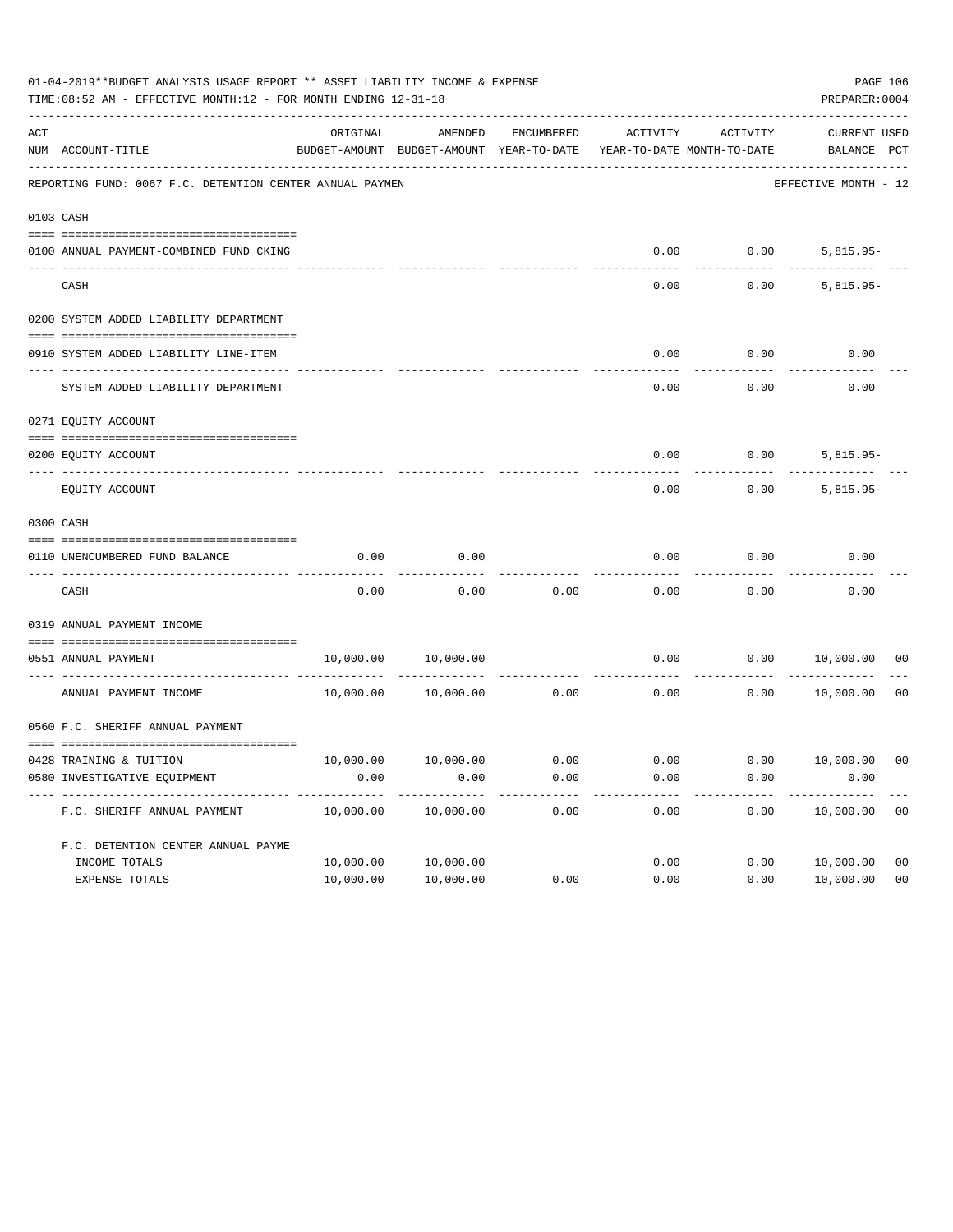01-04-2019**BUDGET ANALYSIS USAGE REPORT ** ASSET LIABILITY INCOME & EXPENSE

TIME:08:52 AM - EFFECTIVE MONTH:12 - FOR MONTH ENDING 12-31-18

PREPARER:0004

| ACT NUM | ACCOUNT-TITLE | ORIGINAL BUDGET-AMOUNT | AMENDED BUDGET-AMOUNT | ENCUMBERED YEAR-TO-DATE | ACTIVITY YEAR-TO-DATE | ACTIVITY MONTH-TO-DATE | CURRENT BALANCE | USED PCT |
|---|---|---|---|---|---|---|---|---|
| | REPORTING FUND: 0067 F.C. DETENTION CENTER ANNUAL PAYMEN | | | | | | EFFECTIVE MONTH - 12 | |
| 0103 | CASH | | | | | | | |
| 0100 | ANNUAL PAYMENT-COMBINED FUND CKING | | | | 0.00 | 0.00 | 5,815.95- | |
| | CASH | | | | 0.00 | 0.00 | 5,815.95- | |
| 0200 | SYSTEM ADDED LIABILITY DEPARTMENT | | | | | | | |
| 0910 | SYSTEM ADDED LIABILITY LINE-ITEM | | | | 0.00 | 0.00 | 0.00 | |
| | SYSTEM ADDED LIABILITY DEPARTMENT | | | | 0.00 | 0.00 | 0.00 | |
| 0271 | EQUITY ACCOUNT | | | | | | | |
| 0200 | EQUITY ACCOUNT | | | | 0.00 | 0.00 | 5,815.95- | |
| | EQUITY ACCOUNT | | | | 0.00 | 0.00 | 5,815.95- | |
| 0300 | CASH | | | | | | | |
| 0110 | UNENCUMBERED FUND BALANCE | 0.00 | 0.00 | | 0.00 | 0.00 | 0.00 | |
| | CASH | 0.00 | 0.00 | 0.00 | 0.00 | 0.00 | 0.00 | |
| 0319 | ANNUAL PAYMENT INCOME | | | | | | | |
| 0551 | ANNUAL PAYMENT | 10,000.00 | 10,000.00 | | 0.00 | 0.00 | 10,000.00 | 00 |
| | ANNUAL PAYMENT INCOME | 10,000.00 | 10,000.00 | 0.00 | 0.00 | 0.00 | 10,000.00 | 00 |
| 0560 | F.C. SHERIFF ANNUAL PAYMENT | | | | | | | |
| 0428 | TRAINING & TUITION | 10,000.00 | 10,000.00 | 0.00 | 0.00 | 0.00 | 10,000.00 | 00 |
| 0580 | INVESTIGATIVE EQUIPMENT | 0.00 | 0.00 | 0.00 | 0.00 | 0.00 | 0.00 | |
| | F.C. SHERIFF ANNUAL PAYMENT | 10,000.00 | 10,000.00 | 0.00 | 0.00 | 0.00 | 10,000.00 | 00 |
| | F.C. DETENTION CENTER ANNUAL PAYME | | | | | | | |
| | INCOME TOTALS | 10,000.00 | 10,000.00 | | 0.00 | 0.00 | 10,000.00 | 00 |
| | EXPENSE TOTALS | 10,000.00 | 10,000.00 | 0.00 | 0.00 | 0.00 | 10,000.00 | 00 |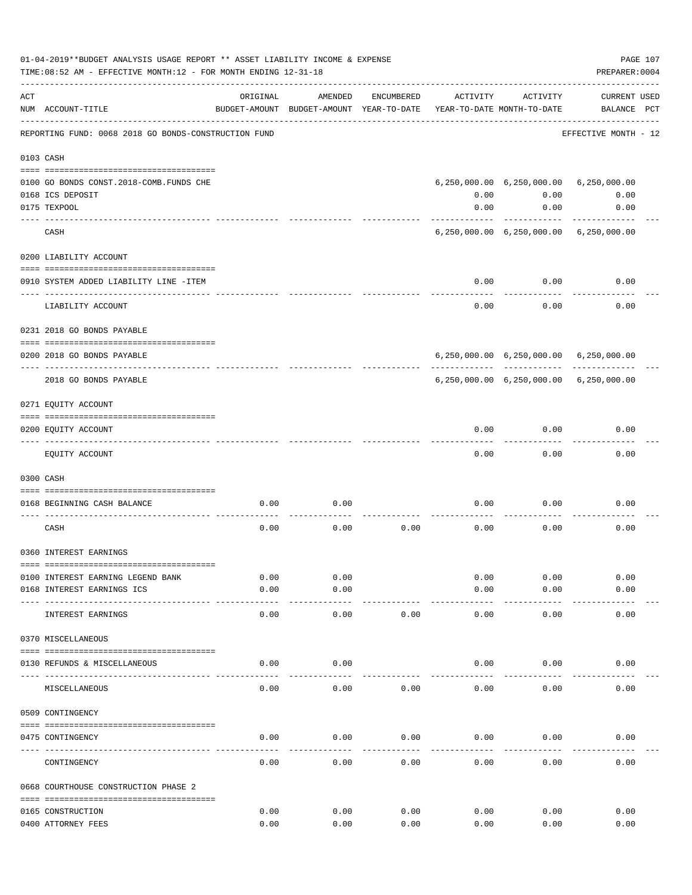01-04-2019**BUDGET ANALYSIS USAGE REPORT ** ASSET LIABILITY INCOME & EXPENSE

TIME:08:52 AM - EFFECTIVE MONTH:12 - FOR MONTH ENDING 12-31-18

PREPARER:0004

REPORTING FUND: 0068 2018 GO BONDS-CONSTRUCTION FUND — EFFECTIVE MONTH - 12

| ACT NUM | ACCOUNT-TITLE | ORIGINAL BUDGET-AMOUNT | AMENDED BUDGET-AMOUNT | ENCUMBERED YEAR-TO-DATE | ACTIVITY YEAR-TO-DATE | ACTIVITY MONTH-TO-DATE | CURRENT BALANCE | USED PCT |
|---|---|---|---|---|---|---|---|---|
| **0103** | **CASH** | | | | | | | |
| 0100 | GO BONDS CONST.2018-COMB.FUNDS CHE | | | | 6,250,000.00 | 6,250,000.00 | 6,250,000.00 | |
| 0168 | ICS DEPOSIT | | | | 0.00 | 0.00 | 0.00 | |
| 0175 | TEXPOOL | | | | 0.00 | 0.00 | 0.00 | |
| | CASH | | | | 6,250,000.00 | 6,250,000.00 | 6,250,000.00 | |
| **0200** | **LIABILITY ACCOUNT** | | | | | | | |
| 0910 | SYSTEM ADDED LIABILITY LINE -ITEM | | | | 0.00 | 0.00 | 0.00 | |
| | LIABILITY ACCOUNT | | | | 0.00 | 0.00 | 0.00 | |
| **0231** | **2018 GO BONDS PAYABLE** | | | | | | | |
| 0200 | 2018 GO BONDS PAYABLE | | | | 6,250,000.00 | 6,250,000.00 | 6,250,000.00 | |
| | 2018 GO BONDS PAYABLE | | | | 6,250,000.00 | 6,250,000.00 | 6,250,000.00 | |
| **0271** | **EQUITY ACCOUNT** | | | | | | | |
| 0200 | EQUITY ACCOUNT | | | | 0.00 | 0.00 | 0.00 | |
| | EQUITY ACCOUNT | | | | 0.00 | 0.00 | 0.00 | |
| **0300** | **CASH** | | | | | | | |
| 0168 | BEGINNING CASH BALANCE | 0.00 | 0.00 | | 0.00 | 0.00 | 0.00 | |
| | CASH | 0.00 | 0.00 | 0.00 | 0.00 | 0.00 | 0.00 | |
| **0360** | **INTEREST EARNINGS** | | | | | | | |
| 0100 | INTEREST EARNING LEGEND BANK | 0.00 | 0.00 | | 0.00 | 0.00 | 0.00 | |
| 0168 | INTEREST EARNINGS ICS | 0.00 | 0.00 | | 0.00 | 0.00 | 0.00 | |
| | INTEREST EARNINGS | 0.00 | 0.00 | 0.00 | 0.00 | 0.00 | 0.00 | |
| **0370** | **MISCELLANEOUS** | | | | | | | |
| 0130 | REFUNDS & MISCELLANEOUS | 0.00 | 0.00 | | 0.00 | 0.00 | 0.00 | |
| | MISCELLANEOUS | 0.00 | 0.00 | 0.00 | 0.00 | 0.00 | 0.00 | |
| **0509** | **CONTINGENCY** | | | | | | | |
| 0475 | CONTINGENCY | 0.00 | 0.00 | 0.00 | 0.00 | 0.00 | 0.00 | |
| | CONTINGENCY | 0.00 | 0.00 | 0.00 | 0.00 | 0.00 | 0.00 | |
| **0668** | **COURTHOUSE CONSTRUCTION PHASE 2** | | | | | | | |
| 0165 | CONSTRUCTION | 0.00 | 0.00 | 0.00 | 0.00 | 0.00 | 0.00 | |
| 0400 | ATTORNEY FEES | 0.00 | 0.00 | 0.00 | 0.00 | 0.00 | 0.00 | |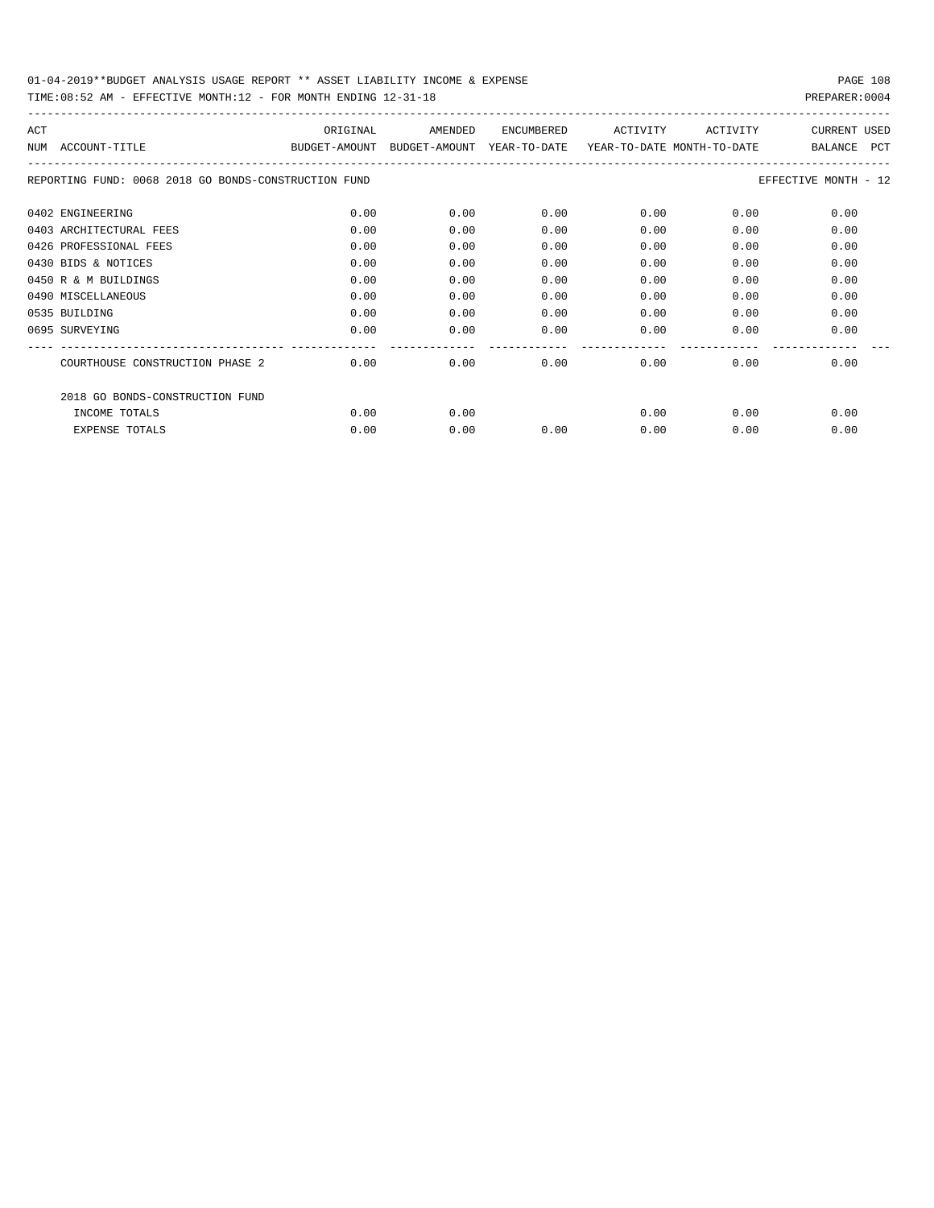01-04-2019**BUDGET ANALYSIS USAGE REPORT ** ASSET LIABILITY INCOME & EXPENSE

TIME:08:52 AM - EFFECTIVE MONTH:12 - FOR MONTH ENDING 12-31-18

PREPARER:0004

REPORTING FUND: 0068 2018 GO BONDS-CONSTRUCTION FUND — EFFECTIVE MONTH - 12

| ACT NUM | ACCOUNT-TITLE | ORIGINAL BUDGET-AMOUNT | AMENDED BUDGET-AMOUNT | ENCUMBERED YEAR-TO-DATE | ACTIVITY YEAR-TO-DATE | ACTIVITY MONTH-TO-DATE | CURRENT BALANCE | USED PCT |
|---|---|---|---|---|---|---|---|---|
| 0402 | ENGINEERING | 0.00 | 0.00 | 0.00 | 0.00 | 0.00 | 0.00 | |
| 0403 | ARCHITECTURAL FEES | 0.00 | 0.00 | 0.00 | 0.00 | 0.00 | 0.00 | |
| 0426 | PROFESSIONAL FEES | 0.00 | 0.00 | 0.00 | 0.00 | 0.00 | 0.00 | |
| 0430 | BIDS & NOTICES | 0.00 | 0.00 | 0.00 | 0.00 | 0.00 | 0.00 | |
| 0450 | R & M BUILDINGS | 0.00 | 0.00 | 0.00 | 0.00 | 0.00 | 0.00 | |
| 0490 | MISCELLANEOUS | 0.00 | 0.00 | 0.00 | 0.00 | 0.00 | 0.00 | |
| 0535 | BUILDING | 0.00 | 0.00 | 0.00 | 0.00 | 0.00 | 0.00 | |
| 0695 | SURVEYING | 0.00 | 0.00 | 0.00 | 0.00 | 0.00 | 0.00 | |
| | COURTHOUSE CONSTRUCTION PHASE 2 | 0.00 | 0.00 | 0.00 | 0.00 | 0.00 | 0.00 | |
| | 2018 GO BONDS-CONSTRUCTION FUND | | | | | | | |
| | INCOME TOTALS | 0.00 | 0.00 | | 0.00 | 0.00 | 0.00 | |
| | EXPENSE TOTALS | 0.00 | 0.00 | 0.00 | 0.00 | 0.00 | 0.00 | |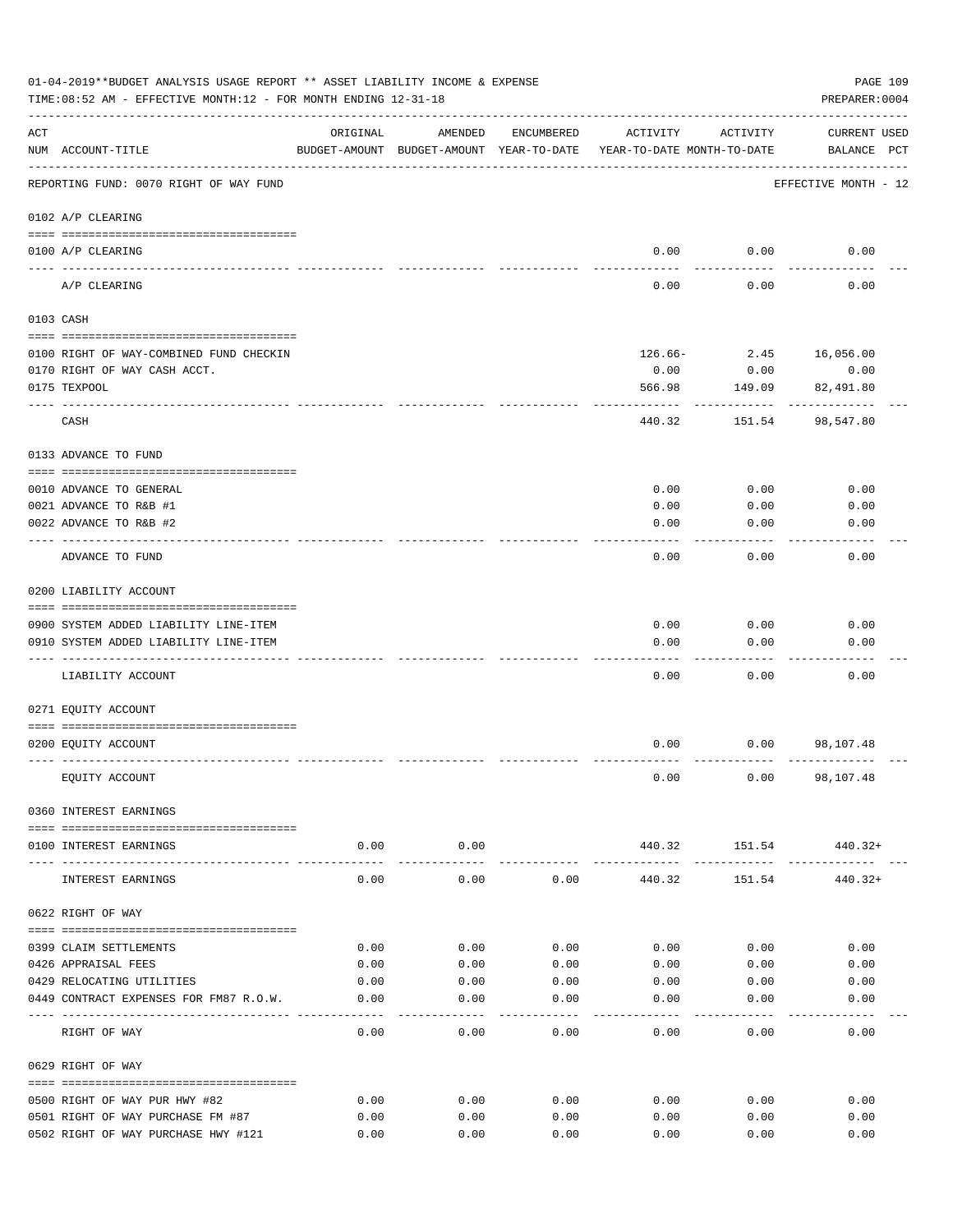01-04-2019**BUDGET ANALYSIS USAGE REPORT ** ASSET LIABILITY INCOME & EXPENSE

TIME:08:52 AM - EFFECTIVE MONTH:12 - FOR MONTH ENDING 12-31-18

PREPARER:0004

| ACT NUM | ACCOUNT-TITLE | ORIGINAL BUDGET-AMOUNT | AMENDED BUDGET-AMOUNT | ENCUMBERED YEAR-TO-DATE | ACTIVITY YEAR-TO-DATE | ACTIVITY MONTH-TO-DATE | CURRENT BALANCE | USED PCT |
|---|---|---|---|---|---|---|---|---|
| | REPORTING FUND: 0070 RIGHT OF WAY FUND | | | | | | EFFECTIVE MONTH - 12 | |
| | 0102 A/P CLEARING | | | | | | | |
| 0100 | A/P CLEARING | | | | 0.00 | 0.00 | 0.00 | |
| | A/P CLEARING | | | | 0.00 | 0.00 | 0.00 | |
| | 0103 CASH | | | | | | | |
| 0100 | RIGHT OF WAY-COMBINED FUND CHECKIN | | | | 126.66- | 2.45 | 16,056.00 | |
| 0170 | RIGHT OF WAY CASH ACCT. | | | | 0.00 | 0.00 | 0.00 | |
| 0175 | TEXPOOL | | | | 566.98 | 149.09 | 82,491.80 | |
| | CASH | | | | 440.32 | 151.54 | 98,547.80 | |
| | 0133 ADVANCE TO FUND | | | | | | | |
| 0010 | ADVANCE TO GENERAL | | | | 0.00 | 0.00 | 0.00 | |
| 0021 | ADVANCE TO R&B #1 | | | | 0.00 | 0.00 | 0.00 | |
| 0022 | ADVANCE TO R&B #2 | | | | 0.00 | 0.00 | 0.00 | |
| | ADVANCE TO FUND | | | | 0.00 | 0.00 | 0.00 | |
| | 0200 LIABILITY ACCOUNT | | | | | | | |
| 0900 | SYSTEM ADDED LIABILITY LINE-ITEM | | | | 0.00 | 0.00 | 0.00 | |
| 0910 | SYSTEM ADDED LIABILITY LINE-ITEM | | | | 0.00 | 0.00 | 0.00 | |
| | LIABILITY ACCOUNT | | | | 0.00 | 0.00 | 0.00 | |
| | 0271 EQUITY ACCOUNT | | | | | | | |
| 0200 | EQUITY ACCOUNT | | | | 0.00 | 0.00 | 98,107.48 | |
| | EQUITY ACCOUNT | | | | 0.00 | 0.00 | 98,107.48 | |
| | 0360 INTEREST EARNINGS | | | | | | | |
| 0100 | INTEREST EARNINGS | 0.00 | 0.00 | | 440.32 | 151.54 | 440.32+ | |
| | INTEREST EARNINGS | 0.00 | 0.00 | 0.00 | 440.32 | 151.54 | 440.32+ | |
| | 0622 RIGHT OF WAY | | | | | | | |
| 0399 | CLAIM SETTLEMENTS | 0.00 | 0.00 | 0.00 | 0.00 | 0.00 | 0.00 | |
| 0426 | APPRAISAL FEES | 0.00 | 0.00 | 0.00 | 0.00 | 0.00 | 0.00 | |
| 0429 | RELOCATING UTILITIES | 0.00 | 0.00 | 0.00 | 0.00 | 0.00 | 0.00 | |
| 0449 | CONTRACT EXPENSES FOR FM87 R.O.W. | 0.00 | 0.00 | 0.00 | 0.00 | 0.00 | 0.00 | |
| | RIGHT OF WAY | 0.00 | 0.00 | 0.00 | 0.00 | 0.00 | 0.00 | |
| | 0629 RIGHT OF WAY | | | | | | | |
| 0500 | RIGHT OF WAY PUR HWY #82 | 0.00 | 0.00 | 0.00 | 0.00 | 0.00 | 0.00 | |
| 0501 | RIGHT OF WAY PURCHASE FM #87 | 0.00 | 0.00 | 0.00 | 0.00 | 0.00 | 0.00 | |
| 0502 | RIGHT OF WAY PURCHASE HWY #121 | 0.00 | 0.00 | 0.00 | 0.00 | 0.00 | 0.00 | |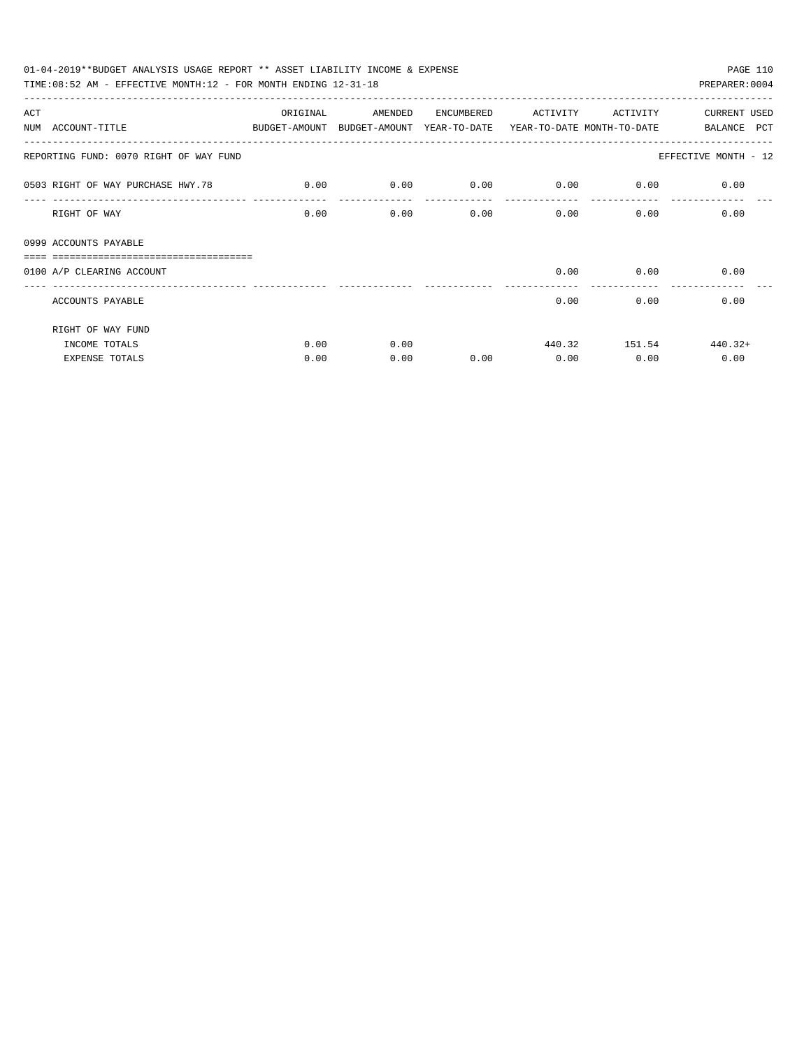01-04-2019**BUDGET ANALYSIS USAGE REPORT ** ASSET LIABILITY INCOME & EXPENSE

TIME:08:52 AM - EFFECTIVE MONTH:12 - FOR MONTH ENDING 12-31-18

PREPARER:0004

| ACT NUM | ACCOUNT-TITLE | ORIGINAL BUDGET-AMOUNT | AMENDED BUDGET-AMOUNT | ENCUMBERED YEAR-TO-DATE | ACTIVITY YEAR-TO-DATE | ACTIVITY MONTH-TO-DATE | CURRENT BALANCE | USED PCT |
|---|---|---|---|---|---|---|---|---|
| REPORTING FUND: 0070 RIGHT OF WAY FUND | | | | | | | EFFECTIVE MONTH - 12 | |
| 0503 | RIGHT OF WAY PURCHASE HWY.78 | 0.00 | 0.00 | 0.00 | 0.00 | 0.00 | 0.00 | |
| | RIGHT OF WAY | 0.00 | 0.00 | 0.00 | 0.00 | 0.00 | 0.00 | |
| 0999 | ACCOUNTS PAYABLE | | | | | | | |
| 0100 | A/P CLEARING ACCOUNT | | | | 0.00 | 0.00 | 0.00 | |
| | ACCOUNTS PAYABLE | | | | 0.00 | 0.00 | 0.00 | |
| | RIGHT OF WAY FUND | | | | | | | |
| | INCOME TOTALS | 0.00 | 0.00 | | 440.32 | 151.54 | 440.32+ | |
| | EXPENSE TOTALS | 0.00 | 0.00 | 0.00 | 0.00 | 0.00 | 0.00 | |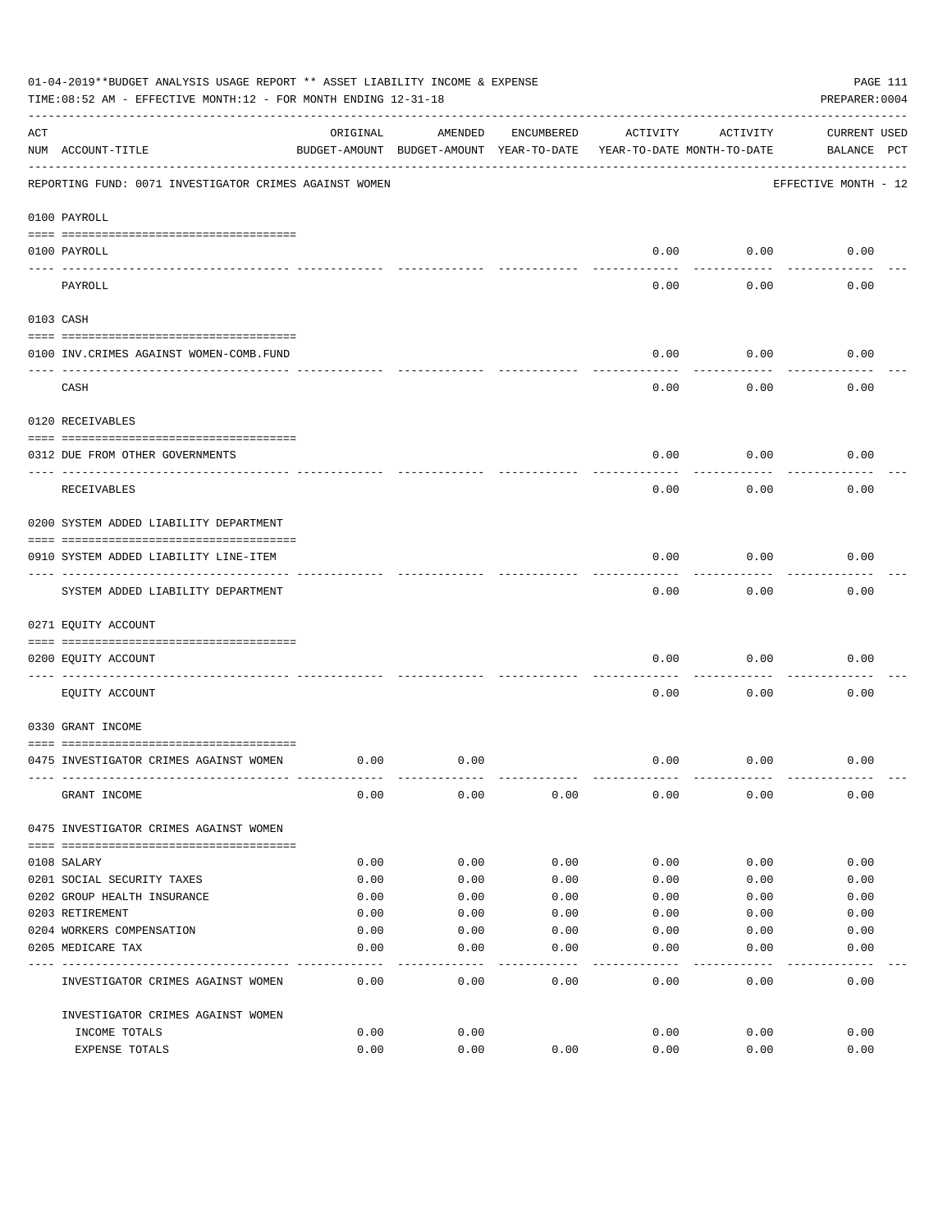01-04-2019**BUDGET ANALYSIS USAGE REPORT ** ASSET LIABILITY INCOME & EXPENSE

TIME:08:52 AM - EFFECTIVE MONTH:12 - FOR MONTH ENDING 12-31-18

PREPARER:0004

| ACT NUM | ACCOUNT-TITLE | ORIGINAL BUDGET-AMOUNT | AMENDED BUDGET-AMOUNT | ENCUMBERED YEAR-TO-DATE | ACTIVITY YEAR-TO-DATE | ACTIVITY MONTH-TO-DATE | CURRENT BALANCE | USED PCT |
|---|---|---|---|---|---|---|---|---|
| | REPORTING FUND: 0071 INVESTIGATOR CRIMES AGAINST WOMEN | | | | | | EFFECTIVE MONTH - 12 | |
| | 0100 PAYROLL | | | | | | | |
| 0100 | PAYROLL | | | | 0.00 | 0.00 | 0.00 | |
| | PAYROLL | | | | 0.00 | 0.00 | 0.00 | |
| | 0103 CASH | | | | | | | |
| 0100 | INV.CRIMES AGAINST WOMEN-COMB.FUND | | | | 0.00 | 0.00 | 0.00 | |
| | CASH | | | | 0.00 | 0.00 | 0.00 | |
| | 0120 RECEIVABLES | | | | | | | |
| 0312 | DUE FROM OTHER GOVERNMENTS | | | | 0.00 | 0.00 | 0.00 | |
| | RECEIVABLES | | | | 0.00 | 0.00 | 0.00 | |
| | 0200 SYSTEM ADDED LIABILITY DEPARTMENT | | | | | | | |
| 0910 | SYSTEM ADDED LIABILITY LINE-ITEM | | | | 0.00 | 0.00 | 0.00 | |
| | SYSTEM ADDED LIABILITY DEPARTMENT | | | | 0.00 | 0.00 | 0.00 | |
| | 0271 EQUITY ACCOUNT | | | | | | | |
| 0200 | EQUITY ACCOUNT | | | | 0.00 | 0.00 | 0.00 | |
| | EQUITY ACCOUNT | | | | 0.00 | 0.00 | 0.00 | |
| | 0330 GRANT INCOME | | | | | | | |
| 0475 | INVESTIGATOR CRIMES AGAINST WOMEN | 0.00 | 0.00 | | 0.00 | 0.00 | 0.00 | |
| | GRANT INCOME | 0.00 | 0.00 | 0.00 | 0.00 | 0.00 | 0.00 | |
| | 0475 INVESTIGATOR CRIMES AGAINST WOMEN | | | | | | | |
| 0108 | SALARY | 0.00 | 0.00 | 0.00 | 0.00 | 0.00 | 0.00 | |
| 0201 | SOCIAL SECURITY TAXES | 0.00 | 0.00 | 0.00 | 0.00 | 0.00 | 0.00 | |
| 0202 | GROUP HEALTH INSURANCE | 0.00 | 0.00 | 0.00 | 0.00 | 0.00 | 0.00 | |
| 0203 | RETIREMENT | 0.00 | 0.00 | 0.00 | 0.00 | 0.00 | 0.00 | |
| 0204 | WORKERS COMPENSATION | 0.00 | 0.00 | 0.00 | 0.00 | 0.00 | 0.00 | |
| 0205 | MEDICARE TAX | 0.00 | 0.00 | 0.00 | 0.00 | 0.00 | 0.00 | |
| | INVESTIGATOR CRIMES AGAINST WOMEN | 0.00 | 0.00 | 0.00 | 0.00 | 0.00 | 0.00 | |
| | INVESTIGATOR CRIMES AGAINST WOMEN | | | | | | | |
| | INCOME TOTALS | 0.00 | 0.00 | | 0.00 | 0.00 | 0.00 | |
| | EXPENSE TOTALS | 0.00 | 0.00 | 0.00 | 0.00 | 0.00 | 0.00 | |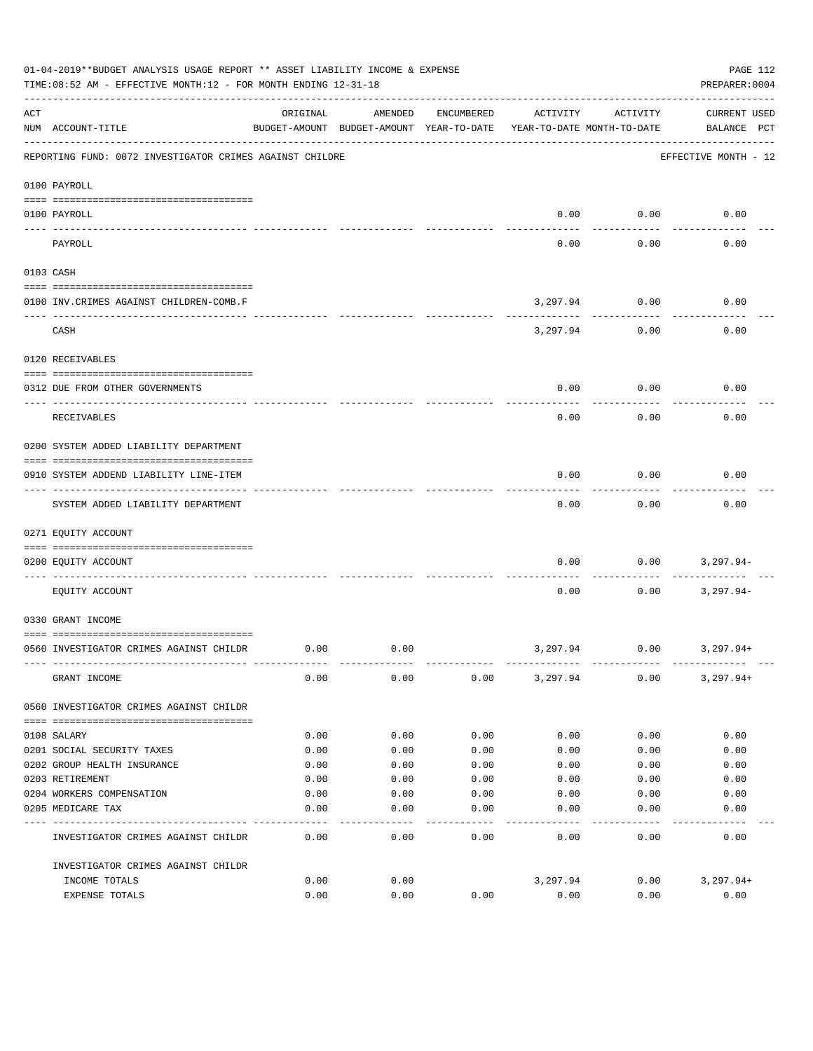01-04-2019**BUDGET ANALYSIS USAGE REPORT ** ASSET LIABILITY INCOME & EXPENSE

TIME:08:52 AM - EFFECTIVE MONTH:12 - FOR MONTH ENDING 12-31-18

PREPARER:0004

| ACT NUM | ACCOUNT-TITLE | ORIGINAL BUDGET-AMOUNT | AMENDED BUDGET-AMOUNT | ENCUMBERED YEAR-TO-DATE | ACTIVITY YEAR-TO-DATE | ACTIVITY MONTH-TO-DATE | CURRENT USED BALANCE | PCT |
|---|---|---|---|---|---|---|---|---|
| | REPORTING FUND: 0072 INVESTIGATOR CRIMES AGAINST CHILDRE | | | | | | EFFECTIVE MONTH - 12 | |
| | **0100 PAYROLL** | | | | | | | |
| 0100 | PAYROLL | | | | 0.00 | 0.00 | 0.00 | |
| | PAYROLL | | | | 0.00 | 0.00 | 0.00 | |
| | **0103 CASH** | | | | | | | |
| 0100 | INV.CRIMES AGAINST CHILDREN-COMB.F | | | | 3,297.94 | 0.00 | 0.00 | |
| | CASH | | | | 3,297.94 | 0.00 | 0.00 | |
| | **0120 RECEIVABLES** | | | | | | | |
| 0312 | DUE FROM OTHER GOVERNMENTS | | | | 0.00 | 0.00 | 0.00 | |
| | RECEIVABLES | | | | 0.00 | 0.00 | 0.00 | |
| | **0200 SYSTEM ADDED LIABILITY DEPARTMENT** | | | | | | | |
| 0910 | SYSTEM ADDEND LIABILITY LINE-ITEM | | | | 0.00 | 0.00 | 0.00 | |
| | SYSTEM ADDED LIABILITY DEPARTMENT | | | | 0.00 | 0.00 | 0.00 | |
| | **0271 EQUITY ACCOUNT** | | | | | | | |
| 0200 | EQUITY ACCOUNT | | | | 0.00 | 0.00 | 3,297.94- | |
| | EQUITY ACCOUNT | | | | 0.00 | 0.00 | 3,297.94- | |
| | **0330 GRANT INCOME** | | | | | | | |
| 0560 | INVESTIGATOR CRIMES AGAINST CHILDR | 0.00 | 0.00 | | 3,297.94 | 0.00 | 3,297.94+ | |
| | GRANT INCOME | 0.00 | 0.00 | 0.00 | 3,297.94 | 0.00 | 3,297.94+ | |
| | **0560 INVESTIGATOR CRIMES AGAINST CHILDR** | | | | | | | |
| 0108 | SALARY | 0.00 | 0.00 | 0.00 | 0.00 | 0.00 | 0.00 | |
| 0201 | SOCIAL SECURITY TAXES | 0.00 | 0.00 | 0.00 | 0.00 | 0.00 | 0.00 | |
| 0202 | GROUP HEALTH INSURANCE | 0.00 | 0.00 | 0.00 | 0.00 | 0.00 | 0.00 | |
| 0203 | RETIREMENT | 0.00 | 0.00 | 0.00 | 0.00 | 0.00 | 0.00 | |
| 0204 | WORKERS COMPENSATION | 0.00 | 0.00 | 0.00 | 0.00 | 0.00 | 0.00 | |
| 0205 | MEDICARE TAX | 0.00 | 0.00 | 0.00 | 0.00 | 0.00 | 0.00 | |
| | INVESTIGATOR CRIMES AGAINST CHILDR | 0.00 | 0.00 | 0.00 | 0.00 | 0.00 | 0.00 | |
| | INVESTIGATOR CRIMES AGAINST CHILDR | | | | | | | |
| | INCOME TOTALS | 0.00 | 0.00 | | 3,297.94 | 0.00 | 3,297.94+ | |
| | EXPENSE TOTALS | 0.00 | 0.00 | 0.00 | 0.00 | 0.00 | 0.00 | |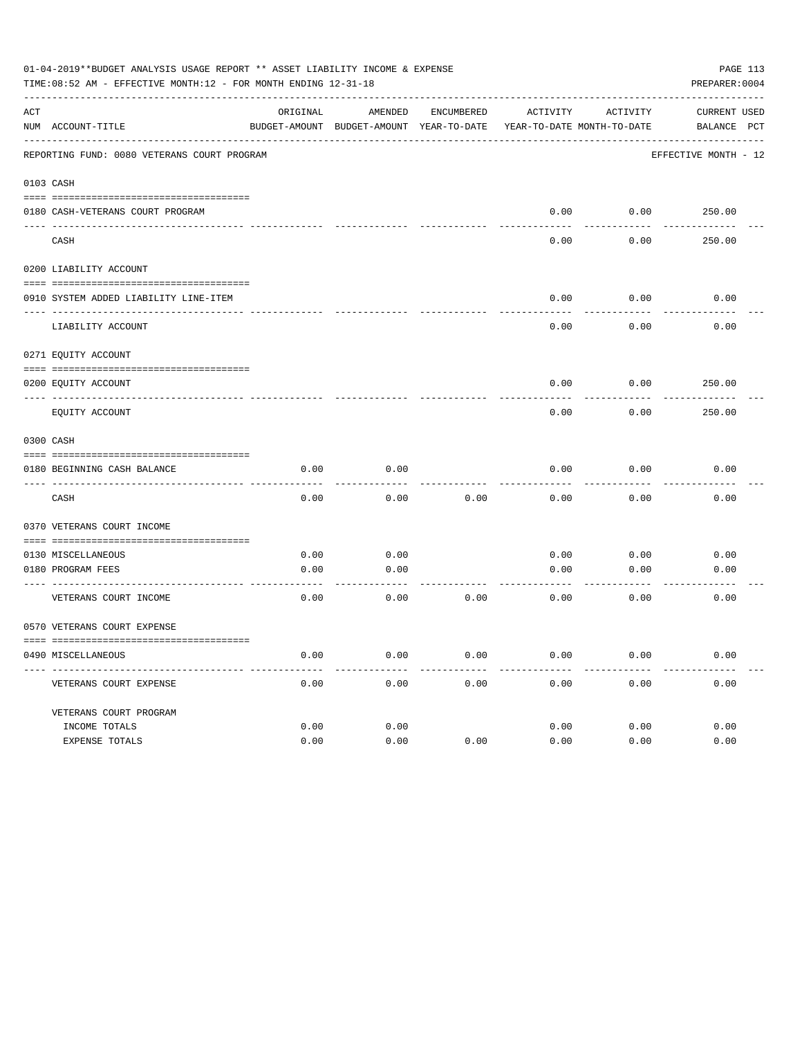01-04-2019**BUDGET ANALYSIS USAGE REPORT ** ASSET LIABILITY INCOME & EXPENSE

TIME:08:52 AM - EFFECTIVE MONTH:12 - FOR MONTH ENDING 12-31-18

PREPARER:0004

REPORTING FUND: 0080 VETERANS COURT PROGRAM — EFFECTIVE MONTH - 12

| ACT NUM | ACCOUNT-TITLE | ORIGINAL BUDGET-AMOUNT | AMENDED BUDGET-AMOUNT | ENCUMBERED YEAR-TO-DATE | ACTIVITY YEAR-TO-DATE | ACTIVITY MONTH-TO-DATE | CURRENT BALANCE | USED PCT |
|---|---|---|---|---|---|---|---|---|
| **0103** | **CASH** | | | | | | | |
| 0180 | CASH-VETERANS COURT PROGRAM | | | | 0.00 | 0.00 | 250.00 | |
| | CASH | | | | 0.00 | 0.00 | 250.00 | |
| **0200** | **LIABILITY ACCOUNT** | | | | | | | |
| 0910 | SYSTEM ADDED LIABILITY LINE-ITEM | | | | 0.00 | 0.00 | 0.00 | |
| | LIABILITY ACCOUNT | | | | 0.00 | 0.00 | 0.00 | |
| **0271** | **EQUITY ACCOUNT** | | | | | | | |
| 0200 | EQUITY ACCOUNT | | | | 0.00 | 0.00 | 250.00 | |
| | EQUITY ACCOUNT | | | | 0.00 | 0.00 | 250.00 | |
| **0300** | **CASH** | | | | | | | |
| 0180 | BEGINNING CASH BALANCE | 0.00 | 0.00 | | 0.00 | 0.00 | 0.00 | |
| | CASH | 0.00 | 0.00 | 0.00 | 0.00 | 0.00 | 0.00 | |
| **0370** | **VETERANS COURT INCOME** | | | | | | | |
| 0130 | MISCELLANEOUS | 0.00 | 0.00 | | 0.00 | 0.00 | 0.00 | |
| 0180 | PROGRAM FEES | 0.00 | 0.00 | | 0.00 | 0.00 | 0.00 | |
| | VETERANS COURT INCOME | 0.00 | 0.00 | 0.00 | 0.00 | 0.00 | 0.00 | |
| **0570** | **VETERANS COURT EXPENSE** | | | | | | | |
| 0490 | MISCELLANEOUS | 0.00 | 0.00 | 0.00 | 0.00 | 0.00 | 0.00 | |
| | VETERANS COURT EXPENSE | 0.00 | 0.00 | 0.00 | 0.00 | 0.00 | 0.00 | |
| | VETERANS COURT PROGRAM | | | | | | | |
| | INCOME TOTALS | 0.00 | 0.00 | | 0.00 | 0.00 | 0.00 | |
| | EXPENSE TOTALS | 0.00 | 0.00 | 0.00 | 0.00 | 0.00 | 0.00 | |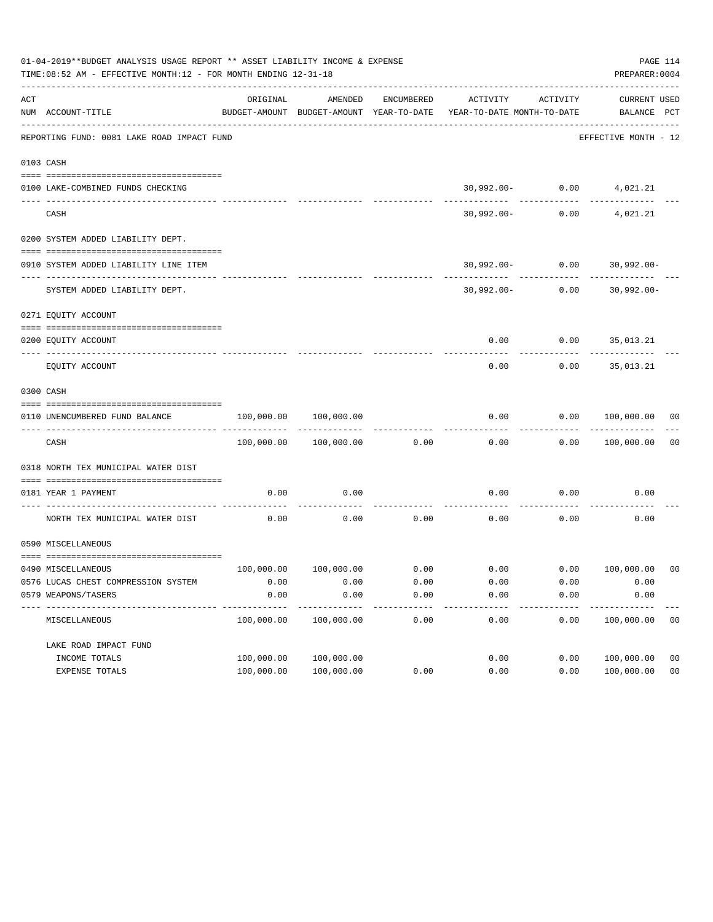01-04-2019**BUDGET ANALYSIS USAGE REPORT ** ASSET LIABILITY INCOME & EXPENSE

TIME:08:52 AM - EFFECTIVE MONTH:12 - FOR MONTH ENDING 12-31-18

PREPARER:0004

REPORTING FUND: 0081 LAKE ROAD IMPACT FUND — EFFECTIVE MONTH - 12

| ACT NUM | ACCOUNT-TITLE | ORIGINAL BUDGET-AMOUNT | AMENDED BUDGET-AMOUNT | ENCUMBERED YEAR-TO-DATE | ACTIVITY YEAR-TO-DATE | ACTIVITY MONTH-TO-DATE | CURRENT BALANCE | USED PCT |
|---|---|---|---|---|---|---|---|---|
| **0103** | **CASH** | | | | | | | |
| 0100 | LAKE-COMBINED FUNDS CHECKING | | | | 30,992.00- | 0.00 | 4,021.21 | |
| | CASH | | | | 30,992.00- | 0.00 | 4,021.21 | |
| **0200** | **SYSTEM ADDED LIABILITY DEPT.** | | | | | | | |
| 0910 | SYSTEM ADDED LIABILITY LINE ITEM | | | | 30,992.00- | 0.00 | 30,992.00- | |
| | SYSTEM ADDED LIABILITY DEPT. | | | | 30,992.00- | 0.00 | 30,992.00- | |
| **0271** | **EQUITY ACCOUNT** | | | | | | | |
| 0200 | EQUITY ACCOUNT | | | | 0.00 | 0.00 | 35,013.21 | |
| | EQUITY ACCOUNT | | | | 0.00 | 0.00 | 35,013.21 | |
| **0300** | **CASH** | | | | | | | |
| 0110 | UNENCUMBERED FUND BALANCE | 100,000.00 | 100,000.00 | | 0.00 | 0.00 | 100,000.00 | 00 |
| | CASH | 100,000.00 | 100,000.00 | 0.00 | 0.00 | 0.00 | 100,000.00 | 00 |
| **0318** | **NORTH TEX MUNICIPAL WATER DIST** | | | | | | | |
| 0181 | YEAR 1 PAYMENT | 0.00 | 0.00 | | 0.00 | 0.00 | 0.00 | |
| | NORTH TEX MUNICIPAL WATER DIST | 0.00 | 0.00 | 0.00 | 0.00 | 0.00 | 0.00 | |
| **0590** | **MISCELLANEOUS** | | | | | | | |
| 0490 | MISCELLANEOUS | 100,000.00 | 100,000.00 | 0.00 | 0.00 | 0.00 | 100,000.00 | 00 |
| 0576 | LUCAS CHEST COMPRESSION SYSTEM | 0.00 | 0.00 | 0.00 | 0.00 | 0.00 | 0.00 | |
| 0579 | WEAPONS/TASERS | 0.00 | 0.00 | 0.00 | 0.00 | 0.00 | 0.00 | |
| | MISCELLANEOUS | 100,000.00 | 100,000.00 | 0.00 | 0.00 | 0.00 | 100,000.00 | 00 |
| | **LAKE ROAD IMPACT FUND** | | | | | | | |
| | INCOME TOTALS | 100,000.00 | 100,000.00 | | 0.00 | 0.00 | 100,000.00 | 00 |
| | EXPENSE TOTALS | 100,000.00 | 100,000.00 | 0.00 | 0.00 | 0.00 | 100,000.00 | 00 |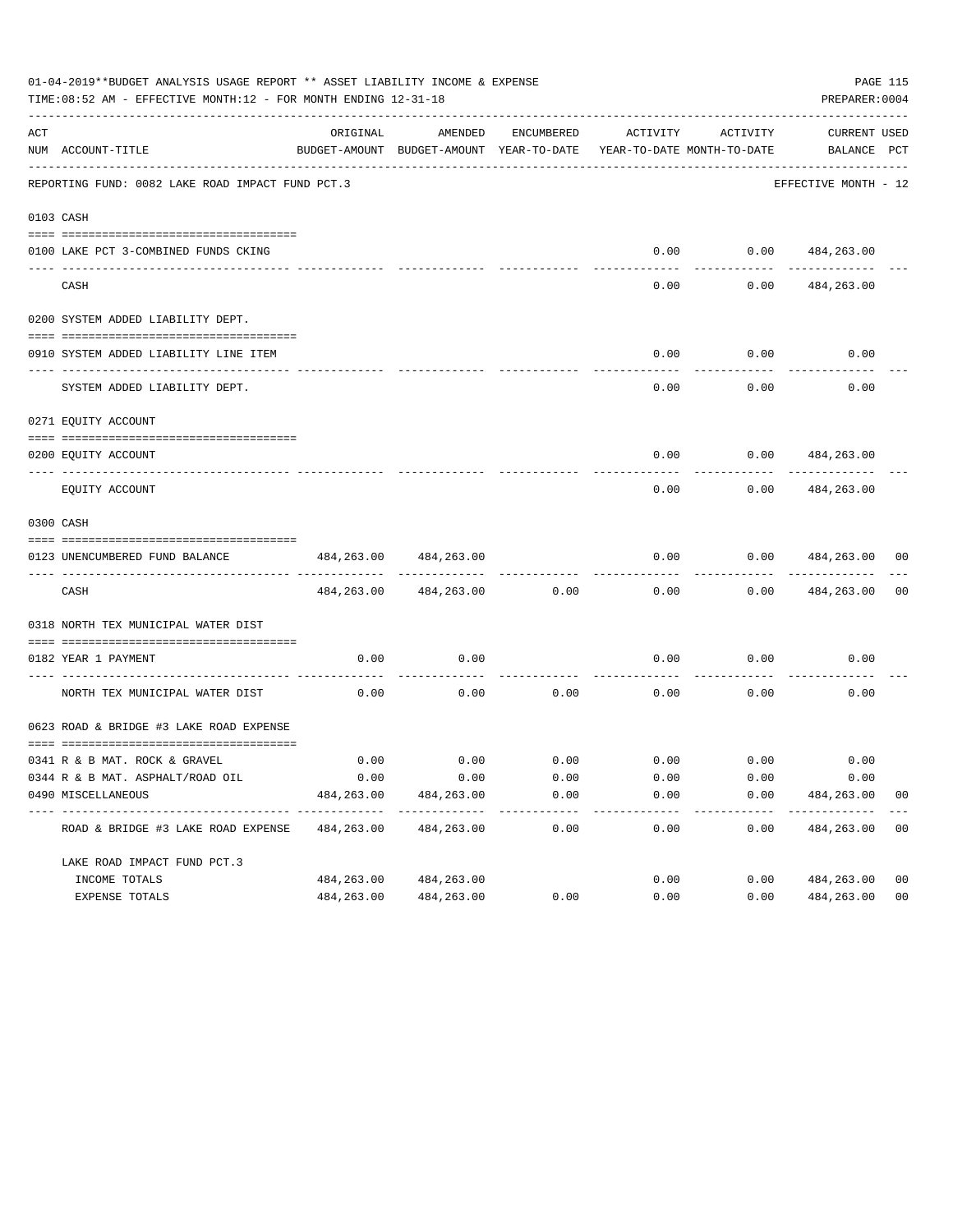01-04-2019**BUDGET ANALYSIS USAGE REPORT ** ASSET LIABILITY INCOME & EXPENSE

TIME:08:52 AM - EFFECTIVE MONTH:12 - FOR MONTH ENDING 12-31-18

PREPARER:0004

| ACT NUM | ACCOUNT-TITLE | ORIGINAL BUDGET-AMOUNT | AMENDED BUDGET-AMOUNT | ENCUMBERED YEAR-TO-DATE | ACTIVITY YEAR-TO-DATE | ACTIVITY MONTH-TO-DATE | CURRENT BALANCE | USED PCT |
|---|---|---|---|---|---|---|---|---|
| | REPORTING FUND: 0082 LAKE ROAD IMPACT FUND PCT.3 | | | | | | EFFECTIVE MONTH - 12 | |
| | **0103 CASH** | | | | | | | |
| 0100 | LAKE PCT 3-COMBINED FUNDS CKING | | | | 0.00 | 0.00 | 484,263.00 | |
| | CASH | | | | 0.00 | 0.00 | 484,263.00 | |
| | **0200 SYSTEM ADDED LIABILITY DEPT.** | | | | | | | |
| 0910 | SYSTEM ADDED LIABILITY LINE ITEM | | | | 0.00 | 0.00 | 0.00 | |
| | SYSTEM ADDED LIABILITY DEPT. | | | | 0.00 | 0.00 | 0.00 | |
| | **0271 EQUITY ACCOUNT** | | | | | | | |
| 0200 | EQUITY ACCOUNT | | | | 0.00 | 0.00 | 484,263.00 | |
| | EQUITY ACCOUNT | | | | 0.00 | 0.00 | 484,263.00 | |
| | **0300 CASH** | | | | | | | |
| 0123 | UNENCUMBERED FUND BALANCE | 484,263.00 | 484,263.00 | | 0.00 | 0.00 | 484,263.00 | 00 |
| | CASH | 484,263.00 | 484,263.00 | 0.00 | 0.00 | 0.00 | 484,263.00 | 00 |
| | **0318 NORTH TEX MUNICIPAL WATER DIST** | | | | | | | |
| 0182 | YEAR 1 PAYMENT | 0.00 | 0.00 | | 0.00 | 0.00 | 0.00 | |
| | NORTH TEX MUNICIPAL WATER DIST | 0.00 | 0.00 | 0.00 | 0.00 | 0.00 | 0.00 | |
| | **0623 ROAD & BRIDGE #3 LAKE ROAD EXPENSE** | | | | | | | |
| 0341 | R & B MAT. ROCK & GRAVEL | 0.00 | 0.00 | 0.00 | 0.00 | 0.00 | 0.00 | |
| 0344 | R & B MAT. ASPHALT/ROAD OIL | 0.00 | 0.00 | 0.00 | 0.00 | 0.00 | 0.00 | |
| 0490 | MISCELLANEOUS | 484,263.00 | 484,263.00 | 0.00 | 0.00 | 0.00 | 484,263.00 | 00 |
| | ROAD & BRIDGE #3 LAKE ROAD EXPENSE | 484,263.00 | 484,263.00 | 0.00 | 0.00 | 0.00 | 484,263.00 | 00 |
| | LAKE ROAD IMPACT FUND PCT.3 | | | | | | | |
| | INCOME TOTALS | 484,263.00 | 484,263.00 | | 0.00 | 0.00 | 484,263.00 | 00 |
| | EXPENSE TOTALS | 484,263.00 | 484,263.00 | 0.00 | 0.00 | 0.00 | 484,263.00 | 00 |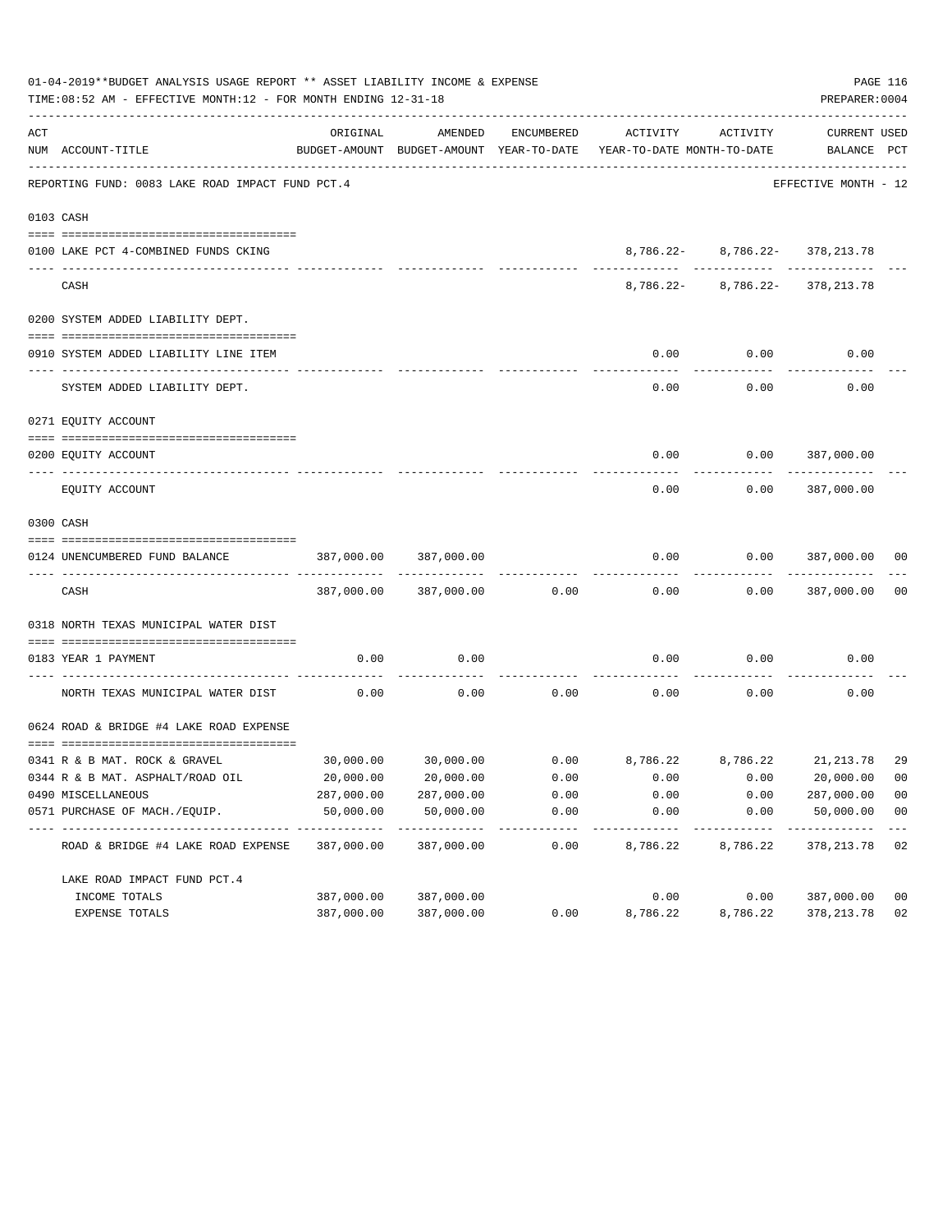01-04-2019**BUDGET ANALYSIS USAGE REPORT ** ASSET LIABILITY INCOME & EXPENSE

TIME:08:52 AM - EFFECTIVE MONTH:12 - FOR MONTH ENDING 12-31-18

PREPARER:0004

| ACT NUM | ACCOUNT-TITLE | ORIGINAL BUDGET-AMOUNT | AMENDED BUDGET-AMOUNT | ENCUMBERED YEAR-TO-DATE | ACTIVITY YEAR-TO-DATE | ACTIVITY MONTH-TO-DATE | CURRENT BALANCE | USED PCT |
|---|---|---|---|---|---|---|---|---|
| | REPORTING FUND: 0083 LAKE ROAD IMPACT FUND PCT.4 | | | | | | EFFECTIVE MONTH - 12 | |
| 0103 | CASH | | | | | | | |
| 0100 | LAKE PCT 4-COMBINED FUNDS CKING | | | | 8,786.22- | 8,786.22- | 378,213.78 | |
| | CASH | | | | 8,786.22- | 8,786.22- | 378,213.78 | |
| 0200 | SYSTEM ADDED LIABILITY DEPT. | | | | | | | |
| 0910 | SYSTEM ADDED LIABILITY LINE ITEM | | | | 0.00 | 0.00 | 0.00 | |
| | SYSTEM ADDED LIABILITY DEPT. | | | | 0.00 | 0.00 | 0.00 | |
| 0271 | EQUITY ACCOUNT | | | | | | | |
| 0200 | EQUITY ACCOUNT | | | | 0.00 | 0.00 | 387,000.00 | |
| | EQUITY ACCOUNT | | | | 0.00 | 0.00 | 387,000.00 | |
| 0300 | CASH | | | | | | | |
| 0124 | UNENCUMBERED FUND BALANCE | 387,000.00 | 387,000.00 | | 0.00 | 0.00 | 387,000.00 | 00 |
| | CASH | 387,000.00 | 387,000.00 | 0.00 | 0.00 | 0.00 | 387,000.00 | 00 |
| 0318 | NORTH TEXAS MUNICIPAL WATER DIST | | | | | | | |
| 0183 | YEAR 1 PAYMENT | 0.00 | 0.00 | | 0.00 | 0.00 | 0.00 | |
| | NORTH TEXAS MUNICIPAL WATER DIST | 0.00 | 0.00 | 0.00 | 0.00 | 0.00 | 0.00 | |
| 0624 | ROAD & BRIDGE #4 LAKE ROAD EXPENSE | | | | | | | |
| 0341 | R & B MAT. ROCK & GRAVEL | 30,000.00 | 30,000.00 | 0.00 | 8,786.22 | 8,786.22 | 21,213.78 | 29 |
| 0344 | R & B MAT. ASPHALT/ROAD OIL | 20,000.00 | 20,000.00 | 0.00 | 0.00 | 0.00 | 20,000.00 | 00 |
| 0490 | MISCELLANEOUS | 287,000.00 | 287,000.00 | 0.00 | 0.00 | 0.00 | 287,000.00 | 00 |
| 0571 | PURCHASE OF MACH./EQUIP. | 50,000.00 | 50,000.00 | 0.00 | 0.00 | 0.00 | 50,000.00 | 00 |
| | ROAD & BRIDGE #4 LAKE ROAD EXPENSE | 387,000.00 | 387,000.00 | 0.00 | 8,786.22 | 8,786.22 | 378,213.78 | 02 |
| | LAKE ROAD IMPACT FUND PCT.4 | | | | | | | |
| | INCOME TOTALS | 387,000.00 | 387,000.00 | | 0.00 | 0.00 | 387,000.00 | 00 |
| | EXPENSE TOTALS | 387,000.00 | 387,000.00 | 0.00 | 8,786.22 | 8,786.22 | 378,213.78 | 02 |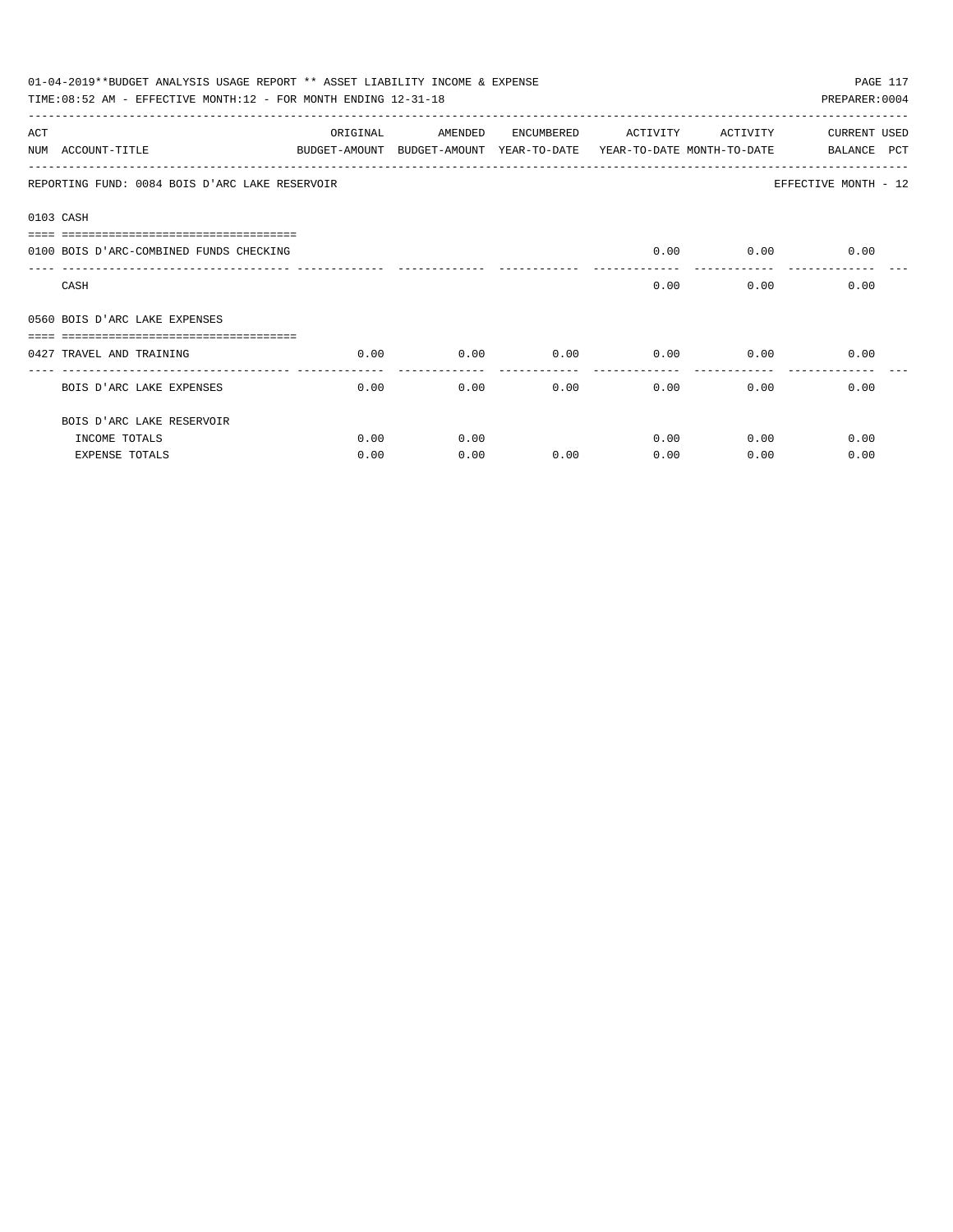01-04-2019**BUDGET ANALYSIS USAGE REPORT ** ASSET LIABILITY INCOME & EXPENSE

TIME:08:52 AM - EFFECTIVE MONTH:12 - FOR MONTH ENDING 12-31-18

PREPARER:0004

| ACT NUM | ACCOUNT-TITLE | ORIGINAL BUDGET-AMOUNT | AMENDED BUDGET-AMOUNT | ENCUMBERED YEAR-TO-DATE | ACTIVITY YEAR-TO-DATE | ACTIVITY MONTH-TO-DATE | CURRENT BALANCE | USED PCT |
|---|---|---|---|---|---|---|---|---|
| | REPORTING FUND: 0084 BOIS D'ARC LAKE RESERVOIR | | | | | | EFFECTIVE MONTH - 12 | |
| 0103 | CASH | | | | | | | |
| 0100 | BOIS D'ARC-COMBINED FUNDS CHECKING | | | | 0.00 | 0.00 | 0.00 | |
| | CASH | | | | 0.00 | 0.00 | 0.00 | |
| 0560 | BOIS D'ARC LAKE EXPENSES | | | | | | | |
| 0427 | TRAVEL AND TRAINING | 0.00 | 0.00 | 0.00 | 0.00 | 0.00 | 0.00 | |
| | BOIS D'ARC LAKE EXPENSES | 0.00 | 0.00 | 0.00 | 0.00 | 0.00 | 0.00 | |
| | BOIS D'ARC LAKE RESERVOIR | | | | | | | |
| | INCOME TOTALS | 0.00 | 0.00 | | 0.00 | 0.00 | 0.00 | |
| | EXPENSE TOTALS | 0.00 | 0.00 | 0.00 | 0.00 | 0.00 | 0.00 | |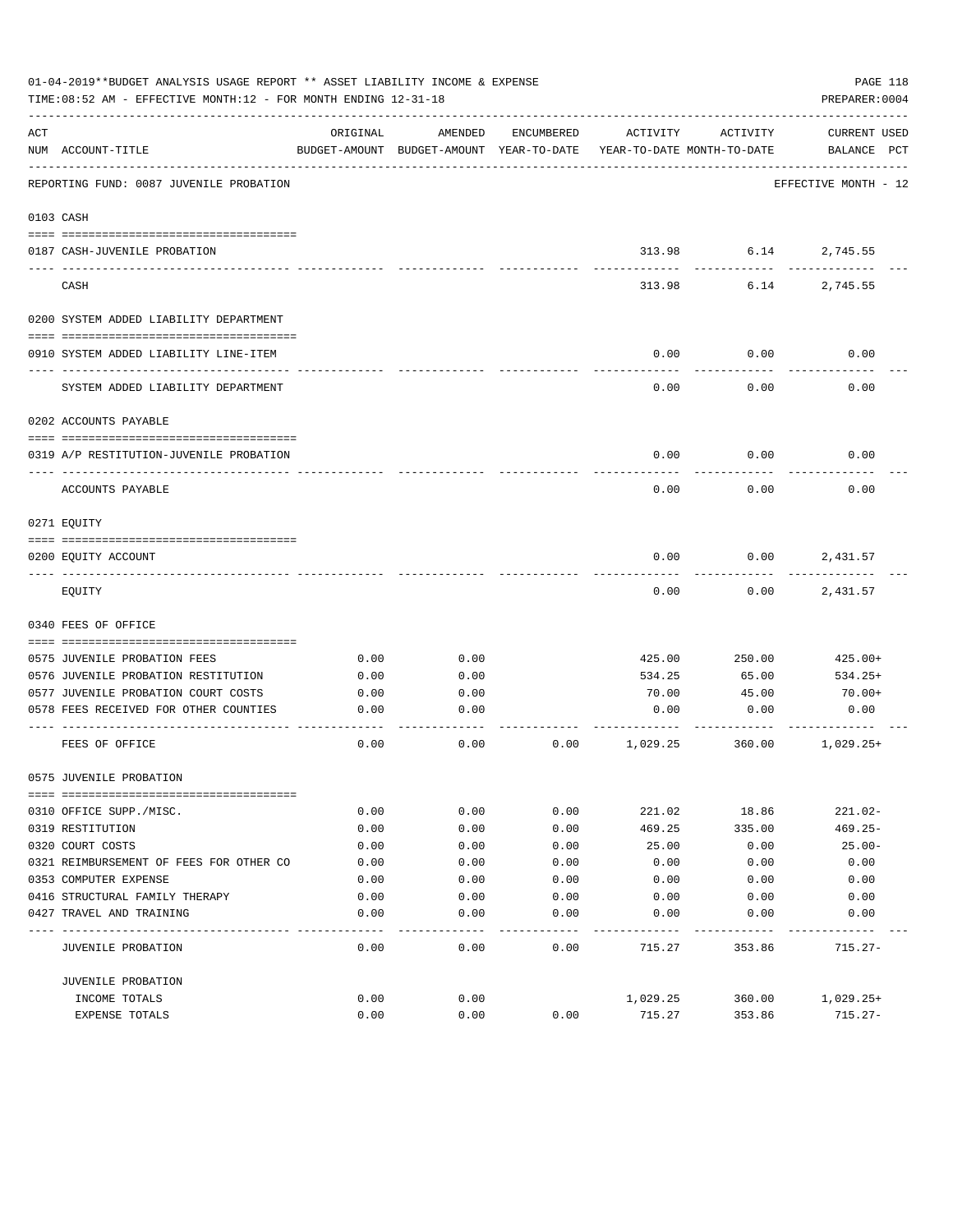01-04-2019**BUDGET ANALYSIS USAGE REPORT ** ASSET LIABILITY INCOME & EXPENSE

TIME:08:52 AM - EFFECTIVE MONTH:12 - FOR MONTH ENDING 12-31-18

PREPARER:0004

| ACT NUM | ACCOUNT-TITLE | ORIGINAL BUDGET-AMOUNT | AMENDED BUDGET-AMOUNT | ENCUMBERED YEAR-TO-DATE | ACTIVITY YEAR-TO-DATE | ACTIVITY MONTH-TO-DATE | CURRENT USED BALANCE | PCT |
|---|---|---|---|---|---|---|---|---|
| | REPORTING FUND: 0087 JUVENILE PROBATION | | | | | | EFFECTIVE MONTH - 12 | |
| | **0103 CASH** | | | | | | | |
| 0187 | CASH-JUVENILE PROBATION | | | | 313.98 | 6.14 | 2,745.55 | |
| | CASH | | | | 313.98 | 6.14 | 2,745.55 | |
| | **0200 SYSTEM ADDED LIABILITY DEPARTMENT** | | | | | | | |
| 0910 | SYSTEM ADDED LIABILITY LINE-ITEM | | | | 0.00 | 0.00 | 0.00 | |
| | SYSTEM ADDED LIABILITY DEPARTMENT | | | | 0.00 | 0.00 | 0.00 | |
| | **0202 ACCOUNTS PAYABLE** | | | | | | | |
| 0319 | A/P RESTITUTION-JUVENILE PROBATION | | | | 0.00 | 0.00 | 0.00 | |
| | ACCOUNTS PAYABLE | | | | 0.00 | 0.00 | 0.00 | |
| | **0271 EQUITY** | | | | | | | |
| 0200 | EQUITY ACCOUNT | | | | 0.00 | 0.00 | 2,431.57 | |
| | EQUITY | | | | 0.00 | 0.00 | 2,431.57 | |
| | **0340 FEES OF OFFICE** | | | | | | | |
| 0575 | JUVENILE PROBATION FEES | 0.00 | 0.00 | | 425.00 | 250.00 | 425.00+ | |
| 0576 | JUVENILE PROBATION RESTITUTION | 0.00 | 0.00 | | 534.25 | 65.00 | 534.25+ | |
| 0577 | JUVENILE PROBATION COURT COSTS | 0.00 | 0.00 | | 70.00 | 45.00 | 70.00+ | |
| 0578 | FEES RECEIVED FOR OTHER COUNTIES | 0.00 | 0.00 | | 0.00 | 0.00 | 0.00 | |
| | FEES OF OFFICE | 0.00 | 0.00 | 0.00 | 1,029.25 | 360.00 | 1,029.25+ | |
| | **0575 JUVENILE PROBATION** | | | | | | | |
| 0310 | OFFICE SUPP./MISC. | 0.00 | 0.00 | 0.00 | 221.02 | 18.86 | 221.02- | |
| 0319 | RESTITUTION | 0.00 | 0.00 | 0.00 | 469.25 | 335.00 | 469.25- | |
| 0320 | COURT COSTS | 0.00 | 0.00 | 0.00 | 25.00 | 0.00 | 25.00- | |
| 0321 | REIMBURSEMENT OF FEES FOR OTHER CO | 0.00 | 0.00 | 0.00 | 0.00 | 0.00 | 0.00 | |
| 0353 | COMPUTER EXPENSE | 0.00 | 0.00 | 0.00 | 0.00 | 0.00 | 0.00 | |
| 0416 | STRUCTURAL FAMILY THERAPY | 0.00 | 0.00 | 0.00 | 0.00 | 0.00 | 0.00 | |
| 0427 | TRAVEL AND TRAINING | 0.00 | 0.00 | 0.00 | 0.00 | 0.00 | 0.00 | |
| | JUVENILE PROBATION | 0.00 | 0.00 | 0.00 | 715.27 | 353.86 | 715.27- | |
| | JUVENILE PROBATION | | | | | | | |
| | INCOME TOTALS | 0.00 | 0.00 | | 1,029.25 | 360.00 | 1,029.25+ | |
| | EXPENSE TOTALS | 0.00 | 0.00 | 0.00 | 715.27 | 353.86 | 715.27- | |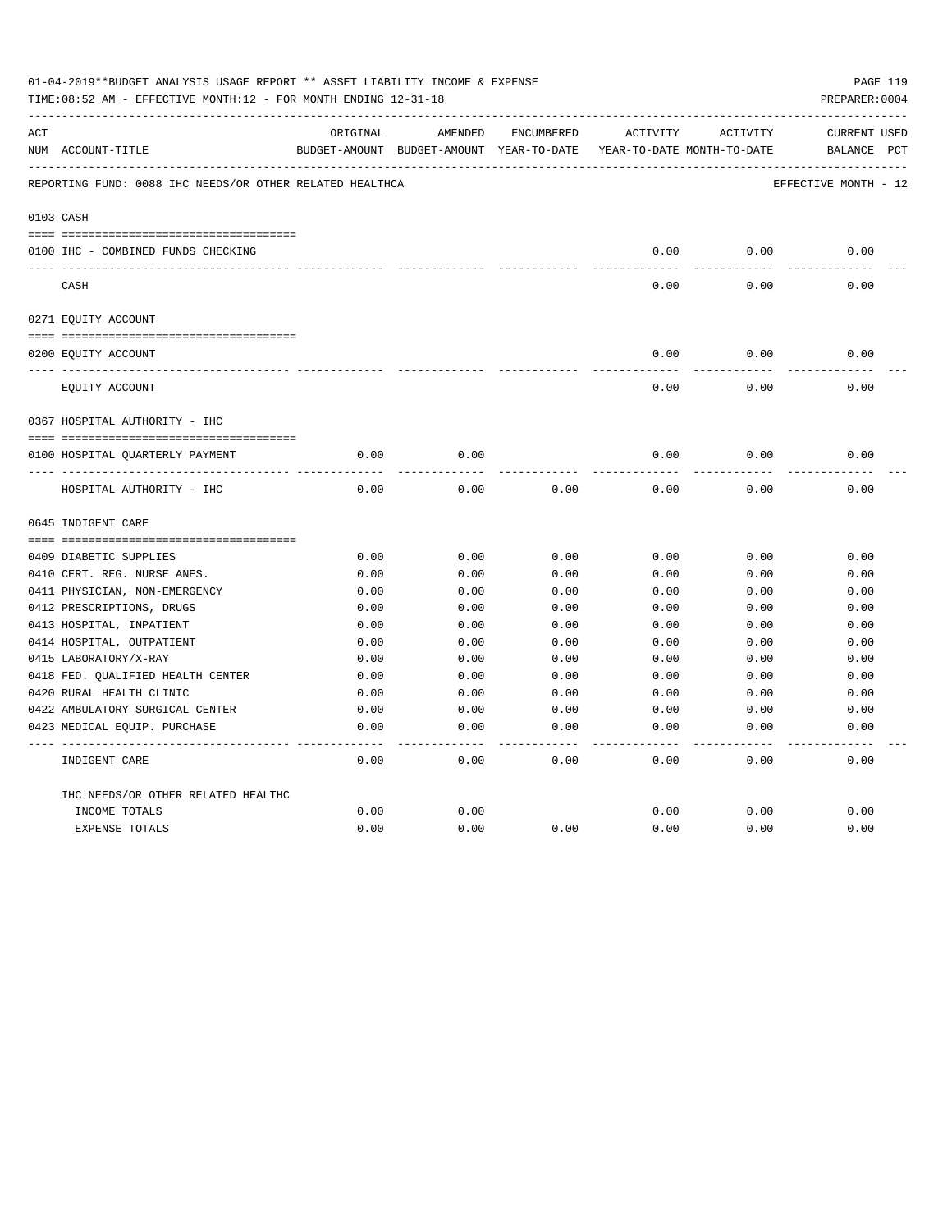01-04-2019**BUDGET ANALYSIS USAGE REPORT ** ASSET LIABILITY INCOME & EXPENSE

TIME:08:52 AM - EFFECTIVE MONTH:12 - FOR MONTH ENDING 12-31-18

PREPARER:0004

| ACT NUM | ACCOUNT-TITLE | ORIGINAL BUDGET-AMOUNT | AMENDED BUDGET-AMOUNT | ENCUMBERED YEAR-TO-DATE | ACTIVITY YEAR-TO-DATE | ACTIVITY MONTH-TO-DATE | CURRENT BALANCE | USED PCT |
|---|---|---|---|---|---|---|---|---|
| | REPORTING FUND: 0088 IHC NEEDS/OR OTHER RELATED HEALTHCA | | | | | | EFFECTIVE MONTH - 12 | |
| 0103 | CASH | | | | | | | |
| 0100 | IHC - COMBINED FUNDS CHECKING | | | | 0.00 | 0.00 | 0.00 | |
| | CASH | | | | 0.00 | 0.00 | 0.00 | |
| 0271 | EQUITY ACCOUNT | | | | | | | |
| 0200 | EQUITY ACCOUNT | | | | 0.00 | 0.00 | 0.00 | |
| | EQUITY ACCOUNT | | | | 0.00 | 0.00 | 0.00 | |
| 0367 | HOSPITAL AUTHORITY - IHC | | | | | | | |
| 0100 | HOSPITAL QUARTERLY PAYMENT | 0.00 | 0.00 | | 0.00 | 0.00 | 0.00 | |
| | HOSPITAL AUTHORITY - IHC | 0.00 | 0.00 | 0.00 | 0.00 | 0.00 | 0.00 | |
| 0645 | INDIGENT CARE | | | | | | | |
| 0409 | DIABETIC SUPPLIES | 0.00 | 0.00 | 0.00 | 0.00 | 0.00 | 0.00 | |
| 0410 | CERT. REG. NURSE ANES. | 0.00 | 0.00 | 0.00 | 0.00 | 0.00 | 0.00 | |
| 0411 | PHYSICIAN, NON-EMERGENCY | 0.00 | 0.00 | 0.00 | 0.00 | 0.00 | 0.00 | |
| 0412 | PRESCRIPTIONS, DRUGS | 0.00 | 0.00 | 0.00 | 0.00 | 0.00 | 0.00 | |
| 0413 | HOSPITAL, INPATIENT | 0.00 | 0.00 | 0.00 | 0.00 | 0.00 | 0.00 | |
| 0414 | HOSPITAL, OUTPATIENT | 0.00 | 0.00 | 0.00 | 0.00 | 0.00 | 0.00 | |
| 0415 | LABORATORY/X-RAY | 0.00 | 0.00 | 0.00 | 0.00 | 0.00 | 0.00 | |
| 0418 | FED. QUALIFIED HEALTH CENTER | 0.00 | 0.00 | 0.00 | 0.00 | 0.00 | 0.00 | |
| 0420 | RURAL HEALTH CLINIC | 0.00 | 0.00 | 0.00 | 0.00 | 0.00 | 0.00 | |
| 0422 | AMBULATORY SURGICAL CENTER | 0.00 | 0.00 | 0.00 | 0.00 | 0.00 | 0.00 | |
| 0423 | MEDICAL EQUIP. PURCHASE | 0.00 | 0.00 | 0.00 | 0.00 | 0.00 | 0.00 | |
| | INDIGENT CARE | 0.00 | 0.00 | 0.00 | 0.00 | 0.00 | 0.00 | |
| | IHC NEEDS/OR OTHER RELATED HEALTHC | | | | | | | |
| | INCOME TOTALS | 0.00 | 0.00 | | 0.00 | 0.00 | 0.00 | |
| | EXPENSE TOTALS | 0.00 | 0.00 | 0.00 | 0.00 | 0.00 | 0.00 | |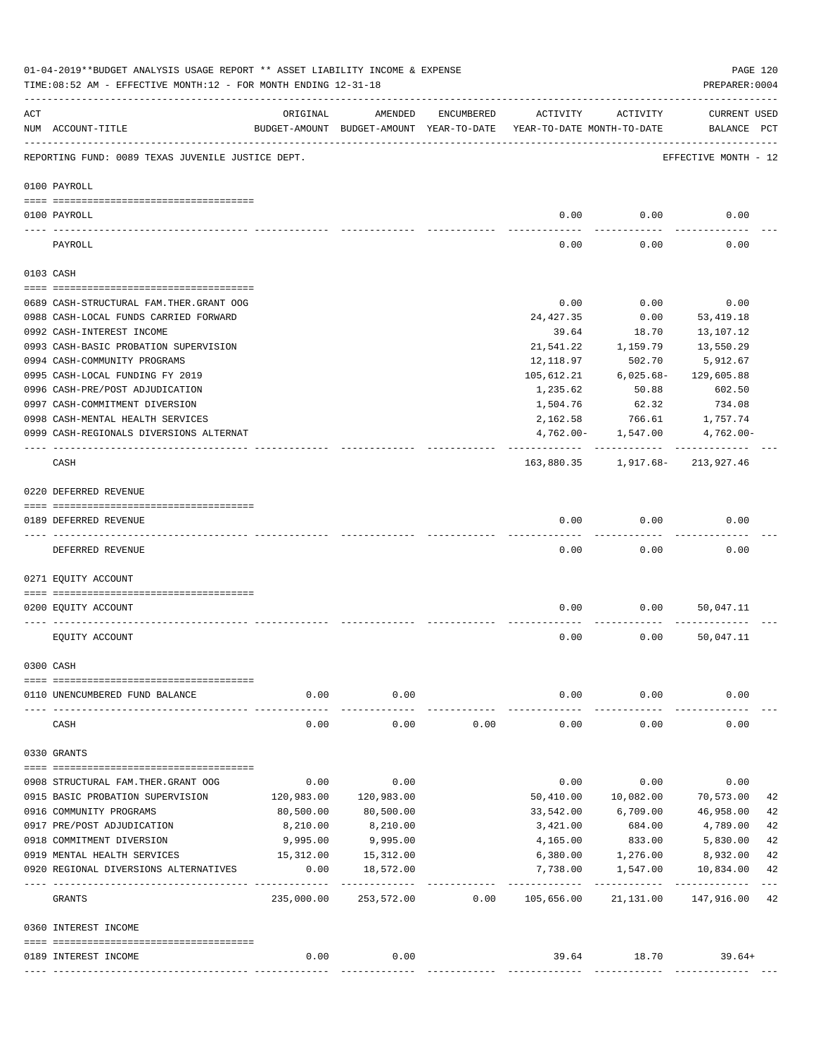01-04-2019**BUDGET ANALYSIS USAGE REPORT ** ASSET LIABILITY INCOME & EXPENSE

TIME:08:52 AM - EFFECTIVE MONTH:12 - FOR MONTH ENDING 12-31-18

PREPARER:0004

REPORTING FUND: 0089 TEXAS JUVENILE JUSTICE DEPT.

EFFECTIVE MONTH - 12

| ACT NUM | ACCOUNT-TITLE | ORIGINAL BUDGET-AMOUNT | AMENDED BUDGET-AMOUNT | ENCUMBERED YEAR-TO-DATE | ACTIVITY YEAR-TO-DATE | ACTIVITY MONTH-TO-DATE | CURRENT BALANCE | USED PCT |
|---|---|---|---|---|---|---|---|---|
| | **0100 PAYROLL** | | | | | | | |
| 0100 | PAYROLL | | | | 0.00 | 0.00 | 0.00 | |
| | PAYROLL | | | | 0.00 | 0.00 | 0.00 | |
| | **0103 CASH** | | | | | | | |
| 0689 | CASH-STRUCTURAL FAM.THER.GRANT OOG | | | | 0.00 | 0.00 | 0.00 | |
| 0988 | CASH-LOCAL FUNDS CARRIED FORWARD | | | | 24,427.35 | 0.00 | 53,419.18 | |
| 0992 | CASH-INTEREST INCOME | | | | 39.64 | 18.70 | 13,107.12 | |
| 0993 | CASH-BASIC PROBATION SUPERVISION | | | | 21,541.22 | 1,159.79 | 13,550.29 | |
| 0994 | CASH-COMMUNITY PROGRAMS | | | | 12,118.97 | 502.70 | 5,912.67 | |
| 0995 | CASH-LOCAL FUNDING FY 2019 | | | | 105,612.21 | 6,025.68- | 129,605.88 | |
| 0996 | CASH-PRE/POST ADJUDICATION | | | | 1,235.62 | 50.88 | 602.50 | |
| 0997 | CASH-COMMITMENT DIVERSION | | | | 1,504.76 | 62.32 | 734.08 | |
| 0998 | CASH-MENTAL HEALTH SERVICES | | | | 2,162.58 | 766.61 | 1,757.74 | |
| 0999 | CASH-REGIONALS DIVERSIONS ALTERNAT | | | | 4,762.00- | 1,547.00 | 4,762.00- | |
| | CASH | | | | 163,880.35 | 1,917.68- | 213,927.46 | |
| | **0220 DEFERRED REVENUE** | | | | | | | |
| 0189 | DEFERRED REVENUE | | | | 0.00 | 0.00 | 0.00 | |
| | DEFERRED REVENUE | | | | 0.00 | 0.00 | 0.00 | |
| | **0271 EQUITY ACCOUNT** | | | | | | | |
| 0200 | EQUITY ACCOUNT | | | | 0.00 | 0.00 | 50,047.11 | |
| | EQUITY ACCOUNT | | | | 0.00 | 0.00 | 50,047.11 | |
| | **0300 CASH** | | | | | | | |
| 0110 | UNENCUMBERED FUND BALANCE | 0.00 | 0.00 | | 0.00 | 0.00 | 0.00 | |
| | CASH | 0.00 | 0.00 | 0.00 | 0.00 | 0.00 | 0.00 | |
| | **0330 GRANTS** | | | | | | | |
| 0908 | STRUCTURAL FAM.THER.GRANT OOG | 0.00 | 0.00 | | 0.00 | 0.00 | 0.00 | |
| 0915 | BASIC PROBATION SUPERVISION | 120,983.00 | 120,983.00 | | 50,410.00 | 10,082.00 | 70,573.00 | 42 |
| 0916 | COMMUNITY PROGRAMS | 80,500.00 | 80,500.00 | | 33,542.00 | 6,709.00 | 46,958.00 | 42 |
| 0917 | PRE/POST ADJUDICATION | 8,210.00 | 8,210.00 | | 3,421.00 | 684.00 | 4,789.00 | 42 |
| 0918 | COMMITMENT DIVERSION | 9,995.00 | 9,995.00 | | 4,165.00 | 833.00 | 5,830.00 | 42 |
| 0919 | MENTAL HEALTH SERVICES | 15,312.00 | 15,312.00 | | 6,380.00 | 1,276.00 | 8,932.00 | 42 |
| 0920 | REGIONAL DIVERSIONS ALTERNATIVES | 0.00 | 18,572.00 | | 7,738.00 | 1,547.00 | 10,834.00 | 42 |
| | GRANTS | 235,000.00 | 253,572.00 | 0.00 | 105,656.00 | 21,131.00 | 147,916.00 | 42 |
| | **0360 INTEREST INCOME** | | | | | | | |
| 0189 | INTEREST INCOME | 0.00 | 0.00 | | 39.64 | 18.70 | 39.64+ | |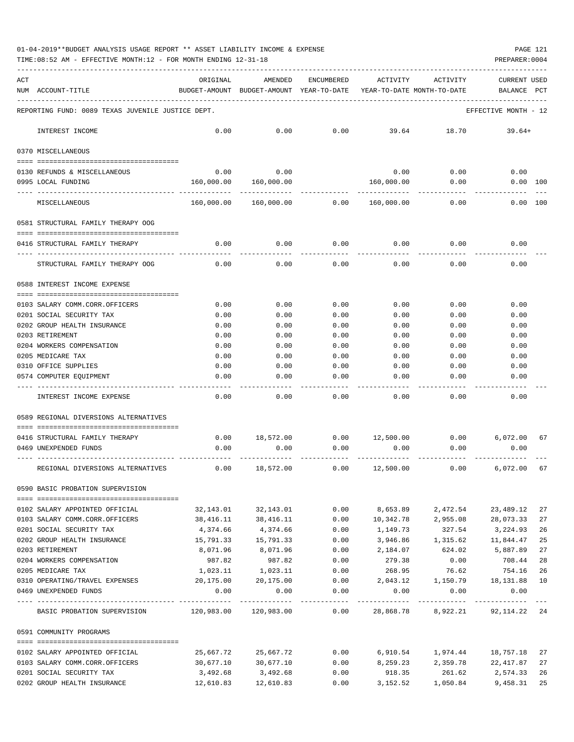01-04-2019**BUDGET ANALYSIS USAGE REPORT ** ASSET LIABILITY INCOME & EXPENSE

TIME:08:52 AM - EFFECTIVE MONTH:12 - FOR MONTH ENDING 12-31-18

PREPARER:0004

REPORTING FUND: 0089 TEXAS JUVENILE JUSTICE DEPT. — EFFECTIVE MONTH - 12

| ACT NUM | ACCOUNT-TITLE | ORIGINAL BUDGET-AMOUNT | AMENDED BUDGET-AMOUNT | ENCUMBERED YEAR-TO-DATE | ACTIVITY YEAR-TO-DATE | ACTIVITY MONTH-TO-DATE | CURRENT USED BALANCE | PCT |
|---|---|---|---|---|---|---|---|---|
| | INTEREST INCOME | 0.00 | 0.00 | 0.00 | 39.64 | 18.70 | 39.64+ | |
| | **0370 MISCELLANEOUS** | | | | | | | |
| 0130 | REFUNDS & MISCELLANEOUS | 0.00 | 0.00 | | 0.00 | 0.00 | 0.00 | |
| 0995 | LOCAL FUNDING | 160,000.00 | 160,000.00 | | 160,000.00 | 0.00 | 0.00 | 100 |
| | MISCELLANEOUS | 160,000.00 | 160,000.00 | 0.00 | 160,000.00 | 0.00 | 0.00 | 100 |
| | **0581 STRUCTURAL FAMILY THERAPY OOG** | | | | | | | |
| 0416 | STRUCTURAL FAMILY THERAPY | 0.00 | 0.00 | 0.00 | 0.00 | 0.00 | 0.00 | |
| | STRUCTURAL FAMILY THERAPY OOG | 0.00 | 0.00 | 0.00 | 0.00 | 0.00 | 0.00 | |
| | **0588 INTEREST INCOME EXPENSE** | | | | | | | |
| 0103 | SALARY COMM.CORR.OFFICERS | 0.00 | 0.00 | 0.00 | 0.00 | 0.00 | 0.00 | |
| 0201 | SOCIAL SECURITY TAX | 0.00 | 0.00 | 0.00 | 0.00 | 0.00 | 0.00 | |
| 0202 | GROUP HEALTH INSURANCE | 0.00 | 0.00 | 0.00 | 0.00 | 0.00 | 0.00 | |
| 0203 | RETIREMENT | 0.00 | 0.00 | 0.00 | 0.00 | 0.00 | 0.00 | |
| 0204 | WORKERS COMPENSATION | 0.00 | 0.00 | 0.00 | 0.00 | 0.00 | 0.00 | |
| 0205 | MEDICARE TAX | 0.00 | 0.00 | 0.00 | 0.00 | 0.00 | 0.00 | |
| 0310 | OFFICE SUPPLIES | 0.00 | 0.00 | 0.00 | 0.00 | 0.00 | 0.00 | |
| 0574 | COMPUTER EQUIPMENT | 0.00 | 0.00 | 0.00 | 0.00 | 0.00 | 0.00 | |
| | INTEREST INCOME EXPENSE | 0.00 | 0.00 | 0.00 | 0.00 | 0.00 | 0.00 | |
| | **0589 REGIONAL DIVERSIONS ALTERNATIVES** | | | | | | | |
| 0416 | STRUCTURAL FAMILY THERAPY | 0.00 | 18,572.00 | 0.00 | 12,500.00 | 0.00 | 6,072.00 | 67 |
| 0469 | UNEXPENDED FUNDS | 0.00 | 0.00 | 0.00 | 0.00 | 0.00 | 0.00 | |
| | REGIONAL DIVERSIONS ALTERNATIVES | 0.00 | 18,572.00 | 0.00 | 12,500.00 | 0.00 | 6,072.00 | 67 |
| | **0590 BASIC PROBATION SUPERVISION** | | | | | | | |
| 0102 | SALARY APPOINTED OFFICIAL | 32,143.01 | 32,143.01 | 0.00 | 8,653.89 | 2,472.54 | 23,489.12 | 27 |
| 0103 | SALARY COMM.CORR.OFFICERS | 38,416.11 | 38,416.11 | 0.00 | 10,342.78 | 2,955.08 | 28,073.33 | 27 |
| 0201 | SOCIAL SECURITY TAX | 4,374.66 | 4,374.66 | 0.00 | 1,149.73 | 327.54 | 3,224.93 | 26 |
| 0202 | GROUP HEALTH INSURANCE | 15,791.33 | 15,791.33 | 0.00 | 3,946.86 | 1,315.62 | 11,844.47 | 25 |
| 0203 | RETIREMENT | 8,071.96 | 8,071.96 | 0.00 | 2,184.07 | 624.02 | 5,887.89 | 27 |
| 0204 | WORKERS COMPENSATION | 987.82 | 987.82 | 0.00 | 279.38 | 0.00 | 708.44 | 28 |
| 0205 | MEDICARE TAX | 1,023.11 | 1,023.11 | 0.00 | 268.95 | 76.62 | 754.16 | 26 |
| 0310 | OPERATING/TRAVEL EXPENSES | 20,175.00 | 20,175.00 | 0.00 | 2,043.12 | 1,150.79 | 18,131.88 | 10 |
| 0469 | UNEXPENDED FUNDS | 0.00 | 0.00 | 0.00 | 0.00 | 0.00 | 0.00 | |
| | BASIC PROBATION SUPERVISION | 120,983.00 | 120,983.00 | 0.00 | 28,868.78 | 8,922.21 | 92,114.22 | 24 |
| | **0591 COMMUNITY PROGRAMS** | | | | | | | |
| 0102 | SALARY APPOINTED OFFICIAL | 25,667.72 | 25,667.72 | 0.00 | 6,910.54 | 1,974.44 | 18,757.18 | 27 |
| 0103 | SALARY COMM.CORR.OFFICERS | 30,677.10 | 30,677.10 | 0.00 | 8,259.23 | 2,359.78 | 22,417.87 | 27 |
| 0201 | SOCIAL SECURITY TAX | 3,492.68 | 3,492.68 | 0.00 | 918.35 | 261.62 | 2,574.33 | 26 |
| 0202 | GROUP HEALTH INSURANCE | 12,610.83 | 12,610.83 | 0.00 | 3,152.52 | 1,050.84 | 9,458.31 | 25 |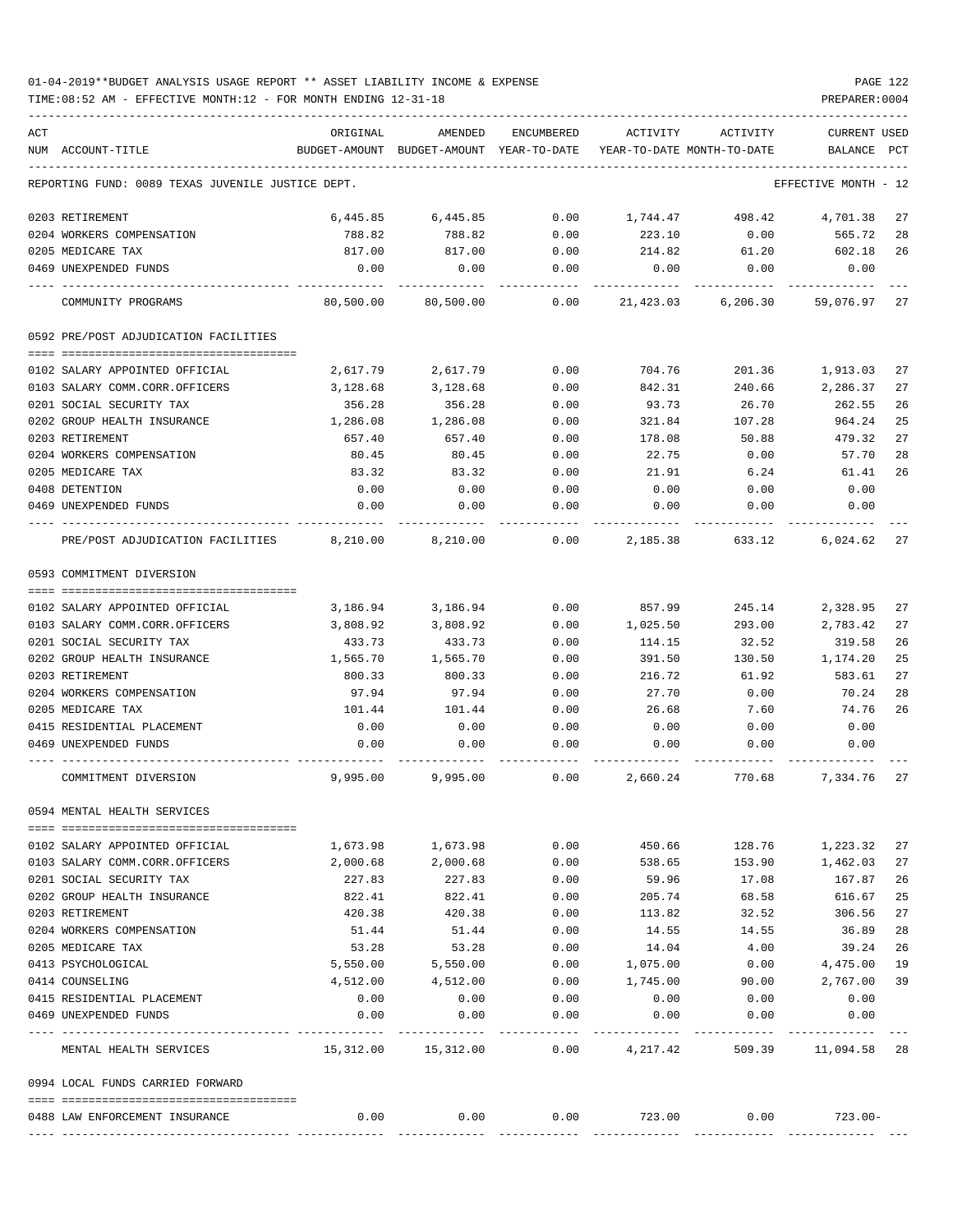01-04-2019**BUDGET ANALYSIS USAGE REPORT ** ASSET LIABILITY INCOME & EXPENSE

TIME:08:52 AM - EFFECTIVE MONTH:12 - FOR MONTH ENDING 12-31-18

PREPARER:0004

| ACT NUM | ACCOUNT-TITLE | ORIGINAL BUDGET-AMOUNT | AMENDED BUDGET-AMOUNT | ENCUMBERED YEAR-TO-DATE | ACTIVITY YEAR-TO-DATE | ACTIVITY MONTH-TO-DATE | CURRENT BALANCE | USED PCT |
|---|---|---|---|---|---|---|---|---|
| | REPORTING FUND: 0089 TEXAS JUVENILE JUSTICE DEPT. | | | | | | EFFECTIVE MONTH - 12 | |
| 0203 | RETIREMENT | 6,445.85 | 6,445.85 | 0.00 | 1,744.47 | 498.42 | 4,701.38 | 27 |
| 0204 | WORKERS COMPENSATION | 788.82 | 788.82 | 0.00 | 223.10 | 0.00 | 565.72 | 28 |
| 0205 | MEDICARE TAX | 817.00 | 817.00 | 0.00 | 214.82 | 61.20 | 602.18 | 26 |
| 0469 | UNEXPENDED FUNDS | 0.00 | 0.00 | 0.00 | 0.00 | 0.00 | 0.00 | |
| | COMMUNITY PROGRAMS | 80,500.00 | 80,500.00 | 0.00 | 21,423.03 | 6,206.30 | 59,076.97 | 27 |
| | 0592 PRE/POST ADJUDICATION FACILITIES | | | | | | | |
| 0102 | SALARY APPOINTED OFFICIAL | 2,617.79 | 2,617.79 | 0.00 | 704.76 | 201.36 | 1,913.03 | 27 |
| 0103 | SALARY COMM.CORR.OFFICERS | 3,128.68 | 3,128.68 | 0.00 | 842.31 | 240.66 | 2,286.37 | 27 |
| 0201 | SOCIAL SECURITY TAX | 356.28 | 356.28 | 0.00 | 93.73 | 26.70 | 262.55 | 26 |
| 0202 | GROUP HEALTH INSURANCE | 1,286.08 | 1,286.08 | 0.00 | 321.84 | 107.28 | 964.24 | 25 |
| 0203 | RETIREMENT | 657.40 | 657.40 | 0.00 | 178.08 | 50.88 | 479.32 | 27 |
| 0204 | WORKERS COMPENSATION | 80.45 | 80.45 | 0.00 | 22.75 | 0.00 | 57.70 | 28 |
| 0205 | MEDICARE TAX | 83.32 | 83.32 | 0.00 | 21.91 | 6.24 | 61.41 | 26 |
| 0408 | DETENTION | 0.00 | 0.00 | 0.00 | 0.00 | 0.00 | 0.00 | |
| 0469 | UNEXPENDED FUNDS | 0.00 | 0.00 | 0.00 | 0.00 | 0.00 | 0.00 | |
| | PRE/POST ADJUDICATION FACILITIES | 8,210.00 | 8,210.00 | 0.00 | 2,185.38 | 633.12 | 6,024.62 | 27 |
| | 0593 COMMITMENT DIVERSION | | | | | | | |
| 0102 | SALARY APPOINTED OFFICIAL | 3,186.94 | 3,186.94 | 0.00 | 857.99 | 245.14 | 2,328.95 | 27 |
| 0103 | SALARY COMM.CORR.OFFICERS | 3,808.92 | 3,808.92 | 0.00 | 1,025.50 | 293.00 | 2,783.42 | 27 |
| 0201 | SOCIAL SECURITY TAX | 433.73 | 433.73 | 0.00 | 114.15 | 32.52 | 319.58 | 26 |
| 0202 | GROUP HEALTH INSURANCE | 1,565.70 | 1,565.70 | 0.00 | 391.50 | 130.50 | 1,174.20 | 25 |
| 0203 | RETIREMENT | 800.33 | 800.33 | 0.00 | 216.72 | 61.92 | 583.61 | 27 |
| 0204 | WORKERS COMPENSATION | 97.94 | 97.94 | 0.00 | 27.70 | 0.00 | 70.24 | 28 |
| 0205 | MEDICARE TAX | 101.44 | 101.44 | 0.00 | 26.68 | 7.60 | 74.76 | 26 |
| 0415 | RESIDENTIAL PLACEMENT | 0.00 | 0.00 | 0.00 | 0.00 | 0.00 | 0.00 | |
| 0469 | UNEXPENDED FUNDS | 0.00 | 0.00 | 0.00 | 0.00 | 0.00 | 0.00 | |
| | COMMITMENT DIVERSION | 9,995.00 | 9,995.00 | 0.00 | 2,660.24 | 770.68 | 7,334.76 | 27 |
| | 0594 MENTAL HEALTH SERVICES | | | | | | | |
| 0102 | SALARY APPOINTED OFFICIAL | 1,673.98 | 1,673.98 | 0.00 | 450.66 | 128.76 | 1,223.32 | 27 |
| 0103 | SALARY COMM.CORR.OFFICERS | 2,000.68 | 2,000.68 | 0.00 | 538.65 | 153.90 | 1,462.03 | 27 |
| 0201 | SOCIAL SECURITY TAX | 227.83 | 227.83 | 0.00 | 59.96 | 17.08 | 167.87 | 26 |
| 0202 | GROUP HEALTH INSURANCE | 822.41 | 822.41 | 0.00 | 205.74 | 68.58 | 616.67 | 25 |
| 0203 | RETIREMENT | 420.38 | 420.38 | 0.00 | 113.82 | 32.52 | 306.56 | 27 |
| 0204 | WORKERS COMPENSATION | 51.44 | 51.44 | 0.00 | 14.55 | 14.55 | 36.89 | 28 |
| 0205 | MEDICARE TAX | 53.28 | 53.28 | 0.00 | 14.04 | 4.00 | 39.24 | 26 |
| 0413 | PSYCHOLOGICAL | 5,550.00 | 5,550.00 | 0.00 | 1,075.00 | 0.00 | 4,475.00 | 19 |
| 0414 | COUNSELING | 4,512.00 | 4,512.00 | 0.00 | 1,745.00 | 90.00 | 2,767.00 | 39 |
| 0415 | RESIDENTIAL PLACEMENT | 0.00 | 0.00 | 0.00 | 0.00 | 0.00 | 0.00 | |
| 0469 | UNEXPENDED FUNDS | 0.00 | 0.00 | 0.00 | 0.00 | 0.00 | 0.00 | |
| | MENTAL HEALTH SERVICES | 15,312.00 | 15,312.00 | 0.00 | 4,217.42 | 509.39 | 11,094.58 | 28 |
| | 0994 LOCAL FUNDS CARRIED FORWARD | | | | | | | |
| 0488 | LAW ENFORCEMENT INSURANCE | 0.00 | 0.00 | 0.00 | 723.00 | 0.00 | 723.00- | |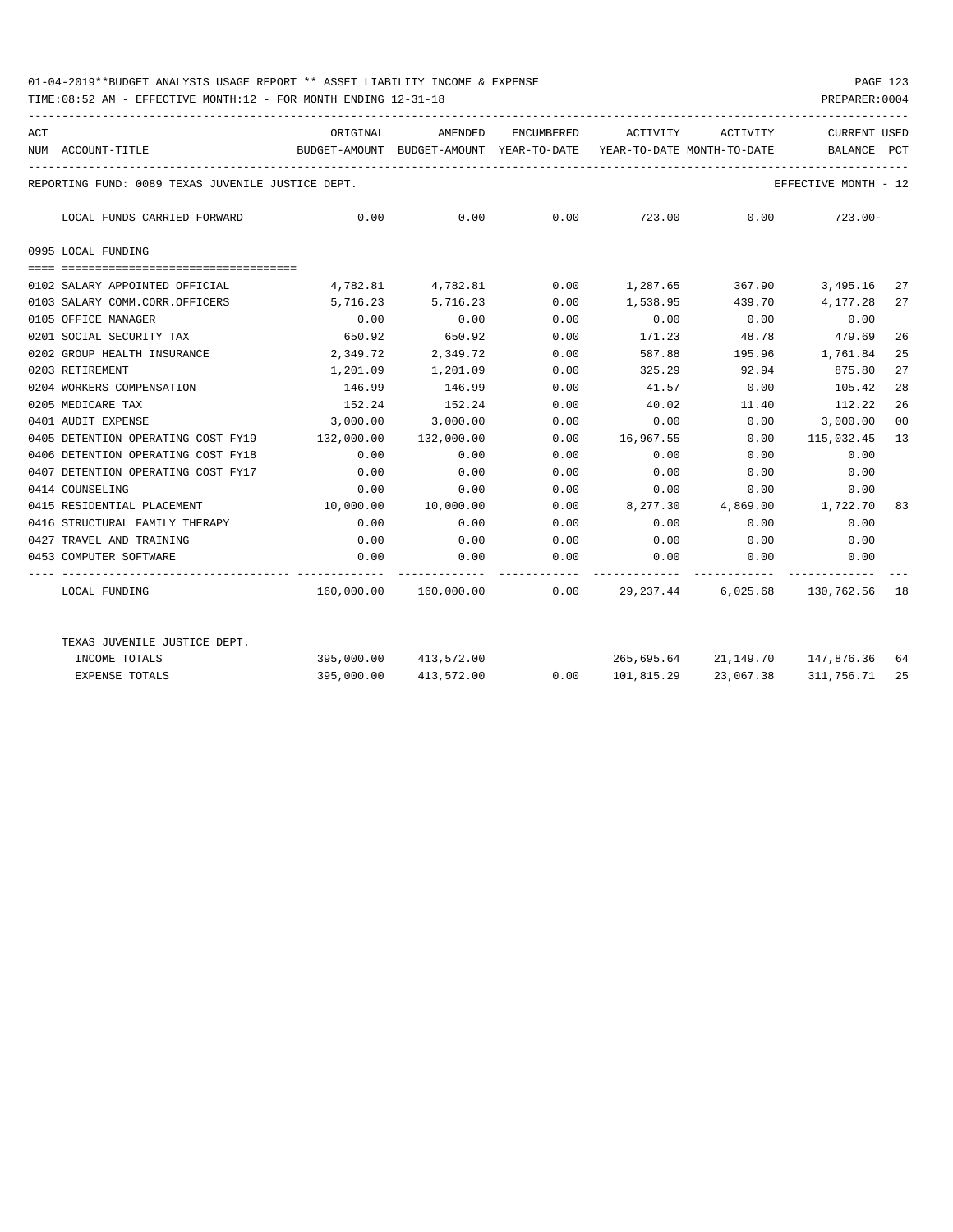01-04-2019**BUDGET ANALYSIS USAGE REPORT ** ASSET LIABILITY INCOME & EXPENSE

TIME:08:52 AM - EFFECTIVE MONTH:12 - FOR MONTH ENDING 12-31-18

PREPARER:0004

REPORTING FUND: 0089 TEXAS JUVENILE JUSTICE DEPT.

EFFECTIVE MONTH - 12

| ACT NUM | ACCOUNT-TITLE | ORIGINAL BUDGET-AMOUNT | AMENDED BUDGET-AMOUNT | ENCUMBERED YEAR-TO-DATE | ACTIVITY YEAR-TO-DATE | ACTIVITY MONTH-TO-DATE | CURRENT BALANCE | USED PCT |
|---|---|---|---|---|---|---|---|---|
| | LOCAL FUNDS CARRIED FORWARD | 0.00 | 0.00 | 0.00 | 723.00 | 0.00 | 723.00- | |
| | **0995 LOCAL FUNDING** | | | | | | | |
| 0102 | SALARY APPOINTED OFFICIAL | 4,782.81 | 4,782.81 | 0.00 | 1,287.65 | 367.90 | 3,495.16 | 27 |
| 0103 | SALARY COMM.CORR.OFFICERS | 5,716.23 | 5,716.23 | 0.00 | 1,538.95 | 439.70 | 4,177.28 | 27 |
| 0105 | OFFICE MANAGER | 0.00 | 0.00 | 0.00 | 0.00 | 0.00 | 0.00 | |
| 0201 | SOCIAL SECURITY TAX | 650.92 | 650.92 | 0.00 | 171.23 | 48.78 | 479.69 | 26 |
| 0202 | GROUP HEALTH INSURANCE | 2,349.72 | 2,349.72 | 0.00 | 587.88 | 195.96 | 1,761.84 | 25 |
| 0203 | RETIREMENT | 1,201.09 | 1,201.09 | 0.00 | 325.29 | 92.94 | 875.80 | 27 |
| 0204 | WORKERS COMPENSATION | 146.99 | 146.99 | 0.00 | 41.57 | 0.00 | 105.42 | 28 |
| 0205 | MEDICARE TAX | 152.24 | 152.24 | 0.00 | 40.02 | 11.40 | 112.22 | 26 |
| 0401 | AUDIT EXPENSE | 3,000.00 | 3,000.00 | 0.00 | 0.00 | 0.00 | 3,000.00 | 00 |
| 0405 | DETENTION OPERATING COST FY19 | 132,000.00 | 132,000.00 | 0.00 | 16,967.55 | 0.00 | 115,032.45 | 13 |
| 0406 | DETENTION OPERATING COST FY18 | 0.00 | 0.00 | 0.00 | 0.00 | 0.00 | 0.00 | |
| 0407 | DETENTION OPERATING COST FY17 | 0.00 | 0.00 | 0.00 | 0.00 | 0.00 | 0.00 | |
| 0414 | COUNSELING | 0.00 | 0.00 | 0.00 | 0.00 | 0.00 | 0.00 | |
| 0415 | RESIDENTIAL PLACEMENT | 10,000.00 | 10,000.00 | 0.00 | 8,277.30 | 4,869.00 | 1,722.70 | 83 |
| 0416 | STRUCTURAL FAMILY THERAPY | 0.00 | 0.00 | 0.00 | 0.00 | 0.00 | 0.00 | |
| 0427 | TRAVEL AND TRAINING | 0.00 | 0.00 | 0.00 | 0.00 | 0.00 | 0.00 | |
| 0453 | COMPUTER SOFTWARE | 0.00 | 0.00 | 0.00 | 0.00 | 0.00 | 0.00 | |
| | LOCAL FUNDING | 160,000.00 | 160,000.00 | 0.00 | 29,237.44 | 6,025.68 | 130,762.56 | 18 |
| | **TEXAS JUVENILE JUSTICE DEPT.** | | | | | | | |
| | INCOME TOTALS | 395,000.00 | 413,572.00 | | 265,695.64 | 21,149.70 | 147,876.36 | 64 |
| | EXPENSE TOTALS | 395,000.00 | 413,572.00 | 0.00 | 101,815.29 | 23,067.38 | 311,756.71 | 25 |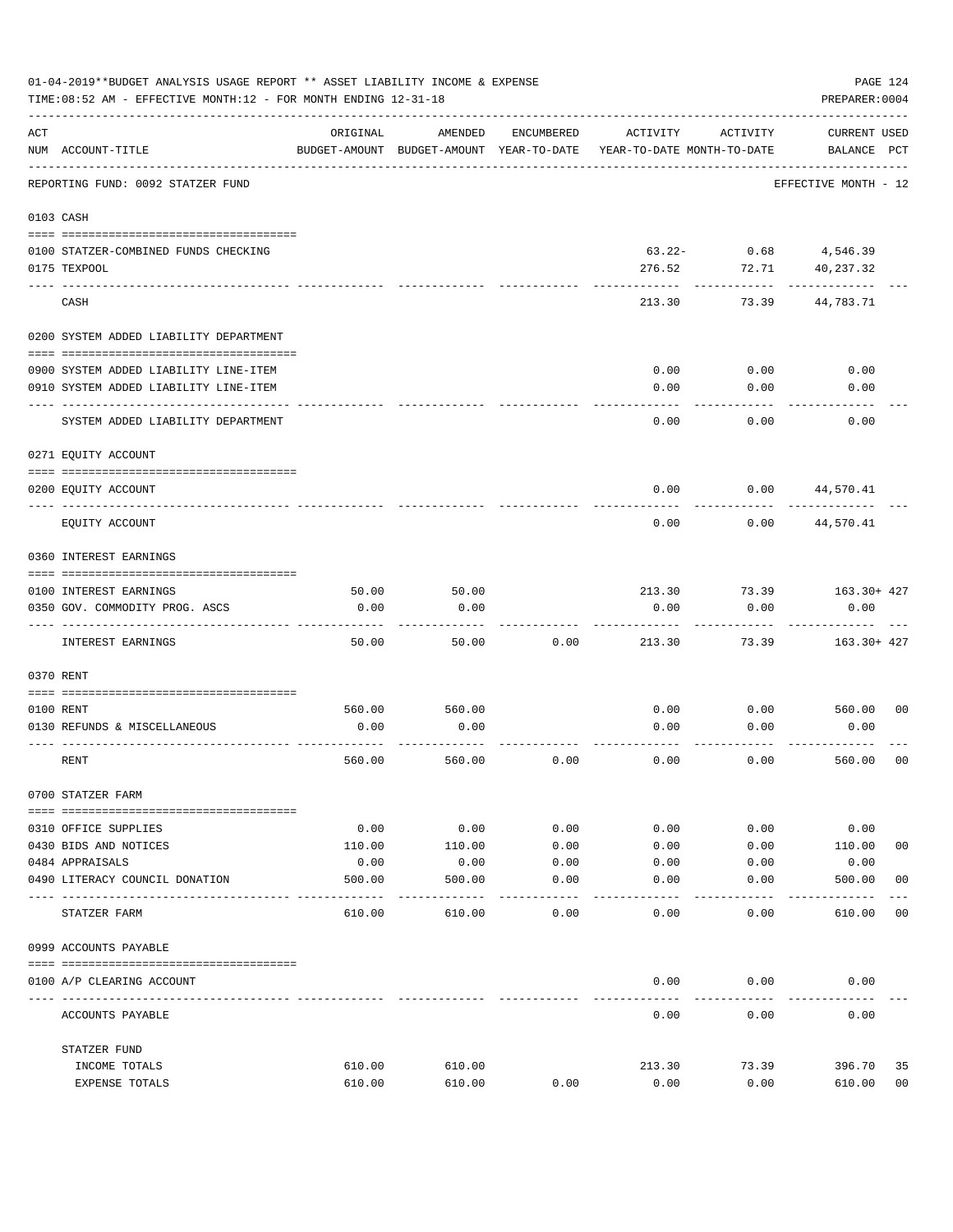01-04-2019**BUDGET ANALYSIS USAGE REPORT ** ASSET LIABILITY INCOME & EXPENSE

TIME:08:52 AM - EFFECTIVE MONTH:12 - FOR MONTH ENDING 12-31-18

PREPARER:0004

| ACT NUM | ACCOUNT-TITLE | ORIGINAL BUDGET-AMOUNT | AMENDED BUDGET-AMOUNT | ENCUMBERED YEAR-TO-DATE | ACTIVITY YEAR-TO-DATE | ACTIVITY MONTH-TO-DATE | CURRENT BALANCE | USED PCT |
|---|---|---|---|---|---|---|---|---|
| | REPORTING FUND: 0092 STATZER FUND | | | | | | EFFECTIVE MONTH - 12 | |
| 0103 | CASH | | | | | | | |
| 0100 | STATZER-COMBINED FUNDS CHECKING | | | | 63.22- | 0.68 | 4,546.39 | |
| 0175 | TEXPOOL | | | | 276.52 | 72.71 | 40,237.32 | |
| | CASH | | | | 213.30 | 73.39 | 44,783.71 | |
| 0200 | SYSTEM ADDED LIABILITY DEPARTMENT | | | | | | | |
| 0900 | SYSTEM ADDED LIABILITY LINE-ITEM | | | | 0.00 | 0.00 | 0.00 | |
| 0910 | SYSTEM ADDED LIABILITY LINE-ITEM | | | | 0.00 | 0.00 | 0.00 | |
| | SYSTEM ADDED LIABILITY DEPARTMENT | | | | 0.00 | 0.00 | 0.00 | |
| 0271 | EQUITY ACCOUNT | | | | | | | |
| 0200 | EQUITY ACCOUNT | | | | 0.00 | 0.00 | 44,570.41 | |
| | EQUITY ACCOUNT | | | | 0.00 | 0.00 | 44,570.41 | |
| 0360 | INTEREST EARNINGS | | | | | | | |
| 0100 | INTEREST EARNINGS | 50.00 | 50.00 | | 213.30 | 73.39 | 163.30+ | 427 |
| 0350 | GOV. COMMODITY PROG. ASCS | 0.00 | 0.00 | | 0.00 | 0.00 | 0.00 | |
| | INTEREST EARNINGS | 50.00 | 50.00 | 0.00 | 213.30 | 73.39 | 163.30+ | 427 |
| 0370 | RENT | | | | | | | |
| 0100 | RENT | 560.00 | 560.00 | | 0.00 | 0.00 | 560.00 | 00 |
| 0130 | REFUNDS & MISCELLANEOUS | 0.00 | 0.00 | | 0.00 | 0.00 | 0.00 | |
| | RENT | 560.00 | 560.00 | 0.00 | 0.00 | 0.00 | 560.00 | 00 |
| 0700 | STATZER FARM | | | | | | | |
| 0310 | OFFICE SUPPLIES | 0.00 | 0.00 | 0.00 | 0.00 | 0.00 | 0.00 | |
| 0430 | BIDS AND NOTICES | 110.00 | 110.00 | 0.00 | 0.00 | 0.00 | 110.00 | 00 |
| 0484 | APPRAISALS | 0.00 | 0.00 | 0.00 | 0.00 | 0.00 | 0.00 | |
| 0490 | LITERACY COUNCIL DONATION | 500.00 | 500.00 | 0.00 | 0.00 | 0.00 | 500.00 | 00 |
| | STATZER FARM | 610.00 | 610.00 | 0.00 | 0.00 | 0.00 | 610.00 | 00 |
| 0999 | ACCOUNTS PAYABLE | | | | | | | |
| 0100 | A/P CLEARING ACCOUNT | | | | 0.00 | 0.00 | 0.00 | |
| | ACCOUNTS PAYABLE | | | | 0.00 | 0.00 | 0.00 | |
| | STATZER FUND | | | | | | | |
| | INCOME TOTALS | 610.00 | 610.00 | | 213.30 | 73.39 | 396.70 | 35 |
| | EXPENSE TOTALS | 610.00 | 610.00 | 0.00 | 0.00 | 0.00 | 610.00 | 00 |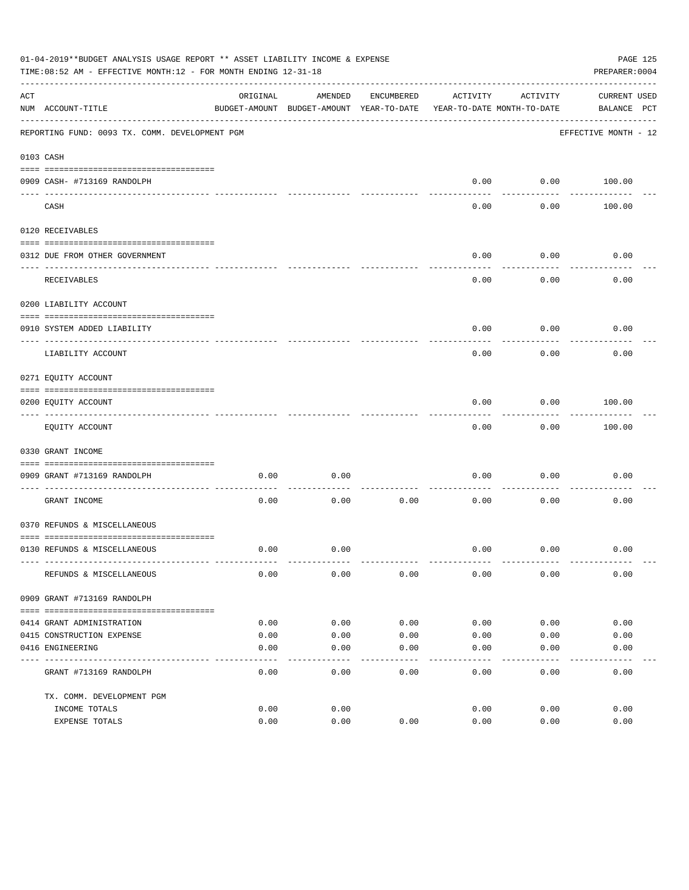01-04-2019**BUDGET ANALYSIS USAGE REPORT ** ASSET LIABILITY INCOME & EXPENSE

TIME:08:52 AM - EFFECTIVE MONTH:12 - FOR MONTH ENDING 12-31-18

PREPARER:0004

| ACT NUM | ACCOUNT-TITLE | ORIGINAL BUDGET-AMOUNT | AMENDED BUDGET-AMOUNT | ENCUMBERED YEAR-TO-DATE | ACTIVITY YEAR-TO-DATE | ACTIVITY MONTH-TO-DATE | CURRENT BALANCE | USED PCT |
|---|---|---|---|---|---|---|---|---|
| | REPORTING FUND: 0093 TX. COMM. DEVELOPMENT PGM | | | | | | EFFECTIVE MONTH - 12 | |
| | 0103 CASH | | | | | | | |
| 0909 | CASH- #713169 RANDOLPH | | | | 0.00 | 0.00 | 100.00 | |
| | CASH | | | | 0.00 | 0.00 | 100.00 | |
| | 0120 RECEIVABLES | | | | | | | |
| 0312 | DUE FROM OTHER GOVERNMENT | | | | 0.00 | 0.00 | 0.00 | |
| | RECEIVABLES | | | | 0.00 | 0.00 | 0.00 | |
| | 0200 LIABILITY ACCOUNT | | | | | | | |
| 0910 | SYSTEM ADDED LIABILITY | | | | 0.00 | 0.00 | 0.00 | |
| | LIABILITY ACCOUNT | | | | 0.00 | 0.00 | 0.00 | |
| | 0271 EQUITY ACCOUNT | | | | | | | |
| 0200 | EQUITY ACCOUNT | | | | 0.00 | 0.00 | 100.00 | |
| | EQUITY ACCOUNT | | | | 0.00 | 0.00 | 100.00 | |
| | 0330 GRANT INCOME | | | | | | | |
| 0909 | GRANT #713169 RANDOLPH | 0.00 | 0.00 | | 0.00 | 0.00 | 0.00 | |
| | GRANT INCOME | 0.00 | 0.00 | 0.00 | 0.00 | 0.00 | 0.00 | |
| | 0370 REFUNDS & MISCELLANEOUS | | | | | | | |
| 0130 | REFUNDS & MISCELLANEOUS | 0.00 | 0.00 | | 0.00 | 0.00 | 0.00 | |
| | REFUNDS & MISCELLANEOUS | 0.00 | 0.00 | 0.00 | 0.00 | 0.00 | 0.00 | |
| | 0909 GRANT #713169 RANDOLPH | | | | | | | |
| 0414 | GRANT ADMINISTRATION | 0.00 | 0.00 | 0.00 | 0.00 | 0.00 | 0.00 | |
| 0415 | CONSTRUCTION EXPENSE | 0.00 | 0.00 | 0.00 | 0.00 | 0.00 | 0.00 | |
| 0416 | ENGINEERING | 0.00 | 0.00 | 0.00 | 0.00 | 0.00 | 0.00 | |
| | GRANT #713169 RANDOLPH | 0.00 | 0.00 | 0.00 | 0.00 | 0.00 | 0.00 | |
| | TX. COMM. DEVELOPMENT PGM | | | | | | | |
| | INCOME TOTALS | 0.00 | 0.00 | | 0.00 | 0.00 | 0.00 | |
| | EXPENSE TOTALS | 0.00 | 0.00 | 0.00 | 0.00 | 0.00 | 0.00 | |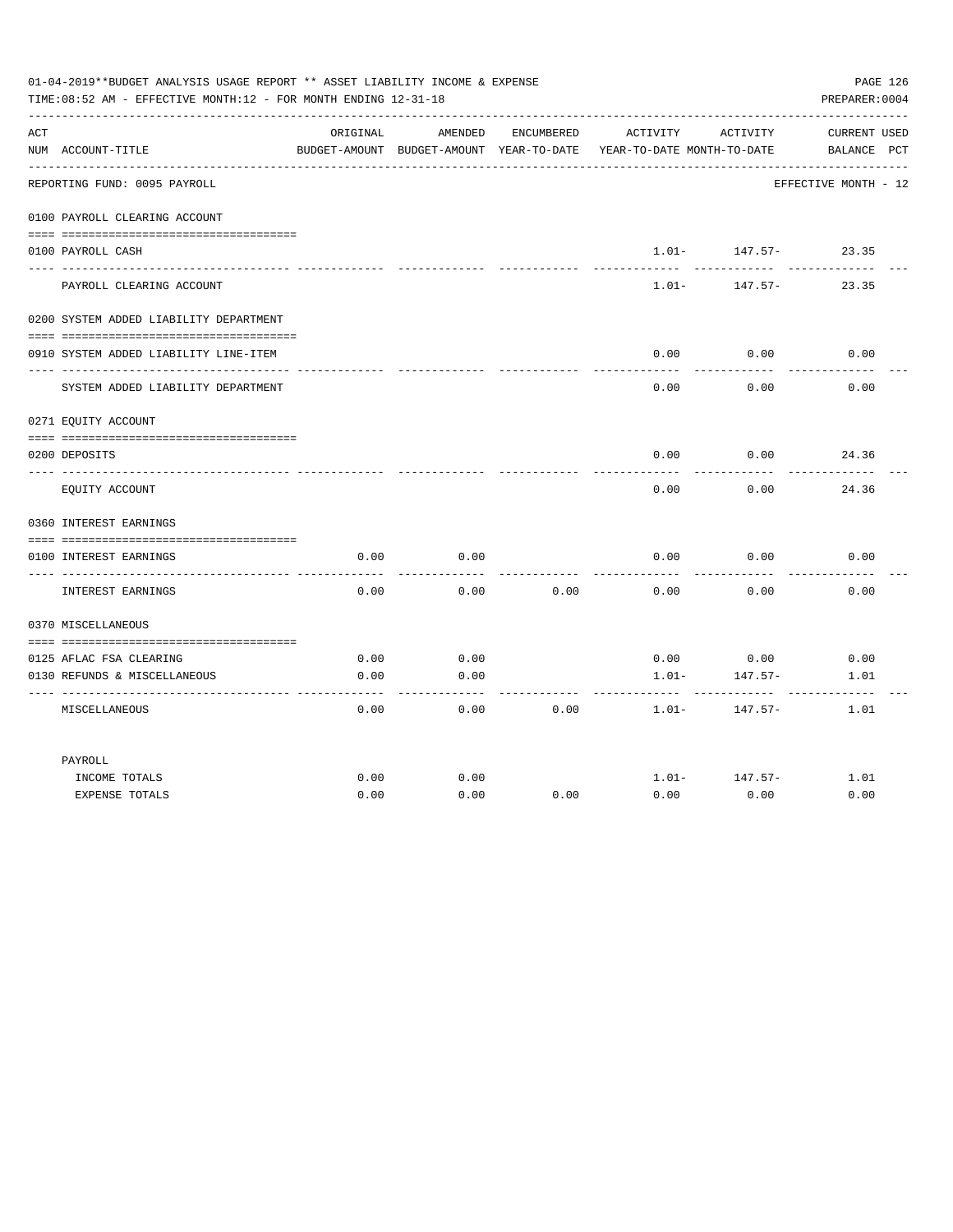01-04-2019**BUDGET ANALYSIS USAGE REPORT ** ASSET LIABILITY INCOME & EXPENSE

TIME:08:52 AM - EFFECTIVE MONTH:12 - FOR MONTH ENDING 12-31-18

PREPARER:0004

| ACT NUM | ACCOUNT-TITLE | ORIGINAL BUDGET-AMOUNT | AMENDED BUDGET-AMOUNT | ENCUMBERED YEAR-TO-DATE | ACTIVITY YEAR-TO-DATE | ACTIVITY MONTH-TO-DATE | CURRENT BALANCE | USED PCT |
|---|---|---|---|---|---|---|---|---|
| | REPORTING FUND: 0095 PAYROLL | | | | | | EFFECTIVE MONTH - 12 | |
| | 0100 PAYROLL CLEARING ACCOUNT | | | | | | | |
| 0100 | PAYROLL CASH | | | | 1.01- | 147.57- | 23.35 | |
| | PAYROLL CLEARING ACCOUNT | | | | 1.01- | 147.57- | 23.35 | |
| | 0200 SYSTEM ADDED LIABILITY DEPARTMENT | | | | | | | |
| 0910 | SYSTEM ADDED LIABILITY LINE-ITEM | | | | 0.00 | 0.00 | 0.00 | |
| | SYSTEM ADDED LIABILITY DEPARTMENT | | | | 0.00 | 0.00 | 0.00 | |
| | 0271 EQUITY ACCOUNT | | | | | | | |
| 0200 | DEPOSITS | | | | 0.00 | 0.00 | 24.36 | |
| | EQUITY ACCOUNT | | | | 0.00 | 0.00 | 24.36 | |
| | 0360 INTEREST EARNINGS | | | | | | | |
| 0100 | INTEREST EARNINGS | 0.00 | 0.00 | | 0.00 | 0.00 | 0.00 | |
| | INTEREST EARNINGS | 0.00 | 0.00 | 0.00 | 0.00 | 0.00 | 0.00 | |
| | 0370 MISCELLANEOUS | | | | | | | |
| 0125 | AFLAC FSA CLEARING | 0.00 | 0.00 | | 0.00 | 0.00 | 0.00 | |
| 0130 | REFUNDS & MISCELLANEOUS | 0.00 | 0.00 | | 1.01- | 147.57- | 1.01 | |
| | MISCELLANEOUS | 0.00 | 0.00 | 0.00 | 1.01- | 147.57- | 1.01 | |
| | PAYROLL | | | | | | | |
| | INCOME TOTALS | 0.00 | 0.00 | | 1.01- | 147.57- | 1.01 | |
| | EXPENSE TOTALS | 0.00 | 0.00 | 0.00 | 0.00 | 0.00 | 0.00 | |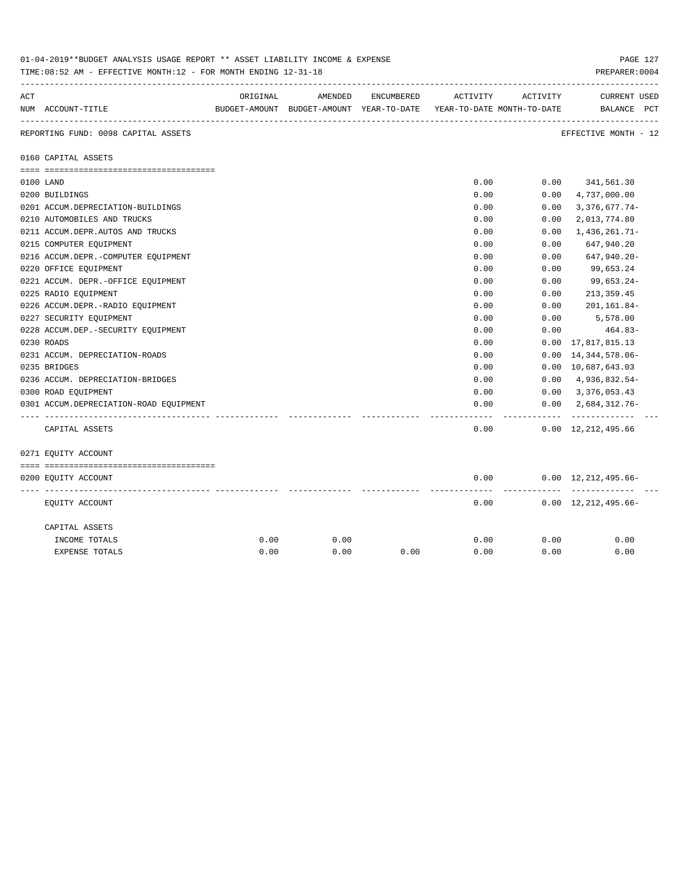01-04-2019**BUDGET ANALYSIS USAGE REPORT ** ASSET LIABILITY INCOME & EXPENSE

TIME:08:52 AM - EFFECTIVE MONTH:12 - FOR MONTH ENDING 12-31-18

PREPARER:0004

REPORTING FUND: 0098 CAPITAL ASSETS — EFFECTIVE MONTH - 12

| ACT NUM | ACCOUNT-TITLE | ORIGINAL BUDGET-AMOUNT | AMENDED BUDGET-AMOUNT | ENCUMBERED YEAR-TO-DATE | ACTIVITY YEAR-TO-DATE | ACTIVITY MONTH-TO-DATE | CURRENT BALANCE | USED PCT |
|---|---|---|---|---|---|---|---|---|
| 0160 | CAPITAL ASSETS | | | | | | | |
| 0100 | LAND | | | | 0.00 | 0.00 | 341,561.30 | |
| 0200 | BUILDINGS | | | | 0.00 | 0.00 | 4,737,000.00 | |
| 0201 | ACCUM.DEPRECIATION-BUILDINGS | | | | 0.00 | 0.00 | 3,376,677.74- | |
| 0210 | AUTOMOBILES AND TRUCKS | | | | 0.00 | 0.00 | 2,013,774.80 | |
| 0211 | ACCUM.DEPR.AUTOS AND TRUCKS | | | | 0.00 | 0.00 | 1,436,261.71- | |
| 0215 | COMPUTER EQUIPMENT | | | | 0.00 | 0.00 | 647,940.20 | |
| 0216 | ACCUM.DEPR.-COMPUTER EQUIPMENT | | | | 0.00 | 0.00 | 647,940.20- | |
| 0220 | OFFICE EQUIPMENT | | | | 0.00 | 0.00 | 99,653.24 | |
| 0221 | ACCUM. DEPR.-OFFICE EQUIPMENT | | | | 0.00 | 0.00 | 99,653.24- | |
| 0225 | RADIO EQUIPMENT | | | | 0.00 | 0.00 | 213,359.45 | |
| 0226 | ACCUM.DEPR.-RADIO EQUIPMENT | | | | 0.00 | 0.00 | 201,161.84- | |
| 0227 | SECURITY EQUIPMENT | | | | 0.00 | 0.00 | 5,578.00 | |
| 0228 | ACCUM.DEP.-SECURITY EQUIPMENT | | | | 0.00 | 0.00 | 464.83- | |
| 0230 | ROADS | | | | 0.00 | 0.00 | 17,817,815.13 | |
| 0231 | ACCUM. DEPRECIATION-ROADS | | | | 0.00 | 0.00 | 14,344,578.06- | |
| 0235 | BRIDGES | | | | 0.00 | 0.00 | 10,687,643.03 | |
| 0236 | ACCUM. DEPRECIATION-BRIDGES | | | | 0.00 | 0.00 | 4,936,832.54- | |
| 0300 | ROAD EQUIPMENT | | | | 0.00 | 0.00 | 3,376,053.43 | |
| 0301 | ACCUM.DEPRECIATION-ROAD EQUIPMENT | | | | 0.00 | 0.00 | 2,684,312.76- | |
| | CAPITAL ASSETS | | | | 0.00 | 0.00 | 12,212,495.66 | |
| 0271 | EQUITY ACCOUNT | | | | | | | |
| 0200 | EQUITY ACCOUNT | | | | 0.00 | 0.00 | 12,212,495.66- | |
| | EQUITY ACCOUNT | | | | 0.00 | 0.00 | 12,212,495.66- | |
| | CAPITAL ASSETS | | | | | | | |
| | INCOME TOTALS | 0.00 | 0.00 | | 0.00 | 0.00 | 0.00 | |
| | EXPENSE TOTALS | 0.00 | 0.00 | 0.00 | 0.00 | 0.00 | 0.00 | |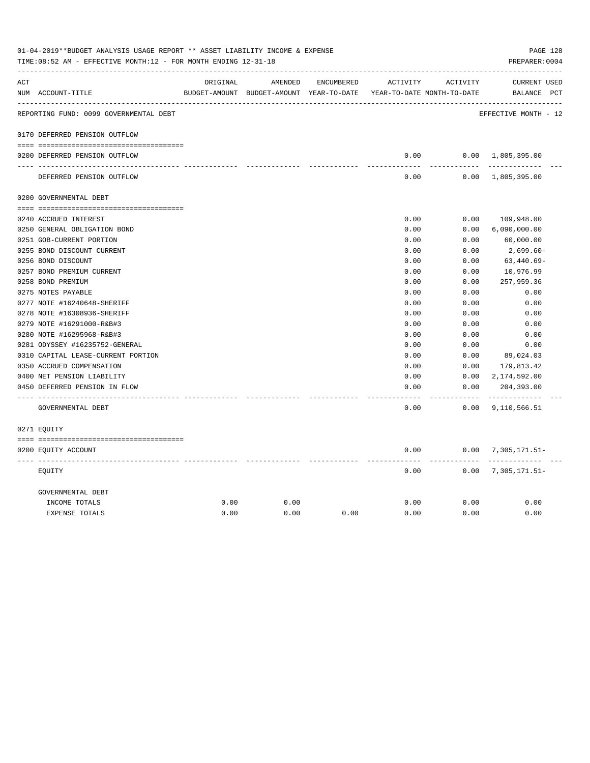01-04-2019**BUDGET ANALYSIS USAGE REPORT ** ASSET LIABILITY INCOME & EXPENSE

TIME:08:52 AM - EFFECTIVE MONTH:12 - FOR MONTH ENDING 12-31-18

PREPARER:0004

| ACT NUM | ACCOUNT-TITLE | ORIGINAL BUDGET-AMOUNT | AMENDED BUDGET-AMOUNT | ENCUMBERED YEAR-TO-DATE | ACTIVITY YEAR-TO-DATE | ACTIVITY MONTH-TO-DATE | CURRENT BALANCE | USED PCT |
|---|---|---|---|---|---|---|---|---|
| | REPORTING FUND: 0099 GOVERNMENTAL DEBT | | | | | | EFFECTIVE MONTH - 12 | |
| | 0170 DEFERRED PENSION OUTFLOW | | | | | | | |
| 0200 | DEFERRED PENSION OUTFLOW | | | | 0.00 | 0.00 | 1,805,395.00 | |
| | DEFERRED PENSION OUTFLOW | | | | 0.00 | 0.00 | 1,805,395.00 | |
| | 0200 GOVERNMENTAL DEBT | | | | | | | |
| 0240 | ACCRUED INTEREST | | | | 0.00 | 0.00 | 109,948.00 | |
| 0250 | GENERAL OBLIGATION BOND | | | | 0.00 | 0.00 | 6,090,000.00 | |
| 0251 | GOB-CURRENT PORTION | | | | 0.00 | 0.00 | 60,000.00 | |
| 0255 | BOND DISCOUNT CURRENT | | | | 0.00 | 0.00 | 2,699.60- | |
| 0256 | BOND DISCOUNT | | | | 0.00 | 0.00 | 63,440.69- | |
| 0257 | BOND PREMIUM CURRENT | | | | 0.00 | 0.00 | 10,976.99 | |
| 0258 | BOND PREMIUM | | | | 0.00 | 0.00 | 257,959.36 | |
| 0275 | NOTES PAYABLE | | | | 0.00 | 0.00 | 0.00 | |
| 0277 | NOTE #16240648-SHERIFF | | | | 0.00 | 0.00 | 0.00 | |
| 0278 | NOTE #16308936-SHERIFF | | | | 0.00 | 0.00 | 0.00 | |
| 0279 | NOTE #16291000-R&B#3 | | | | 0.00 | 0.00 | 0.00 | |
| 0280 | NOTE #16295968-R&B#3 | | | | 0.00 | 0.00 | 0.00 | |
| 0281 | ODYSSEY #16235752-GENERAL | | | | 0.00 | 0.00 | 0.00 | |
| 0310 | CAPITAL LEASE-CURRENT PORTION | | | | 0.00 | 0.00 | 89,024.03 | |
| 0350 | ACCRUED COMPENSATION | | | | 0.00 | 0.00 | 179,813.42 | |
| 0400 | NET PENSION LIABILITY | | | | 0.00 | 0.00 | 2,174,592.00 | |
| 0450 | DEFERRED PENSION IN FLOW | | | | 0.00 | 0.00 | 204,393.00 | |
| | GOVERNMENTAL DEBT | | | | 0.00 | 0.00 | 9,110,566.51 | |
| | 0271 EQUITY | | | | | | | |
| 0200 | EQUITY ACCOUNT | | | | 0.00 | 0.00 | 7,305,171.51- | |
| | EQUITY | | | | 0.00 | 0.00 | 7,305,171.51- | |
| | GOVERNMENTAL DEBT | | | | | | | |
| | INCOME TOTALS | 0.00 | 0.00 | | 0.00 | 0.00 | 0.00 | |
| | EXPENSE TOTALS | 0.00 | 0.00 | 0.00 | 0.00 | 0.00 | 0.00 | |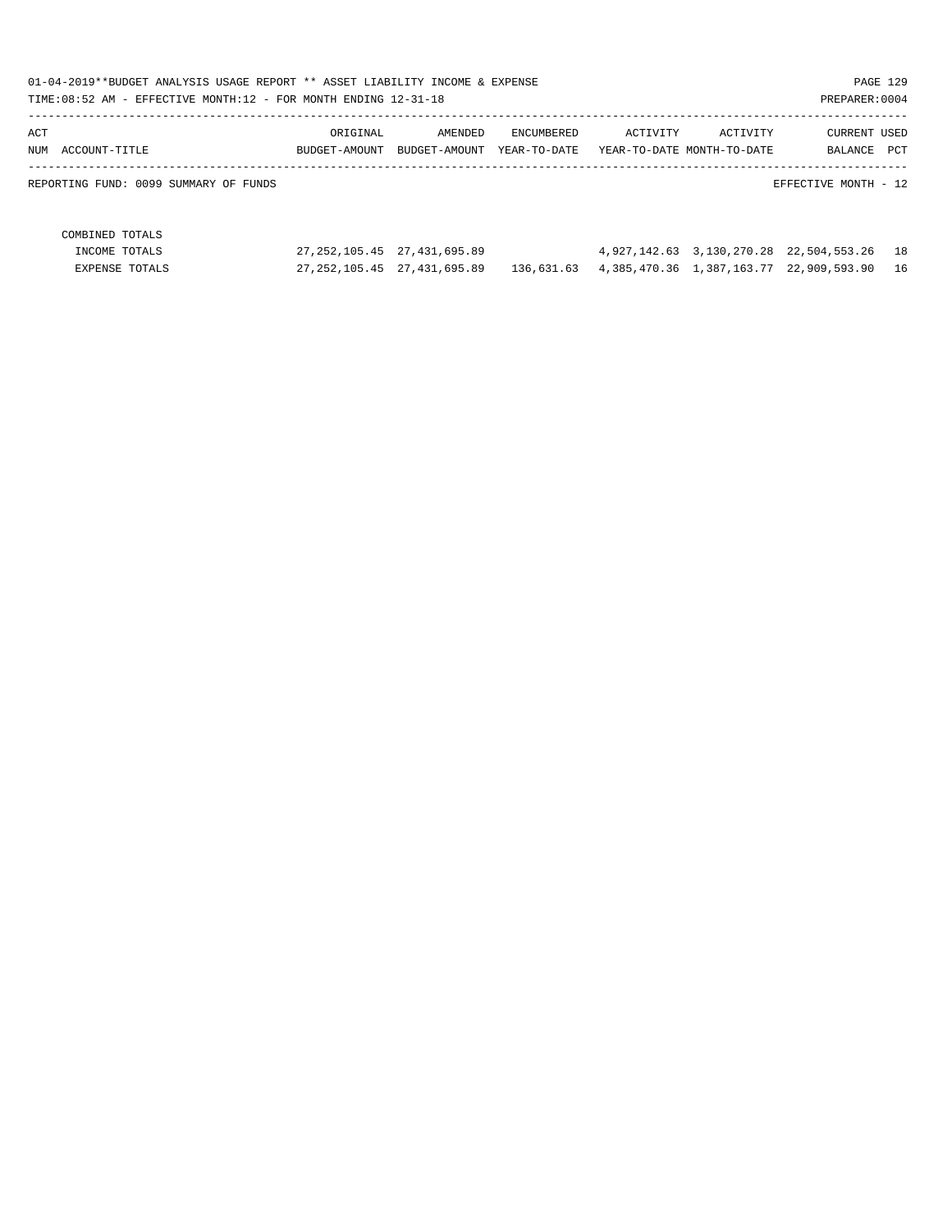01-04-2019**BUDGET ANALYSIS USAGE REPORT ** ASSET LIABILITY INCOME & EXPENSE

TIME:08:52 AM - EFFECTIVE MONTH:12 - FOR MONTH ENDING 12-31-18 PREPARER:0004

| ACT NUM ACCOUNT-TITLE | ORIGINAL BUDGET-AMOUNT | AMENDED BUDGET-AMOUNT | ENCUMBERED YEAR-TO-DATE | ACTIVITY YEAR-TO-DATE | ACTIVITY MONTH-TO-DATE | CURRENT BALANCE | USED PCT |
|---|---|---|---|---|---|---|---|
| REPORTING FUND: 0099 SUMMARY OF FUNDS | | | | | | EFFECTIVE MONTH - 12 | |
| COMBINED TOTALS | | | | | | | |
| INCOME TOTALS | 27,252,105.45 | 27,431,695.89 | | 4,927,142.63 | 3,130,270.28 | 22,504,553.26 | 18 |
| EXPENSE TOTALS | 27,252,105.45 | 27,431,695.89 | 136,631.63 | 4,385,470.36 | 1,387,163.77 | 22,909,593.90 | 16 |